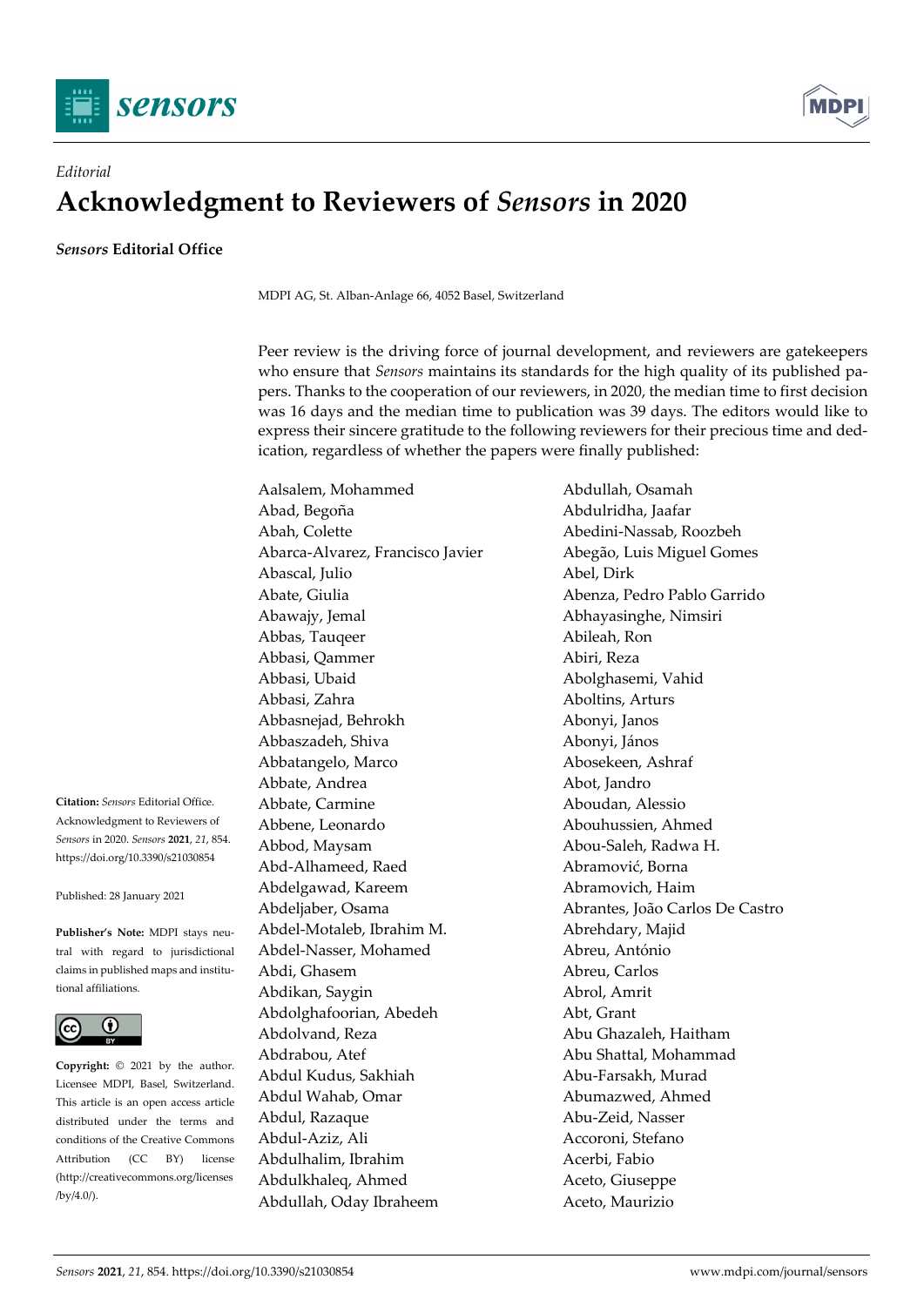*Editorial*

# Acknowledgment to Reviewers of *Sensors* in 2020

***Sensors* Editorial Office**

MDPI AG, St. Alban-Anlage 66, 4052 Basel, Switzerland

**Citation:** *Sensors* Editorial Office. Acknowledgment to Reviewers of *Sensors* in 2020. *Sensors* **2021**, *21*, 854. https://doi.org/10.3390/s21030854

Published: 28 January 2021

**Publisher's Note:** MDPI stays neutral with regard to jurisdictional claims in published maps and institutional affiliations.

**Copyright:** © 2021 by the author. Licensee MDPI, Basel, Switzerland. This article is an open access article distributed under the terms and conditions of the Creative Commons Attribution (CC BY) license (http://creativecommons.org/licenses/by/4.0/).

Peer review is the driving force of journal development, and reviewers are gatekeepers who ensure that *Sensors* maintains its standards for the high quality of its published papers. Thanks to the cooperation of our reviewers, in 2020, the median time to first decision was 16 days and the median time to publication was 39 days. The editors would like to express their sincere gratitude to the following reviewers for their precious time and dedication, regardless of whether the papers were finally published:

Aalsalem, Mohammed
Abad, Begoña
Abah, Colette
Abarca-Alvarez, Francisco Javier
Abascal, Julio
Abate, Giulia
Abawajy, Jemal
Abbas, Tauqeer
Abbasi, Qammer
Abbasi, Ubaid
Abbasi, Zahra
Abbasnejad, Behrokh
Abbaszadeh, Shiva
Abbatangelo, Marco
Abbate, Andrea
Abbate, Carmine
Abbene, Leonardo
Abbod, Maysam
Abd-Alhameed, Raed
Abdelgawad, Kareem
Abdeljaber, Osama
Abdel-Motaleb, Ibrahim M.
Abdel-Nasser, Mohamed
Abdi, Ghasem
Abdikan, Saygin
Abdolghafoorian, Abedeh
Abdolvand, Reza
Abdrabou, Atef
Abdul Kudus, Sakhiah
Abdul Wahab, Omar
Abdul, Razaque
Abdul-Aziz, Ali
Abdulhalim, Ibrahim
Abdulkhaleq, Ahmed
Abdullah, Oday Ibraheem
Abdullah, Osamah
Abdulridha, Jaafar
Abedini-Nassab, Roozbeh
Abegão, Luis Miguel Gomes
Abel, Dirk
Abenza, Pedro Pablo Garrido
Abhayasinghe, Nimsiri
Abileah, Ron
Abiri, Reza
Abolghasemi, Vahid
Aboltins, Arturs
Abonyi, Janos
Abonyi, János
Abosekeen, Ashraf
Abot, Jandro
Aboudan, Alessio
Abouhussien, Ahmed
Abou-Saleh, Radwa H.
Abramović, Borna
Abramovich, Haim
Abrantes, João Carlos De Castro
Abrehdary, Majid
Abreu, António
Abreu, Carlos
Abrol, Amrit
Abt, Grant
Abu Ghazaleh, Haitham
Abu Shattal, Mohammad
Abu-Farsakh, Murad
Abumazwed, Ahmed
Abu-Zeid, Nasser
Accoroni, Stefano
Acerbi, Fabio
Aceto, Giuseppe
Aceto, Maurizio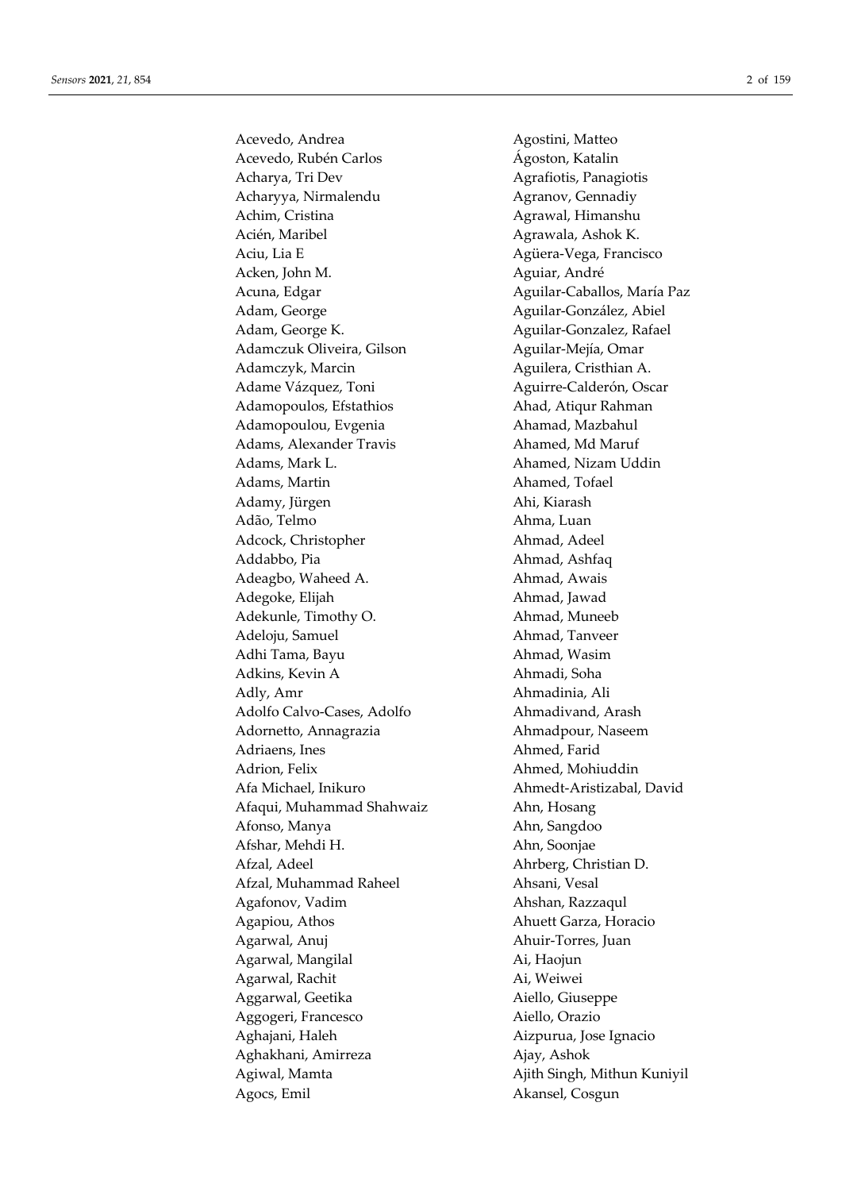Acevedo, Andrea
Acevedo, Rubén Carlos
Acharya, Tri Dev
Acharyya, Nirmalendu
Achim, Cristina
Acién, Maribel
Aciu, Lia E
Acken, John M.
Acuna, Edgar
Adam, George
Adam, George K.
Adamczuk Oliveira, Gilson
Adamczyk, Marcin
Adame Vázquez, Toni
Adamopoulos, Efstathios
Adamopoulou, Evgenia
Adams, Alexander Travis
Adams, Mark L.
Adams, Martin
Adamy, Jürgen
Adão, Telmo
Adcock, Christopher
Addabbo, Pia
Adeagbo, Waheed A.
Adegoke, Elijah
Adekunle, Timothy O.
Adeloju, Samuel
Adhi Tama, Bayu
Adkins, Kevin A
Adly, Amr
Adolfo Calvo-Cases, Adolfo
Adornetto, Annagrazia
Adriaens, Ines
Adrion, Felix
Afa Michael, Inikuro
Afaqui, Muhammad Shahwaiz
Afonso, Manya
Afshar, Mehdi H.
Afzal, Adeel
Afzal, Muhammad Raheel
Agafonov, Vadim
Agapiou, Athos
Agarwal, Anuj
Agarwal, Mangilal
Agarwal, Rachit
Aggarwal, Geetika
Aggogeri, Francesco
Aghajani, Haleh
Aghakhani, Amirreza
Agiwal, Mamta
Agocs, Emil
Agostini, Matteo
Ágoston, Katalin
Agrafiotis, Panagiotis
Agranov, Gennadiy
Agrawal, Himanshu
Agrawala, Ashok K.
Agüera-Vega, Francisco
Aguiar, André
Aguilar-Caballos, María Paz
Aguilar-González, Abiel
Aguilar-Gonzalez, Rafael
Aguilar-Mejía, Omar
Aguilera, Cristhian A.
Aguirre-Calderón, Oscar
Ahad, Atiqur Rahman
Ahamad, Mazbahul
Ahamed, Md Maruf
Ahamed, Nizam Uddin
Ahamed, Tofael
Ahi, Kiarash
Ahma, Luan
Ahmad, Adeel
Ahmad, Ashfaq
Ahmad, Awais
Ahmad, Jawad
Ahmad, Muneeb
Ahmad, Tanveer
Ahmad, Wasim
Ahmadi, Soha
Ahmadinia, Ali
Ahmadivand, Arash
Ahmadpour, Naseem
Ahmed, Farid
Ahmed, Mohiuddin
Ahmedt-Aristizabal, David
Ahn, Hosang
Ahn, Sangdoo
Ahn, Soonjae
Ahrberg, Christian D.
Ahsani, Vesal
Ahshan, Razzaqul
Ahuett Garza, Horacio
Ahuir-Torres, Juan
Ai, Haojun
Ai, Weiwei
Aiello, Giuseppe
Aiello, Orazio
Aizpurua, Jose Ignacio
Ajay, Ashok
Ajith Singh, Mithun Kuniyil
Akansel, Cosgun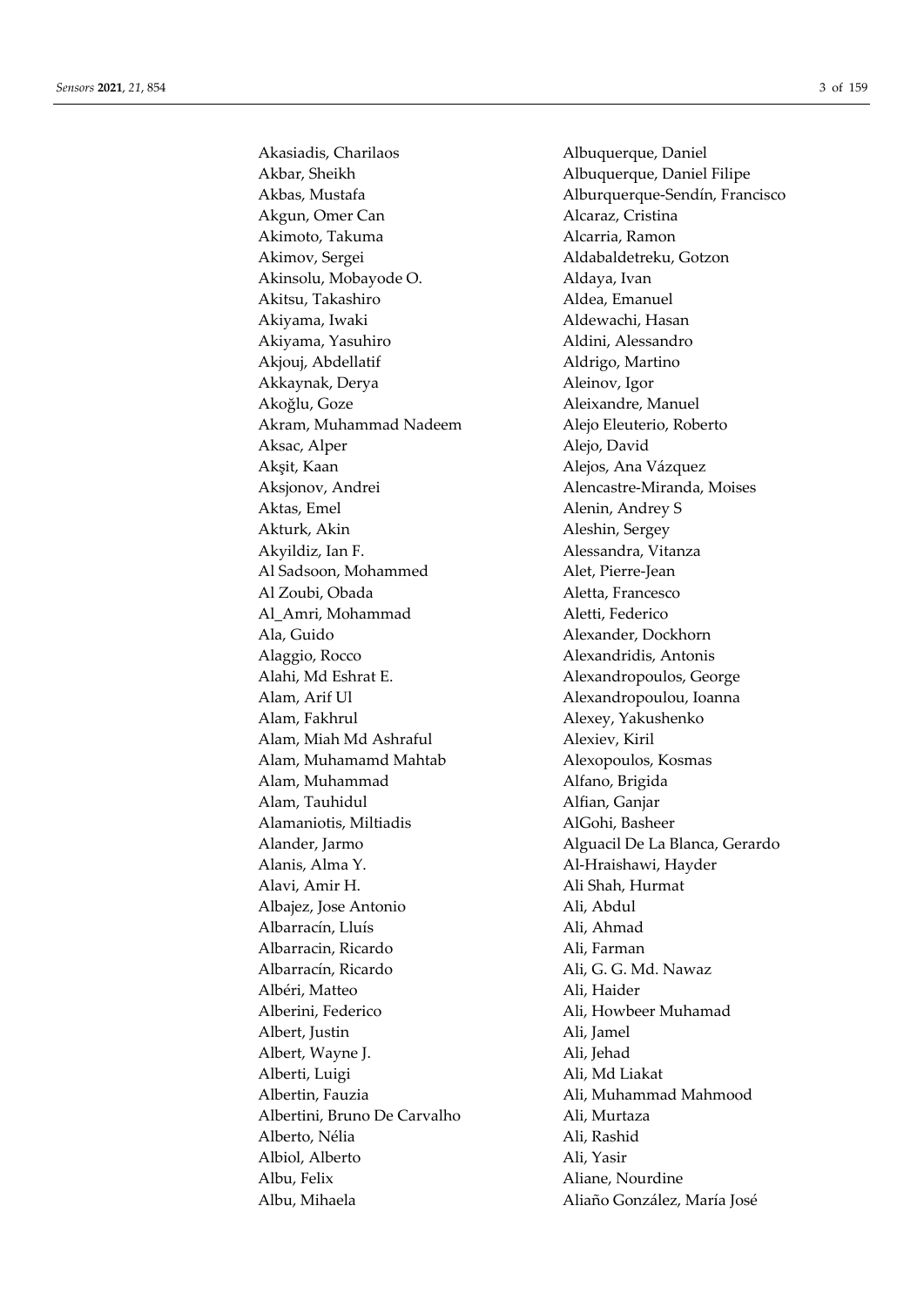Akasiadis, Charilaos
Akbar, Sheikh
Akbas, Mustafa
Akgun, Omer Can
Akimoto, Takuma
Akimov, Sergei
Akinsolu, Mobayode O.
Akitsu, Takashiro
Akiyama, Iwaki
Akiyama, Yasuhiro
Akjouj, Abdellatif
Akkaynak, Derya
Akoğlu, Goze
Akram, Muhammad Nadeem
Aksac, Alper
Akşit, Kaan
Aksjonov, Andrei
Aktas, Emel
Akturk, Akin
Akyildiz, Ian F.
Al Sadsoon, Mohammed
Al Zoubi, Obada
Al_Amri, Mohammad
Ala, Guido
Alaggio, Rocco
Alahi, Md Eshrat E.
Alam, Arif Ul
Alam, Fakhrul
Alam, Miah Md Ashraful
Alam, Muhamamd Mahtab
Alam, Muhammad
Alam, Tauhidul
Alamaniotis, Miltiadis
Alander, Jarmo
Alanis, Alma Y.
Alavi, Amir H.
Albajez, Jose Antonio
Albarracín, Lluís
Albarracin, Ricardo
Albarracín, Ricardo
Albéri, Matteo
Alberini, Federico
Albert, Justin
Albert, Wayne J.
Alberti, Luigi
Albertin, Fauzia
Albertini, Bruno De Carvalho
Alberto, Nélia
Albiol, Alberto
Albu, Felix
Albu, Mihaela
Albuquerque, Daniel
Albuquerque, Daniel Filipe
Alburquerque-Sendín, Francisco
Alcaraz, Cristina
Alcarria, Ramon
Aldabaldetreku, Gotzon
Aldaya, Ivan
Aldea, Emanuel
Aldewachi, Hasan
Aldini, Alessandro
Aldrigo, Martino
Aleinov, Igor
Aleixandre, Manuel
Alejo Eleuterio, Roberto
Alejo, David
Alejos, Ana Vázquez
Alencastre-Miranda, Moises
Alenin, Andrey S
Aleshin, Sergey
Alessandra, Vitanza
Alet, Pierre-Jean
Aletta, Francesco
Aletti, Federico
Alexander, Dockhorn
Alexandridis, Antonis
Alexandropoulos, George
Alexandropoulou, Ioanna
Alexey, Yakushenko
Alexiev, Kiril
Alexopoulos, Kosmas
Alfano, Brigida
Alfian, Ganjar
AlGohi, Basheer
Alguacil De La Blanca, Gerardo
Al-Hraishawi, Hayder
Ali Shah, Hurmat
Ali, Abdul
Ali, Ahmad
Ali, Farman
Ali, G. G. Md. Nawaz
Ali, Haider
Ali, Howbeer Muhamad
Ali, Jamel
Ali, Jehad
Ali, Md Liakat
Ali, Muhammad Mahmood
Ali, Murtaza
Ali, Rashid
Ali, Yasir
Aliane, Nourdine
Aliaño González, María José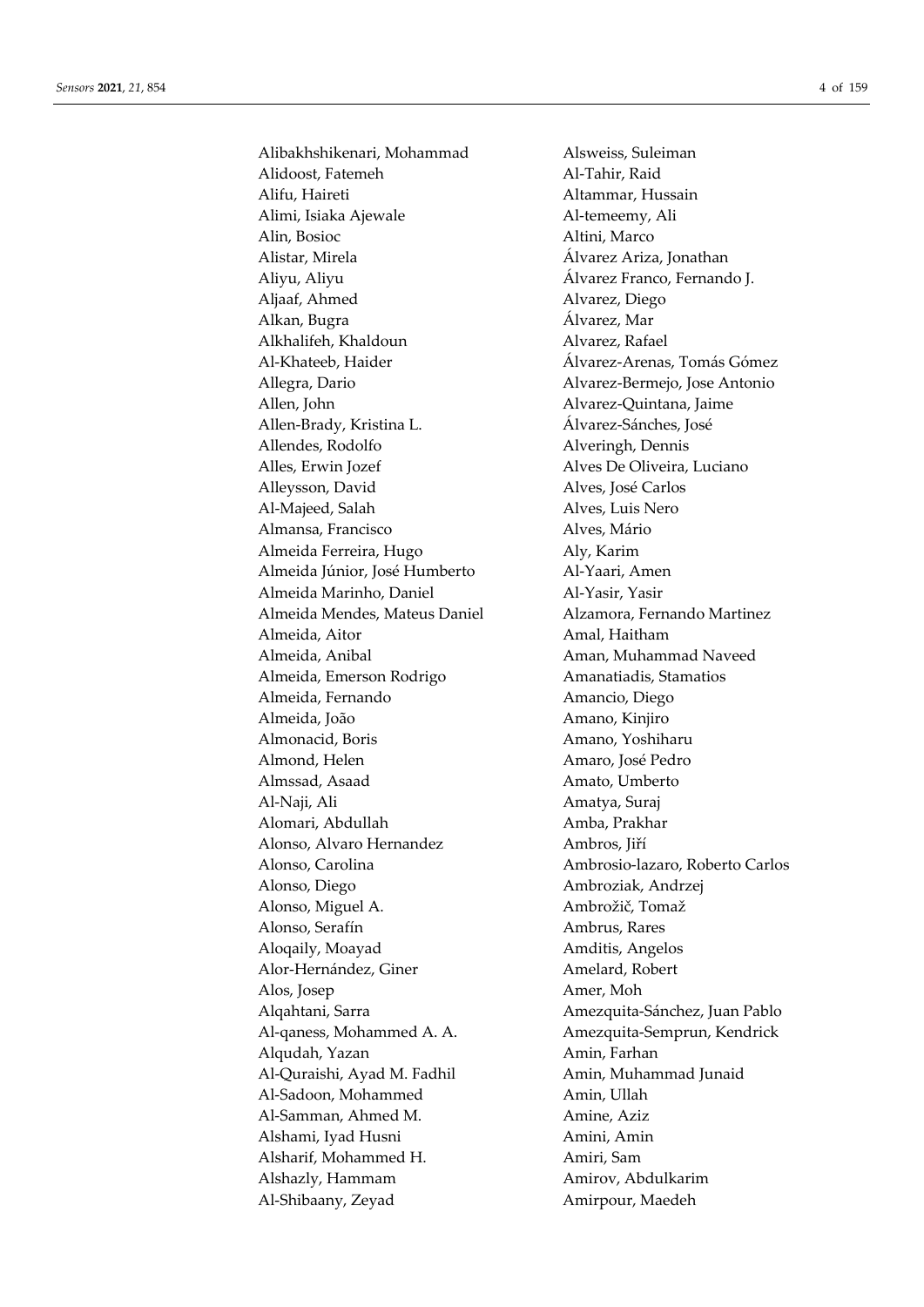Alibakhshikenari, Mohammad
Alidoost, Fatemeh
Alifu, Haireti
Alimi, Isiaka Ajewale
Alin, Bosioc
Alistar, Mirela
Aliyu, Aliyu
Aljaaf, Ahmed
Alkan, Bugra
Alkhalifeh, Khaldoun
Al-Khateeb, Haider
Allegra, Dario
Allen, John
Allen-Brady, Kristina L.
Allendes, Rodolfo
Alles, Erwin Jozef
Alleysson, David
Al-Majeed, Salah
Almansa, Francisco
Almeida Ferreira, Hugo
Almeida Júnior, José Humberto
Almeida Marinho, Daniel
Almeida Mendes, Mateus Daniel
Almeida, Aitor
Almeida, Anibal
Almeida, Emerson Rodrigo
Almeida, Fernando
Almeida, João
Almonacid, Boris
Almond, Helen
Almssad, Asaad
Al-Naji, Ali
Alomari, Abdullah
Alonso, Alvaro Hernandez
Alonso, Carolina
Alonso, Diego
Alonso, Miguel A.
Alonso, Serafín
Aloqaily, Moayad
Alor-Hernández, Giner
Alos, Josep
Alqahtani, Sarra
Al-qaness, Mohammed A. A.
Alqudah, Yazan
Al-Quraishi, Ayad M. Fadhil
Al-Sadoon, Mohammed
Al-Samman, Ahmed M.
Alshami, Iyad Husni
Alsharif, Mohammed H.
Alshazly, Hammam
Al-Shibaany, Zeyad
Alsweiss, Suleiman
Al-Tahir, Raid
Altammar, Hussain
Al-temeemy, Ali
Altini, Marco
Álvarez Ariza, Jonathan
Álvarez Franco, Fernando J.
Alvarez, Diego
Álvarez, Mar
Alvarez, Rafael
Álvarez-Arenas, Tomás Gómez
Alvarez-Bermejo, Jose Antonio
Alvarez-Quintana, Jaime
Álvarez-Sánches, José
Alveringh, Dennis
Alves De Oliveira, Luciano
Alves, José Carlos
Alves, Luis Nero
Alves, Mário
Aly, Karim
Al-Yaari, Amen
Al-Yasir, Yasir
Alzamora, Fernando Martinez
Amal, Haitham
Aman, Muhammad Naveed
Amanatiadis, Stamatios
Amancio, Diego
Amano, Kinjiro
Amano, Yoshiharu
Amaro, José Pedro
Amato, Umberto
Amatya, Suraj
Amba, Prakhar
Ambros, Jiří
Ambrosio-lazaro, Roberto Carlos
Ambroziak, Andrzej
Ambrožič, Tomaž
Ambrus, Rares
Amditis, Angelos
Amelard, Robert
Amer, Moh
Amezquita-Sánchez, Juan Pablo
Amezquita-Semprun, Kendrick
Amin, Farhan
Amin, Muhammad Junaid
Amin, Ullah
Amine, Aziz
Amini, Amin
Amiri, Sam
Amirov, Abdulkarim
Amirpour, Maedeh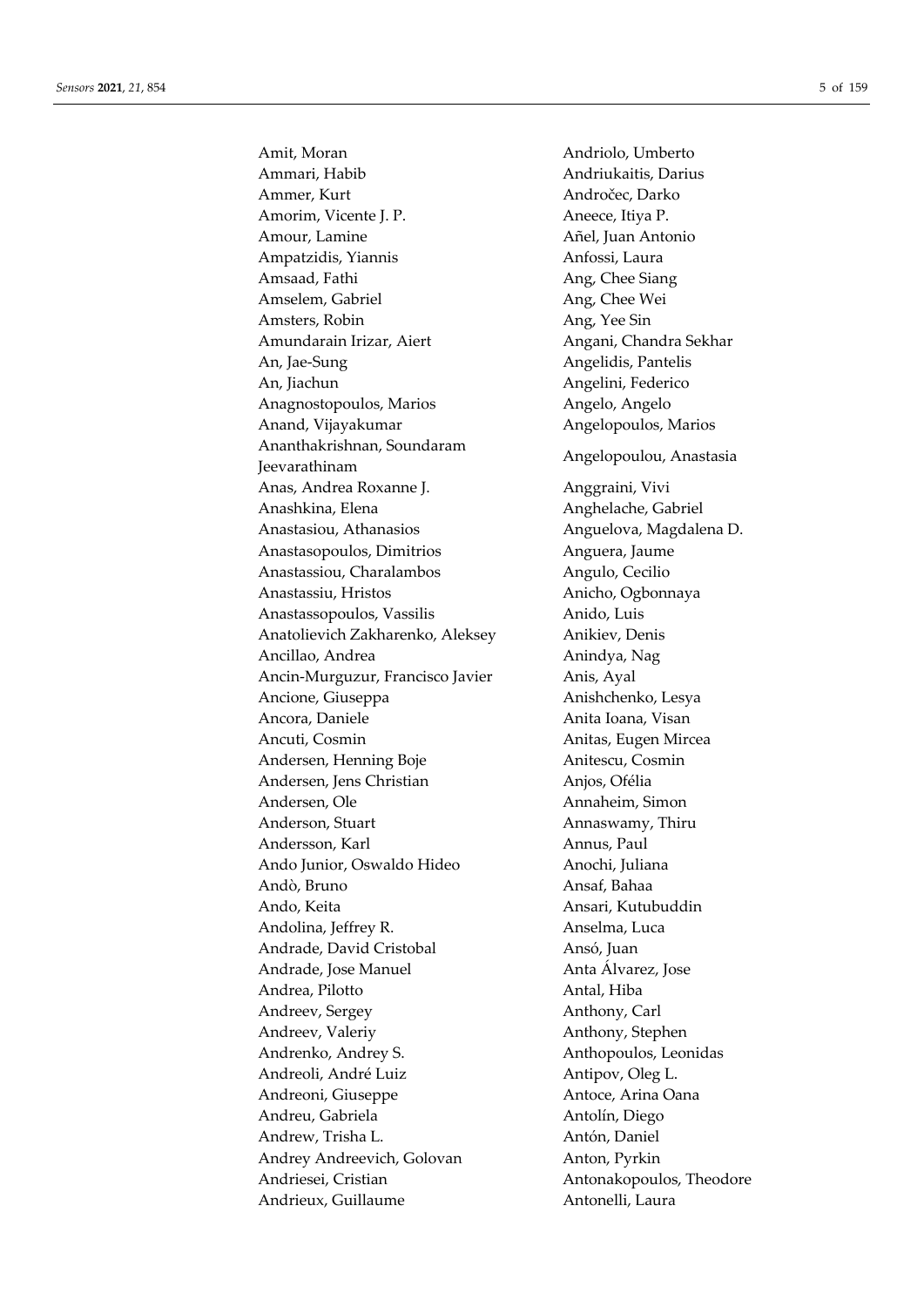Amit, Moran
Ammari, Habib
Ammer, Kurt
Amorim, Vicente J. P.
Amour, Lamine
Ampatzidis, Yiannis
Amsaad, Fathi
Amselem, Gabriel
Amsters, Robin
Amundarain Irizar, Aiert
An, Jae-Sung
An, Jiachun
Anagnostopoulos, Marios
Anand, Vijayakumar
Ananthakrishnan, Soundaram Jeevarathinam
Anas, Andrea Roxanne J.
Anashkina, Elena
Anastasiou, Athanasios
Anastasopoulos, Dimitrios
Anastassiou, Charalambos
Anastassiu, Hristos
Anastassopoulos, Vassilis
Anatolievich Zakharenko, Aleksey
Ancillao, Andrea
Ancin-Murguzur, Francisco Javier
Ancione, Giuseppa
Ancora, Daniele
Ancuti, Cosmin
Andersen, Henning Boje
Andersen, Jens Christian
Andersen, Ole
Anderson, Stuart
Andersson, Karl
Ando Junior, Oswaldo Hideo
Andò, Bruno
Ando, Keita
Andolina, Jeffrey R.
Andrade, David Cristobal
Andrade, Jose Manuel
Andrea, Pilotto
Andreev, Sergey
Andreev, Valeriy
Andrenko, Andrey S.
Andreoli, André Luiz
Andreoni, Giuseppe
Andreu, Gabriela
Andrew, Trisha L.
Andrey Andreevich, Golovan
Andriesei, Cristian
Andrieux, Guillaume
Andriolo, Umberto
Andriukaitis, Darius
Andročec, Darko
Aneece, Itiya P.
Añel, Juan Antonio
Anfossi, Laura
Ang, Chee Siang
Ang, Chee Wei
Ang, Yee Sin
Angani, Chandra Sekhar
Angelidis, Pantelis
Angelini, Federico
Angelo, Angelo
Angelopoulos, Marios
Angelopoulou, Anastasia
Anggraini, Vivi
Anghelache, Gabriel
Anguelova, Magdalena D.
Anguera, Jaume
Angulo, Cecilio
Anicho, Ogbonnaya
Anido, Luis
Anikiev, Denis
Anindya, Nag
Anis, Ayal
Anishchenko, Lesya
Anita Ioana, Visan
Anitas, Eugen Mircea
Anitescu, Cosmin
Anjos, Ofélia
Annaheim, Simon
Annaswamy, Thiru
Annus, Paul
Anochi, Juliana
Ansaf, Bahaa
Ansari, Kutubuddin
Anselma, Luca
Ansó, Juan
Anta Álvarez, Jose
Antal, Hiba
Anthony, Carl
Anthony, Stephen
Anthopoulos, Leonidas
Antipov, Oleg L.
Antoce, Arina Oana
Antolín, Diego
Antón, Daniel
Anton, Pyrkin
Antonakopoulos, Theodore
Antonelli, Laura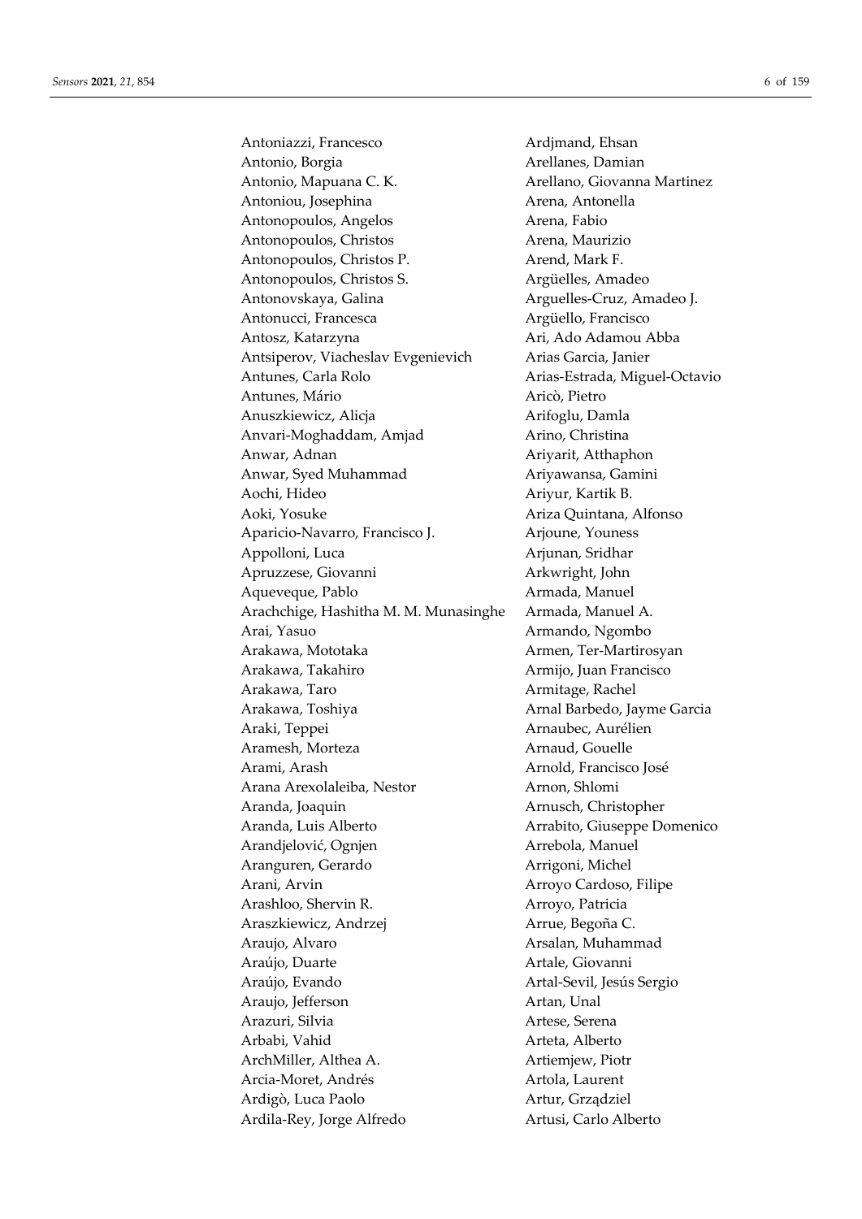Antoniazzi, Francesco
Antonio, Borgia
Antonio, Mapuana C. K.
Antoniou, Josephina
Antonopoulos, Angelos
Antonopoulos, Christos
Antonopoulos, Christos P.
Antonopoulos, Christos S.
Antonovskaya, Galina
Antonucci, Francesca
Antosz, Katarzyna
Antsiperov, Viacheslav Evgenievich
Antunes, Carla Rolo
Antunes, Mário
Anuszkiewicz, Alicja
Anvari-Moghaddam, Amjad
Anwar, Adnan
Anwar, Syed Muhammad
Aochi, Hideo
Aoki, Yosuke
Aparicio-Navarro, Francisco J.
Appolloni, Luca
Apruzzese, Giovanni
Aqueveque, Pablo
Arachchige, Hashitha M. M. Munasinghe
Arai, Yasuo
Arakawa, Mototaka
Arakawa, Takahiro
Arakawa, Taro
Arakawa, Toshiya
Araki, Teppei
Aramesh, Morteza
Arami, Arash
Arana Arexolaleiba, Nestor
Aranda, Joaquin
Aranda, Luis Alberto
Arandjelović, Ognjen
Aranguren, Gerardo
Arani, Arvin
Arashloo, Shervin R.
Araszkiewicz, Andrzej
Araujo, Alvaro
Araújo, Duarte
Araújo, Evando
Araujo, Jefferson
Arazuri, Silvia
Arbabi, Vahid
ArchMiller, Althea A.
Arcia-Moret, Andrés
Ardigò, Luca Paolo
Ardila-Rey, Jorge Alfredo
Ardjmand, Ehsan
Arellanes, Damian
Arellano, Giovanna Martinez
Arena, Antonella
Arena, Fabio
Arena, Maurizio
Arend, Mark F.
Argüelles, Amadeo
Arguelles-Cruz, Amadeo J.
Argüello, Francisco
Ari, Ado Adamou Abba
Arias Garcia, Janier
Arias-Estrada, Miguel-Octavio
Aricò, Pietro
Arifoglu, Damla
Arino, Christina
Ariyarit, Atthaphon
Ariyawansa, Gamini
Ariyur, Kartik B.
Ariza Quintana, Alfonso
Arjoune, Youness
Arjunan, Sridhar
Arkwright, John
Armada, Manuel
Armada, Manuel A.
Armando, Ngombo
Armen, Ter-Martirosyan
Armijo, Juan Francisco
Armitage, Rachel
Arnal Barbedo, Jayme Garcia
Arnaubec, Aurélien
Arnaud, Gouelle
Arnold, Francisco José
Arnon, Shlomi
Arnusch, Christopher
Arrabito, Giuseppe Domenico
Arrebola, Manuel
Arrigoni, Michel
Arroyo Cardoso, Filipe
Arroyo, Patricia
Arrue, Begoña C.
Arsalan, Muhammad
Artale, Giovanni
Artal-Sevil, Jesús Sergio
Artan, Unal
Artese, Serena
Arteta, Alberto
Artiemjew, Piotr
Artola, Laurent
Artur, Grządziel
Artusi, Carlo Alberto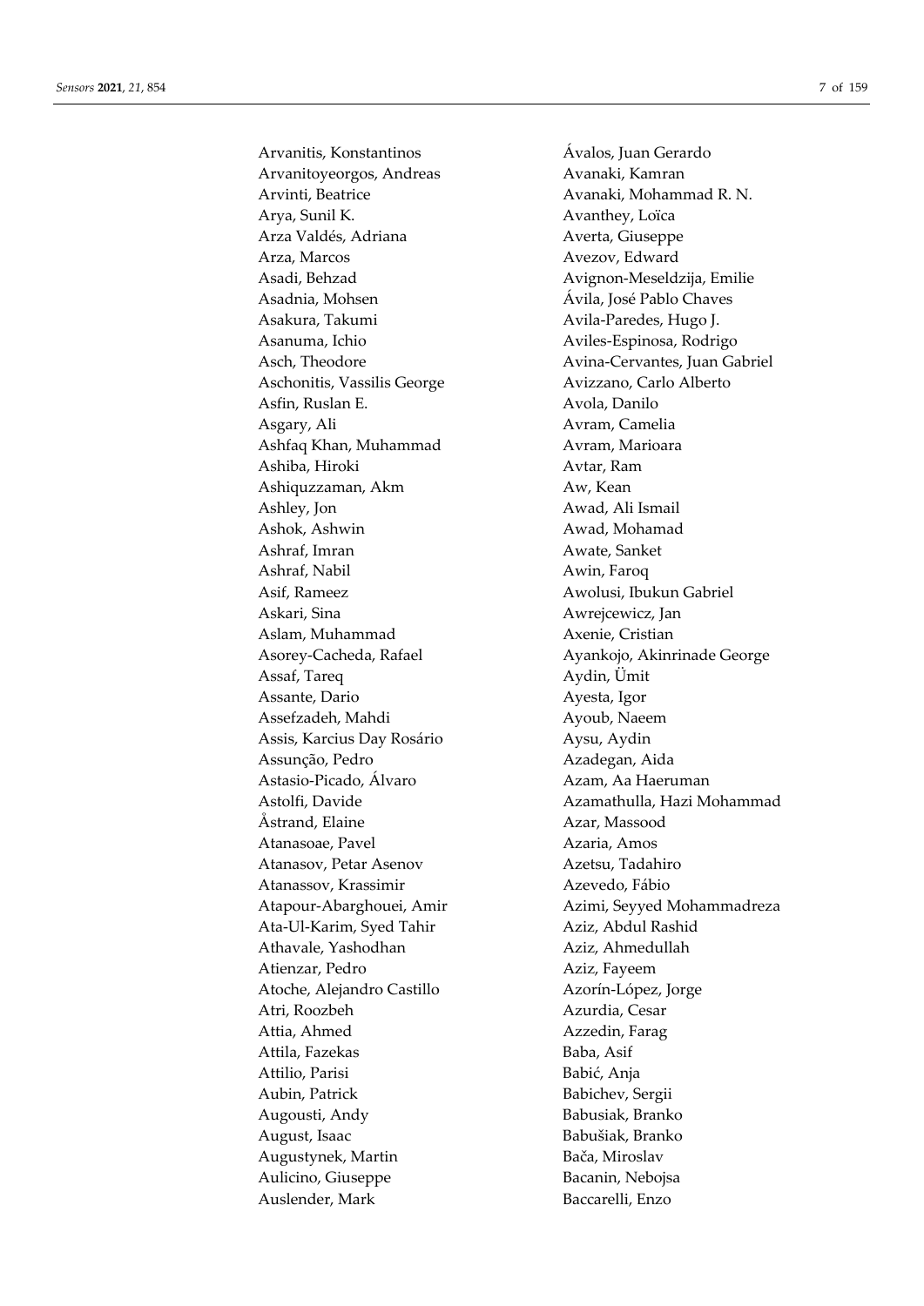Arvanitis, Konstantinos
Arvanitoyeorgos, Andreas
Arvinti, Beatrice
Arya, Sunil K.
Arza Valdés, Adriana
Arza, Marcos
Asadi, Behzad
Asadnia, Mohsen
Asakura, Takumi
Asanuma, Ichio
Asch, Theodore
Aschonitis, Vassilis George
Asfin, Ruslan E.
Asgary, Ali
Ashfaq Khan, Muhammad
Ashiba, Hiroki
Ashiquzzaman, Akm
Ashley, Jon
Ashok, Ashwin
Ashraf, Imran
Ashraf, Nabil
Asif, Rameez
Askari, Sina
Aslam, Muhammad
Asorey-Cacheda, Rafael
Assaf, Tareq
Assante, Dario
Assefzadeh, Mahdi
Assis, Karcius Day Rosário
Assunção, Pedro
Astasio-Picado, Álvaro
Astolfi, Davide
Åstrand, Elaine
Atanasoae, Pavel
Atanasov, Petar Asenov
Atanassov, Krassimir
Atapour-Abarghouei, Amir
Ata-Ul-Karim, Syed Tahir
Athavale, Yashodhan
Atienzar, Pedro
Atoche, Alejandro Castillo
Atri, Roozbeh
Attia, Ahmed
Attila, Fazekas
Attilio, Parisi
Aubin, Patrick
Augousti, Andy
August, Isaac
Augustynek, Martin
Aulicino, Giuseppe
Auslender, Mark
Ávalos, Juan Gerardo
Avanaki, Kamran
Avanaki, Mohammad R. N.
Avanthey, Loïca
Averta, Giuseppe
Avezov, Edward
Avignon-Meseldzija, Emilie
Ávila, José Pablo Chaves
Avila-Paredes, Hugo J.
Aviles-Espinosa, Rodrigo
Avina-Cervantes, Juan Gabriel
Avizzano, Carlo Alberto
Avola, Danilo
Avram, Camelia
Avram, Marioara
Avtar, Ram
Aw, Kean
Awad, Ali Ismail
Awad, Mohamad
Awate, Sanket
Awin, Faroq
Awolusi, Ibukun Gabriel
Awrejcewicz, Jan
Axenie, Cristian
Ayankojo, Akinrinade George
Aydin, Ümit
Ayesta, Igor
Ayoub, Naeem
Aysu, Aydin
Azadegan, Aida
Azam, Aa Haeruman
Azamathulla, Hazi Mohammad
Azar, Massood
Azaria, Amos
Azetsu, Tadahiro
Azevedo, Fábio
Azimi, Seyyed Mohammadreza
Aziz, Abdul Rashid
Aziz, Ahmedullah
Aziz, Fayeem
Azorín-López, Jorge
Azurdia, Cesar
Azzedin, Farag
Baba, Asif
Babić, Anja
Babichev, Sergii
Babusiak, Branko
Babušiak, Branko
Bača, Miroslav
Bacanin, Nebojsa
Baccarelli, Enzo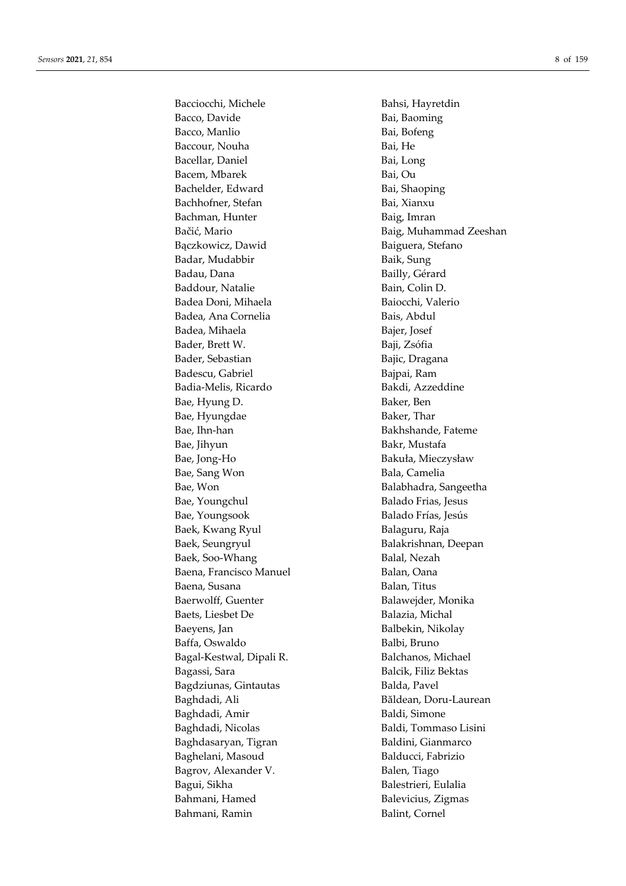Bacciocchi, Michele
Bacco, Davide
Bacco, Manlio
Baccour, Nouha
Bacellar, Daniel
Bacem, Mbarek
Bachelder, Edward
Bachhofner, Stefan
Bachman, Hunter
Bačić, Mario
Bączkowicz, Dawid
Badar, Mudabbir
Badau, Dana
Baddour, Natalie
Badea Doni, Mihaela
Badea, Ana Cornelia
Badea, Mihaela
Bader, Brett W.
Bader, Sebastian
Badescu, Gabriel
Badia-Melis, Ricardo
Bae, Hyung D.
Bae, Hyungdae
Bae, Ihn-han
Bae, Jihyun
Bae, Jong-Ho
Bae, Sang Won
Bae, Won
Bae, Youngchul
Bae, Youngsook
Baek, Kwang Ryul
Baek, Seungryul
Baek, Soo-Whang
Baena, Francisco Manuel
Baena, Susana
Baerwolff, Guenter
Baets, Liesbet De
Baeyens, Jan
Baffa, Oswaldo
Bagal-Kestwal, Dipali R.
Bagassi, Sara
Bagdziunas, Gintautas
Baghdadi, Ali
Baghdadi, Amir
Baghdadi, Nicolas
Baghdasaryan, Tigran
Baghelani, Masoud
Bagrov, Alexander V.
Bagui, Sikha
Bahmani, Hamed
Bahmani, Ramin
Bahsi, Hayretdin
Bai, Baoming
Bai, Bofeng
Bai, He
Bai, Long
Bai, Ou
Bai, Shaoping
Bai, Xianxu
Baig, Imran
Baig, Muhammad Zeeshan
Baiguera, Stefano
Baik, Sung
Bailly, Gérard
Bain, Colin D.
Baiocchi, Valerio
Bais, Abdul
Bajer, Josef
Baji, Zsófia
Bajic, Dragana
Bajpai, Ram
Bakdi, Azzeddine
Baker, Ben
Baker, Thar
Bakhshande, Fateme
Bakr, Mustafa
Bakuła, Mieczysław
Bala, Camelia
Balabhadra, Sangeetha
Balado Frias, Jesus
Balado Frías, Jesús
Balaguru, Raja
Balakrishnan, Deepan
Balal, Nezah
Balan, Oana
Balan, Titus
Balawejder, Monika
Balazia, Michal
Balbekin, Nikolay
Balbi, Bruno
Balchanos, Michael
Balcik, Filiz Bektas
Balda, Pavel
Băldean, Doru-Laurean
Baldi, Simone
Baldi, Tommaso Lisini
Baldini, Gianmarco
Balducci, Fabrizio
Balen, Tiago
Balestrieri, Eulalia
Balevicius, Zigmas
Balint, Cornel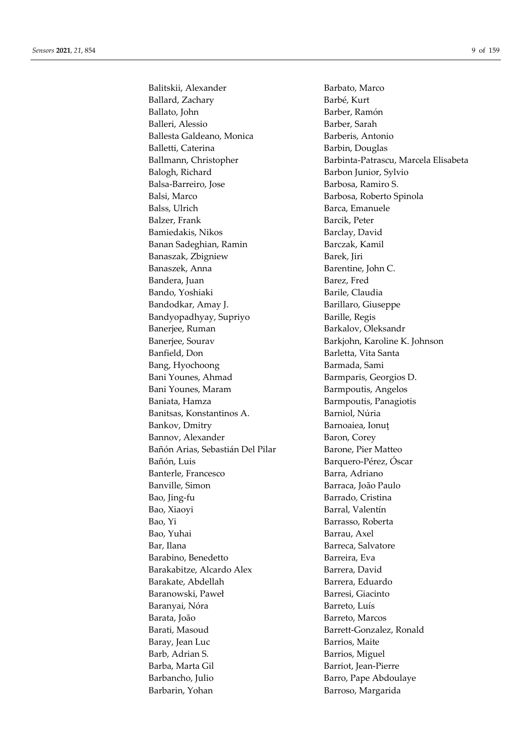Balitskii, Alexander
Ballard, Zachary
Ballato, John
Balleri, Alessio
Ballesta Galdeano, Monica
Balletti, Caterina
Ballmann, Christopher
Balogh, Richard
Balsa-Barreiro, Jose
Balsi, Marco
Balss, Ulrich
Balzer, Frank
Bamiedakis, Nikos
Banan Sadeghian, Ramin
Banaszak, Zbigniew
Banaszek, Anna
Bandera, Juan
Bando, Yoshiaki
Bandodkar, Amay J.
Bandyopadhyay, Supriyo
Banerjee, Ruman
Banerjee, Sourav
Banfield, Don
Bang, Hyochoong
Bani Younes, Ahmad
Bani Younes, Maram
Baniata, Hamza
Banitsas, Konstantinos A.
Bankov, Dmitry
Bannov, Alexander
Bañón Arias, Sebastián Del Pilar
Bañón, Luis
Banterle, Francesco
Banville, Simon
Bao, Jing-fu
Bao, Xiaoyi
Bao, Yi
Bao, Yuhai
Bar, Ilana
Barabino, Benedetto
Barakabitze, Alcardo Alex
Barakate, Abdellah
Baranowski, Paweł
Baranyai, Nóra
Barata, João
Barati, Masoud
Baray, Jean Luc
Barb, Adrian S.
Barba, Marta Gil
Barbancho, Julio
Barbarin, Yohan
Barbato, Marco
Barbé, Kurt
Barber, Ramón
Barber, Sarah
Barberis, Antonio
Barbin, Douglas
Barbinta-Patrascu, Marcela Elisabeta
Barbon Junior, Sylvio
Barbosa, Ramiro S.
Barbosa, Roberto Spinola
Barca, Emanuele
Barcik, Peter
Barclay, David
Barczak, Kamil
Barek, Jiri
Barentine, John C.
Barez, Fred
Barile, Claudia
Barillaro, Giuseppe
Barille, Regis
Barkalov, Oleksandr
Barkjohn, Karoline K. Johnson
Barletta, Vita Santa
Barmada, Sami
Barmparis, Georgios D.
Barmpoutis, Angelos
Barmpoutis, Panagiotis
Barniol, Núria
Barnoaiea, Ionuț
Baron, Corey
Barone, Pier Matteo
Barquero-Pérez, Óscar
Barra, Adriano
Barraca, João Paulo
Barrado, Cristina
Barral, Valentín
Barrasso, Roberta
Barrau, Axel
Barreca, Salvatore
Barreira, Eva
Barrera, David
Barrera, Eduardo
Barresi, Giacinto
Barreto, Luís
Barreto, Marcos
Barrett-Gonzalez, Ronald
Barrios, Maite
Barrios, Miguel
Barriot, Jean-Pierre
Barro, Pape Abdoulaye
Barroso, Margarida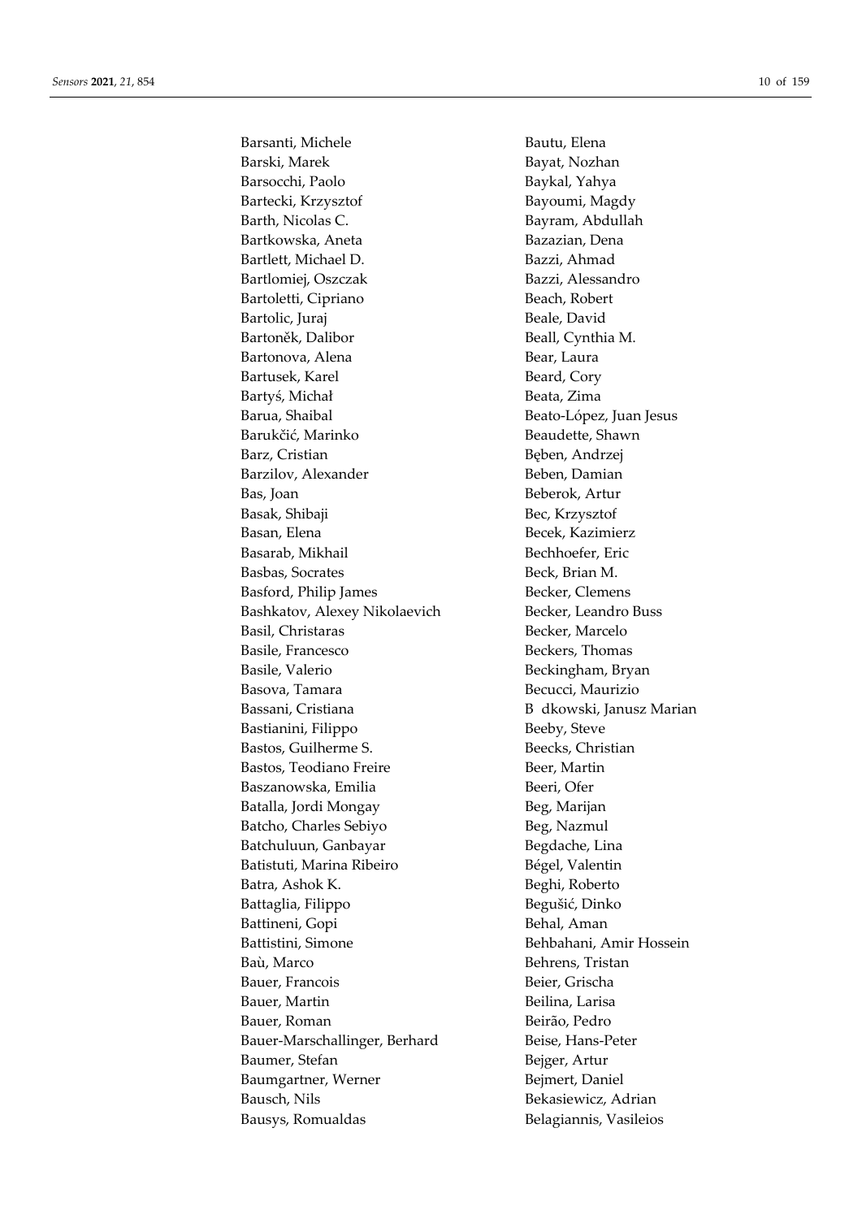Barsanti, Michele
Barski, Marek
Barsocchi, Paolo
Bartecki, Krzysztof
Barth, Nicolas C.
Bartkowska, Aneta
Bartlett, Michael D.
Bartlomiej, Oszczak
Bartoletti, Cipriano
Bartolic, Juraj
Bartoněk, Dalibor
Bartonova, Alena
Bartusek, Karel
Bartyś, Michał
Barua, Shaibal
Barukčić, Marinko
Barz, Cristian
Barzilov, Alexander
Bas, Joan
Basak, Shibaji
Basan, Elena
Basarab, Mikhail
Basbas, Socrates
Basford, Philip James
Bashkatov, Alexey Nikolaevich
Basil, Christaras
Basile, Francesco
Basile, Valerio
Basova, Tamara
Bassani, Cristiana
Bastianini, Filippo
Bastos, Guilherme S.
Bastos, Teodiano Freire
Baszanowska, Emilia
Batalla, Jordi Mongay
Batcho, Charles Sebiyo
Batchuluun, Ganbayar
Batistuti, Marina Ribeiro
Batra, Ashok K.
Battaglia, Filippo
Battineni, Gopi
Battistini, Simone
Baù, Marco
Bauer, Francois
Bauer, Martin
Bauer, Roman
Bauer-Marschallinger, Berhard
Baumer, Stefan
Baumgartner, Werner
Bausch, Nils
Bausys, Romualdas
Bautu, Elena
Bayat, Nozhan
Baykal, Yahya
Bayoumi, Magdy
Bayram, Abdullah
Bazazian, Dena
Bazzi, Ahmad
Bazzi, Alessandro
Beach, Robert
Beale, David
Beall, Cynthia M.
Bear, Laura
Beard, Cory
Beata, Zima
Beato-López, Juan Jesus
Beaudette, Shawn
Bęben, Andrzej
Beben, Damian
Beberok, Artur
Bec, Krzysztof
Becek, Kazimierz
Bechhoefer, Eric
Beck, Brian M.
Becker, Clemens
Becker, Leandro Buss
Becker, Marcelo
Beckers, Thomas
Beckingham, Bryan
Becucci, Maurizio
B dkowski, Janusz Marian
Beeby, Steve
Beecks, Christian
Beer, Martin
Beeri, Ofer
Beg, Marijan
Beg, Nazmul
Begdache, Lina
Bégel, Valentin
Beghi, Roberto
Begušić, Dinko
Behal, Aman
Behbahani, Amir Hossein
Behrens, Tristan
Beier, Grischa
Beilina, Larisa
Beirão, Pedro
Beise, Hans-Peter
Bejger, Artur
Bejmert, Daniel
Bekasiewicz, Adrian
Belagiannis, Vasileios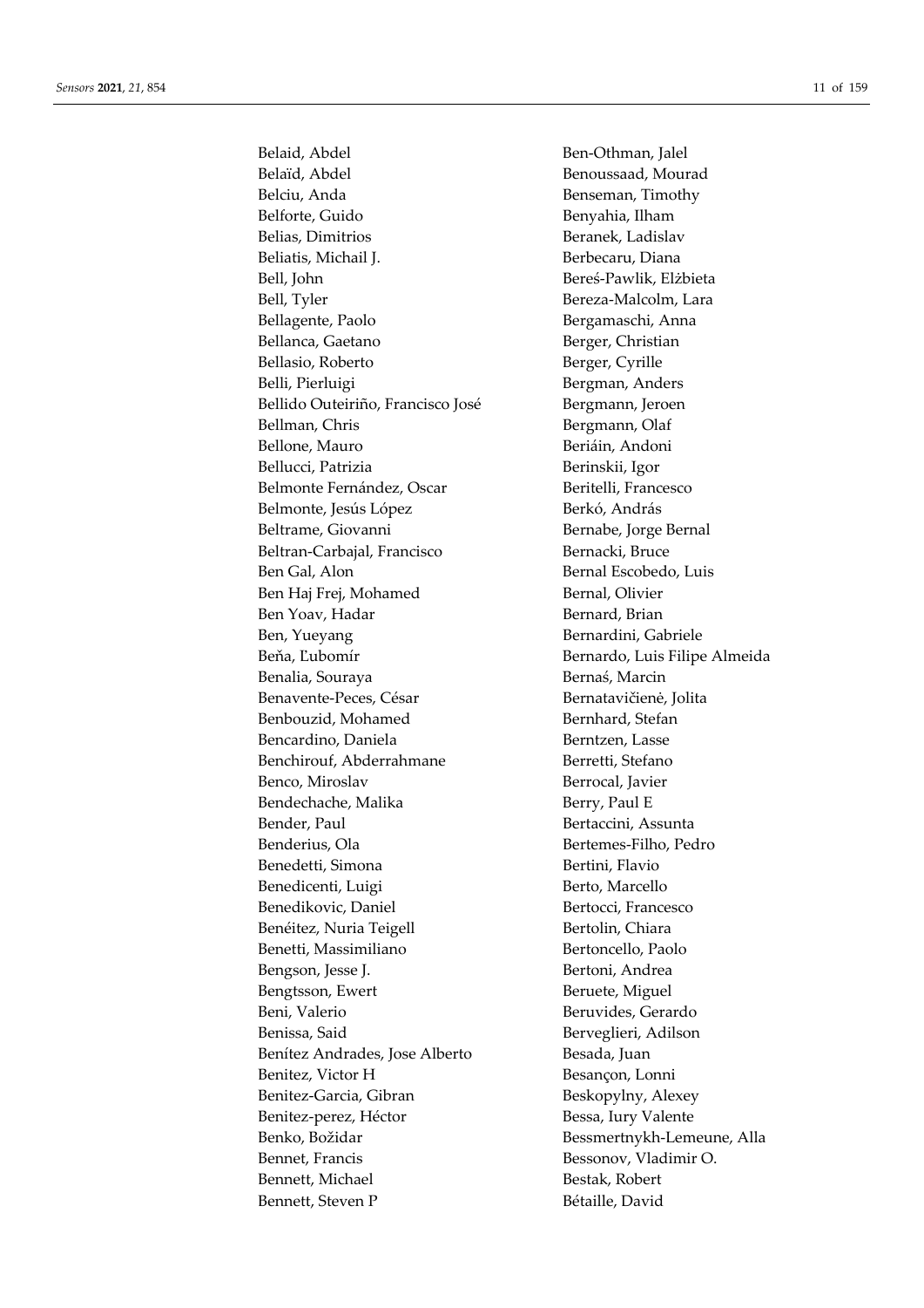Belaid, Abdel
Belaïd, Abdel
Belciu, Anda
Belforte, Guido
Belias, Dimitrios
Beliatis, Michail J.
Bell, John
Bell, Tyler
Bellagente, Paolo
Bellanca, Gaetano
Bellasio, Roberto
Belli, Pierluigi
Bellido Outeiriño, Francisco José
Bellman, Chris
Bellone, Mauro
Bellucci, Patrizia
Belmonte Fernández, Oscar
Belmonte, Jesús López
Beltrame, Giovanni
Beltran-Carbajal, Francisco
Ben Gal, Alon
Ben Haj Frej, Mohamed
Ben Yoav, Hadar
Ben, Yueyang
Beňa, Ľubomír
Benalia, Souraya
Benavente-Peces, César
Benbouzid, Mohamed
Bencardino, Daniela
Benchirouf, Abderrahmane
Benco, Miroslav
Bendechache, Malika
Bender, Paul
Benderius, Ola
Benedetti, Simona
Benedicenti, Luigi
Benedikovic, Daniel
Benéitez, Nuria Teigell
Benetti, Massimiliano
Bengson, Jesse J.
Bengtsson, Ewert
Beni, Valerio
Benissa, Said
Benítez Andrades, Jose Alberto
Benitez, Victor H
Benitez-Garcia, Gibran
Benitez-perez, Héctor
Benko, Božidar
Bennet, Francis
Bennett, Michael
Bennett, Steven P
Ben-Othman, Jalel
Benoussaad, Mourad
Benseman, Timothy
Benyahia, Ilham
Beranek, Ladislav
Berbecaru, Diana
Bereś-Pawlik, Elżbieta
Bereza-Malcolm, Lara
Bergamaschi, Anna
Berger, Christian
Berger, Cyrille
Bergman, Anders
Bergmann, Jeroen
Bergmann, Olaf
Beriáin, Andoni
Berinskii, Igor
Beritelli, Francesco
Berkó, András
Bernabe, Jorge Bernal
Bernacki, Bruce
Bernal Escobedo, Luis
Bernal, Olivier
Bernard, Brian
Bernardini, Gabriele
Bernardo, Luis Filipe Almeida
Bernaś, Marcin
Bernatavičienė, Jolita
Bernhard, Stefan
Berntzen, Lasse
Berretti, Stefano
Berrocal, Javier
Berry, Paul E
Bertaccini, Assunta
Bertemes-Filho, Pedro
Bertini, Flavio
Berto, Marcello
Bertocci, Francesco
Bertolin, Chiara
Bertoncello, Paolo
Bertoni, Andrea
Beruete, Miguel
Beruvides, Gerardo
Berveglieri, Adilson
Besada, Juan
Besançon, Lonni
Beskopylny, Alexey
Bessa, Iury Valente
Bessmertnykh-Lemeune, Alla
Bessonov, Vladimir O.
Bestak, Robert
Bétaille, David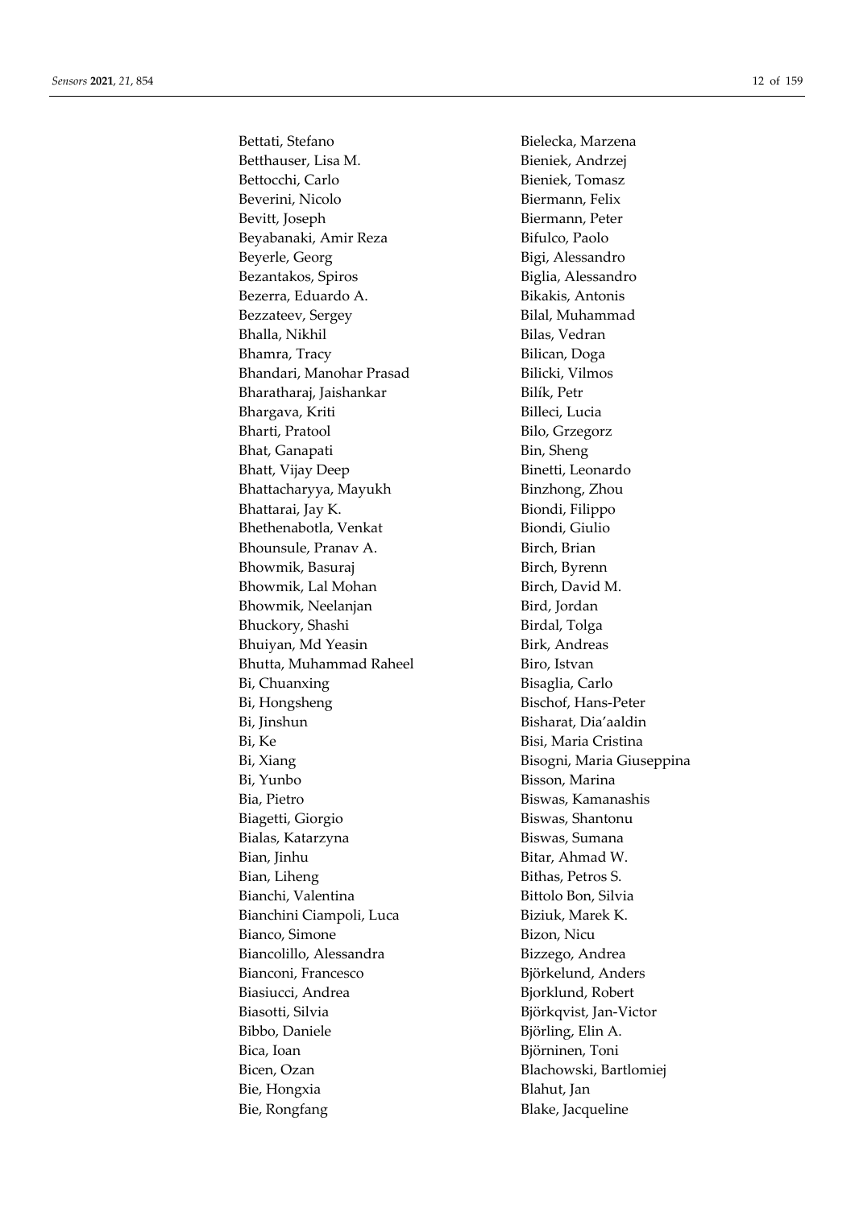Bettati, Stefano
Betthauser, Lisa M.
Bettocchi, Carlo
Beverini, Nicolo
Bevitt, Joseph
Beyabanaki, Amir Reza
Beyerle, Georg
Bezantakos, Spiros
Bezerra, Eduardo A.
Bezzateev, Sergey
Bhalla, Nikhil
Bhamra, Tracy
Bhandari, Manohar Prasad
Bharatharaj, Jaishankar
Bhargava, Kriti
Bharti, Pratool
Bhat, Ganapati
Bhatt, Vijay Deep
Bhattacharyya, Mayukh
Bhattarai, Jay K.
Bhethenabotla, Venkat
Bhounsule, Pranav A.
Bhowmik, Basuraj
Bhowmik, Lal Mohan
Bhowmik, Neelanjan
Bhuckory, Shashi
Bhuiyan, Md Yeasin
Bhutta, Muhammad Raheel
Bi, Chuanxing
Bi, Hongsheng
Bi, Jinshun
Bi, Ke
Bi, Xiang
Bi, Yunbo
Bia, Pietro
Biagetti, Giorgio
Bialas, Katarzyna
Bian, Jinhu
Bian, Liheng
Bianchi, Valentina
Bianchini Ciampoli, Luca
Bianco, Simone
Biancolillo, Alessandra
Bianconi, Francesco
Biasiucci, Andrea
Biasotti, Silvia
Bibbo, Daniele
Bica, Ioan
Bicen, Ozan
Bie, Hongxia
Bie, Rongfang
Bielecka, Marzena
Bieniek, Andrzej
Bieniek, Tomasz
Biermann, Felix
Biermann, Peter
Bifulco, Paolo
Bigi, Alessandro
Biglia, Alessandro
Bikakis, Antonis
Bilal, Muhammad
Bilas, Vedran
Bilican, Doga
Bilicki, Vilmos
Bilík, Petr
Billeci, Lucia
Bilo, Grzegorz
Bin, Sheng
Binetti, Leonardo
Binzhong, Zhou
Biondi, Filippo
Biondi, Giulio
Birch, Brian
Birch, Byrenn
Birch, David M.
Bird, Jordan
Birdal, Tolga
Birk, Andreas
Biro, Istvan
Bisaglia, Carlo
Bischof, Hans-Peter
Bisharat, Dia'aaldin
Bisi, Maria Cristina
Bisogni, Maria Giuseppina
Bisson, Marina
Biswas, Kamanashis
Biswas, Shantonu
Biswas, Sumana
Bitar, Ahmad W.
Bithas, Petros S.
Bittolo Bon, Silvia
Biziuk, Marek K.
Bizon, Nicu
Bizzego, Andrea
Björkelund, Anders
Bjorklund, Robert
Björkqvist, Jan-Victor
Björling, Elin A.
Björninen, Toni
Blachowski, Bartlomiej
Blahut, Jan
Blake, Jacqueline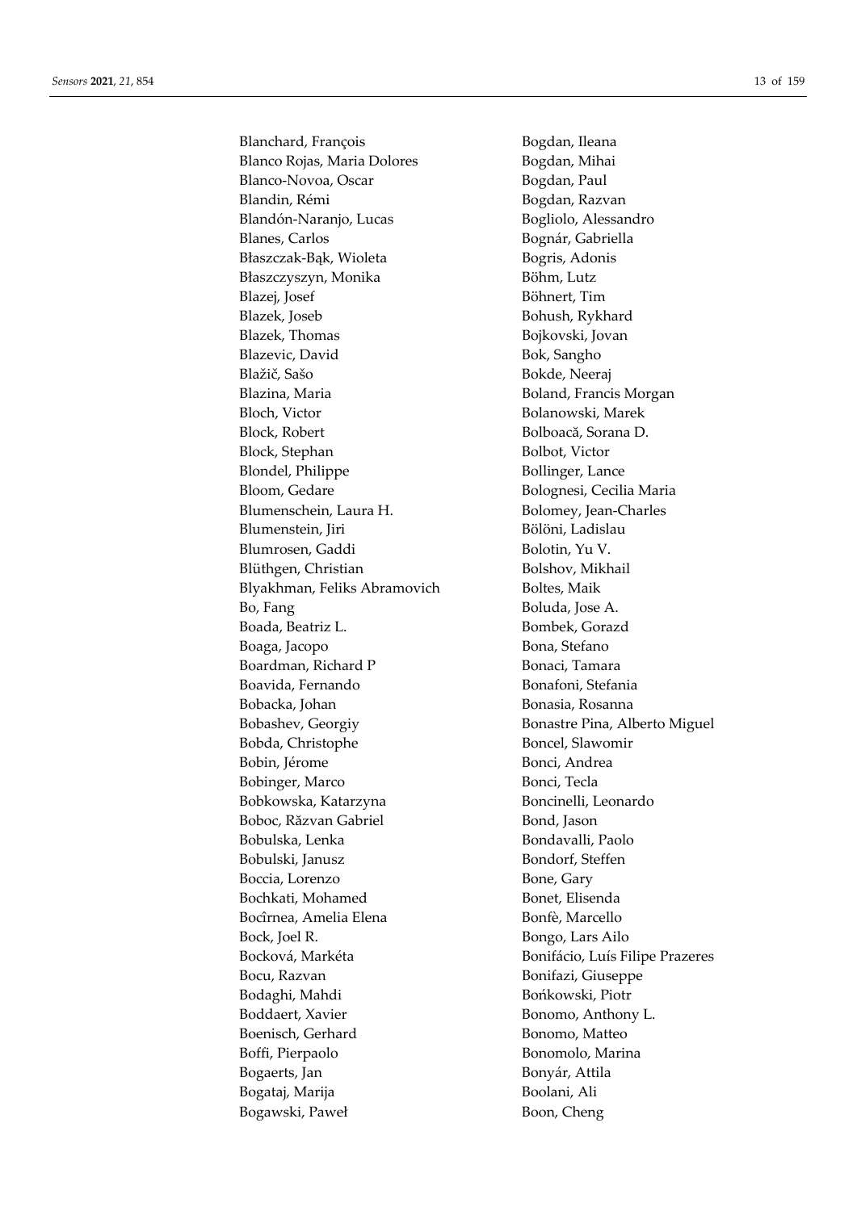Blanchard, François
Blanco Rojas, Maria Dolores
Blanco-Novoa, Oscar
Blandin, Rémi
Blandón-Naranjo, Lucas
Blanes, Carlos
Błaszczak-Bąk, Wioleta
Błaszczyszyn, Monika
Blazej, Josef
Blazek, Joseb
Blazek, Thomas
Blazevic, David
Blažič, Sašo
Blazina, Maria
Bloch, Victor
Block, Robert
Block, Stephan
Blondel, Philippe
Bloom, Gedare
Blumenschein, Laura H.
Blumenstein, Jiri
Blumrosen, Gaddi
Blüthgen, Christian
Blyakhman, Feliks Abramovich
Bo, Fang
Boada, Beatriz L.
Boaga, Jacopo
Boardman, Richard P
Boavida, Fernando
Bobacka, Johan
Bobashev, Georgiy
Bobda, Christophe
Bobin, Jérome
Bobinger, Marco
Bobkowska, Katarzyna
Boboc, Răzvan Gabriel
Bobulska, Lenka
Bobulski, Janusz
Boccia, Lorenzo
Bochkati, Mohamed
Bocîrnea, Amelia Elena
Bock, Joel R.
Bocková, Markéta
Bocu, Razvan
Bodaghi, Mahdi
Boddaert, Xavier
Boenisch, Gerhard
Boffi, Pierpaolo
Bogaerts, Jan
Bogataj, Marija
Bogawski, Paweł
Bogdan, Ileana
Bogdan, Mihai
Bogdan, Paul
Bogdan, Razvan
Bogliolo, Alessandro
Bognár, Gabriella
Bogris, Adonis
Böhm, Lutz
Böhnert, Tim
Bohush, Rykhard
Bojkovski, Jovan
Bok, Sangho
Bokde, Neeraj
Boland, Francis Morgan
Bolanowski, Marek
Bolboacă, Sorana D.
Bolbot, Victor
Bollinger, Lance
Bolognesi, Cecilia Maria
Bolomey, Jean-Charles
Bölöni, Ladislau
Bolotin, Yu V.
Bolshov, Mikhail
Boltes, Maik
Boluda, Jose A.
Bombek, Gorazd
Bona, Stefano
Bonaci, Tamara
Bonafoni, Stefania
Bonasia, Rosanna
Bonastre Pina, Alberto Miguel
Boncel, Slawomir
Bonci, Andrea
Bonci, Tecla
Boncinelli, Leonardo
Bond, Jason
Bondavalli, Paolo
Bondorf, Steffen
Bone, Gary
Bonet, Elisenda
Bonfè, Marcello
Bongo, Lars Ailo
Bonifácio, Luís Filipe Prazeres
Bonifazi, Giuseppe
Bońkowski, Piotr
Bonomo, Anthony L.
Bonomo, Matteo
Bonomolo, Marina
Bonyár, Attila
Boolani, Ali
Boon, Cheng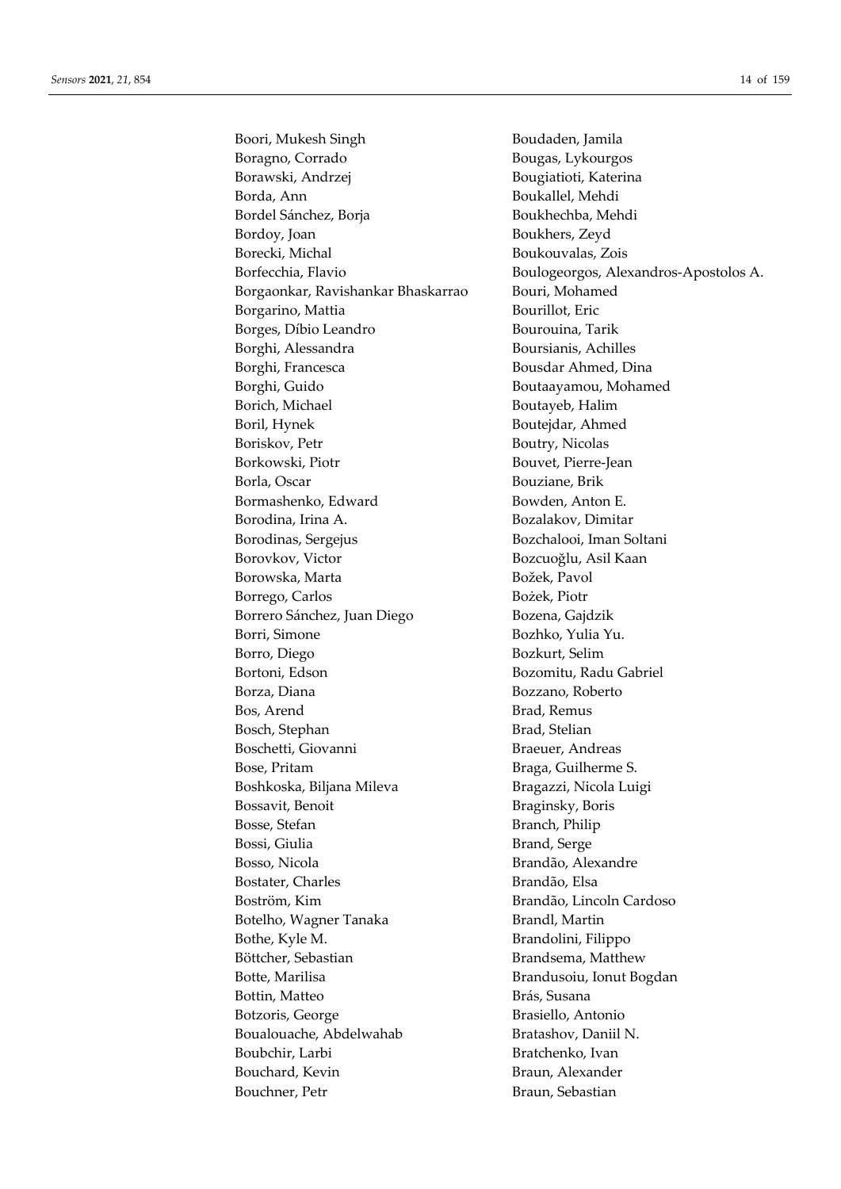Boori, Mukesh Singh
Boragno, Corrado
Borawski, Andrzej
Borda, Ann
Bordel Sánchez, Borja
Bordoy, Joan
Borecki, Michal
Borfecchia, Flavio
Borgaonkar, Ravishankar Bhaskarrao
Borgarino, Mattia
Borges, Díbio Leandro
Borghi, Alessandra
Borghi, Francesca
Borghi, Guido
Borich, Michael
Boril, Hynek
Boriskov, Petr
Borkowski, Piotr
Borla, Oscar
Bormashenko, Edward
Borodina, Irina A.
Borodinas, Sergejus
Borovkov, Victor
Borowska, Marta
Borrego, Carlos
Borrero Sánchez, Juan Diego
Borri, Simone
Borro, Diego
Bortoni, Edson
Borza, Diana
Bos, Arend
Bosch, Stephan
Boschetti, Giovanni
Bose, Pritam
Boshkoska, Biljana Mileva
Bossavit, Benoit
Bosse, Stefan
Bossi, Giulia
Bosso, Nicola
Bostater, Charles
Boström, Kim
Botelho, Wagner Tanaka
Bothe, Kyle M.
Böttcher, Sebastian
Botte, Marilisa
Bottin, Matteo
Botzoris, George
Boualouache, Abdelwahab
Boubchir, Larbi
Bouchard, Kevin
Bouchner, Petr
Boudaden, Jamila
Bougas, Lykourgos
Bougiatioti, Katerina
Boukallel, Mehdi
Boukhechba, Mehdi
Boukhers, Zeyd
Boukouvalas, Zois
Boulogeorgos, Alexandros-Apostolos A.
Bouri, Mohamed
Bourillot, Eric
Bourouina, Tarik
Boursianis, Achilles
Bousdar Ahmed, Dina
Boutaayamou, Mohamed
Boutayeb, Halim
Boutejdar, Ahmed
Boutry, Nicolas
Bouvet, Pierre-Jean
Bouziane, Brik
Bowden, Anton E.
Bozalakov, Dimitar
Bozchalooi, Iman Soltani
Bozcuoğlu, Asil Kaan
Božek, Pavol
Bożek, Piotr
Bozena, Gajdzik
Bozhko, Yulia Yu.
Bozkurt, Selim
Bozomitu, Radu Gabriel
Bozzano, Roberto
Brad, Remus
Brad, Stelian
Braeuer, Andreas
Braga, Guilherme S.
Bragazzi, Nicola Luigi
Braginsky, Boris
Branch, Philip
Brand, Serge
Brandão, Alexandre
Brandão, Elsa
Brandão, Lincoln Cardoso
Brandl, Martin
Brandolini, Filippo
Brandsema, Matthew
Brandusoiu, Ionut Bogdan
Brás, Susana
Brasiello, Antonio
Bratashov, Daniil N.
Bratchenko, Ivan
Braun, Alexander
Braun, Sebastian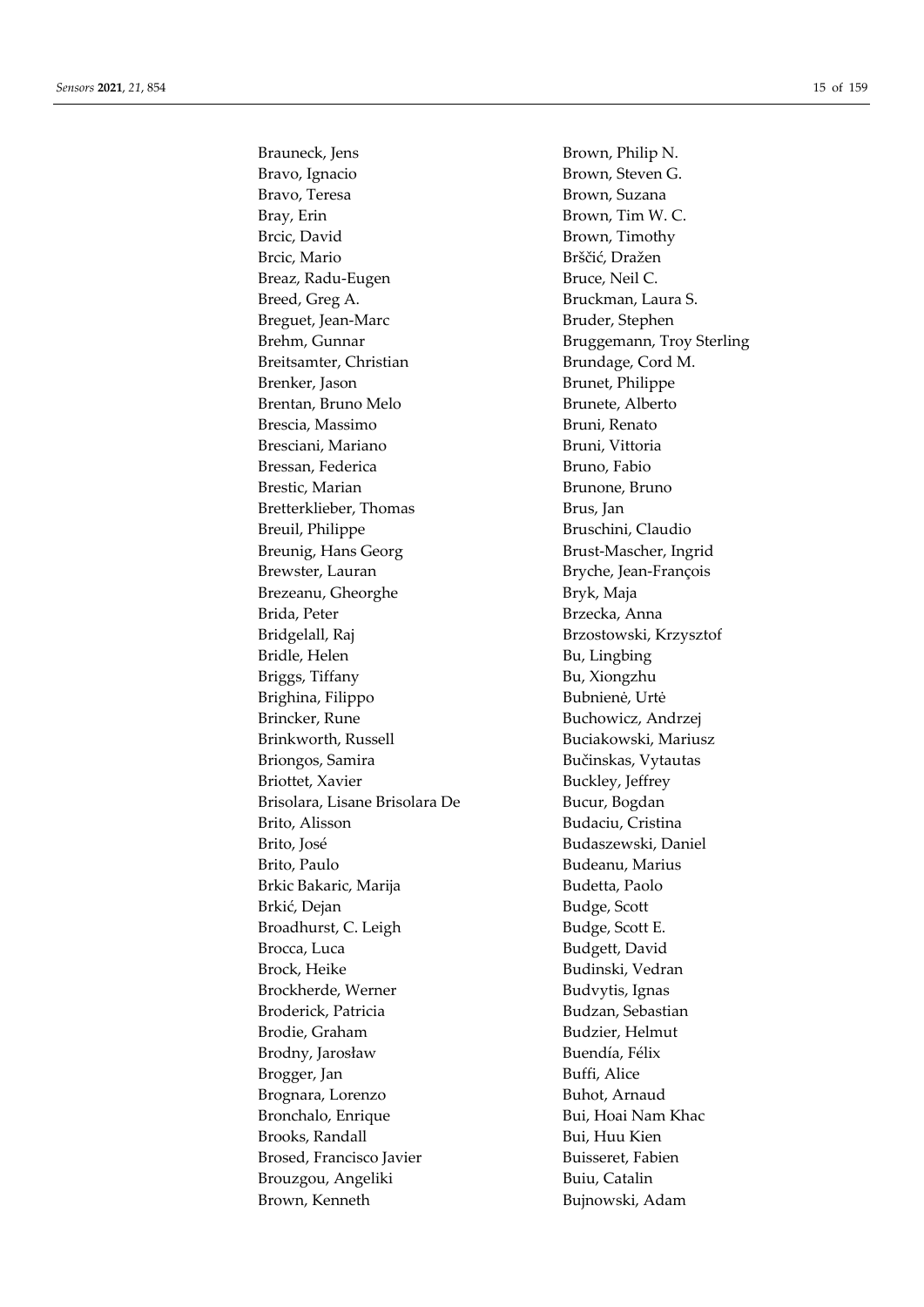Brauneck, Jens
Bravo, Ignacio
Bravo, Teresa
Bray, Erin
Brcic, David
Brcic, Mario
Breaz, Radu-Eugen
Breed, Greg A.
Breguet, Jean-Marc
Brehm, Gunnar
Breitsamter, Christian
Brenker, Jason
Brentan, Bruno Melo
Brescia, Massimo
Bresciani, Mariano
Bressan, Federica
Brestic, Marian
Bretterklieber, Thomas
Breuil, Philippe
Breunig, Hans Georg
Brewster, Lauran
Brezeanu, Gheorghe
Brida, Peter
Bridgelall, Raj
Bridle, Helen
Briggs, Tiffany
Brighina, Filippo
Brincker, Rune
Brinkworth, Russell
Briongos, Samira
Briottet, Xavier
Brisolara, Lisane Brisolara De
Brito, Alisson
Brito, José
Brito, Paulo
Brkic Bakaric, Marija
Brkić, Dejan
Broadhurst, C. Leigh
Brocca, Luca
Brock, Heike
Brockherde, Werner
Broderick, Patricia
Brodie, Graham
Brodny, Jarosław
Brogger, Jan
Brognara, Lorenzo
Bronchalo, Enrique
Brooks, Randall
Brosed, Francisco Javier
Brouzgou, Angeliki
Brown, Kenneth
Brown, Philip N.
Brown, Steven G.
Brown, Suzana
Brown, Tim W. C.
Brown, Timothy
Brščić, Dražen
Bruce, Neil C.
Bruckman, Laura S.
Bruder, Stephen
Bruggemann, Troy Sterling
Brundage, Cord M.
Brunet, Philippe
Brunete, Alberto
Bruni, Renato
Bruni, Vittoria
Bruno, Fabio
Brunone, Bruno
Brus, Jan
Bruschini, Claudio
Brust-Mascher, Ingrid
Bryche, Jean-François
Bryk, Maja
Brzecka, Anna
Brzostowski, Krzysztof
Bu, Lingbing
Bu, Xiongzhu
Bubnienė, Urtė
Buchowicz, Andrzej
Buciakowski, Mariusz
Bučinskas, Vytautas
Buckley, Jeffrey
Bucur, Bogdan
Budaciu, Cristina
Budaszewski, Daniel
Budeanu, Marius
Budetta, Paolo
Budge, Scott
Budge, Scott E.
Budgett, David
Budinski, Vedran
Budvytis, Ignas
Budzan, Sebastian
Budzier, Helmut
Buendía, Félix
Buffi, Alice
Buhot, Arnaud
Bui, Hoai Nam Khac
Bui, Huu Kien
Buisseret, Fabien
Buiu, Catalin
Bujnowski, Adam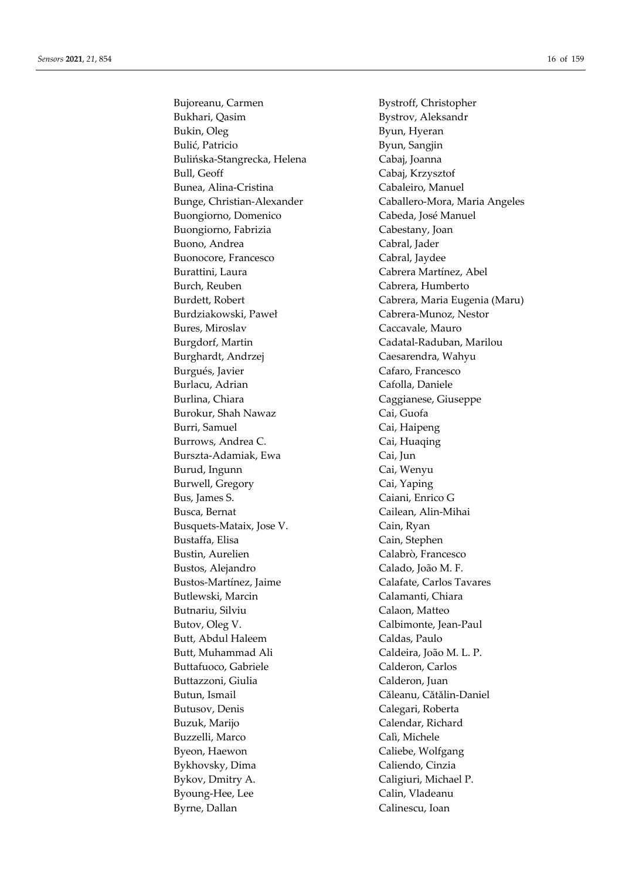Bujoreanu, Carmen
Bukhari, Qasim
Bukin, Oleg
Bulić, Patricio
Bulińska-Stangrecka, Helena
Bull, Geoff
Bunea, Alina-Cristina
Bunge, Christian-Alexander
Buongiorno, Domenico
Buongiorno, Fabrizia
Buono, Andrea
Buonocore, Francesco
Burattini, Laura
Burch, Reuben
Burdett, Robert
Burdziakowski, Paweł
Bures, Miroslav
Burgdorf, Martin
Burghardt, Andrzej
Burgués, Javier
Burlacu, Adrian
Burlina, Chiara
Burokur, Shah Nawaz
Burri, Samuel
Burrows, Andrea C.
Burszta-Adamiak, Ewa
Burud, Ingunn
Burwell, Gregory
Bus, James S.
Busca, Bernat
Busquets-Mataix, Jose V.
Bustaffa, Elisa
Bustin, Aurelien
Bustos, Alejandro
Bustos-Martínez, Jaime
Butlewski, Marcin
Butnariu, Silviu
Butov, Oleg V.
Butt, Abdul Haleem
Butt, Muhammad Ali
Buttafuoco, Gabriele
Buttazzoni, Giulia
Butun, Ismail
Butusov, Denis
Buzuk, Marijo
Buzzelli, Marco
Byeon, Haewon
Bykhovsky, Dima
Bykov, Dmitry A.
Byoung-Hee, Lee
Byrne, Dallan
Bystroff, Christopher
Bystrov, Aleksandr
Byun, Hyeran
Byun, Sangjin
Cabaj, Joanna
Cabaj, Krzysztof
Cabaleiro, Manuel
Caballero-Mora, Maria Angeles
Cabeda, José Manuel
Cabestany, Joan
Cabral, Jader
Cabral, Jaydee
Cabrera Martínez, Abel
Cabrera, Humberto
Cabrera, Maria Eugenia (Maru)
Cabrera-Munoz, Nestor
Caccavale, Mauro
Cadatal-Raduban, Marilou
Caesarendra, Wahyu
Cafaro, Francesco
Cafolla, Daniele
Caggianese, Giuseppe
Cai, Guofa
Cai, Haipeng
Cai, Huaqing
Cai, Jun
Cai, Wenyu
Cai, Yaping
Caiani, Enrico G
Cailean, Alin-Mihai
Cain, Ryan
Cain, Stephen
Calabrò, Francesco
Calado, João M. F.
Calafate, Carlos Tavares
Calamanti, Chiara
Calaon, Matteo
Calbimonte, Jean-Paul
Caldas, Paulo
Caldeira, João M. L. P.
Calderon, Carlos
Calderon, Juan
Căleanu, Cătălin-Daniel
Calegari, Roberta
Calendar, Richard
Calì, Michele
Caliebe, Wolfgang
Caliendo, Cinzia
Caligiuri, Michael P.
Calin, Vladeanu
Calinescu, Ioan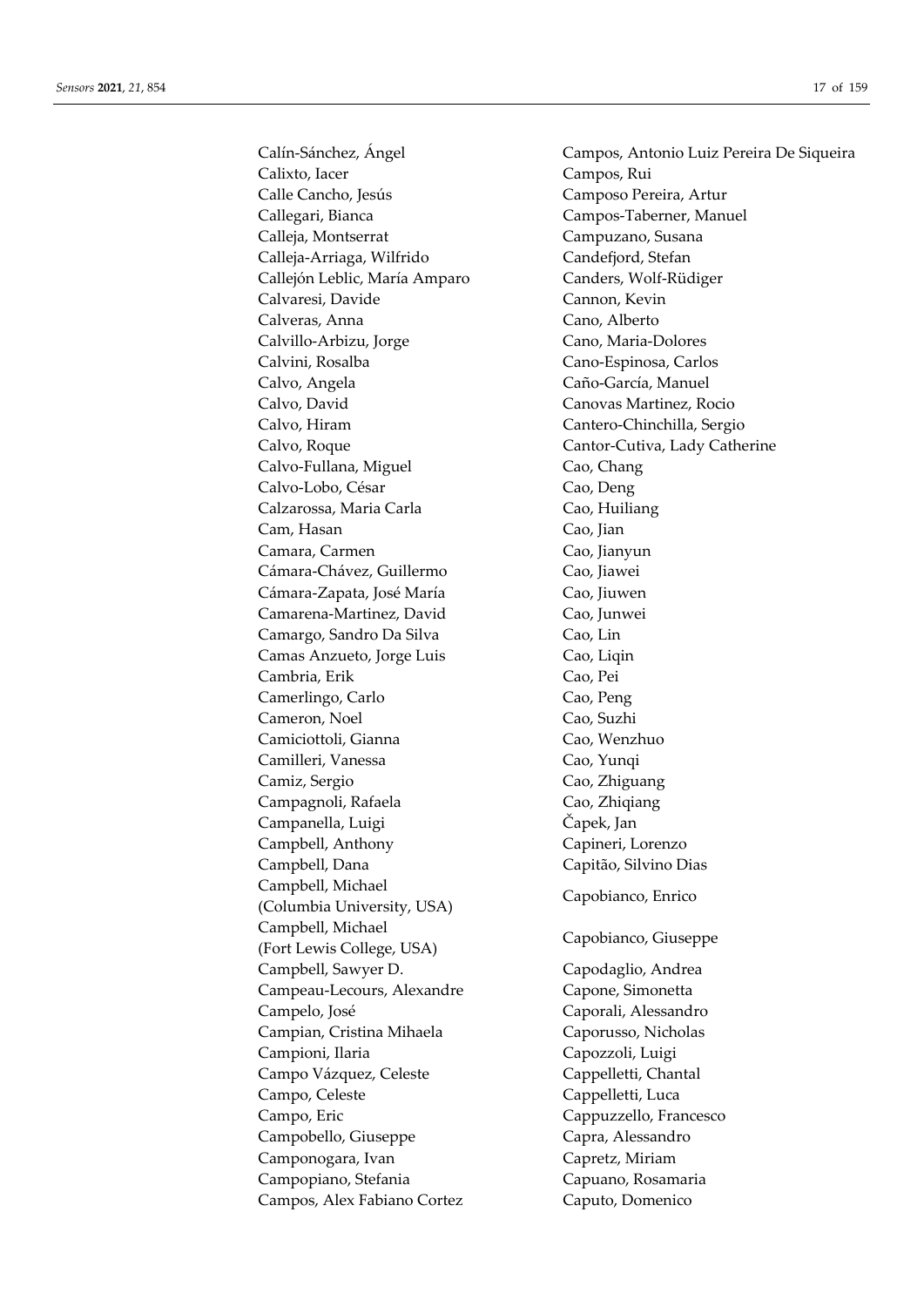Calín-Sánchez, Ángel
Calixto, Iacer
Calle Cancho, Jesús
Callegari, Bianca
Calleja, Montserrat
Calleja-Arriaga, Wilfrido
Callejón Leblic, María Amparo
Calvaresi, Davide
Calveras, Anna
Calvillo-Arbizu, Jorge
Calvini, Rosalba
Calvo, Angela
Calvo, David
Calvo, Hiram
Calvo, Roque
Calvo-Fullana, Miguel
Calvo-Lobo, César
Calzarossa, Maria Carla
Cam, Hasan
Camara, Carmen
Cámara-Chávez, Guillermo
Cámara-Zapata, José María
Camarena-Martinez, David
Camargo, Sandro Da Silva
Camas Anzueto, Jorge Luis
Cambria, Erik
Camerlingo, Carlo
Cameron, Noel
Camiciottoli, Gianna
Camilleri, Vanessa
Camiz, Sergio
Campagnoli, Rafaela
Campanella, Luigi
Campbell, Anthony
Campbell, Dana
Campbell, Michael (Columbia University, USA)
Campbell, Michael (Fort Lewis College, USA)
Campbell, Sawyer D.
Campeau-Lecours, Alexandre
Campelo, José
Campian, Cristina Mihaela
Campioni, Ilaria
Campo Vázquez, Celeste
Campo, Celeste
Campo, Eric
Campobello, Giuseppe
Camponogara, Ivan
Campopiano, Stefania
Campos, Alex Fabiano Cortez
Campos, Antonio Luiz Pereira De Siqueira
Campos, Rui
Camposo Pereira, Artur
Campos-Taberner, Manuel
Campuzano, Susana
Candefjord, Stefan
Canders, Wolf-Rüdiger
Cannon, Kevin
Cano, Alberto
Cano, Maria-Dolores
Cano-Espinosa, Carlos
Caño-García, Manuel
Canovas Martinez, Rocio
Cantero-Chinchilla, Sergio
Cantor-Cutiva, Lady Catherine
Cao, Chang
Cao, Deng
Cao, Huiliang
Cao, Jian
Cao, Jianyun
Cao, Jiawei
Cao, Jiuwen
Cao, Junwei
Cao, Lin
Cao, Liqin
Cao, Pei
Cao, Peng
Cao, Suzhi
Cao, Wenzhuo
Cao, Yunqi
Cao, Zhiguang
Cao, Zhiqiang
Čapek, Jan
Capineri, Lorenzo
Capitão, Silvino Dias
Capobianco, Enrico
Capobianco, Giuseppe
Capodaglio, Andrea
Capone, Simonetta
Caporali, Alessandro
Caporusso, Nicholas
Capozzoli, Luigi
Cappelletti, Chantal
Cappelletti, Luca
Cappuzzello, Francesco
Capra, Alessandro
Capretz, Miriam
Capuano, Rosamaria
Caputo, Domenico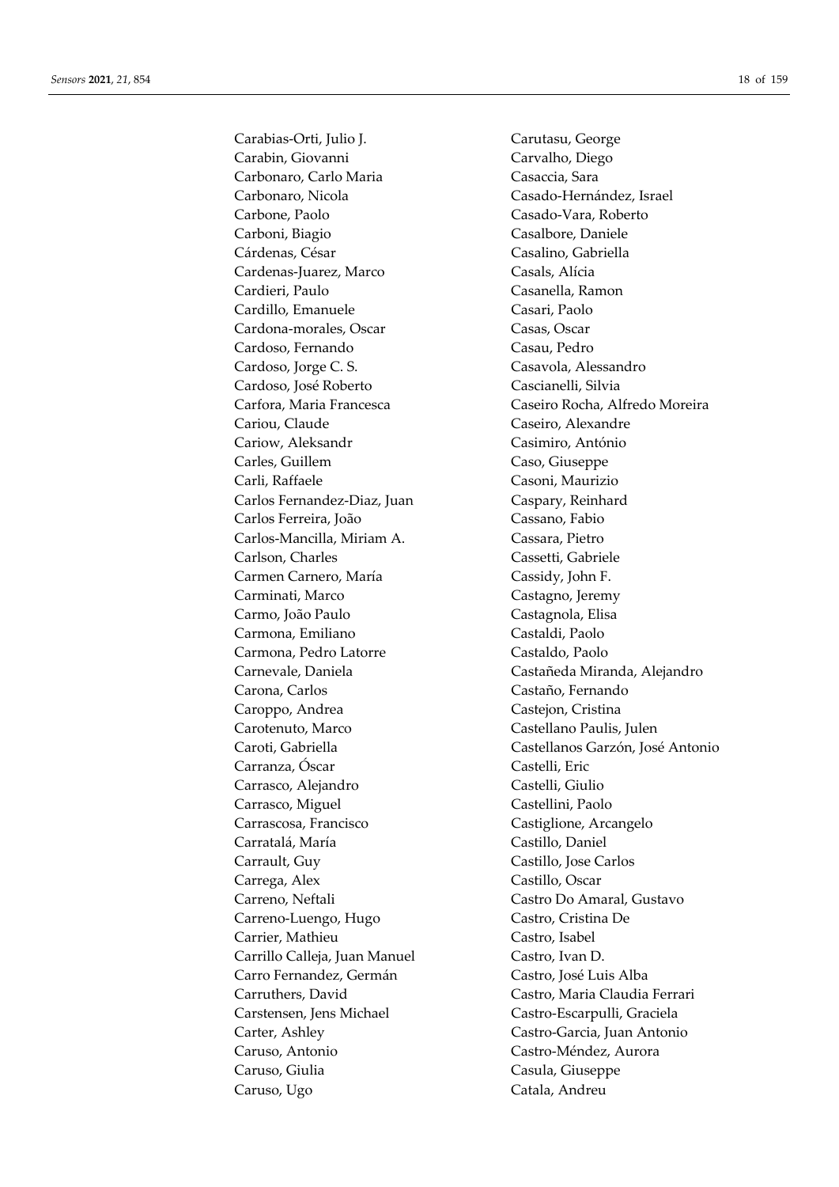Carabias-Orti, Julio J.
Carabin, Giovanni
Carbonaro, Carlo Maria
Carbonaro, Nicola
Carbone, Paolo
Carboni, Biagio
Cárdenas, César
Cardenas-Juarez, Marco
Cardieri, Paulo
Cardillo, Emanuele
Cardona-morales, Oscar
Cardoso, Fernando
Cardoso, Jorge C. S.
Cardoso, José Roberto
Carfora, Maria Francesca
Cariou, Claude
Cariow, Aleksandr
Carles, Guillem
Carli, Raffaele
Carlos Fernandez-Diaz, Juan
Carlos Ferreira, João
Carlos-Mancilla, Miriam A.
Carlson, Charles
Carmen Carnero, María
Carminati, Marco
Carmo, João Paulo
Carmona, Emiliano
Carmona, Pedro Latorre
Carnevale, Daniela
Carona, Carlos
Caroppo, Andrea
Carotenuto, Marco
Caroti, Gabriella
Carranza, Óscar
Carrasco, Alejandro
Carrasco, Miguel
Carrascosa, Francisco
Carratalá, María
Carrault, Guy
Carrega, Alex
Carreno, Neftali
Carreno-Luengo, Hugo
Carrier, Mathieu
Carrillo Calleja, Juan Manuel
Carro Fernandez, Germán
Carruthers, David
Carstensen, Jens Michael
Carter, Ashley
Caruso, Antonio
Caruso, Giulia
Caruso, Ugo
Carutasu, George
Carvalho, Diego
Casaccia, Sara
Casado-Hernández, Israel
Casado-Vara, Roberto
Casalbore, Daniele
Casalino, Gabriella
Casals, Alícia
Casanella, Ramon
Casari, Paolo
Casas, Oscar
Casau, Pedro
Casavola, Alessandro
Cascianelli, Silvia
Caseiro Rocha, Alfredo Moreira
Caseiro, Alexandre
Casimiro, António
Caso, Giuseppe
Casoni, Maurizio
Caspary, Reinhard
Cassano, Fabio
Cassara, Pietro
Cassetti, Gabriele
Cassidy, John F.
Castagno, Jeremy
Castagnola, Elisa
Castaldi, Paolo
Castaldo, Paolo
Castañeda Miranda, Alejandro
Castaño, Fernando
Castejon, Cristina
Castellano Paulis, Julen
Castellanos Garzón, José Antonio
Castelli, Eric
Castelli, Giulio
Castellini, Paolo
Castiglione, Arcangelo
Castillo, Daniel
Castillo, Jose Carlos
Castillo, Oscar
Castro Do Amaral, Gustavo
Castro, Cristina De
Castro, Isabel
Castro, Ivan D.
Castro, José Luis Alba
Castro, Maria Claudia Ferrari
Castro-Escarpulli, Graciela
Castro-Garcia, Juan Antonio
Castro-Méndez, Aurora
Casula, Giuseppe
Catala, Andreu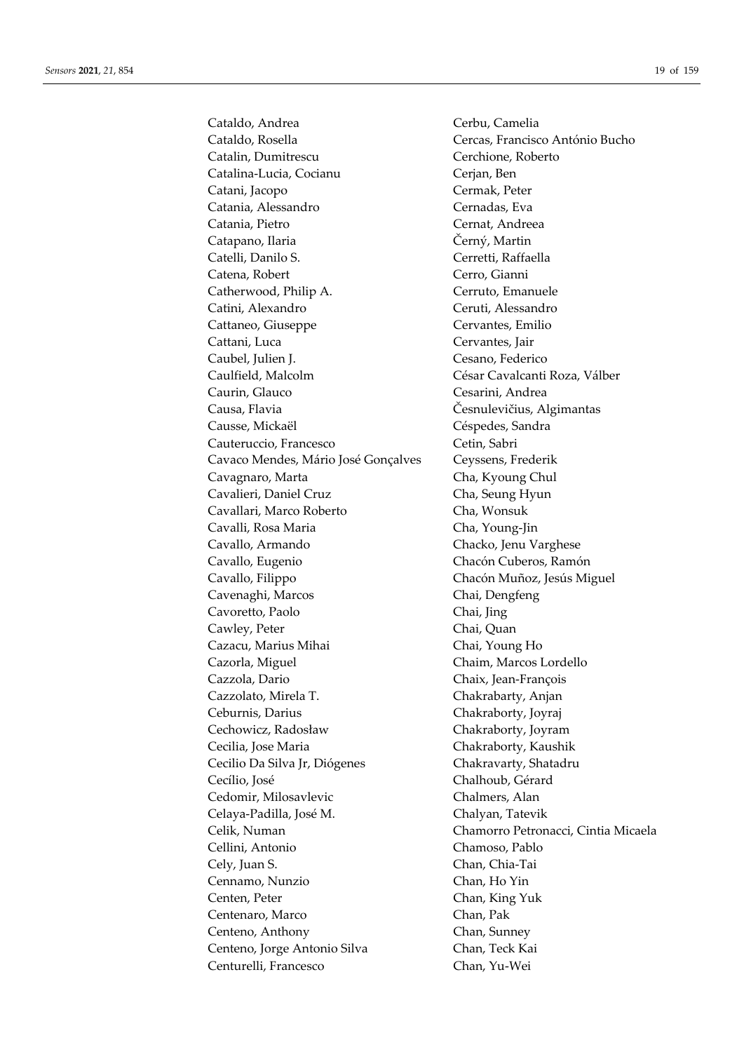Cataldo, Andrea
Cataldo, Rosella
Catalin, Dumitrescu
Catalina-Lucia, Cocianu
Catani, Jacopo
Catania, Alessandro
Catania, Pietro
Catapano, Ilaria
Catelli, Danilo S.
Catena, Robert
Catherwood, Philip A.
Catini, Alexandro
Cattaneo, Giuseppe
Cattani, Luca
Caubel, Julien J.
Caulfield, Malcolm
Caurin, Glauco
Causa, Flavia
Causse, Mickaël
Cauteruccio, Francesco
Cavaco Mendes, Mário José Gonçalves
Cavagnaro, Marta
Cavalieri, Daniel Cruz
Cavallari, Marco Roberto
Cavalli, Rosa Maria
Cavallo, Armando
Cavallo, Eugenio
Cavallo, Filippo
Cavenaghi, Marcos
Cavoretto, Paolo
Cawley, Peter
Cazacu, Marius Mihai
Cazorla, Miguel
Cazzola, Dario
Cazzolato, Mirela T.
Ceburnis, Darius
Cechowicz, Radosław
Cecilia, Jose Maria
Cecilio Da Silva Jr, Diógenes
Cecílio, José
Cedomir, Milosavlevic
Celaya-Padilla, José M.
Celik, Numan
Cellini, Antonio
Cely, Juan S.
Cennamo, Nunzio
Centen, Peter
Centenaro, Marco
Centeno, Anthony
Centeno, Jorge Antonio Silva
Centurelli, Francesco
Cerbu, Camelia
Cercas, Francisco António Bucho
Cerchione, Roberto
Cerjan, Ben
Cermak, Peter
Cernadas, Eva
Cernat, Andreea
Černý, Martin
Cerretti, Raffaella
Cerro, Gianni
Cerruto, Emanuele
Ceruti, Alessandro
Cervantes, Emilio
Cervantes, Jair
Cesano, Federico
César Cavalcanti Roza, Válber
Cesarini, Andrea
Česnulevičius, Algimantas
Céspedes, Sandra
Cetin, Sabri
Ceyssens, Frederik
Cha, Kyoung Chul
Cha, Seung Hyun
Cha, Wonsuk
Cha, Young-Jin
Chacko, Jenu Varghese
Chacón Cuberos, Ramón
Chacón Muñoz, Jesús Miguel
Chai, Dengfeng
Chai, Jing
Chai, Quan
Chai, Young Ho
Chaim, Marcos Lordello
Chaix, Jean-François
Chakrabarty, Anjan
Chakraborty, Joyraj
Chakraborty, Joyram
Chakraborty, Kaushik
Chakravarty, Shatadru
Chalhoub, Gérard
Chalmers, Alan
Chalyan, Tatevik
Chamorro Petronacci, Cintia Micaela
Chamoso, Pablo
Chan, Chia-Tai
Chan, Ho Yin
Chan, King Yuk
Chan, Pak
Chan, Sunney
Chan, Teck Kai
Chan, Yu-Wei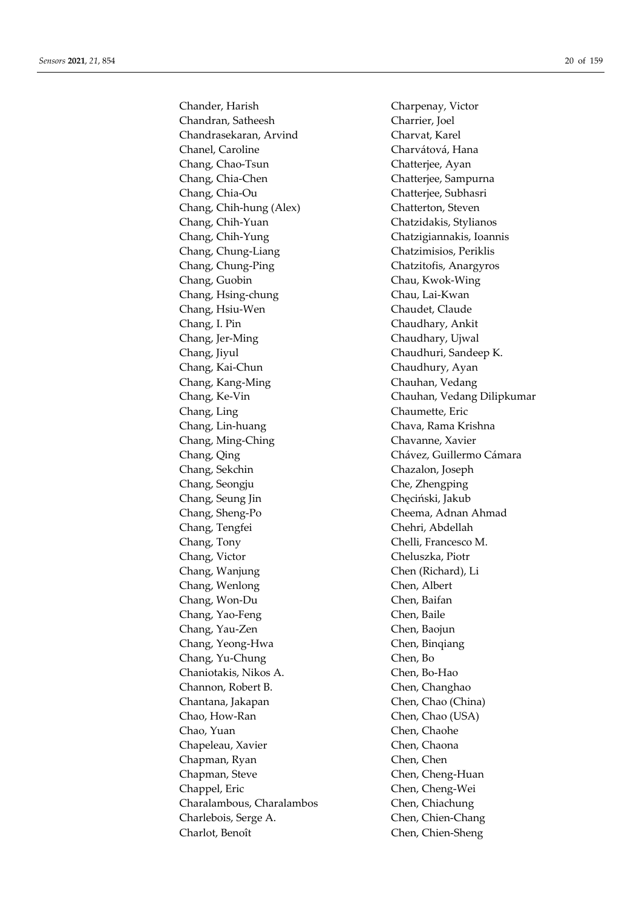Chander, Harish
Chandran, Satheesh
Chandrasekaran, Arvind
Chanel, Caroline
Chang, Chao-Tsun
Chang, Chia-Chen
Chang, Chia-Ou
Chang, Chih-hung (Alex)
Chang, Chih-Yuan
Chang, Chih-Yung
Chang, Chung-Liang
Chang, Chung-Ping
Chang, Guobin
Chang, Hsing-chung
Chang, Hsiu-Wen
Chang, I. Pin
Chang, Jer-Ming
Chang, Jiyul
Chang, Kai-Chun
Chang, Kang-Ming
Chang, Ke-Vin
Chang, Ling
Chang, Lin-huang
Chang, Ming-Ching
Chang, Qing
Chang, Sekchin
Chang, Seongju
Chang, Seung Jin
Chang, Sheng-Po
Chang, Tengfei
Chang, Tony
Chang, Victor
Chang, Wanjung
Chang, Wenlong
Chang, Won-Du
Chang, Yao-Feng
Chang, Yau-Zen
Chang, Yeong-Hwa
Chang, Yu-Chung
Chaniotakis, Nikos A.
Channon, Robert B.
Chantana, Jakapan
Chao, How-Ran
Chao, Yuan
Chapeleau, Xavier
Chapman, Ryan
Chapman, Steve
Chappel, Eric
Charalambous, Charalambos
Charlebois, Serge A.
Charlot, Benoît
Charpenay, Victor
Charrier, Joel
Charvat, Karel
Charvátová, Hana
Chatterjee, Ayan
Chatterjee, Sampurna
Chatterjee, Subhasri
Chatterton, Steven
Chatzidakis, Stylianos
Chatzigiannakis, Ioannis
Chatzimisios, Periklis
Chatzitofis, Anargyros
Chau, Kwok-Wing
Chau, Lai-Kwan
Chaudet, Claude
Chaudhary, Ankit
Chaudhary, Ujwal
Chaudhuri, Sandeep K.
Chaudhury, Ayan
Chauhan, Vedang
Chauhan, Vedang Dilipkumar
Chaumette, Eric
Chava, Rama Krishna
Chavanne, Xavier
Chávez, Guillermo Cámara
Chazalon, Joseph
Che, Zhengping
Chęciński, Jakub
Cheema, Adnan Ahmad
Chehri, Abdellah
Chelli, Francesco M.
Cheluszka, Piotr
Chen (Richard), Li
Chen, Albert
Chen, Baifan
Chen, Baile
Chen, Baojun
Chen, Binqiang
Chen, Bo
Chen, Bo-Hao
Chen, Changhao
Chen, Chao (China)
Chen, Chao (USA)
Chen, Chaohe
Chen, Chaona
Chen, Chen
Chen, Cheng-Huan
Chen, Cheng-Wei
Chen, Chiachung
Chen, Chien-Chang
Chen, Chien-Sheng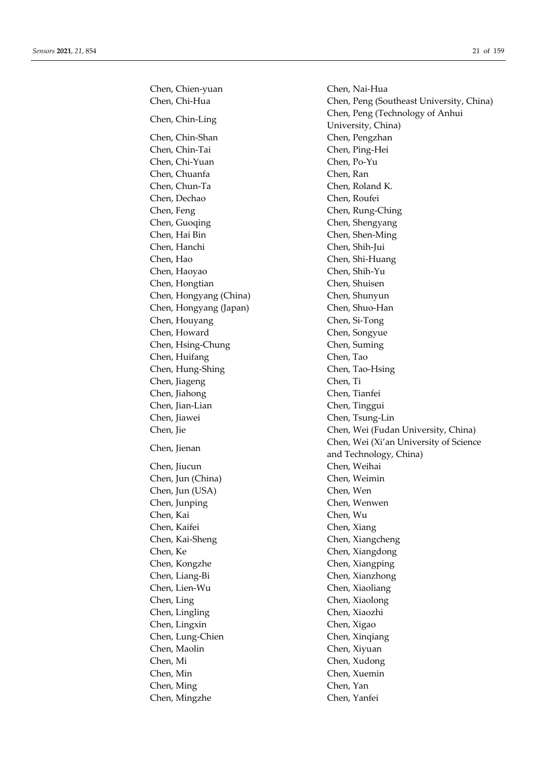Chen, Chien-yuan
Chen, Chi-Hua
Chen, Chin-Ling
Chen, Chin-Shan
Chen, Chin-Tai
Chen, Chi-Yuan
Chen, Chuanfa
Chen, Chun-Ta
Chen, Dechao
Chen, Feng
Chen, Guoqing
Chen, Hai Bin
Chen, Hanchi
Chen, Hao
Chen, Haoyao
Chen, Hongtian
Chen, Hongyang (China)
Chen, Hongyang (Japan)
Chen, Houyang
Chen, Howard
Chen, Hsing-Chung
Chen, Huifang
Chen, Hung-Shing
Chen, Jiageng
Chen, Jiahong
Chen, Jian-Lian
Chen, Jiawei
Chen, Jie
Chen, Jienan
Chen, Jiucun
Chen, Jun (China)
Chen, Jun (USA)
Chen, Junping
Chen, Kai
Chen, Kaifei
Chen, Kai-Sheng
Chen, Ke
Chen, Kongzhe
Chen, Liang-Bi
Chen, Lien-Wu
Chen, Ling
Chen, Lingling
Chen, Lingxin
Chen, Lung-Chien
Chen, Maolin
Chen, Mi
Chen, Min
Chen, Ming
Chen, Mingzhe
Chen, Nai-Hua
Chen, Peng (Southeast University, China)
Chen, Peng (Technology of Anhui University, China)
Chen, Pengzhan
Chen, Ping-Hei
Chen, Po-Yu
Chen, Ran
Chen, Roland K.
Chen, Roufei
Chen, Rung-Ching
Chen, Shengyang
Chen, Shen-Ming
Chen, Shih-Jui
Chen, Shi-Huang
Chen, Shih-Yu
Chen, Shuisen
Chen, Shunyun
Chen, Shuo-Han
Chen, Si-Tong
Chen, Songyue
Chen, Suming
Chen, Tao
Chen, Tao-Hsing
Chen, Ti
Chen, Tianfei
Chen, Tinggui
Chen, Tsung-Lin
Chen, Wei (Fudan University, China)
Chen, Wei (Xi'an University of Science and Technology, China)
Chen, Weihai
Chen, Weimin
Chen, Wen
Chen, Wenwen
Chen, Wu
Chen, Xiang
Chen, Xiangcheng
Chen, Xiangdong
Chen, Xiangping
Chen, Xianzhong
Chen, Xiaoliang
Chen, Xiaolong
Chen, Xiaozhi
Chen, Xigao
Chen, Xinqiang
Chen, Xiyuan
Chen, Xudong
Chen, Xuemin
Chen, Yan
Chen, Yanfei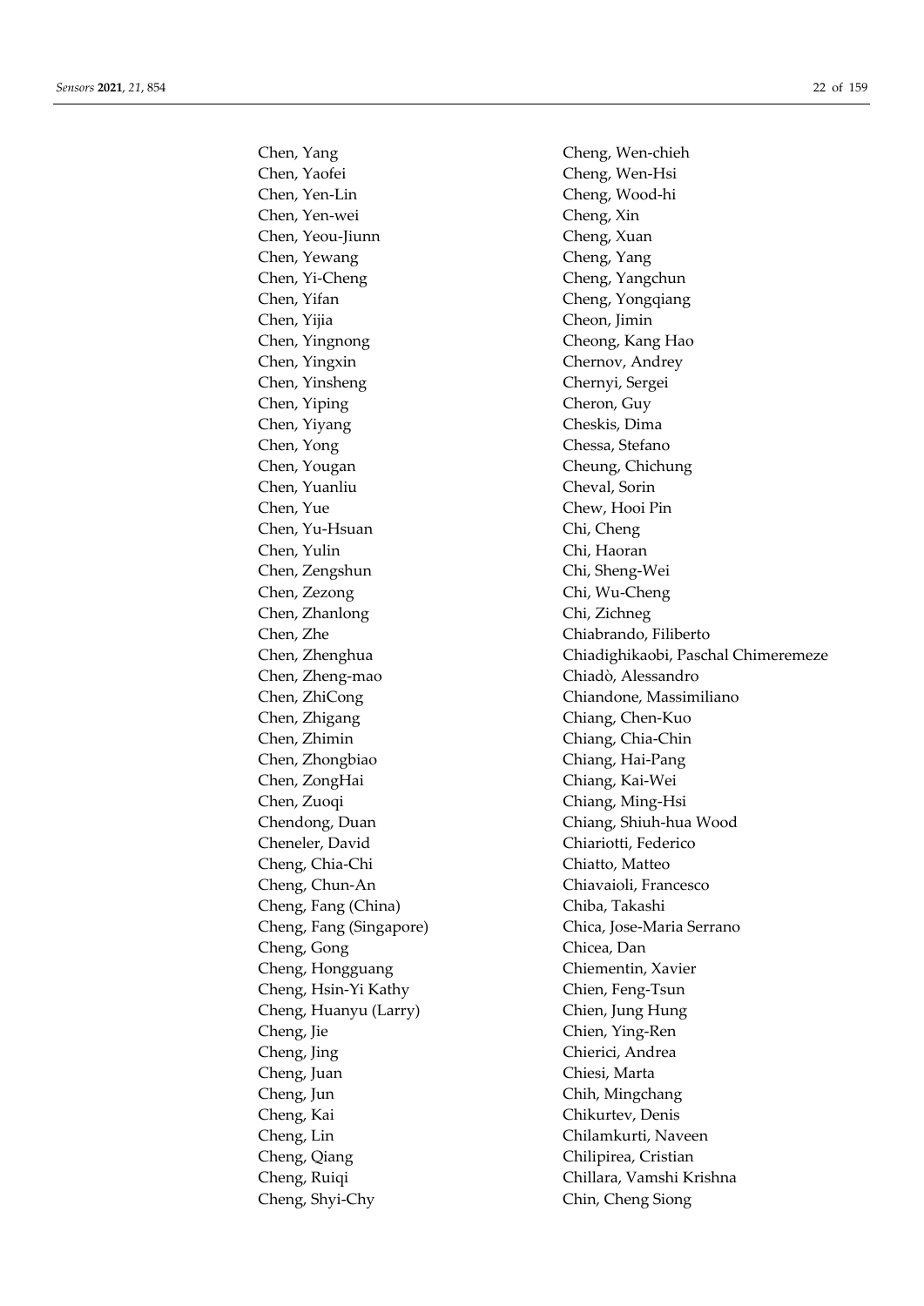Chen, Yang
Chen, Yaofei
Chen, Yen-Lin
Chen, Yen-wei
Chen, Yeou-Jiunn
Chen, Yewang
Chen, Yi-Cheng
Chen, Yifan
Chen, Yijia
Chen, Yingnong
Chen, Yingxin
Chen, Yinsheng
Chen, Yiping
Chen, Yiyang
Chen, Yong
Chen, Yougan
Chen, Yuanliu
Chen, Yue
Chen, Yu-Hsuan
Chen, Yulin
Chen, Zengshun
Chen, Zezong
Chen, Zhanlong
Chen, Zhe
Chen, Zhenghua
Chen, Zheng-mao
Chen, ZhiCong
Chen, Zhigang
Chen, Zhimin
Chen, Zhongbiao
Chen, ZongHai
Chen, Zuoqi
Chendong, Duan
Cheneler, David
Cheng, Chia-Chi
Cheng, Chun-An
Cheng, Fang (China)
Cheng, Fang (Singapore)
Cheng, Gong
Cheng, Hongguang
Cheng, Hsin-Yi Kathy
Cheng, Huanyu (Larry)
Cheng, Jie
Cheng, Jing
Cheng, Juan
Cheng, Jun
Cheng, Kai
Cheng, Lin
Cheng, Qiang
Cheng, Ruiqi
Cheng, Shyi-Chy
Cheng, Wen-chieh
Cheng, Wen-Hsi
Cheng, Wood-hi
Cheng, Xin
Cheng, Xuan
Cheng, Yang
Cheng, Yangchun
Cheng, Yongqiang
Cheon, Jimin
Cheong, Kang Hao
Chernov, Andrey
Chernyi, Sergei
Cheron, Guy
Cheskis, Dima
Chessa, Stefano
Cheung, Chichung
Cheval, Sorin
Chew, Hooi Pin
Chi, Cheng
Chi, Haoran
Chi, Sheng-Wei
Chi, Wu-Cheng
Chi, Zichneg
Chiabrando, Filiberto
Chiadighikaobi, Paschal Chimeremeze
Chiadò, Alessandro
Chiandone, Massimiliano
Chiang, Chen-Kuo
Chiang, Chia-Chin
Chiang, Hai-Pang
Chiang, Kai-Wei
Chiang, Ming-Hsi
Chiang, Shiuh-hua Wood
Chiariotti, Federico
Chiatto, Matteo
Chiavaioli, Francesco
Chiba, Takashi
Chica, Jose-Maria Serrano
Chicea, Dan
Chiementin, Xavier
Chien, Feng-Tsun
Chien, Jung Hung
Chien, Ying-Ren
Chierici, Andrea
Chiesi, Marta
Chih, Mingchang
Chikurtev, Denis
Chilamkurti, Naveen
Chilipirea, Cristian
Chillara, Vamshi Krishna
Chin, Cheng Siong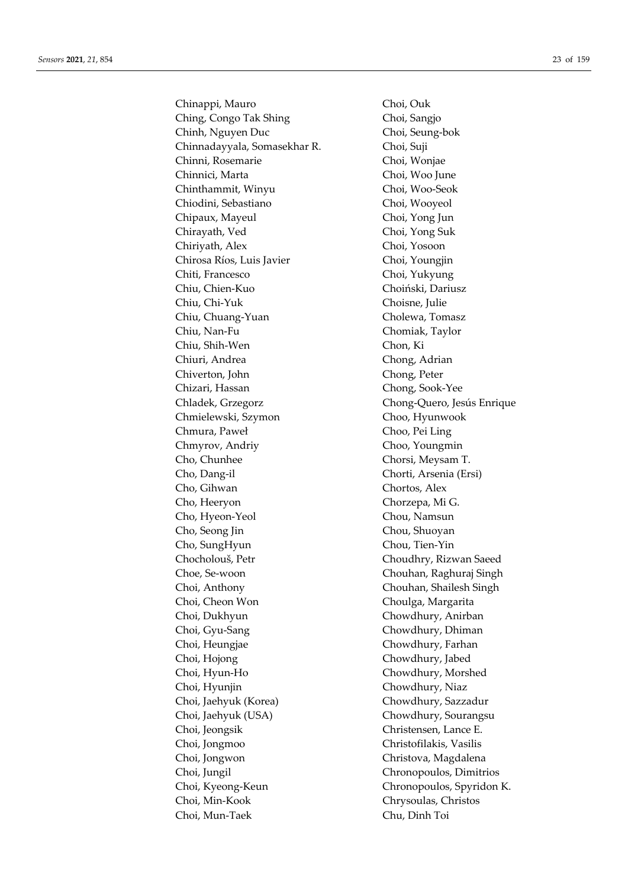Chinappi, Mauro
Ching, Congo Tak Shing
Chinh, Nguyen Duc
Chinnadayyala, Somasekhar R.
Chinni, Rosemarie
Chinnici, Marta
Chinthammit, Winyu
Chiodini, Sebastiano
Chipaux, Mayeul
Chirayath, Ved
Chiriyath, Alex
Chirosa Ríos, Luis Javier
Chiti, Francesco
Chiu, Chien-Kuo
Chiu, Chi-Yuk
Chiu, Chuang-Yuan
Chiu, Nan-Fu
Chiu, Shih-Wen
Chiuri, Andrea
Chiverton, John
Chizari, Hassan
Chladek, Grzegorz
Chmielewski, Szymon
Chmura, Paweł
Chmyrov, Andriy
Cho, Chunhee
Cho, Dang-il
Cho, Gihwan
Cho, Heeryon
Cho, Hyeon-Yeol
Cho, Seong Jin
Cho, SungHyun
Chocholouš, Petr
Choe, Se-woon
Choi, Anthony
Choi, Cheon Won
Choi, Dukhyun
Choi, Gyu-Sang
Choi, Heungjae
Choi, Hojong
Choi, Hyun-Ho
Choi, Hyunjin
Choi, Jaehyuk (Korea)
Choi, Jaehyuk (USA)
Choi, Jeongsik
Choi, Jongmoo
Choi, Jongwon
Choi, Jungil
Choi, Kyeong-Keun
Choi, Min-Kook
Choi, Mun-Taek
Choi, Ouk
Choi, Sangjo
Choi, Seung-bok
Choi, Suji
Choi, Wonjae
Choi, Woo June
Choi, Woo-Seok
Choi, Wooyeol
Choi, Yong Jun
Choi, Yong Suk
Choi, Yosoon
Choi, Youngjin
Choi, Yukyung
Choiński, Dariusz
Choisne, Julie
Cholewa, Tomasz
Chomiak, Taylor
Chon, Ki
Chong, Adrian
Chong, Peter
Chong, Sook-Yee
Chong-Quero, Jesús Enrique
Choo, Hyunwook
Choo, Pei Ling
Choo, Youngmin
Chorsi, Meysam T.
Chorti, Arsenia (Ersi)
Chortos, Alex
Chorzepa, Mi G.
Chou, Namsun
Chou, Shuoyan
Chou, Tien-Yin
Choudhry, Rizwan Saeed
Chouhan, Raghuraj Singh
Chouhan, Shailesh Singh
Choulga, Margarita
Chowdhury, Anirban
Chowdhury, Dhiman
Chowdhury, Farhan
Chowdhury, Jabed
Chowdhury, Morshed
Chowdhury, Niaz
Chowdhury, Sazzadur
Chowdhury, Sourangsu
Christensen, Lance E.
Christofilakis, Vasilis
Christova, Magdalena
Chronopoulos, Dimitrios
Chronopoulos, Spyridon K.
Chrysoulas, Christos
Chu, Dinh Toi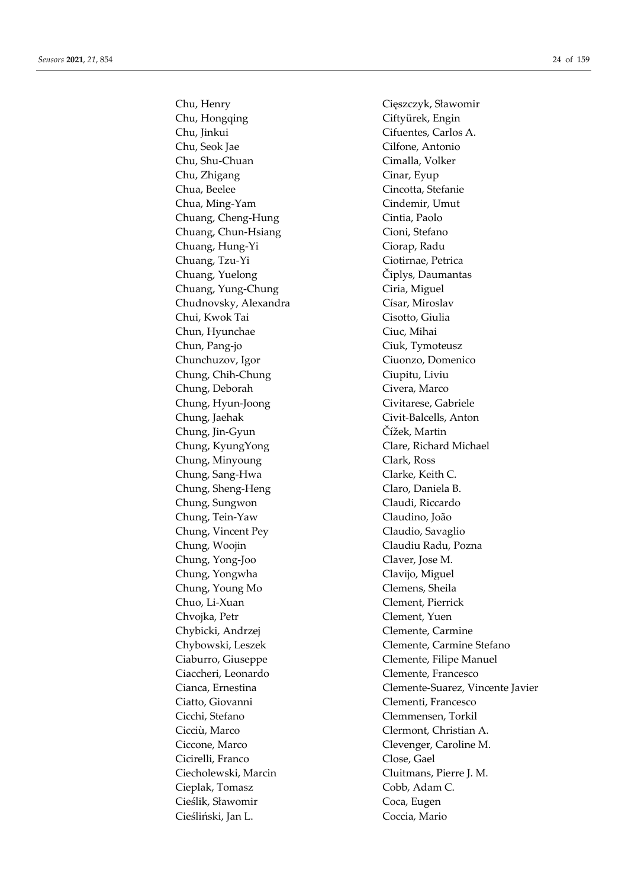Chu, Henry
Chu, Hongqing
Chu, Jinkui
Chu, Seok Jae
Chu, Shu-Chuan
Chu, Zhigang
Chua, Beelee
Chua, Ming-Yam
Chuang, Cheng-Hung
Chuang, Chun-Hsiang
Chuang, Hung-Yi
Chuang, Tzu-Yi
Chuang, Yuelong
Chuang, Yung-Chung
Chudnovsky, Alexandra
Chui, Kwok Tai
Chun, Hyunchae
Chun, Pang-jo
Chunchuzov, Igor
Chung, Chih-Chung
Chung, Deborah
Chung, Hyun-Joong
Chung, Jaehak
Chung, Jin-Gyun
Chung, KyungYong
Chung, Minyoung
Chung, Sang-Hwa
Chung, Sheng-Heng
Chung, Sungwon
Chung, Tein-Yaw
Chung, Vincent Pey
Chung, Woojin
Chung, Yong-Joo
Chung, Yongwha
Chung, Young Mo
Chuo, Li-Xuan
Chvojka, Petr
Chybicki, Andrzej
Chybowski, Leszek
Ciaburro, Giuseppe
Ciaccheri, Leonardo
Cianca, Ernestina
Ciatto, Giovanni
Cicchi, Stefano
Cicciù, Marco
Ciccone, Marco
Cicirelli, Franco
Ciecholewski, Marcin
Cieplak, Tomasz
Cieślik, Sławomir
Cieśliński, Jan L.
Cięszczyk, Sławomir
Ciftyürek, Engin
Cifuentes, Carlos A.
Cilfone, Antonio
Cimalla, Volker
Cinar, Eyup
Cincotta, Stefanie
Cindemir, Umut
Cintia, Paolo
Cioni, Stefano
Ciorap, Radu
Ciotirnae, Petrica
Čiplys, Daumantas
Ciria, Miguel
Císar, Miroslav
Cisotto, Giulia
Ciuc, Mihai
Ciuk, Tymoteusz
Ciuonzo, Domenico
Ciupitu, Liviu
Civera, Marco
Civitarese, Gabriele
Civit-Balcells, Anton
Čížek, Martin
Clare, Richard Michael
Clark, Ross
Clarke, Keith C.
Claro, Daniela B.
Claudi, Riccardo
Claudino, João
Claudio, Savaglio
Claudiu Radu, Pozna
Claver, Jose M.
Clavijo, Miguel
Clemens, Sheila
Clement, Pierrick
Clement, Yuen
Clemente, Carmine
Clemente, Carmine Stefano
Clemente, Filipe Manuel
Clemente, Francesco
Clemente-Suarez, Vincente Javier
Clementi, Francesco
Clemmensen, Torkil
Clermont, Christian A.
Clevenger, Caroline M.
Close, Gael
Cluitmans, Pierre J. M.
Cobb, Adam C.
Coca, Eugen
Coccia, Mario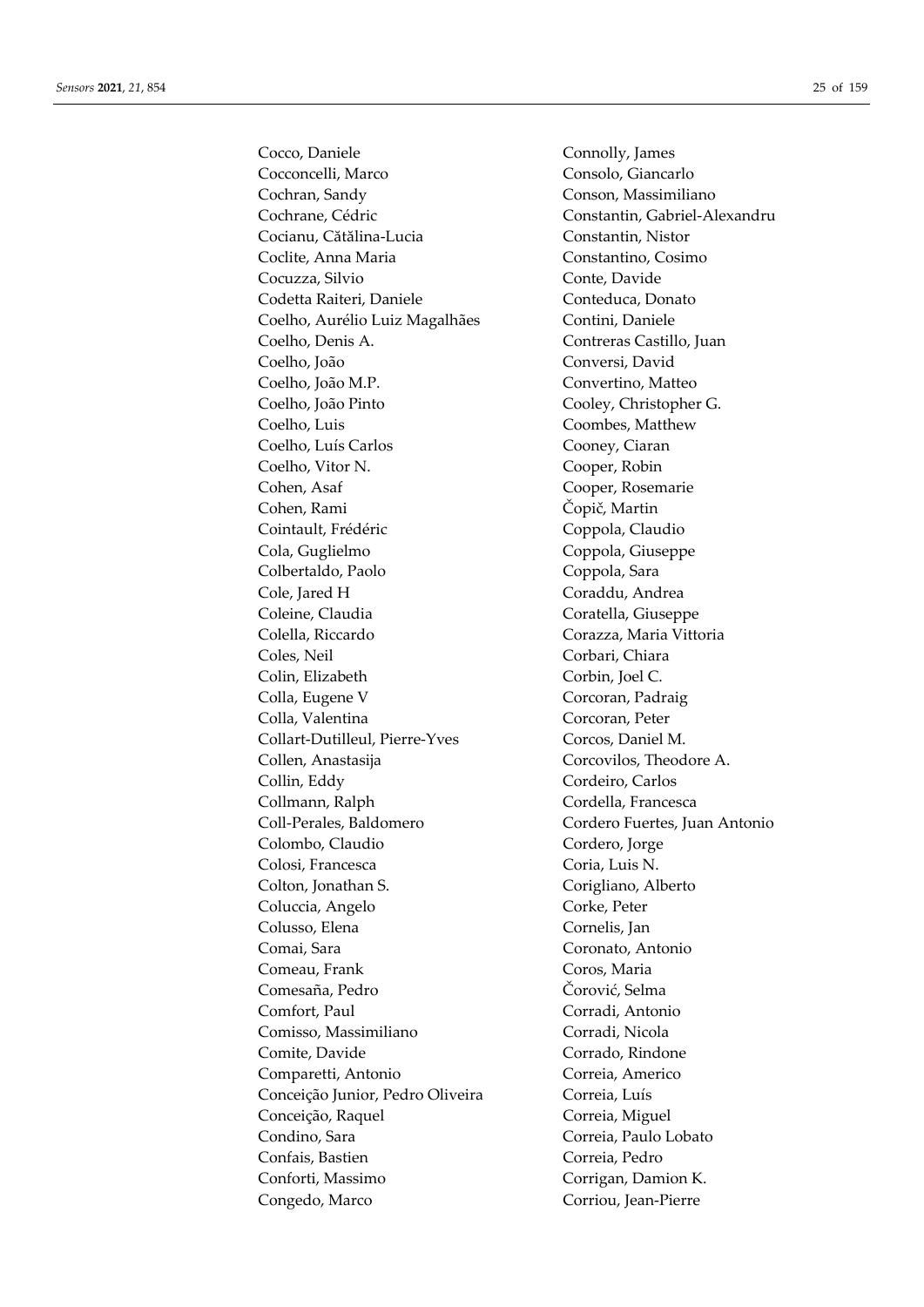Cocco, Daniele
Cocconcelli, Marco
Cochran, Sandy
Cochrane, Cédric
Cocianu, Cătălina-Lucia
Coclite, Anna Maria
Cocuzza, Silvio
Codetta Raiteri, Daniele
Coelho, Aurélio Luiz Magalhães
Coelho, Denis A.
Coelho, João
Coelho, João M.P.
Coelho, João Pinto
Coelho, Luis
Coelho, Luís Carlos
Coelho, Vitor N.
Cohen, Asaf
Cohen, Rami
Cointault, Frédéric
Cola, Guglielmo
Colbertaldo, Paolo
Cole, Jared H
Coleine, Claudia
Colella, Riccardo
Coles, Neil
Colin, Elizabeth
Colla, Eugene V
Colla, Valentina
Collart-Dutilleul, Pierre-Yves
Collen, Anastasija
Collin, Eddy
Collmann, Ralph
Coll-Perales, Baldomero
Colombo, Claudio
Colosi, Francesca
Colton, Jonathan S.
Coluccia, Angelo
Colusso, Elena
Comai, Sara
Comeau, Frank
Comesaña, Pedro
Comfort, Paul
Comisso, Massimiliano
Comite, Davide
Comparetti, Antonio
Conceição Junior, Pedro Oliveira
Conceição, Raquel
Condino, Sara
Confais, Bastien
Conforti, Massimo
Congedo, Marco
Connolly, James
Consolo, Giancarlo
Conson, Massimiliano
Constantin, Gabriel-Alexandru
Constantin, Nistor
Constantino, Cosimo
Conte, Davide
Conteduca, Donato
Contini, Daniele
Contreras Castillo, Juan
Conversi, David
Convertino, Matteo
Cooley, Christopher G.
Coombes, Matthew
Cooney, Ciaran
Cooper, Robin
Cooper, Rosemarie
Čopič, Martin
Coppola, Claudio
Coppola, Giuseppe
Coppola, Sara
Coraddu, Andrea
Coratella, Giuseppe
Corazza, Maria Vittoria
Corbari, Chiara
Corbin, Joel C.
Corcoran, Padraig
Corcoran, Peter
Corcos, Daniel M.
Corcovilos, Theodore A.
Cordeiro, Carlos
Cordella, Francesca
Cordero Fuertes, Juan Antonio
Cordero, Jorge
Coria, Luis N.
Corigliano, Alberto
Corke, Peter
Cornelis, Jan
Coronato, Antonio
Coros, Maria
Čorović, Selma
Corradi, Antonio
Corradi, Nicola
Corrado, Rindone
Correia, Americo
Correia, Luís
Correia, Miguel
Correia, Paulo Lobato
Correia, Pedro
Corrigan, Damion K.
Corriou, Jean-Pierre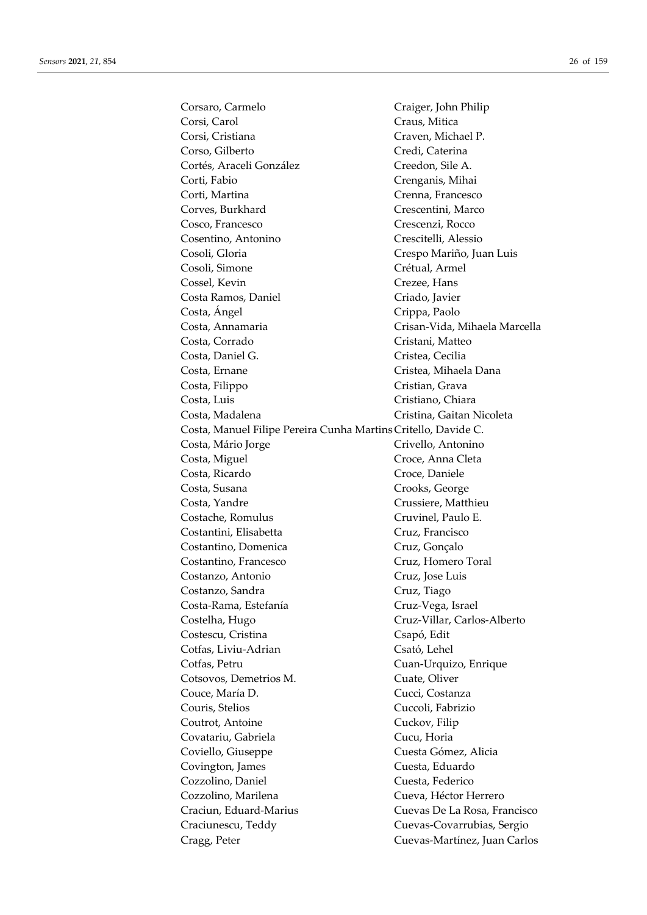Corsaro, Carmelo
Corsi, Carol
Corsi, Cristiana
Corso, Gilberto
Cortés, Araceli González
Corti, Fabio
Corti, Martina
Corves, Burkhard
Cosco, Francesco
Cosentino, Antonino
Cosoli, Gloria
Cosoli, Simone
Cossel, Kevin
Costa Ramos, Daniel
Costa, Ángel
Costa, Annamaria
Costa, Corrado
Costa, Daniel G.
Costa, Ernane
Costa, Filippo
Costa, Luis
Costa, Madalena
Costa, Manuel Filipe Pereira Cunha Martins
Costa, Mário Jorge
Costa, Miguel
Costa, Ricardo
Costa, Susana
Costa, Yandre
Costache, Romulus
Costantini, Elisabetta
Costantino, Domenica
Costantino, Francesco
Costanzo, Antonio
Costanzo, Sandra
Costa-Rama, Estefanía
Costelha, Hugo
Costescu, Cristina
Cotfas, Liviu-Adrian
Cotfas, Petru
Cotsovos, Demetrios M.
Couce, María D.
Couris, Stelios
Coutrot, Antoine
Covatariu, Gabriela
Coviello, Giuseppe
Covington, James
Cozzolino, Daniel
Cozzolino, Marilena
Craciun, Eduard-Marius
Craciunescu, Teddy
Cragg, Peter
Craiger, John Philip
Craus, Mitica
Craven, Michael P.
Credi, Caterina
Creedon, Sile A.
Crenganis, Mihai
Crenna, Francesco
Crescentini, Marco
Crescenzi, Rocco
Crescitelli, Alessio
Crespo Mariño, Juan Luis
Crétual, Armel
Crezee, Hans
Criado, Javier
Crippa, Paolo
Crisan-Vida, Mihaela Marcella
Cristani, Matteo
Cristea, Cecilia
Cristea, Mihaela Dana
Cristian, Grava
Cristiano, Chiara
Cristina, Gaitan Nicoleta
Critello, Davide C.
Crivello, Antonino
Croce, Anna Cleta
Croce, Daniele
Crooks, George
Crussiere, Matthieu
Cruvinel, Paulo E.
Cruz, Francisco
Cruz, Gonçalo
Cruz, Homero Toral
Cruz, Jose Luis
Cruz, Tiago
Cruz-Vega, Israel
Cruz-Villar, Carlos-Alberto
Csapó, Edit
Csató, Lehel
Cuan-Urquizo, Enrique
Cuate, Oliver
Cucci, Costanza
Cuccoli, Fabrizio
Cuckov, Filip
Cucu, Horia
Cuesta Gómez, Alicia
Cuesta, Eduardo
Cuesta, Federico
Cueva, Héctor Herrero
Cuevas De La Rosa, Francisco
Cuevas-Covarrubias, Sergio
Cuevas-Martínez, Juan Carlos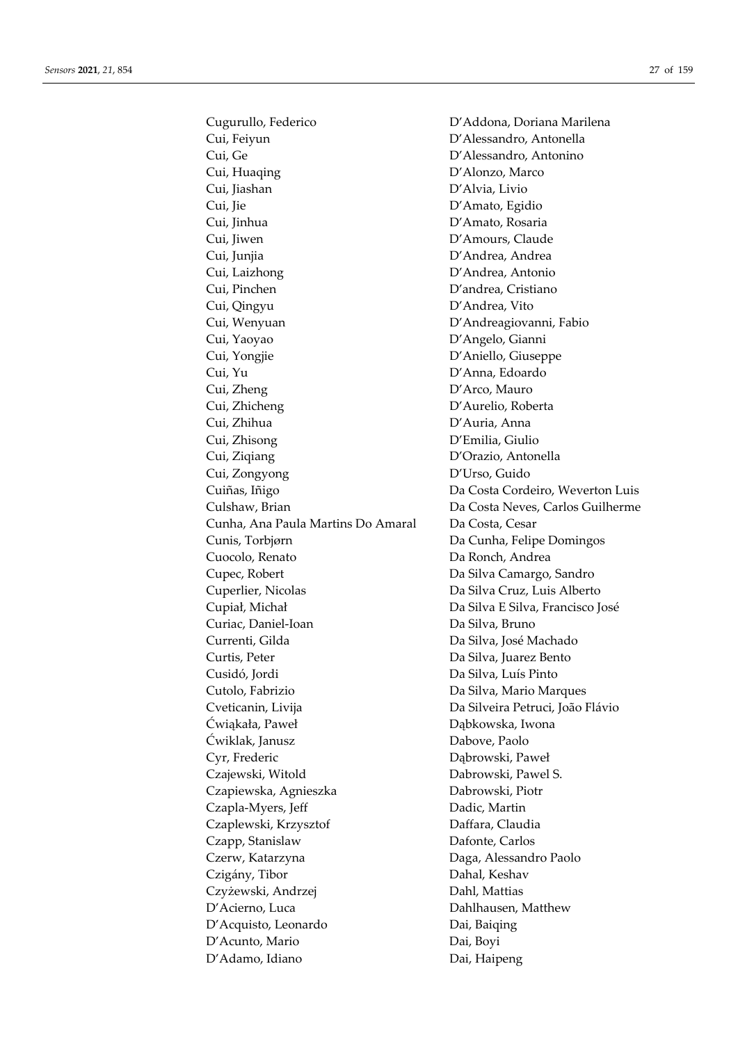Cugurullo, Federico
Cui, Feiyun
Cui, Ge
Cui, Huaqing
Cui, Jiashan
Cui, Jie
Cui, Jinhua
Cui, Jiwen
Cui, Junjia
Cui, Laizhong
Cui, Pinchen
Cui, Qingyu
Cui, Wenyuan
Cui, Yaoyao
Cui, Yongjie
Cui, Yu
Cui, Zheng
Cui, Zhicheng
Cui, Zhihua
Cui, Zhisong
Cui, Ziqiang
Cui, Zongyong
Cuiñas, Iñigo
Culshaw, Brian
Cunha, Ana Paula Martins Do Amaral
Cunis, Torbjørn
Cuocolo, Renato
Cupec, Robert
Cuperlier, Nicolas
Cupiał, Michał
Curiac, Daniel-Ioan
Currenti, Gilda
Curtis, Peter
Cusidó, Jordi
Cutolo, Fabrizio
Cveticanin, Livija
Ćwiąkała, Paweł
Ćwiklak, Janusz
Cyr, Frederic
Czajewski, Witold
Czapiewska, Agnieszka
Czapla-Myers, Jeff
Czaplewski, Krzysztof
Czapp, Stanislaw
Czerw, Katarzyna
Czigány, Tibor
Czyżewski, Andrzej
D'Acierno, Luca
D'Acquisto, Leonardo
D'Acunto, Mario
D'Adamo, Idiano
D'Addona, Doriana Marilena
D'Alessandro, Antonella
D'Alessandro, Antonino
D'Alonzo, Marco
D'Alvia, Livio
D'Amato, Egidio
D'Amato, Rosaria
D'Amours, Claude
D'Andrea, Andrea
D'Andrea, Antonio
D'andrea, Cristiano
D'Andrea, Vito
D'Andreagiovanni, Fabio
D'Angelo, Gianni
D'Aniello, Giuseppe
D'Anna, Edoardo
D'Arco, Mauro
D'Aurelio, Roberta
D'Auria, Anna
D'Emilia, Giulio
D'Orazio, Antonella
D'Urso, Guido
Da Costa Cordeiro, Weverton Luis
Da Costa Neves, Carlos Guilherme
Da Costa, Cesar
Da Cunha, Felipe Domingos
Da Ronch, Andrea
Da Silva Camargo, Sandro
Da Silva Cruz, Luis Alberto
Da Silva E Silva, Francisco José
Da Silva, Bruno
Da Silva, José Machado
Da Silva, Juarez Bento
Da Silva, Luís Pinto
Da Silva, Mario Marques
Da Silveira Petruci, João Flávio
Dąbkowska, Iwona
Dabove, Paolo
Dąbrowski, Paweł
Dabrowski, Pawel S.
Dabrowski, Piotr
Dadic, Martin
Daffara, Claudia
Dafonte, Carlos
Daga, Alessandro Paolo
Dahal, Keshav
Dahl, Mattias
Dahlhausen, Matthew
Dai, Baiqing
Dai, Boyi
Dai, Haipeng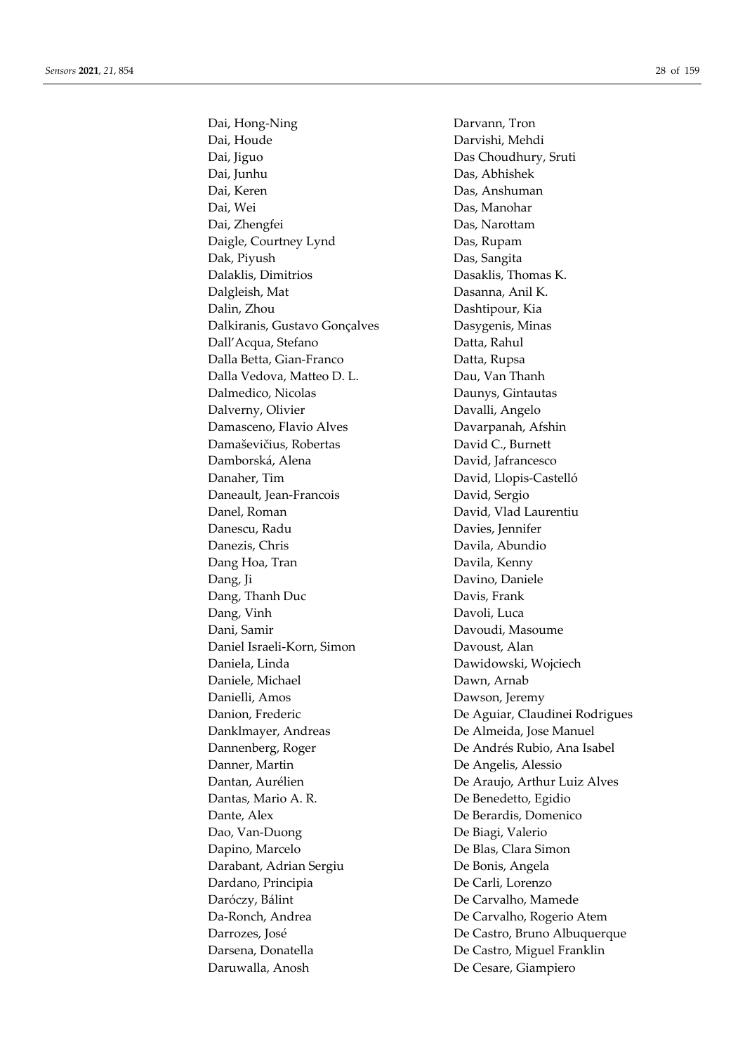Dai, Hong-Ning
Dai, Houde
Dai, Jiguo
Dai, Junhu
Dai, Keren
Dai, Wei
Dai, Zhengfei
Daigle, Courtney Lynd
Dak, Piyush
Dalaklis, Dimitrios
Dalgleish, Mat
Dalin, Zhou
Dalkiranis, Gustavo Gonçalves
Dall'Acqua, Stefano
Dalla Betta, Gian-Franco
Dalla Vedova, Matteo D. L.
Dalmedico, Nicolas
Dalverny, Olivier
Damasceno, Flavio Alves
Damaševičius, Robertas
Damborská, Alena
Danaher, Tim
Daneault, Jean-Francois
Danel, Roman
Danescu, Radu
Danezis, Chris
Dang Hoa, Tran
Dang, Ji
Dang, Thanh Duc
Dang, Vinh
Dani, Samir
Daniel Israeli-Korn, Simon
Daniela, Linda
Daniele, Michael
Danielli, Amos
Danion, Frederic
Danklmayer, Andreas
Dannenberg, Roger
Danner, Martin
Dantan, Aurélien
Dantas, Mario A. R.
Dante, Alex
Dao, Van-Duong
Dapino, Marcelo
Darabant, Adrian Sergiu
Dardano, Principia
Daróczy, Bálint
Da-Ronch, Andrea
Darrozes, José
Darsena, Donatella
Daruwalla, Anosh
Darvann, Tron
Darvishi, Mehdi
Das Choudhury, Sruti
Das, Abhishek
Das, Anshuman
Das, Manohar
Das, Narottam
Das, Rupam
Das, Sangita
Dasaklis, Thomas K.
Dasanna, Anil K.
Dashtipour, Kia
Dasygenis, Minas
Datta, Rahul
Datta, Rupsa
Dau, Van Thanh
Daunys, Gintautas
Davalli, Angelo
Davarpanah, Afshin
David C., Burnett
David, Jafrancesco
David, Llopis-Castelló
David, Sergio
David, Vlad Laurentiu
Davies, Jennifer
Davila, Abundio
Davila, Kenny
Davino, Daniele
Davis, Frank
Davoli, Luca
Davoudi, Masoume
Davoust, Alan
Dawidowski, Wojciech
Dawn, Arnab
Dawson, Jeremy
De Aguiar, Claudinei Rodrigues
De Almeida, Jose Manuel
De Andrés Rubio, Ana Isabel
De Angelis, Alessio
De Araujo, Arthur Luiz Alves
De Benedetto, Egidio
De Berardis, Domenico
De Biagi, Valerio
De Blas, Clara Simon
De Bonis, Angela
De Carli, Lorenzo
De Carvalho, Mamede
De Carvalho, Rogerio Atem
De Castro, Bruno Albuquerque
De Castro, Miguel Franklin
De Cesare, Giampiero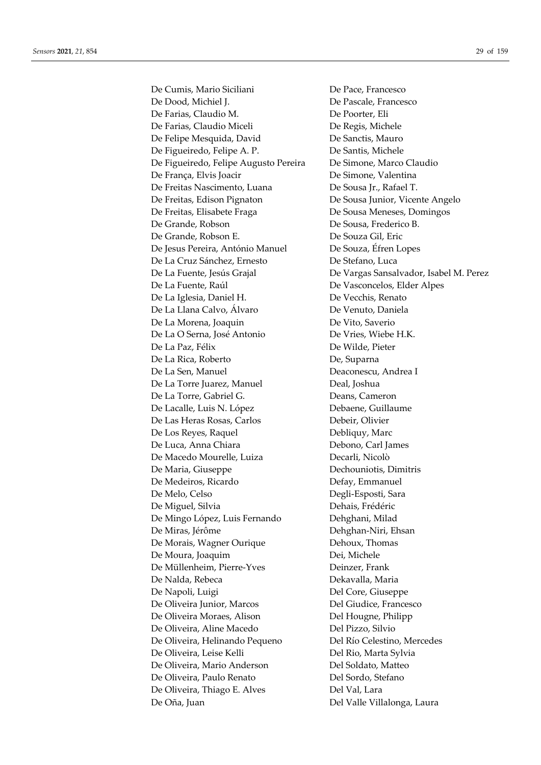De Cumis, Mario Siciliani
De Dood, Michiel J.
De Farias, Claudio M.
De Farias, Claudio Miceli
De Felipe Mesquida, David
De Figueiredo, Felipe A. P.
De Figueiredo, Felipe Augusto Pereira
De França, Elvis Joacir
De Freitas Nascimento, Luana
De Freitas, Edison Pignaton
De Freitas, Elisabete Fraga
De Grande, Robson
De Grande, Robson E.
De Jesus Pereira, António Manuel
De La Cruz Sánchez, Ernesto
De La Fuente, Jesús Grajal
De La Fuente, Raúl
De La Iglesia, Daniel H.
De La Llana Calvo, Álvaro
De La Morena, Joaquin
De La O Serna, José Antonio
De La Paz, Félix
De La Rica, Roberto
De La Sen, Manuel
De La Torre Juarez, Manuel
De La Torre, Gabriel G.
De Lacalle, Luis N. López
De Las Heras Rosas, Carlos
De Los Reyes, Raquel
De Luca, Anna Chiara
De Macedo Mourelle, Luiza
De Maria, Giuseppe
De Medeiros, Ricardo
De Melo, Celso
De Miguel, Silvia
De Mingo López, Luis Fernando
De Miras, Jérôme
De Morais, Wagner Ourique
De Moura, Joaquim
De Müllenheim, Pierre-Yves
De Nalda, Rebeca
De Napoli, Luigi
De Oliveira Junior, Marcos
De Oliveira Moraes, Alison
De Oliveira, Aline Macedo
De Oliveira, Helinando Pequeno
De Oliveira, Leise Kelli
De Oliveira, Mario Anderson
De Oliveira, Paulo Renato
De Oliveira, Thiago E. Alves
De Oña, Juan
De Pace, Francesco
De Pascale, Francesco
De Poorter, Eli
De Regis, Michele
De Sanctis, Mauro
De Santis, Michele
De Simone, Marco Claudio
De Simone, Valentina
De Sousa Jr., Rafael T.
De Sousa Junior, Vicente Angelo
De Sousa Meneses, Domingos
De Sousa, Frederico B.
De Souza Gil, Eric
De Souza, Éfren Lopes
De Stefano, Luca
De Vargas Sansalvador, Isabel M. Perez
De Vasconcelos, Elder Alpes
De Vecchis, Renato
De Venuto, Daniela
De Vito, Saverio
De Vries, Wiebe H.K.
De Wilde, Pieter
De, Suparna
Deaconescu, Andrea I
Deal, Joshua
Deans, Cameron
Debaene, Guillaume
Debeir, Olivier
Debliquy, Marc
Debono, Carl James
Decarli, Nicolò
Dechouniotis, Dimitris
Defay, Emmanuel
Degli-Esposti, Sara
Dehais, Frédéric
Dehghani, Milad
Dehghan-Niri, Ehsan
Dehoux, Thomas
Dei, Michele
Deinzer, Frank
Dekavalla, Maria
Del Core, Giuseppe
Del Giudice, Francesco
Del Hougne, Philipp
Del Pizzo, Silvio
Del Río Celestino, Mercedes
Del Rio, Marta Sylvia
Del Soldato, Matteo
Del Sordo, Stefano
Del Val, Lara
Del Valle Villalonga, Laura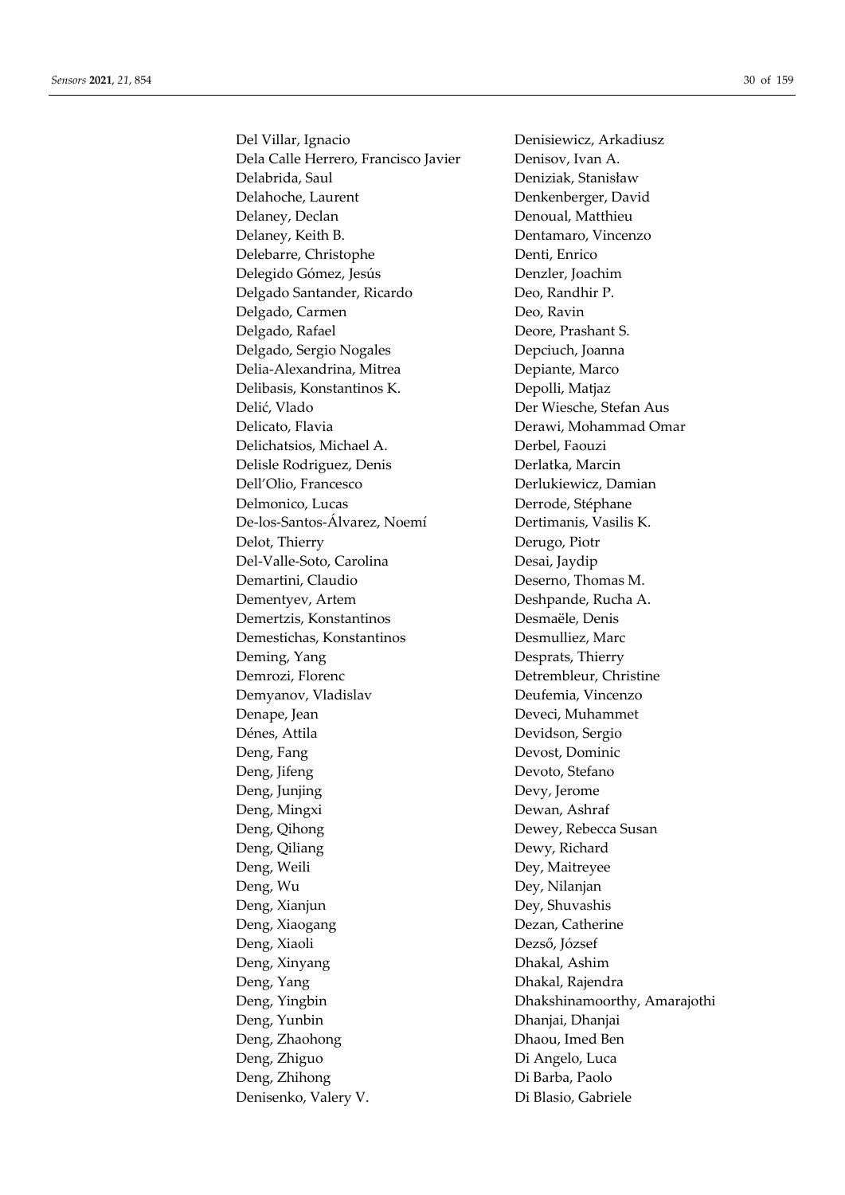Del Villar, Ignacio
Dela Calle Herrero, Francisco Javier
Delabrida, Saul
Delahoche, Laurent
Delaney, Declan
Delaney, Keith B.
Delebarre, Christophe
Delegido Gómez, Jesús
Delgado Santander, Ricardo
Delgado, Carmen
Delgado, Rafael
Delgado, Sergio Nogales
Delia-Alexandrina, Mitrea
Delibasis, Konstantinos K.
Delić, Vlado
Delicato, Flavia
Delichatsios, Michael A.
Delisle Rodriguez, Denis
Dell'Olio, Francesco
Delmonico, Lucas
De-los-Santos-Álvarez, Noemí
Delot, Thierry
Del-Valle-Soto, Carolina
Demartini, Claudio
Dementyev, Artem
Demertzis, Konstantinos
Demestichas, Konstantinos
Deming, Yang
Demrozi, Florenc
Demyanov, Vladislav
Denape, Jean
Dénes, Attila
Deng, Fang
Deng, Jifeng
Deng, Junjing
Deng, Mingxi
Deng, Qihong
Deng, Qiliang
Deng, Weili
Deng, Wu
Deng, Xianjun
Deng, Xiaogang
Deng, Xiaoli
Deng, Xinyang
Deng, Yang
Deng, Yingbin
Deng, Yunbin
Deng, Zhaohong
Deng, Zhiguo
Deng, Zhihong
Denisenko, Valery V.
Denisiewicz, Arkadiusz
Denisov, Ivan A.
Deniziak, Stanisław
Denkenberger, David
Denoual, Matthieu
Dentamaro, Vincenzo
Denti, Enrico
Denzler, Joachim
Deo, Randhir P.
Deo, Ravin
Deore, Prashant S.
Depciuch, Joanna
Depiante, Marco
Depolli, Matjaz
Der Wiesche, Stefan Aus
Derawi, Mohammad Omar
Derbel, Faouzi
Derlatka, Marcin
Derlukiewicz, Damian
Derrode, Stéphane
Dertimanis, Vasilis K.
Derugo, Piotr
Desai, Jaydip
Deserno, Thomas M.
Deshpande, Rucha A.
Desmaële, Denis
Desmulliez, Marc
Desprats, Thierry
Detrembleur, Christine
Deufemia, Vincenzo
Deveci, Muhammet
Devidson, Sergio
Devost, Dominic
Devoto, Stefano
Devy, Jerome
Dewan, Ashraf
Dewey, Rebecca Susan
Dewy, Richard
Dey, Maitreyee
Dey, Nilanjan
Dey, Shuvashis
Dezan, Catherine
Dezső, József
Dhakal, Ashim
Dhakal, Rajendra
Dhakshinamoorthy, Amarajothi
Dhanjai, Dhanjai
Dhaou, Imed Ben
Di Angelo, Luca
Di Barba, Paolo
Di Blasio, Gabriele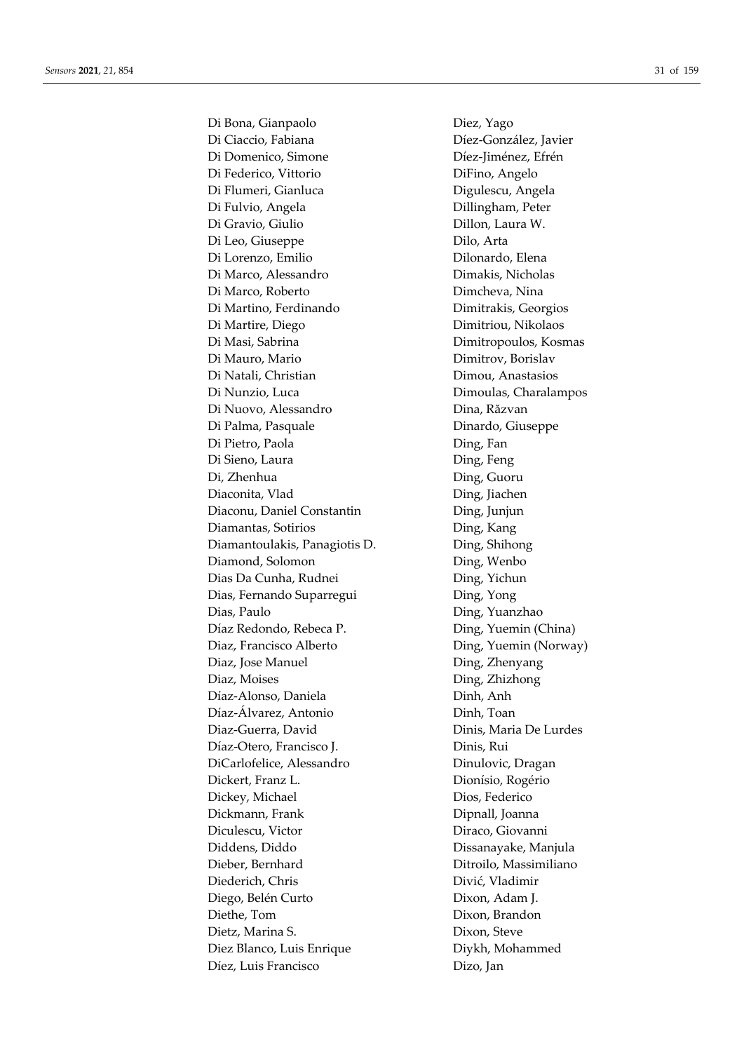Di Bona, Gianpaolo
Di Ciaccio, Fabiana
Di Domenico, Simone
Di Federico, Vittorio
Di Flumeri, Gianluca
Di Fulvio, Angela
Di Gravio, Giulio
Di Leo, Giuseppe
Di Lorenzo, Emilio
Di Marco, Alessandro
Di Marco, Roberto
Di Martino, Ferdinando
Di Martire, Diego
Di Masi, Sabrina
Di Mauro, Mario
Di Natali, Christian
Di Nunzio, Luca
Di Nuovo, Alessandro
Di Palma, Pasquale
Di Pietro, Paola
Di Sieno, Laura
Di, Zhenhua
Diaconita, Vlad
Diaconu, Daniel Constantin
Diamantas, Sotirios
Diamantoulakis, Panagiotis D.
Diamond, Solomon
Dias Da Cunha, Rudnei
Dias, Fernando Suparregui
Dias, Paulo
Díaz Redondo, Rebeca P.
Diaz, Francisco Alberto
Diaz, Jose Manuel
Diaz, Moises
Díaz-Alonso, Daniela
Díaz-Álvarez, Antonio
Diaz-Guerra, David
Díaz-Otero, Francisco J.
DiCarlofelice, Alessandro
Dickert, Franz L.
Dickey, Michael
Dickmann, Frank
Diculescu, Victor
Diddens, Diddo
Dieber, Bernhard
Diederich, Chris
Diego, Belén Curto
Diethe, Tom
Dietz, Marina S.
Diez Blanco, Luis Enrique
Díez, Luis Francisco
Diez, Yago
Díez-González, Javier
Díez-Jiménez, Efrén
DiFino, Angelo
Digulescu, Angela
Dillingham, Peter
Dillon, Laura W.
Dilo, Arta
Dilonardo, Elena
Dimakis, Nicholas
Dimcheva, Nina
Dimitrakis, Georgios
Dimitriou, Nikolaos
Dimitropoulos, Kosmas
Dimitrov, Borislav
Dimou, Anastasios
Dimoulas, Charalampos
Dina, Răzvan
Dinardo, Giuseppe
Ding, Fan
Ding, Feng
Ding, Guoru
Ding, Jiachen
Ding, Junjun
Ding, Kang
Ding, Shihong
Ding, Wenbo
Ding, Yichun
Ding, Yong
Ding, Yuanzhao
Ding, Yuemin (China)
Ding, Yuemin (Norway)
Ding, Zhenyang
Ding, Zhizhong
Dinh, Anh
Dinh, Toan
Dinis, Maria De Lurdes
Dinis, Rui
Dinulovic, Dragan
Dionísio, Rogério
Dios, Federico
Dipnall, Joanna
Diraco, Giovanni
Dissanayake, Manjula
Ditroilo, Massimiliano
Divić, Vladimir
Dixon, Adam J.
Dixon, Brandon
Dixon, Steve
Diykh, Mohammed
Dizo, Jan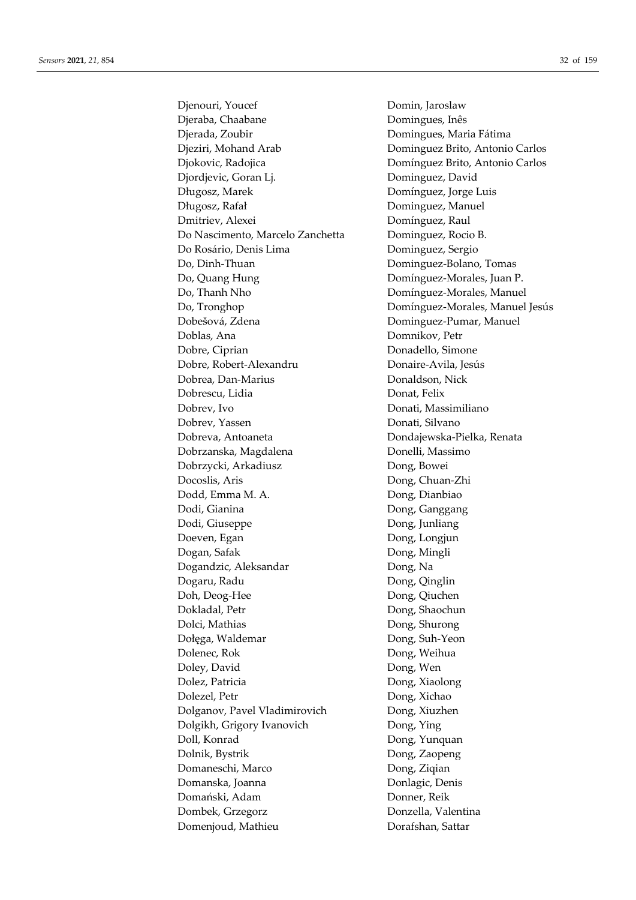Djenouri, Youcef
Djeraba, Chaabane
Djerada, Zoubir
Djeziri, Mohand Arab
Djokovic, Radojica
Djordjevic, Goran Lj.
Długosz, Marek
Długosz, Rafał
Dmitriev, Alexei
Do Nascimento, Marcelo Zanchetta
Do Rosário, Denis Lima
Do, Dinh-Thuan
Do, Quang Hung
Do, Thanh Nho
Do, Tronghop
Dobešová, Zdena
Doblas, Ana
Dobre, Ciprian
Dobre, Robert-Alexandru
Dobrea, Dan-Marius
Dobrescu, Lidia
Dobrev, Ivo
Dobrev, Yassen
Dobreva, Antoaneta
Dobrzanska, Magdalena
Dobrzycki, Arkadiusz
Docoslis, Aris
Dodd, Emma M. A.
Dodi, Gianina
Dodi, Giuseppe
Doeven, Egan
Dogan, Safak
Dogandzic, Aleksandar
Dogaru, Radu
Doh, Deog-Hee
Dokladal, Petr
Dolci, Mathias
Dołęga, Waldemar
Dolenec, Rok
Doley, David
Dolez, Patricia
Dolezel, Petr
Dolganov, Pavel Vladimirovich
Dolgikh, Grigory Ivanovich
Doll, Konrad
Dolnik, Bystrik
Domaneschi, Marco
Domanska, Joanna
Domański, Adam
Dombek, Grzegorz
Domenjoud, Mathieu
Domin, Jaroslaw
Domingues, Inês
Domingues, Maria Fátima
Dominguez Brito, Antonio Carlos
Domínguez Brito, Antonio Carlos
Dominguez, David
Domínguez, Jorge Luis
Dominguez, Manuel
Domínguez, Raul
Dominguez, Rocio B.
Dominguez, Sergio
Dominguez-Bolano, Tomas
Domínguez-Morales, Juan P.
Domínguez-Morales, Manuel
Domínguez-Morales, Manuel Jesús
Dominguez-Pumar, Manuel
Domnikov, Petr
Donadello, Simone
Donaire-Avila, Jesús
Donaldson, Nick
Donat, Felix
Donati, Massimiliano
Donati, Silvano
Dondajewska-Pielka, Renata
Donelli, Massimo
Dong, Bowei
Dong, Chuan-Zhi
Dong, Dianbiao
Dong, Ganggang
Dong, Junliang
Dong, Longjun
Dong, Mingli
Dong, Na
Dong, Qinglin
Dong, Qiuchen
Dong, Shaochun
Dong, Shurong
Dong, Suh-Yeon
Dong, Weihua
Dong, Wen
Dong, Xiaolong
Dong, Xichao
Dong, Xiuzhen
Dong, Ying
Dong, Yunquan
Dong, Zaopeng
Dong, Ziqian
Donlagic, Denis
Donner, Reik
Donzella, Valentina
Dorafshan, Sattar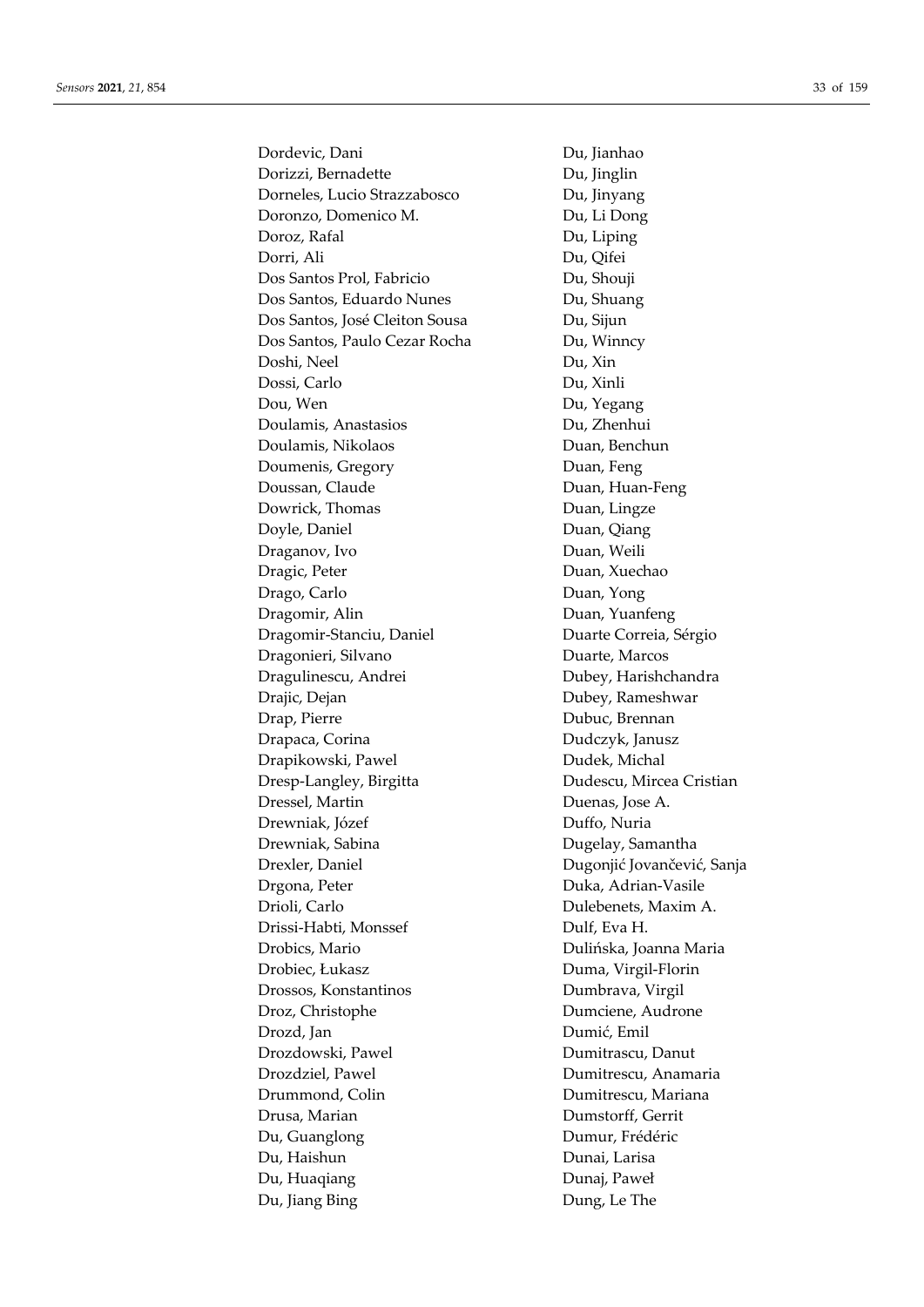Dordevic, Dani
Dorizzi, Bernadette
Dorneles, Lucio Strazzabosco
Doronzo, Domenico M.
Doroz, Rafal
Dorri, Ali
Dos Santos Prol, Fabricio
Dos Santos, Eduardo Nunes
Dos Santos, José Cleiton Sousa
Dos Santos, Paulo Cezar Rocha
Doshi, Neel
Dossi, Carlo
Dou, Wen
Doulamis, Anastasios
Doulamis, Nikolaos
Doumenis, Gregory
Doussan, Claude
Dowrick, Thomas
Doyle, Daniel
Draganov, Ivo
Dragic, Peter
Drago, Carlo
Dragomir, Alin
Dragomir-Stanciu, Daniel
Dragonieri, Silvano
Dragulinescu, Andrei
Drajic, Dejan
Drap, Pierre
Drapaca, Corina
Drapikowski, Pawel
Dresp-Langley, Birgitta
Dressel, Martin
Drewniak, Józef
Drewniak, Sabina
Drexler, Daniel
Drgona, Peter
Drioli, Carlo
Drissi-Habti, Monssef
Drobics, Mario
Drobiec, Łukasz
Drossos, Konstantinos
Droz, Christophe
Drozd, Jan
Drozdowski, Pawel
Drozdziel, Pawel
Drummond, Colin
Drusa, Marian
Du, Guanglong
Du, Haishun
Du, Huaqiang
Du, Jiang Bing
Du, Jianhao
Du, Jinglin
Du, Jinyang
Du, Li Dong
Du, Liping
Du, Qifei
Du, Shouji
Du, Shuang
Du, Sijun
Du, Winncy
Du, Xin
Du, Xinli
Du, Yegang
Du, Zhenhui
Duan, Benchun
Duan, Feng
Duan, Huan-Feng
Duan, Lingze
Duan, Qiang
Duan, Weili
Duan, Xuechao
Duan, Yong
Duan, Yuanfeng
Duarte Correia, Sérgio
Duarte, Marcos
Dubey, Harishchandra
Dubey, Rameshwar
Dubuc, Brennan
Dudczyk, Janusz
Dudek, Michal
Dudescu, Mircea Cristian
Duenas, Jose A.
Duffo, Nuria
Dugelay, Samantha
Dugonjić Jovančević, Sanja
Duka, Adrian-Vasile
Dulebenets, Maxim A.
Dulf, Eva H.
Dulińska, Joanna Maria
Duma, Virgil-Florin
Dumbrava, Virgil
Dumciene, Audrone
Dumić, Emil
Dumitrascu, Danut
Dumitrescu, Anamaria
Dumitrescu, Mariana
Dumstorff, Gerrit
Dumur, Frédéric
Dunai, Larisa
Dunaj, Paweł
Dung, Le The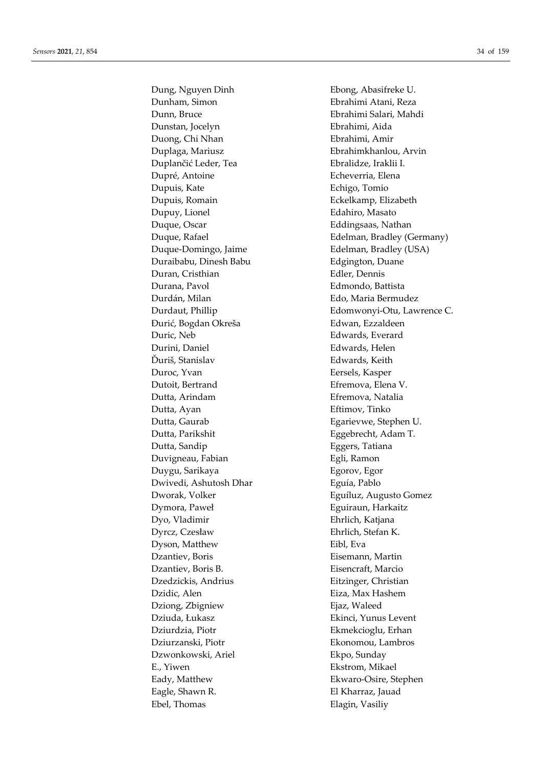Dung, Nguyen Dinh
Dunham, Simon
Dunn, Bruce
Dunstan, Jocelyn
Duong, Chi Nhan
Duplaga, Mariusz
Duplančić Leder, Tea
Dupré, Antoine
Dupuis, Kate
Dupuis, Romain
Dupuy, Lionel
Duque, Oscar
Duque, Rafael
Duque-Domingo, Jaime
Duraibabu, Dinesh Babu
Duran, Cristhian
Durana, Pavol
Durdán, Milan
Durdaut, Phillip
Đurić, Bogdan Okreša
Duric, Neb
Durini, Daniel
Ďuriš, Stanislav
Duroc, Yvan
Dutoit, Bertrand
Dutta, Arindam
Dutta, Ayan
Dutta, Gaurab
Dutta, Parikshit
Dutta, Sandip
Duvigneau, Fabian
Duygu, Sarikaya
Dwivedi, Ashutosh Dhar
Dworak, Volker
Dymora, Paweł
Dyo, Vladimir
Dyrcz, Czesław
Dyson, Matthew
Dzantiev, Boris
Dzantiev, Boris B.
Dzedzickis, Andrius
Dzidic, Alen
Dziong, Zbigniew
Dziuda, Łukasz
Dziurdzia, Piotr
Dziurzanski, Piotr
Dzwonkowski, Ariel
E., Yiwen
Eady, Matthew
Eagle, Shawn R.
Ebel, Thomas
Ebong, Abasifreke U.
Ebrahimi Atani, Reza
Ebrahimi Salari, Mahdi
Ebrahimi, Aida
Ebrahimi, Amir
Ebrahimkhanlou, Arvin
Ebralidze, Iraklii I.
Echeverria, Elena
Echigo, Tomio
Eckelkamp, Elizabeth
Edahiro, Masato
Eddingsaas, Nathan
Edelman, Bradley (Germany)
Edelman, Bradley (USA)
Edgington, Duane
Edler, Dennis
Edmondo, Battista
Edo, Maria Bermudez
Edomwonyi-Otu, Lawrence C.
Edwan, Ezzaldeen
Edwards, Everard
Edwards, Helen
Edwards, Keith
Eersels, Kasper
Efremova, Elena V.
Efremova, Natalia
Eftimov, Tinko
Egarievwe, Stephen U.
Eggebrecht, Adam T.
Eggers, Tatiana
Egli, Ramon
Egorov, Egor
Eguía, Pablo
Eguíluz, Augusto Gomez
Eguiraun, Harkaitz
Ehrlich, Katjana
Ehrlich, Stefan K.
Eibl, Eva
Eisemann, Martin
Eisencraft, Marcio
Eitzinger, Christian
Eiza, Max Hashem
Ejaz, Waleed
Ekinci, Yunus Levent
Ekmekcioglu, Erhan
Ekonomou, Lambros
Ekpo, Sunday
Ekstrom, Mikael
Ekwaro-Osire, Stephen
El Kharraz, Jauad
Elagin, Vasiliy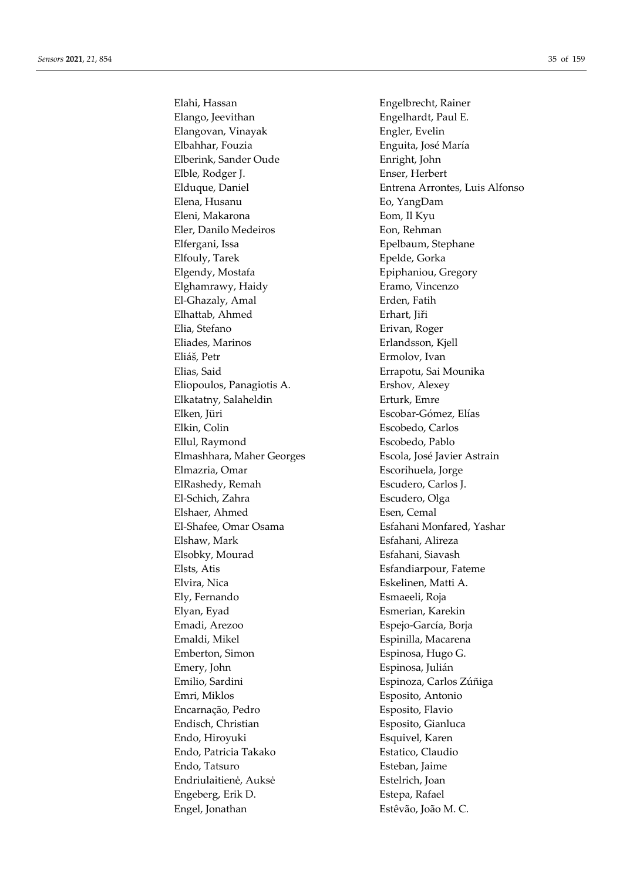Elahi, Hassan
Elango, Jeevithan
Elangovan, Vinayak
Elbahhar, Fouzia
Elberink, Sander Oude
Elble, Rodger J.
Elduque, Daniel
Elena, Husanu
Eleni, Makarona
Eler, Danilo Medeiros
Elfergani, Issa
Elfouly, Tarek
Elgendy, Mostafa
Elghamrawy, Haidy
El-Ghazaly, Amal
Elhattab, Ahmed
Elia, Stefano
Eliades, Marinos
Eliáš, Petr
Elias, Said
Eliopoulos, Panagiotis A.
Elkatatny, Salaheldin
Elken, Jüri
Elkin, Colin
Ellul, Raymond
Elmashhara, Maher Georges
Elmazria, Omar
ElRashedy, Remah
El-Schich, Zahra
Elshaer, Ahmed
El-Shafee, Omar Osama
Elshaw, Mark
Elsobky, Mourad
Elsts, Atis
Elvira, Nica
Ely, Fernando
Elyan, Eyad
Emadi, Arezoo
Emaldi, Mikel
Emberton, Simon
Emery, John
Emilio, Sardini
Emri, Miklos
Encarnação, Pedro
Endisch, Christian
Endo, Hiroyuki
Endo, Patricia Takako
Endo, Tatsuro
Endriulaitienė, Auksė
Engeberg, Erik D.
Engel, Jonathan
Engelbrecht, Rainer
Engelhardt, Paul E.
Engler, Evelin
Enguita, José María
Enright, John
Enser, Herbert
Entrena Arrontes, Luis Alfonso
Eo, YangDam
Eom, Il Kyu
Eon, Rehman
Epelbaum, Stephane
Epelde, Gorka
Epiphaniou, Gregory
Eramo, Vincenzo
Erden, Fatih
Erhart, Jiři
Erivan, Roger
Erlandsson, Kjell
Ermolov, Ivan
Errapotu, Sai Mounika
Ershov, Alexey
Erturk, Emre
Escobar-Gómez, Elías
Escobedo, Carlos
Escobedo, Pablo
Escola, José Javier Astrain
Escorihuela, Jorge
Escudero, Carlos J.
Escudero, Olga
Esen, Cemal
Esfahani Monfared, Yashar
Esfahani, Alireza
Esfahani, Siavash
Esfandiarpour, Fateme
Eskelinen, Matti A.
Esmaeeli, Roja
Esmerian, Karekin
Espejo-García, Borja
Espinilla, Macarena
Espinosa, Hugo G.
Espinosa, Julián
Espinoza, Carlos Zúñiga
Esposito, Antonio
Esposito, Flavio
Esposito, Gianluca
Esquivel, Karen
Estatico, Claudio
Esteban, Jaime
Estelrich, Joan
Estepa, Rafael
Estêvão, João M. C.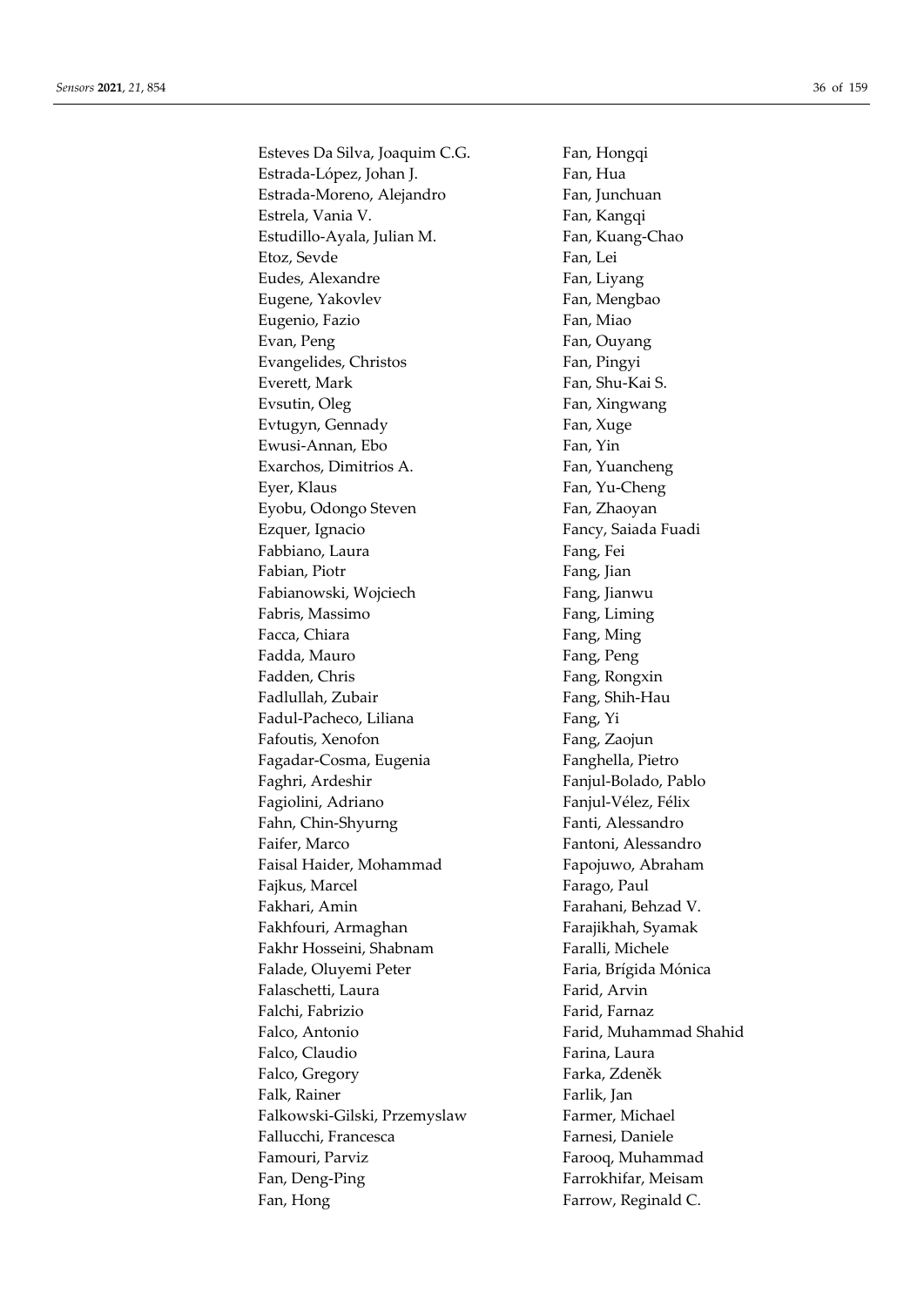Esteves Da Silva, Joaquim C.G.
Estrada-López, Johan J.
Estrada-Moreno, Alejandro
Estrela, Vania V.
Estudillo-Ayala, Julian M.
Etoz, Sevde
Eudes, Alexandre
Eugene, Yakovlev
Eugenio, Fazio
Evan, Peng
Evangelides, Christos
Everett, Mark
Evsutin, Oleg
Evtugyn, Gennady
Ewusi-Annan, Ebo
Exarchos, Dimitrios A.
Eyer, Klaus
Eyobu, Odongo Steven
Ezquer, Ignacio
Fabbiano, Laura
Fabian, Piotr
Fabianowski, Wojciech
Fabris, Massimo
Facca, Chiara
Fadda, Mauro
Fadden, Chris
Fadlullah, Zubair
Fadul-Pacheco, Liliana
Fafoutis, Xenofon
Fagadar-Cosma, Eugenia
Faghri, Ardeshir
Fagiolini, Adriano
Fahn, Chin-Shyurng
Faifer, Marco
Faisal Haider, Mohammad
Fajkus, Marcel
Fakhari, Amin
Fakhfouri, Armaghan
Fakhr Hosseini, Shabnam
Falade, Oluyemi Peter
Falaschetti, Laura
Falchi, Fabrizio
Falco, Antonio
Falco, Claudio
Falco, Gregory
Falk, Rainer
Falkowski-Gilski, Przemyslaw
Fallucchi, Francesca
Famouri, Parviz
Fan, Deng-Ping
Fan, Hong
Fan, Hongqi
Fan, Hua
Fan, Junchuan
Fan, Kangqi
Fan, Kuang-Chao
Fan, Lei
Fan, Liyang
Fan, Mengbao
Fan, Miao
Fan, Ouyang
Fan, Pingyi
Fan, Shu-Kai S.
Fan, Xingwang
Fan, Xuge
Fan, Yin
Fan, Yuancheng
Fan, Yu-Cheng
Fan, Zhaoyan
Fancy, Saiada Fuadi
Fang, Fei
Fang, Jian
Fang, Jianwu
Fang, Liming
Fang, Ming
Fang, Peng
Fang, Rongxin
Fang, Shih-Hau
Fang, Yi
Fang, Zaojun
Fanghella, Pietro
Fanjul-Bolado, Pablo
Fanjul-Vélez, Félix
Fanti, Alessandro
Fantoni, Alessandro
Fapojuwo, Abraham
Farago, Paul
Farahani, Behzad V.
Farajikhah, Syamak
Faralli, Michele
Faria, Brígida Mónica
Farid, Arvin
Farid, Farnaz
Farid, Muhammad Shahid
Farina, Laura
Farka, Zdeněk
Farlik, Jan
Farmer, Michael
Farnesi, Daniele
Farooq, Muhammad
Farrokhifar, Meisam
Farrow, Reginald C.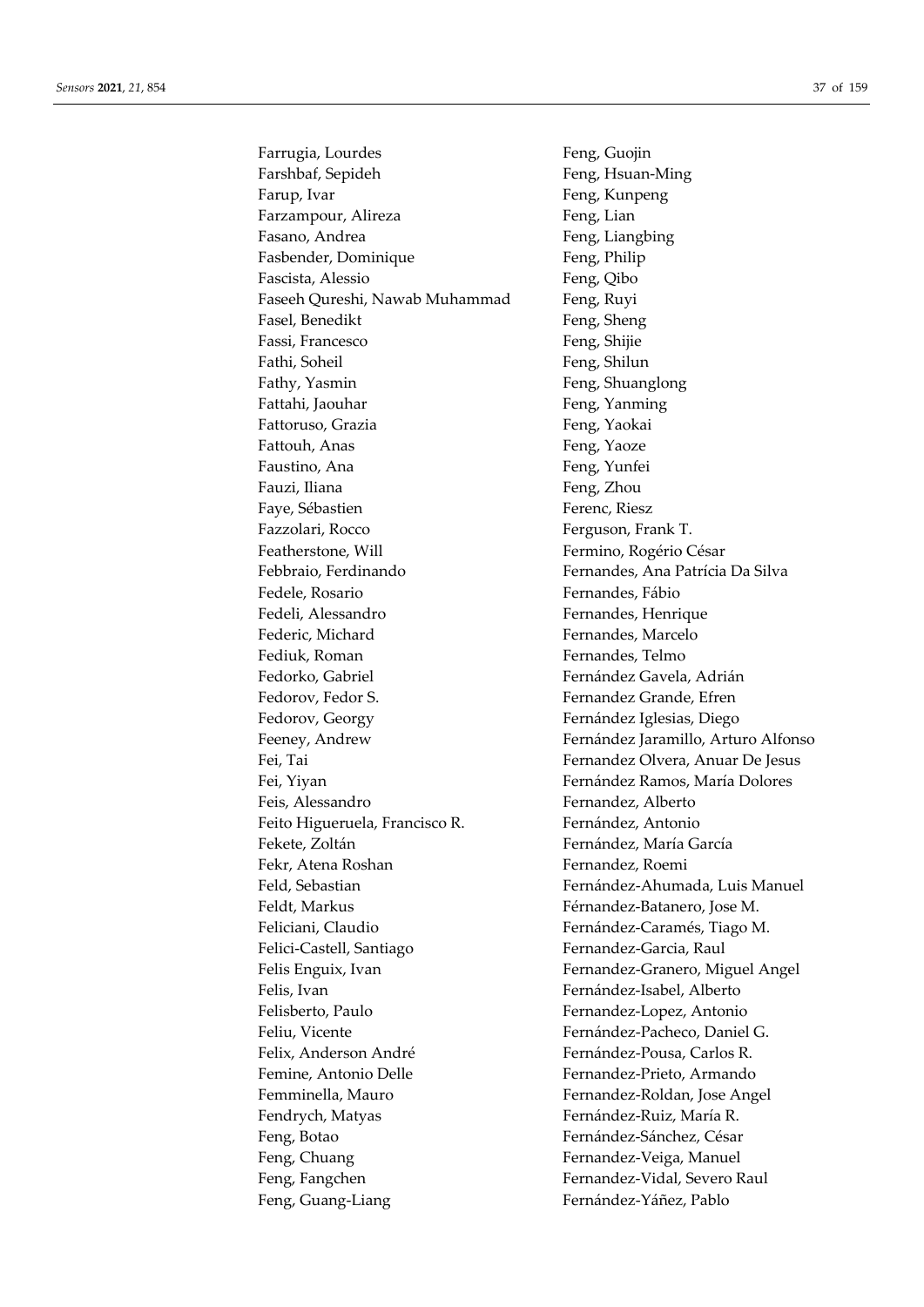Farrugia, Lourdes
Farshbaf, Sepideh
Farup, Ivar
Farzampour, Alireza
Fasano, Andrea
Fasbender, Dominique
Fascista, Alessio
Faseeh Qureshi, Nawab Muhammad
Fasel, Benedikt
Fassi, Francesco
Fathi, Soheil
Fathy, Yasmin
Fattahi, Jaouhar
Fattoruso, Grazia
Fattouh, Anas
Faustino, Ana
Fauzi, Iliana
Faye, Sébastien
Fazzolari, Rocco
Featherstone, Will
Febbraio, Ferdinando
Fedele, Rosario
Fedeli, Alessandro
Federic, Michard
Fediuk, Roman
Fedorko, Gabriel
Fedorov, Fedor S.
Fedorov, Georgy
Feeney, Andrew
Fei, Tai
Fei, Yiyan
Feis, Alessandro
Feito Higueruela, Francisco R.
Fekete, Zoltán
Fekr, Atena Roshan
Feld, Sebastian
Feldt, Markus
Feliciani, Claudio
Felici-Castell, Santiago
Felis Enguix, Ivan
Felis, Ivan
Felisberto, Paulo
Feliu, Vicente
Felix, Anderson André
Femine, Antonio Delle
Femminella, Mauro
Fendrych, Matyas
Feng, Botao
Feng, Chuang
Feng, Fangchen
Feng, Guang-Liang
Feng, Guojin
Feng, Hsuan-Ming
Feng, Kunpeng
Feng, Lian
Feng, Liangbing
Feng, Philip
Feng, Qibo
Feng, Ruyi
Feng, Sheng
Feng, Shijie
Feng, Shilun
Feng, Shuanglong
Feng, Yanming
Feng, Yaokai
Feng, Yaoze
Feng, Yunfei
Feng, Zhou
Ferenc, Riesz
Ferguson, Frank T.
Fermino, Rogério César
Fernandes, Ana Patrícia Da Silva
Fernandes, Fábio
Fernandes, Henrique
Fernandes, Marcelo
Fernandes, Telmo
Fernández Gavela, Adrián
Fernandez Grande, Efren
Fernández Iglesias, Diego
Fernández Jaramillo, Arturo Alfonso
Fernandez Olvera, Anuar De Jesus
Fernández Ramos, María Dolores
Fernandez, Alberto
Fernández, Antonio
Fernández, María García
Fernandez, Roemi
Fernández-Ahumada, Luis Manuel
Férnandez-Batanero, Jose M.
Fernández-Caramés, Tiago M.
Fernandez-Garcia, Raul
Fernandez-Granero, Miguel Angel
Fernández-Isabel, Alberto
Fernandez-Lopez, Antonio
Fernández-Pacheco, Daniel G.
Fernández-Pousa, Carlos R.
Fernandez-Prieto, Armando
Fernandez-Roldan, Jose Angel
Fernández-Ruiz, María R.
Fernández-Sánchez, César
Fernandez-Veiga, Manuel
Fernandez-Vidal, Severo Raul
Fernández-Yáñez, Pablo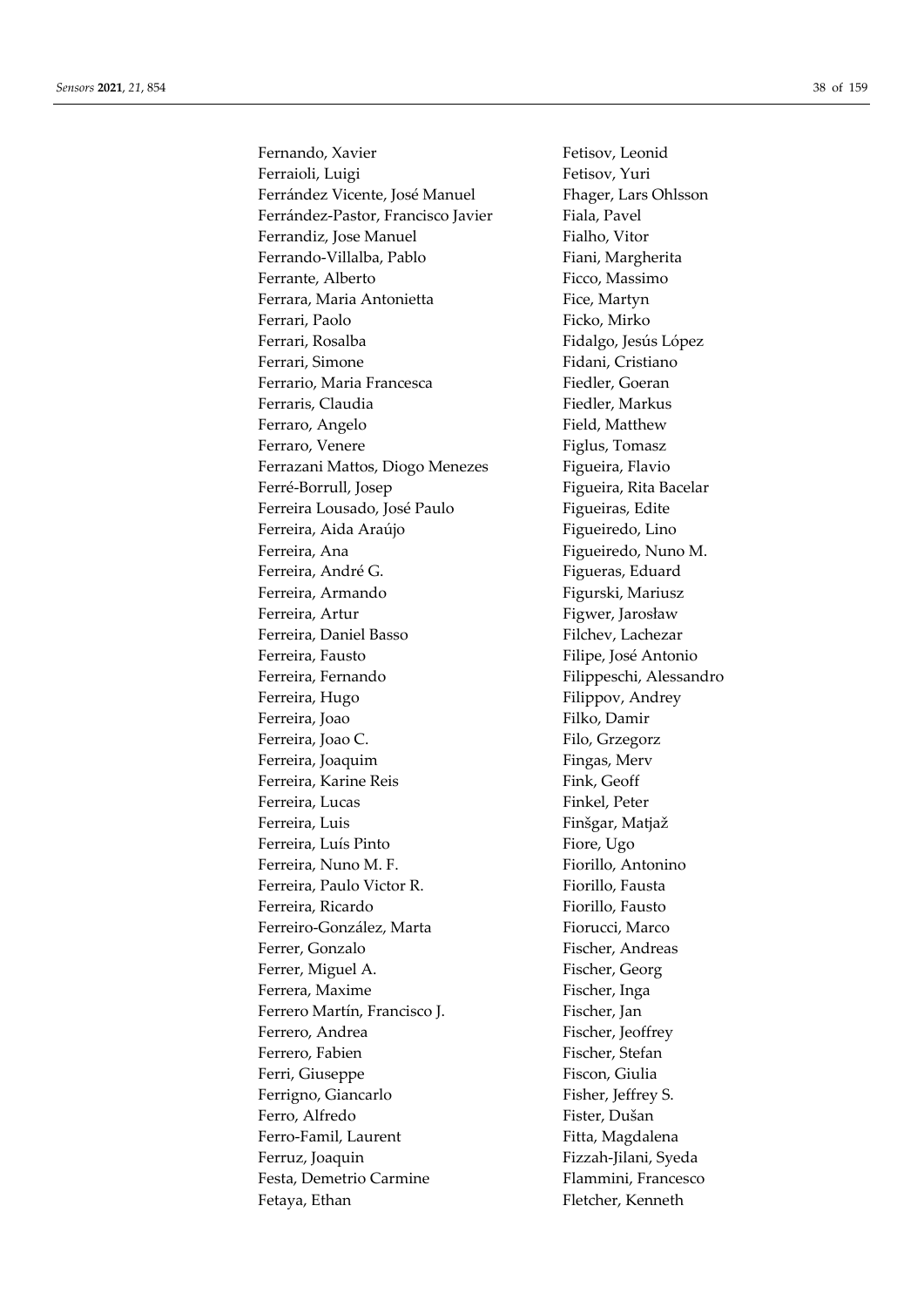Fernando, Xavier
Ferraioli, Luigi
Ferrández Vicente, José Manuel
Ferrández-Pastor, Francisco Javier
Ferrandiz, Jose Manuel
Ferrando-Villalba, Pablo
Ferrante, Alberto
Ferrara, Maria Antonietta
Ferrari, Paolo
Ferrari, Rosalba
Ferrari, Simone
Ferrario, Maria Francesca
Ferraris, Claudia
Ferraro, Angelo
Ferraro, Venere
Ferrazani Mattos, Diogo Menezes
Ferré-Borrull, Josep
Ferreira Lousado, José Paulo
Ferreira, Aida Araújo
Ferreira, Ana
Ferreira, André G.
Ferreira, Armando
Ferreira, Artur
Ferreira, Daniel Basso
Ferreira, Fausto
Ferreira, Fernando
Ferreira, Hugo
Ferreira, Joao
Ferreira, Joao C.
Ferreira, Joaquim
Ferreira, Karine Reis
Ferreira, Lucas
Ferreira, Luis
Ferreira, Luís Pinto
Ferreira, Nuno M. F.
Ferreira, Paulo Victor R.
Ferreira, Ricardo
Ferreiro-González, Marta
Ferrer, Gonzalo
Ferrer, Miguel A.
Ferrera, Maxime
Ferrero Martín, Francisco J.
Ferrero, Andrea
Ferrero, Fabien
Ferri, Giuseppe
Ferrigno, Giancarlo
Ferro, Alfredo
Ferro-Famil, Laurent
Ferruz, Joaquin
Festa, Demetrio Carmine
Fetaya, Ethan
Fetisov, Leonid
Fetisov, Yuri
Fhager, Lars Ohlsson
Fiala, Pavel
Fialho, Vitor
Fiani, Margherita
Ficco, Massimo
Fice, Martyn
Ficko, Mirko
Fidalgo, Jesús López
Fidani, Cristiano
Fiedler, Goeran
Fiedler, Markus
Field, Matthew
Figlus, Tomasz
Figueira, Flavio
Figueira, Rita Bacelar
Figueiras, Edite
Figueiredo, Lino
Figueiredo, Nuno M.
Figueras, Eduard
Figurski, Mariusz
Figwer, Jarosław
Filchev, Lachezar
Filipe, José Antonio
Filippeschi, Alessandro
Filippov, Andrey
Filko, Damir
Filo, Grzegorz
Fingas, Merv
Fink, Geoff
Finkel, Peter
Finšgar, Matjaž
Fiore, Ugo
Fiorillo, Antonino
Fiorillo, Fausta
Fiorillo, Fausto
Fiorucci, Marco
Fischer, Andreas
Fischer, Georg
Fischer, Inga
Fischer, Jan
Fischer, Jeoffrey
Fischer, Stefan
Fiscon, Giulia
Fisher, Jeffrey S.
Fister, Dušan
Fitta, Magdalena
Fizzah-Jilani, Syeda
Flammini, Francesco
Fletcher, Kenneth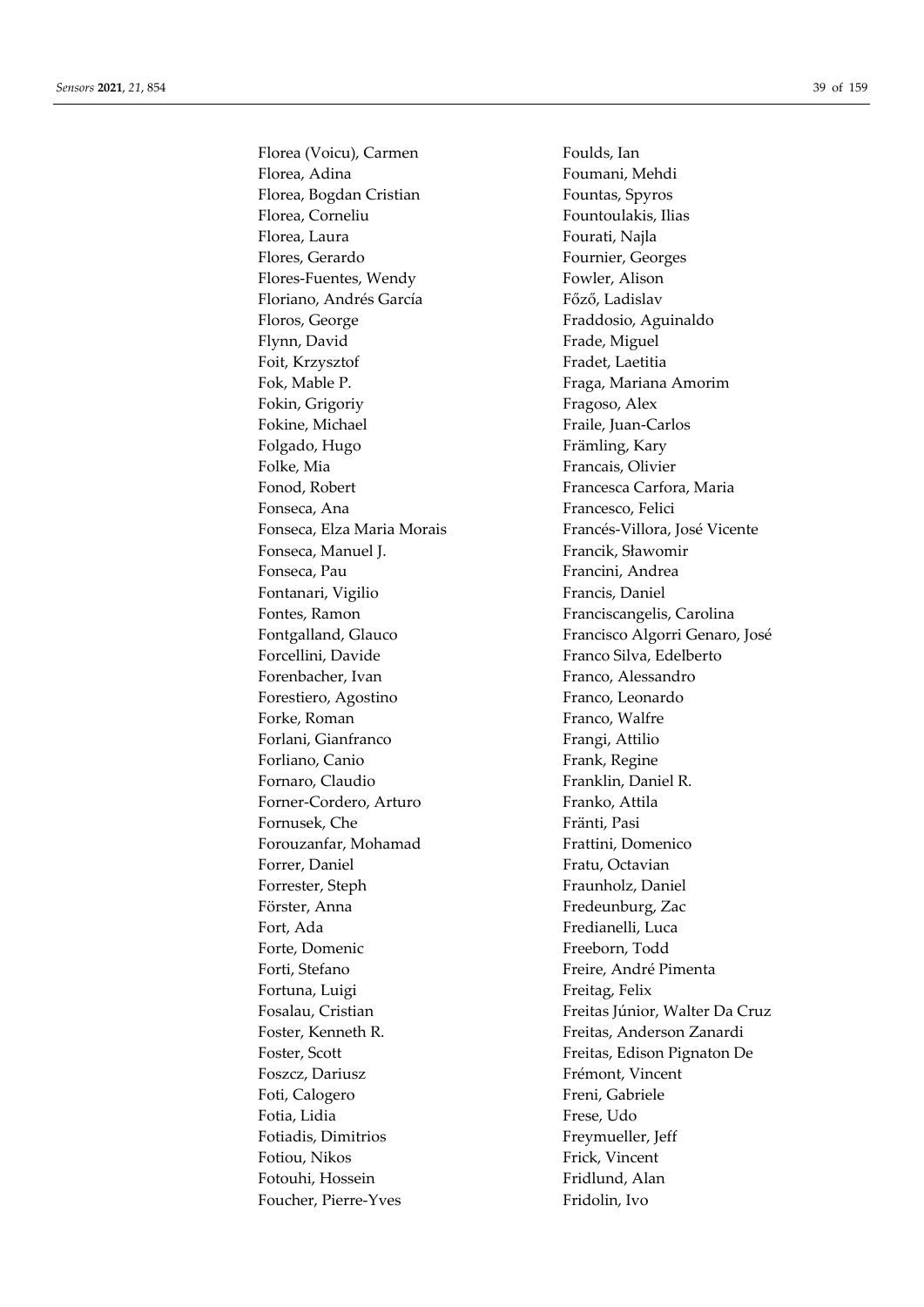Florea (Voicu), Carmen
Florea, Adina
Florea, Bogdan Cristian
Florea, Corneliu
Florea, Laura
Flores, Gerardo
Flores-Fuentes, Wendy
Floriano, Andrés García
Floros, George
Flynn, David
Foit, Krzysztof
Fok, Mable P.
Fokin, Grigoriy
Fokine, Michael
Folgado, Hugo
Folke, Mia
Fonod, Robert
Fonseca, Ana
Fonseca, Elza Maria Morais
Fonseca, Manuel J.
Fonseca, Pau
Fontanari, Vigilio
Fontes, Ramon
Fontgalland, Glauco
Forcellini, Davide
Forenbacher, Ivan
Forestiero, Agostino
Forke, Roman
Forlani, Gianfranco
Forliano, Canio
Fornaro, Claudio
Forner-Cordero, Arturo
Fornusek, Che
Forouzanfar, Mohamad
Forrer, Daniel
Forrester, Steph
Förster, Anna
Fort, Ada
Forte, Domenic
Forti, Stefano
Fortuna, Luigi
Fosalau, Cristian
Foster, Kenneth R.
Foster, Scott
Foszcz, Dariusz
Foti, Calogero
Fotia, Lidia
Fotiadis, Dimitrios
Fotiou, Nikos
Fotouhi, Hossein
Foucher, Pierre-Yves
Foulds, Ian
Foumani, Mehdi
Fountas, Spyros
Fountoulakis, Ilias
Fourati, Najla
Fournier, Georges
Fowler, Alison
Főző, Ladislav
Fraddosio, Aguinaldo
Frade, Miguel
Fradet, Laetitia
Fraga, Mariana Amorim
Fragoso, Alex
Fraile, Juan-Carlos
Främling, Kary
Francais, Olivier
Francesca Carfora, Maria
Francesco, Felici
Francés-Villora, José Vicente
Francik, Sławomir
Francini, Andrea
Francis, Daniel
Franciscangelis, Carolina
Francisco Algorri Genaro, José
Franco Silva, Edelberto
Franco, Alessandro
Franco, Leonardo
Franco, Walfre
Frangi, Attilio
Frank, Regine
Franklin, Daniel R.
Franko, Attila
Fränti, Pasi
Frattini, Domenico
Fratu, Octavian
Fraunholz, Daniel
Fredeunburg, Zac
Fredianelli, Luca
Freeborn, Todd
Freire, André Pimenta
Freitag, Felix
Freitas Júnior, Walter Da Cruz
Freitas, Anderson Zanardi
Freitas, Edison Pignaton De
Frémont, Vincent
Freni, Gabriele
Frese, Udo
Freymueller, Jeff
Frick, Vincent
Fridlund, Alan
Fridolin, Ivo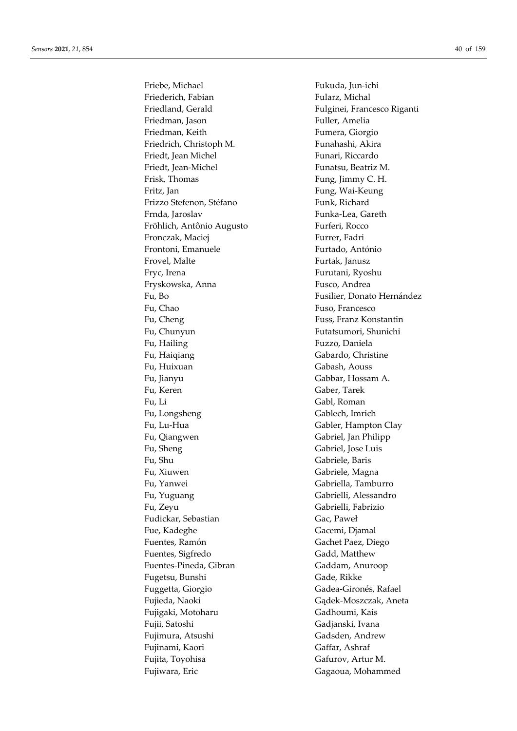Friebe, Michael
Friederich, Fabian
Friedland, Gerald
Friedman, Jason
Friedman, Keith
Friedrich, Christoph M.
Friedt, Jean Michel
Friedt, Jean-Michel
Frisk, Thomas
Fritz, Jan
Frizzo Stefenon, Stéfano
Frnda, Jaroslav
Fröhlich, Antônio Augusto
Fronczak, Maciej
Frontoni, Emanuele
Frovel, Malte
Fryc, Irena
Fryskowska, Anna
Fu, Bo
Fu, Chao
Fu, Cheng
Fu, Chunyun
Fu, Hailing
Fu, Haiqiang
Fu, Huixuan
Fu, Jianyu
Fu, Keren
Fu, Li
Fu, Longsheng
Fu, Lu-Hua
Fu, Qiangwen
Fu, Sheng
Fu, Shu
Fu, Xiuwen
Fu, Yanwei
Fu, Yuguang
Fu, Zeyu
Fudickar, Sebastian
Fue, Kadeghe
Fuentes, Ramón
Fuentes, Sigfredo
Fuentes-Pineda, Gibran
Fugetsu, Bunshi
Fuggetta, Giorgio
Fujieda, Naoki
Fujigaki, Motoharu
Fujii, Satoshi
Fujimura, Atsushi
Fujinami, Kaori
Fujita, Toyohisa
Fujiwara, Eric
Fukuda, Jun-ichi
Fularz, Michal
Fulginei, Francesco Riganti
Fuller, Amelia
Fumera, Giorgio
Funahashi, Akira
Funari, Riccardo
Funatsu, Beatriz M.
Fung, Jimmy C. H.
Fung, Wai-Keung
Funk, Richard
Funka-Lea, Gareth
Furferi, Rocco
Furrer, Fadri
Furtado, António
Furtak, Janusz
Furutani, Ryoshu
Fusco, Andrea
Fusilier, Donato Hernández
Fuso, Francesco
Fuss, Franz Konstantin
Futatsumori, Shunichi
Fuzzo, Daniela
Gabardo, Christine
Gabash, Aouss
Gabbar, Hossam A.
Gaber, Tarek
Gabl, Roman
Gablech, Imrich
Gabler, Hampton Clay
Gabriel, Jan Philipp
Gabriel, Jose Luis
Gabriele, Baris
Gabriele, Magna
Gabriella, Tamburro
Gabrielli, Alessandro
Gabrielli, Fabrizio
Gac, Paweł
Gacemi, Djamal
Gachet Paez, Diego
Gadd, Matthew
Gaddam, Anuroop
Gade, Rikke
Gadea-Gironés, Rafael
Gądek-Moszczak, Aneta
Gadhoumi, Kais
Gadjanski, Ivana
Gadsden, Andrew
Gaffar, Ashraf
Gafurov, Artur M.
Gagaoua, Mohammed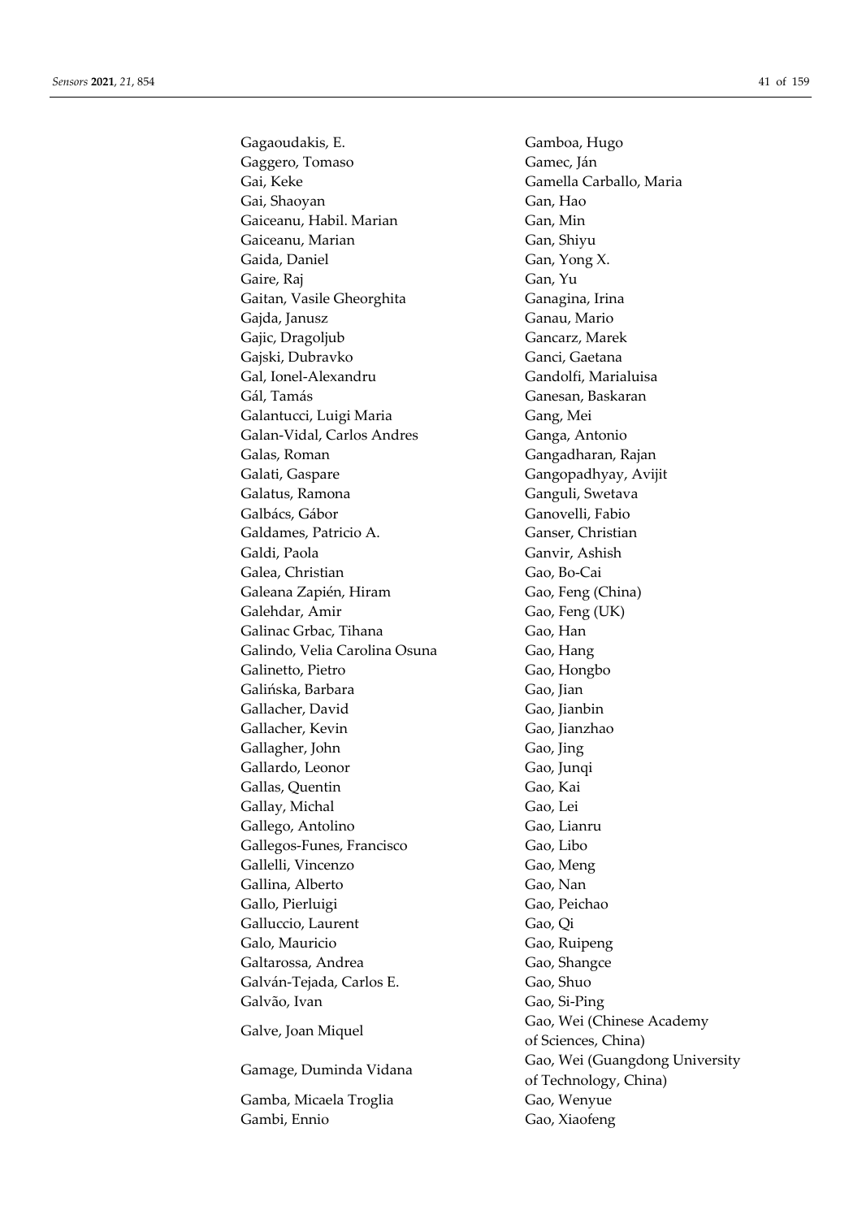Gagaoudakis, E.
Gaggero, Tomaso
Gai, Keke
Gai, Shaoyan
Gaiceanu, Habil. Marian
Gaiceanu, Marian
Gaida, Daniel
Gaire, Raj
Gaitan, Vasile Gheorghita
Gajda, Janusz
Gajic, Dragoljub
Gajski, Dubravko
Gal, Ionel-Alexandru
Gál, Tamás
Galantucci, Luigi Maria
Galan-Vidal, Carlos Andres
Galas, Roman
Galati, Gaspare
Galatus, Ramona
Galbács, Gábor
Galdames, Patricio A.
Galdi, Paola
Galea, Christian
Galeana Zapién, Hiram
Galehdar, Amir
Galinac Grbac, Tihana
Galindo, Velia Carolina Osuna
Galinetto, Pietro
Galińska, Barbara
Gallacher, David
Gallacher, Kevin
Gallagher, John
Gallardo, Leonor
Gallas, Quentin
Gallay, Michal
Gallego, Antolino
Gallegos-Funes, Francisco
Gallelli, Vincenzo
Gallina, Alberto
Gallo, Pierluigi
Galluccio, Laurent
Galo, Mauricio
Galtarossa, Andrea
Galván-Tejada, Carlos E.
Galvão, Ivan
Galve, Joan Miquel
Gamage, Duminda Vidana
Gamba, Micaela Troglia
Gambi, Ennio
Gamboa, Hugo
Gamec, Ján
Gamella Carballo, Maria
Gan, Hao
Gan, Min
Gan, Shiyu
Gan, Yong X.
Gan, Yu
Ganagina, Irina
Ganau, Mario
Gancarz, Marek
Ganci, Gaetana
Gandolfi, Marialuisa
Ganesan, Baskaran
Gang, Mei
Ganga, Antonio
Gangadharan, Rajan
Gangopadhyay, Avijit
Ganguli, Swetava
Ganovelli, Fabio
Ganser, Christian
Ganvir, Ashish
Gao, Bo-Cai
Gao, Feng (China)
Gao, Feng (UK)
Gao, Han
Gao, Hang
Gao, Hongbo
Gao, Jian
Gao, Jianbin
Gao, Jianzhao
Gao, Jing
Gao, Junqi
Gao, Kai
Gao, Lei
Gao, Lianru
Gao, Libo
Gao, Meng
Gao, Nan
Gao, Peichao
Gao, Qi
Gao, Ruipeng
Gao, Shangce
Gao, Shuo
Gao, Si-Ping
Gao, Wei (Chinese Academy of Sciences, China)
Gao, Wei (Guangdong University of Technology, China)
Gao, Wenyue
Gao, Xiaofeng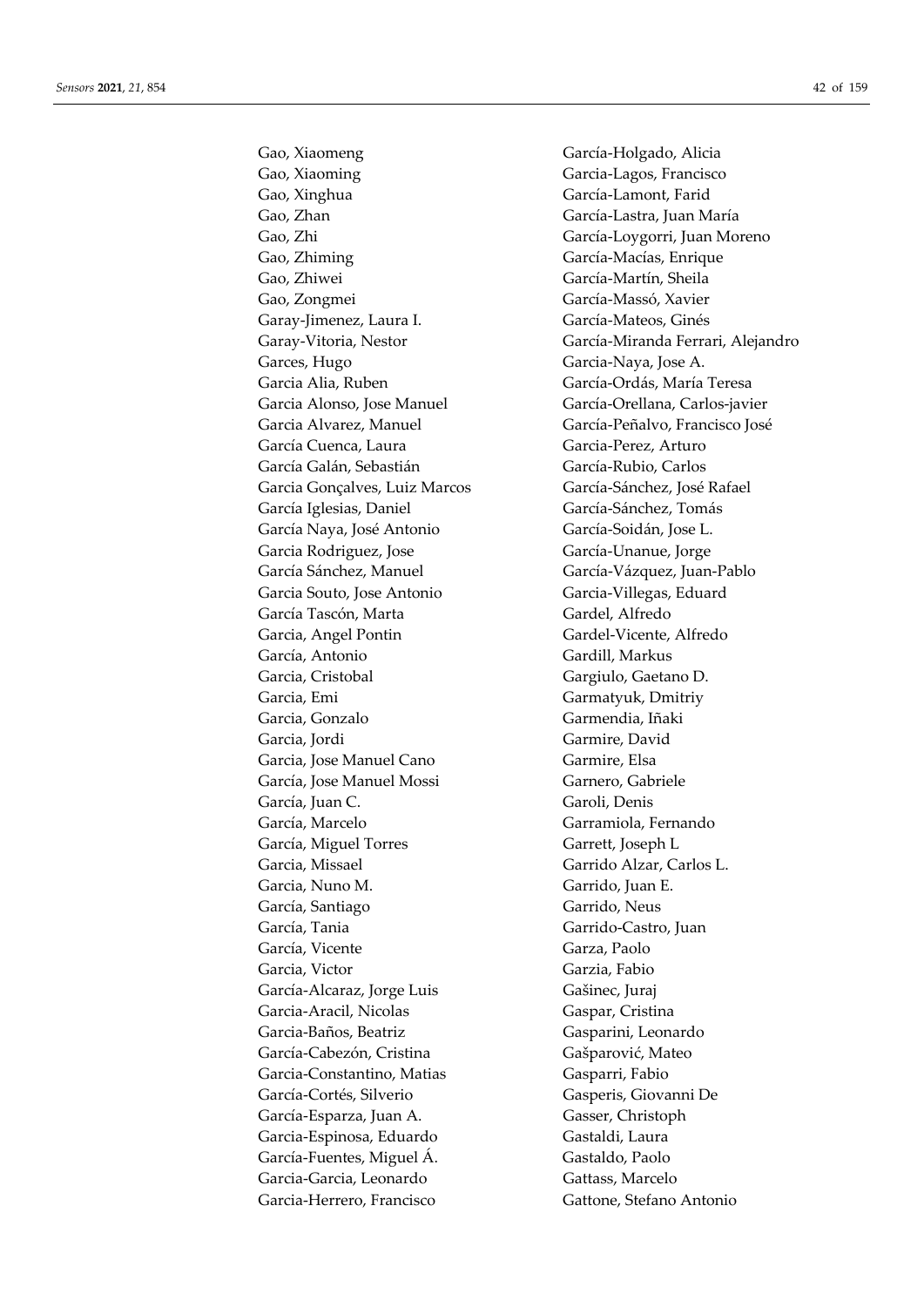Gao, Xiaomeng
Gao, Xiaoming
Gao, Xinghua
Gao, Zhan
Gao, Zhi
Gao, Zhiming
Gao, Zhiwei
Gao, Zongmei
Garay-Jimenez, Laura I.
Garay-Vitoria, Nestor
Garces, Hugo
Garcia Alia, Ruben
Garcia Alonso, Jose Manuel
Garcia Alvarez, Manuel
García Cuenca, Laura
García Galán, Sebastián
Garcia Gonçalves, Luiz Marcos
García Iglesias, Daniel
García Naya, José Antonio
Garcia Rodriguez, Jose
García Sánchez, Manuel
Garcia Souto, Jose Antonio
García Tascón, Marta
Garcia, Angel Pontin
García, Antonio
Garcia, Cristobal
Garcia, Emi
Garcia, Gonzalo
Garcia, Jordi
Garcia, Jose Manuel Cano
García, Jose Manuel Mossi
García, Juan C.
García, Marcelo
García, Miguel Torres
Garcia, Missael
Garcia, Nuno M.
García, Santiago
García, Tania
García, Vicente
Garcia, Victor
García-Alcaraz, Jorge Luis
Garcia-Aracil, Nicolas
Garcia-Baños, Beatriz
García-Cabezón, Cristina
Garcia-Constantino, Matias
García-Cortés, Silverio
García-Esparza, Juan A.
Garcia-Espinosa, Eduardo
García-Fuentes, Miguel Á.
Garcia-Garcia, Leonardo
Garcia-Herrero, Francisco
García-Holgado, Alicia
Garcia-Lagos, Francisco
García-Lamont, Farid
García-Lastra, Juan María
García-Loygorri, Juan Moreno
García-Macías, Enrique
García-Martín, Sheila
García-Massó, Xavier
García-Mateos, Ginés
García-Miranda Ferrari, Alejandro
Garcia-Naya, Jose A.
García-Ordás, María Teresa
García-Orellana, Carlos-javier
García-Peñalvo, Francisco José
Garcia-Perez, Arturo
García-Rubio, Carlos
García-Sánchez, José Rafael
García-Sánchez, Tomás
García-Soidán, Jose L.
García-Unanue, Jorge
García-Vázquez, Juan-Pablo
Garcia-Villegas, Eduard
Gardel, Alfredo
Gardel-Vicente, Alfredo
Gardill, Markus
Gargiulo, Gaetano D.
Garmatyuk, Dmitriy
Garmendia, Iñaki
Garmire, David
Garmire, Elsa
Garnero, Gabriele
Garoli, Denis
Garramiola, Fernando
Garrett, Joseph L
Garrido Alzar, Carlos L.
Garrido, Juan E.
Garrido, Neus
Garrido-Castro, Juan
Garza, Paolo
Garzia, Fabio
Gašinec, Juraj
Gaspar, Cristina
Gasparini, Leonardo
Gašparović, Mateo
Gasparri, Fabio
Gasperis, Giovanni De
Gasser, Christoph
Gastaldi, Laura
Gastaldo, Paolo
Gattass, Marcelo
Gattone, Stefano Antonio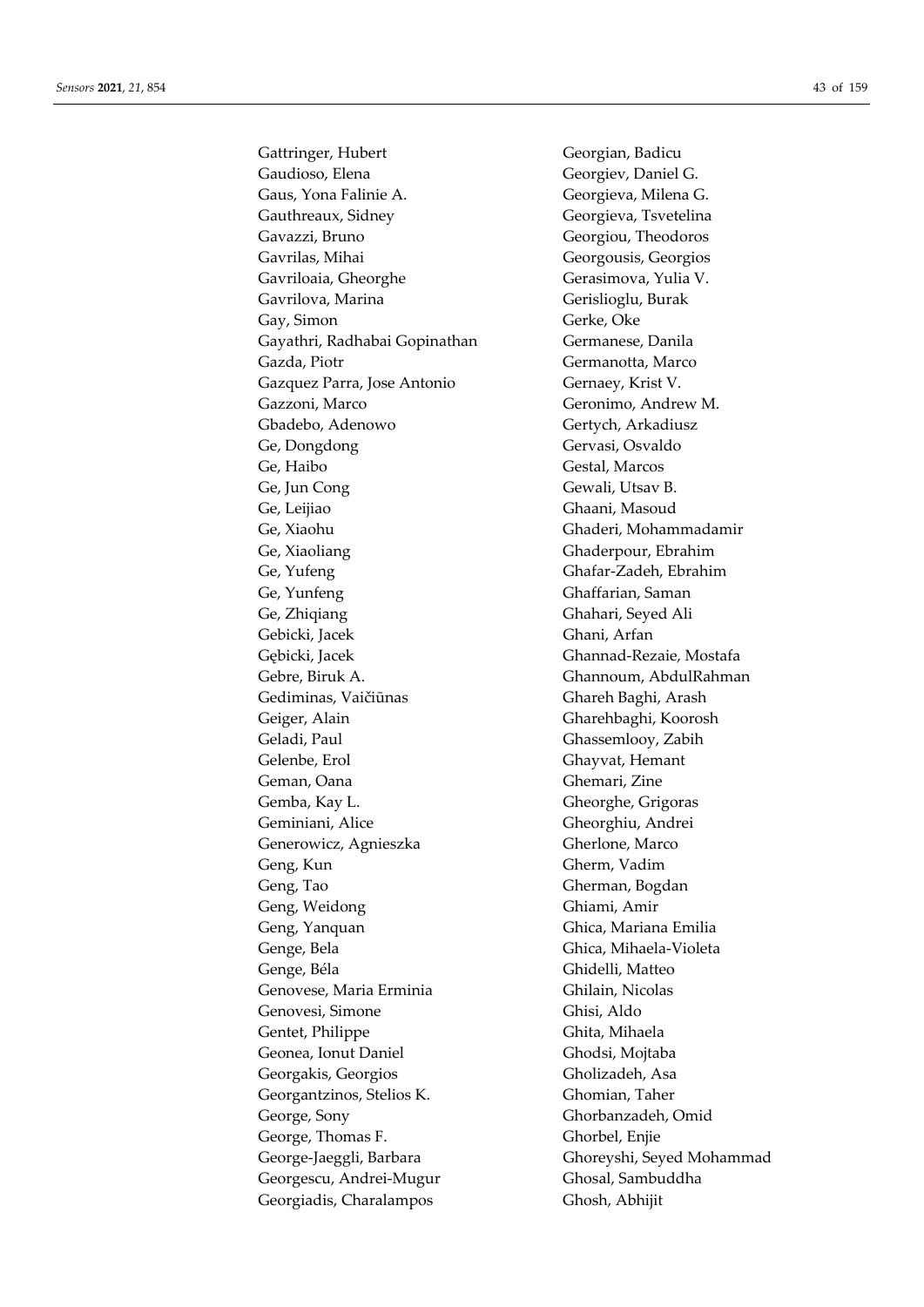Gattringer, Hubert
Gaudioso, Elena
Gaus, Yona Falinie A.
Gauthreaux, Sidney
Gavazzi, Bruno
Gavrilas, Mihai
Gavriloaia, Gheorghe
Gavrilova, Marina
Gay, Simon
Gayathri, Radhabai Gopinathan
Gazda, Piotr
Gazquez Parra, Jose Antonio
Gazzoni, Marco
Gbadebo, Adenowo
Ge, Dongdong
Ge, Haibo
Ge, Jun Cong
Ge, Leijiao
Ge, Xiaohu
Ge, Xiaoliang
Ge, Yufeng
Ge, Yunfeng
Ge, Zhiqiang
Gebicki, Jacek
Gębicki, Jacek
Gebre, Biruk A.
Gediminas, Vaičiūnas
Geiger, Alain
Geladi, Paul
Gelenbe, Erol
Geman, Oana
Gemba, Kay L.
Geminiani, Alice
Generowicz, Agnieszka
Geng, Kun
Geng, Tao
Geng, Weidong
Geng, Yanquan
Genge, Bela
Genge, Béla
Genovese, Maria Erminia
Genovesi, Simone
Gentet, Philippe
Geonea, Ionut Daniel
Georgakis, Georgios
Georgantzinos, Stelios K.
George, Sony
George, Thomas F.
George-Jaeggli, Barbara
Georgescu, Andrei-Mugur
Georgiadis, Charalampos
Georgian, Badicu
Georgiev, Daniel G.
Georgieva, Milena G.
Georgieva, Tsvetelina
Georgiou, Theodoros
Georgousis, Georgios
Gerasimova, Yulia V.
Gerislioglu, Burak
Gerke, Oke
Germanese, Danila
Germanotta, Marco
Gernaey, Krist V.
Geronimo, Andrew M.
Gertych, Arkadiusz
Gervasi, Osvaldo
Gestal, Marcos
Gewali, Utsav B.
Ghaani, Masoud
Ghaderi, Mohammadamir
Ghaderpour, Ebrahim
Ghafar-Zadeh, Ebrahim
Ghaffarian, Saman
Ghahari, Seyed Ali
Ghani, Arfan
Ghannad-Rezaie, Mostafa
Ghannoum, AbdulRahman
Ghareh Baghi, Arash
Gharehbaghi, Koorosh
Ghassemlooy, Zabih
Ghayvat, Hemant
Ghemari, Zine
Gheorghe, Grigoras
Gheorghiu, Andrei
Gherlone, Marco
Gherm, Vadim
Gherman, Bogdan
Ghiami, Amir
Ghica, Mariana Emilia
Ghica, Mihaela-Violeta
Ghidelli, Matteo
Ghilain, Nicolas
Ghisi, Aldo
Ghita, Mihaela
Ghodsi, Mojtaba
Gholizadeh, Asa
Ghomian, Taher
Ghorbanzadeh, Omid
Ghorbel, Enjie
Ghoreyshi, Seyed Mohammad
Ghosal, Sambuddha
Ghosh, Abhijit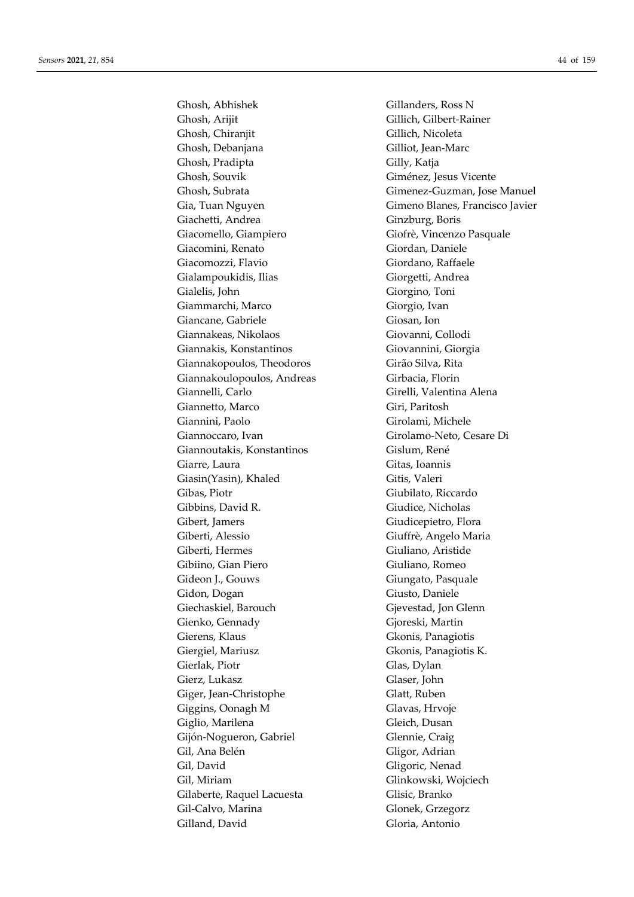Ghosh, Abhishek
Ghosh, Arijit
Ghosh, Chiranjit
Ghosh, Debanjana
Ghosh, Pradipta
Ghosh, Souvik
Ghosh, Subrata
Gia, Tuan Nguyen
Giachetti, Andrea
Giacomello, Giampiero
Giacomini, Renato
Giacomozzi, Flavio
Gialampoukidis, Ilias
Gialelis, John
Giammarchi, Marco
Giancane, Gabriele
Giannakeas, Nikolaos
Giannakis, Konstantinos
Giannakopoulos, Theodoros
Giannakoulopoulos, Andreas
Giannelli, Carlo
Giannetto, Marco
Giannini, Paolo
Giannoccaro, Ivan
Giannoutakis, Konstantinos
Giarre, Laura
Giasin(Yasin), Khaled
Gibas, Piotr
Gibbins, David R.
Gibert, Jamers
Giberti, Alessio
Giberti, Hermes
Gibiino, Gian Piero
Gideon J., Gouws
Gidon, Dogan
Giechaskiel, Barouch
Gienko, Gennady
Gierens, Klaus
Giergiel, Mariusz
Gierlak, Piotr
Gierz, Lukasz
Giger, Jean-Christophe
Giggins, Oonagh M
Giglio, Marilena
Gijón-Nogueron, Gabriel
Gil, Ana Belén
Gil, David
Gil, Miriam
Gilaberte, Raquel Lacuesta
Gil-Calvo, Marina
Gilland, David
Gillanders, Ross N
Gillich, Gilbert-Rainer
Gillich, Nicoleta
Gilliot, Jean-Marc
Gilly, Katja
Giménez, Jesus Vicente
Gimenez-Guzman, Jose Manuel
Gimeno Blanes, Francisco Javier
Ginzburg, Boris
Giofrè, Vincenzo Pasquale
Giordan, Daniele
Giordano, Raffaele
Giorgetti, Andrea
Giorgino, Toni
Giorgio, Ivan
Giosan, Ion
Giovanni, Collodi
Giovannini, Giorgia
Girão Silva, Rita
Girbacia, Florin
Girelli, Valentina Alena
Giri, Paritosh
Girolami, Michele
Girolamo-Neto, Cesare Di
Gislum, René
Gitas, Ioannis
Gitis, Valeri
Giubilato, Riccardo
Giudice, Nicholas
Giudicepietro, Flora
Giuffrè, Angelo Maria
Giuliano, Aristide
Giuliano, Romeo
Giungato, Pasquale
Giusto, Daniele
Gjevestad, Jon Glenn
Gjoreski, Martin
Gkonis, Panagiotis
Gkonis, Panagiotis K.
Glas, Dylan
Glaser, John
Glatt, Ruben
Glavas, Hrvoje
Gleich, Dusan
Glennie, Craig
Gligor, Adrian
Gligoric, Nenad
Glinkowski, Wojciech
Glisic, Branko
Glonek, Grzegorz
Gloria, Antonio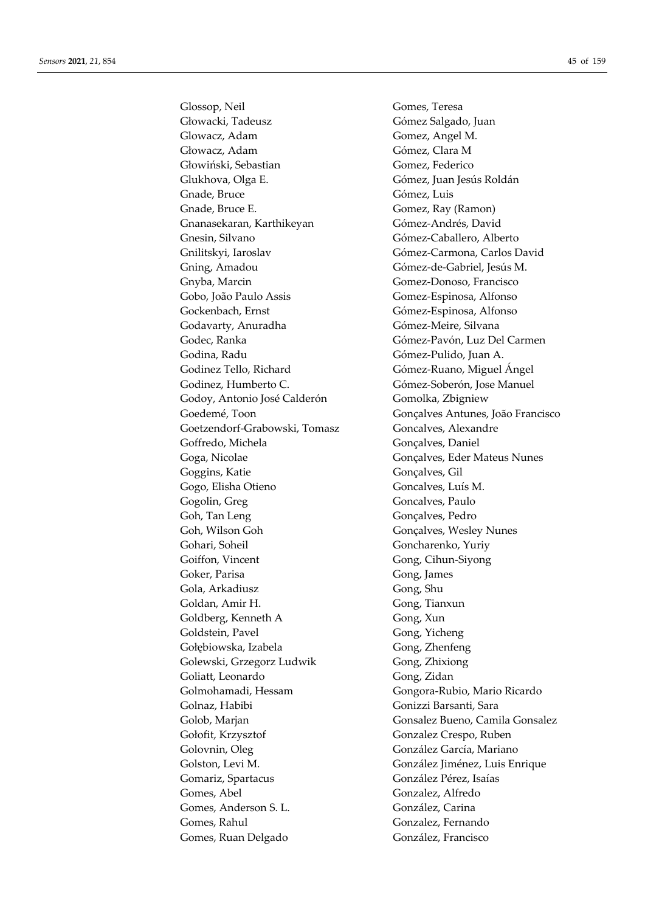Glossop, Neil
Głowacki, Tadeusz
Glowacz, Adam
Głowacz, Adam
Głowiński, Sebastian
Glukhova, Olga E.
Gnade, Bruce
Gnade, Bruce E.
Gnanasekaran, Karthikeyan
Gnesin, Silvano
Gnilitskyi, Iaroslav
Gning, Amadou
Gnyba, Marcin
Gobo, João Paulo Assis
Gockenbach, Ernst
Godavarty, Anuradha
Godec, Ranka
Godina, Radu
Godinez Tello, Richard
Godinez, Humberto C.
Godoy, Antonio José Calderón
Goedemé, Toon
Goetzendorf-Grabowski, Tomasz
Goffredo, Michela
Goga, Nicolae
Goggins, Katie
Gogo, Elisha Otieno
Gogolin, Greg
Goh, Tan Leng
Goh, Wilson Goh
Gohari, Soheil
Goiffon, Vincent
Goker, Parisa
Gola, Arkadiusz
Goldan, Amir H.
Goldberg, Kenneth A
Goldstein, Pavel
Gołębiowska, Izabela
Golewski, Grzegorz Ludwik
Goliatt, Leonardo
Golmohamadi, Hessam
Golnaz, Habibi
Golob, Marjan
Gołofit, Krzysztof
Golovnin, Oleg
Golston, Levi M.
Gomariz, Spartacus
Gomes, Abel
Gomes, Anderson S. L.
Gomes, Rahul
Gomes, Ruan Delgado
Gomes, Teresa
Gómez Salgado, Juan
Gomez, Angel M.
Gómez, Clara M
Gomez, Federico
Gómez, Juan Jesús Roldán
Gómez, Luis
Gomez, Ray (Ramon)
Gómez-Andrés, David
Gómez-Caballero, Alberto
Gómez-Carmona, Carlos David
Gómez-de-Gabriel, Jesús M.
Gomez-Donoso, Francisco
Gomez-Espinosa, Alfonso
Gómez-Espinosa, Alfonso
Gómez-Meire, Silvana
Gómez-Pavón, Luz Del Carmen
Gómez-Pulido, Juan A.
Gómez-Ruano, Miguel Ángel
Gómez-Soberón, Jose Manuel
Gomolka, Zbigniew
Gonçalves Antunes, João Francisco
Goncalves, Alexandre
Gonçalves, Daniel
Gonçalves, Eder Mateus Nunes
Gonçalves, Gil
Goncalves, Luís M.
Goncalves, Paulo
Gonçalves, Pedro
Gonçalves, Wesley Nunes
Goncharenko, Yuriy
Gong, Cihun-Siyong
Gong, James
Gong, Shu
Gong, Tianxun
Gong, Xun
Gong, Yicheng
Gong, Zhenfeng
Gong, Zhixiong
Gong, Zidan
Gongora-Rubio, Mario Ricardo
Gonizzi Barsanti, Sara
Gonsalez Bueno, Camila Gonsalez
Gonzalez Crespo, Ruben
González García, Mariano
González Jiménez, Luis Enrique
González Pérez, Isaías
Gonzalez, Alfredo
González, Carina
Gonzalez, Fernando
González, Francisco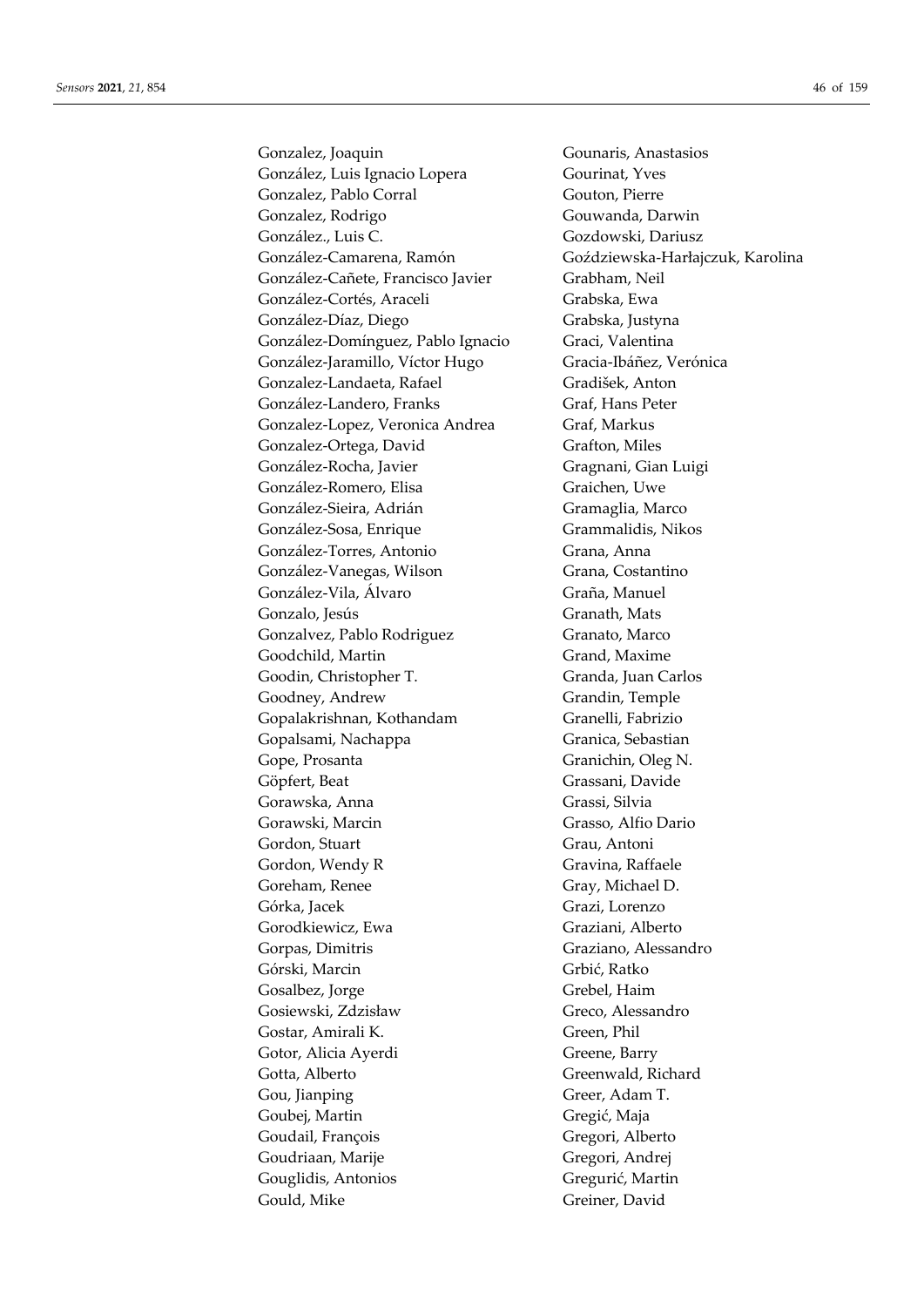Gonzalez, Joaquin
González, Luis Ignacio Lopera
Gonzalez, Pablo Corral
Gonzalez, Rodrigo
González., Luis C.
González-Camarena, Ramón
González-Cañete, Francisco Javier
González-Cortés, Araceli
González-Díaz, Diego
González-Domínguez, Pablo Ignacio
González-Jaramillo, Víctor Hugo
Gonzalez-Landaeta, Rafael
González-Landero, Franks
Gonzalez-Lopez, Veronica Andrea
Gonzalez-Ortega, David
González-Rocha, Javier
González-Romero, Elisa
González-Sieira, Adrián
González-Sosa, Enrique
González-Torres, Antonio
González-Vanegas, Wilson
González-Vila, Álvaro
Gonzalo, Jesús
Gonzalvez, Pablo Rodriguez
Goodchild, Martin
Goodin, Christopher T.
Goodney, Andrew
Gopalakrishnan, Kothandam
Gopalsami, Nachappa
Gope, Prosanta
Göpfert, Beat
Gorawska, Anna
Gorawski, Marcin
Gordon, Stuart
Gordon, Wendy R
Goreham, Renee
Górka, Jacek
Gorodkiewicz, Ewa
Gorpas, Dimitris
Górski, Marcin
Gosalbez, Jorge
Gosiewski, Zdzisław
Gostar, Amirali K.
Gotor, Alicia Ayerdi
Gotta, Alberto
Gou, Jianping
Goubej, Martin
Goudail, François
Goudriaan, Marije
Gouglidis, Antonios
Gould, Mike
Gounaris, Anastasios
Gourinat, Yves
Gouton, Pierre
Gouwanda, Darwin
Gozdowski, Dariusz
Goździewska-Harłajczuk, Karolina
Grabham, Neil
Grabska, Ewa
Grabska, Justyna
Graci, Valentina
Gracia-Ibáñez, Verónica
Gradišek, Anton
Graf, Hans Peter
Graf, Markus
Grafton, Miles
Gragnani, Gian Luigi
Graichen, Uwe
Gramaglia, Marco
Grammalidis, Nikos
Grana, Anna
Grana, Costantino
Graña, Manuel
Granath, Mats
Granato, Marco
Grand, Maxime
Granda, Juan Carlos
Grandin, Temple
Granelli, Fabrizio
Granica, Sebastian
Granichin, Oleg N.
Grassani, Davide
Grassi, Silvia
Grasso, Alfio Dario
Grau, Antoni
Gravina, Raffaele
Gray, Michael D.
Grazi, Lorenzo
Graziani, Alberto
Graziano, Alessandro
Grbić, Ratko
Grebel, Haim
Greco, Alessandro
Green, Phil
Greene, Barry
Greenwald, Richard
Greer, Adam T.
Gregić, Maja
Gregori, Alberto
Gregori, Andrej
Gregurić, Martin
Greiner, David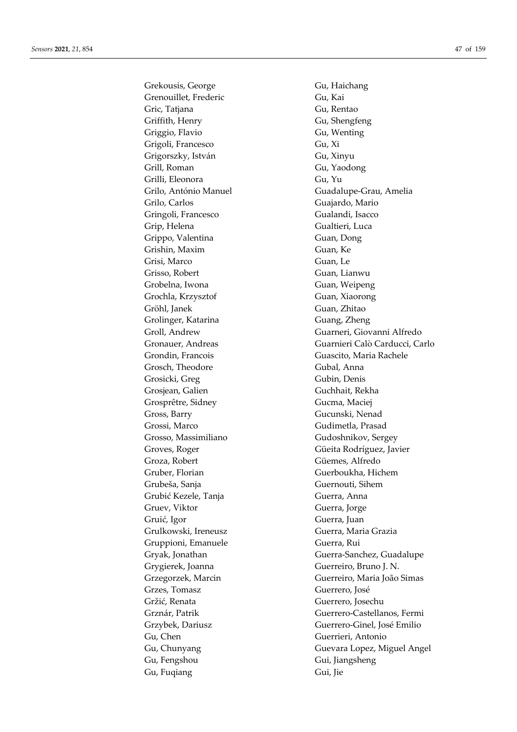Grekousis, George
Grenouillet, Frederic
Gric, Tatjana
Griffith, Henry
Griggio, Flavio
Grigoli, Francesco
Grigorszky, István
Grill, Roman
Grilli, Eleonora
Grilo, António Manuel
Grilo, Carlos
Gringoli, Francesco
Grip, Helena
Grippo, Valentina
Grishin, Maxim
Grisi, Marco
Grisso, Robert
Grobelna, Iwona
Grochla, Krzysztof
Gröhl, Janek
Grolinger, Katarina
Groll, Andrew
Gronauer, Andreas
Grondin, Francois
Grosch, Theodore
Grosicki, Greg
Grosjean, Galien
Grosprêtre, Sidney
Gross, Barry
Grossi, Marco
Grosso, Massimiliano
Groves, Roger
Groza, Robert
Gruber, Florian
Grubeša, Sanja
Grubić Kezele, Tanja
Gruev, Viktor
Gruić, Igor
Grulkowski, Ireneusz
Gruppioni, Emanuele
Gryak, Jonathan
Grygierek, Joanna
Grzegorzek, Marcin
Grzes, Tomasz
Gržić, Renata
Grznár, Patrik
Grzybek, Dariusz
Gu, Chen
Gu, Chunyang
Gu, Fengshou
Gu, Fuqiang
Gu, Haichang
Gu, Kai
Gu, Rentao
Gu, Shengfeng
Gu, Wenting
Gu, Xi
Gu, Xinyu
Gu, Yaodong
Gu, Yu
Guadalupe-Grau, Amelia
Guajardo, Mario
Gualandi, Isacco
Gualtieri, Luca
Guan, Dong
Guan, Ke
Guan, Le
Guan, Lianwu
Guan, Weipeng
Guan, Xiaorong
Guan, Zhitao
Guang, Zheng
Guarneri, Giovanni Alfredo
Guarnieri Calò Carducci, Carlo
Guascito, Maria Rachele
Gubal, Anna
Gubin, Denis
Guchhait, Rekha
Gucma, Maciej
Gucunski, Nenad
Gudimetla, Prasad
Gudoshnikov, Sergey
Güeita Rodríguez, Javier
Güemes, Alfredo
Guerboukha, Hichem
Guernouti, Sihem
Guerra, Anna
Guerra, Jorge
Guerra, Juan
Guerra, Maria Grazia
Guerra, Rui
Guerra-Sanchez, Guadalupe
Guerreiro, Bruno J. N.
Guerreiro, Maria João Simas
Guerrero, José
Guerrero, Josechu
Guerrero-Castellanos, Fermi
Guerrero-Ginel, José Emilio
Guerrieri, Antonio
Guevara Lopez, Miguel Angel
Gui, Jiangsheng
Gui, Jie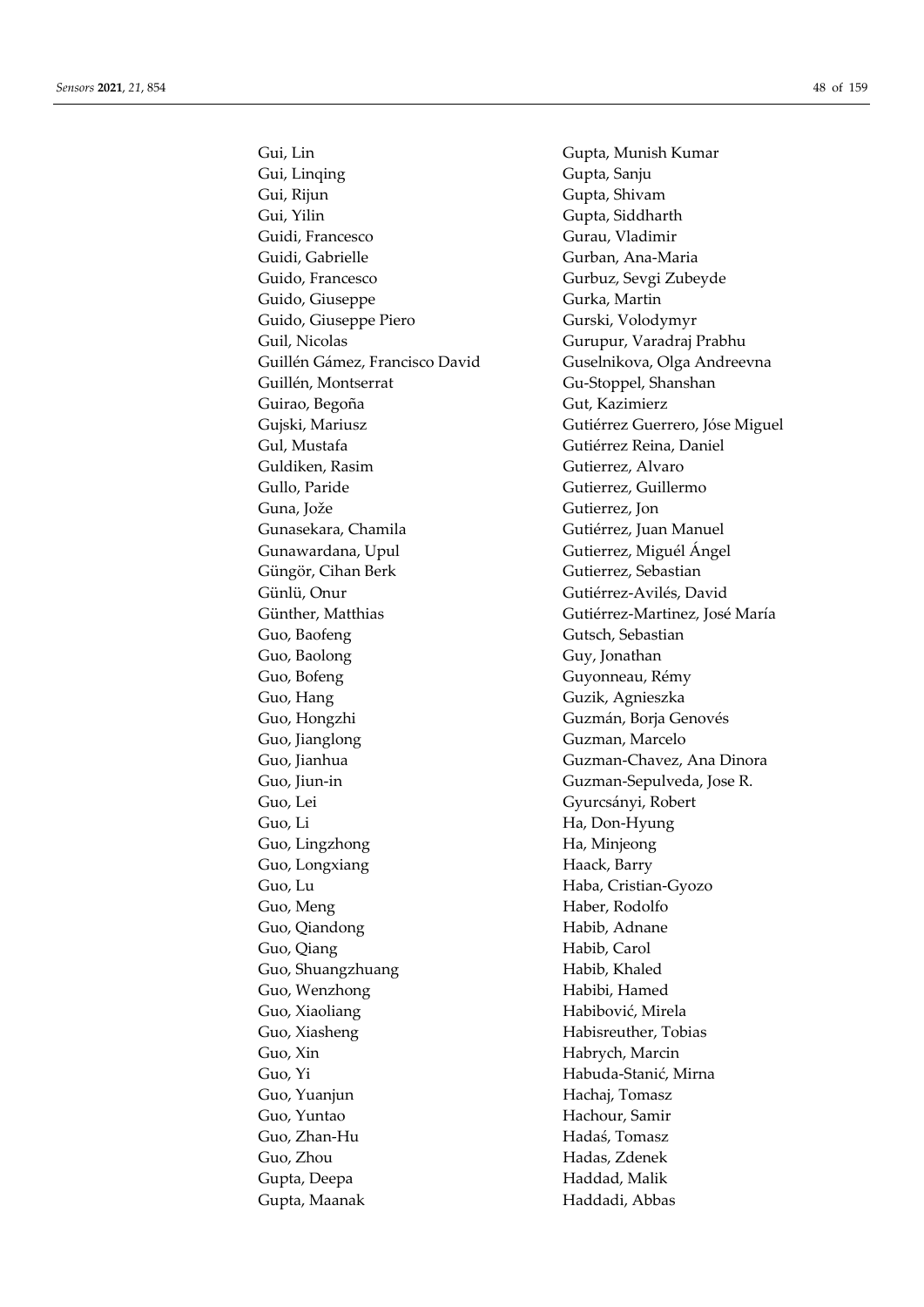Gui, Lin
Gui, Linqing
Gui, Rijun
Gui, Yilin
Guidi, Francesco
Guidi, Gabrielle
Guido, Francesco
Guido, Giuseppe
Guido, Giuseppe Piero
Guil, Nicolas
Guillén Gámez, Francisco David
Guillén, Montserrat
Guirao, Begoña
Gujski, Mariusz
Gul, Mustafa
Guldiken, Rasim
Gullo, Paride
Guna, Jože
Gunasekara, Chamila
Gunawardana, Upul
Güngör, Cihan Berk
Günlü, Onur
Günther, Matthias
Guo, Baofeng
Guo, Baolong
Guo, Bofeng
Guo, Hang
Guo, Hongzhi
Guo, Jianglong
Guo, Jianhua
Guo, Jiun-in
Guo, Lei
Guo, Li
Guo, Lingzhong
Guo, Longxiang
Guo, Lu
Guo, Meng
Guo, Qiandong
Guo, Qiang
Guo, Shuangzhuang
Guo, Wenzhong
Guo, Xiaoliang
Guo, Xiasheng
Guo, Xin
Guo, Yi
Guo, Yuanjun
Guo, Yuntao
Guo, Zhan-Hu
Guo, Zhou
Gupta, Deepa
Gupta, Maanak
Gupta, Munish Kumar
Gupta, Sanju
Gupta, Shivam
Gupta, Siddharth
Gurau, Vladimir
Gurban, Ana-Maria
Gurbuz, Sevgi Zubeyde
Gurka, Martin
Gurski, Volodymyr
Gurupur, Varadraj Prabhu
Guselnikova, Olga Andreevna
Gu-Stoppel, Shanshan
Gut, Kazimierz
Gutiérrez Guerrero, Jóse Miguel
Gutiérrez Reina, Daniel
Gutierrez, Alvaro
Gutierrez, Guillermo
Gutierrez, Jon
Gutiérrez, Juan Manuel
Gutierrez, Miguél Ángel
Gutierrez, Sebastian
Gutiérrez-Avilés, David
Gutiérrez-Martinez, José María
Gutsch, Sebastian
Guy, Jonathan
Guyonneau, Rémy
Guzik, Agnieszka
Guzmán, Borja Genovés
Guzman, Marcelo
Guzman-Chavez, Ana Dinora
Guzman-Sepulveda, Jose R.
Gyurcsányi, Robert
Ha, Don-Hyung
Ha, Minjeong
Haack, Barry
Haba, Cristian-Gyozo
Haber, Rodolfo
Habib, Adnane
Habib, Carol
Habib, Khaled
Habibi, Hamed
Habibović, Mirela
Habisreuther, Tobias
Habrych, Marcin
Habuda-Stanić, Mirna
Hachaj, Tomasz
Hachour, Samir
Hadaś, Tomasz
Hadas, Zdenek
Haddad, Malik
Haddadi, Abbas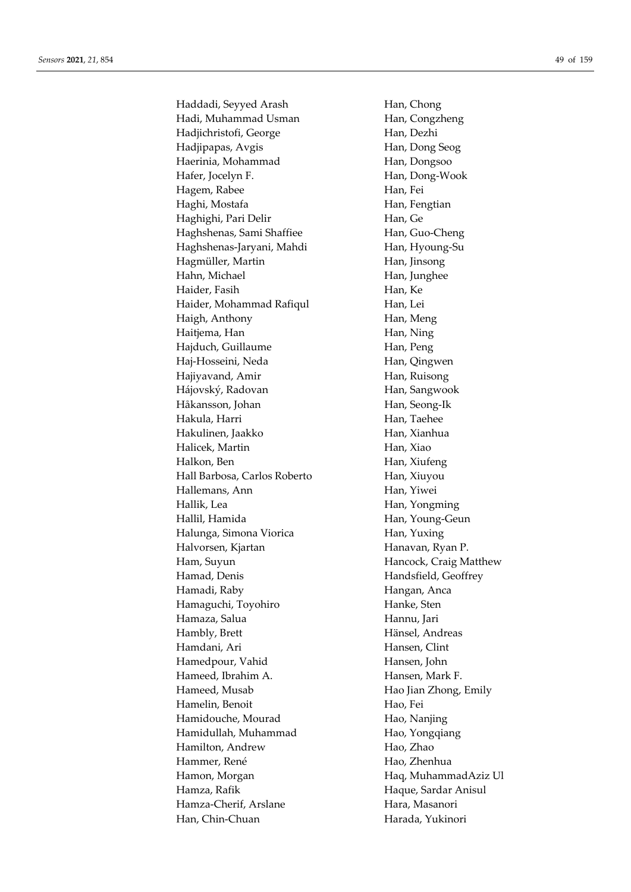Haddadi, Seyyed Arash
Hadi, Muhammad Usman
Hadjichristofi, George
Hadjipapas, Avgis
Haerinia, Mohammad
Hafer, Jocelyn F.
Hagem, Rabee
Haghi, Mostafa
Haghighi, Pari Delir
Haghshenas, Sami Shaffiee
Haghshenas-Jaryani, Mahdi
Hagmüller, Martin
Hahn, Michael
Haider, Fasih
Haider, Mohammad Rafiqul
Haigh, Anthony
Haitjema, Han
Hajduch, Guillaume
Haj-Hosseini, Neda
Hajiyavand, Amir
Hájovský, Radovan
Håkansson, Johan
Hakula, Harri
Hakulinen, Jaakko
Halicek, Martin
Halkon, Ben
Hall Barbosa, Carlos Roberto
Hallemans, Ann
Hallik, Lea
Hallil, Hamida
Halunga, Simona Viorica
Halvorsen, Kjartan
Ham, Suyun
Hamad, Denis
Hamadi, Raby
Hamaguchi, Toyohiro
Hamaza, Salua
Hambly, Brett
Hamdani, Ari
Hamedpour, Vahid
Hameed, Ibrahim A.
Hameed, Musab
Hamelin, Benoit
Hamidouche, Mourad
Hamidullah, Muhammad
Hamilton, Andrew
Hammer, René
Hamon, Morgan
Hamza, Rafik
Hamza-Cherif, Arslane
Han, Chin-Chuan
Han, Chong
Han, Congzheng
Han, Dezhi
Han, Dong Seog
Han, Dongsoo
Han, Dong-Wook
Han, Fei
Han, Fengtian
Han, Ge
Han, Guo-Cheng
Han, Hyoung-Su
Han, Jinsong
Han, Junghee
Han, Ke
Han, Lei
Han, Meng
Han, Ning
Han, Peng
Han, Qingwen
Han, Ruisong
Han, Sangwook
Han, Seong-Ik
Han, Taehee
Han, Xianhua
Han, Xiao
Han, Xiufeng
Han, Xiuyou
Han, Yiwei
Han, Yongming
Han, Young-Geun
Han, Yuxing
Hanavan, Ryan P.
Hancock, Craig Matthew
Handsfield, Geoffrey
Hangan, Anca
Hanke, Sten
Hannu, Jari
Hänsel, Andreas
Hansen, Clint
Hansen, John
Hansen, Mark F.
Hao Jian Zhong, Emily
Hao, Fei
Hao, Nanjing
Hao, Yongqiang
Hao, Zhao
Hao, Zhenhua
Haq, MuhammadAziz Ul
Haque, Sardar Anisul
Hara, Masanori
Harada, Yukinori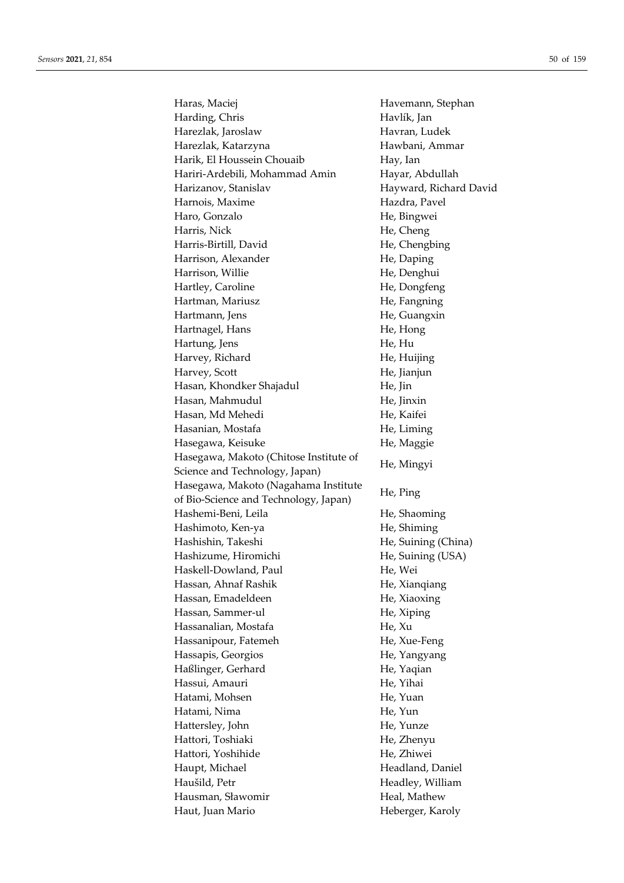Haras, Maciej
Harding, Chris
Harezlak, Jaroslaw
Harezlak, Katarzyna
Harik, El Houssein Chouaib
Hariri-Ardebili, Mohammad Amin
Harizanov, Stanislav
Harnois, Maxime
Haro, Gonzalo
Harris, Nick
Harris-Birtill, David
Harrison, Alexander
Harrison, Willie
Hartley, Caroline
Hartman, Mariusz
Hartmann, Jens
Hartnagel, Hans
Hartung, Jens
Harvey, Richard
Harvey, Scott
Hasan, Khondker Shajadul
Hasan, Mahmudul
Hasan, Md Mehedi
Hasanian, Mostafa
Hasegawa, Keisuke
Hasegawa, Makoto (Chitose Institute of Science and Technology, Japan)
Hasegawa, Makoto (Nagahama Institute of Bio-Science and Technology, Japan)
Hashemi-Beni, Leila
Hashimoto, Ken-ya
Hashishin, Takeshi
Hashizume, Hiromichi
Haskell-Dowland, Paul
Hassan, Ahnaf Rashik
Hassan, Emadeldeen
Hassan, Sammer-ul
Hassanalian, Mostafa
Hassanipour, Fatemeh
Hassapis, Georgios
Haßlinger, Gerhard
Hassui, Amauri
Hatami, Mohsen
Hatami, Nima
Hattersley, John
Hattori, Toshiaki
Hattori, Yoshihide
Haupt, Michael
Haušild, Petr
Hausman, Sławomir
Haut, Juan Mario
Havemann, Stephan
Havlík, Jan
Havran, Ludek
Hawbani, Ammar
Hay, Ian
Hayar, Abdullah
Hayward, Richard David
Hazdra, Pavel
He, Bingwei
He, Cheng
He, Chengbing
He, Daping
He, Denghui
He, Dongfeng
He, Fangning
He, Guangxin
He, Hong
He, Hu
He, Huijing
He, Jianjun
He, Jin
He, Jinxin
He, Kaifei
He, Liming
He, Maggie
He, Mingyi
He, Ping
He, Shaoming
He, Shiming
He, Suining (China)
He, Suining (USA)
He, Wei
He, Xianqiang
He, Xiaoxing
He, Xiping
He, Xu
He, Xue-Feng
He, Yangyang
He, Yaqian
He, Yihai
He, Yuan
He, Yun
He, Yunze
He, Zhenyu
He, Zhiwei
Headland, Daniel
Headley, William
Heal, Mathew
Heberger, Karoly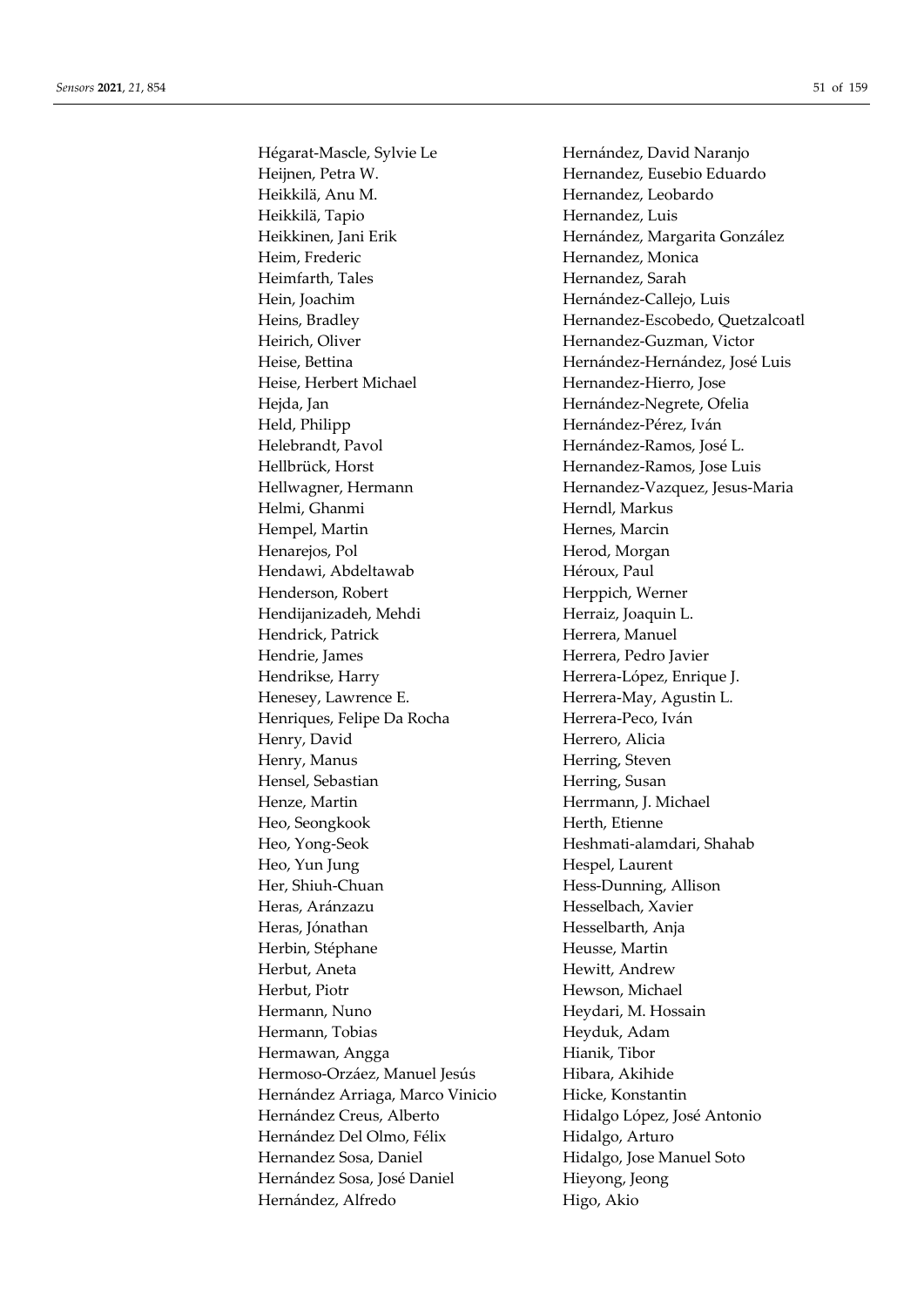Hégarat-Mascle, Sylvie Le
Heijnen, Petra W.
Heikkilä, Anu M.
Heikkilä, Tapio
Heikkinen, Jani Erik
Heim, Frederic
Heimfarth, Tales
Hein, Joachim
Heins, Bradley
Heirich, Oliver
Heise, Bettina
Heise, Herbert Michael
Hejda, Jan
Held, Philipp
Helebrandt, Pavol
Hellbrück, Horst
Hellwagner, Hermann
Helmi, Ghanmi
Hempel, Martin
Henarejos, Pol
Hendawi, Abdeltawab
Henderson, Robert
Hendijanizadeh, Mehdi
Hendrick, Patrick
Hendrie, James
Hendrikse, Harry
Henesey, Lawrence E.
Henriques, Felipe Da Rocha
Henry, David
Henry, Manus
Hensel, Sebastian
Henze, Martin
Heo, Seongkook
Heo, Yong-Seok
Heo, Yun Jung
Her, Shiuh-Chuan
Heras, Aránzazu
Heras, Jónathan
Herbin, Stéphane
Herbut, Aneta
Herbut, Piotr
Hermann, Nuno
Hermann, Tobias
Hermawan, Angga
Hermoso-Orzáez, Manuel Jesús
Hernández Arriaga, Marco Vinicio
Hernández Creus, Alberto
Hernández Del Olmo, Félix
Hernandez Sosa, Daniel
Hernández Sosa, José Daniel
Hernández, Alfredo
Hernández, David Naranjo
Hernandez, Eusebio Eduardo
Hernandez, Leobardo
Hernandez, Luis
Hernández, Margarita González
Hernandez, Monica
Hernandez, Sarah
Hernández-Callejo, Luis
Hernandez-Escobedo, Quetzalcoatl
Hernandez-Guzman, Victor
Hernández-Hernández, José Luis
Hernandez-Hierro, Jose
Hernández-Negrete, Ofelia
Hernández-Pérez, Iván
Hernández-Ramos, José L.
Hernandez-Ramos, Jose Luis
Hernandez-Vazquez, Jesus-Maria
Herndl, Markus
Hernes, Marcin
Herod, Morgan
Héroux, Paul
Herppich, Werner
Herraiz, Joaquin L.
Herrera, Manuel
Herrera, Pedro Javier
Herrera-López, Enrique J.
Herrera-May, Agustin L.
Herrera-Peco, Iván
Herrero, Alicia
Herring, Steven
Herring, Susan
Herrmann, J. Michael
Herth, Etienne
Heshmati-alamdari, Shahab
Hespel, Laurent
Hess-Dunning, Allison
Hesselbach, Xavier
Hesselbarth, Anja
Heusse, Martin
Hewitt, Andrew
Hewson, Michael
Heydari, M. Hossain
Heyduk, Adam
Hianik, Tibor
Hibara, Akihide
Hicke, Konstantin
Hidalgo López, José Antonio
Hidalgo, Arturo
Hidalgo, Jose Manuel Soto
Hieyong, Jeong
Higo, Akio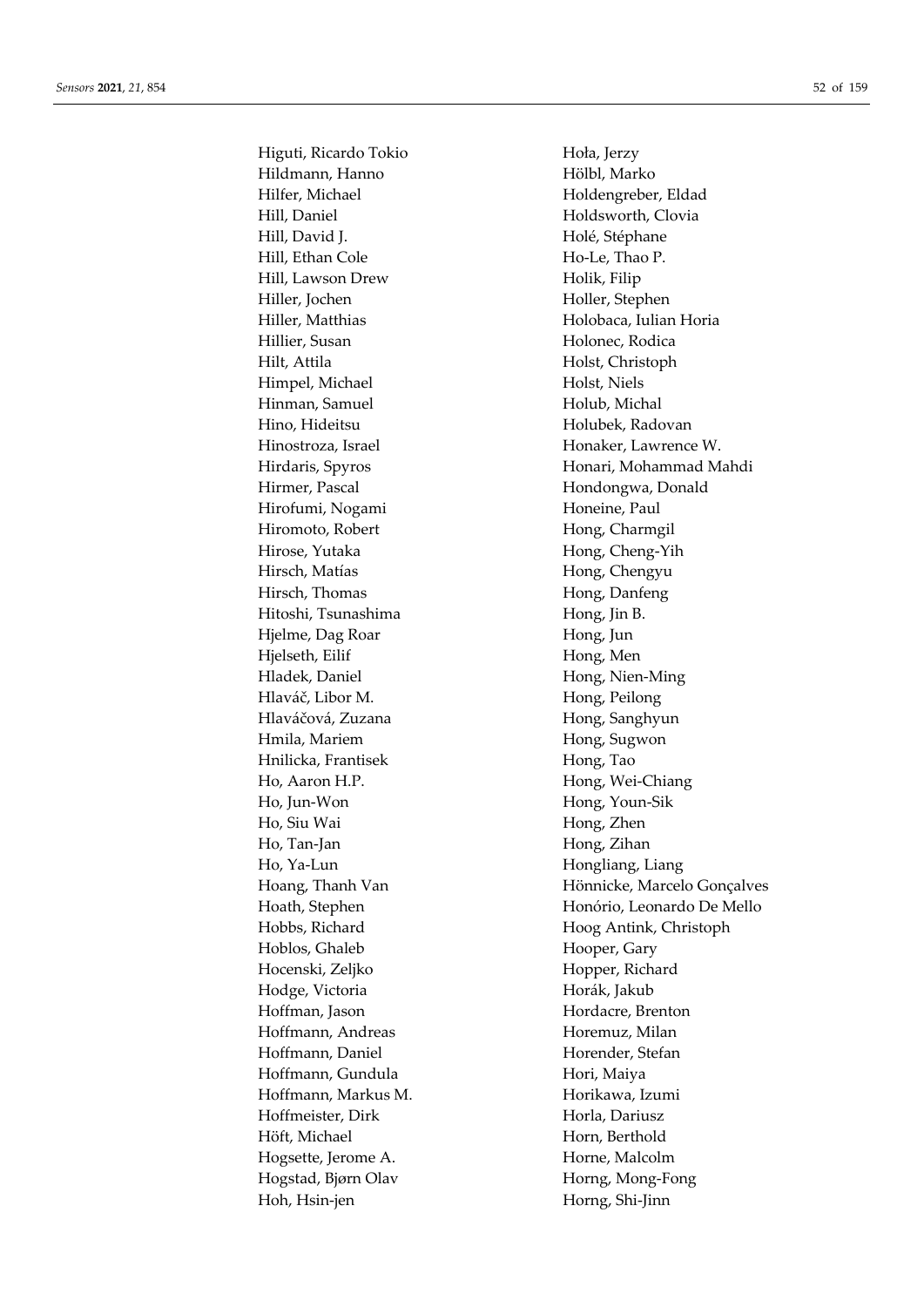Higuti, Ricardo Tokio
Hildmann, Hanno
Hilfer, Michael
Hill, Daniel
Hill, David J.
Hill, Ethan Cole
Hill, Lawson Drew
Hiller, Jochen
Hiller, Matthias
Hillier, Susan
Hilt, Attila
Himpel, Michael
Hinman, Samuel
Hino, Hideitsu
Hinostroza, Israel
Hirdaris, Spyros
Hirmer, Pascal
Hirofumi, Nogami
Hiromoto, Robert
Hirose, Yutaka
Hirsch, Matías
Hirsch, Thomas
Hitoshi, Tsunashima
Hjelme, Dag Roar
Hjelseth, Eilif
Hladek, Daniel
Hlaváč, Libor M.
Hlaváčová, Zuzana
Hmila, Mariem
Hnilicka, Frantisek
Ho, Aaron H.P.
Ho, Jun-Won
Ho, Siu Wai
Ho, Tan-Jan
Ho, Ya-Lun
Hoang, Thanh Van
Hoath, Stephen
Hobbs, Richard
Hoblos, Ghaleb
Hocenski, Zeljko
Hodge, Victoria
Hoffman, Jason
Hoffmann, Andreas
Hoffmann, Daniel
Hoffmann, Gundula
Hoffmann, Markus M.
Hoffmeister, Dirk
Höft, Michael
Hogsette, Jerome A.
Hogstad, Bjørn Olav
Hoh, Hsin-jen
Hoła, Jerzy
Hölbl, Marko
Holdengreber, Eldad
Holdsworth, Clovia
Holé, Stéphane
Ho-Le, Thao P.
Holik, Filip
Holler, Stephen
Holobaca, Iulian Horia
Holonec, Rodica
Holst, Christoph
Holst, Niels
Holub, Michal
Holubek, Radovan
Honaker, Lawrence W.
Honari, Mohammad Mahdi
Hondongwa, Donald
Honeine, Paul
Hong, Charmgil
Hong, Cheng-Yih
Hong, Chengyu
Hong, Danfeng
Hong, Jin B.
Hong, Jun
Hong, Men
Hong, Nien-Ming
Hong, Peilong
Hong, Sanghyun
Hong, Sugwon
Hong, Tao
Hong, Wei-Chiang
Hong, Youn-Sik
Hong, Zhen
Hong, Zihan
Hongliang, Liang
Hönnicke, Marcelo Gonçalves
Honório, Leonardo De Mello
Hoog Antink, Christoph
Hooper, Gary
Hopper, Richard
Horák, Jakub
Hordacre, Brenton
Horemuz, Milan
Horender, Stefan
Hori, Maiya
Horikawa, Izumi
Horla, Dariusz
Horn, Berthold
Horne, Malcolm
Horng, Mong-Fong
Horng, Shi-Jinn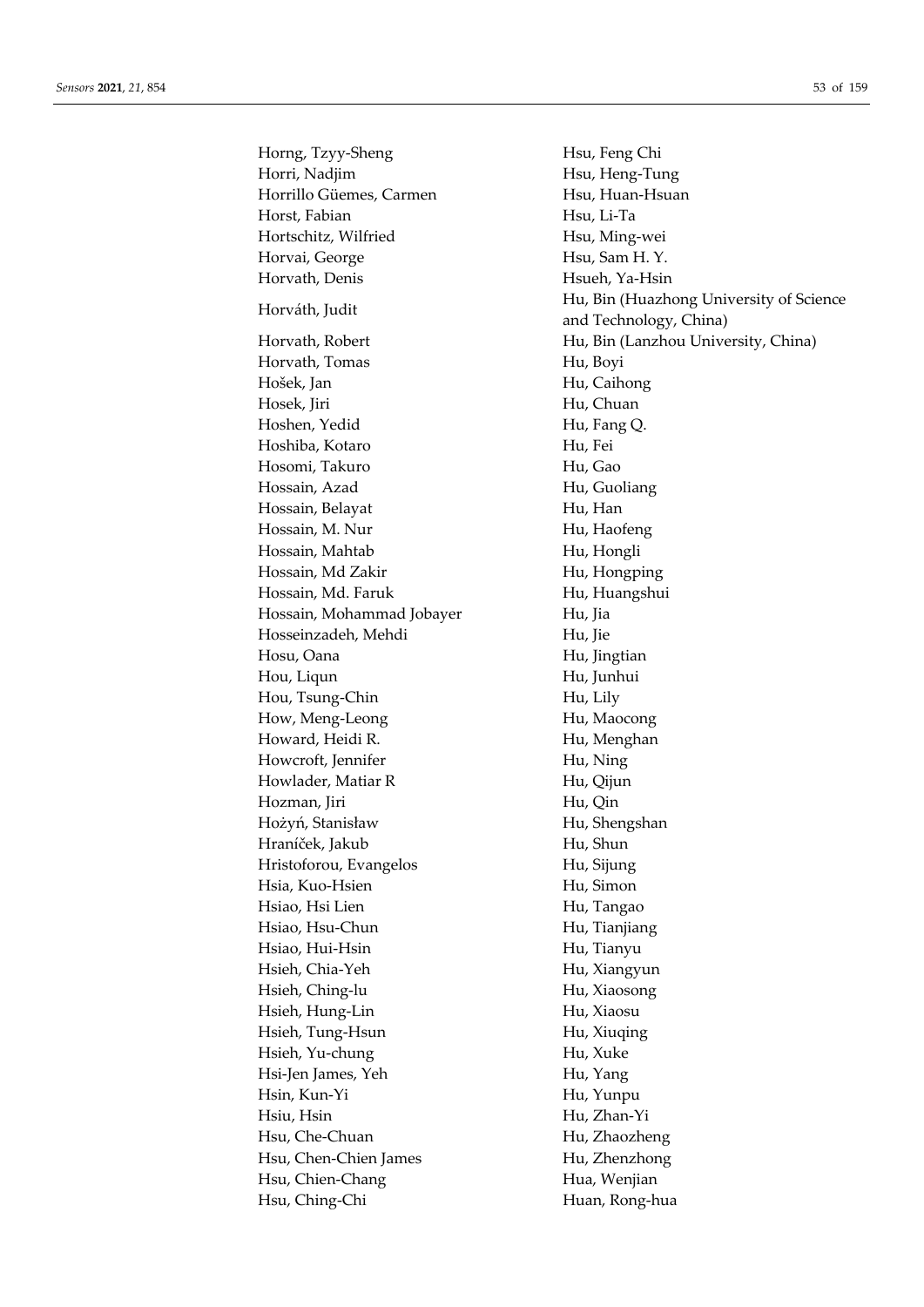Horng, Tzyy-Sheng
Horri, Nadjim
Horrillo Güemes, Carmen
Horst, Fabian
Hortschitz, Wilfried
Horvai, George
Horvath, Denis
Horváth, Judit
Horvath, Robert
Horvath, Tomas
Hošek, Jan
Hosek, Jiri
Hoshen, Yedid
Hoshiba, Kotaro
Hosomi, Takuro
Hossain, Azad
Hossain, Belayat
Hossain, M. Nur
Hossain, Mahtab
Hossain, Md Zakir
Hossain, Md. Faruk
Hossain, Mohammad Jobayer
Hosseinzadeh, Mehdi
Hosu, Oana
Hou, Liqun
Hou, Tsung-Chin
How, Meng-Leong
Howard, Heidi R.
Howcroft, Jennifer
Howlader, Matiar R
Hozman, Jiri
Hożyń, Stanisław
Hraníček, Jakub
Hristoforou, Evangelos
Hsia, Kuo-Hsien
Hsiao, Hsi Lien
Hsiao, Hsu-Chun
Hsiao, Hui-Hsin
Hsieh, Chia-Yeh
Hsieh, Ching-lu
Hsieh, Hung-Lin
Hsieh, Tung-Hsun
Hsieh, Yu-chung
Hsi-Jen James, Yeh
Hsin, Kun-Yi
Hsiu, Hsin
Hsu, Che-Chuan
Hsu, Chen-Chien James
Hsu, Chien-Chang
Hsu, Ching-Chi
Hsu, Feng Chi
Hsu, Heng-Tung
Hsu, Huan-Hsuan
Hsu, Li-Ta
Hsu, Ming-wei
Hsu, Sam H. Y.
Hsueh, Ya-Hsin
Hu, Bin (Huazhong University of Science and Technology, China)
Hu, Bin (Lanzhou University, China)
Hu, Boyi
Hu, Caihong
Hu, Chuan
Hu, Fang Q.
Hu, Fei
Hu, Gao
Hu, Guoliang
Hu, Han
Hu, Haofeng
Hu, Hongli
Hu, Hongping
Hu, Huangshui
Hu, Jia
Hu, Jie
Hu, Jingtian
Hu, Junhui
Hu, Lily
Hu, Maocong
Hu, Menghan
Hu, Ning
Hu, Qijun
Hu, Qin
Hu, Shengshan
Hu, Shun
Hu, Sijung
Hu, Simon
Hu, Tangao
Hu, Tianjiang
Hu, Tianyu
Hu, Xiangyun
Hu, Xiaosong
Hu, Xiaosu
Hu, Xiuqing
Hu, Xuke
Hu, Yang
Hu, Yunpu
Hu, Zhan-Yi
Hu, Zhaozheng
Hu, Zhenzhong
Hua, Wenjian
Huan, Rong-hua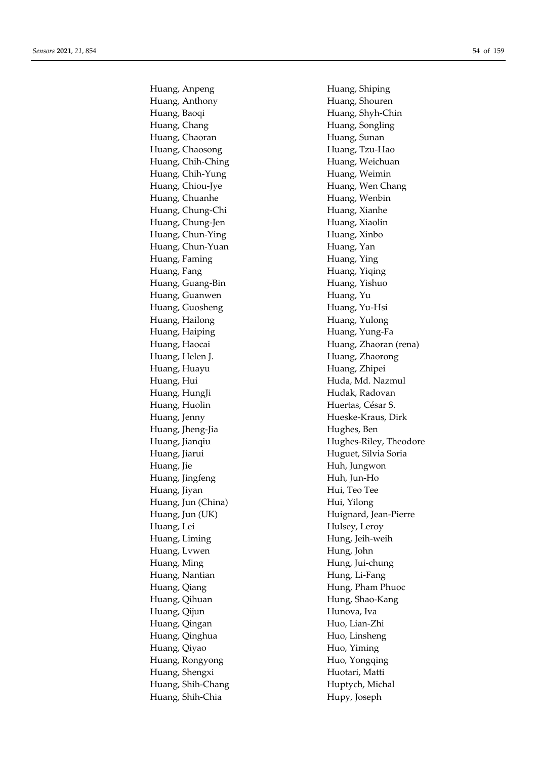Huang, Anpeng
Huang, Anthony
Huang, Baoqi
Huang, Chang
Huang, Chaoran
Huang, Chaosong
Huang, Chih-Ching
Huang, Chih-Yung
Huang, Chiou-Jye
Huang, Chuanhe
Huang, Chung-Chi
Huang, Chung-Jen
Huang, Chun-Ying
Huang, Chun-Yuan
Huang, Faming
Huang, Fang
Huang, Guang-Bin
Huang, Guanwen
Huang, Guosheng
Huang, Hailong
Huang, Haiping
Huang, Haocai
Huang, Helen J.
Huang, Huayu
Huang, Hui
Huang, HungJi
Huang, Huolin
Huang, Jenny
Huang, Jheng-Jia
Huang, Jianqiu
Huang, Jiarui
Huang, Jie
Huang, Jingfeng
Huang, Jiyan
Huang, Jun (China)
Huang, Jun (UK)
Huang, Lei
Huang, Liming
Huang, Lvwen
Huang, Ming
Huang, Nantian
Huang, Qiang
Huang, Qihuan
Huang, Qijun
Huang, Qingan
Huang, Qinghua
Huang, Qiyao
Huang, Rongyong
Huang, Shengxi
Huang, Shih-Chang
Huang, Shih-Chia
Huang, Shiping
Huang, Shouren
Huang, Shyh-Chin
Huang, Songling
Huang, Sunan
Huang, Tzu-Hao
Huang, Weichuan
Huang, Weimin
Huang, Wen Chang
Huang, Wenbin
Huang, Xianhe
Huang, Xiaolin
Huang, Xinbo
Huang, Yan
Huang, Ying
Huang, Yiqing
Huang, Yishuo
Huang, Yu
Huang, Yu-Hsi
Huang, Yulong
Huang, Yung-Fa
Huang, Zhaoran (rena)
Huang, Zhaorong
Huang, Zhipei
Huda, Md. Nazmul
Hudak, Radovan
Huertas, César S.
Hueske-Kraus, Dirk
Hughes, Ben
Hughes-Riley, Theodore
Huguet, Silvia Soria
Huh, Jungwon
Huh, Jun-Ho
Hui, Teo Tee
Hui, Yilong
Huignard, Jean-Pierre
Hulsey, Leroy
Hung, Jeih-weih
Hung, John
Hung, Jui-chung
Hung, Li-Fang
Hung, Pham Phuoc
Hung, Shao-Kang
Hunova, Iva
Huo, Lian-Zhi
Huo, Linsheng
Huo, Yiming
Huo, Yongqing
Huotari, Matti
Huptych, Michal
Hupy, Joseph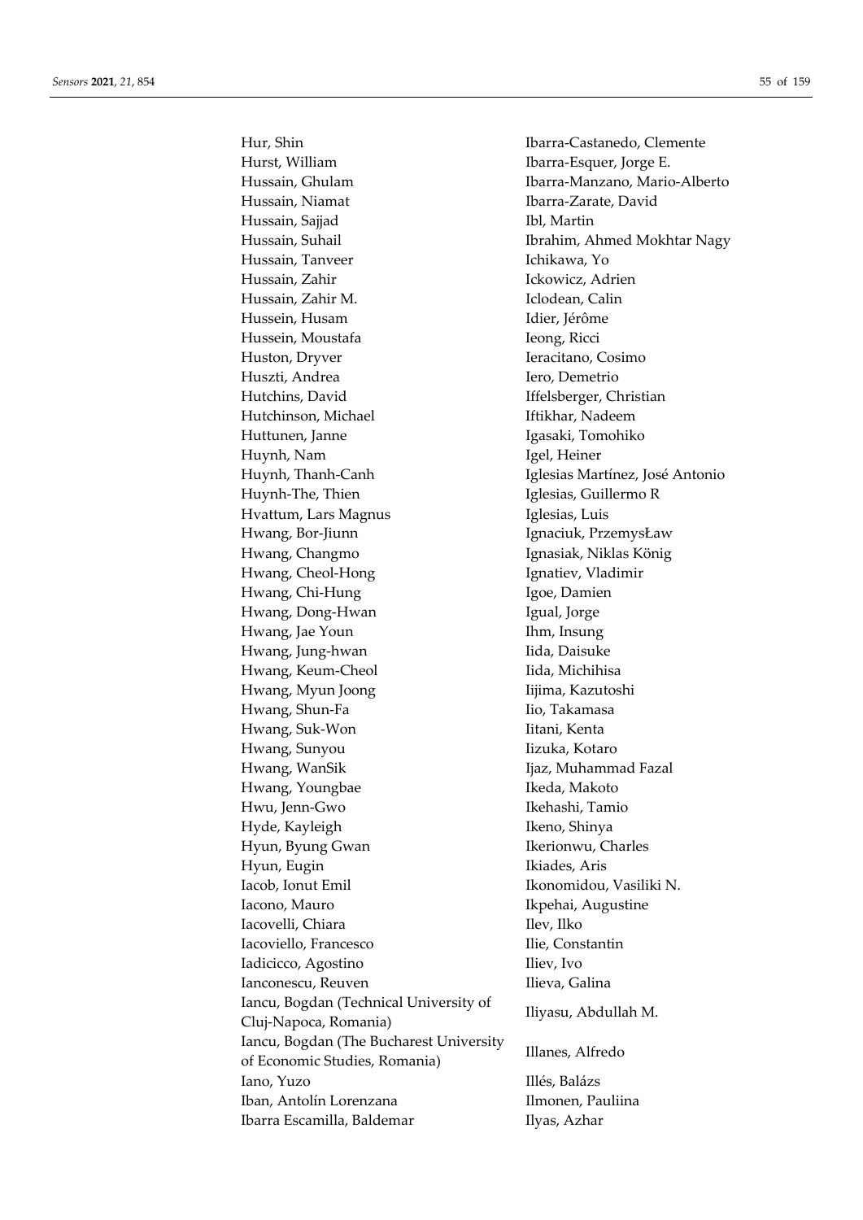Hur, Shin
Hurst, William
Hussain, Ghulam
Hussain, Niamat
Hussain, Sajjad
Hussain, Suhail
Hussain, Tanveer
Hussain, Zahir
Hussain, Zahir M.
Hussein, Husam
Hussein, Moustafa
Huston, Dryver
Huszti, Andrea
Hutchins, David
Hutchinson, Michael
Huttunen, Janne
Huynh, Nam
Huynh, Thanh-Canh
Huynh-The, Thien
Hvattum, Lars Magnus
Hwang, Bor-Jiunn
Hwang, Changmo
Hwang, Cheol-Hong
Hwang, Chi-Hung
Hwang, Dong-Hwan
Hwang, Jae Youn
Hwang, Jung-hwan
Hwang, Keum-Cheol
Hwang, Myun Joong
Hwang, Shun-Fa
Hwang, Suk-Won
Hwang, Sunyou
Hwang, WanSik
Hwang, Youngbae
Hwu, Jenn-Gwo
Hyde, Kayleigh
Hyun, Byung Gwan
Hyun, Eugin
Iacob, Ionut Emil
Iacono, Mauro
Iacovelli, Chiara
Iacoviello, Francesco
Iadicicco, Agostino
Ianconescu, Reuven
Iancu, Bogdan (Technical University of Cluj-Napoca, Romania)
Iancu, Bogdan (The Bucharest University of Economic Studies, Romania)
Iano, Yuzo
Iban, Antolín Lorenzana
Ibarra Escamilla, Baldemar
Ibarra-Castanedo, Clemente
Ibarra-Esquer, Jorge E.
Ibarra-Manzano, Mario-Alberto
Ibarra-Zarate, David
Ibl, Martin
Ibrahim, Ahmed Mokhtar Nagy
Ichikawa, Yo
Ickowicz, Adrien
Iclodean, Calin
Idier, Jérôme
Ieong, Ricci
Ieracitano, Cosimo
Iero, Demetrio
Iffelsberger, Christian
Iftikhar, Nadeem
Igasaki, Tomohiko
Igel, Heiner
Iglesias Martínez, José Antonio
Iglesias, Guillermo R
Iglesias, Luis
Ignaciuk, PrzemysŁaw
Ignasiak, Niklas König
Ignatiev, Vladimir
Igoe, Damien
Igual, Jorge
Ihm, Insung
Iida, Daisuke
Iida, Michihisa
Iijima, Kazutoshi
Iio, Takamasa
Iitani, Kenta
Iizuka, Kotaro
Ijaz, Muhammad Fazal
Ikeda, Makoto
Ikehashi, Tamio
Ikeno, Shinya
Ikerionwu, Charles
Ikiades, Aris
Ikonomidou, Vasiliki N.
Ikpehai, Augustine
Ilev, Ilko
Ilie, Constantin
Iliev, Ivo
Ilieva, Galina
Iliyasu, Abdullah M.
Illanes, Alfredo
Illés, Balázs
Ilmonen, Pauliina
Ilyas, Azhar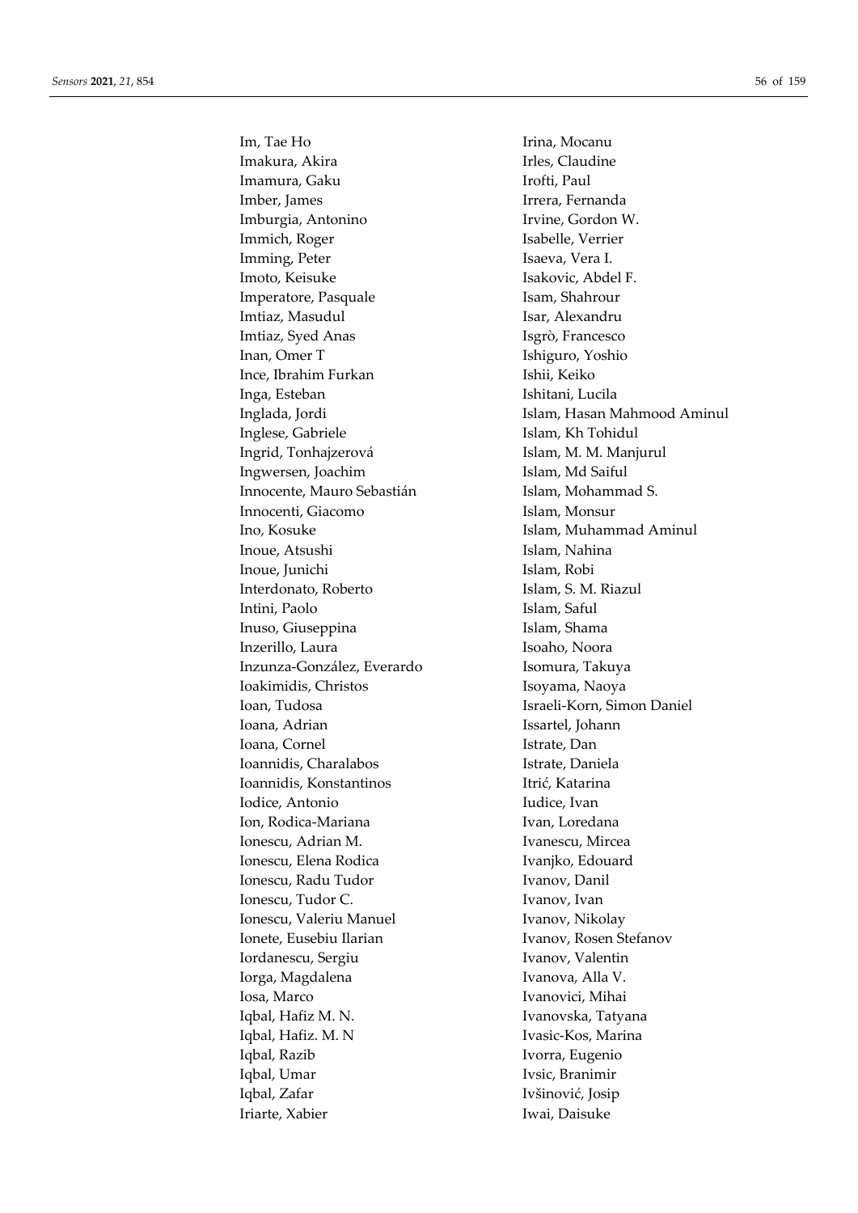Im, Tae Ho
Imakura, Akira
Imamura, Gaku
Imber, James
Imburgia, Antonino
Immich, Roger
Imming, Peter
Imoto, Keisuke
Imperatore, Pasquale
Imtiaz, Masudul
Imtiaz, Syed Anas
Inan, Omer T
Ince, Ibrahim Furkan
Inga, Esteban
Inglada, Jordi
Inglese, Gabriele
Ingrid, Tonhajzerová
Ingwersen, Joachim
Innocente, Mauro Sebastián
Innocenti, Giacomo
Ino, Kosuke
Inoue, Atsushi
Inoue, Junichi
Interdonato, Roberto
Intini, Paolo
Inuso, Giuseppina
Inzerillo, Laura
Inzunza-González, Everardo
Ioakimidis, Christos
Ioan, Tudosa
Ioana, Adrian
Ioana, Cornel
Ioannidis, Charalabos
Ioannidis, Konstantinos
Iodice, Antonio
Ion, Rodica-Mariana
Ionescu, Adrian M.
Ionescu, Elena Rodica
Ionescu, Radu Tudor
Ionescu, Tudor C.
Ionescu, Valeriu Manuel
Ionete, Eusebiu Ilarian
Iordanescu, Sergiu
Iorga, Magdalena
Iosa, Marco
Iqbal, Hafiz M. N.
Iqbal, Hafiz. M. N
Iqbal, Razib
Iqbal, Umar
Iqbal, Zafar
Iriarte, Xabier
Irina, Mocanu
Irles, Claudine
Irofti, Paul
Irrera, Fernanda
Irvine, Gordon W.
Isabelle, Verrier
Isaeva, Vera I.
Isakovic, Abdel F.
Isam, Shahrour
Isar, Alexandru
Isgrò, Francesco
Ishiguro, Yoshio
Ishii, Keiko
Ishitani, Lucila
Islam, Hasan Mahmood Aminul
Islam, Kh Tohidul
Islam, M. M. Manjurul
Islam, Md Saiful
Islam, Mohammad S.
Islam, Monsur
Islam, Muhammad Aminul
Islam, Nahina
Islam, Robi
Islam, S. M. Riazul
Islam, Saful
Islam, Shama
Isoaho, Noora
Isomura, Takuya
Isoyama, Naoya
Israeli-Korn, Simon Daniel
Issartel, Johann
Istrate, Dan
Istrate, Daniela
Itrić, Katarina
Iudice, Ivan
Ivan, Loredana
Ivanescu, Mircea
Ivanjko, Edouard
Ivanov, Danil
Ivanov, Ivan
Ivanov, Nikolay
Ivanov, Rosen Stefanov
Ivanov, Valentin
Ivanova, Alla V.
Ivanovici, Mihai
Ivanovska, Tatyana
Ivasic-Kos, Marina
Ivorra, Eugenio
Ivsic, Branimir
Ivšinović, Josip
Iwai, Daisuke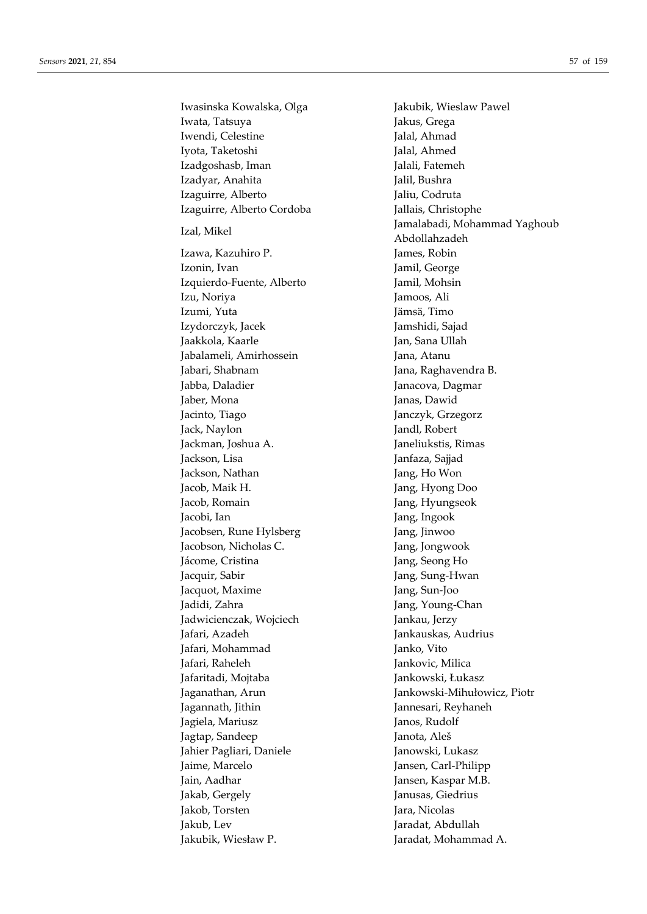Iwasinska Kowalska, Olga
Iwata, Tatsuya
Iwendi, Celestine
Iyota, Taketoshi
Izadgoshasb, Iman
Izadyar, Anahita
Izaguirre, Alberto
Izaguirre, Alberto Cordoba
Izal, Mikel
Izawa, Kazuhiro P.
Izonin, Ivan
Izquierdo-Fuente, Alberto
Izu, Noriya
Izumi, Yuta
Izydorczyk, Jacek
Jaakkola, Kaarle
Jabalameli, Amirhossein
Jabari, Shabnam
Jabba, Daladier
Jaber, Mona
Jacinto, Tiago
Jack, Naylon
Jackman, Joshua A.
Jackson, Lisa
Jackson, Nathan
Jacob, Maik H.
Jacob, Romain
Jacobi, Ian
Jacobsen, Rune Hylsberg
Jacobson, Nicholas C.
Jácome, Cristina
Jacquir, Sabir
Jacquot, Maxime
Jadidi, Zahra
Jadwicienczak, Wojciech
Jafari, Azadeh
Jafari, Mohammad
Jafari, Raheleh
Jafaritadi, Mojtaba
Jaganathan, Arun
Jagannath, Jithin
Jagiela, Mariusz
Jagtap, Sandeep
Jahier Pagliari, Daniele
Jaime, Marcelo
Jain, Aadhar
Jakab, Gergely
Jakob, Torsten
Jakub, Lev
Jakubik, Wiesław P.
Jakubik, Wieslaw Pawel
Jakus, Grega
Jalal, Ahmad
Jalal, Ahmed
Jalali, Fatemeh
Jalil, Bushra
Jaliu, Codruta
Jallais, Christophe
Jamalabadi, Mohammad Yaghoub Abdollahzadeh
James, Robin
Jamil, George
Jamil, Mohsin
Jamoos, Ali
Jämsä, Timo
Jamshidi, Sajad
Jan, Sana Ullah
Jana, Atanu
Jana, Raghavendra B.
Janacova, Dagmar
Janas, Dawid
Janczyk, Grzegorz
Jandl, Robert
Janeliukstis, Rimas
Janfaza, Sajjad
Jang, Ho Won
Jang, Hyong Doo
Jang, Hyungseok
Jang, Ingook
Jang, Jinwoo
Jang, Jongwook
Jang, Seong Ho
Jang, Sung-Hwan
Jang, Sun-Joo
Jang, Young-Chan
Jankau, Jerzy
Jankauskas, Audrius
Janko, Vito
Jankovic, Milica
Jankowski, Łukasz
Jankowski-Mihułowicz, Piotr
Jannesari, Reyhaneh
Janos, Rudolf
Janota, Aleš
Janowski, Lukasz
Jansen, Carl-Philipp
Jansen, Kaspar M.B.
Janusas, Giedrius
Jara, Nicolas
Jaradat, Abdullah
Jaradat, Mohammad A.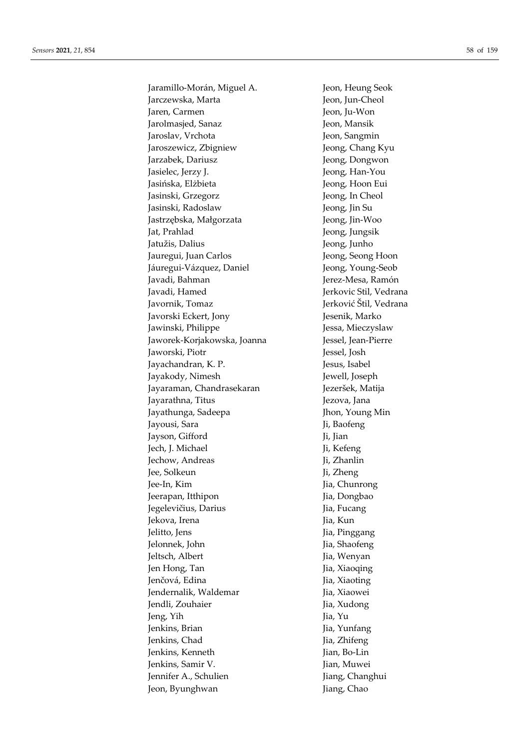Jaramillo-Morán, Miguel A.
Jarczewska, Marta
Jaren, Carmen
Jarolmasjed, Sanaz
Jaroslav, Vrchota
Jaroszewicz, Zbigniew
Jarzabek, Dariusz
Jasielec, Jerzy J.
Jasińska, Elżbieta
Jasinski, Grzegorz
Jasinski, Radoslaw
Jastrzębska, Małgorzata
Jat, Prahlad
Jatužis, Dalius
Jauregui, Juan Carlos
Jáuregui-Vázquez, Daniel
Javadi, Bahman
Javadi, Hamed
Javornik, Tomaz
Javorski Eckert, Jony
Jawinski, Philippe
Jaworek-Korjakowska, Joanna
Jaworski, Piotr
Jayachandran, K. P.
Jayakody, Nimesh
Jayaraman, Chandrasekaran
Jayarathna, Titus
Jayathunga, Sadeepa
Jayousi, Sara
Jayson, Gifford
Jech, J. Michael
Jechow, Andreas
Jee, Solkeun
Jee-In, Kim
Jeerapan, Itthipon
Jegelevičius, Darius
Jekova, Irena
Jelitto, Jens
Jelonnek, John
Jeltsch, Albert
Jen Hong, Tan
Jenčová, Edina
Jendernalik, Waldemar
Jendli, Zouhaier
Jeng, Yih
Jenkins, Brian
Jenkins, Chad
Jenkins, Kenneth
Jenkins, Samir V.
Jennifer A., Schulien
Jeon, Byunghwan
Jeon, Heung Seok
Jeon, Jun-Cheol
Jeon, Ju-Won
Jeon, Mansik
Jeon, Sangmin
Jeong, Chang Kyu
Jeong, Dongwon
Jeong, Han-You
Jeong, Hoon Eui
Jeong, In Cheol
Jeong, Jin Su
Jeong, Jin-Woo
Jeong, Jungsik
Jeong, Junho
Jeong, Seong Hoon
Jeong, Young-Seob
Jerez-Mesa, Ramón
Jerkovic Stil, Vedrana
Jerković Štil, Vedrana
Jesenik, Marko
Jessa, Mieczyslaw
Jessel, Jean-Pierre
Jessel, Josh
Jesus, Isabel
Jewell, Joseph
Jezeršek, Matija
Jezova, Jana
Jhon, Young Min
Ji, Baofeng
Ji, Jian
Ji, Kefeng
Ji, Zhanlin
Ji, Zheng
Jia, Chunrong
Jia, Dongbao
Jia, Fucang
Jia, Kun
Jia, Pinggang
Jia, Shaofeng
Jia, Wenyan
Jia, Xiaoqing
Jia, Xiaoting
Jia, Xiaowei
Jia, Xudong
Jia, Yu
Jia, Yunfang
Jia, Zhifeng
Jian, Bo-Lin
Jian, Muwei
Jiang, Changhui
Jiang, Chao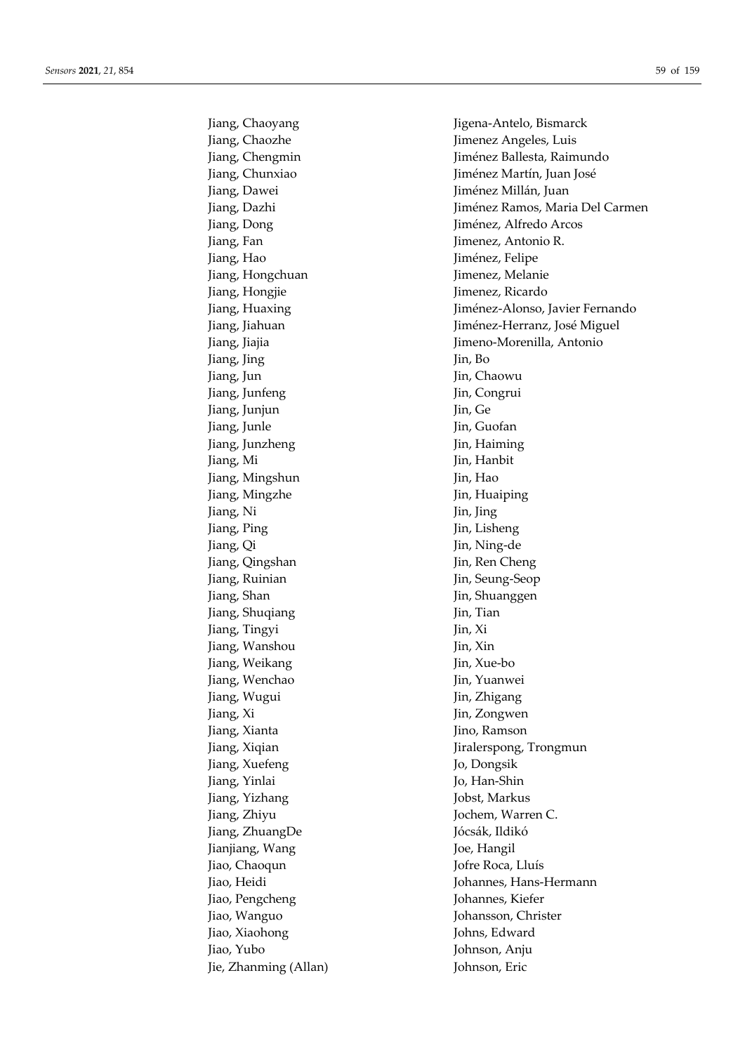Jiang, Chaoyang
Jiang, Chaozhe
Jiang, Chengmin
Jiang, Chunxiao
Jiang, Dawei
Jiang, Dazhi
Jiang, Dong
Jiang, Fan
Jiang, Hao
Jiang, Hongchuan
Jiang, Hongjie
Jiang, Huaxing
Jiang, Jiahuan
Jiang, Jiajia
Jiang, Jing
Jiang, Jun
Jiang, Junfeng
Jiang, Junjun
Jiang, Junle
Jiang, Junzheng
Jiang, Mi
Jiang, Mingshun
Jiang, Mingzhe
Jiang, Ni
Jiang, Ping
Jiang, Qi
Jiang, Qingshan
Jiang, Ruinian
Jiang, Shan
Jiang, Shuqiang
Jiang, Tingyi
Jiang, Wanshou
Jiang, Weikang
Jiang, Wenchao
Jiang, Wugui
Jiang, Xi
Jiang, Xianta
Jiang, Xiqian
Jiang, Xuefeng
Jiang, Yinlai
Jiang, Yizhang
Jiang, Zhiyu
Jiang, ZhuangDe
Jianjiang, Wang
Jiao, Chaoqun
Jiao, Heidi
Jiao, Pengcheng
Jiao, Wanguo
Jiao, Xiaohong
Jiao, Yubo
Jie, Zhanming (Allan)
Jigena-Antelo, Bismarck
Jimenez Angeles, Luis
Jiménez Ballesta, Raimundo
Jiménez Martín, Juan José
Jiménez Millán, Juan
Jiménez Ramos, Maria Del Carmen
Jiménez, Alfredo Arcos
Jimenez, Antonio R.
Jiménez, Felipe
Jimenez, Melanie
Jimenez, Ricardo
Jiménez-Alonso, Javier Fernando
Jiménez-Herranz, José Miguel
Jimeno-Morenilla, Antonio
Jin, Bo
Jin, Chaowu
Jin, Congrui
Jin, Ge
Jin, Guofan
Jin, Haiming
Jin, Hanbit
Jin, Hao
Jin, Huaiping
Jin, Jing
Jin, Lisheng
Jin, Ning-de
Jin, Ren Cheng
Jin, Seung-Seop
Jin, Shuanggen
Jin, Tian
Jin, Xi
Jin, Xin
Jin, Xue-bo
Jin, Yuanwei
Jin, Zhigang
Jin, Zongwen
Jino, Ramson
Jiralerspong, Trongmun
Jo, Dongsik
Jo, Han-Shin
Jobst, Markus
Jochem, Warren C.
Jócsák, Ildikó
Joe, Hangil
Jofre Roca, Lluís
Johannes, Hans-Hermann
Johannes, Kiefer
Johansson, Christer
Johns, Edward
Johnson, Anju
Johnson, Eric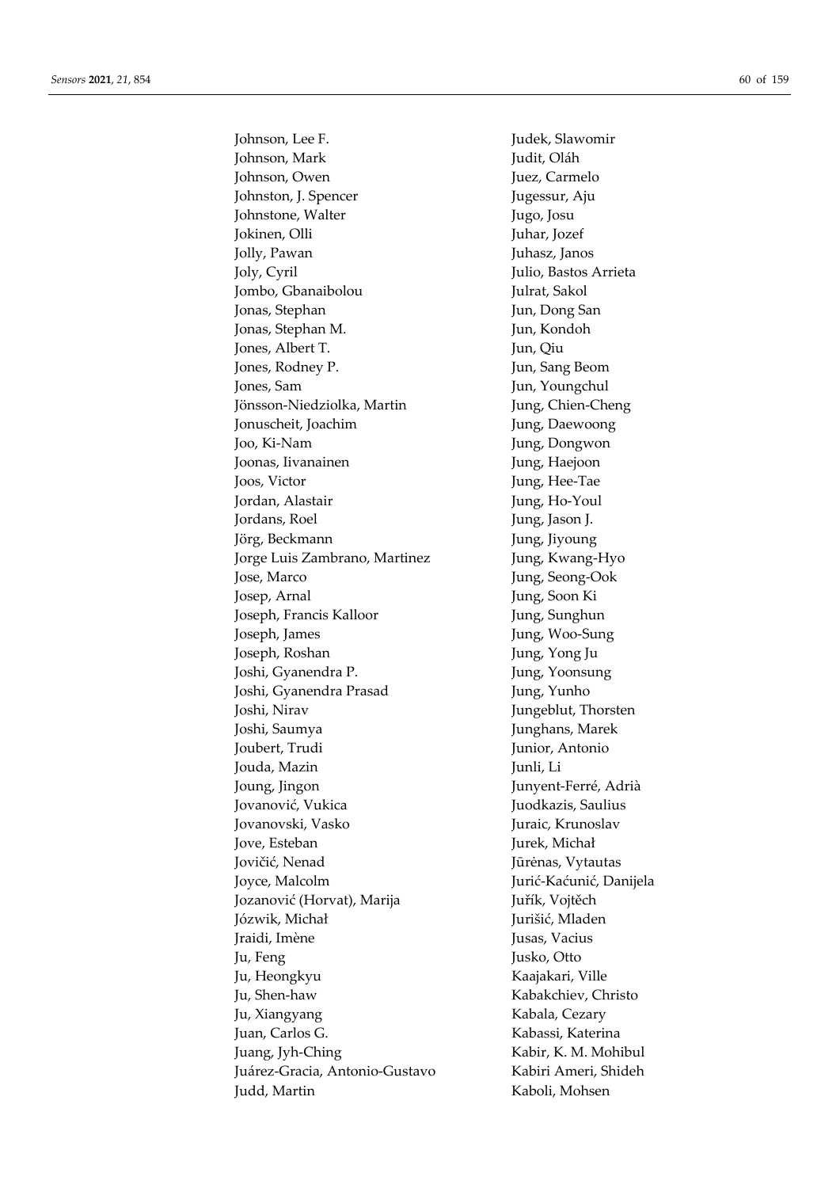Johnson, Lee F.
Johnson, Mark
Johnson, Owen
Johnston, J. Spencer
Johnstone, Walter
Jokinen, Olli
Jolly, Pawan
Joly, Cyril
Jombo, Gbanaibolou
Jonas, Stephan
Jonas, Stephan M.
Jones, Albert T.
Jones, Rodney P.
Jones, Sam
Jönsson-Niedziolka, Martin
Jonuscheit, Joachim
Joo, Ki-Nam
Joonas, Iivanainen
Joos, Victor
Jordan, Alastair
Jordans, Roel
Jörg, Beckmann
Jorge Luis Zambrano, Martinez
Jose, Marco
Josep, Arnal
Joseph, Francis Kalloor
Joseph, James
Joseph, Roshan
Joshi, Gyanendra P.
Joshi, Gyanendra Prasad
Joshi, Nirav
Joshi, Saumya
Joubert, Trudi
Jouda, Mazin
Joung, Jingon
Jovanović, Vukica
Jovanovski, Vasko
Jove, Esteban
Jovičić, Nenad
Joyce, Malcolm
Jozanović (Horvat), Marija
Józwik, Michał
Jraidi, Imène
Ju, Feng
Ju, Heongkyu
Ju, Shen-haw
Ju, Xiangyang
Juan, Carlos G.
Juang, Jyh-Ching
Juárez-Gracia, Antonio-Gustavo
Judd, Martin
Judek, Slawomir
Judit, Oláh
Juez, Carmelo
Jugessur, Aju
Jugo, Josu
Juhar, Jozef
Juhasz, Janos
Julio, Bastos Arrieta
Julrat, Sakol
Jun, Dong San
Jun, Kondoh
Jun, Qiu
Jun, Sang Beom
Jun, Youngchul
Jung, Chien-Cheng
Jung, Daewoong
Jung, Dongwon
Jung, Haejoon
Jung, Hee-Tae
Jung, Ho-Youl
Jung, Jason J.
Jung, Jiyoung
Jung, Kwang-Hyo
Jung, Seong-Ook
Jung, Soon Ki
Jung, Sunghun
Jung, Woo-Sung
Jung, Yong Ju
Jung, Yoonsung
Jung, Yunho
Jungeblut, Thorsten
Junghans, Marek
Junior, Antonio
Junli, Li
Junyent-Ferré, Adrià
Juodkazis, Saulius
Juraic, Krunoslav
Jurek, Michał
Jūrėnas, Vytautas
Jurić-Kaćunić, Danijela
Juřík, Vojtěch
Jurišić, Mladen
Jusas, Vacius
Jusko, Otto
Kaajakari, Ville
Kabakchiev, Christo
Kabala, Cezary
Kabassi, Katerina
Kabir, K. M. Mohibul
Kabiri Ameri, Shideh
Kaboli, Mohsen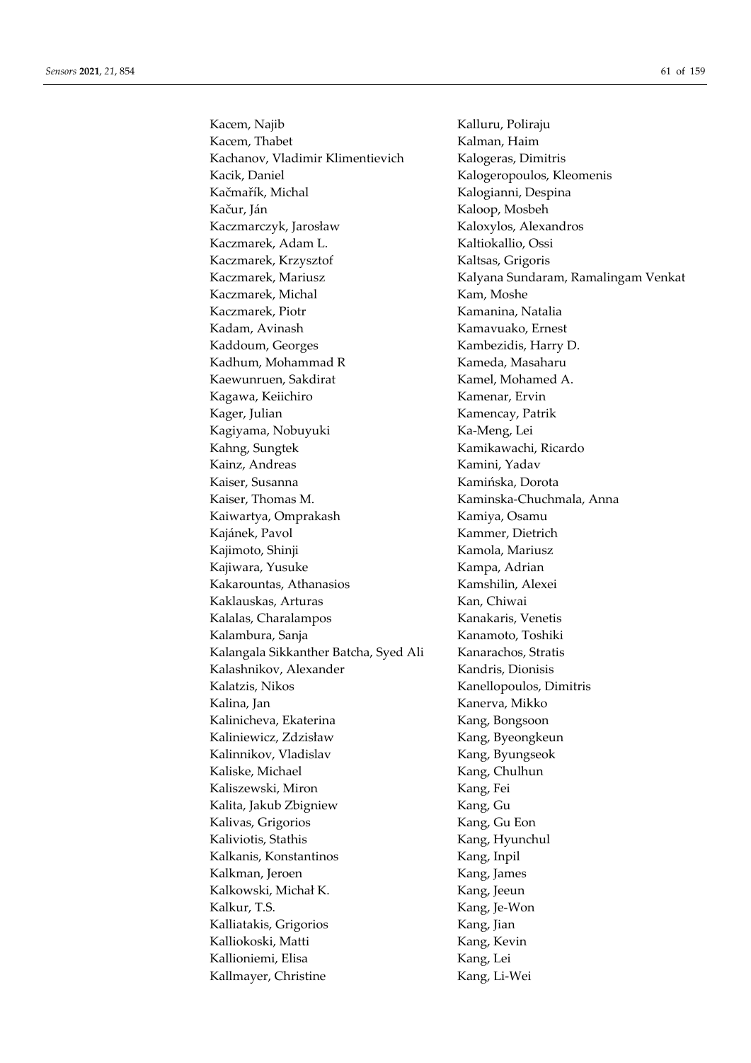Kacem, Najib
Kacem, Thabet
Kachanov, Vladimir Klimentievich
Kacik, Daniel
Kačmařík, Michal
Kačur, Ján
Kaczmarczyk, Jarosław
Kaczmarek, Adam L.
Kaczmarek, Krzysztof
Kaczmarek, Mariusz
Kaczmarek, Michal
Kaczmarek, Piotr
Kadam, Avinash
Kaddoum, Georges
Kadhum, Mohammad R
Kaewunruen, Sakdirat
Kagawa, Keiichiro
Kager, Julian
Kagiyama, Nobuyuki
Kahng, Sungtek
Kainz, Andreas
Kaiser, Susanna
Kaiser, Thomas M.
Kaiwartya, Omprakash
Kajánek, Pavol
Kajimoto, Shinji
Kajiwara, Yusuke
Kakarountas, Athanasios
Kaklauskas, Arturas
Kalalas, Charalampos
Kalambura, Sanja
Kalangala Sikkanther Batcha, Syed Ali
Kalashnikov, Alexander
Kalatzis, Nikos
Kalina, Jan
Kalinicheva, Ekaterina
Kaliniewicz, Zdzisław
Kalinnikov, Vladislav
Kaliske, Michael
Kaliszewski, Miron
Kalita, Jakub Zbigniew
Kalivas, Grigorios
Kaliviotis, Stathis
Kalkanis, Konstantinos
Kalkman, Jeroen
Kalkowski, Michał K.
Kalkur, T.S.
Kalliatakis, Grigorios
Kalliokoski, Matti
Kallioniemi, Elisa
Kallmayer, Christine
Kalluru, Poliraju
Kalman, Haim
Kalogeras, Dimitris
Kalogeropoulos, Kleomenis
Kalogianni, Despina
Kaloop, Mosbeh
Kaloxylos, Alexandros
Kaltiokallio, Ossi
Kaltsas, Grigoris
Kalyana Sundaram, Ramalingam Venkat
Kam, Moshe
Kamanina, Natalia
Kamavuako, Ernest
Kambezidis, Harry D.
Kameda, Masaharu
Kamel, Mohamed A.
Kamenar, Ervin
Kamencay, Patrik
Ka-Meng, Lei
Kamikawachi, Ricardo
Kamini, Yadav
Kamińska, Dorota
Kaminska-Chuchmala, Anna
Kamiya, Osamu
Kammer, Dietrich
Kamola, Mariusz
Kampa, Adrian
Kamshilin, Alexei
Kan, Chiwai
Kanakaris, Venetis
Kanamoto, Toshiki
Kanarachos, Stratis
Kandris, Dionisis
Kanellopoulos, Dimitris
Kanerva, Mikko
Kang, Bongsoon
Kang, Byeongkeun
Kang, Byungseok
Kang, Chulhun
Kang, Fei
Kang, Gu
Kang, Gu Eon
Kang, Hyunchul
Kang, Inpil
Kang, James
Kang, Jeeun
Kang, Je-Won
Kang, Jian
Kang, Kevin
Kang, Lei
Kang, Li-Wei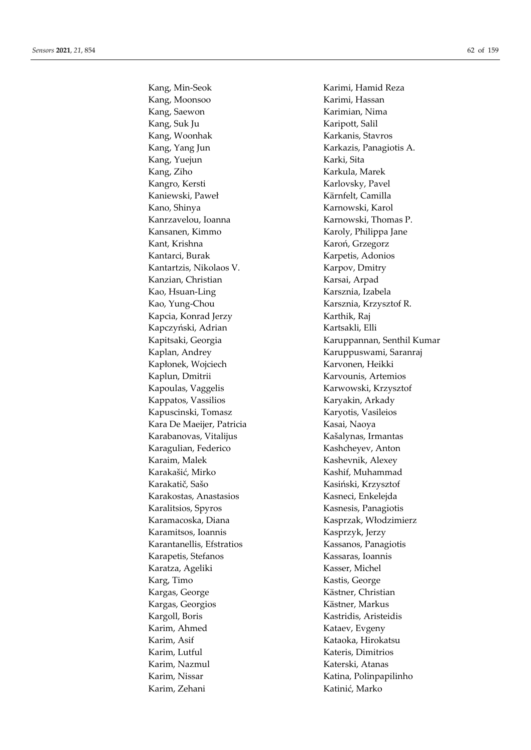Kang, Min-Seok
Kang, Moonsoo
Kang, Saewon
Kang, Suk Ju
Kang, Woonhak
Kang, Yang Jun
Kang, Yuejun
Kang, Ziho
Kangro, Kersti
Kaniewski, Paweł
Kano, Shinya
Kanrzavelou, Ioanna
Kansanen, Kimmo
Kant, Krishna
Kantarci, Burak
Kantartzis, Nikolaos V.
Kanzian, Christian
Kao, Hsuan-Ling
Kao, Yung-Chou
Kapcia, Konrad Jerzy
Kapczyński, Adrian
Kapitsaki, Georgia
Kaplan, Andrey
Kapłonek, Wojciech
Kaplun, Dmitrii
Kapoulas, Vaggelis
Kappatos, Vassilios
Kapuscinski, Tomasz
Kara De Maeijer, Patricia
Karabanovas, Vitalijus
Karagulian, Federico
Karaim, Malek
Karakašić, Mirko
Karakatič, Sašo
Karakostas, Anastasios
Karalitsios, Spyros
Karamacoska, Diana
Karamitsos, Ioannis
Karantanellis, Efstratios
Karapetis, Stefanos
Karatza, Ageliki
Karg, Timo
Kargas, George
Kargas, Georgios
Kargoll, Boris
Karim, Ahmed
Karim, Asif
Karim, Lutful
Karim, Nazmul
Karim, Nissar
Karim, Zehani
Karimi, Hamid Reza
Karimi, Hassan
Karimian, Nima
Karipott, Salil
Karkanis, Stavros
Karkazis, Panagiotis A.
Karki, Sita
Karkula, Marek
Karlovsky, Pavel
Kärnfelt, Camilla
Karnowski, Karol
Karnowski, Thomas P.
Karoly, Philippa Jane
Karoń, Grzegorz
Karpetis, Adonios
Karpov, Dmitry
Karsai, Arpad
Karsznia, Izabela
Karsznia, Krzysztof R.
Karthik, Raj
Kartsakli, Elli
Karuppannan, Senthil Kumar
Karuppuswami, Saranraj
Karvonen, Heikki
Karvounis, Artemios
Karwowski, Krzysztof
Karyakin, Arkady
Karyotis, Vasileios
Kasai, Naoya
Kašalynas, Irmantas
Kashcheyev, Anton
Kashevnik, Alexey
Kashif, Muhammad
Kasiński, Krzysztof
Kasneci, Enkelejda
Kasnesis, Panagiotis
Kasprzak, Włodzimierz
Kasprzyk, Jerzy
Kassanos, Panagiotis
Kassaras, Ioannis
Kasser, Michel
Kastis, George
Kästner, Christian
Kästner, Markus
Kastridis, Aristeidis
Kataev, Evgeny
Kataoka, Hirokatsu
Kateris, Dimitrios
Katerski, Atanas
Katina, Polinpapilinho
Katinić, Marko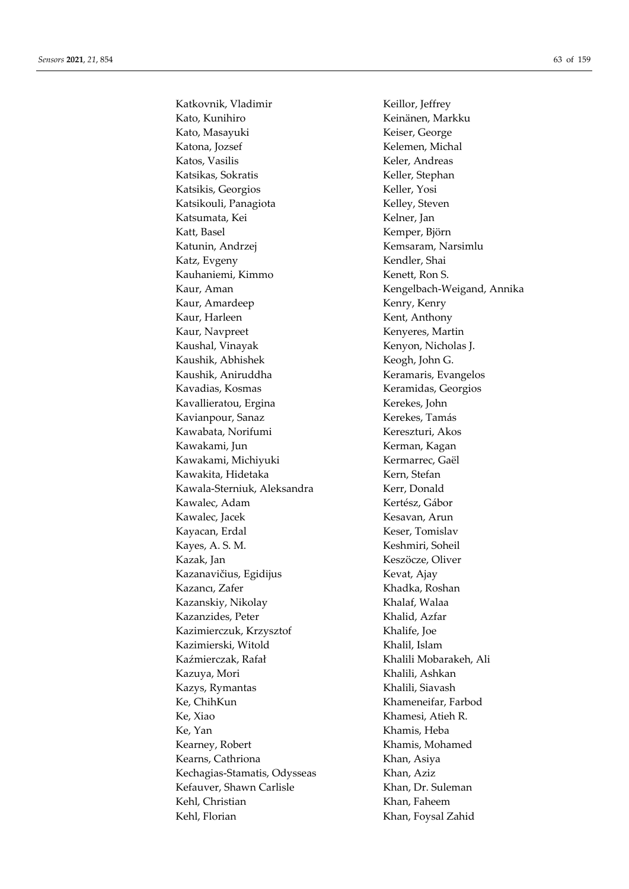Katkovnik, Vladimir
Kato, Kunihiro
Kato, Masayuki
Katona, Jozsef
Katos, Vasilis
Katsikas, Sokratis
Katsikis, Georgios
Katsikouli, Panagiota
Katsumata, Kei
Katt, Basel
Katunin, Andrzej
Katz, Evgeny
Kauhaniemi, Kimmo
Kaur, Aman
Kaur, Amardeep
Kaur, Harleen
Kaur, Navpreet
Kaushal, Vinayak
Kaushik, Abhishek
Kaushik, Aniruddha
Kavadias, Kosmas
Kavallieratou, Ergina
Kavianpour, Sanaz
Kawabata, Norifumi
Kawakami, Jun
Kawakami, Michiyuki
Kawakita, Hidetaka
Kawala-Sterniuk, Aleksandra
Kawalec, Adam
Kawalec, Jacek
Kayacan, Erdal
Kayes, A. S. M.
Kazak, Jan
Kazanavičius, Egidijus
Kazancı, Zafer
Kazanskiy, Nikolay
Kazanzides, Peter
Kazimierczuk, Krzysztof
Kazimierski, Witold
Kaźmierczak, Rafał
Kazuya, Mori
Kazys, Rymantas
Ke, ChihKun
Ke, Xiao
Ke, Yan
Kearney, Robert
Kearns, Cathriona
Kechagias-Stamatis, Odysseas
Kefauver, Shawn Carlisle
Kehl, Christian
Kehl, Florian
Keillor, Jeffrey
Keinänen, Markku
Keiser, George
Kelemen, Michal
Keler, Andreas
Keller, Stephan
Keller, Yosi
Kelley, Steven
Kelner, Jan
Kemper, Björn
Kemsaram, Narsimlu
Kendler, Shai
Kenett, Ron S.
Kengelbach-Weigand, Annika
Kenry, Kenry
Kent, Anthony
Kenyeres, Martin
Kenyon, Nicholas J.
Keogh, John G.
Keramaris, Evangelos
Keramidas, Georgios
Kerekes, John
Kerekes, Tamás
Kereszturi, Akos
Kerman, Kagan
Kermarrec, Gaël
Kern, Stefan
Kerr, Donald
Kertész, Gábor
Kesavan, Arun
Keser, Tomislav
Keshmiri, Soheil
Keszöcze, Oliver
Kevat, Ajay
Khadka, Roshan
Khalaf, Walaa
Khalid, Azfar
Khalife, Joe
Khalil, Islam
Khalili Mobarakeh, Ali
Khalili, Ashkan
Khalili, Siavash
Khameneifar, Farbod
Khamesi, Atieh R.
Khamis, Heba
Khamis, Mohamed
Khan, Asiya
Khan, Aziz
Khan, Dr. Suleman
Khan, Faheem
Khan, Foysal Zahid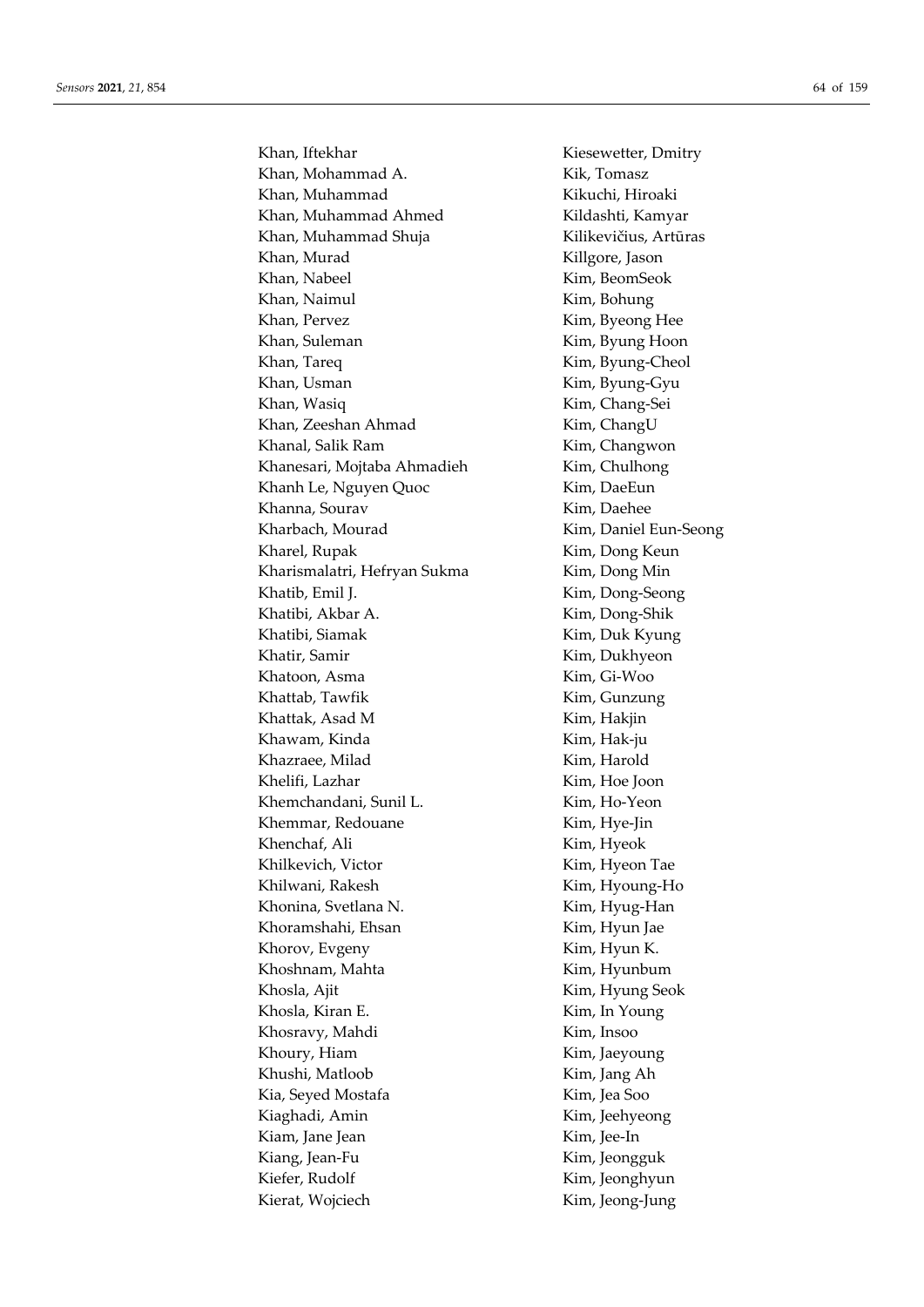Khan, Iftekhar
Khan, Mohammad A.
Khan, Muhammad
Khan, Muhammad Ahmed
Khan, Muhammad Shuja
Khan, Murad
Khan, Nabeel
Khan, Naimul
Khan, Pervez
Khan, Suleman
Khan, Tareq
Khan, Usman
Khan, Wasiq
Khan, Zeeshan Ahmad
Khanal, Salik Ram
Khanesari, Mojtaba Ahmadieh
Khanh Le, Nguyen Quoc
Khanna, Sourav
Kharbach, Mourad
Kharel, Rupak
Kharismalatri, Hefryan Sukma
Khatib, Emil J.
Khatibi, Akbar A.
Khatibi, Siamak
Khatir, Samir
Khatoon, Asma
Khattab, Tawfik
Khattak, Asad M
Khawam, Kinda
Khazraee, Milad
Khelifi, Lazhar
Khemchandani, Sunil L.
Khemmar, Redouane
Khenchaf, Ali
Khilkevich, Victor
Khilwani, Rakesh
Khonina, Svetlana N.
Khoramshahi, Ehsan
Khorov, Evgeny
Khoshnam, Mahta
Khosla, Ajit
Khosla, Kiran E.
Khosravy, Mahdi
Khoury, Hiam
Khushi, Matloob
Kia, Seyed Mostafa
Kiaghadi, Amin
Kiam, Jane Jean
Kiang, Jean-Fu
Kiefer, Rudolf
Kierat, Wojciech
Kiesewetter, Dmitry
Kik, Tomasz
Kikuchi, Hiroaki
Kildashti, Kamyar
Kilikevičius, Artūras
Killgore, Jason
Kim, BeomSeok
Kim, Bohung
Kim, Byeong Hee
Kim, Byung Hoon
Kim, Byung-Cheol
Kim, Byung-Gyu
Kim, Chang-Sei
Kim, ChangU
Kim, Changwon
Kim, Chulhong
Kim, DaeEun
Kim, Daehee
Kim, Daniel Eun-Seong
Kim, Dong Keun
Kim, Dong Min
Kim, Dong-Seong
Kim, Dong-Shik
Kim, Duk Kyung
Kim, Dukhyeon
Kim, Gi-Woo
Kim, Gunzung
Kim, Hakjin
Kim, Hak-ju
Kim, Harold
Kim, Hoe Joon
Kim, Ho-Yeon
Kim, Hye-Jin
Kim, Hyeok
Kim, Hyeon Tae
Kim, Hyoung-Ho
Kim, Hyug-Han
Kim, Hyun Jae
Kim, Hyun K.
Kim, Hyunbum
Kim, Hyung Seok
Kim, In Young
Kim, Insoo
Kim, Jaeyoung
Kim, Jang Ah
Kim, Jea Soo
Kim, Jeehyeong
Kim, Jee-In
Kim, Jeongguk
Kim, Jeonghyun
Kim, Jeong-Jung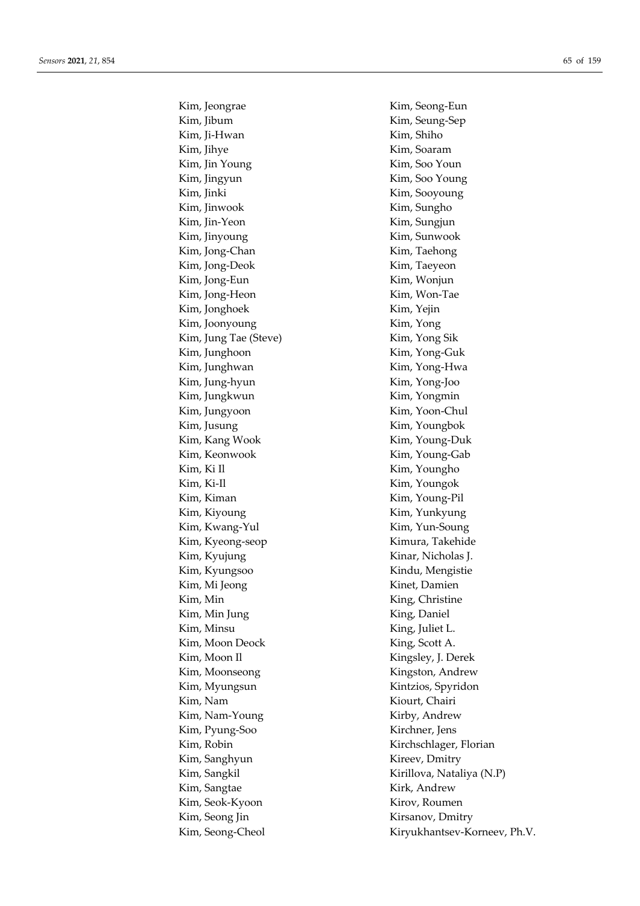Kim, Jeongrae
Kim, Jibum
Kim, Ji-Hwan
Kim, Jihye
Kim, Jin Young
Kim, Jingyun
Kim, Jinki
Kim, Jinwook
Kim, Jin-Yeon
Kim, Jinyoung
Kim, Jong-Chan
Kim, Jong-Deok
Kim, Jong-Eun
Kim, Jong-Heon
Kim, Jonghoek
Kim, Joonyoung
Kim, Jung Tae (Steve)
Kim, Junghoon
Kim, Junghwan
Kim, Jung-hyun
Kim, Jungkwun
Kim, Jungyoon
Kim, Jusung
Kim, Kang Wook
Kim, Keonwook
Kim, Ki Il
Kim, Ki-Il
Kim, Kiman
Kim, Kiyoung
Kim, Kwang-Yul
Kim, Kyeong-seop
Kim, Kyujung
Kim, Kyungsoo
Kim, Mi Jeong
Kim, Min
Kim, Min Jung
Kim, Minsu
Kim, Moon Deock
Kim, Moon Il
Kim, Moonseong
Kim, Myungsun
Kim, Nam
Kim, Nam-Young
Kim, Pyung-Soo
Kim, Robin
Kim, Sanghyun
Kim, Sangkil
Kim, Sangtae
Kim, Seok-Kyoon
Kim, Seong Jin
Kim, Seong-Cheol
Kim, Seong-Eun
Kim, Seung-Sep
Kim, Shiho
Kim, Soaram
Kim, Soo Youn
Kim, Soo Young
Kim, Sooyoung
Kim, Sungho
Kim, Sungjun
Kim, Sunwook
Kim, Taehong
Kim, Taeyeon
Kim, Wonjun
Kim, Won-Tae
Kim, Yejin
Kim, Yong
Kim, Yong Sik
Kim, Yong-Guk
Kim, Yong-Hwa
Kim, Yong-Joo
Kim, Yongmin
Kim, Yoon-Chul
Kim, Youngbok
Kim, Young-Duk
Kim, Young-Gab
Kim, Youngho
Kim, Youngok
Kim, Young-Pil
Kim, Yunkyung
Kim, Yun-Soung
Kimura, Takehide
Kinar, Nicholas J.
Kindu, Mengistie
Kinet, Damien
King, Christine
King, Daniel
King, Juliet L.
King, Scott A.
Kingsley, J. Derek
Kingston, Andrew
Kintzios, Spyridon
Kiourt, Chairi
Kirby, Andrew
Kirchner, Jens
Kirchschlager, Florian
Kireev, Dmitry
Kirillova, Nataliya (N.P)
Kirk, Andrew
Kirov, Roumen
Kirsanov, Dmitry
Kiryukhantsev-Korneev, Ph.V.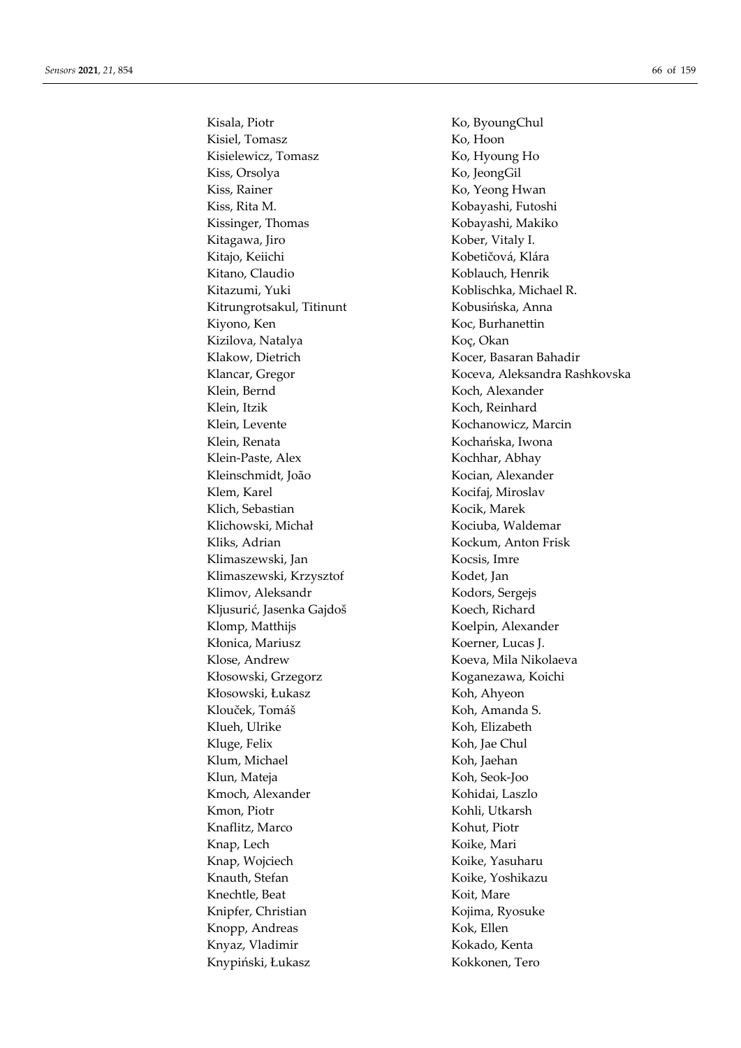Kisala, Piotr
Kisiel, Tomasz
Kisielewicz, Tomasz
Kiss, Orsolya
Kiss, Rainer
Kiss, Rita M.
Kissinger, Thomas
Kitagawa, Jiro
Kitajo, Keiichi
Kitano, Claudio
Kitazumi, Yuki
Kitrungrotsakul, Titinunt
Kiyono, Ken
Kizilova, Natalya
Klakow, Dietrich
Klancar, Gregor
Klein, Bernd
Klein, Itzik
Klein, Levente
Klein, Renata
Klein-Paste, Alex
Kleinschmidt, João
Klem, Karel
Klich, Sebastian
Klichowski, Michał
Kliks, Adrian
Klimaszewski, Jan
Klimaszewski, Krzysztof
Klimov, Aleksandr
Kljusurić, Jasenka Gajdoš
Klomp, Matthijs
Kłonica, Mariusz
Klose, Andrew
Kłosowski, Grzegorz
Kłosowski, Łukasz
Klouček, Tomáš
Klueh, Ulrike
Kluge, Felix
Klum, Michael
Klun, Mateja
Kmoch, Alexander
Kmon, Piotr
Knaflitz, Marco
Knap, Lech
Knap, Wojciech
Knauth, Stefan
Knechtle, Beat
Knipfer, Christian
Knopp, Andreas
Knyaz, Vladimir
Knypiński, Łukasz
Ko, ByoungChul
Ko, Hoon
Ko, Hyoung Ho
Ko, JeongGil
Ko, Yeong Hwan
Kobayashi, Futoshi
Kobayashi, Makiko
Kober, Vitaly I.
Kobetičová, Klára
Koblauch, Henrik
Koblischka, Michael R.
Kobusińska, Anna
Koc, Burhanettin
Koç, Okan
Kocer, Basaran Bahadir
Koceva, Aleksandra Rashkovska
Koch, Alexander
Koch, Reinhard
Kochanowicz, Marcin
Kochańska, Iwona
Kochhar, Abhay
Kocian, Alexander
Kocifaj, Miroslav
Kocik, Marek
Kociuba, Waldemar
Kockum, Anton Frisk
Kocsis, Imre
Kodet, Jan
Kodors, Sergejs
Koech, Richard
Koelpin, Alexander
Koerner, Lucas J.
Koeva, Mila Nikolaeva
Koganezawa, Koichi
Koh, Ahyeon
Koh, Amanda S.
Koh, Elizabeth
Koh, Jae Chul
Koh, Jaehan
Koh, Seok-Joo
Kohidai, Laszlo
Kohli, Utkarsh
Kohut, Piotr
Koike, Mari
Koike, Yasuharu
Koike, Yoshikazu
Koit, Mare
Kojima, Ryosuke
Kok, Ellen
Kokado, Kenta
Kokkonen, Tero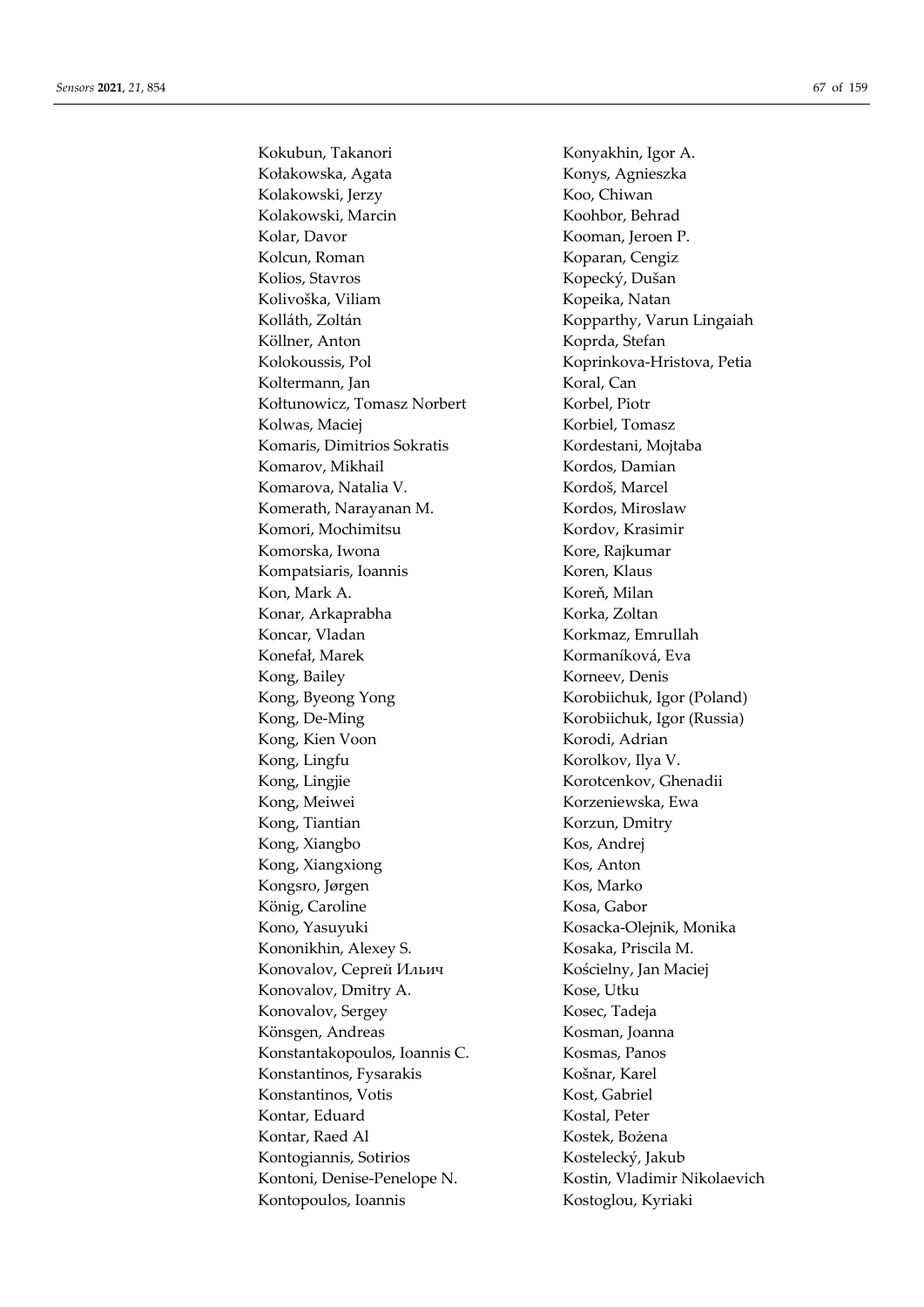Kokubun, Takanori
Kołakowska, Agata
Kolakowski, Jerzy
Kolakowski, Marcin
Kolar, Davor
Kolcun, Roman
Kolios, Stavros
Kolivoška, Viliam
Kolláth, Zoltán
Köllner, Anton
Kolokoussis, Pol
Koltermann, Jan
Kołtunowicz, Tomasz Norbert
Kolwas, Maciej
Komaris, Dimitrios Sokratis
Komarov, Mikhail
Komarova, Natalia V.
Komerath, Narayanan M.
Komori, Mochimitsu
Komorska, Iwona
Kompatsiaris, Ioannis
Kon, Mark A.
Konar, Arkaprabha
Koncar, Vladan
Konefał, Marek
Kong, Bailey
Kong, Byeong Yong
Kong, De-Ming
Kong, Kien Voon
Kong, Lingfu
Kong, Lingjie
Kong, Meiwei
Kong, Tiantian
Kong, Xiangbo
Kong, Xiangxiong
Kongsro, Jørgen
König, Caroline
Kono, Yasuyuki
Kononikhin, Alexey S.
Konovalov, Сергей Ильич
Konovalov, Dmitry A.
Konovalov, Sergey
Könsgen, Andreas
Konstantakopoulos, Ioannis C.
Konstantinos, Fysarakis
Konstantinos, Votis
Kontar, Eduard
Kontar, Raed Al
Kontogiannis, Sotirios
Kontoni, Denise-Penelope N.
Kontopoulos, Ioannis
Konyakhin, Igor A.
Konys, Agnieszka
Koo, Chiwan
Koohbor, Behrad
Kooman, Jeroen P.
Koparan, Cengiz
Kopecký, Dušan
Kopeika, Natan
Kopparthy, Varun Lingaiah
Koprda, Stefan
Koprinkova-Hristova, Petia
Koral, Can
Korbel, Piotr
Korbiel, Tomasz
Kordestani, Mojtaba
Kordos, Damian
Kordoš, Marcel
Kordos, Miroslaw
Kordov, Krasimir
Kore, Rajkumar
Koren, Klaus
Koreň, Milan
Korka, Zoltan
Korkmaz, Emrullah
Kormaníková, Eva
Korneev, Denis
Korobiichuk, Igor (Poland)
Korobiichuk, Igor (Russia)
Korodi, Adrian
Korolkov, Ilya V.
Korotcenkov, Ghenadii
Korzeniewska, Ewa
Korzun, Dmitry
Kos, Andrej
Kos, Anton
Kos, Marko
Kosa, Gabor
Kosacka-Olejnik, Monika
Kosaka, Priscila M.
Kościelny, Jan Maciej
Kose, Utku
Kosec, Tadeja
Kosman, Joanna
Kosmas, Panos
Košnar, Karel
Kost, Gabriel
Kostal, Peter
Kostek, Bożena
Kostelecký, Jakub
Kostin, Vladimir Nikolaevich
Kostoglou, Kyriaki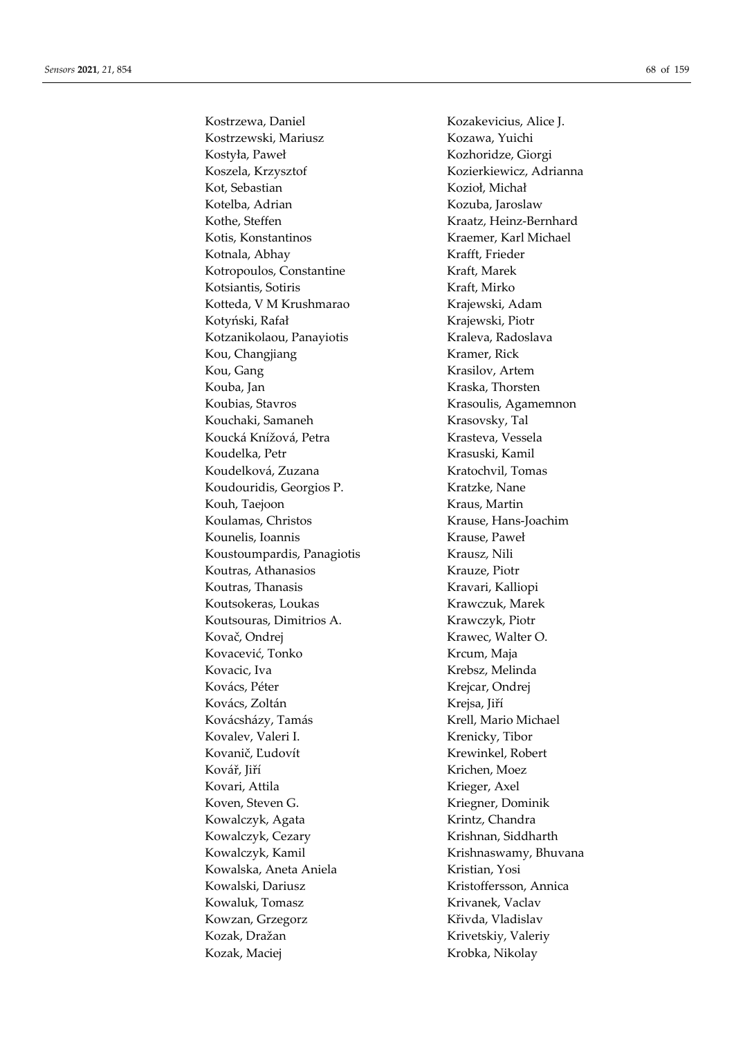Kostrzewa, Daniel
Kostrzewski, Mariusz
Kostyła, Paweł
Koszela, Krzysztof
Kot, Sebastian
Kotelba, Adrian
Kothe, Steffen
Kotis, Konstantinos
Kotnala, Abhay
Kotropoulos, Constantine
Kotsiantis, Sotiris
Kotteda, V M Krushmarao
Kotyński, Rafał
Kotzanikolaou, Panayiotis
Kou, Changjiang
Kou, Gang
Kouba, Jan
Koubias, Stavros
Kouchaki, Samaneh
Koucká Knížová, Petra
Koudelka, Petr
Koudelková, Zuzana
Koudouridis, Georgios P.
Kouh, Taejoon
Koulamas, Christos
Kounelis, Ioannis
Koustoumpardis, Panagiotis
Koutras, Athanasios
Koutras, Thanasis
Koutsokeras, Loukas
Koutsouras, Dimitrios A.
Kovač, Ondrej
Kovacević, Tonko
Kovacic, Iva
Kovács, Péter
Kovács, Zoltán
Kovácsházy, Tamás
Kovalev, Valeri I.
Kovanič, Ľudovít
Kovář, Jiří
Kovari, Attila
Koven, Steven G.
Kowalczyk, Agata
Kowalczyk, Cezary
Kowalczyk, Kamil
Kowalska, Aneta Aniela
Kowalski, Dariusz
Kowaluk, Tomasz
Kowzan, Grzegorz
Kozak, Dražan
Kozak, Maciej
Kozakevicius, Alice J.
Kozawa, Yuichi
Kozhoridze, Giorgi
Kozierkiewicz, Adrianna
Kozioł, Michał
Kozuba, Jaroslaw
Kraatz, Heinz-Bernhard
Kraemer, Karl Michael
Krafft, Frieder
Kraft, Marek
Kraft, Mirko
Krajewski, Adam
Krajewski, Piotr
Kraleva, Radoslava
Kramer, Rick
Krasilov, Artem
Kraska, Thorsten
Krasoulis, Agamemnon
Krasovsky, Tal
Krasteva, Vessela
Krasuski, Kamil
Kratochvil, Tomas
Kratzke, Nane
Kraus, Martin
Krause, Hans-Joachim
Krause, Paweł
Krausz, Nili
Krauze, Piotr
Kravari, Kalliopi
Krawczuk, Marek
Krawczyk, Piotr
Krawec, Walter O.
Krcum, Maja
Krebsz, Melinda
Krejcar, Ondrej
Krejsa, Jiří
Krell, Mario Michael
Krenicky, Tibor
Krewinkel, Robert
Krichen, Moez
Krieger, Axel
Kriegner, Dominik
Krintz, Chandra
Krishnan, Siddharth
Krishnaswamy, Bhuvana
Kristian, Yosi
Kristoffersson, Annica
Krivanek, Vaclav
Křivda, Vladislav
Krivetskiy, Valeriy
Krobka, Nikolay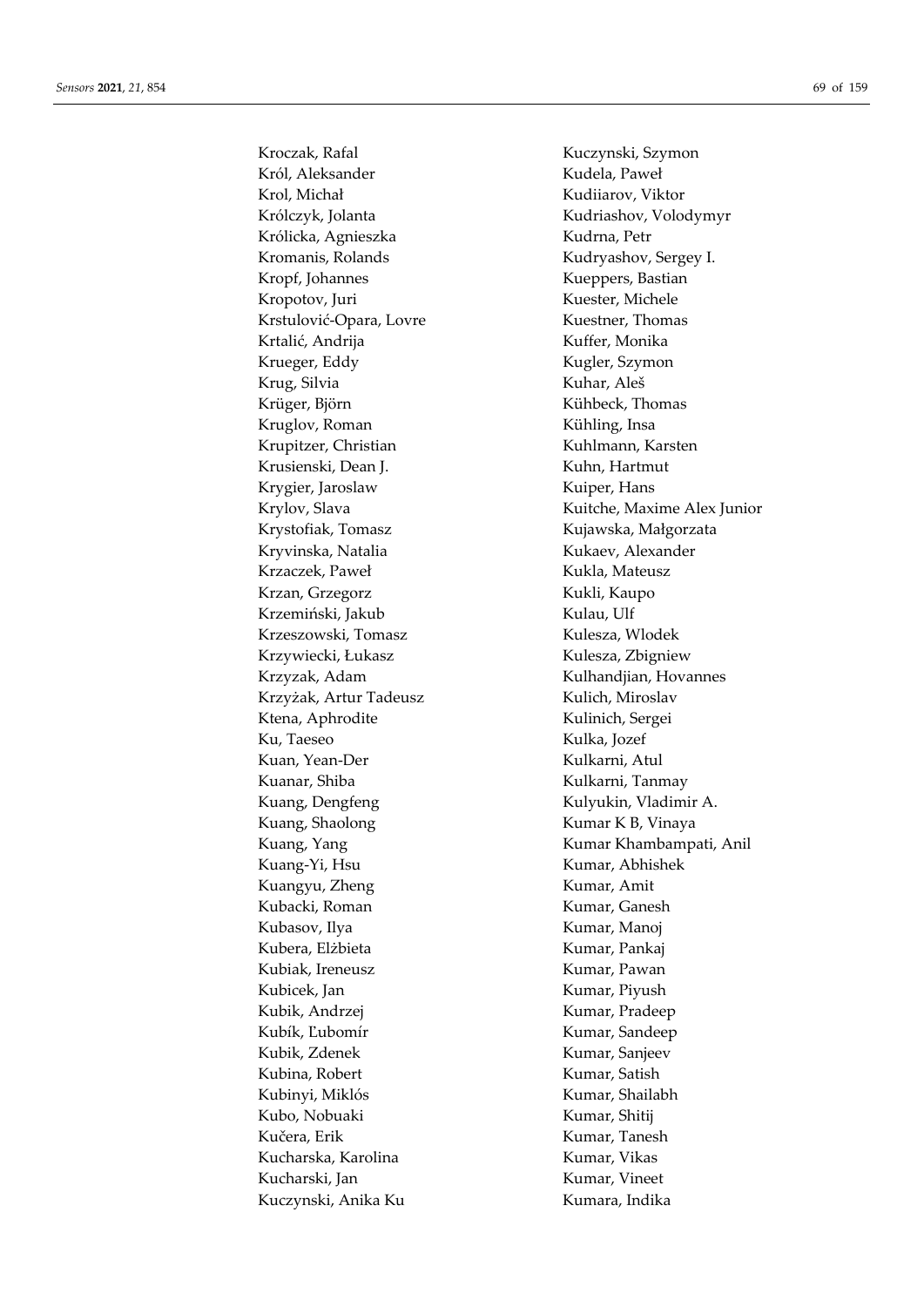Kroczak, Rafal
Król, Aleksander
Krol, Michał
Królczyk, Jolanta
Królicka, Agnieszka
Kromanis, Rolands
Kropf, Johannes
Kropotov, Juri
Krstulović-Opara, Lovre
Krtalić, Andrija
Krueger, Eddy
Krug, Silvia
Krüger, Björn
Kruglov, Roman
Krupitzer, Christian
Krusienski, Dean J.
Krygier, Jaroslaw
Krylov, Slava
Krystofiak, Tomasz
Kryvinska, Natalia
Krzaczek, Paweł
Krzan, Grzegorz
Krzemiński, Jakub
Krzeszowski, Tomasz
Krzywiecki, Łukasz
Krzyzak, Adam
Krzyżak, Artur Tadeusz
Ktena, Aphrodite
Ku, Taeseo
Kuan, Yean-Der
Kuanar, Shiba
Kuang, Dengfeng
Kuang, Shaolong
Kuang, Yang
Kuang-Yi, Hsu
Kuangyu, Zheng
Kubacki, Roman
Kubasov, Ilya
Kubera, Elżbieta
Kubiak, Ireneusz
Kubicek, Jan
Kubik, Andrzej
Kubík, Ľubomír
Kubik, Zdenek
Kubina, Robert
Kubinyi, Miklós
Kubo, Nobuaki
Kučera, Erik
Kucharska, Karolina
Kucharski, Jan
Kuczynski, Anika Ku
Kuczynski, Szymon
Kudela, Paweł
Kudiiarov, Viktor
Kudriashov, Volodymyr
Kudrna, Petr
Kudryashov, Sergey I.
Kueppers, Bastian
Kuester, Michele
Kuestner, Thomas
Kuffer, Monika
Kugler, Szymon
Kuhar, Aleš
Kühbeck, Thomas
Kühling, Insa
Kuhlmann, Karsten
Kuhn, Hartmut
Kuiper, Hans
Kuitche, Maxime Alex Junior
Kujawska, Małgorzata
Kukaev, Alexander
Kukla, Mateusz
Kukli, Kaupo
Kulau, Ulf
Kulesza, Wlodek
Kulesza, Zbigniew
Kulhandjian, Hovannes
Kulich, Miroslav
Kulinich, Sergei
Kulka, Jozef
Kulkarni, Atul
Kulkarni, Tanmay
Kulyukin, Vladimir A.
Kumar K B, Vinaya
Kumar Khambampati, Anil
Kumar, Abhishek
Kumar, Amit
Kumar, Ganesh
Kumar, Manoj
Kumar, Pankaj
Kumar, Pawan
Kumar, Piyush
Kumar, Pradeep
Kumar, Sandeep
Kumar, Sanjeev
Kumar, Satish
Kumar, Shailabh
Kumar, Shitij
Kumar, Tanesh
Kumar, Vikas
Kumar, Vineet
Kumara, Indika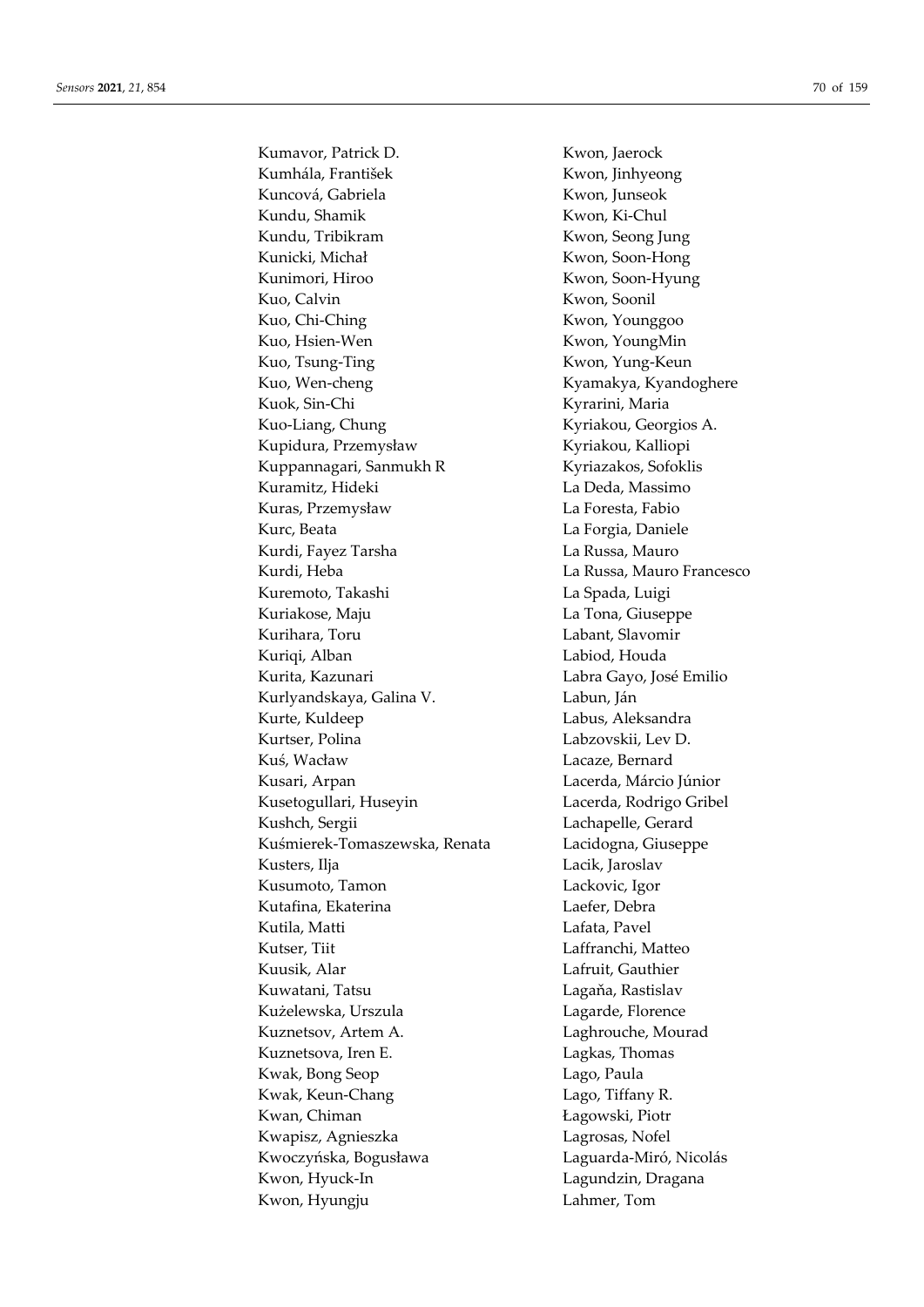Kumavor, Patrick D.
Kumhála, František
Kuncová, Gabriela
Kundu, Shamik
Kundu, Tribikram
Kunicki, Michał
Kunimori, Hiroo
Kuo, Calvin
Kuo, Chi-Ching
Kuo, Hsien-Wen
Kuo, Tsung-Ting
Kuo, Wen-cheng
Kuok, Sin-Chi
Kuo-Liang, Chung
Kupidura, Przemysław
Kuppannagari, Sanmukh R
Kuramitz, Hideki
Kuras, Przemysław
Kurc, Beata
Kurdi, Fayez Tarsha
Kurdi, Heba
Kuremoto, Takashi
Kuriakose, Maju
Kurihara, Toru
Kuriqi, Alban
Kurita, Kazunari
Kurlyandskaya, Galina V.
Kurte, Kuldeep
Kurtser, Polina
Kuś, Wacław
Kusari, Arpan
Kusetogullari, Huseyin
Kushch, Sergii
Kuśmierek-Tomaszewska, Renata
Kusters, Ilja
Kusumoto, Tamon
Kutafina, Ekaterina
Kutila, Matti
Kutser, Tiit
Kuusik, Alar
Kuwatani, Tatsu
Kużelewska, Urszula
Kuznetsov, Artem A.
Kuznetsova, Iren E.
Kwak, Bong Seop
Kwak, Keun-Chang
Kwan, Chiman
Kwapisz, Agnieszka
Kwoczyńska, Bogusława
Kwon, Hyuck-In
Kwon, Hyungju
Kwon, Jaerock
Kwon, Jinhyeong
Kwon, Junseok
Kwon, Ki-Chul
Kwon, Seong Jung
Kwon, Soon-Hong
Kwon, Soon-Hyung
Kwon, Soonil
Kwon, Younggoo
Kwon, YoungMin
Kwon, Yung-Keun
Kyamakya, Kyandoghere
Kyrarini, Maria
Kyriakou, Georgios A.
Kyriakou, Kalliopi
Kyriazakos, Sofoklis
La Deda, Massimo
La Foresta, Fabio
La Forgia, Daniele
La Russa, Mauro
La Russa, Mauro Francesco
La Spada, Luigi
La Tona, Giuseppe
Labant, Slavomir
Labiod, Houda
Labra Gayo, José Emilio
Labun, Ján
Labus, Aleksandra
Labzovskii, Lev D.
Lacaze, Bernard
Lacerda, Márcio Júnior
Lacerda, Rodrigo Gribel
Lachapelle, Gerard
Lacidogna, Giuseppe
Lacik, Jaroslav
Lackovic, Igor
Laefer, Debra
Lafata, Pavel
Laffranchi, Matteo
Lafruit, Gauthier
Lagaňa, Rastislav
Lagarde, Florence
Laghrouche, Mourad
Lagkas, Thomas
Lago, Paula
Lago, Tiffany R.
Łagowski, Piotr
Lagrosas, Nofel
Laguarda-Miró, Nicolás
Lagundzin, Dragana
Lahmer, Tom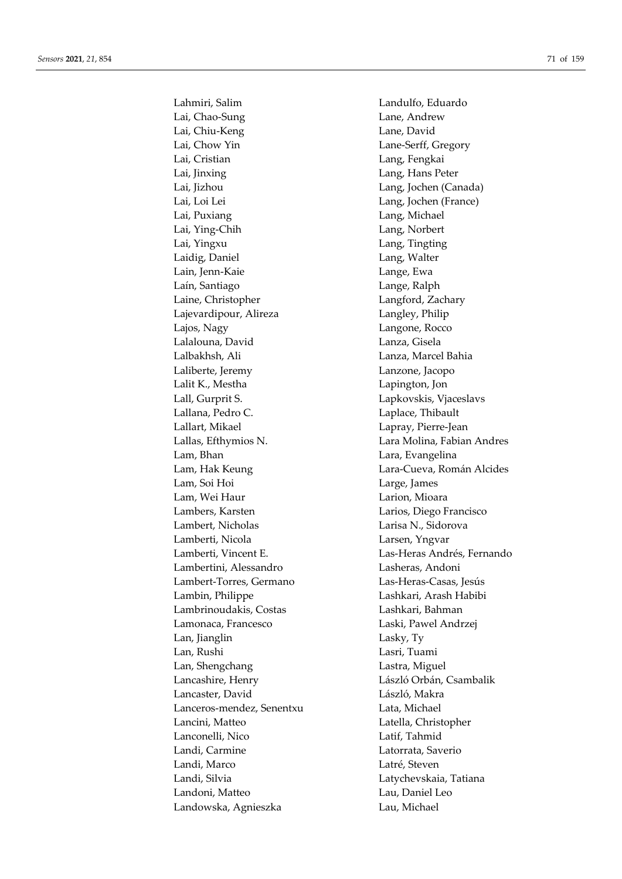Lahmiri, Salim
Lai, Chao-Sung
Lai, Chiu-Keng
Lai, Chow Yin
Lai, Cristian
Lai, Jinxing
Lai, Jizhou
Lai, Loi Lei
Lai, Puxiang
Lai, Ying-Chih
Lai, Yingxu
Laidig, Daniel
Lain, Jenn-Kaie
Laín, Santiago
Laine, Christopher
Lajevardipour, Alireza
Lajos, Nagy
Lalalouna, David
Lalbakhsh, Ali
Laliberte, Jeremy
Lalit K., Mestha
Lall, Gurprit S.
Lallana, Pedro C.
Lallart, Mikael
Lallas, Efthymios N.
Lam, Bhan
Lam, Hak Keung
Lam, Soi Hoi
Lam, Wei Haur
Lambers, Karsten
Lambert, Nicholas
Lamberti, Nicola
Lamberti, Vincent E.
Lambertini, Alessandro
Lambert-Torres, Germano
Lambin, Philippe
Lambrinoudakis, Costas
Lamonaca, Francesco
Lan, Jianglin
Lan, Rushi
Lan, Shengchang
Lancashire, Henry
Lancaster, David
Lanceros-mendez, Senentxu
Lancini, Matteo
Lanconelli, Nico
Landi, Carmine
Landi, Marco
Landi, Silvia
Landoni, Matteo
Landowska, Agnieszka
Landulfo, Eduardo
Lane, Andrew
Lane, David
Lane-Serff, Gregory
Lang, Fengkai
Lang, Hans Peter
Lang, Jochen (Canada)
Lang, Jochen (France)
Lang, Michael
Lang, Norbert
Lang, Tingting
Lang, Walter
Lange, Ewa
Lange, Ralph
Langford, Zachary
Langley, Philip
Langone, Rocco
Lanza, Gisela
Lanza, Marcel Bahia
Lanzone, Jacopo
Lapington, Jon
Lapkovskis, Vjaceslavs
Laplace, Thibault
Lapray, Pierre-Jean
Lara Molina, Fabian Andres
Lara, Evangelina
Lara-Cueva, Román Alcides
Large, James
Larion, Mioara
Larios, Diego Francisco
Larisa N., Sidorova
Larsen, Yngvar
Las-Heras Andrés, Fernando
Lasheras, Andoni
Las-Heras-Casas, Jesús
Lashkari, Arash Habibi
Lashkari, Bahman
Laski, Pawel Andrzej
Lasky, Ty
Lasri, Tuami
Lastra, Miguel
László Orbán, Csambalik
László, Makra
Lata, Michael
Latella, Christopher
Latif, Tahmid
Latorrata, Saverio
Latré, Steven
Latychevskaia, Tatiana
Lau, Daniel Leo
Lau, Michael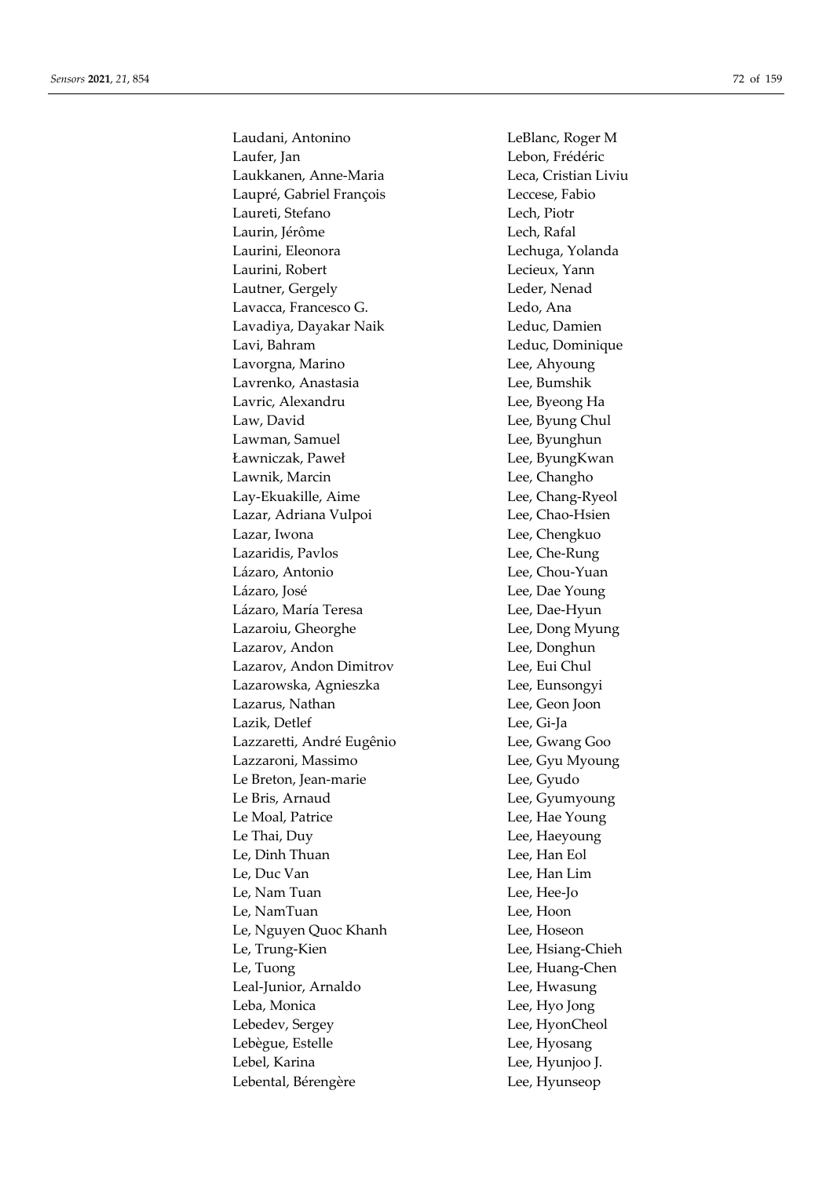Laudani, Antonino
Laufer, Jan
Laukkanen, Anne-Maria
Laupré, Gabriel François
Laureti, Stefano
Laurin, Jérôme
Laurini, Eleonora
Laurini, Robert
Lautner, Gergely
Lavacca, Francesco G.
Lavadiya, Dayakar Naik
Lavi, Bahram
Lavorgna, Marino
Lavrenko, Anastasia
Lavric, Alexandru
Law, David
Lawman, Samuel
Ławniczak, Paweł
Lawnik, Marcin
Lay-Ekuakille, Aime
Lazar, Adriana Vulpoi
Lazar, Iwona
Lazaridis, Pavlos
Lázaro, Antonio
Lázaro, José
Lázaro, María Teresa
Lazaroiu, Gheorghe
Lazarov, Andon
Lazarov, Andon Dimitrov
Lazarowska, Agnieszka
Lazarus, Nathan
Lazik, Detlef
Lazzaretti, André Eugênio
Lazzaroni, Massimo
Le Breton, Jean-marie
Le Bris, Arnaud
Le Moal, Patrice
Le Thai, Duy
Le, Dinh Thuan
Le, Duc Van
Le, Nam Tuan
Le, NamTuan
Le, Nguyen Quoc Khanh
Le, Trung-Kien
Le, Tuong
Leal-Junior, Arnaldo
Leba, Monica
Lebedev, Sergey
Lebègue, Estelle
Lebel, Karina
Lebental, Bérengère
LeBlanc, Roger M
Lebon, Frédéric
Leca, Cristian Liviu
Leccese, Fabio
Lech, Piotr
Lech, Rafal
Lechuga, Yolanda
Lecieux, Yann
Leder, Nenad
Ledo, Ana
Leduc, Damien
Leduc, Dominique
Lee, Ahyoung
Lee, Bumshik
Lee, Byeong Ha
Lee, Byung Chul
Lee, Byunghun
Lee, ByungKwan
Lee, Changho
Lee, Chang-Ryeol
Lee, Chao-Hsien
Lee, Chengkuo
Lee, Che-Rung
Lee, Chou-Yuan
Lee, Dae Young
Lee, Dae-Hyun
Lee, Dong Myung
Lee, Donghun
Lee, Eui Chul
Lee, Eunsongyi
Lee, Geon Joon
Lee, Gi-Ja
Lee, Gwang Goo
Lee, Gyu Myoung
Lee, Gyudo
Lee, Gyumyoung
Lee, Hae Young
Lee, Haeyoung
Lee, Han Eol
Lee, Han Lim
Lee, Hee-Jo
Lee, Hoon
Lee, Hoseon
Lee, Hsiang-Chieh
Lee, Huang-Chen
Lee, Hwasung
Lee, Hyo Jong
Lee, HyonCheol
Lee, Hyosang
Lee, Hyunjoo J.
Lee, Hyunseop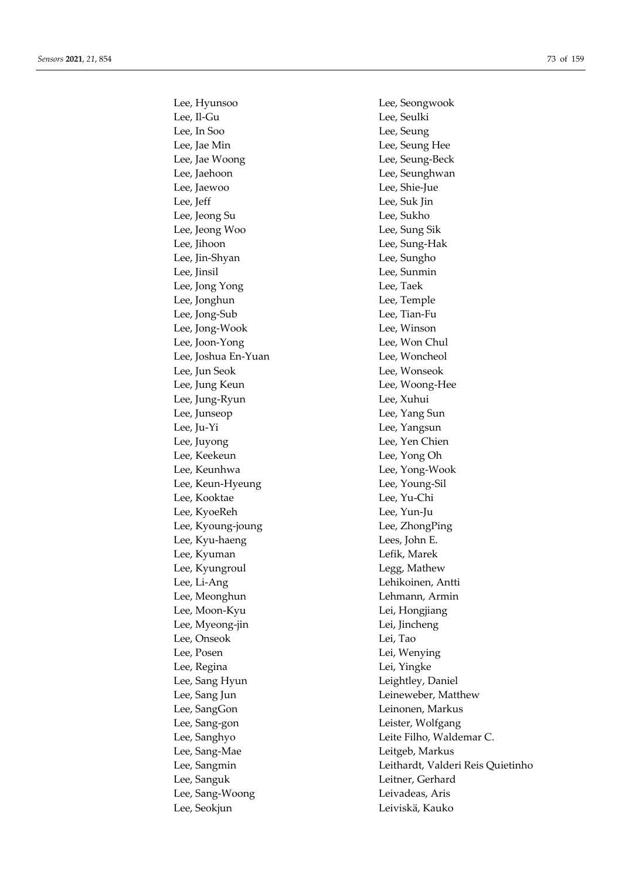Lee, Hyunsoo
Lee, Il-Gu
Lee, In Soo
Lee, Jae Min
Lee, Jae Woong
Lee, Jaehoon
Lee, Jaewoo
Lee, Jeff
Lee, Jeong Su
Lee, Jeong Woo
Lee, Jihoon
Lee, Jin-Shyan
Lee, Jinsil
Lee, Jong Yong
Lee, Jonghun
Lee, Jong-Sub
Lee, Jong-Wook
Lee, Joon-Yong
Lee, Joshua En-Yuan
Lee, Jun Seok
Lee, Jung Keun
Lee, Jung-Ryun
Lee, Junseop
Lee, Ju-Yi
Lee, Juyong
Lee, Keekeun
Lee, Keunhwa
Lee, Keun-Hyeung
Lee, Kooktae
Lee, KyoeReh
Lee, Kyoung-joung
Lee, Kyu-haeng
Lee, Kyuman
Lee, Kyungroul
Lee, Li-Ang
Lee, Meonghun
Lee, Moon-Kyu
Lee, Myeong-jin
Lee, Onseok
Lee, Posen
Lee, Regina
Lee, Sang Hyun
Lee, Sang Jun
Lee, SangGon
Lee, Sang-gon
Lee, Sanghyo
Lee, Sang-Mae
Lee, Sangmin
Lee, Sanguk
Lee, Sang-Woong
Lee, Seokjun
Lee, Seongwook
Lee, Seulki
Lee, Seung
Lee, Seung Hee
Lee, Seung-Beck
Lee, Seunghwan
Lee, Shie-Jue
Lee, Suk Jin
Lee, Sukho
Lee, Sung Sik
Lee, Sung-Hak
Lee, Sungho
Lee, Sunmin
Lee, Taek
Lee, Temple
Lee, Tian-Fu
Lee, Winson
Lee, Won Chul
Lee, Woncheol
Lee, Wonseok
Lee, Woong-Hee
Lee, Xuhui
Lee, Yang Sun
Lee, Yangsun
Lee, Yen Chien
Lee, Yong Oh
Lee, Yong-Wook
Lee, Young-Sil
Lee, Yu-Chi
Lee, Yun-Ju
Lee, ZhongPing
Lees, John E.
Lefik, Marek
Legg, Mathew
Lehikoinen, Antti
Lehmann, Armin
Lei, Hongjiang
Lei, Jincheng
Lei, Tao
Lei, Wenying
Lei, Yingke
Leightley, Daniel
Leineweber, Matthew
Leinonen, Markus
Leister, Wolfgang
Leite Filho, Waldemar C.
Leitgeb, Markus
Leithardt, Valderi Reis Quietinho
Leitner, Gerhard
Leivadeas, Aris
Leiviskä, Kauko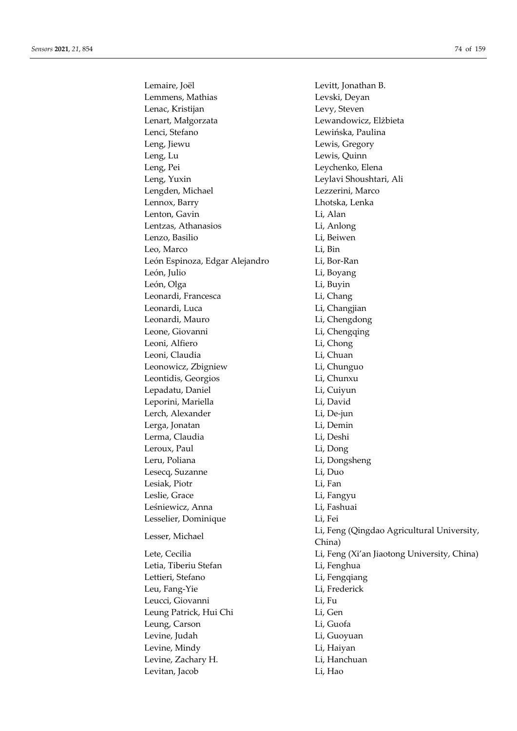Lemaire, Joël
Lemmens, Mathias
Lenac, Kristijan
Lenart, Małgorzata
Lenci, Stefano
Leng, Jiewu
Leng, Lu
Leng, Pei
Leng, Yuxin
Lengden, Michael
Lennox, Barry
Lenton, Gavin
Lentzas, Athanasios
Lenzo, Basilio
Leo, Marco
León Espinoza, Edgar Alejandro
León, Julio
León, Olga
Leonardi, Francesca
Leonardi, Luca
Leonardi, Mauro
Leone, Giovanni
Leoni, Alfiero
Leoni, Claudia
Leonowicz, Zbigniew
Leontidis, Georgios
Lepadatu, Daniel
Leporini, Mariella
Lerch, Alexander
Lerga, Jonatan
Lerma, Claudia
Leroux, Paul
Leru, Poliana
Lesecq, Suzanne
Lesiak, Piotr
Leslie, Grace
Leśniewicz, Anna
Lesselier, Dominique
Lesser, Michael
Lete, Cecilia
Letia, Tiberiu Stefan
Lettieri, Stefano
Leu, Fang-Yie
Leucci, Giovanni
Leung Patrick, Hui Chi
Leung, Carson
Levine, Judah
Levine, Mindy
Levine, Zachary H.
Levitan, Jacob
Levitt, Jonathan B.
Levski, Deyan
Levy, Steven
Lewandowicz, Elżbieta
Lewińska, Paulina
Lewis, Gregory
Lewis, Quinn
Leychenko, Elena
Leylavi Shoushtari, Ali
Lezzerini, Marco
Lhotska, Lenka
Li, Alan
Li, Anlong
Li, Beiwen
Li, Bin
Li, Bor-Ran
Li, Boyang
Li, Buyin
Li, Chang
Li, Changjian
Li, Chengdong
Li, Chengqing
Li, Chong
Li, Chuan
Li, Chunguo
Li, Chunxu
Li, Cuiyun
Li, David
Li, De-jun
Li, Demin
Li, Deshi
Li, Dong
Li, Dongsheng
Li, Duo
Li, Fan
Li, Fangyu
Li, Fashuai
Li, Fei
Li, Feng (Qingdao Agricultural University, China)
Li, Feng (Xi'an Jiaotong University, China)
Li, Fenghua
Li, Fengqiang
Li, Frederick
Li, Fu
Li, Gen
Li, Guofa
Li, Guoyuan
Li, Haiyan
Li, Hanchuan
Li, Hao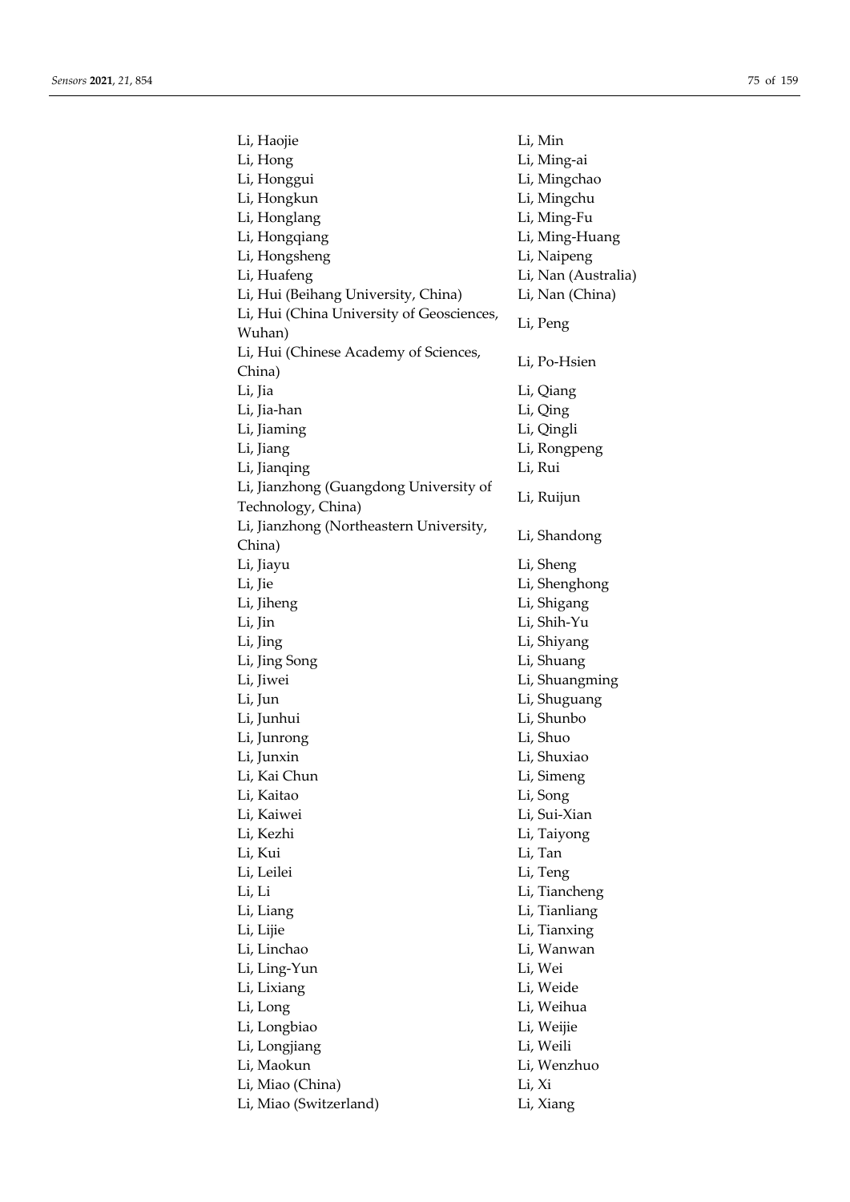Li, Haojie
Li, Hong
Li, Honggui
Li, Hongkun
Li, Honglang
Li, Hongqiang
Li, Hongsheng
Li, Huafeng
Li, Hui (Beihang University, China)
Li, Hui (China University of Geosciences, Wuhan)
Li, Hui (Chinese Academy of Sciences, China)
Li, Jia
Li, Jia-han
Li, Jiaming
Li, Jiang
Li, Jianqing
Li, Jianzhong (Guangdong University of Technology, China)
Li, Jianzhong (Northeastern University, China)
Li, Jiayu
Li, Jie
Li, Jiheng
Li, Jin
Li, Jing
Li, Jing Song
Li, Jiwei
Li, Jun
Li, Junhui
Li, Junrong
Li, Junxin
Li, Kai Chun
Li, Kaitao
Li, Kaiwei
Li, Kezhi
Li, Kui
Li, Leilei
Li, Li
Li, Liang
Li, Lijie
Li, Linchao
Li, Ling-Yun
Li, Lixiang
Li, Long
Li, Longbiao
Li, Longjiang
Li, Maokun
Li, Miao (China)
Li, Miao (Switzerland)
Li, Min
Li, Ming-ai
Li, Mingchao
Li, Mingchu
Li, Ming-Fu
Li, Ming-Huang
Li, Naipeng
Li, Nan (Australia)
Li, Nan (China)
Li, Peng
Li, Po-Hsien
Li, Qiang
Li, Qing
Li, Qingli
Li, Rongpeng
Li, Rui
Li, Ruijun
Li, Shandong
Li, Sheng
Li, Shenghong
Li, Shigang
Li, Shih-Yu
Li, Shiyang
Li, Shuang
Li, Shuangming
Li, Shuguang
Li, Shunbo
Li, Shuo
Li, Shuxiao
Li, Simeng
Li, Song
Li, Sui-Xian
Li, Taiyong
Li, Tan
Li, Teng
Li, Tiancheng
Li, Tianliang
Li, Tianxing
Li, Wanwan
Li, Wei
Li, Weide
Li, Weihua
Li, Weijie
Li, Weili
Li, Wenzhuo
Li, Xi
Li, Xiang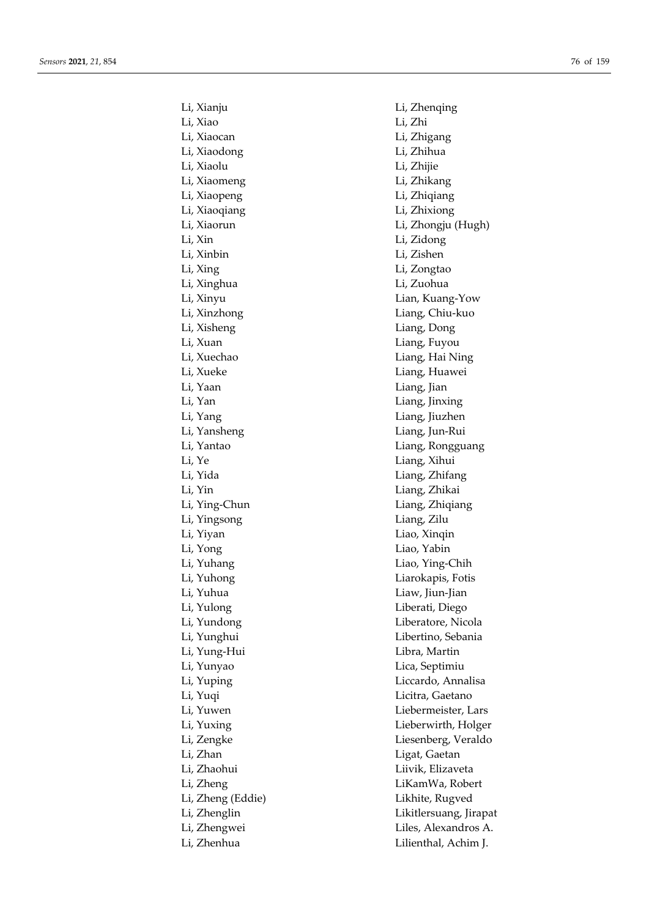Li, Xianju
Li, Xiao
Li, Xiaocan
Li, Xiaodong
Li, Xiaolu
Li, Xiaomeng
Li, Xiaopeng
Li, Xiaoqiang
Li, Xiaorun
Li, Xin
Li, Xinbin
Li, Xing
Li, Xinghua
Li, Xinyu
Li, Xinzhong
Li, Xisheng
Li, Xuan
Li, Xuechao
Li, Xueke
Li, Yaan
Li, Yan
Li, Yang
Li, Yansheng
Li, Yantao
Li, Ye
Li, Yida
Li, Yin
Li, Ying-Chun
Li, Yingsong
Li, Yiyan
Li, Yong
Li, Yuhang
Li, Yuhong
Li, Yuhua
Li, Yulong
Li, Yundong
Li, Yunghui
Li, Yung-Hui
Li, Yunyao
Li, Yuping
Li, Yuqi
Li, Yuwen
Li, Yuxing
Li, Zengke
Li, Zhan
Li, Zhaohui
Li, Zheng
Li, Zheng (Eddie)
Li, Zhenglin
Li, Zhengwei
Li, Zhenhua
Li, Zhenqing
Li, Zhi
Li, Zhigang
Li, Zhihua
Li, Zhijie
Li, Zhikang
Li, Zhiqiang
Li, Zhixiong
Li, Zhongju (Hugh)
Li, Zidong
Li, Zishen
Li, Zongtao
Li, Zuohua
Lian, Kuang-Yow
Liang, Chiu-kuo
Liang, Dong
Liang, Fuyou
Liang, Hai Ning
Liang, Huawei
Liang, Jian
Liang, Jinxing
Liang, Jiuzhen
Liang, Jun-Rui
Liang, Rongguang
Liang, Xihui
Liang, Zhifang
Liang, Zhikai
Liang, Zhiqiang
Liang, Zilu
Liao, Xinqin
Liao, Yabin
Liao, Ying-Chih
Liarokapis, Fotis
Liaw, Jiun-Jian
Liberati, Diego
Liberatore, Nicola
Libertino, Sebania
Libra, Martin
Lica, Septimiu
Liccardo, Annalisa
Licitra, Gaetano
Liebermeister, Lars
Lieberwirth, Holger
Liesenberg, Veraldo
Ligat, Gaetan
Liivik, Elizaveta
LiKamWa, Robert
Likhite, Rugved
Likitlersuang, Jirapat
Liles, Alexandros A.
Lilienthal, Achim J.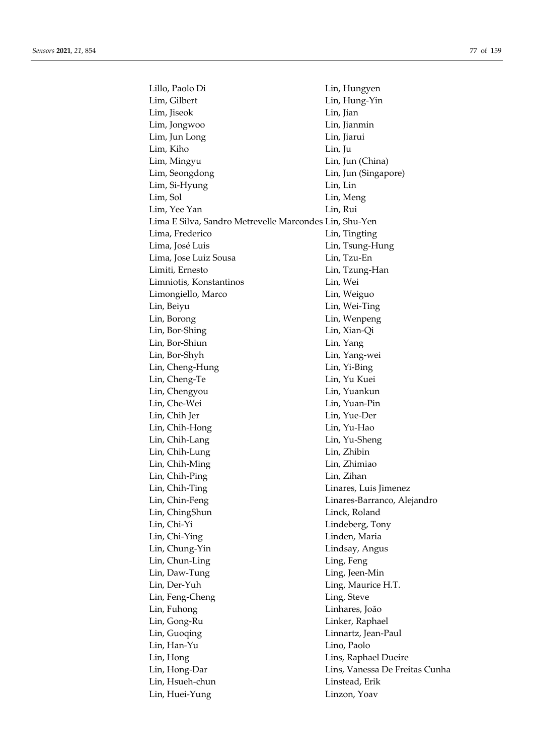Lillo, Paolo Di
Lim, Gilbert
Lim, Jiseok
Lim, Jongwoo
Lim, Jun Long
Lim, Kiho
Lim, Mingyu
Lim, Seongdong
Lim, Si-Hyung
Lim, Sol
Lim, Yee Yan
Lima E Silva, Sandro Metrevelle Marcondes
Lima, Frederico
Lima, José Luis
Lima, Jose Luiz Sousa
Limiti, Ernesto
Limniotis, Konstantinos
Limongiello, Marco
Lin, Beiyu
Lin, Borong
Lin, Bor-Shing
Lin, Bor-Shiun
Lin, Bor-Shyh
Lin, Cheng-Hung
Lin, Cheng-Te
Lin, Chengyou
Lin, Che-Wei
Lin, Chih Jer
Lin, Chih-Hong
Lin, Chih-Lang
Lin, Chih-Lung
Lin, Chih-Ming
Lin, Chih-Ping
Lin, Chih-Ting
Lin, Chin-Feng
Lin, ChingShun
Lin, Chi-Yi
Lin, Chi-Ying
Lin, Chung-Yin
Lin, Chun-Ling
Lin, Daw-Tung
Lin, Der-Yuh
Lin, Feng-Cheng
Lin, Fuhong
Lin, Gong-Ru
Lin, Guoqing
Lin, Han-Yu
Lin, Hong
Lin, Hong-Dar
Lin, Hsueh-chun
Lin, Huei-Yung
Lin, Hungyen
Lin, Hung-Yin
Lin, Jian
Lin, Jianmin
Lin, Jiarui
Lin, Ju
Lin, Jun (China)
Lin, Jun (Singapore)
Lin, Lin
Lin, Meng
Lin, Rui
Lin, Shu-Yen
Lin, Tingting
Lin, Tsung-Hung
Lin, Tzu-En
Lin, Tzung-Han
Lin, Wei
Lin, Weiguo
Lin, Wei-Ting
Lin, Wenpeng
Lin, Xian-Qi
Lin, Yang
Lin, Yang-wei
Lin, Yi-Bing
Lin, Yu Kuei
Lin, Yuankun
Lin, Yuan-Pin
Lin, Yue-Der
Lin, Yu-Hao
Lin, Yu-Sheng
Lin, Zhibin
Lin, Zhimiao
Lin, Zihan
Linares, Luis Jimenez
Linares-Barranco, Alejandro
Linck, Roland
Lindeberg, Tony
Linden, Maria
Lindsay, Angus
Ling, Feng
Ling, Jeen-Min
Ling, Maurice H.T.
Ling, Steve
Linhares, João
Linker, Raphael
Linnartz, Jean-Paul
Lino, Paolo
Lins, Raphael Dueire
Lins, Vanessa De Freitas Cunha
Linstead, Erik
Linzon, Yoav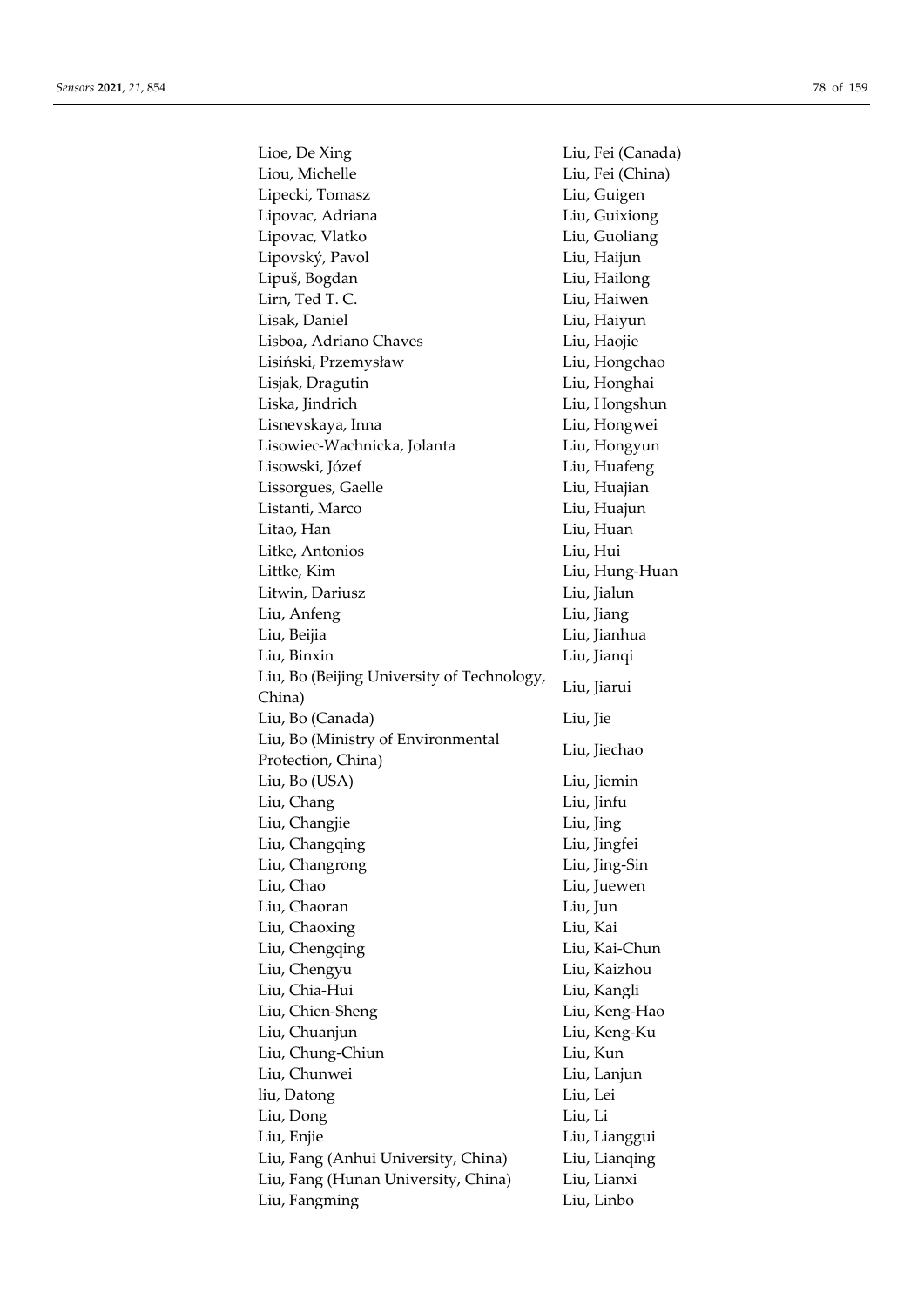Lioe, De Xing
Liou, Michelle
Lipecki, Tomasz
Lipovac, Adriana
Lipovac, Vlatko
Lipovský, Pavol
Lipuš, Bogdan
Lirn, Ted T. C.
Lisak, Daniel
Lisboa, Adriano Chaves
Lisiński, Przemysław
Lisjak, Dragutin
Liska, Jindrich
Lisnevskaya, Inna
Lisowiec-Wachnicka, Jolanta
Lisowski, Józef
Lissorgues, Gaelle
Listanti, Marco
Litao, Han
Litke, Antonios
Littke, Kim
Litwin, Dariusz
Liu, Anfeng
Liu, Beijia
Liu, Binxin
Liu, Bo (Beijing University of Technology, China)
Liu, Bo (Canada)
Liu, Bo (Ministry of Environmental Protection, China)
Liu, Bo (USA)
Liu, Chang
Liu, Changjie
Liu, Changqing
Liu, Changrong
Liu, Chao
Liu, Chaoran
Liu, Chaoxing
Liu, Chengqing
Liu, Chengyu
Liu, Chia-Hui
Liu, Chien-Sheng
Liu, Chuanjun
Liu, Chung-Chiun
Liu, Chunwei
liu, Datong
Liu, Dong
Liu, Enjie
Liu, Fang (Anhui University, China)
Liu, Fang (Hunan University, China)
Liu, Fangming
Liu, Fei (Canada)
Liu, Fei (China)
Liu, Guigen
Liu, Guixiong
Liu, Guoliang
Liu, Haijun
Liu, Hailong
Liu, Haiwen
Liu, Haiyun
Liu, Haojie
Liu, Hongchao
Liu, Honghai
Liu, Hongshun
Liu, Hongwei
Liu, Hongyun
Liu, Huafeng
Liu, Huajian
Liu, Huajun
Liu, Huan
Liu, Hui
Liu, Hung-Huan
Liu, Jialun
Liu, Jiang
Liu, Jianhua
Liu, Jianqi
Liu, Jiarui
Liu, Jie
Liu, Jiechao
Liu, Jiemin
Liu, Jinfu
Liu, Jing
Liu, Jingfei
Liu, Jing-Sin
Liu, Juewen
Liu, Jun
Liu, Kai
Liu, Kai-Chun
Liu, Kaizhou
Liu, Kangli
Liu, Keng-Hao
Liu, Keng-Ku
Liu, Kun
Liu, Lanjun
Liu, Lei
Liu, Li
Liu, Lianggui
Liu, Lianqing
Liu, Lianxi
Liu, Linbo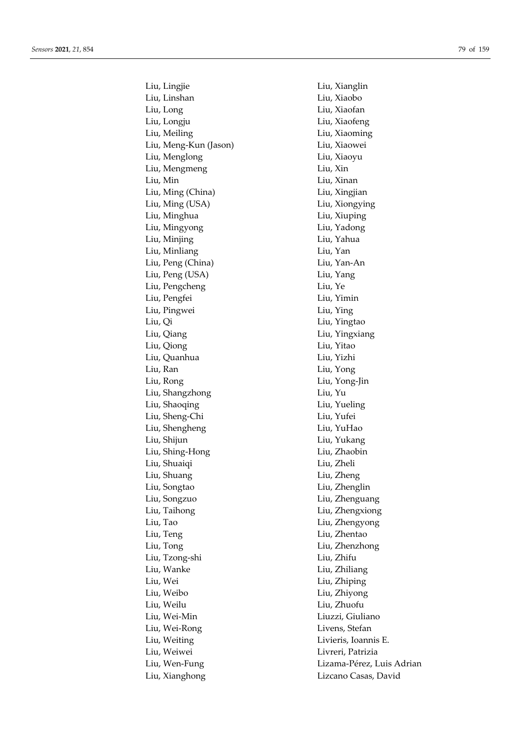Liu, Lingjie
Liu, Linshan
Liu, Long
Liu, Longju
Liu, Meiling
Liu, Meng-Kun (Jason)
Liu, Menglong
Liu, Mengmeng
Liu, Min
Liu, Ming (China)
Liu, Ming (USA)
Liu, Minghua
Liu, Mingyong
Liu, Minjing
Liu, Minliang
Liu, Peng (China)
Liu, Peng (USA)
Liu, Pengcheng
Liu, Pengfei
Liu, Pingwei
Liu, Qi
Liu, Qiang
Liu, Qiong
Liu, Quanhua
Liu, Ran
Liu, Rong
Liu, Shangzhong
Liu, Shaoqing
Liu, Sheng-Chi
Liu, Shengheng
Liu, Shijun
Liu, Shing-Hong
Liu, Shuaiqi
Liu, Shuang
Liu, Songtao
Liu, Songzuo
Liu, Taihong
Liu, Tao
Liu, Teng
Liu, Tong
Liu, Tzong-shi
Liu, Wanke
Liu, Wei
Liu, Weibo
Liu, Weilu
Liu, Wei-Min
Liu, Wei-Rong
Liu, Weiting
Liu, Weiwei
Liu, Wen-Fung
Liu, Xianghong
Liu, Xianglin
Liu, Xiaobo
Liu, Xiaofan
Liu, Xiaofeng
Liu, Xiaoming
Liu, Xiaowei
Liu, Xiaoyu
Liu, Xin
Liu, Xinan
Liu, Xingjian
Liu, Xiongying
Liu, Xiuping
Liu, Yadong
Liu, Yahua
Liu, Yan
Liu, Yan-An
Liu, Yang
Liu, Ye
Liu, Yimin
Liu, Ying
Liu, Yingtao
Liu, Yingxiang
Liu, Yitao
Liu, Yizhi
Liu, Yong
Liu, Yong-Jin
Liu, Yu
Liu, Yueling
Liu, Yufei
Liu, YuHao
Liu, Yukang
Liu, Zhaobin
Liu, Zheli
Liu, Zheng
Liu, Zhenglin
Liu, Zhenguang
Liu, Zhengxiong
Liu, Zhengyong
Liu, Zhentao
Liu, Zhenzhong
Liu, Zhifu
Liu, Zhiliang
Liu, Zhiping
Liu, Zhiyong
Liu, Zhuofu
Liuzzi, Giuliano
Livens, Stefan
Livieris, Ioannis E.
Livreri, Patrizia
Lizama-Pérez, Luis Adrian
Lizcano Casas, David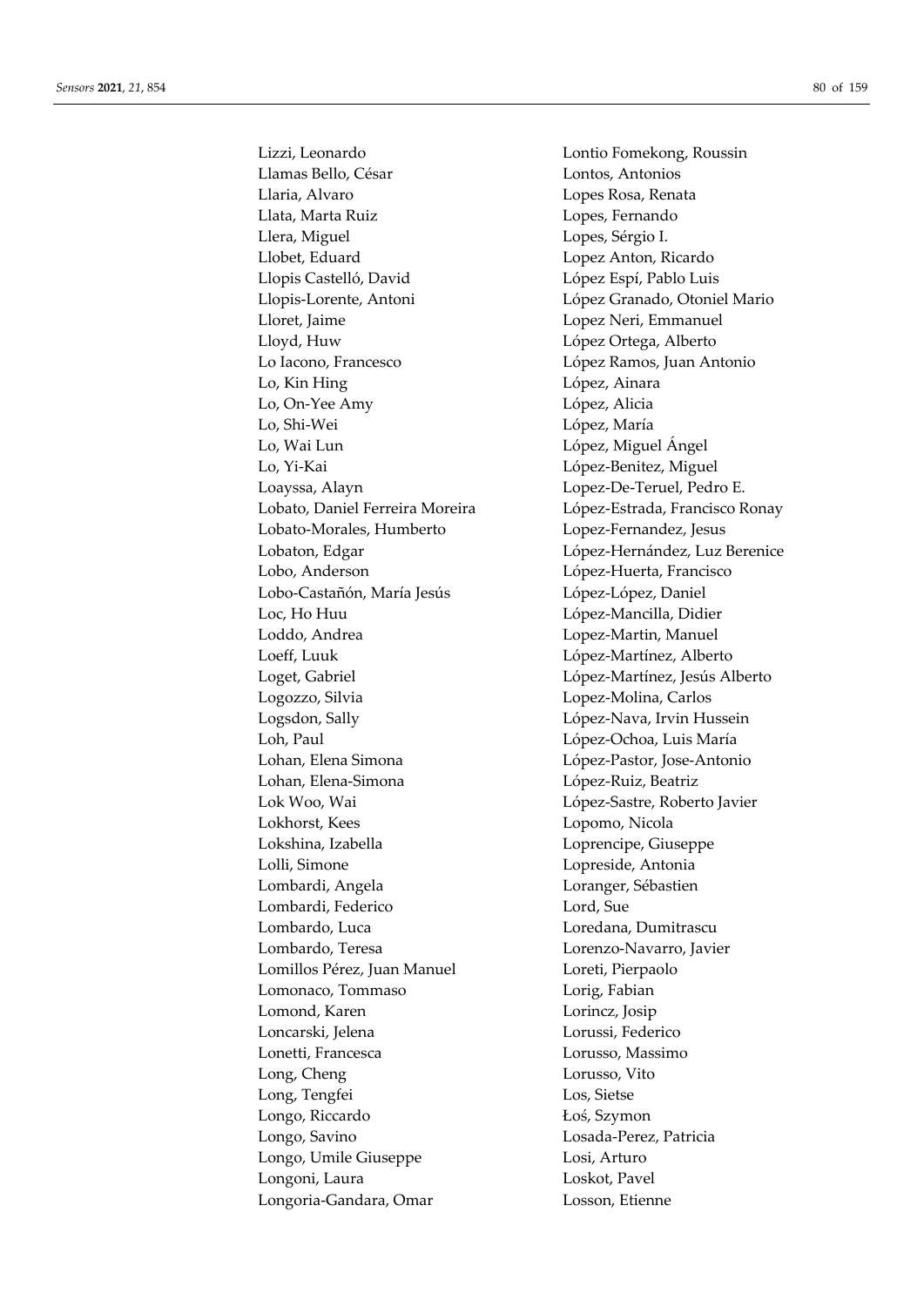Lizzi, Leonardo
Llamas Bello, César
Llaria, Alvaro
Llata, Marta Ruiz
Llera, Miguel
Llobet, Eduard
Llopis Castelló, David
Llopis-Lorente, Antoni
Lloret, Jaime
Lloyd, Huw
Lo Iacono, Francesco
Lo, Kin Hing
Lo, On-Yee Amy
Lo, Shi-Wei
Lo, Wai Lun
Lo, Yi-Kai
Loayssa, Alayn
Lobato, Daniel Ferreira Moreira
Lobato-Morales, Humberto
Lobaton, Edgar
Lobo, Anderson
Lobo-Castañón, María Jesús
Loc, Ho Huu
Loddo, Andrea
Loeff, Luuk
Loget, Gabriel
Logozzo, Silvia
Logsdon, Sally
Loh, Paul
Lohan, Elena Simona
Lohan, Elena-Simona
Lok Woo, Wai
Lokhorst, Kees
Lokshina, Izabella
Lolli, Simone
Lombardi, Angela
Lombardi, Federico
Lombardo, Luca
Lombardo, Teresa
Lomillos Pérez, Juan Manuel
Lomonaco, Tommaso
Lomond, Karen
Loncarski, Jelena
Lonetti, Francesca
Long, Cheng
Long, Tengfei
Longo, Riccardo
Longo, Savino
Longo, Umile Giuseppe
Longoni, Laura
Longoria-Gandara, Omar
Lontio Fomekong, Roussin
Lontos, Antonios
Lopes Rosa, Renata
Lopes, Fernando
Lopes, Sérgio I.
Lopez Anton, Ricardo
López Espí, Pablo Luis
López Granado, Otoniel Mario
Lopez Neri, Emmanuel
López Ortega, Alberto
López Ramos, Juan Antonio
López, Ainara
López, Alicia
López, María
López, Miguel Ángel
López-Benitez, Miguel
Lopez-De-Teruel, Pedro E.
López-Estrada, Francisco Ronay
Lopez-Fernandez, Jesus
López-Hernández, Luz Berenice
López-Huerta, Francisco
López-López, Daniel
López-Mancilla, Didier
Lopez-Martin, Manuel
López-Martínez, Alberto
López-Martínez, Jesús Alberto
Lopez-Molina, Carlos
López-Nava, Irvin Hussein
López-Ochoa, Luis María
López-Pastor, Jose-Antonio
López-Ruiz, Beatriz
López-Sastre, Roberto Javier
Lopomo, Nicola
Loprencipe, Giuseppe
Lopreside, Antonia
Loranger, Sébastien
Lord, Sue
Loredana, Dumitrascu
Lorenzo-Navarro, Javier
Loreti, Pierpaolo
Lorig, Fabian
Lorincz, Josip
Lorussi, Federico
Lorusso, Massimo
Lorusso, Vito
Los, Sietse
Łoś, Szymon
Losada-Perez, Patricia
Losi, Arturo
Loskot, Pavel
Losson, Etienne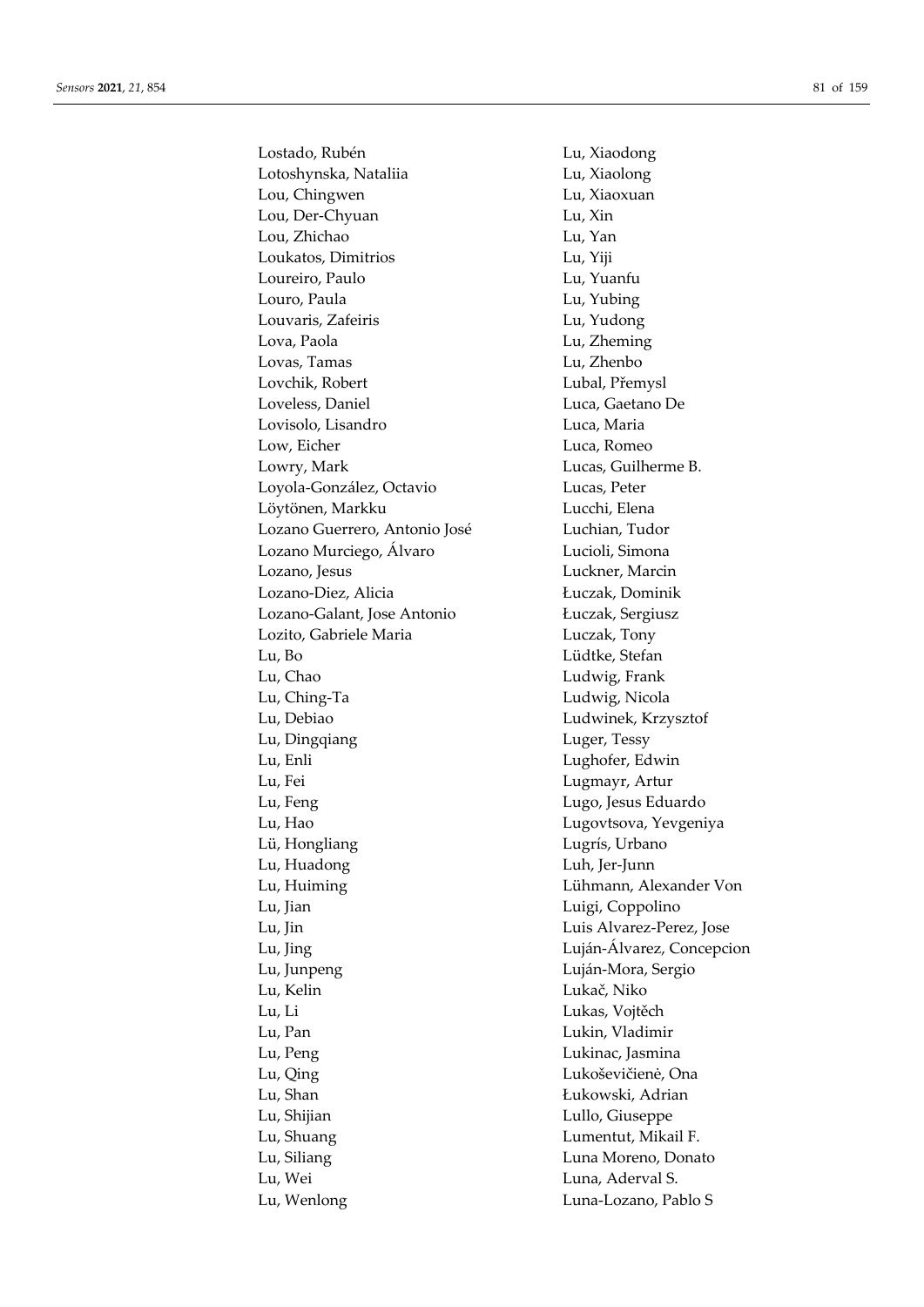Lostado, Rubén
Lotoshynska, Nataliia
Lou, Chingwen
Lou, Der-Chyuan
Lou, Zhichao
Loukatos, Dimitrios
Loureiro, Paulo
Louro, Paula
Louvaris, Zafeiris
Lova, Paola
Lovas, Tamas
Lovchik, Robert
Loveless, Daniel
Lovisolo, Lisandro
Low, Eicher
Lowry, Mark
Loyola-González, Octavio
Löytönen, Markku
Lozano Guerrero, Antonio José
Lozano Murciego, Álvaro
Lozano, Jesus
Lozano-Diez, Alicia
Lozano-Galant, Jose Antonio
Lozito, Gabriele Maria
Lu, Bo
Lu, Chao
Lu, Ching-Ta
Lu, Debiao
Lu, Dingqiang
Lu, Enli
Lu, Fei
Lu, Feng
Lu, Hao
Lü, Hongliang
Lu, Huadong
Lu, Huiming
Lu, Jian
Lu, Jin
Lu, Jing
Lu, Junpeng
Lu, Kelin
Lu, Li
Lu, Pan
Lu, Peng
Lu, Qing
Lu, Shan
Lu, Shijian
Lu, Shuang
Lu, Siliang
Lu, Wei
Lu, Wenlong
Lu, Xiaodong
Lu, Xiaolong
Lu, Xiaoxuan
Lu, Xin
Lu, Yan
Lu, Yiji
Lu, Yuanfu
Lu, Yubing
Lu, Yudong
Lu, Zheming
Lu, Zhenbo
Lubal, Přemysl
Luca, Gaetano De
Luca, Maria
Luca, Romeo
Lucas, Guilherme B.
Lucas, Peter
Lucchi, Elena
Luchian, Tudor
Lucioli, Simona
Luckner, Marcin
Łuczak, Dominik
Łuczak, Sergiusz
Luczak, Tony
Lüdtke, Stefan
Ludwig, Frank
Ludwig, Nicola
Ludwinek, Krzysztof
Luger, Tessy
Lughofer, Edwin
Lugmayr, Artur
Lugo, Jesus Eduardo
Lugovtsova, Yevgeniya
Lugrís, Urbano
Luh, Jer-Junn
Lühmann, Alexander Von
Luigi, Coppolino
Luis Alvarez-Perez, Jose
Luján-Álvarez, Concepcion
Luján-Mora, Sergio
Lukač, Niko
Lukas, Vojtěch
Lukin, Vladimir
Lukinac, Jasmina
Lukoševičienė, Ona
Łukowski, Adrian
Lullo, Giuseppe
Lumentut, Mikail F.
Luna Moreno, Donato
Luna, Aderval S.
Luna-Lozano, Pablo S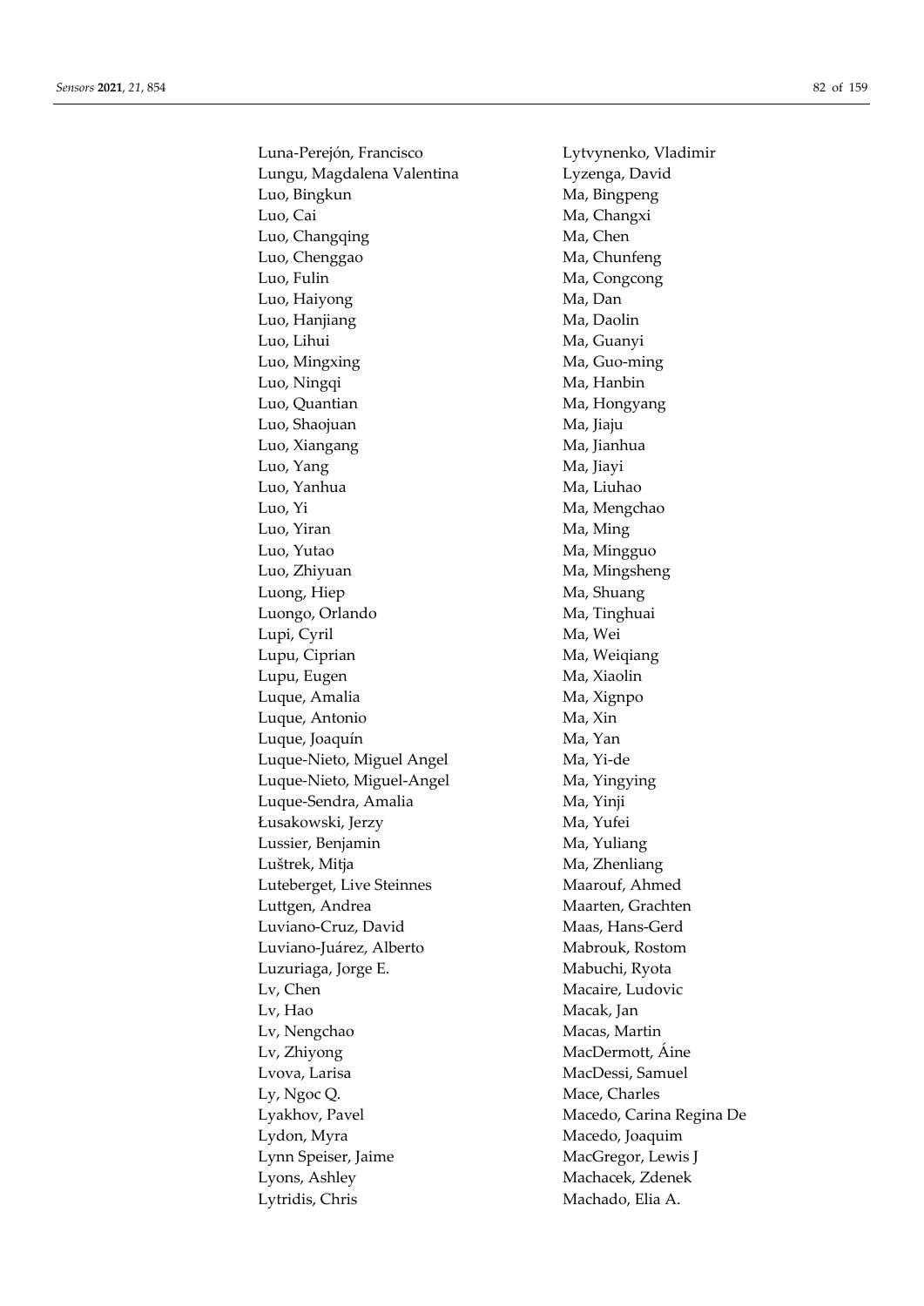Luna-Perejón, Francisco
Lungu, Magdalena Valentina
Luo, Bingkun
Luo, Cai
Luo, Changqing
Luo, Chenggao
Luo, Fulin
Luo, Haiyong
Luo, Hanjiang
Luo, Lihui
Luo, Mingxing
Luo, Ningqi
Luo, Quantian
Luo, Shaojuan
Luo, Xiangang
Luo, Yang
Luo, Yanhua
Luo, Yi
Luo, Yiran
Luo, Yutao
Luo, Zhiyuan
Luong, Hiep
Luongo, Orlando
Lupi, Cyril
Lupu, Ciprian
Lupu, Eugen
Luque, Amalia
Luque, Antonio
Luque, Joaquín
Luque-Nieto, Miguel Angel
Luque-Nieto, Miguel-Angel
Luque-Sendra, Amalia
Łusakowski, Jerzy
Lussier, Benjamin
Luštrek, Mitja
Luteberget, Live Steinnes
Luttgen, Andrea
Luviano-Cruz, David
Luviano-Juárez, Alberto
Luzuriaga, Jorge E.
Lv, Chen
Lv, Hao
Lv, Nengchao
Lv, Zhiyong
Lvova, Larisa
Ly, Ngoc Q.
Lyakhov, Pavel
Lydon, Myra
Lynn Speiser, Jaime
Lyons, Ashley
Lytridis, Chris
Lytvynenko, Vladimir
Lyzenga, David
Ma, Bingpeng
Ma, Changxi
Ma, Chen
Ma, Chunfeng
Ma, Congcong
Ma, Dan
Ma, Daolin
Ma, Guanyi
Ma, Guo-ming
Ma, Hanbin
Ma, Hongyang
Ma, Jiaju
Ma, Jianhua
Ma, Jiayi
Ma, Liuhao
Ma, Mengchao
Ma, Ming
Ma, Mingguo
Ma, Mingsheng
Ma, Shuang
Ma, Tinghuai
Ma, Wei
Ma, Weiqiang
Ma, Xiaolin
Ma, Xignpo
Ma, Xin
Ma, Yan
Ma, Yi-de
Ma, Yingying
Ma, Yinji
Ma, Yufei
Ma, Yuliang
Ma, Zhenliang
Maarouf, Ahmed
Maarten, Grachten
Maas, Hans-Gerd
Mabrouk, Rostom
Mabuchi, Ryota
Macaire, Ludovic
Macak, Jan
Macas, Martin
MacDermott, Áine
MacDessi, Samuel
Mace, Charles
Macedo, Carina Regina De
Macedo, Joaquim
MacGregor, Lewis J
Machacek, Zdenek
Machado, Elia A.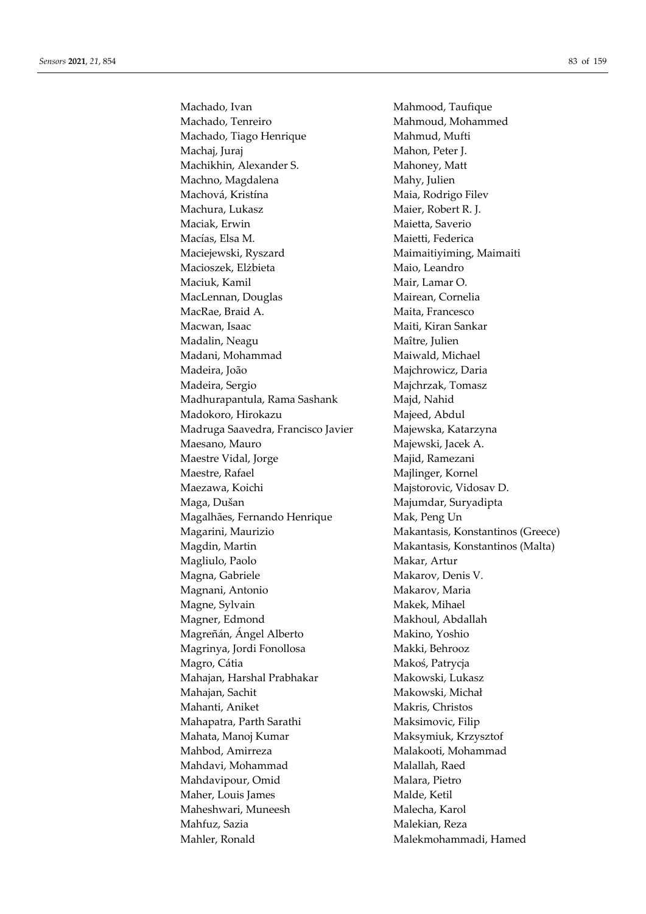Machado, Ivan
Machado, Tenreiro
Machado, Tiago Henrique
Machaj, Juraj
Machikhin, Alexander S.
Machno, Magdalena
Machová, Kristína
Machura, Lukasz
Maciak, Erwin
Macías, Elsa M.
Maciejewski, Ryszard
Macioszek, Elżbieta
Maciuk, Kamil
MacLennan, Douglas
MacRae, Braid A.
Macwan, Isaac
Madalin, Neagu
Madani, Mohammad
Madeira, João
Madeira, Sergio
Madhurapantula, Rama Sashank
Madokoro, Hirokazu
Madruga Saavedra, Francisco Javier
Maesano, Mauro
Maestre Vidal, Jorge
Maestre, Rafael
Maezawa, Koichi
Maga, Dušan
Magalhães, Fernando Henrique
Magarini, Maurizio
Magdin, Martin
Magliulo, Paolo
Magna, Gabriele
Magnani, Antonio
Magne, Sylvain
Magner, Edmond
Magreñán, Ángel Alberto
Magrinya, Jordi Fonollosa
Magro, Cátia
Mahajan, Harshal Prabhakar
Mahajan, Sachit
Mahanti, Aniket
Mahapatra, Parth Sarathi
Mahata, Manoj Kumar
Mahbod, Amirreza
Mahdavi, Mohammad
Mahdavipour, Omid
Maher, Louis James
Maheshwari, Muneesh
Mahfuz, Sazia
Mahler, Ronald
Mahmood, Taufique
Mahmoud, Mohammed
Mahmud, Mufti
Mahon, Peter J.
Mahoney, Matt
Mahy, Julien
Maia, Rodrigo Filev
Maier, Robert R. J.
Maietta, Saverio
Maietti, Federica
Maimaitiyiming, Maimaiti
Maio, Leandro
Mair, Lamar O.
Mairean, Cornelia
Maita, Francesco
Maiti, Kiran Sankar
Maître, Julien
Maiwald, Michael
Majchrowicz, Daria
Majchrzak, Tomasz
Majd, Nahid
Majeed, Abdul
Majewska, Katarzyna
Majewski, Jacek A.
Majid, Ramezani
Majlinger, Kornel
Majstorovic, Vidosav D.
Majumdar, Suryadipta
Mak, Peng Un
Makantasis, Konstantinos (Greece)
Makantasis, Konstantinos (Malta)
Makar, Artur
Makarov, Denis V.
Makarov, Maria
Makek, Mihael
Makhoul, Abdallah
Makino, Yoshio
Makki, Behrooz
Makoś, Patrycja
Makowski, Lukasz
Makowski, Michał
Makris, Christos
Maksimovic, Filip
Maksymiuk, Krzysztof
Malakooti, Mohammad
Malallah, Raed
Malara, Pietro
Malde, Ketil
Malecha, Karol
Malekian, Reza
Malekmohammadi, Hamed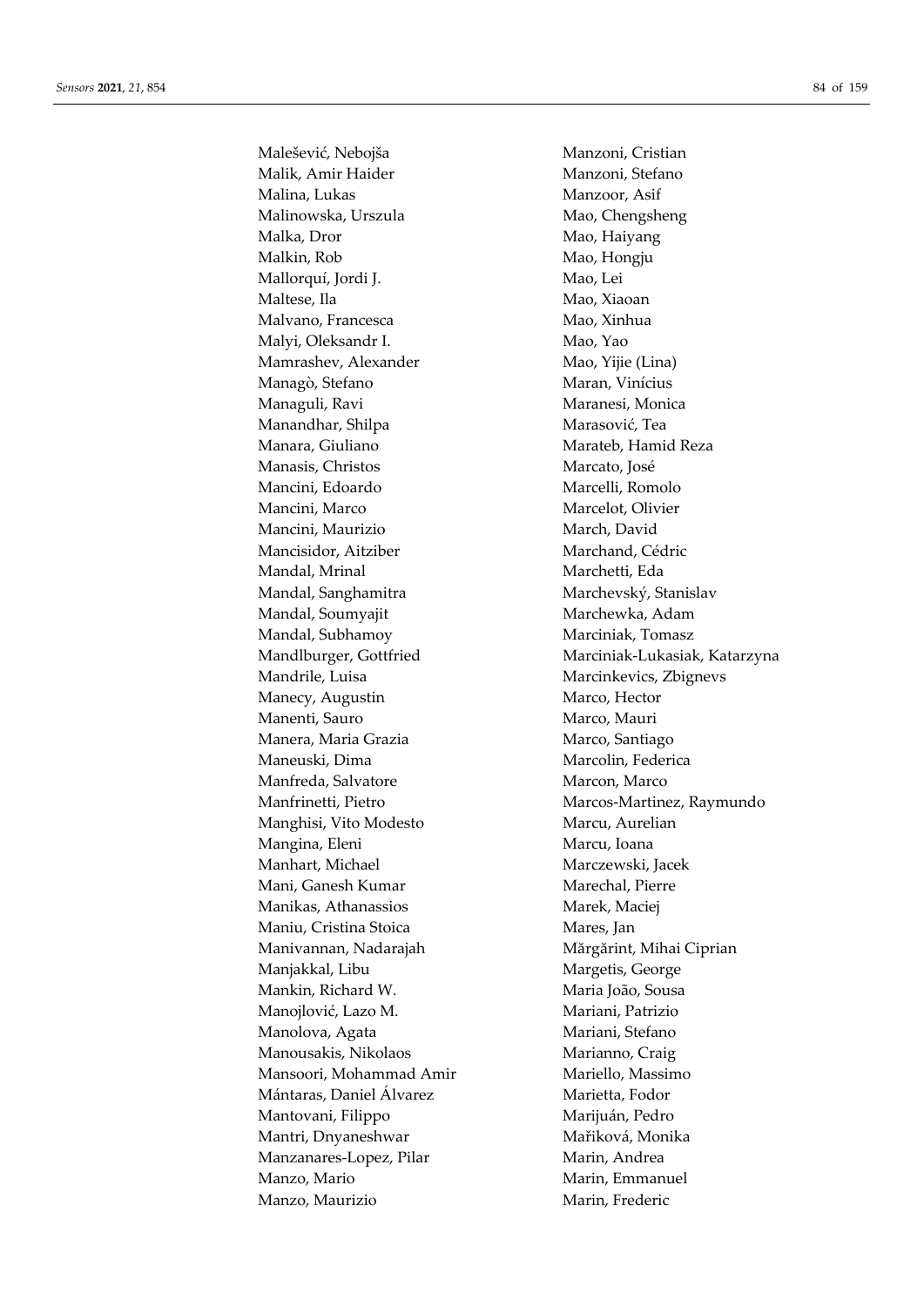Malešević, Nebojša
Malik, Amir Haider
Malina, Lukas
Malinowska, Urszula
Malka, Dror
Malkin, Rob
Mallorquí, Jordi J.
Maltese, Ila
Malvano, Francesca
Malyi, Oleksandr I.
Mamrashev, Alexander
Managò, Stefano
Managuli, Ravi
Manandhar, Shilpa
Manara, Giuliano
Manasis, Christos
Mancini, Edoardo
Mancini, Marco
Mancini, Maurizio
Mancisidor, Aitziber
Mandal, Mrinal
Mandal, Sanghamitra
Mandal, Soumyajit
Mandal, Subhamoy
Mandlburger, Gottfried
Mandrile, Luisa
Manecy, Augustin
Manenti, Sauro
Manera, Maria Grazia
Maneuski, Dima
Manfreda, Salvatore
Manfrinetti, Pietro
Manghisi, Vito Modesto
Mangina, Eleni
Manhart, Michael
Mani, Ganesh Kumar
Manikas, Athanassios
Maniu, Cristina Stoica
Manivannan, Nadarajah
Manjakkal, Libu
Mankin, Richard W.
Manojlović, Lazo M.
Manolova, Agata
Manousakis, Nikolaos
Mansoori, Mohammad Amir
Mántaras, Daniel Álvarez
Mantovani, Filippo
Mantri, Dnyaneshwar
Manzanares-Lopez, Pilar
Manzo, Mario
Manzo, Maurizio
Manzoni, Cristian
Manzoni, Stefano
Manzoor, Asif
Mao, Chengsheng
Mao, Haiyang
Mao, Hongju
Mao, Lei
Mao, Xiaoan
Mao, Xinhua
Mao, Yao
Mao, Yijie (Lina)
Maran, Vinícius
Maranesi, Monica
Marasović, Tea
Marateb, Hamid Reza
Marcato, José
Marcelli, Romolo
Marcelot, Olivier
March, David
Marchand, Cédric
Marchetti, Eda
Marchevský, Stanislav
Marchewka, Adam
Marciniak, Tomasz
Marciniak-Lukasiak, Katarzyna
Marcinkevics, Zbignevs
Marco, Hector
Marco, Mauri
Marco, Santiago
Marcolin, Federica
Marcon, Marco
Marcos-Martinez, Raymundo
Marcu, Aurelian
Marcu, Ioana
Marczewski, Jacek
Marechal, Pierre
Marek, Maciej
Mares, Jan
Mărgărint, Mihai Ciprian
Margetis, George
Maria João, Sousa
Mariani, Patrizio
Mariani, Stefano
Marianno, Craig
Mariello, Massimo
Marietta, Fodor
Marijuán, Pedro
Maříková, Monika
Marin, Andrea
Marin, Emmanuel
Marin, Frederic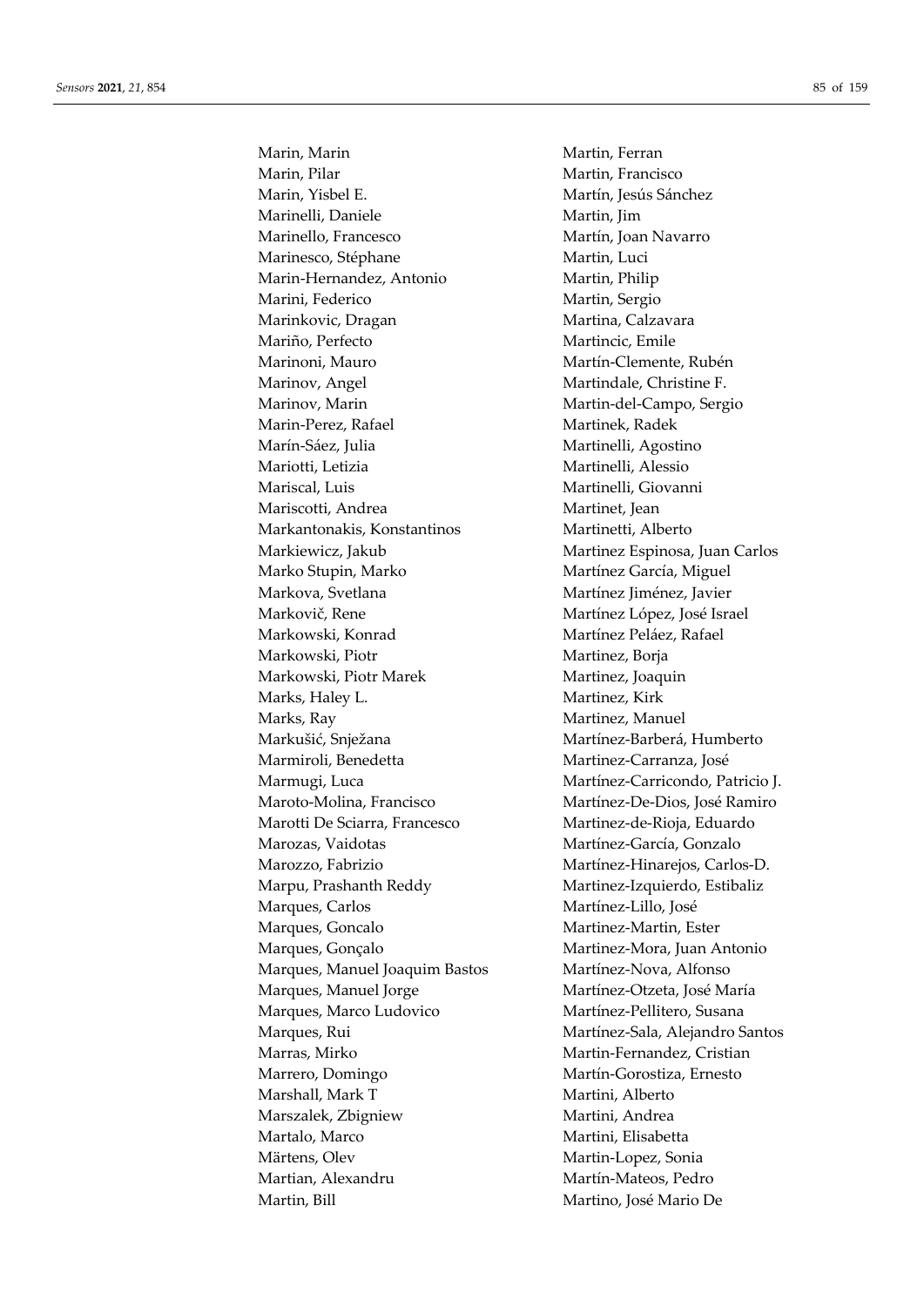Marin, Marin
Marin, Pilar
Marin, Yisbel E.
Marinelli, Daniele
Marinello, Francesco
Marinesco, Stéphane
Marin-Hernandez, Antonio
Marini, Federico
Marinkovic, Dragan
Mariño, Perfecto
Marinoni, Mauro
Marinov, Angel
Marinov, Marin
Marin-Perez, Rafael
Marín-Sáez, Julia
Mariotti, Letizia
Mariscal, Luis
Mariscotti, Andrea
Markantonakis, Konstantinos
Markiewicz, Jakub
Marko Stupin, Marko
Markova, Svetlana
Markovič, Rene
Markowski, Konrad
Markowski, Piotr
Markowski, Piotr Marek
Marks, Haley L.
Marks, Ray
Markušić, Snježana
Marmiroli, Benedetta
Marmugi, Luca
Maroto-Molina, Francisco
Marotti De Sciarra, Francesco
Marozas, Vaidotas
Marozzo, Fabrizio
Marpu, Prashanth Reddy
Marques, Carlos
Marques, Goncalo
Marques, Gonçalo
Marques, Manuel Joaquim Bastos
Marques, Manuel Jorge
Marques, Marco Ludovico
Marques, Rui
Marras, Mirko
Marrero, Domingo
Marshall, Mark T
Marszalek, Zbigniew
Martalo, Marco
Märtens, Olev
Martian, Alexandru
Martin, Bill
Martin, Ferran
Martin, Francisco
Martín, Jesús Sánchez
Martin, Jim
Martín, Joan Navarro
Martin, Luci
Martin, Philip
Martin, Sergio
Martina, Calzavara
Martincic, Emile
Martín-Clemente, Rubén
Martindale, Christine F.
Martin-del-Campo, Sergio
Martinek, Radek
Martinelli, Agostino
Martinelli, Alessio
Martinelli, Giovanni
Martinet, Jean
Martinetti, Alberto
Martinez Espinosa, Juan Carlos
Martínez García, Miguel
Martínez Jiménez, Javier
Martínez López, José Israel
Martínez Peláez, Rafael
Martinez, Borja
Martinez, Joaquin
Martinez, Kirk
Martinez, Manuel
Martínez-Barberá, Humberto
Martinez-Carranza, José
Martínez-Carricondo, Patricio J.
Martínez-De-Dios, José Ramiro
Martinez-de-Rioja, Eduardo
Martínez-García, Gonzalo
Martínez-Hinarejos, Carlos-D.
Martinez-Izquierdo, Estibaliz
Martínez-Lillo, José
Martinez-Martin, Ester
Martinez-Mora, Juan Antonio
Martínez-Nova, Alfonso
Martínez-Otzeta, José María
Martínez-Pellitero, Susana
Martínez-Sala, Alejandro Santos
Martin-Fernandez, Cristian
Martín-Gorostiza, Ernesto
Martini, Alberto
Martini, Andrea
Martini, Elisabetta
Martin-Lopez, Sonia
Martín-Mateos, Pedro
Martino, José Mario De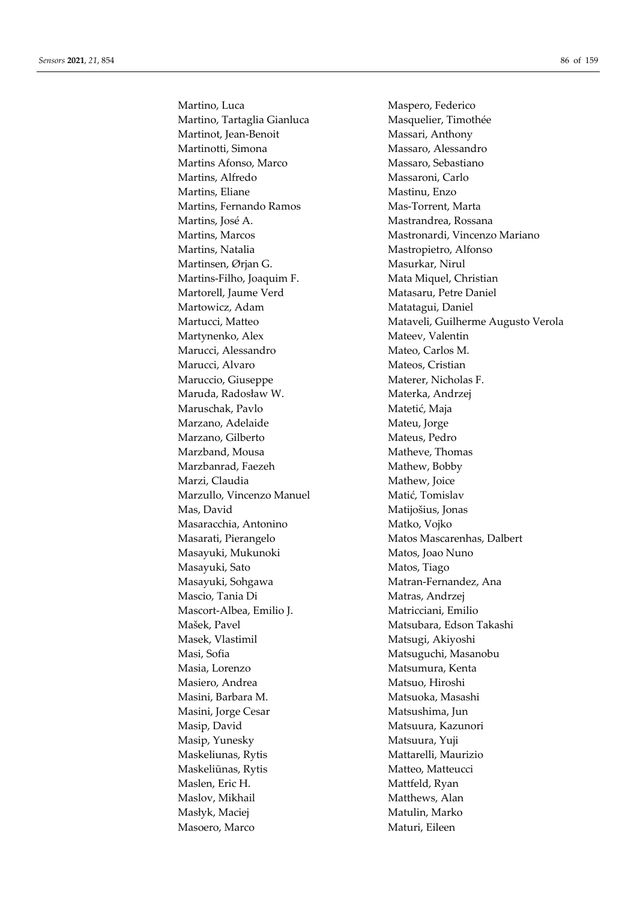Martino, Luca
Martino, Tartaglia Gianluca
Martinot, Jean-Benoit
Martinotti, Simona
Martins Afonso, Marco
Martins, Alfredo
Martins, Eliane
Martins, Fernando Ramos
Martins, José A.
Martins, Marcos
Martins, Natalia
Martinsen, Ørjan G.
Martins-Filho, Joaquim F.
Martorell, Jaume Verd
Martowicz, Adam
Martucci, Matteo
Martynenko, Alex
Marucci, Alessandro
Marucci, Alvaro
Maruccio, Giuseppe
Maruda, Radosław W.
Maruschak, Pavlo
Marzano, Adelaide
Marzano, Gilberto
Marzband, Mousa
Marzbanrad, Faezeh
Marzi, Claudia
Marzullo, Vincenzo Manuel
Mas, David
Masaracchia, Antonino
Masarati, Pierangelo
Masayuki, Mukunoki
Masayuki, Sato
Masayuki, Sohgawa
Mascio, Tania Di
Mascort-Albea, Emilio J.
Mašek, Pavel
Masek, Vlastimil
Masi, Sofia
Masia, Lorenzo
Masiero, Andrea
Masini, Barbara M.
Masini, Jorge Cesar
Masip, David
Masip, Yunesky
Maskeliunas, Rytis
Maskeliūnas, Rytis
Maslen, Eric H.
Maslov, Mikhail
Masłyk, Maciej
Masoero, Marco
Maspero, Federico
Masquelier, Timothée
Massari, Anthony
Massaro, Alessandro
Massaro, Sebastiano
Massaroni, Carlo
Mastinu, Enzo
Mas-Torrent, Marta
Mastrandrea, Rossana
Mastronardi, Vincenzo Mariano
Mastropietro, Alfonso
Masurkar, Nirul
Mata Miquel, Christian
Matasaru, Petre Daniel
Matatagui, Daniel
Mataveli, Guilherme Augusto Verola
Mateev, Valentin
Mateo, Carlos M.
Mateos, Cristian
Materer, Nicholas F.
Materka, Andrzej
Matetić, Maja
Mateu, Jorge
Mateus, Pedro
Matheve, Thomas
Mathew, Bobby
Mathew, Joice
Matić, Tomislav
Matijošius, Jonas
Matko, Vojko
Matos Mascarenhas, Dalbert
Matos, Joao Nuno
Matos, Tiago
Matran-Fernandez, Ana
Matras, Andrzej
Matricciani, Emilio
Matsubara, Edson Takashi
Matsugi, Akiyoshi
Matsuguchi, Masanobu
Matsumura, Kenta
Matsuo, Hiroshi
Matsuoka, Masashi
Matsushima, Jun
Matsuura, Kazunori
Matsuura, Yuji
Mattarelli, Maurizio
Matteo, Matteucci
Mattfeld, Ryan
Matthews, Alan
Matulin, Marko
Maturi, Eileen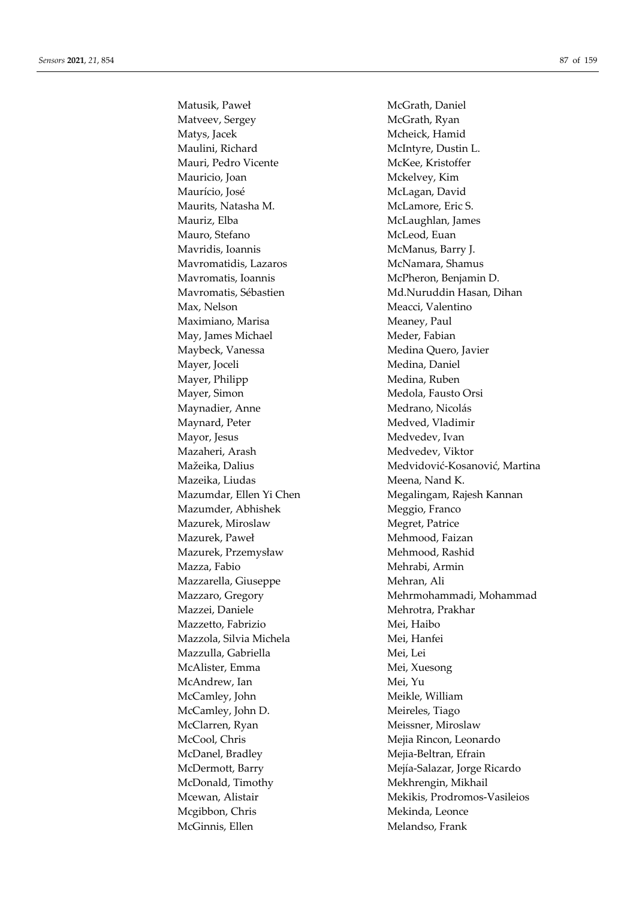Matusik, Paweł
Matveev, Sergey
Matys, Jacek
Maulini, Richard
Mauri, Pedro Vicente
Mauricio, Joan
Maurício, José
Maurits, Natasha M.
Mauriz, Elba
Mauro, Stefano
Mavridis, Ioannis
Mavromatidis, Lazaros
Mavromatis, Ioannis
Mavromatis, Sébastien
Max, Nelson
Maximiano, Marisa
May, James Michael
Maybeck, Vanessa
Mayer, Joceli
Mayer, Philipp
Mayer, Simon
Maynadier, Anne
Maynard, Peter
Mayor, Jesus
Mazaheri, Arash
Mažeika, Dalius
Mazeika, Liudas
Mazumdar, Ellen Yi Chen
Mazumder, Abhishek
Mazurek, Miroslaw
Mazurek, Paweł
Mazurek, Przemysław
Mazza, Fabio
Mazzarella, Giuseppe
Mazzaro, Gregory
Mazzei, Daniele
Mazzetto, Fabrizio
Mazzola, Silvia Michela
Mazzulla, Gabriella
McAlister, Emma
McAndrew, Ian
McCamley, John
McCamley, John D.
McClarren, Ryan
McCool, Chris
McDanel, Bradley
McDermott, Barry
McDonald, Timothy
Mcewan, Alistair
Mcgibbon, Chris
McGinnis, Ellen
McGrath, Daniel
McGrath, Ryan
Mcheick, Hamid
McIntyre, Dustin L.
McKee, Kristoffer
Mckelvey, Kim
McLagan, David
McLamore, Eric S.
McLaughlan, James
McLeod, Euan
McManus, Barry J.
McNamara, Shamus
McPheron, Benjamin D.
Md.Nuruddin Hasan, Dihan
Meacci, Valentino
Meaney, Paul
Meder, Fabian
Medina Quero, Javier
Medina, Daniel
Medina, Ruben
Medola, Fausto Orsi
Medrano, Nicolás
Medved, Vladimir
Medvedev, Ivan
Medvedev, Viktor
Medvidović-Kosanović, Martina
Meena, Nand K.
Megalingam, Rajesh Kannan
Meggio, Franco
Megret, Patrice
Mehmood, Faizan
Mehmood, Rashid
Mehrabi, Armin
Mehran, Ali
Mehrmohammadi, Mohammad
Mehrotra, Prakhar
Mei, Haibo
Mei, Hanfei
Mei, Lei
Mei, Xuesong
Mei, Yu
Meikle, William
Meireles, Tiago
Meissner, Miroslaw
Mejia Rincon, Leonardo
Mejia-Beltran, Efrain
Mejía-Salazar, Jorge Ricardo
Mekhrengin, Mikhail
Mekikis, Prodromos-Vasileios
Mekinda, Leonce
Melandso, Frank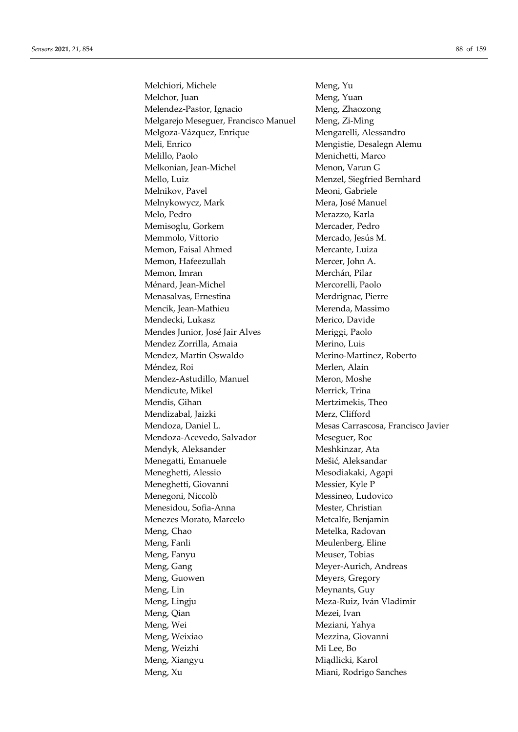Melchiori, Michele
Melchor, Juan
Melendez-Pastor, Ignacio
Melgarejo Meseguer, Francisco Manuel
Melgoza-Vázquez, Enrique
Meli, Enrico
Melillo, Paolo
Melkonian, Jean-Michel
Mello, Luiz
Melnikov, Pavel
Melnykowycz, Mark
Melo, Pedro
Memisoglu, Gorkem
Memmolo, Vittorio
Memon, Faisal Ahmed
Memon, Hafeezullah
Memon, Imran
Ménard, Jean-Michel
Menasalvas, Ernestina
Mencik, Jean-Mathieu
Mendecki, Lukasz
Mendes Junior, José Jair Alves
Mendez Zorrilla, Amaia
Mendez, Martin Oswaldo
Méndez, Roi
Mendez-Astudillo, Manuel
Mendicute, Mikel
Mendis, Gihan
Mendizabal, Jaizki
Mendoza, Daniel L.
Mendoza-Acevedo, Salvador
Mendyk, Aleksander
Menegatti, Emanuele
Meneghetti, Alessio
Meneghetti, Giovanni
Menegoni, Niccolò
Menesidou, Sofia-Anna
Menezes Morato, Marcelo
Meng, Chao
Meng, Fanli
Meng, Fanyu
Meng, Gang
Meng, Guowen
Meng, Lin
Meng, Lingju
Meng, Qian
Meng, Wei
Meng, Weixiao
Meng, Weizhi
Meng, Xiangyu
Meng, Xu
Meng, Yu
Meng, Yuan
Meng, Zhaozong
Meng, Zi-Ming
Mengarelli, Alessandro
Mengistie, Desalegn Alemu
Menichetti, Marco
Menon, Varun G
Menzel, Siegfried Bernhard
Meoni, Gabriele
Mera, José Manuel
Merazzo, Karla
Mercader, Pedro
Mercado, Jesús M.
Mercante, Luiza
Mercer, John A.
Merchán, Pilar
Mercorelli, Paolo
Merdrignac, Pierre
Merenda, Massimo
Merico, Davide
Meriggi, Paolo
Merino, Luis
Merino-Martinez, Roberto
Merlen, Alain
Meron, Moshe
Merrick, Trina
Mertzimekis, Theo
Merz, Clifford
Mesas Carrascosa, Francisco Javier
Meseguer, Roc
Meshkinzar, Ata
Mešić, Aleksandar
Mesodiakaki, Agapi
Messier, Kyle P
Messineo, Ludovico
Mester, Christian
Metcalfe, Benjamin
Metelka, Radovan
Meulenberg, Eline
Meuser, Tobias
Meyer-Aurich, Andreas
Meyers, Gregory
Meynants, Guy
Meza-Ruiz, Iván Vladimir
Mezei, Ivan
Meziani, Yahya
Mezzina, Giovanni
Mi Lee, Bo
Miądlicki, Karol
Miani, Rodrigo Sanches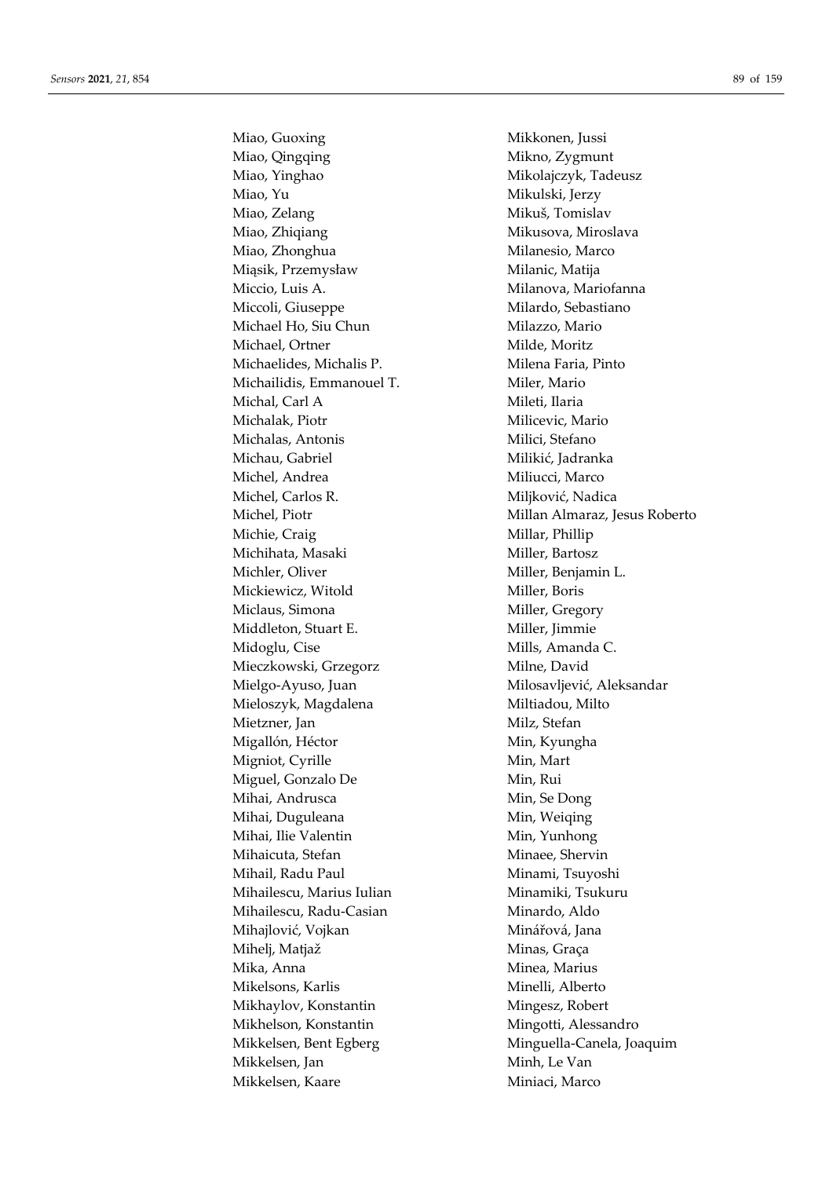Miao, Guoxing
Miao, Qingqing
Miao, Yinghao
Miao, Yu
Miao, Zelang
Miao, Zhiqiang
Miao, Zhonghua
Miąsik, Przemysław
Miccio, Luis A.
Miccoli, Giuseppe
Michael Ho, Siu Chun
Michael, Ortner
Michaelides, Michalis P.
Michailidis, Emmanouel T.
Michal, Carl A
Michalak, Piotr
Michalas, Antonis
Michau, Gabriel
Michel, Andrea
Michel, Carlos R.
Michel, Piotr
Michie, Craig
Michihata, Masaki
Michler, Oliver
Mickiewicz, Witold
Miclaus, Simona
Middleton, Stuart E.
Midoglu, Cise
Mieczkowski, Grzegorz
Mielgo-Ayuso, Juan
Mieloszyk, Magdalena
Mietzner, Jan
Migallón, Héctor
Migniot, Cyrille
Miguel, Gonzalo De
Mihai, Andrusca
Mihai, Duguleana
Mihai, Ilie Valentin
Mihaicuta, Stefan
Mihail, Radu Paul
Mihailescu, Marius Iulian
Mihailescu, Radu-Casian
Mihajlović, Vojkan
Mihelj, Matjaž
Mika, Anna
Mikelsons, Karlis
Mikhaylov, Konstantin
Mikhelson, Konstantin
Mikkelsen, Bent Egberg
Mikkelsen, Jan
Mikkelsen, Kaare
Mikkonen, Jussi
Mikno, Zygmunt
Mikolajczyk, Tadeusz
Mikulski, Jerzy
Mikuš, Tomislav
Mikusova, Miroslava
Milanesio, Marco
Milanic, Matija
Milanova, Mariofanna
Milardo, Sebastiano
Milazzo, Mario
Milde, Moritz
Milena Faria, Pinto
Miler, Mario
Mileti, Ilaria
Milicevic, Mario
Milici, Stefano
Milikić, Jadranka
Miliucci, Marco
Miljković, Nadica
Millan Almaraz, Jesus Roberto
Millar, Phillip
Miller, Bartosz
Miller, Benjamin L.
Miller, Boris
Miller, Gregory
Miller, Jimmie
Mills, Amanda C.
Milne, David
Milosavljević, Aleksandar
Miltiadou, Milto
Milz, Stefan
Min, Kyungha
Min, Mart
Min, Rui
Min, Se Dong
Min, Weiqing
Min, Yunhong
Minaee, Shervin
Minami, Tsuyoshi
Minamiki, Tsukuru
Minardo, Aldo
Minářová, Jana
Minas, Graça
Minea, Marius
Minelli, Alberto
Mingesz, Robert
Mingotti, Alessandro
Minguella-Canela, Joaquim
Minh, Le Van
Miniaci, Marco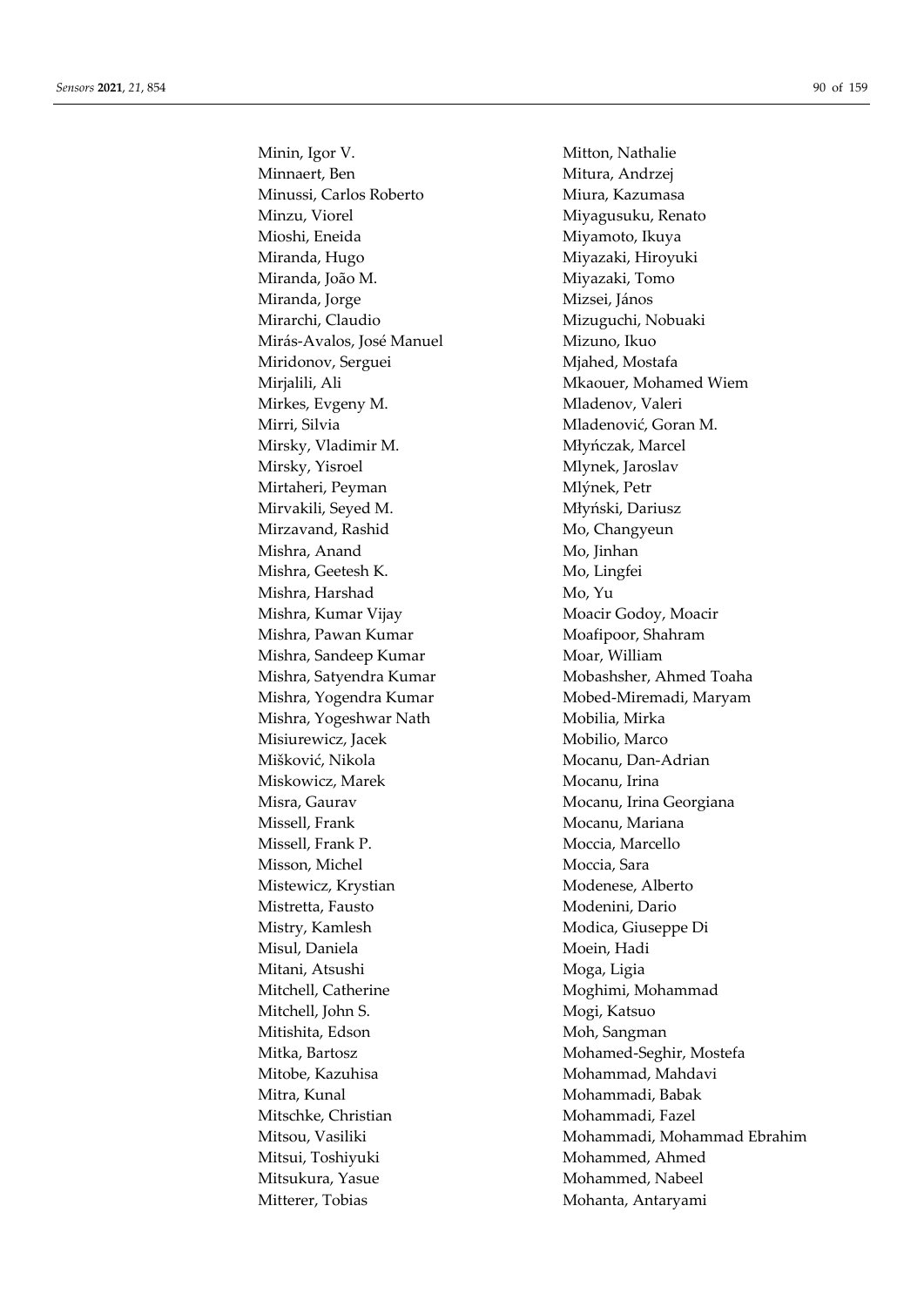Minin, Igor V.
Minnaert, Ben
Minussi, Carlos Roberto
Minzu, Viorel
Mioshi, Eneida
Miranda, Hugo
Miranda, João M.
Miranda, Jorge
Mirarchi, Claudio
Mirás-Avalos, José Manuel
Miridonov, Serguei
Mirjalili, Ali
Mirkes, Evgeny M.
Mirri, Silvia
Mirsky, Vladimir M.
Mirsky, Yisroel
Mirtaheri, Peyman
Mirvakili, Seyed M.
Mirzavand, Rashid
Mishra, Anand
Mishra, Geetesh K.
Mishra, Harshad
Mishra, Kumar Vijay
Mishra, Pawan Kumar
Mishra, Sandeep Kumar
Mishra, Satyendra Kumar
Mishra, Yogendra Kumar
Mishra, Yogeshwar Nath
Misiurewicz, Jacek
Mišković, Nikola
Miskowicz, Marek
Misra, Gaurav
Missell, Frank
Missell, Frank P.
Misson, Michel
Mistewicz, Krystian
Mistretta, Fausto
Mistry, Kamlesh
Misul, Daniela
Mitani, Atsushi
Mitchell, Catherine
Mitchell, John S.
Mitishita, Edson
Mitka, Bartosz
Mitobe, Kazuhisa
Mitra, Kunal
Mitschke, Christian
Mitsou, Vasiliki
Mitsui, Toshiyuki
Mitsukura, Yasue
Mitterer, Tobias
Mitton, Nathalie
Mitura, Andrzej
Miura, Kazumasa
Miyagusuku, Renato
Miyamoto, Ikuya
Miyazaki, Hiroyuki
Miyazaki, Tomo
Mizsei, János
Mizuguchi, Nobuaki
Mizuno, Ikuo
Mjahed, Mostafa
Mkaouer, Mohamed Wiem
Mladenov, Valeri
Mladenović, Goran M.
Młyńczak, Marcel
Mlynek, Jaroslav
Mlýnek, Petr
Młyński, Dariusz
Mo, Changyeun
Mo, Jinhan
Mo, Lingfei
Mo, Yu
Moacir Godoy, Moacir
Moafipoor, Shahram
Moar, William
Mobashsher, Ahmed Toaha
Mobed-Miremadi, Maryam
Mobilia, Mirka
Mobilio, Marco
Mocanu, Dan-Adrian
Mocanu, Irina
Mocanu, Irina Georgiana
Mocanu, Mariana
Moccia, Marcello
Moccia, Sara
Modenese, Alberto
Modenini, Dario
Modica, Giuseppe Di
Moein, Hadi
Moga, Ligia
Moghimi, Mohammad
Mogi, Katsuo
Moh, Sangman
Mohamed-Seghir, Mostefa
Mohammad, Mahdavi
Mohammadi, Babak
Mohammadi, Fazel
Mohammadi, Mohammad Ebrahim
Mohammed, Ahmed
Mohammed, Nabeel
Mohanta, Antaryami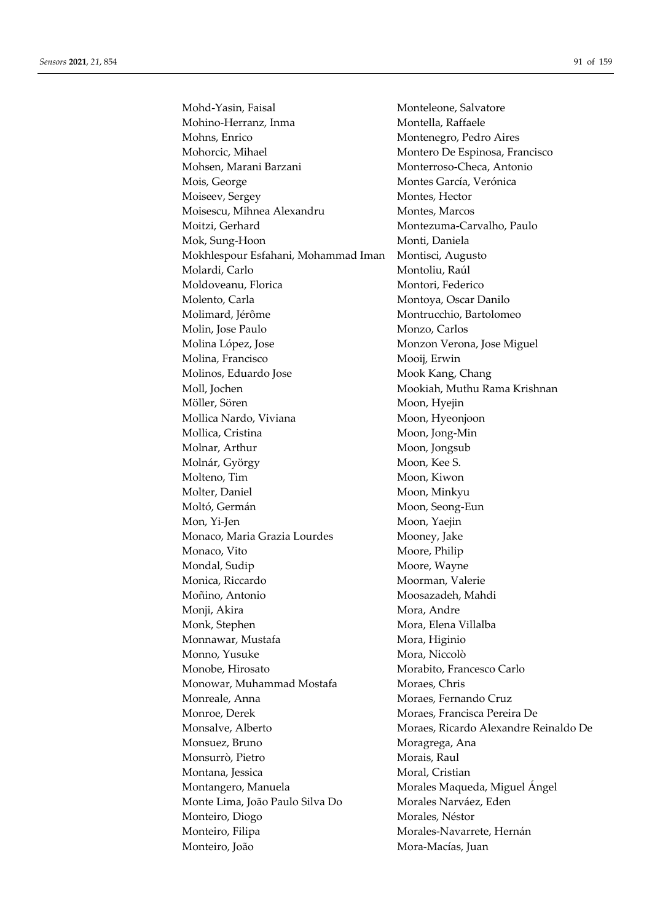Mohd-Yasin, Faisal
Mohino-Herranz, Inma
Mohns, Enrico
Mohorcic, Mihael
Mohsen, Marani Barzani
Mois, George
Moiseev, Sergey
Moisescu, Mihnea Alexandru
Moitzi, Gerhard
Mok, Sung-Hoon
Mokhlespour Esfahani, Mohammad Iman
Molardi, Carlo
Moldoveanu, Florica
Molento, Carla
Molimard, Jérôme
Molin, Jose Paulo
Molina López, Jose
Molina, Francisco
Molinos, Eduardo Jose
Moll, Jochen
Möller, Sören
Mollica Nardo, Viviana
Mollica, Cristina
Molnar, Arthur
Molnár, György
Molteno, Tim
Molter, Daniel
Moltó, Germán
Mon, Yi-Jen
Monaco, Maria Grazia Lourdes
Monaco, Vito
Mondal, Sudip
Monica, Riccardo
Moñino, Antonio
Monji, Akira
Monk, Stephen
Monnawar, Mustafa
Monno, Yusuke
Monobe, Hirosato
Monowar, Muhammad Mostafa
Monreale, Anna
Monroe, Derek
Monsalve, Alberto
Monsuez, Bruno
Monsurrò, Pietro
Montana, Jessica
Montangero, Manuela
Monte Lima, João Paulo Silva Do
Monteiro, Diogo
Monteiro, Filipa
Monteiro, João
Monteleone, Salvatore
Montella, Raffaele
Montenegro, Pedro Aires
Montero De Espinosa, Francisco
Monterroso-Checa, Antonio
Montes García, Verónica
Montes, Hector
Montes, Marcos
Montezuma-Carvalho, Paulo
Monti, Daniela
Montisci, Augusto
Montoliu, Raúl
Montori, Federico
Montoya, Oscar Danilo
Montrucchio, Bartolomeo
Monzo, Carlos
Monzon Verona, Jose Miguel
Mooij, Erwin
Mook Kang, Chang
Mookiah, Muthu Rama Krishnan
Moon, Hyejin
Moon, Hyeonjoon
Moon, Jong-Min
Moon, Jongsub
Moon, Kee S.
Moon, Kiwon
Moon, Minkyu
Moon, Seong-Eun
Moon, Yaejin
Mooney, Jake
Moore, Philip
Moore, Wayne
Moorman, Valerie
Moosazadeh, Mahdi
Mora, Andre
Mora, Elena Villalba
Mora, Higinio
Mora, Niccolò
Morabito, Francesco Carlo
Moraes, Chris
Moraes, Fernando Cruz
Moraes, Francisca Pereira De
Moraes, Ricardo Alexandre Reinaldo De
Moragrega, Ana
Morais, Raul
Moral, Cristian
Morales Maqueda, Miguel Ángel
Morales Narváez, Eden
Morales, Néstor
Morales-Navarrete, Hernán
Mora-Macías, Juan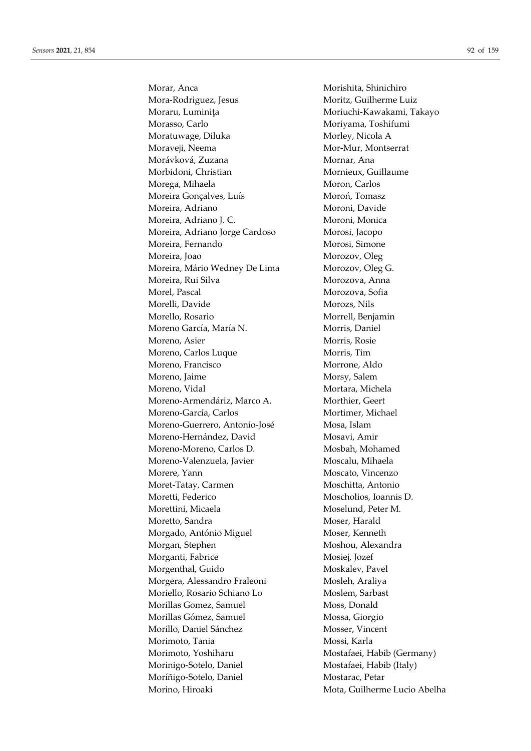Morar, Anca
Mora-Rodriguez, Jesus
Moraru, Luminița
Morasso, Carlo
Moratuwage, Diluka
Moraveji, Neema
Morávková, Zuzana
Morbidoni, Christian
Morega, Mihaela
Moreira Gonçalves, Luís
Moreira, Adriano
Moreira, Adriano J. C.
Moreira, Adriano Jorge Cardoso
Moreira, Fernando
Moreira, Joao
Moreira, Mário Wedney De Lima
Moreira, Rui Silva
Morel, Pascal
Morelli, Davide
Morello, Rosario
Moreno García, María N.
Moreno, Asier
Moreno, Carlos Luque
Moreno, Francisco
Moreno, Jaime
Moreno, Vidal
Moreno-Armendáriz, Marco A.
Moreno-García, Carlos
Moreno-Guerrero, Antonio-José
Moreno-Hernández, David
Moreno-Moreno, Carlos D.
Moreno-Valenzuela, Javier
Morere, Yann
Moret-Tatay, Carmen
Moretti, Federico
Morettini, Micaela
Moretto, Sandra
Morgado, António Miguel
Morgan, Stephen
Morganti, Fabrice
Morgenthal, Guido
Morgera, Alessandro Fraleoni
Moriello, Rosario Schiano Lo
Morillas Gomez, Samuel
Morillas Gómez, Samuel
Morillo, Daniel Sánchez
Morimoto, Tania
Morimoto, Yoshiharu
Morinigo-Sotelo, Daniel
Moríñigo-Sotelo, Daniel
Morino, Hiroaki
Morishita, Shinichiro
Moritz, Guilherme Luiz
Moriuchi-Kawakami, Takayo
Moriyama, Toshifumi
Morley, Nicola A
Mor-Mur, Montserrat
Mornar, Ana
Mornieux, Guillaume
Moron, Carlos
Moroń, Tomasz
Moroni, Davide
Moroni, Monica
Morosi, Jacopo
Morosi, Simone
Morozov, Oleg
Morozov, Oleg G.
Morozova, Anna
Morozova, Sofia
Morozs, Nils
Morrell, Benjamin
Morris, Daniel
Morris, Rosie
Morris, Tim
Morrone, Aldo
Morsy, Salem
Mortara, Michela
Morthier, Geert
Mortimer, Michael
Mosa, Islam
Mosavi, Amir
Mosbah, Mohamed
Moscalu, Mihaela
Moscato, Vincenzo
Moschitta, Antonio
Moscholios, Ioannis D.
Moselund, Peter M.
Moser, Harald
Moser, Kenneth
Moshou, Alexandra
Mosiej, Jozef
Moskalev, Pavel
Mosleh, Araliya
Moslem, Sarbast
Moss, Donald
Mossa, Giorgio
Mosser, Vincent
Mossi, Karla
Mostafaei, Habib (Germany)
Mostafaei, Habib (Italy)
Mostarac, Petar
Mota, Guilherme Lucio Abelha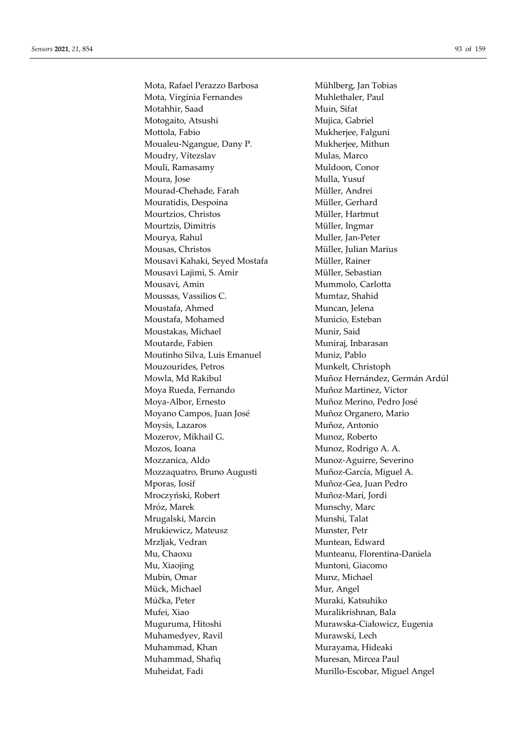Mota, Rafael Perazzo Barbosa
Mota, Virgínia Fernandes
Motahhir, Saad
Motogaito, Atsushi
Mottola, Fabio
Moualeu-Ngangue, Dany P.
Moudry, Vítezslav
Mouli, Ramasamy
Moura, Jose
Mourad-Chehade, Farah
Mouratidis, Despoina
Mourtzios, Christos
Mourtzis, Dimitris
Mourya, Rahul
Mousas, Christos
Mousavi Kahaki, Seyed Mostafa
Mousavi Lajimi, S. Amir
Mousavi, Amin
Moussas, Vassilios C.
Moustafa, Ahmed
Moustafa, Mohamed
Moustakas, Michael
Moutarde, Fabien
Moutinho Silva, Luis Emanuel
Mouzourides, Petros
Mowla, Md Rakibul
Moya Rueda, Fernando
Moya-Albor, Ernesto
Moyano Campos, Juan José
Moysis, Lazaros
Mozerov, Mikhail G.
Mozos, Ioana
Mozzanica, Aldo
Mozzaquatro, Bruno Augusti
Mporas, Iosif
Mroczyński, Robert
Mróz, Marek
Mrugalski, Marcin
Mrukiewicz, Mateusz
Mrzljak, Vedran
Mu, Chaoxu
Mu, Xiaojing
Mubin, Omar
Mück, Michael
Múčka, Peter
Mufei, Xiao
Muguruma, Hitoshi
Muhamedyev, Ravil
Muhammad, Khan
Muhammad, Shafiq
Muheidat, Fadi
Mühlberg, Jan Tobias
Muhlethaler, Paul
Muin, Sifat
Mujica, Gabriel
Mukherjee, Falguni
Mukherjee, Mithun
Mulas, Marco
Muldoon, Conor
Mulla, Yusuf
Müller, Andrei
Müller, Gerhard
Müller, Hartmut
Müller, Ingmar
Muller, Jan-Peter
Müller, Julian Marius
Müller, Rainer
Müller, Sebastian
Mummolo, Carlotta
Mumtaz, Shahid
Muncan, Jelena
Municio, Esteban
Munir, Said
Muniraj, Inbarasan
Muniz, Pablo
Munkelt, Christoph
Muñoz Hernández, Germán Ardúl
Muñoz Martinez, Victor
Muñoz Merino, Pedro José
Muñoz Organero, Mario
Muñoz, Antonio
Munoz, Roberto
Munoz, Rodrigo A. A.
Munoz-Aguirre, Severino
Muñoz-García, Miguel A.
Muñoz-Gea, Juan Pedro
Muñoz-Marí, Jordi
Munschy, Marc
Munshi, Talat
Munster, Petr
Muntean, Edward
Munteanu, Florentina-Daniela
Muntoni, Giacomo
Munz, Michael
Mur, Angel
Muraki, Katsuhiko
Muralikrishnan, Bala
Murawska-Ciałowicz, Eugenia
Murawski, Lech
Murayama, Hideaki
Muresan, Mircea Paul
Murillo-Escobar, Miguel Angel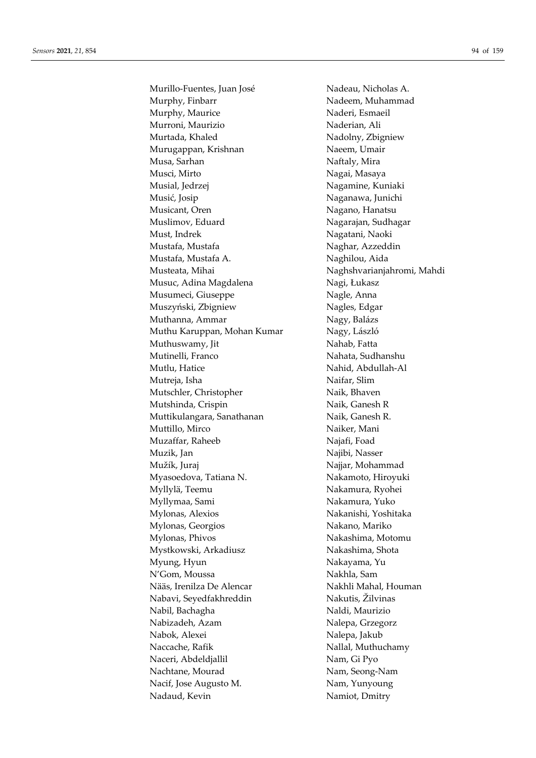Murillo-Fuentes, Juan José
Murphy, Finbarr
Murphy, Maurice
Murroni, Maurizio
Murtada, Khaled
Murugappan, Krishnan
Musa, Sarhan
Musci, Mirto
Musial, Jedrzej
Musić, Josip
Musicant, Oren
Muslimov, Eduard
Must, Indrek
Mustafa, Mustafa
Mustafa, Mustafa A.
Musteata, Mihai
Musuc, Adina Magdalena
Musumeci, Giuseppe
Muszyński, Zbigniew
Muthanna, Ammar
Muthu Karuppan, Mohan Kumar
Muthuswamy, Jit
Mutinelli, Franco
Mutlu, Hatice
Mutreja, Isha
Mutschler, Christopher
Mutshinda, Crispin
Muttikulangara, Sanathanan
Muttillo, Mirco
Muzaffar, Raheeb
Muzik, Jan
Mužík, Juraj
Myasoedova, Tatiana N.
Myllylä, Teemu
Myllymaa, Sami
Mylonas, Alexios
Mylonas, Georgios
Mylonas, Phivos
Mystkowski, Arkadiusz
Myung, Hyun
N'Gom, Moussa
Nääs, Irenilza De Alencar
Nabavi, Seyedfakhreddin
Nabil, Bachagha
Nabizadeh, Azam
Nabok, Alexei
Naccache, Rafik
Naceri, Abdeldjallil
Nachtane, Mourad
Nacif, Jose Augusto M.
Nadaud, Kevin
Nadeau, Nicholas A.
Nadeem, Muhammad
Naderi, Esmaeil
Naderian, Ali
Nadolny, Zbigniew
Naeem, Umair
Naftaly, Mira
Nagai, Masaya
Nagamine, Kuniaki
Naganawa, Junichi
Nagano, Hanatsu
Nagarajan, Sudhagar
Nagatani, Naoki
Naghar, Azzeddin
Naghilou, Aida
Naghshvarianjahromi, Mahdi
Nagi, Łukasz
Nagle, Anna
Nagles, Edgar
Nagy, Balázs
Nagy, László
Nahab, Fatta
Nahata, Sudhanshu
Nahid, Abdullah-Al
Naifar, Slim
Naik, Bhaven
Naik, Ganesh R
Naik, Ganesh R.
Naiker, Mani
Najafi, Foad
Najibi, Nasser
Najjar, Mohammad
Nakamoto, Hiroyuki
Nakamura, Ryohei
Nakamura, Yuko
Nakanishi, Yoshitaka
Nakano, Mariko
Nakashima, Motomu
Nakashima, Shota
Nakayama, Yu
Nakhla, Sam
Nakhli Mahal, Houman
Nakutis, Žilvinas
Naldi, Maurizio
Nalepa, Grzegorz
Nalepa, Jakub
Nallal, Muthuchamy
Nam, Gi Pyo
Nam, Seong-Nam
Nam, Yunyoung
Namiot, Dmitry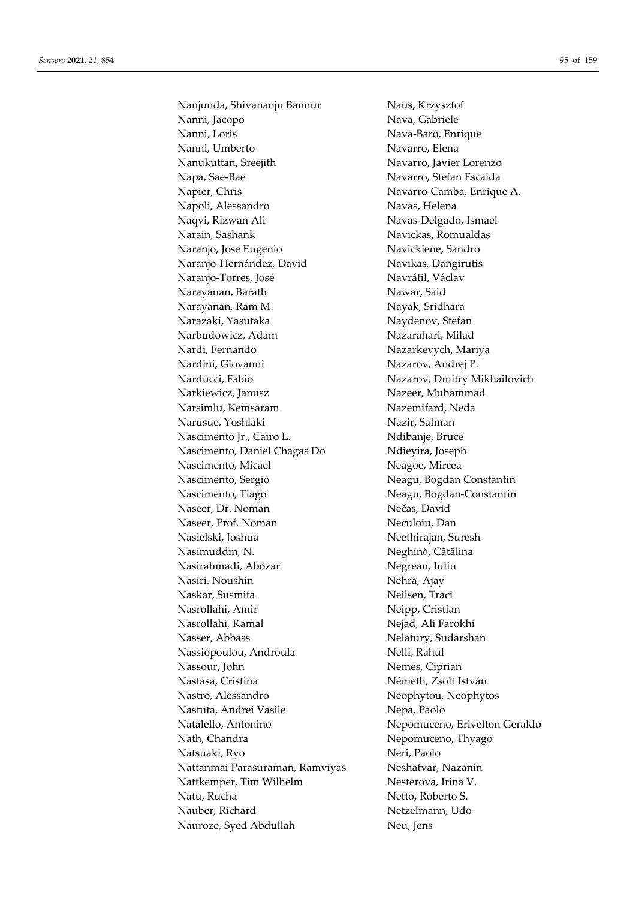Nanjunda, Shivananju Bannur
Nanni, Jacopo
Nanni, Loris
Nanni, Umberto
Nanukuttan, Sreejith
Napa, Sae-Bae
Napier, Chris
Napoli, Alessandro
Naqvi, Rizwan Ali
Narain, Sashank
Naranjo, Jose Eugenio
Naranjo-Hernández, David
Naranjo-Torres, José
Narayanan, Barath
Narayanan, Ram M.
Narazaki, Yasutaka
Narbudowicz, Adam
Nardi, Fernando
Nardini, Giovanni
Narducci, Fabio
Narkiewicz, Janusz
Narsimlu, Kemsaram
Narusue, Yoshiaki
Nascimento Jr., Cairo L.
Nascimento, Daniel Chagas Do
Nascimento, Micael
Nascimento, Sergio
Nascimento, Tiago
Naseer, Dr. Noman
Naseer, Prof. Noman
Nasielski, Joshua
Nasimuddin, N.
Nasirahmadi, Abozar
Nasiri, Noushin
Naskar, Susmita
Nasrollahi, Amir
Nasrollahi, Kamal
Nasser, Abbass
Nassiopoulou, Androula
Nassour, John
Nastasa, Cristina
Nastro, Alessandro
Nastuta, Andrei Vasile
Natalello, Antonino
Nath, Chandra
Natsuaki, Ryo
Nattanmai Parasuraman, Ramviyas
Nattkemper, Tim Wilhelm
Natu, Rucha
Nauber, Richard
Nauroze, Syed Abdullah
Naus, Krzysztof
Nava, Gabriele
Nava-Baro, Enrique
Navarro, Elena
Navarro, Javier Lorenzo
Navarro, Stefan Escaida
Navarro-Camba, Enrique A.
Navas, Helena
Navas-Delgado, Ismael
Navickas, Romualdas
Navickiene, Sandro
Navikas, Dangirutis
Navrátil, Václav
Nawar, Said
Nayak, Sridhara
Naydenov, Stefan
Nazarahari, Milad
Nazarkevych, Mariya
Nazarov, Andrej P.
Nazarov, Dmitry Mikhailovich
Nazeer, Muhammad
Nazemifard, Neda
Nazir, Salman
Ndibanje, Bruce
Ndieyira, Joseph
Neagoe, Mircea
Neagu, Bogdan Constantin
Neagu, Bogdan-Constantin
Nečas, David
Neculoiu, Dan
Neethirajan, Suresh
Neghină, Cătălina
Negrean, Iuliu
Nehra, Ajay
Neilsen, Traci
Neipp, Cristian
Nejad, Ali Farokhi
Nelatury, Sudarshan
Nelli, Rahul
Nemes, Ciprian
Németh, Zsolt István
Neophytou, Neophytos
Nepa, Paolo
Nepomuceno, Erivelton Geraldo
Nepomuceno, Thyago
Neri, Paolo
Neshatvar, Nazanin
Nesterova, Irina V.
Netto, Roberto S.
Netzelmann, Udo
Neu, Jens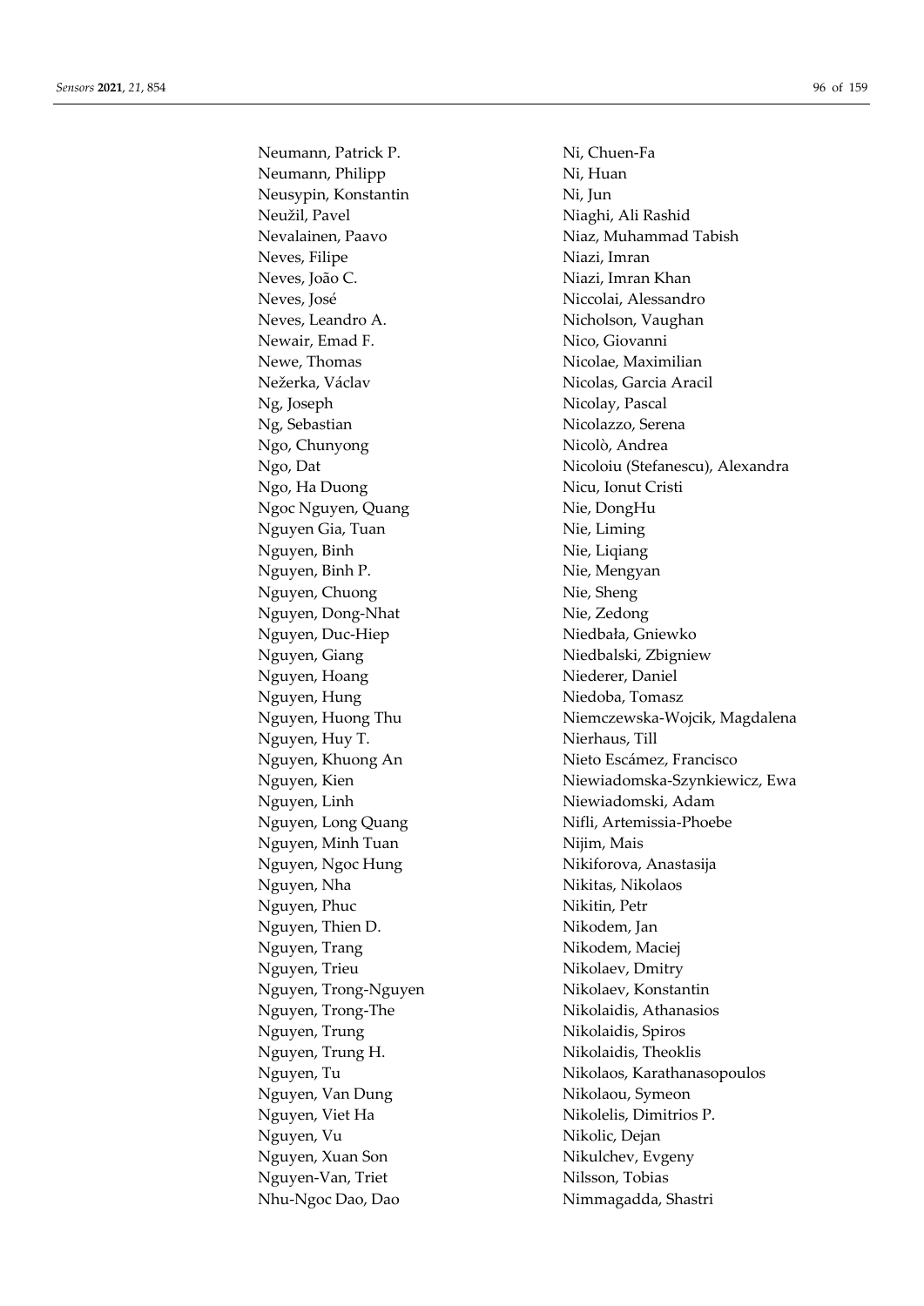Neumann, Patrick P.
Neumann, Philipp
Neusypin, Konstantin
Neužil, Pavel
Nevalainen, Paavo
Neves, Filipe
Neves, João C.
Neves, José
Neves, Leandro A.
Newair, Emad F.
Newe, Thomas
Nežerka, Václav
Ng, Joseph
Ng, Sebastian
Ngo, Chunyong
Ngo, Dat
Ngo, Ha Duong
Ngoc Nguyen, Quang
Nguyen Gia, Tuan
Nguyen, Binh
Nguyen, Binh P.
Nguyen, Chuong
Nguyen, Dong-Nhat
Nguyen, Duc-Hiep
Nguyen, Giang
Nguyen, Hoang
Nguyen, Hung
Nguyen, Huong Thu
Nguyen, Huy T.
Nguyen, Khuong An
Nguyen, Kien
Nguyen, Linh
Nguyen, Long Quang
Nguyen, Minh Tuan
Nguyen, Ngoc Hung
Nguyen, Nha
Nguyen, Phuc
Nguyen, Thien D.
Nguyen, Trang
Nguyen, Trieu
Nguyen, Trong-Nguyen
Nguyen, Trong-The
Nguyen, Trung
Nguyen, Trung H.
Nguyen, Tu
Nguyen, Van Dung
Nguyen, Viet Ha
Nguyen, Vu
Nguyen, Xuan Son
Nguyen-Van, Triet
Nhu-Ngoc Dao, Dao
Ni, Chuen-Fa
Ni, Huan
Ni, Jun
Niaghi, Ali Rashid
Niaz, Muhammad Tabish
Niazi, Imran
Niazi, Imran Khan
Niccolai, Alessandro
Nicholson, Vaughan
Nico, Giovanni
Nicolae, Maximilian
Nicolas, Garcia Aracil
Nicolay, Pascal
Nicolazzo, Serena
Nicolò, Andrea
Nicoloiu (Stefanescu), Alexandra
Nicu, Ionut Cristi
Nie, DongHu
Nie, Liming
Nie, Liqiang
Nie, Mengyan
Nie, Sheng
Nie, Zedong
Niedbała, Gniewko
Niedbalski, Zbigniew
Niederer, Daniel
Niedoba, Tomasz
Niemczewska-Wojcik, Magdalena
Nierhaus, Till
Nieto Escámez, Francisco
Niewiadomska-Szynkiewicz, Ewa
Niewiadomski, Adam
Nifli, Artemissia-Phoebe
Nijim, Mais
Nikiforova, Anastasija
Nikitas, Nikolaos
Nikitin, Petr
Nikodem, Jan
Nikodem, Maciej
Nikolaev, Dmitry
Nikolaev, Konstantin
Nikolaidis, Athanasios
Nikolaidis, Spiros
Nikolaidis, Theoklis
Nikolaos, Karathanasopoulos
Nikolaou, Symeon
Nikolelis, Dimitrios P.
Nikolic, Dejan
Nikulchev, Evgeny
Nilsson, Tobias
Nimmagadda, Shastri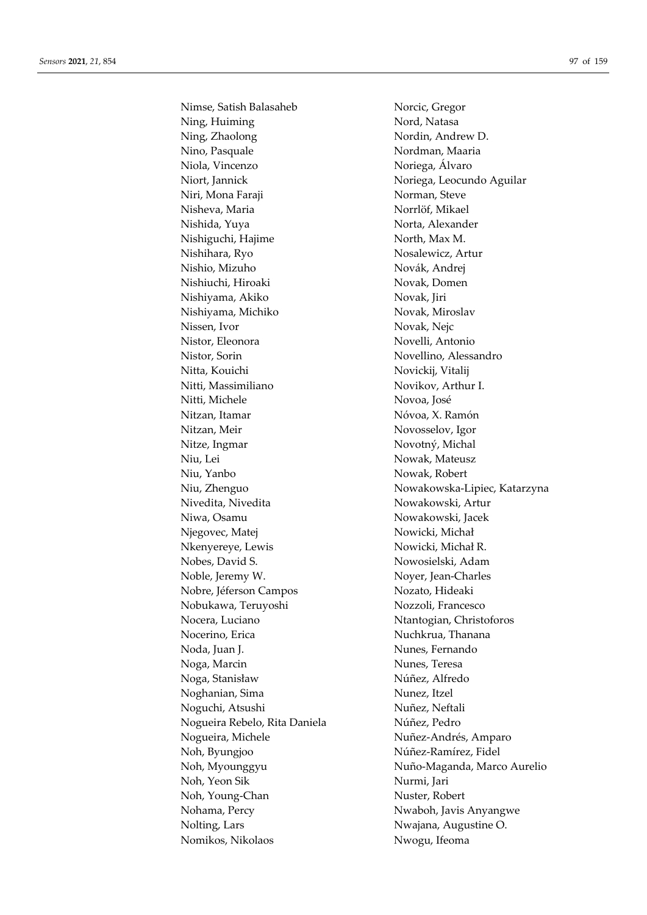Nimse, Satish Balasaheb
Ning, Huiming
Ning, Zhaolong
Nino, Pasquale
Niola, Vincenzo
Niort, Jannick
Niri, Mona Faraji
Nisheva, Maria
Nishida, Yuya
Nishiguchi, Hajime
Nishihara, Ryo
Nishio, Mizuho
Nishiuchi, Hiroaki
Nishiyama, Akiko
Nishiyama, Michiko
Nissen, Ivor
Nistor, Eleonora
Nistor, Sorin
Nitta, Kouichi
Nitti, Massimiliano
Nitti, Michele
Nitzan, Itamar
Nitzan, Meir
Nitze, Ingmar
Niu, Lei
Niu, Yanbo
Niu, Zhenguo
Nivedita, Nivedita
Niwa, Osamu
Njegovec, Matej
Nkenyereye, Lewis
Nobes, David S.
Noble, Jeremy W.
Nobre, Jéferson Campos
Nobukawa, Teruyoshi
Nocera, Luciano
Nocerino, Erica
Noda, Juan J.
Noga, Marcin
Noga, Stanisław
Noghanian, Sima
Noguchi, Atsushi
Nogueira Rebelo, Rita Daniela
Nogueira, Michele
Noh, Byungjoo
Noh, Myounggyu
Noh, Yeon Sik
Noh, Young-Chan
Nohama, Percy
Nolting, Lars
Nomikos, Nikolaos
Norcic, Gregor
Nord, Natasa
Nordin, Andrew D.
Nordman, Maaria
Noriega, Álvaro
Noriega, Leocundo Aguilar
Norman, Steve
Norrlöf, Mikael
Norta, Alexander
North, Max M.
Nosalewicz, Artur
Novák, Andrej
Novak, Domen
Novak, Jiri
Novak, Miroslav
Novak, Nejc
Novelli, Antonio
Novellino, Alessandro
Novickij, Vitalij
Novikov, Arthur I.
Novoa, José
Nóvoa, X. Ramón
Novosselov, Igor
Novotný, Michal
Nowak, Mateusz
Nowak, Robert
Nowakowska-Lipiec, Katarzyna
Nowakowski, Artur
Nowakowski, Jacek
Nowicki, Michał
Nowicki, Michał R.
Nowosielski, Adam
Noyer, Jean-Charles
Nozato, Hideaki
Nozzoli, Francesco
Ntantogian, Christoforos
Nuchkrua, Thanana
Nunes, Fernando
Nunes, Teresa
Núñez, Alfredo
Nunez, Itzel
Nuñez, Neftali
Núñez, Pedro
Nuñez-Andrés, Amparo
Núñez-Ramírez, Fidel
Nuño-Maganda, Marco Aurelio
Nurmi, Jari
Nuster, Robert
Nwaboh, Javis Anyangwe
Nwajana, Augustine O.
Nwogu, Ifeoma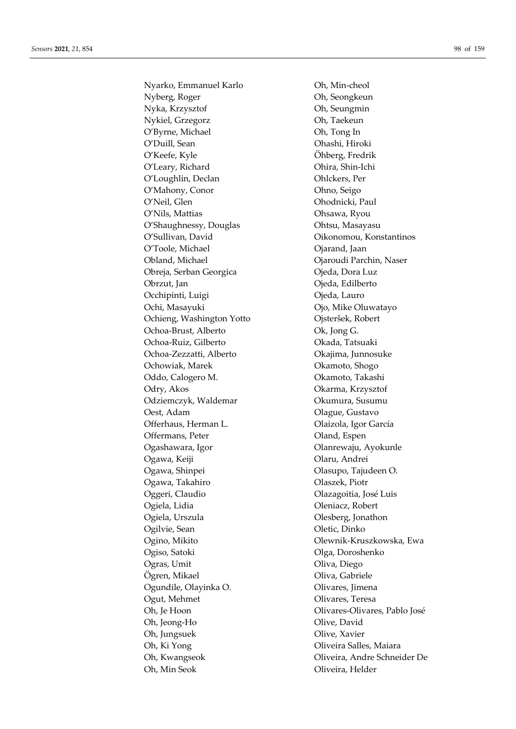Nyarko, Emmanuel Karlo
Nyberg, Roger
Nyka, Krzysztof
Nykiel, Grzegorz
O'Byrne, Michael
O'Duill, Sean
O'Keefe, Kyle
O'Leary, Richard
O'Loughlin, Declan
O'Mahony, Conor
O'Neil, Glen
O'Nils, Mattias
O'Shaughnessy, Douglas
O'Sullivan, David
O'Toole, Michael
Obland, Michael
Obreja, Serban Georgica
Obrzut, Jan
Occhipinti, Luigi
Ochi, Masayuki
Ochieng, Washington Yotto
Ochoa-Brust, Alberto
Ochoa-Ruiz, Gilberto
Ochoa-Zezzatti, Alberto
Ochowiak, Marek
Oddo, Calogero M.
Odry, Akos
Odziemczyk, Waldemar
Oest, Adam
Offerhaus, Herman L.
Offermans, Peter
Ogashawara, Igor
Ogawa, Keiji
Ogawa, Shinpei
Ogawa, Takahiro
Oggeri, Claudio
Ogiela, Lidia
Ogiela, Urszula
Ogilvie, Sean
Ogino, Mikito
Ogiso, Satoki
Ogras, Umit
Ögren, Mikael
Ogundile, Olayinka O.
Ogut, Mehmet
Oh, Je Hoon
Oh, Jeong-Ho
Oh, Jungsuek
Oh, Ki Yong
Oh, Kwangseok
Oh, Min Seok
Oh, Min-cheol
Oh, Seongkeun
Oh, Seungmin
Oh, Taekeun
Oh, Tong In
Ohashi, Hiroki
Öhberg, Fredrik
Ohira, Shin-Ichi
Ohlckers, Per
Ohno, Seigo
Ohodnicki, Paul
Ohsawa, Ryou
Ohtsu, Masayasu
Oikonomou, Konstantinos
Ojarand, Jaan
Ojaroudi Parchin, Naser
Ojeda, Dora Luz
Ojeda, Edilberto
Ojeda, Lauro
Ojo, Mike Oluwatayo
Ojsteršek, Robert
Ok, Jong G.
Okada, Tatsuaki
Okajima, Junnosuke
Okamoto, Shogo
Okamoto, Takashi
Okarma, Krzysztof
Okumura, Susumu
Olague, Gustavo
Olaizola, Igor García
Oland, Espen
Olanrewaju, Ayokunle
Olaru, Andrei
Olasupo, Tajudeen O.
Olaszek, Piotr
Olazagoitia, José Luis
Oleniacz, Robert
Olesberg, Jonathon
Oletic, Dinko
Olewnik-Kruszkowska, Ewa
Olga, Doroshenko
Oliva, Diego
Oliva, Gabriele
Olivares, Jimena
Olivares, Teresa
Olivares-Olivares, Pablo José
Olive, David
Olive, Xavier
Oliveira Salles, Maiara
Oliveira, Andre Schneider De
Oliveira, Helder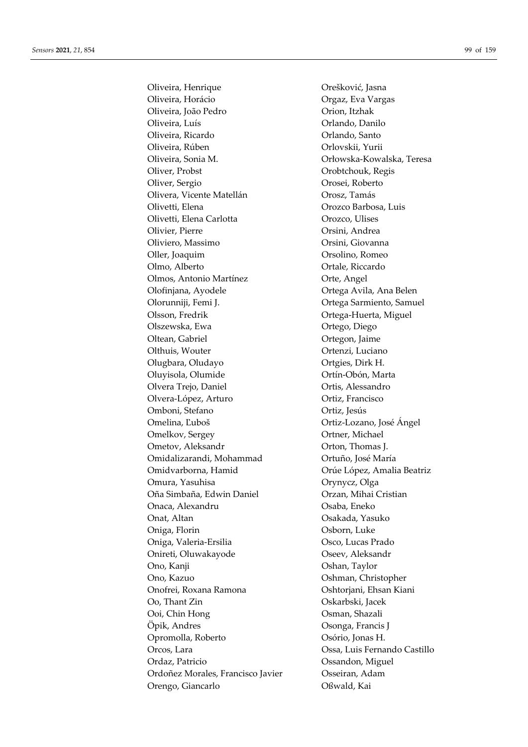Oliveira, Henrique
Oliveira, Horácio
Oliveira, João Pedro
Oliveira, Luís
Oliveira, Ricardo
Oliveira, Rúben
Oliveira, Sonia M.
Oliver, Probst
Oliver, Sergio
Olivera, Vicente Matellán
Olivetti, Elena
Olivetti, Elena Carlotta
Olivier, Pierre
Oliviero, Massimo
Oller, Joaquim
Olmo, Alberto
Olmos, Antonio Martínez
Olofinjana, Ayodele
Olorunniji, Femi J.
Olsson, Fredrik
Olszewska, Ewa
Oltean, Gabriel
Olthuis, Wouter
Olugbara, Oludayo
Oluyisola, Olumide
Olvera Trejo, Daniel
Olvera-López, Arturo
Omboni, Stefano
Omelina, Ľuboš
Omelkov, Sergey
Ometov, Aleksandr
Omidalizarandi, Mohammad
Omidvarborna, Hamid
Omura, Yasuhisa
Oña Simbaña, Edwin Daniel
Onaca, Alexandru
Onat, Altan
Oniga, Florin
Oniga, Valeria-Ersilia
Onireti, Oluwakayode
Ono, Kanji
Ono, Kazuo
Onofrei, Roxana Ramona
Oo, Thant Zin
Ooi, Chin Hong
Öpik, Andres
Opromolla, Roberto
Orcos, Lara
Ordaz, Patricio
Ordoñez Morales, Francisco Javier
Orengo, Giancarlo
Orešković, Jasna
Orgaz, Eva Vargas
Orion, Itzhak
Orlando, Danilo
Orlando, Santo
Orlovskii, Yurii
Orłowska-Kowalska, Teresa
Orobtchouk, Regis
Orosei, Roberto
Orosz, Tamás
Orozco Barbosa, Luis
Orozco, Ulises
Orsini, Andrea
Orsini, Giovanna
Orsolino, Romeo
Ortale, Riccardo
Orte, Angel
Ortega Avila, Ana Belen
Ortega Sarmiento, Samuel
Ortega-Huerta, Miguel
Ortego, Diego
Ortegon, Jaime
Ortenzi, Luciano
Ortgies, Dirk H.
Ortín-Obón, Marta
Ortis, Alessandro
Ortiz, Francisco
Ortiz, Jesús
Ortiz-Lozano, José Ángel
Ortner, Michael
Orton, Thomas J.
Ortuño, José María
Orúe López, Amalia Beatriz
Orynycz, Olga
Orzan, Mihai Cristian
Osaba, Eneko
Osakada, Yasuko
Osborn, Luke
Osco, Lucas Prado
Oseev, Aleksandr
Oshan, Taylor
Oshman, Christopher
Oshtorjani, Ehsan Kiani
Oskarbski, Jacek
Osman, Shazali
Osonga, Francis J
Osório, Jonas H.
Ossa, Luis Fernando Castillo
Ossandon, Miguel
Osseiran, Adam
Oßwald, Kai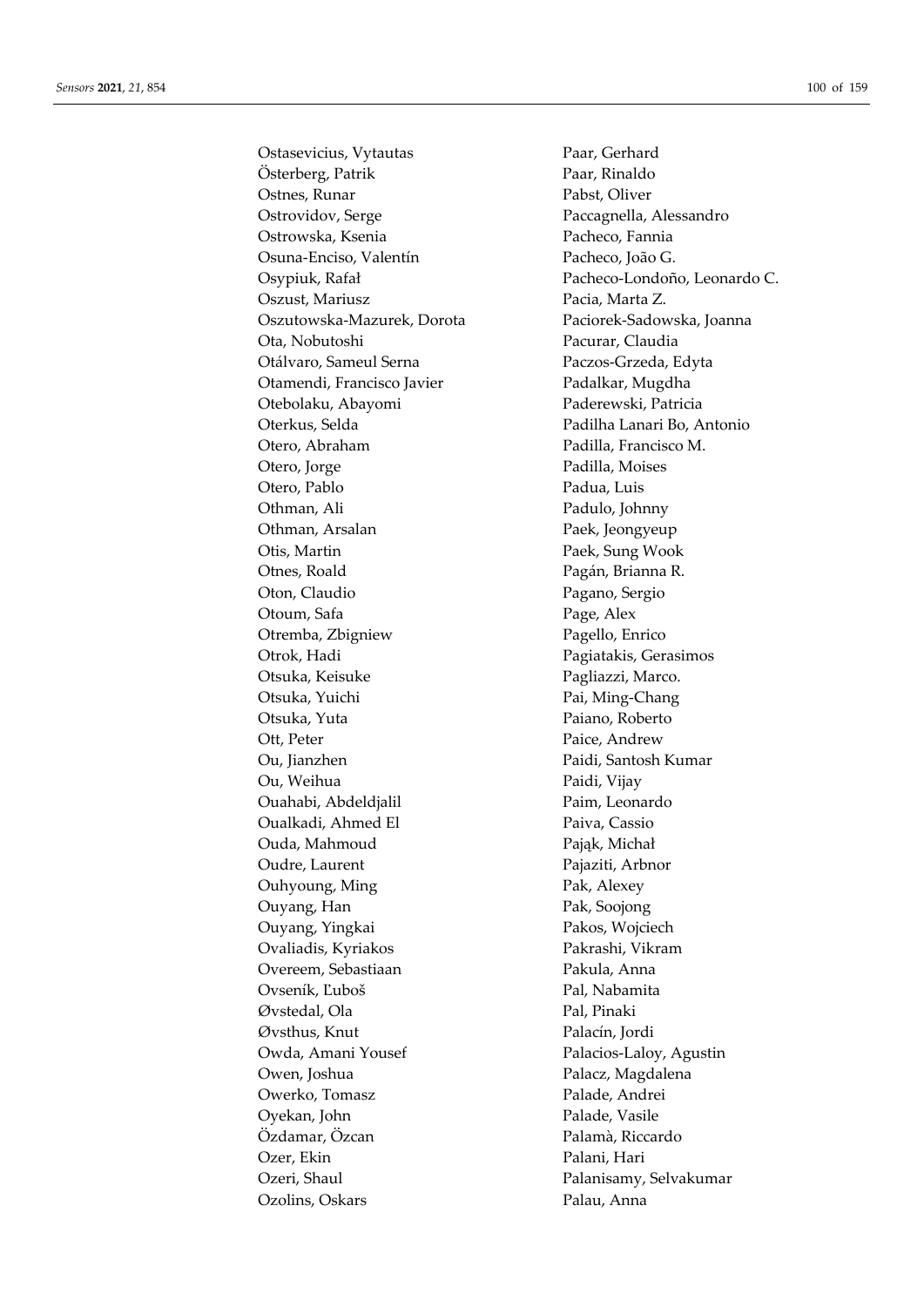Ostasevicius, Vytautas
Österberg, Patrik
Ostnes, Runar
Ostrovidov, Serge
Ostrowska, Ksenia
Osuna-Enciso, Valentín
Osypiuk, Rafał
Oszust, Mariusz
Oszutowska-Mazurek, Dorota
Ota, Nobutoshi
Otálvaro, Sameul Serna
Otamendi, Francisco Javier
Otebolaku, Abayomi
Oterkus, Selda
Otero, Abraham
Otero, Jorge
Otero, Pablo
Othman, Ali
Othman, Arsalan
Otis, Martin
Otnes, Roald
Oton, Claudio
Otoum, Safa
Otremba, Zbigniew
Otrok, Hadi
Otsuka, Keisuke
Otsuka, Yuichi
Otsuka, Yuta
Ott, Peter
Ou, Jianzhen
Ou, Weihua
Ouahabi, Abdeldjalil
Oualkadi, Ahmed El
Ouda, Mahmoud
Oudre, Laurent
Ouhyoung, Ming
Ouyang, Han
Ouyang, Yingkai
Ovaliadis, Kyriakos
Overeem, Sebastiaan
Ovseník, Ľuboš
Øvstedal, Ola
Øvsthus, Knut
Owda, Amani Yousef
Owen, Joshua
Owerko, Tomasz
Oyekan, John
Özdamar, Özcan
Ozer, Ekin
Ozeri, Shaul
Ozolins, Oskars
Paar, Gerhard
Paar, Rinaldo
Pabst, Oliver
Paccagnella, Alessandro
Pacheco, Fannia
Pacheco, João G.
Pacheco-Londoño, Leonardo C.
Pacia, Marta Z.
Paciorek-Sadowska, Joanna
Pacurar, Claudia
Paczos-Grzeda, Edyta
Padalkar, Mugdha
Paderewski, Patricia
Padilha Lanari Bo, Antonio
Padilla, Francisco M.
Padilla, Moises
Padua, Luis
Padulo, Johnny
Paek, Jeongyeup
Paek, Sung Wook
Pagán, Brianna R.
Pagano, Sergio
Page, Alex
Pagello, Enrico
Pagiatakis, Gerasimos
Pagliazzi, Marco.
Pai, Ming-Chang
Paiano, Roberto
Paice, Andrew
Paidi, Santosh Kumar
Paidi, Vijay
Paim, Leonardo
Paiva, Cassio
Pająk, Michał
Pajaziti, Arbnor
Pak, Alexey
Pak, Soojong
Pakos, Wojciech
Pakrashi, Vikram
Pakula, Anna
Pal, Nabamita
Pal, Pinaki
Palacín, Jordi
Palacios-Laloy, Agustin
Palacz, Magdalena
Palade, Andrei
Palade, Vasile
Palamà, Riccardo
Palani, Hari
Palanisamy, Selvakumar
Palau, Anna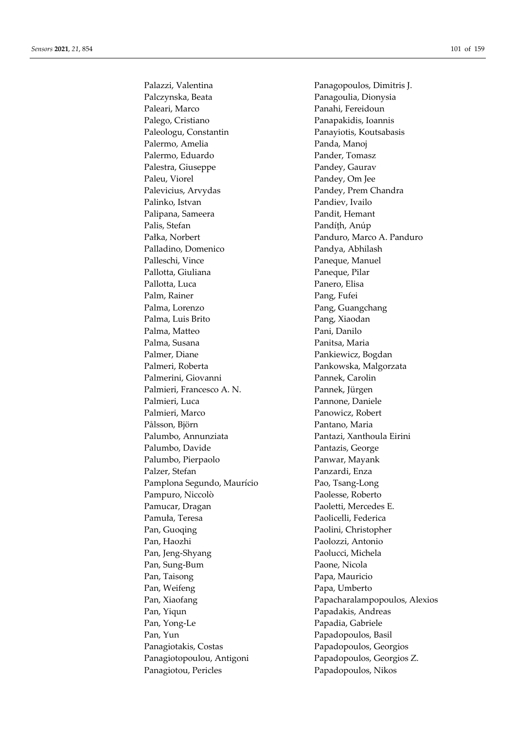Palazzi, Valentina
Palczynska, Beata
Paleari, Marco
Palego, Cristiano
Paleologu, Constantin
Palermo, Amelia
Palermo, Eduardo
Palestra, Giuseppe
Paleu, Viorel
Palevicius, Arvydas
Palinko, Istvan
Palipana, Sameera
Palis, Stefan
Pałka, Norbert
Palladino, Domenico
Palleschi, Vince
Pallotta, Giuliana
Pallotta, Luca
Palm, Rainer
Palma, Lorenzo
Palma, Luis Brito
Palma, Matteo
Palma, Susana
Palmer, Diane
Palmeri, Roberta
Palmerini, Giovanni
Palmieri, Francesco A. N.
Palmieri, Luca
Palmieri, Marco
Pålsson, Björn
Palumbo, Annunziata
Palumbo, Davide
Palumbo, Pierpaolo
Palzer, Stefan
Pamplona Segundo, Maurício
Pampuro, Niccolò
Pamucar, Dragan
Pamuła, Teresa
Pan, Guoqing
Pan, Haozhi
Pan, Jeng-Shyang
Pan, Sung-Bum
Pan, Taisong
Pan, Weifeng
Pan, Xiaofang
Pan, Yiqun
Pan, Yong-Le
Pan, Yun
Panagiotakis, Costas
Panagiotopoulou, Antigoni
Panagiotou, Pericles
Panagopoulos, Dimitris J.
Panagoulia, Dionysia
Panahi, Fereidoun
Panapakidis, Ioannis
Panayiotis, Koutsabasis
Panda, Manoj
Pander, Tomasz
Pandey, Gaurav
Pandey, Om Jee
Pandey, Prem Chandra
Pandiev, Ivailo
Pandit, Hemant
Pandíṭh, Anúp
Panduro, Marco A. Panduro
Pandya, Abhilash
Paneque, Manuel
Paneque, Pilar
Panero, Elisa
Pang, Fufei
Pang, Guangchang
Pang, Xiaodan
Pani, Danilo
Panitsa, Maria
Pankiewicz, Bogdan
Pankowska, Malgorzata
Pannek, Carolin
Pannek, Jürgen
Pannone, Daniele
Panowicz, Robert
Pantano, Maria
Pantazi, Xanthoula Eirini
Pantazis, George
Panwar, Mayank
Panzardi, Enza
Pao, Tsang-Long
Paolesse, Roberto
Paoletti, Mercedes E.
Paolicelli, Federica
Paolini, Christopher
Paolozzi, Antonio
Paolucci, Michela
Paone, Nicola
Papa, Mauricio
Papa, Umberto
Papacharalampopoulos, Alexios
Papadakis, Andreas
Papadia, Gabriele
Papadopoulos, Basil
Papadopoulos, Georgios
Papadopoulos, Georgios Z.
Papadopoulos, Nikos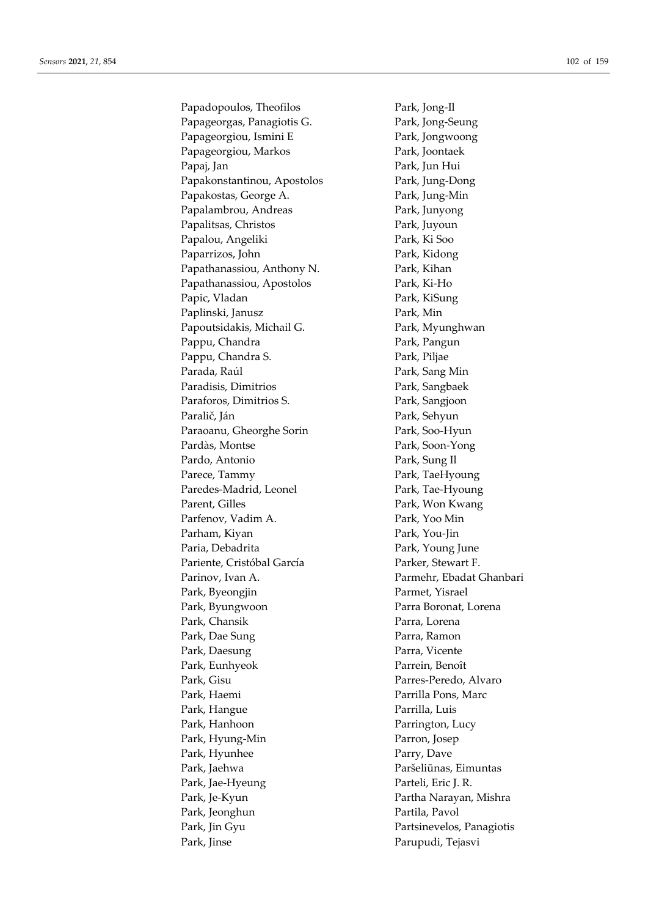Papadopoulos, Theofilos
Papageorgas, Panagiotis G.
Papageorgiou, Ismini E
Papageorgiou, Markos
Papaj, Jan
Papakonstantinou, Apostolos
Papakostas, George A.
Papalambrou, Andreas
Papalitsas, Christos
Papalou, Angeliki
Paparrizos, John
Papathanassiou, Anthony N.
Papathanassiou, Apostolos
Papic, Vladan
Paplinski, Janusz
Papoutsidakis, Michail G.
Pappu, Chandra
Pappu, Chandra S.
Parada, Raúl
Paradisis, Dimitrios
Paraforos, Dimitrios S.
Paralič, Ján
Paraoanu, Gheorghe Sorin
Pardàs, Montse
Pardo, Antonio
Parece, Tammy
Paredes-Madrid, Leonel
Parent, Gilles
Parfenov, Vadim A.
Parham, Kiyan
Paria, Debadrita
Pariente, Cristóbal García
Parinov, Ivan A.
Park, Byeongjin
Park, Byungwoon
Park, Chansik
Park, Dae Sung
Park, Daesung
Park, Eunhyeok
Park, Gisu
Park, Haemi
Park, Hangue
Park, Hanhoon
Park, Hyung-Min
Park, Hyunhee
Park, Jaehwa
Park, Jae-Hyeung
Park, Je-Kyun
Park, Jeonghun
Park, Jin Gyu
Park, Jinse
Park, Jong-Il
Park, Jong-Seung
Park, Jongwoong
Park, Joontaek
Park, Jun Hui
Park, Jung-Dong
Park, Jung-Min
Park, Junyong
Park, Juyoun
Park, Ki Soo
Park, Kidong
Park, Kihan
Park, Ki-Ho
Park, KiSung
Park, Min
Park, Myunghwan
Park, Pangun
Park, Piljae
Park, Sang Min
Park, Sangbaek
Park, Sangjoon
Park, Sehyun
Park, Soo-Hyun
Park, Soon-Yong
Park, Sung Il
Park, TaeHyoung
Park, Tae-Hyoung
Park, Won Kwang
Park, Yoo Min
Park, You-Jin
Park, Young June
Parker, Stewart F.
Parmehr, Ebadat Ghanbari
Parmet, Yisrael
Parra Boronat, Lorena
Parra, Lorena
Parra, Ramon
Parra, Vicente
Parrein, Benoît
Parres-Peredo, Alvaro
Parrilla Pons, Marc
Parrilla, Luis
Parrington, Lucy
Parron, Josep
Parry, Dave
Paršeliūnas, Eimuntas
Parteli, Eric J. R.
Partha Narayan, Mishra
Partila, Pavol
Partsinevelos, Panagiotis
Parupudi, Tejasvi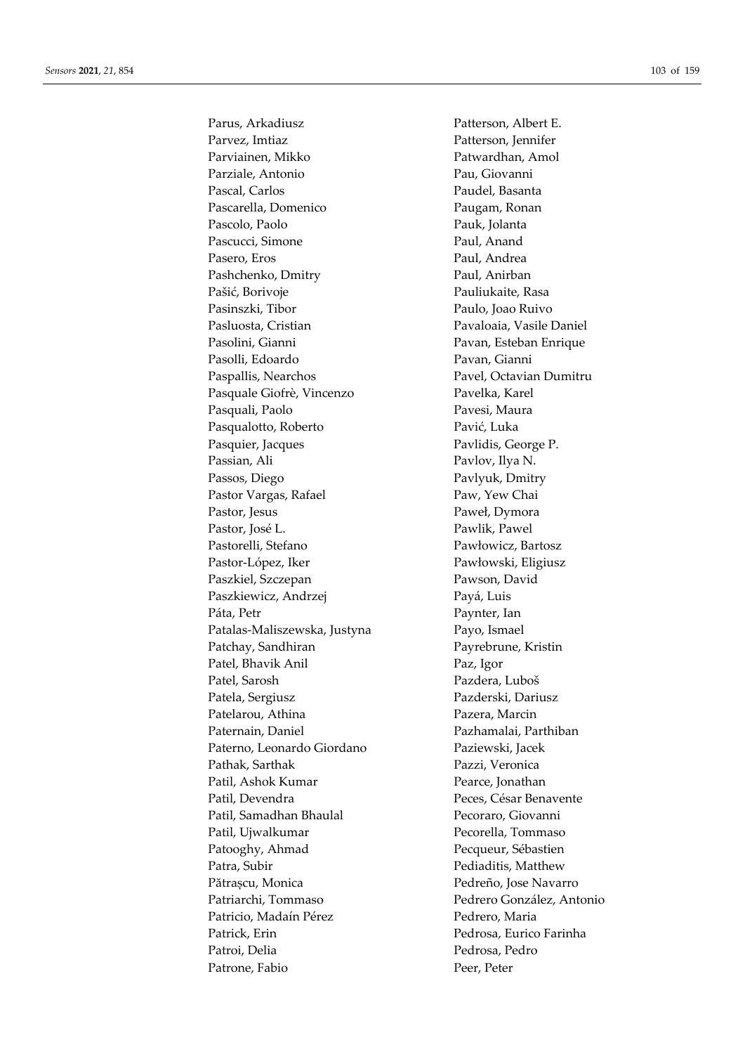Parus, Arkadiusz
Parvez, Imtiaz
Parviainen, Mikko
Parziale, Antonio
Pascal, Carlos
Pascarella, Domenico
Pascolo, Paolo
Pascucci, Simone
Pasero, Eros
Pashchenko, Dmitry
Pašić, Borivoje
Pasinszki, Tibor
Pasluosta, Cristian
Pasolini, Gianni
Pasolli, Edoardo
Paspallis, Nearchos
Pasquale Giofrè, Vincenzo
Pasquali, Paolo
Pasqualotto, Roberto
Pasquier, Jacques
Passian, Ali
Passos, Diego
Pastor Vargas, Rafael
Pastor, Jesus
Pastor, José L.
Pastorelli, Stefano
Pastor-López, Iker
Paszkiel, Szczepan
Paszkiewicz, Andrzej
Páta, Petr
Patalas-Maliszewska, Justyna
Patchay, Sandhiran
Patel, Bhavik Anil
Patel, Sarosh
Patela, Sergiusz
Patelarou, Athina
Paternain, Daniel
Paterno, Leonardo Giordano
Pathak, Sarthak
Patil, Ashok Kumar
Patil, Devendra
Patil, Samadhan Bhaulal
Patil, Ujwalkumar
Patooghy, Ahmad
Patra, Subir
Pătrașcu, Monica
Patriarchi, Tommaso
Patricio, Madaín Pérez
Patrick, Erin
Patroi, Delia
Patrone, Fabio
Patterson, Albert E.
Patterson, Jennifer
Patwardhan, Amol
Pau, Giovanni
Paudel, Basanta
Paugam, Ronan
Pauk, Jolanta
Paul, Anand
Paul, Andrea
Paul, Anirban
Pauliukaite, Rasa
Paulo, Joao Ruivo
Pavaloaia, Vasile Daniel
Pavan, Esteban Enrique
Pavan, Gianni
Pavel, Octavian Dumitru
Pavelka, Karel
Pavesi, Maura
Pavić, Luka
Pavlidis, George P.
Pavlov, Ilya N.
Pavlyuk, Dmitry
Paw, Yew Chai
Paweł, Dymora
Pawlik, Pawel
Pawłowicz, Bartosz
Pawłowski, Eligiusz
Pawson, David
Payá, Luis
Paynter, Ian
Payo, Ismael
Payrebrune, Kristin
Paz, Igor
Pazdera, Luboš
Pazderski, Dariusz
Pazera, Marcin
Pazhamalai, Parthiban
Paziewski, Jacek
Pazzi, Veronica
Pearce, Jonathan
Peces, César Benavente
Pecoraro, Giovanni
Pecorella, Tommaso
Pecqueur, Sébastien
Pediaditis, Matthew
Pedreño, Jose Navarro
Pedrero González, Antonio
Pedrero, Maria
Pedrosa, Eurico Farinha
Pedrosa, Pedro
Peer, Peter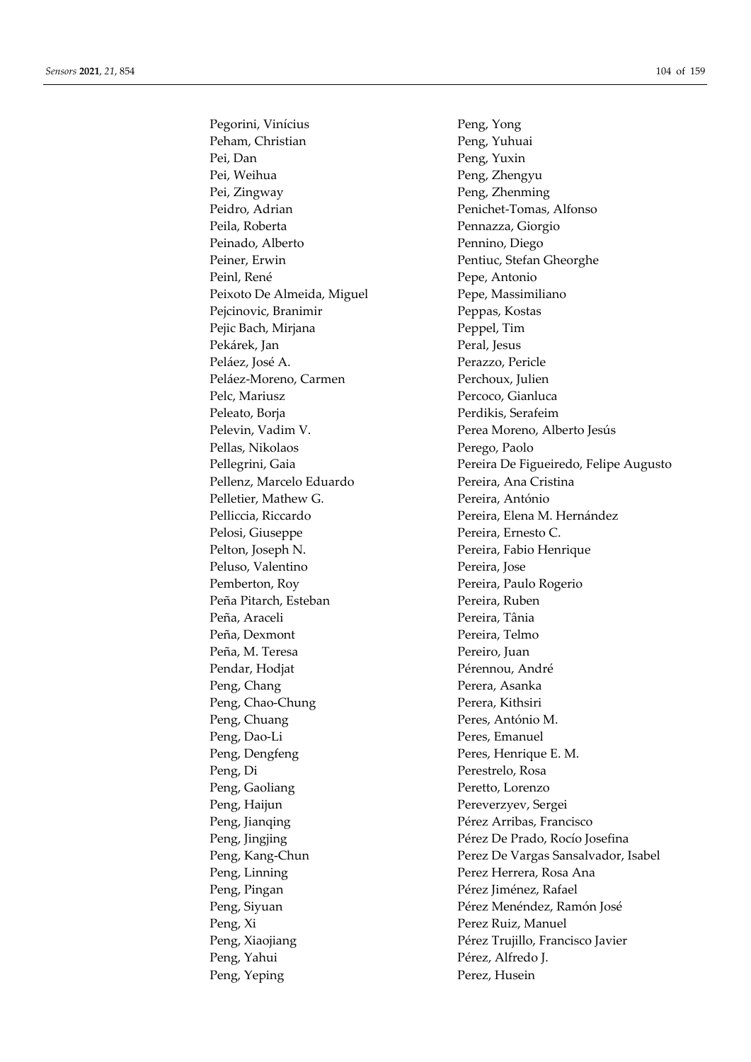Pegorini, Vinícius
Peham, Christian
Pei, Dan
Pei, Weihua
Pei, Zingway
Peidro, Adrian
Peila, Roberta
Peinado, Alberto
Peiner, Erwin
Peinl, René
Peixoto De Almeida, Miguel
Pejcinovic, Branimir
Pejic Bach, Mirjana
Pekárek, Jan
Peláez, José A.
Peláez-Moreno, Carmen
Pelc, Mariusz
Peleato, Borja
Pelevin, Vadim V.
Pellas, Nikolaos
Pellegrini, Gaia
Pellenz, Marcelo Eduardo
Pelletier, Mathew G.
Pelliccia, Riccardo
Pelosi, Giuseppe
Pelton, Joseph N.
Peluso, Valentino
Pemberton, Roy
Peña Pitarch, Esteban
Peña, Araceli
Peña, Dexmont
Peña, M. Teresa
Pendar, Hodjat
Peng, Chang
Peng, Chao-Chung
Peng, Chuang
Peng, Dao-Li
Peng, Dengfeng
Peng, Di
Peng, Gaoliang
Peng, Haijun
Peng, Jianqing
Peng, Jingjing
Peng, Kang-Chun
Peng, Linning
Peng, Pingan
Peng, Siyuan
Peng, Xi
Peng, Xiaojiang
Peng, Yahui
Peng, Yeping
Peng, Yong
Peng, Yuhuai
Peng, Yuxin
Peng, Zhengyu
Peng, Zhenming
Penichet-Tomas, Alfonso
Pennazza, Giorgio
Pennino, Diego
Pentiuc, Stefan Gheorghe
Pepe, Antonio
Pepe, Massimiliano
Peppas, Kostas
Peppel, Tim
Peral, Jesus
Perazzo, Pericle
Perchoux, Julien
Percoco, Gianluca
Perdikis, Serafeim
Perea Moreno, Alberto Jesús
Perego, Paolo
Pereira De Figueiredo, Felipe Augusto
Pereira, Ana Cristina
Pereira, António
Pereira, Elena M. Hernández
Pereira, Ernesto C.
Pereira, Fabio Henrique
Pereira, Jose
Pereira, Paulo Rogerio
Pereira, Ruben
Pereira, Tânia
Pereira, Telmo
Pereiro, Juan
Pérennou, André
Perera, Asanka
Perera, Kithsiri
Peres, António M.
Peres, Emanuel
Peres, Henrique E. M.
Perestrelo, Rosa
Peretto, Lorenzo
Pereverzyev, Sergei
Pérez Arribas, Francisco
Pérez De Prado, Rocío Josefina
Perez De Vargas Sansalvador, Isabel
Perez Herrera, Rosa Ana
Pérez Jiménez, Rafael
Pérez Menéndez, Ramón José
Perez Ruiz, Manuel
Pérez Trujillo, Francisco Javier
Pérez, Alfredo J.
Perez, Husein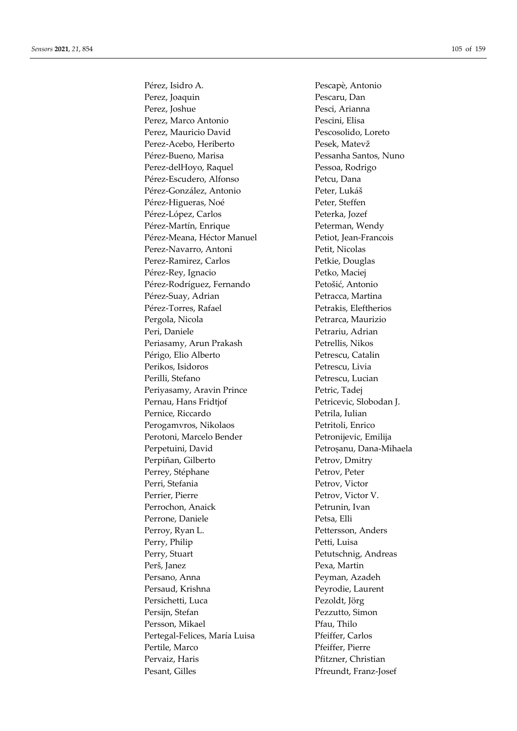Pérez, Isidro A.
Perez, Joaquin
Perez, Joshue
Perez, Marco Antonio
Perez, Mauricio David
Perez-Acebo, Heriberto
Pérez-Bueno, Marisa
Perez-delHoyo, Raquel
Pérez-Escudero, Alfonso
Pérez-González, Antonio
Pérez-Higueras, Noé
Pérez-López, Carlos
Pérez-Martín, Enrique
Pérez-Meana, Héctor Manuel
Perez-Navarro, Antoni
Perez-Ramirez, Carlos
Pérez-Rey, Ignacio
Pérez-Rodríguez, Fernando
Pérez-Suay, Adrian
Pérez-Torres, Rafael
Pergola, Nicola
Peri, Daniele
Periasamy, Arun Prakash
Périgo, Elio Alberto
Perikos, Isidoros
Perilli, Stefano
Periyasamy, Aravin Prince
Pernau, Hans Fridtjof
Pernice, Riccardo
Perogamvros, Nikolaos
Perotoni, Marcelo Bender
Perpetuini, David
Perpiñan, Gilberto
Perrey, Stéphane
Perri, Stefania
Perrier, Pierre
Perrochon, Anaick
Perrone, Daniele
Perroy, Ryan L.
Perry, Philip
Perry, Stuart
Perš, Janez
Persano, Anna
Persaud, Krishna
Persichetti, Luca
Persijn, Stefan
Persson, Mikael
Pertegal-Felices, María Luisa
Pertile, Marco
Pervaiz, Haris
Pesant, Gilles
Pescapè, Antonio
Pescaru, Dan
Pesci, Arianna
Pescini, Elisa
Pescosolido, Loreto
Pesek, Matevž
Pessanha Santos, Nuno
Pessoa, Rodrigo
Petcu, Dana
Peter, Lukáš
Peter, Steffen
Peterka, Jozef
Peterman, Wendy
Petiot, Jean-Francois
Petit, Nicolas
Petkie, Douglas
Petko, Maciej
Petošić, Antonio
Petracca, Martina
Petrakis, Eleftherios
Petrarca, Maurizio
Petrariu, Adrian
Petrellis, Nikos
Petrescu, Catalin
Petrescu, Livia
Petrescu, Lucian
Petric, Tadej
Petricevic, Slobodan J.
Petrila, Iulian
Petritoli, Enrico
Petronijevic, Emilija
Petroșanu, Dana-Mihaela
Petrov, Dmitry
Petrov, Peter
Petrov, Victor
Petrov, Victor V.
Petrunin, Ivan
Petsa, Elli
Pettersson, Anders
Petti, Luisa
Petutschnig, Andreas
Pexa, Martin
Peyman, Azadeh
Peyrodie, Laurent
Pezoldt, Jörg
Pezzutto, Simon
Pfau, Thilo
Pfeiffer, Carlos
Pfeiffer, Pierre
Pfitzner, Christian
Pfreundt, Franz-Josef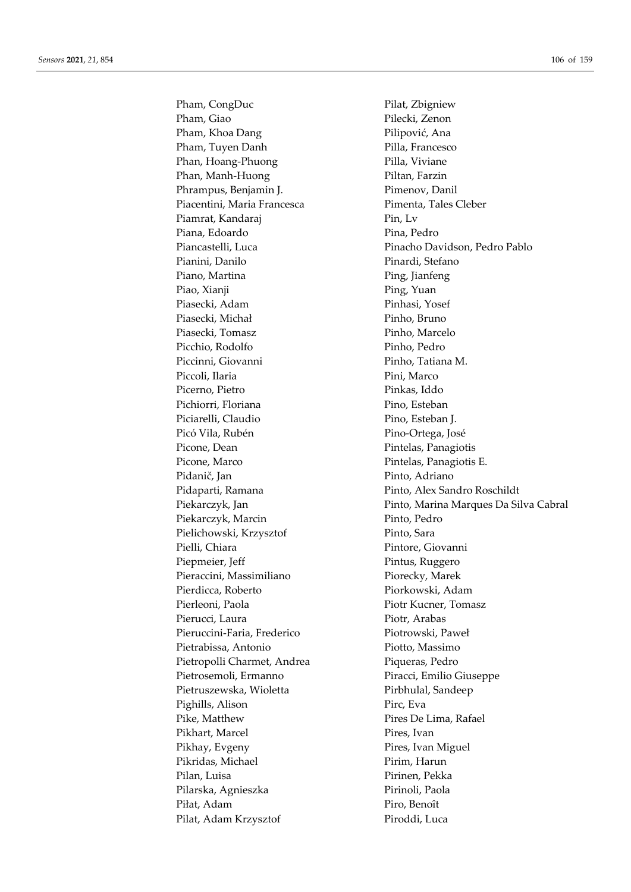Pham, CongDuc
Pham, Giao
Pham, Khoa Dang
Pham, Tuyen Danh
Phan, Hoang-Phuong
Phan, Manh-Huong
Phrampus, Benjamin J.
Piacentini, Maria Francesca
Piamrat, Kandaraj
Piana, Edoardo
Piancastelli, Luca
Pianini, Danilo
Piano, Martina
Piao, Xianji
Piasecki, Adam
Piasecki, Michał
Piasecki, Tomasz
Picchio, Rodolfo
Piccinni, Giovanni
Piccoli, Ilaria
Picerno, Pietro
Pichiorri, Floriana
Piciarelli, Claudio
Picó Vila, Rubén
Picone, Dean
Picone, Marco
Pidanič, Jan
Pidaparti, Ramana
Piekarczyk, Jan
Piekarczyk, Marcin
Pielichowski, Krzysztof
Pielli, Chiara
Piepmeier, Jeff
Pieraccini, Massimiliano
Pierdicca, Roberto
Pierleoni, Paola
Pierucci, Laura
Pieruccini-Faria, Frederico
Pietrabissa, Antonio
Pietropolli Charmet, Andrea
Pietrosemoli, Ermanno
Pietruszewska, Wioletta
Pighills, Alison
Pike, Matthew
Pikhart, Marcel
Pikhay, Evgeny
Pikridas, Michael
Pilan, Luisa
Pilarska, Agnieszka
Piłat, Adam
Pilat, Adam Krzysztof
Pilat, Zbigniew
Pilecki, Zenon
Pilipović, Ana
Pilla, Francesco
Pilla, Viviane
Piltan, Farzin
Pimenov, Danil
Pimenta, Tales Cleber
Pin, Lv
Pina, Pedro
Pinacho Davidson, Pedro Pablo
Pinardi, Stefano
Ping, Jianfeng
Ping, Yuan
Pinhasi, Yosef
Pinho, Bruno
Pinho, Marcelo
Pinho, Pedro
Pinho, Tatiana M.
Pini, Marco
Pinkas, Iddo
Pino, Esteban
Pino, Esteban J.
Pino-Ortega, José
Pintelas, Panagiotis
Pintelas, Panagiotis E.
Pinto, Adriano
Pinto, Alex Sandro Roschildt
Pinto, Marina Marques Da Silva Cabral
Pinto, Pedro
Pinto, Sara
Pintore, Giovanni
Pintus, Ruggero
Piorecky, Marek
Piorkowski, Adam
Piotr Kucner, Tomasz
Piotr, Arabas
Piotrowski, Paweł
Piotto, Massimo
Piqueras, Pedro
Piracci, Emilio Giuseppe
Pirbhulal, Sandeep
Pirc, Eva
Pires De Lima, Rafael
Pires, Ivan
Pires, Ivan Miguel
Pirim, Harun
Pirinen, Pekka
Pirinoli, Paola
Piro, Benoît
Piroddi, Luca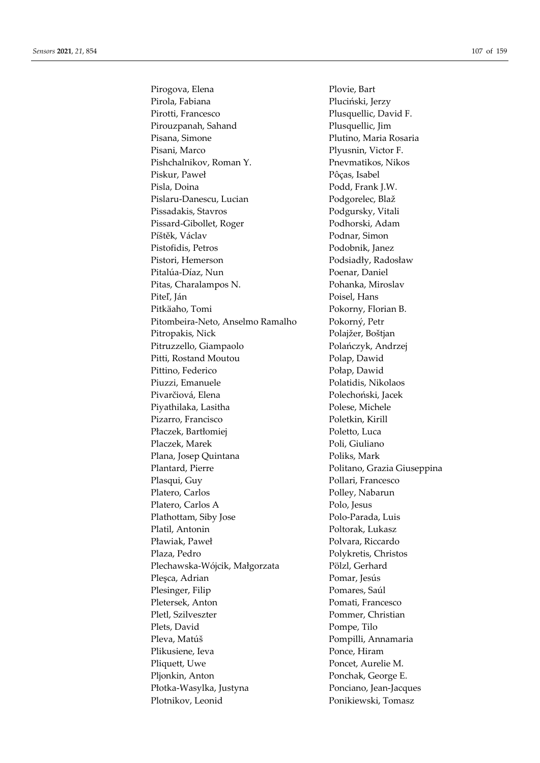Pirogova, Elena
Pirola, Fabiana
Pirotti, Francesco
Pirouzpanah, Sahand
Pisana, Simone
Pisani, Marco
Pishchalnikov, Roman Y.
Piskur, Paweł
Pisla, Doina
Pislaru-Danescu, Lucian
Pissadakis, Stavros
Pissard-Gibollet, Roger
Píštěk, Václav
Pistofidis, Petros
Pistori, Hemerson
Pitalúa-Díaz, Nun
Pitas, Charalampos N.
Piteľ, Ján
Pitkäaho, Tomi
Pitombeira-Neto, Anselmo Ramalho
Pitropakis, Nick
Pitruzzello, Giampaolo
Pitti, Rostand Moutou
Pittino, Federico
Piuzzi, Emanuele
Pivarčiová, Elena
Piyathilaka, Lasitha
Pizarro, Francisco
Płaczek, Bartłomiej
Placzek, Marek
Plana, Josep Quintana
Plantard, Pierre
Plasqui, Guy
Platero, Carlos
Platero, Carlos A
Plathottam, Siby Jose
Platil, Antonin
Pławiak, Paweł
Plaza, Pedro
Plechawska-Wójcik, Małgorzata
Pleşca, Adrian
Plesinger, Filip
Pletersek, Anton
Pletl, Szilveszter
Plets, David
Pleva, Matúš
Plikusiene, Ieva
Pliquett, Uwe
Pljonkin, Anton
Płotka-Wasylka, Justyna
Plotnikov, Leonid
Plovie, Bart
Pluciński, Jerzy
Plusquellic, David F.
Plusquellic, Jim
Plutino, Maria Rosaria
Plyusnin, Victor F.
Pnevmatikos, Nikos
Pôças, Isabel
Podd, Frank J.W.
Podgorelec, Blaž
Podgursky, Vitali
Podhorski, Adam
Podnar, Simon
Podobnik, Janez
Podsiadły, Radosław
Poenar, Daniel
Pohanka, Miroslav
Poisel, Hans
Pokorny, Florian B.
Pokorný, Petr
Polajžer, Boštjan
Polańczyk, Andrzej
Polap, Dawid
Połap, Dawid
Polatidis, Nikolaos
Polechoński, Jacek
Polese, Michele
Poletkin, Kirill
Poletto, Luca
Poli, Giuliano
Poliks, Mark
Politano, Grazia Giuseppina
Pollari, Francesco
Polley, Nabarun
Polo, Jesus
Polo-Parada, Luis
Poltorak, Lukasz
Polvara, Riccardo
Polykretis, Christos
Pölzl, Gerhard
Pomar, Jesús
Pomares, Saúl
Pomati, Francesco
Pommer, Christian
Pompe, Tilo
Pompilli, Annamaria
Ponce, Hiram
Poncet, Aurelie M.
Ponchak, George E.
Ponciano, Jean-Jacques
Ponikiewski, Tomasz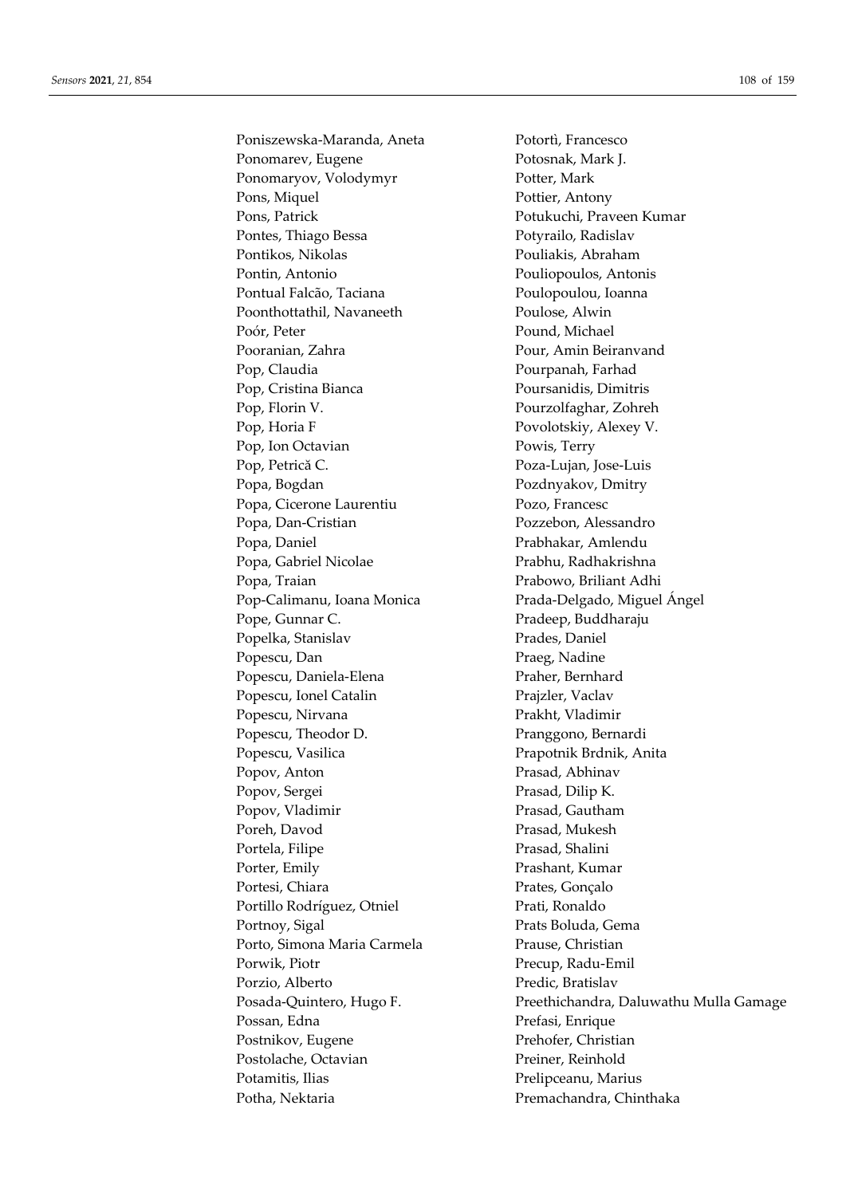Poniszewska-Maranda, Aneta
Ponomarev, Eugene
Ponomaryov, Volodymyr
Pons, Miquel
Pons, Patrick
Pontes, Thiago Bessa
Pontikos, Nikolas
Pontin, Antonio
Pontual Falcão, Taciana
Poonthottathil, Navaneeth
Poór, Peter
Pooranian, Zahra
Pop, Claudia
Pop, Cristina Bianca
Pop, Florin V.
Pop, Horia F
Pop, Ion Octavian
Pop, Petrică C.
Popa, Bogdan
Popa, Cicerone Laurentiu
Popa, Dan-Cristian
Popa, Daniel
Popa, Gabriel Nicolae
Popa, Traian
Pop-Calimanu, Ioana Monica
Pope, Gunnar C.
Popelka, Stanislav
Popescu, Dan
Popescu, Daniela-Elena
Popescu, Ionel Catalin
Popescu, Nirvana
Popescu, Theodor D.
Popescu, Vasilica
Popov, Anton
Popov, Sergei
Popov, Vladimir
Poreh, Davod
Portela, Filipe
Porter, Emily
Portesi, Chiara
Portillo Rodríguez, Otniel
Portnoy, Sigal
Porto, Simona Maria Carmela
Porwik, Piotr
Porzio, Alberto
Posada-Quintero, Hugo F.
Possan, Edna
Postnikov, Eugene
Postolache, Octavian
Potamitis, Ilias
Potha, Nektaria
Potortì, Francesco
Potosnak, Mark J.
Potter, Mark
Pottier, Antony
Potukuchi, Praveen Kumar
Potyrailo, Radislav
Pouliakis, Abraham
Pouliopoulos, Antonis
Poulopoulou, Ioanna
Poulose, Alwin
Pound, Michael
Pour, Amin Beiranvand
Pourpanah, Farhad
Poursanidis, Dimitris
Pourzolfaghar, Zohreh
Povolotskiy, Alexey V.
Powis, Terry
Poza-Lujan, Jose-Luis
Pozdnyakov, Dmitry
Pozo, Francesc
Pozzebon, Alessandro
Prabhakar, Amlendu
Prabhu, Radhakrishna
Prabowo, Briliant Adhi
Prada-Delgado, Miguel Ángel
Pradeep, Buddharaju
Prades, Daniel
Praeg, Nadine
Praher, Bernhard
Prajzler, Vaclav
Prakht, Vladimir
Pranggono, Bernardi
Prapotnik Brdnik, Anita
Prasad, Abhinav
Prasad, Dilip K.
Prasad, Gautham
Prasad, Mukesh
Prasad, Shalini
Prashant, Kumar
Prates, Gonçalo
Prati, Ronaldo
Prats Boluda, Gema
Prause, Christian
Precup, Radu-Emil
Predic, Bratislav
Preethichandra, Daluwathu Mulla Gamage
Prefasi, Enrique
Prehofer, Christian
Preiner, Reinhold
Prelipceanu, Marius
Premachandra, Chinthaka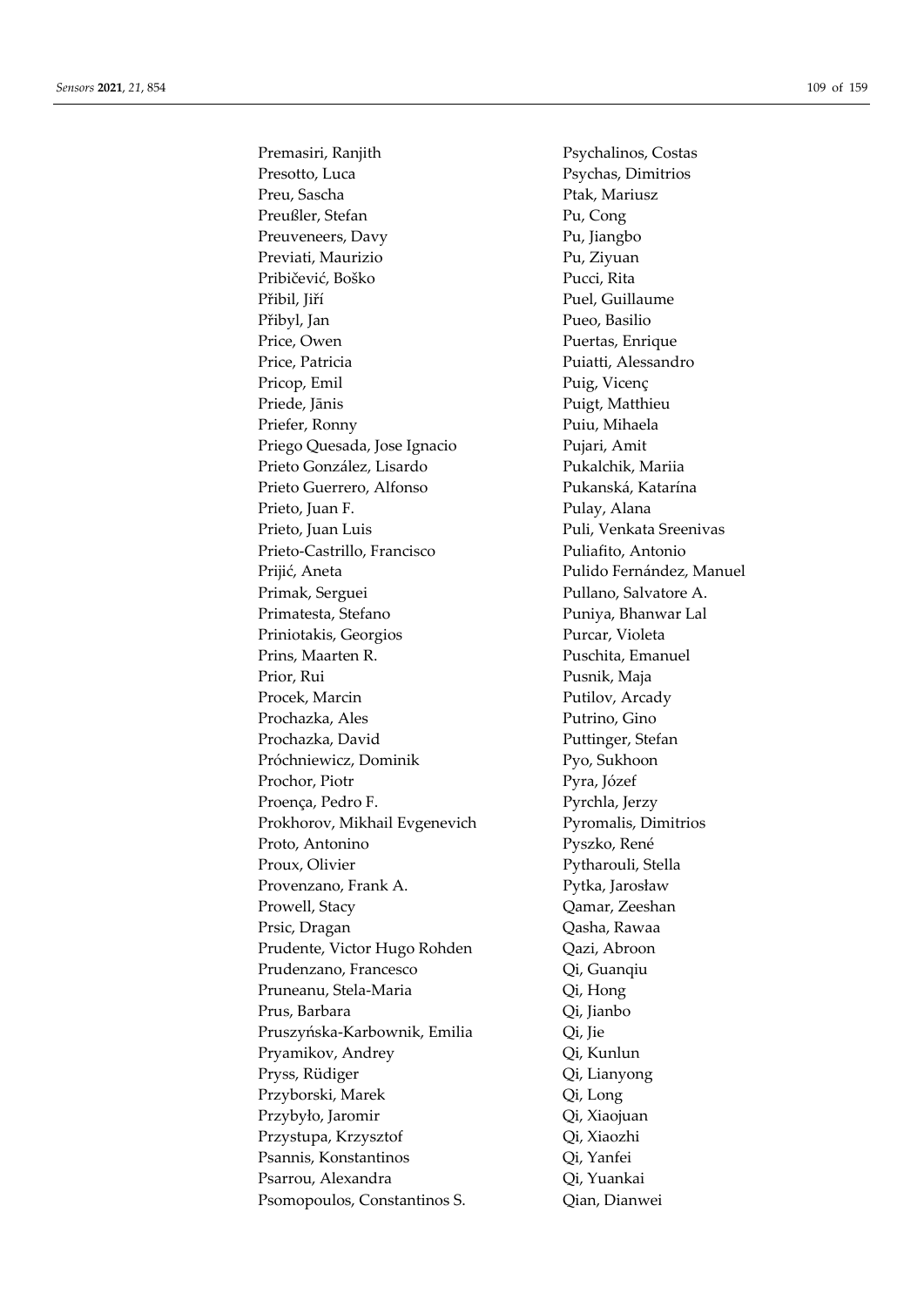Premasiri, Ranjith
Presotto, Luca
Preu, Sascha
Preußler, Stefan
Preuveneers, Davy
Previati, Maurizio
Pribičević, Boško
Přibil, Jiří
Přibyl, Jan
Price, Owen
Price, Patricia
Pricop, Emil
Priede, Jānis
Priefer, Ronny
Priego Quesada, Jose Ignacio
Prieto González, Lisardo
Prieto Guerrero, Alfonso
Prieto, Juan F.
Prieto, Juan Luis
Prieto-Castrillo, Francisco
Prijić, Aneta
Primak, Serguei
Primatesta, Stefano
Priniotakis, Georgios
Prins, Maarten R.
Prior, Rui
Procek, Marcin
Prochazka, Ales
Prochazka, David
Próchniewicz, Dominik
Prochor, Piotr
Proença, Pedro F.
Prokhorov, Mikhail Evgenevich
Proto, Antonino
Proux, Olivier
Provenzano, Frank A.
Prowell, Stacy
Prsic, Dragan
Prudente, Victor Hugo Rohden
Prudenzano, Francesco
Pruneanu, Stela-Maria
Prus, Barbara
Pruszyńska-Karbownik, Emilia
Pryamikov, Andrey
Pryss, Rüdiger
Przyborski, Marek
Przybyło, Jaromir
Przystupa, Krzysztof
Psannis, Konstantinos
Psarrou, Alexandra
Psomopoulos, Constantinos S.
Psychalinos, Costas
Psychas, Dimitrios
Ptak, Mariusz
Pu, Cong
Pu, Jiangbo
Pu, Ziyuan
Pucci, Rita
Puel, Guillaume
Pueo, Basilio
Puertas, Enrique
Puiatti, Alessandro
Puig, Vicenç
Puigt, Matthieu
Puiu, Mihaela
Pujari, Amit
Pukalchik, Mariia
Pukanská, Katarína
Pulay, Alana
Puli, Venkata Sreenivas
Puliafito, Antonio
Pulido Fernández, Manuel
Pullano, Salvatore A.
Puniya, Bhanwar Lal
Purcar, Violeta
Puschita, Emanuel
Pusnik, Maja
Putilov, Arcady
Putrino, Gino
Puttinger, Stefan
Pyo, Sukhoon
Pyra, Józef
Pyrchla, Jerzy
Pyromalis, Dimitrios
Pyszko, René
Pytharouli, Stella
Pytka, Jarosław
Qamar, Zeeshan
Qasha, Rawaa
Qazi, Abroon
Qi, Guanqiu
Qi, Hong
Qi, Jianbo
Qi, Jie
Qi, Kunlun
Qi, Lianyong
Qi, Long
Qi, Xiaojuan
Qi, Xiaozhi
Qi, Yanfei
Qi, Yuankai
Qian, Dianwei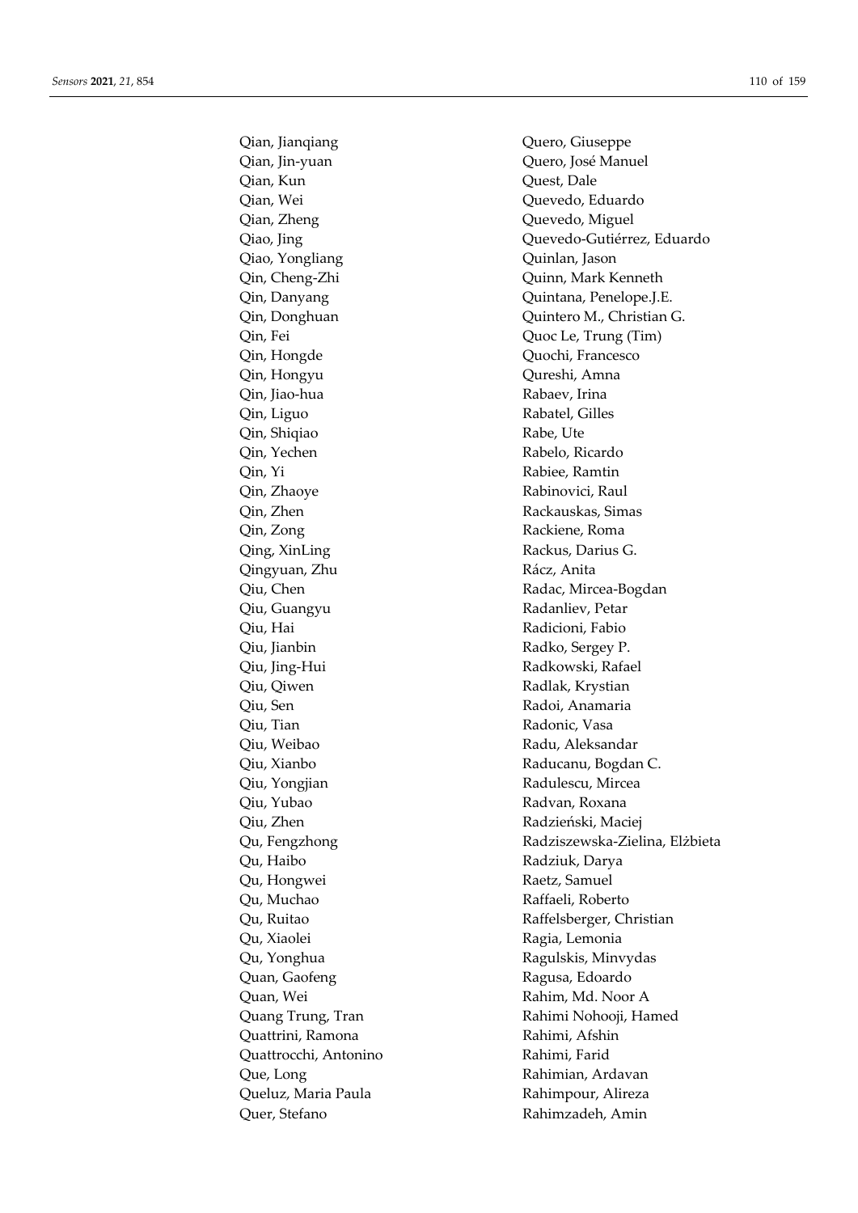Qian, Jianqiang
Qian, Jin-yuan
Qian, Kun
Qian, Wei
Qian, Zheng
Qiao, Jing
Qiao, Yongliang
Qin, Cheng-Zhi
Qin, Danyang
Qin, Donghuan
Qin, Fei
Qin, Hongde
Qin, Hongyu
Qin, Jiao-hua
Qin, Liguo
Qin, Shiqiao
Qin, Yechen
Qin, Yi
Qin, Zhaoye
Qin, Zhen
Qin, Zong
Qing, XinLing
Qingyuan, Zhu
Qiu, Chen
Qiu, Guangyu
Qiu, Hai
Qiu, Jianbin
Qiu, Jing-Hui
Qiu, Qiwen
Qiu, Sen
Qiu, Tian
Qiu, Weibao
Qiu, Xianbo
Qiu, Yongjian
Qiu, Yubao
Qiu, Zhen
Qu, Fengzhong
Qu, Haibo
Qu, Hongwei
Qu, Muchao
Qu, Ruitao
Qu, Xiaolei
Qu, Yonghua
Quan, Gaofeng
Quan, Wei
Quang Trung, Tran
Quattrini, Ramona
Quattrocchi, Antonino
Que, Long
Queluz, Maria Paula
Quer, Stefano
Quero, Giuseppe
Quero, José Manuel
Quest, Dale
Quevedo, Eduardo
Quevedo, Miguel
Quevedo-Gutiérrez, Eduardo
Quinlan, Jason
Quinn, Mark Kenneth
Quintana, Penelope.J.E.
Quintero M., Christian G.
Quoc Le, Trung (Tim)
Quochi, Francesco
Qureshi, Amna
Rabaev, Irina
Rabatel, Gilles
Rabe, Ute
Rabelo, Ricardo
Rabiee, Ramtin
Rabinovici, Raul
Rackauskas, Simas
Rackiene, Roma
Rackus, Darius G.
Rácz, Anita
Radac, Mircea-Bogdan
Radanliev, Petar
Radicioni, Fabio
Radko, Sergey P.
Radkowski, Rafael
Radlak, Krystian
Radoi, Anamaria
Radonic, Vasa
Radu, Aleksandar
Raducanu, Bogdan C.
Radulescu, Mircea
Radvan, Roxana
Radzieński, Maciej
Radziszewska-Zielina, Elżbieta
Radziuk, Darya
Raetz, Samuel
Raffaeli, Roberto
Raffelsberger, Christian
Ragia, Lemonia
Ragulskis, Minvydas
Ragusa, Edoardo
Rahim, Md. Noor A
Rahimi Nohooji, Hamed
Rahimi, Afshin
Rahimi, Farid
Rahimian, Ardavan
Rahimpour, Alireza
Rahimzadeh, Amin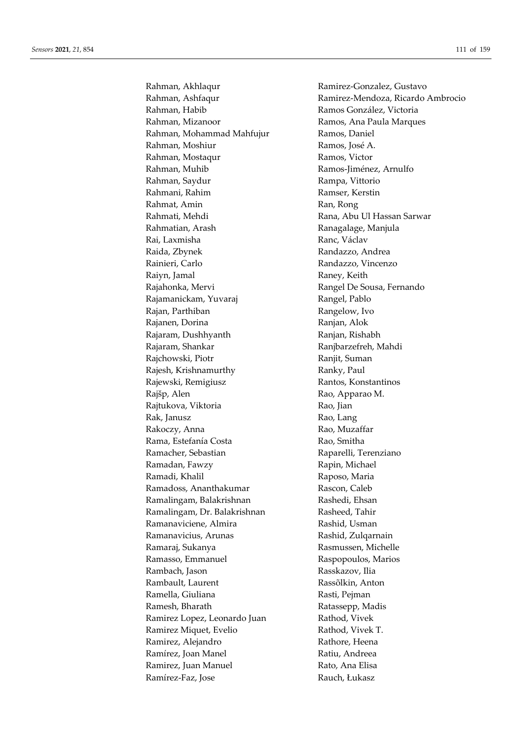Rahman, Akhlaqur
Rahman, Ashfaqur
Rahman, Habib
Rahman, Mizanoor
Rahman, Mohammad Mahfujur
Rahman, Moshiur
Rahman, Mostaqur
Rahman, Muhib
Rahman, Saydur
Rahmani, Rahim
Rahmat, Amin
Rahmati, Mehdi
Rahmatian, Arash
Rai, Laxmisha
Raida, Zbynek
Rainieri, Carlo
Raiyn, Jamal
Rajahonka, Mervi
Rajamanickam, Yuvaraj
Rajan, Parthiban
Rajanen, Dorina
Rajaram, Dushhyanth
Rajaram, Shankar
Rajchowski, Piotr
Rajesh, Krishnamurthy
Rajewski, Remigiusz
Rajšp, Alen
Rajtukova, Viktoria
Rak, Janusz
Rakoczy, Anna
Rama, Estefanía Costa
Ramacher, Sebastian
Ramadan, Fawzy
Ramadi, Khalil
Ramadoss, Ananthakumar
Ramalingam, Balakrishnan
Ramalingam, Dr. Balakrishnan
Ramanaviciene, Almira
Ramanavicius, Arunas
Ramaraj, Sukanya
Ramasso, Emmanuel
Rambach, Jason
Rambault, Laurent
Ramella, Giuliana
Ramesh, Bharath
Ramirez Lopez, Leonardo Juan
Ramirez Miquet, Evelio
Ramirez, Alejandro
Ramírez, Joan Manel
Ramirez, Juan Manuel
Ramírez-Faz, Jose
Ramirez-Gonzalez, Gustavo
Ramirez-Mendoza, Ricardo Ambrocio
Ramos González, Victoria
Ramos, Ana Paula Marques
Ramos, Daniel
Ramos, José A.
Ramos, Victor
Ramos-Jiménez, Arnulfo
Rampa, Vittorio
Ramser, Kerstin
Ran, Rong
Rana, Abu Ul Hassan Sarwar
Ranagalage, Manjula
Ranc, Václav
Randazzo, Andrea
Randazzo, Vincenzo
Raney, Keith
Rangel De Sousa, Fernando
Rangel, Pablo
Rangelow, Ivo
Ranjan, Alok
Ranjan, Rishabh
Ranjbarzefreh, Mahdi
Ranjit, Suman
Ranky, Paul
Rantos, Konstantinos
Rao, Apparao M.
Rao, Jian
Rao, Lang
Rao, Muzaffar
Rao, Smitha
Raparelli, Terenziano
Rapin, Michael
Raposo, Maria
Rascon, Caleb
Rashedi, Ehsan
Rasheed, Tahir
Rashid, Usman
Rashid, Zulqarnain
Rasmussen, Michelle
Raspopoulos, Marios
Rasskazov, Ilia
Rassõlkin, Anton
Rasti, Pejman
Ratassepp, Madis
Rathod, Vivek
Rathod, Vivek T.
Rathore, Heena
Ratiu, Andreea
Rato, Ana Elisa
Rauch, Łukasz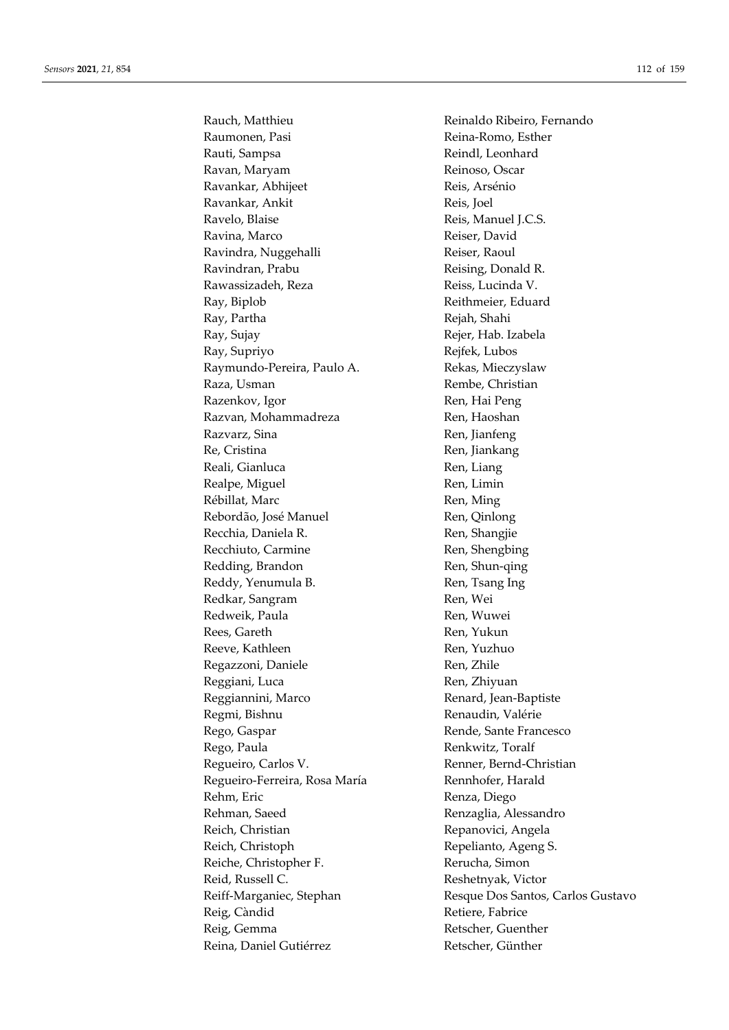Rauch, Matthieu
Raumonen, Pasi
Rauti, Sampsa
Ravan, Maryam
Ravankar, Abhijeet
Ravankar, Ankit
Ravelo, Blaise
Ravina, Marco
Ravindra, Nuggehalli
Ravindran, Prabu
Rawassizadeh, Reza
Ray, Biplob
Ray, Partha
Ray, Sujay
Ray, Supriyo
Raymundo-Pereira, Paulo A.
Raza, Usman
Razenkov, Igor
Razvan, Mohammadreza
Razvarz, Sina
Re, Cristina
Reali, Gianluca
Realpe, Miguel
Rébillat, Marc
Rebordão, José Manuel
Recchia, Daniela R.
Recchiuto, Carmine
Redding, Brandon
Reddy, Yenumula B.
Redkar, Sangram
Redweik, Paula
Rees, Gareth
Reeve, Kathleen
Regazzoni, Daniele
Reggiani, Luca
Reggiannini, Marco
Regmi, Bishnu
Rego, Gaspar
Rego, Paula
Regueiro, Carlos V.
Regueiro-Ferreira, Rosa María
Rehm, Eric
Rehman, Saeed
Reich, Christian
Reich, Christoph
Reiche, Christopher F.
Reid, Russell C.
Reiff-Marganiec, Stephan
Reig, Càndid
Reig, Gemma
Reina, Daniel Gutiérrez
Reinaldo Ribeiro, Fernando
Reina-Romo, Esther
Reindl, Leonhard
Reinoso, Oscar
Reis, Arsénio
Reis, Joel
Reis, Manuel J.C.S.
Reiser, David
Reiser, Raoul
Reising, Donald R.
Reiss, Lucinda V.
Reithmeier, Eduard
Rejah, Shahi
Rejer, Hab. Izabela
Rejfek, Lubos
Rekas, Mieczyslaw
Rembe, Christian
Ren, Hai Peng
Ren, Haoshan
Ren, Jianfeng
Ren, Jiankang
Ren, Liang
Ren, Limin
Ren, Ming
Ren, Qinlong
Ren, Shangjie
Ren, Shengbing
Ren, Shun-qing
Ren, Tsang Ing
Ren, Wei
Ren, Wuwei
Ren, Yukun
Ren, Yuzhuo
Ren, Zhile
Ren, Zhiyuan
Renard, Jean-Baptiste
Renaudin, Valérie
Rende, Sante Francesco
Renkwitz, Toralf
Renner, Bernd-Christian
Rennhofer, Harald
Renza, Diego
Renzaglia, Alessandro
Repanovici, Angela
Repelianto, Ageng S.
Rerucha, Simon
Reshetnyak, Victor
Resque Dos Santos, Carlos Gustavo
Retiere, Fabrice
Retscher, Guenther
Retscher, Günther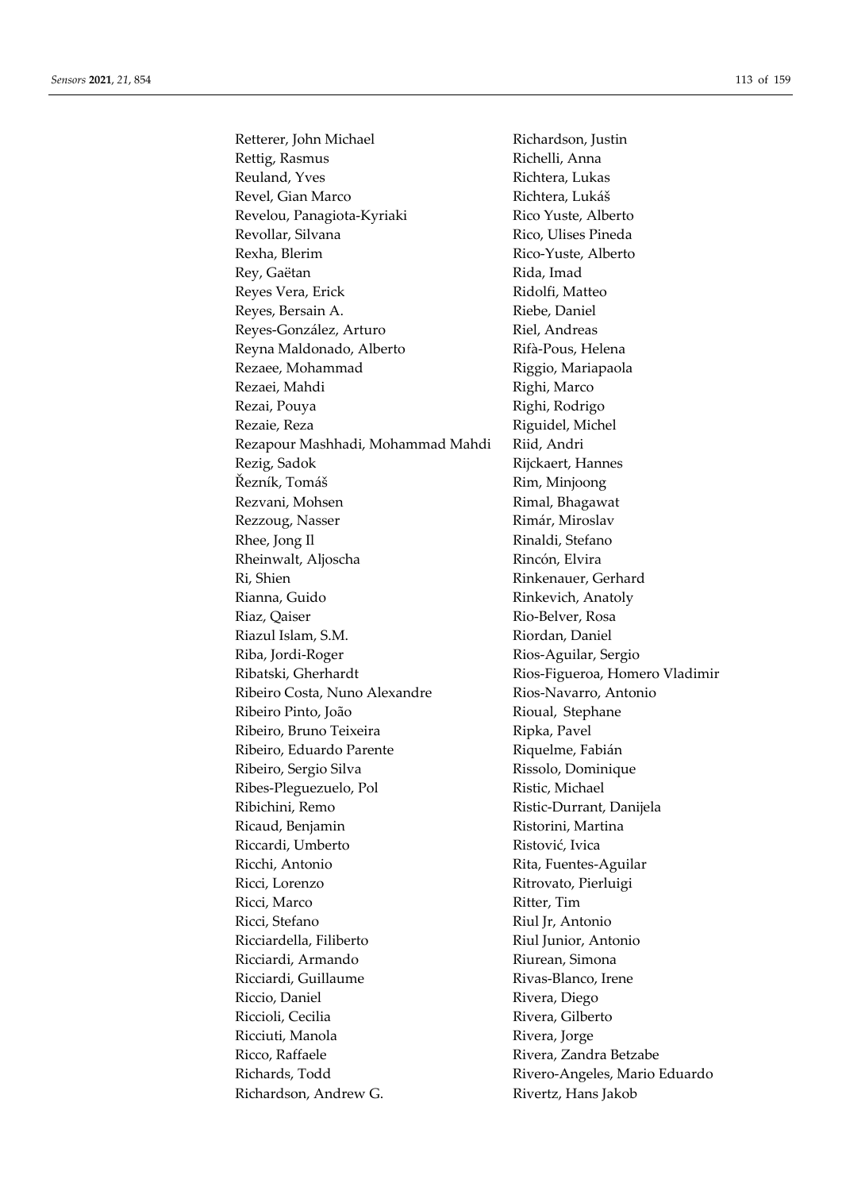Retterer, John Michael
Rettig, Rasmus
Reuland, Yves
Revel, Gian Marco
Revelou, Panagiota-Kyriaki
Revollar, Silvana
Rexha, Blerim
Rey, Gaëtan
Reyes Vera, Erick
Reyes, Bersain A.
Reyes-González, Arturo
Reyna Maldonado, Alberto
Rezaee, Mohammad
Rezaei, Mahdi
Rezai, Pouya
Rezaie, Reza
Rezapour Mashhadi, Mohammad Mahdi
Rezig, Sadok
Řezník, Tomáš
Rezvani, Mohsen
Rezzoug, Nasser
Rhee, Jong Il
Rheinwalt, Aljoscha
Ri, Shien
Rianna, Guido
Riaz, Qaiser
Riazul Islam, S.M.
Riba, Jordi-Roger
Ribatski, Gherhardt
Ribeiro Costa, Nuno Alexandre
Ribeiro Pinto, João
Ribeiro, Bruno Teixeira
Ribeiro, Eduardo Parente
Ribeiro, Sergio Silva
Ribes-Pleguezuelo, Pol
Ribichini, Remo
Ricaud, Benjamin
Riccardi, Umberto
Ricchi, Antonio
Ricci, Lorenzo
Ricci, Marco
Ricci, Stefano
Ricciardella, Filiberto
Ricciardi, Armando
Ricciardi, Guillaume
Riccio, Daniel
Riccioli, Cecilia
Ricciuti, Manola
Ricco, Raffaele
Richards, Todd
Richardson, Andrew G.
Richardson, Justin
Richelli, Anna
Richtera, Lukas
Richtera, Lukáš
Rico Yuste, Alberto
Rico, Ulises Pineda
Rico-Yuste, Alberto
Rida, Imad
Ridolfi, Matteo
Riebe, Daniel
Riel, Andreas
Rifà-Pous, Helena
Riggio, Mariapaola
Righi, Marco
Righi, Rodrigo
Riguidel, Michel
Riid, Andri
Rijckaert, Hannes
Rim, Minjoong
Rimal, Bhagawat
Rimár, Miroslav
Rinaldi, Stefano
Rincón, Elvira
Rinkenauer, Gerhard
Rinkevich, Anatoly
Rio-Belver, Rosa
Riordan, Daniel
Rios-Aguilar, Sergio
Rios-Figueroa, Homero Vladimir
Rios-Navarro, Antonio
Rioual, Stephane
Ripka, Pavel
Riquelme, Fabián
Rissolo, Dominique
Ristic, Michael
Ristic-Durrant, Danijela
Ristorini, Martina
Ristović, Ivica
Rita, Fuentes-Aguilar
Ritrovato, Pierluigi
Ritter, Tim
Riul Jr, Antonio
Riul Junior, Antonio
Riurean, Simona
Rivas-Blanco, Irene
Rivera, Diego
Rivera, Gilberto
Rivera, Jorge
Rivera, Zandra Betzabe
Rivero-Angeles, Mario Eduardo
Rivertz, Hans Jakob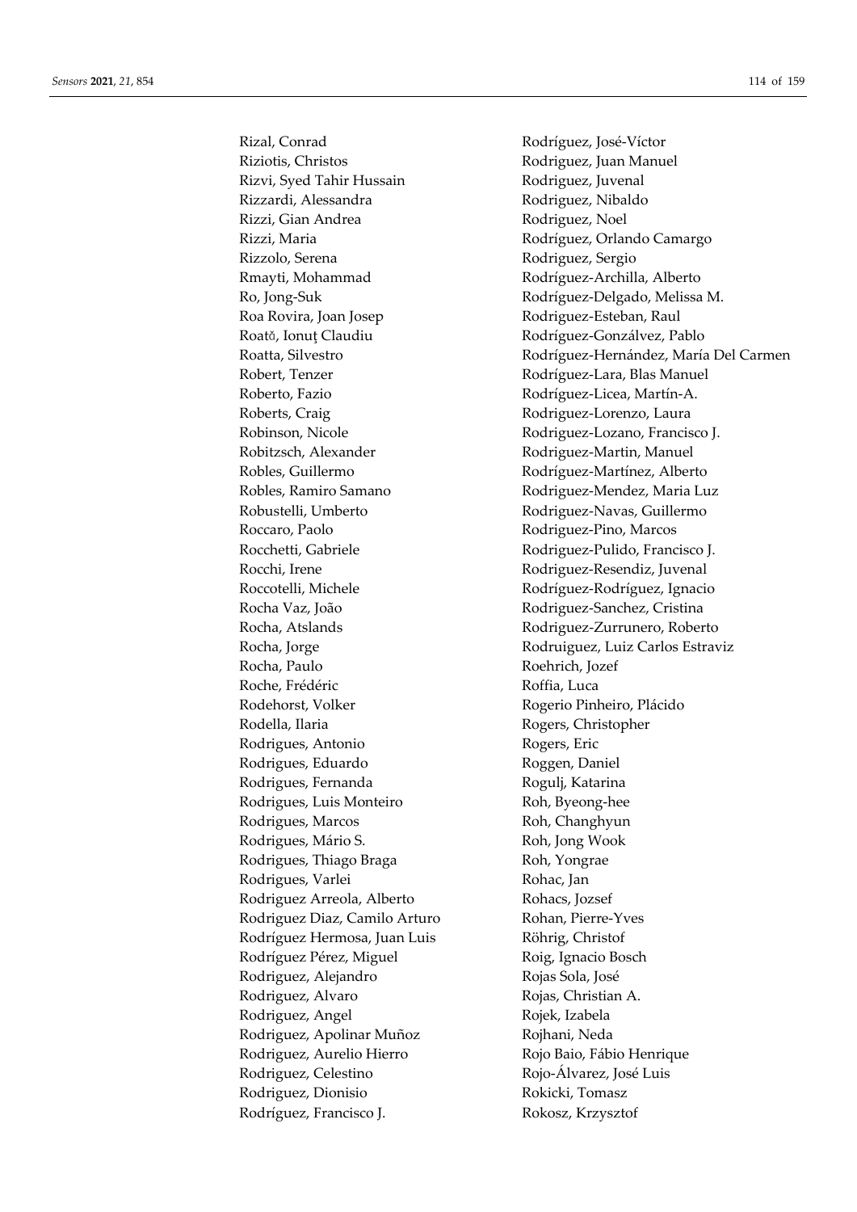Rizal, Conrad
Riziotis, Christos
Rizvi, Syed Tahir Hussain
Rizzardi, Alessandra
Rizzi, Gian Andrea
Rizzi, Maria
Rizzolo, Serena
Rmayti, Mohammad
Ro, Jong-Suk
Roa Rovira, Joan Josep
Roată, Ionuţ Claudiu
Roatta, Silvestro
Robert, Tenzer
Roberto, Fazio
Roberts, Craig
Robinson, Nicole
Robitzsch, Alexander
Robles, Guillermo
Robles, Ramiro Samano
Robustelli, Umberto
Roccaro, Paolo
Rocchetti, Gabriele
Rocchi, Irene
Roccotelli, Michele
Rocha Vaz, João
Rocha, Atslands
Rocha, Jorge
Rocha, Paulo
Roche, Frédéric
Rodehorst, Volker
Rodella, Ilaria
Rodrigues, Antonio
Rodrigues, Eduardo
Rodrigues, Fernanda
Rodrigues, Luis Monteiro
Rodrigues, Marcos
Rodrigues, Mário S.
Rodrigues, Thiago Braga
Rodrigues, Varlei
Rodriguez Arreola, Alberto
Rodriguez Diaz, Camilo Arturo
Rodríguez Hermosa, Juan Luis
Rodríguez Pérez, Miguel
Rodriguez, Alejandro
Rodriguez, Alvaro
Rodriguez, Angel
Rodriguez, Apolinar Muñoz
Rodriguez, Aurelio Hierro
Rodriguez, Celestino
Rodriguez, Dionisio
Rodríguez, Francisco J.
Rodríguez, José-Víctor
Rodriguez, Juan Manuel
Rodriguez, Juvenal
Rodriguez, Nibaldo
Rodriguez, Noel
Rodríguez, Orlando Camargo
Rodriguez, Sergio
Rodríguez-Archilla, Alberto
Rodríguez-Delgado, Melissa M.
Rodriguez-Esteban, Raul
Rodríguez-Gonzálvez, Pablo
Rodríguez-Hernández, María Del Carmen
Rodríguez-Lara, Blas Manuel
Rodríguez-Licea, Martín-A.
Rodriguez-Lorenzo, Laura
Rodriguez-Lozano, Francisco J.
Rodriguez-Martin, Manuel
Rodríguez-Martínez, Alberto
Rodriguez-Mendez, Maria Luz
Rodriguez-Navas, Guillermo
Rodriguez-Pino, Marcos
Rodriguez-Pulido, Francisco J.
Rodriguez-Resendiz, Juvenal
Rodríguez-Rodríguez, Ignacio
Rodriguez-Sanchez, Cristina
Rodriguez-Zurrunero, Roberto
Rodruiguez, Luiz Carlos Estraviz
Roehrich, Jozef
Roffia, Luca
Rogerio Pinheiro, Plácido
Rogers, Christopher
Rogers, Eric
Roggen, Daniel
Rogulj, Katarina
Roh, Byeong-hee
Roh, Changhyun
Roh, Jong Wook
Roh, Yongrae
Rohac, Jan
Rohacs, Jozsef
Rohan, Pierre-Yves
Röhrig, Christof
Roig, Ignacio Bosch
Rojas Sola, José
Rojas, Christian A.
Rojek, Izabela
Rojhani, Neda
Rojo Baio, Fábio Henrique
Rojo-Álvarez, José Luis
Rokicki, Tomasz
Rokosz, Krzysztof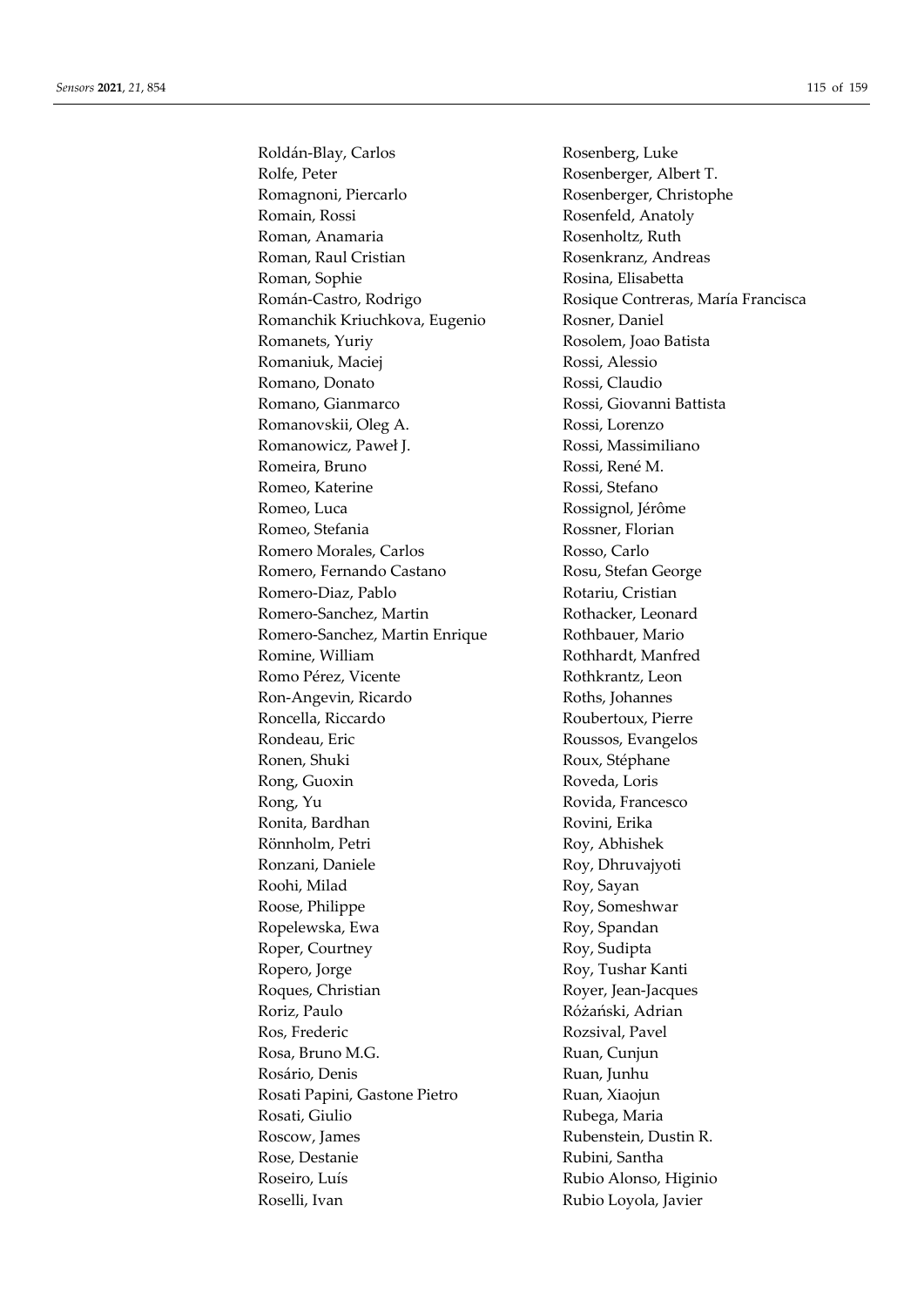Roldán-Blay, Carlos
Rolfe, Peter
Romagnoni, Piercarlo
Romain, Rossi
Roman, Anamaria
Roman, Raul Cristian
Roman, Sophie
Román-Castro, Rodrigo
Romanchik Kriuchkova, Eugenio
Romanets, Yuriy
Romaniuk, Maciej
Romano, Donato
Romano, Gianmarco
Romanovskii, Oleg A.
Romanowicz, Paweł J.
Romeira, Bruno
Romeo, Katerine
Romeo, Luca
Romeo, Stefania
Romero Morales, Carlos
Romero, Fernando Castano
Romero-Diaz, Pablo
Romero-Sanchez, Martin
Romero-Sanchez, Martin Enrique
Romine, William
Romo Pérez, Vicente
Ron-Angevin, Ricardo
Roncella, Riccardo
Rondeau, Eric
Ronen, Shuki
Rong, Guoxin
Rong, Yu
Ronita, Bardhan
Rönnholm, Petri
Ronzani, Daniele
Roohi, Milad
Roose, Philippe
Ropelewska, Ewa
Roper, Courtney
Ropero, Jorge
Roques, Christian
Roriz, Paulo
Ros, Frederic
Rosa, Bruno M.G.
Rosário, Denis
Rosati Papini, Gastone Pietro
Rosati, Giulio
Roscow, James
Rose, Destanie
Roseiro, Luís
Roselli, Ivan
Rosenberg, Luke
Rosenberger, Albert T.
Rosenberger, Christophe
Rosenfeld, Anatoly
Rosenholtz, Ruth
Rosenkranz, Andreas
Rosina, Elisabetta
Rosique Contreras, María Francisca
Rosner, Daniel
Rosolem, Joao Batista
Rossi, Alessio
Rossi, Claudio
Rossi, Giovanni Battista
Rossi, Lorenzo
Rossi, Massimiliano
Rossi, René M.
Rossi, Stefano
Rossignol, Jérôme
Rossner, Florian
Rosso, Carlo
Rosu, Stefan George
Rotariu, Cristian
Rothacker, Leonard
Rothbauer, Mario
Rothhardt, Manfred
Rothkrantz, Leon
Roths, Johannes
Roubertoux, Pierre
Roussos, Evangelos
Roux, Stéphane
Roveda, Loris
Rovida, Francesco
Rovini, Erika
Roy, Abhishek
Roy, Dhruvajyoti
Roy, Sayan
Roy, Someshwar
Roy, Spandan
Roy, Sudipta
Roy, Tushar Kanti
Royer, Jean-Jacques
Różański, Adrian
Rozsival, Pavel
Ruan, Cunjun
Ruan, Junhu
Ruan, Xiaojun
Rubega, Maria
Rubenstein, Dustin R.
Rubini, Santha
Rubio Alonso, Higinio
Rubio Loyola, Javier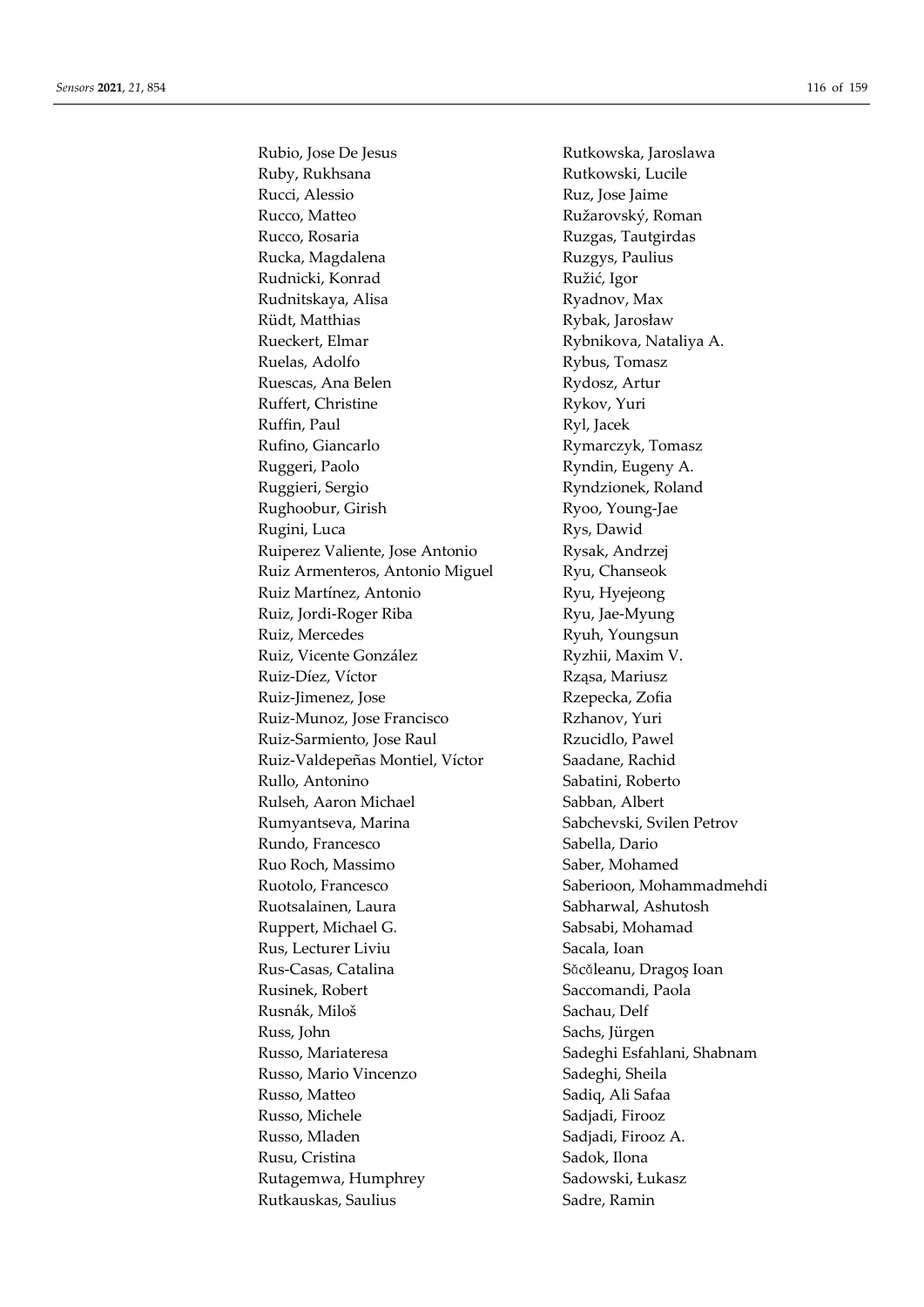Rubio, Jose De Jesus
Ruby, Rukhsana
Rucci, Alessio
Rucco, Matteo
Rucco, Rosaria
Rucka, Magdalena
Rudnicki, Konrad
Rudnitskaya, Alisa
Rüdt, Matthias
Rueckert, Elmar
Ruelas, Adolfo
Ruescas, Ana Belen
Ruffert, Christine
Ruffin, Paul
Rufino, Giancarlo
Ruggeri, Paolo
Ruggieri, Sergio
Rughoobur, Girish
Rugini, Luca
Ruiperez Valiente, Jose Antonio
Ruiz Armenteros, Antonio Miguel
Ruiz Martínez, Antonio
Ruiz, Jordi-Roger Riba
Ruiz, Mercedes
Ruiz, Vicente González
Ruiz-Díez, Víctor
Ruiz-Jimenez, Jose
Ruiz-Munoz, Jose Francisco
Ruiz-Sarmiento, Jose Raul
Ruiz-Valdepeñas Montiel, Víctor
Rullo, Antonino
Rulseh, Aaron Michael
Rumyantseva, Marina
Rundo, Francesco
Ruo Roch, Massimo
Ruotolo, Francesco
Ruotsalainen, Laura
Ruppert, Michael G.
Rus, Lecturer Liviu
Rus-Casas, Catalina
Rusinek, Robert
Rusnák, Miloš
Russ, John
Russo, Mariateresa
Russo, Mario Vincenzo
Russo, Matteo
Russo, Michele
Russo, Mladen
Rusu, Cristina
Rutagemwa, Humphrey
Rutkauskas, Saulius
Rutkowska, Jaroslawa
Rutkowski, Lucile
Ruz, Jose Jaime
Ružarovský, Roman
Ruzgas, Tautgirdas
Ruzgys, Paulius
Ružić, Igor
Ryadnov, Max
Rybak, Jarosław
Rybnikova, Nataliya A.
Rybus, Tomasz
Rydosz, Artur
Rykov, Yuri
Ryl, Jacek
Rymarczyk, Tomasz
Ryndin, Eugeny A.
Ryndzionek, Roland
Ryoo, Young-Jae
Rys, Dawid
Rysak, Andrzej
Ryu, Chanseok
Ryu, Hyejeong
Ryu, Jae-Myung
Ryuh, Youngsun
Ryzhii, Maxim V.
Rząsa, Mariusz
Rzepecka, Zofia
Rzhanov, Yuri
Rzucidlo, Pawel
Saadane, Rachid
Sabatini, Roberto
Sabban, Albert
Sabchevski, Svilen Petrov
Sabella, Dario
Saber, Mohamed
Saberioon, Mohammadmehdi
Sabharwal, Ashutosh
Sabsabi, Mohamad
Sacala, Ioan
Săcăleanu, Dragoş Ioan
Saccomandi, Paola
Sachau, Delf
Sachs, Jürgen
Sadeghi Esfahlani, Shabnam
Sadeghi, Sheila
Sadiq, Ali Safaa
Sadjadi, Firooz
Sadjadi, Firooz A.
Sadok, Ilona
Sadowski, Łukasz
Sadre, Ramin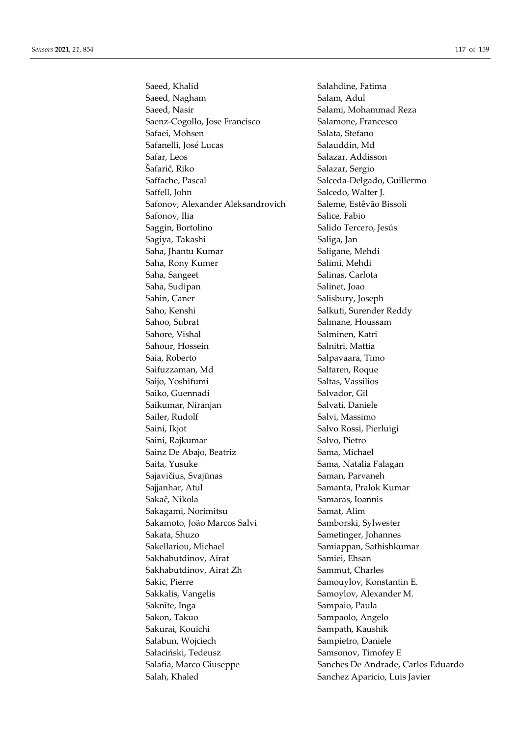Saeed, Khalid
Saeed, Nagham
Saeed, Nasir
Saenz-Cogollo, Jose Francisco
Safaei, Mohsen
Safanelli, José Lucas
Safar, Leos
Šafarič, Riko
Saffache, Pascal
Saffell, John
Safonov, Alexander Aleksandrovich
Safonov, Ilia
Saggin, Bortolino
Sagiya, Takashi
Saha, Jhantu Kumar
Saha, Rony Kumer
Saha, Sangeet
Saha, Sudipan
Sahin, Caner
Saho, Kenshi
Sahoo, Subrat
Sahore, Vishal
Sahour, Hossein
Saia, Roberto
Saifuzzaman, Md
Saijo, Yoshifumi
Saiko, Guennadi
Saikumar, Niranjan
Sailer, Rudolf
Saini, Ikjot
Saini, Rajkumar
Sainz De Abajo, Beatriz
Saita, Yusuke
Sajavičius, Svajūnas
Sajjanhar, Atul
Sakač, Nikola
Sakagami, Norimitsu
Sakamoto, João Marcos Salvi
Sakata, Shuzo
Sakellariou, Michael
Sakhabutdinov, Airat
Sakhabutdinov, Airat Zh
Sakic, Pierre
Sakkalis, Vangelis
Saknīte, Inga
Sakon, Takuo
Sakurai, Kouichi
Sałabun, Wojciech
Sałaciński, Tedeusz
Salafia, Marco Giuseppe
Salah, Khaled
Salahdine, Fatima
Salam, Adul
Salami, Mohammad Reza
Salamone, Francesco
Salata, Stefano
Salauddin, Md
Salazar, Addisson
Salazar, Sergio
Salceda-Delgado, Guillermo
Salcedo, Walter J.
Saleme, Estêvão Bissoli
Salice, Fabio
Salido Tercero, Jesús
Saliga, Jan
Saligane, Mehdi
Salimi, Mehdi
Salinas, Carlota
Salinet, Joao
Salisbury, Joseph
Salkuti, Surender Reddy
Salmane, Houssam
Salminen, Katri
Salnitri, Mattia
Salpavaara, Timo
Saltaren, Roque
Saltas, Vassilios
Salvador, Gil
Salvati, Daniele
Salvi, Massimo
Salvo Rossi, Pierluigi
Salvo, Pietro
Sama, Michael
Sama, Natalia Falagan
Saman, Parvaneh
Samanta, Pralok Kumar
Samaras, Ioannis
Samat, Alim
Samborski, Sylwester
Sametinger, Johannes
Samiappan, Sathishkumar
Samiei, Ehsan
Sammut, Charles
Samouylov, Konstantin E.
Samoylov, Alexander M.
Sampaio, Paula
Sampaolo, Angelo
Sampath, Kaushik
Sampietro, Daniele
Samsonov, Timofey E
Sanches De Andrade, Carlos Eduardo
Sanchez Aparicio, Luis Javier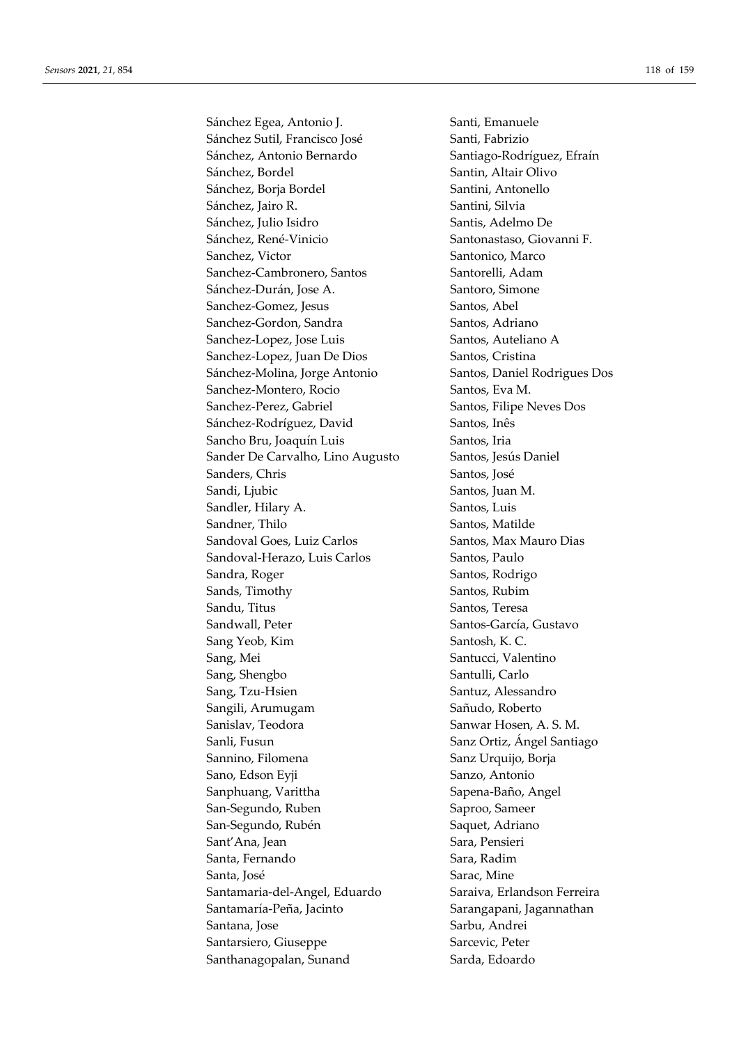Sánchez Egea, Antonio J.
Sánchez Sutil, Francisco José
Sánchez, Antonio Bernardo
Sánchez, Bordel
Sánchez, Borja Bordel
Sánchez, Jairo R.
Sánchez, Julio Isidro
Sánchez, René-Vinicio
Sanchez, Victor
Sanchez-Cambronero, Santos
Sánchez-Durán, Jose A.
Sanchez-Gomez, Jesus
Sanchez-Gordon, Sandra
Sanchez-Lopez, Jose Luis
Sanchez-Lopez, Juan De Dios
Sánchez-Molina, Jorge Antonio
Sanchez-Montero, Rocio
Sanchez-Perez, Gabriel
Sánchez-Rodríguez, David
Sancho Bru, Joaquín Luis
Sander De Carvalho, Lino Augusto
Sanders, Chris
Sandi, Ljubic
Sandler, Hilary A.
Sandner, Thilo
Sandoval Goes, Luiz Carlos
Sandoval-Herazo, Luis Carlos
Sandra, Roger
Sands, Timothy
Sandu, Titus
Sandwall, Peter
Sang Yeob, Kim
Sang, Mei
Sang, Shengbo
Sang, Tzu-Hsien
Sangili, Arumugam
Sanislav, Teodora
Sanli, Fusun
Sannino, Filomena
Sano, Edson Eyji
Sanphuang, Varittha
San-Segundo, Ruben
San-Segundo, Rubén
Sant'Ana, Jean
Santa, Fernando
Santa, José
Santamaria-del-Angel, Eduardo
Santamaría-Peña, Jacinto
Santana, Jose
Santarsiero, Giuseppe
Santhanagopalan, Sunand
Santi, Emanuele
Santi, Fabrizio
Santiago-Rodríguez, Efraín
Santin, Altair Olivo
Santini, Antonello
Santini, Silvia
Santis, Adelmo De
Santonastaso, Giovanni F.
Santonico, Marco
Santorelli, Adam
Santoro, Simone
Santos, Abel
Santos, Adriano
Santos, Auteliano A
Santos, Cristina
Santos, Daniel Rodrigues Dos
Santos, Eva M.
Santos, Filipe Neves Dos
Santos, Inês
Santos, Iria
Santos, Jesús Daniel
Santos, José
Santos, Juan M.
Santos, Luis
Santos, Matilde
Santos, Max Mauro Dias
Santos, Paulo
Santos, Rodrigo
Santos, Rubim
Santos, Teresa
Santos-García, Gustavo
Santosh, K. C.
Santucci, Valentino
Santulli, Carlo
Santuz, Alessandro
Sañudo, Roberto
Sanwar Hosen, A. S. M.
Sanz Ortiz, Ángel Santiago
Sanz Urquijo, Borja
Sanzo, Antonio
Sapena-Baño, Angel
Saproo, Sameer
Saquet, Adriano
Sara, Pensieri
Sara, Radim
Sarac, Mine
Saraiva, Erlandson Ferreira
Sarangapani, Jagannathan
Sarbu, Andrei
Sarcevic, Peter
Sarda, Edoardo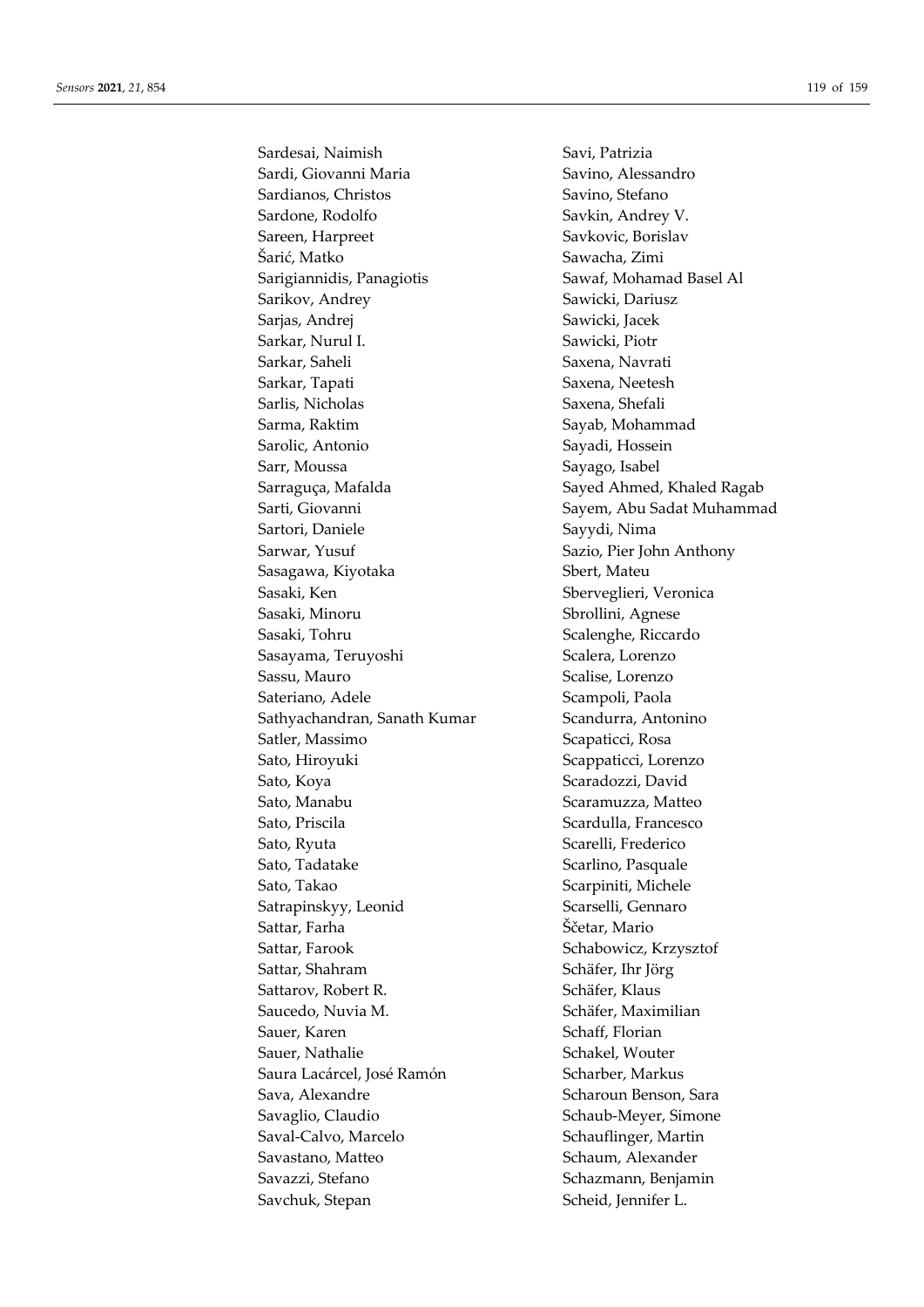Sardesai, Naimish
Sardi, Giovanni Maria
Sardianos, Christos
Sardone, Rodolfo
Sareen, Harpreet
Šarić, Matko
Sarigiannidis, Panagiotis
Sarikov, Andrey
Sarjas, Andrej
Sarkar, Nurul I.
Sarkar, Saheli
Sarkar, Tapati
Sarlis, Nicholas
Sarma, Raktim
Sarolic, Antonio
Sarr, Moussa
Sarraguça, Mafalda
Sarti, Giovanni
Sartori, Daniele
Sarwar, Yusuf
Sasagawa, Kiyotaka
Sasaki, Ken
Sasaki, Minoru
Sasaki, Tohru
Sasayama, Teruyoshi
Sassu, Mauro
Sateriano, Adele
Sathyachandran, Sanath Kumar
Satler, Massimo
Sato, Hiroyuki
Sato, Koya
Sato, Manabu
Sato, Priscila
Sato, Ryuta
Sato, Tadatake
Sato, Takao
Satrapinskyy, Leonid
Sattar, Farha
Sattar, Farook
Sattar, Shahram
Sattarov, Robert R.
Saucedo, Nuvia M.
Sauer, Karen
Sauer, Nathalie
Saura Lacárcel, José Ramón
Sava, Alexandre
Savaglio, Claudio
Saval-Calvo, Marcelo
Savastano, Matteo
Savazzi, Stefano
Savchuk, Stepan
Savi, Patrizia
Savino, Alessandro
Savino, Stefano
Savkin, Andrey V.
Savkovic, Borislav
Sawacha, Zimi
Sawaf, Mohamad Basel Al
Sawicki, Dariusz
Sawicki, Jacek
Sawicki, Piotr
Saxena, Navrati
Saxena, Neetesh
Saxena, Shefali
Sayab, Mohammad
Sayadi, Hossein
Sayago, Isabel
Sayed Ahmed, Khaled Ragab
Sayem, Abu Sadat Muhammad
Sayydi, Nima
Sazio, Pier John Anthony
Sbert, Mateu
Sberveglieri, Veronica
Sbrollini, Agnese
Scalenghe, Riccardo
Scalera, Lorenzo
Scalise, Lorenzo
Scampoli, Paola
Scandurra, Antonino
Scapaticci, Rosa
Scappaticci, Lorenzo
Scaradozzi, David
Scaramuzza, Matteo
Scardulla, Francesco
Scarelli, Frederico
Scarlino, Pasquale
Scarpiniti, Michele
Scarselli, Gennaro
Ščetar, Mario
Schabowicz, Krzysztof
Schäfer, Ihr Jörg
Schäfer, Klaus
Schäfer, Maximilian
Schaff, Florian
Schakel, Wouter
Scharber, Markus
Scharoun Benson, Sara
Schaub-Meyer, Simone
Schauflinger, Martin
Schaum, Alexander
Schazmann, Benjamin
Scheid, Jennifer L.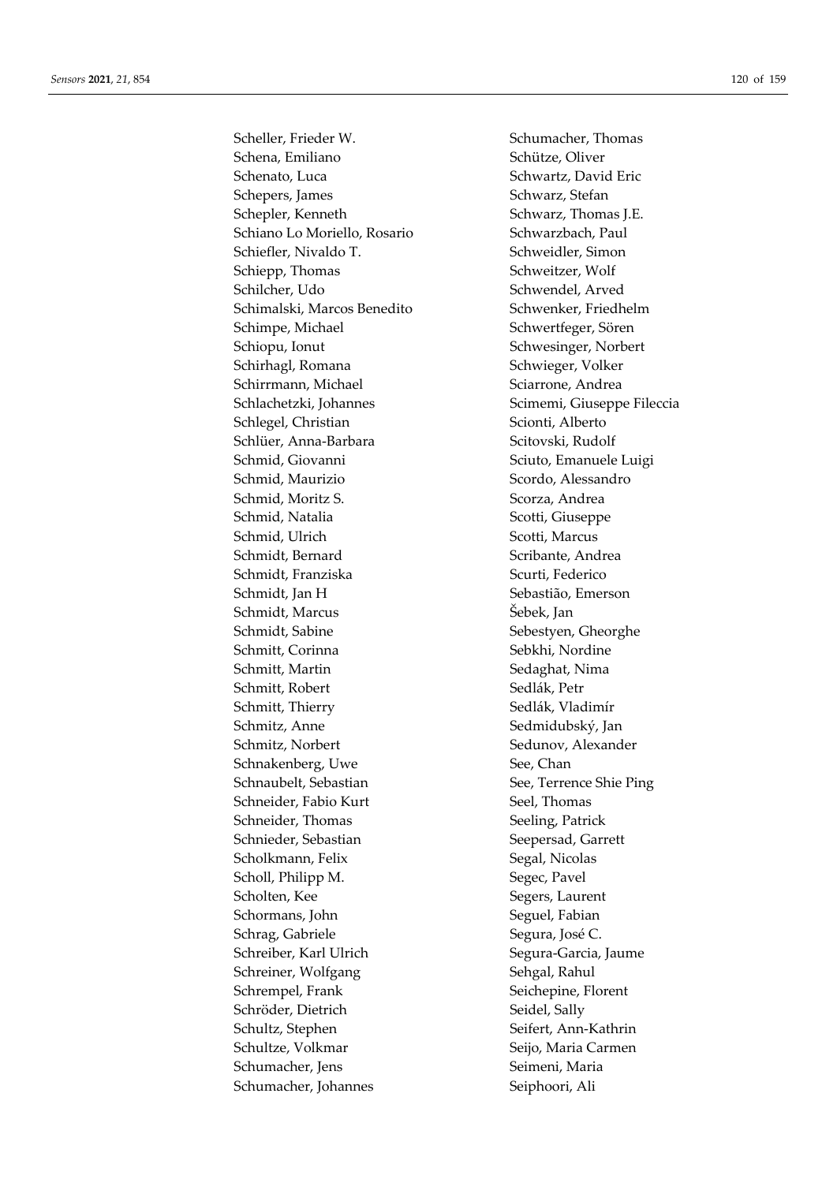Scheller, Frieder W.
Schena, Emiliano
Schenato, Luca
Schepers, James
Schepler, Kenneth
Schiano Lo Moriello, Rosario
Schiefler, Nivaldo T.
Schiepp, Thomas
Schilcher, Udo
Schimalski, Marcos Benedito
Schimpe, Michael
Schiopu, Ionut
Schirhagl, Romana
Schirrmann, Michael
Schlachetzki, Johannes
Schlegel, Christian
Schlüer, Anna-Barbara
Schmid, Giovanni
Schmid, Maurizio
Schmid, Moritz S.
Schmid, Natalia
Schmid, Ulrich
Schmidt, Bernard
Schmidt, Franziska
Schmidt, Jan H
Schmidt, Marcus
Schmidt, Sabine
Schmitt, Corinna
Schmitt, Martin
Schmitt, Robert
Schmitt, Thierry
Schmitz, Anne
Schmitz, Norbert
Schnakenberg, Uwe
Schnaubelt, Sebastian
Schneider, Fabio Kurt
Schneider, Thomas
Schnieder, Sebastian
Scholkmann, Felix
Scholl, Philipp M.
Scholten, Kee
Schormans, John
Schrag, Gabriele
Schreiber, Karl Ulrich
Schreiner, Wolfgang
Schrempel, Frank
Schröder, Dietrich
Schultz, Stephen
Schultze, Volkmar
Schumacher, Jens
Schumacher, Johannes
Schumacher, Thomas
Schütze, Oliver
Schwartz, David Eric
Schwarz, Stefan
Schwarz, Thomas J.E.
Schwarzbach, Paul
Schweidler, Simon
Schweitzer, Wolf
Schwendel, Arved
Schwenker, Friedhelm
Schwertfeger, Sören
Schwesinger, Norbert
Schwieger, Volker
Sciarrone, Andrea
Scimemi, Giuseppe Fileccia
Scionti, Alberto
Scitovski, Rudolf
Sciuto, Emanuele Luigi
Scordo, Alessandro
Scorza, Andrea
Scotti, Giuseppe
Scotti, Marcus
Scribante, Andrea
Scurti, Federico
Sebastião, Emerson
Šebek, Jan
Sebestyen, Gheorghe
Sebkhi, Nordine
Sedaghat, Nima
Sedlák, Petr
Sedlák, Vladimír
Sedmidubský, Jan
Sedunov, Alexander
See, Chan
See, Terrence Shie Ping
Seel, Thomas
Seeling, Patrick
Seepersad, Garrett
Segal, Nicolas
Segec, Pavel
Segers, Laurent
Seguel, Fabian
Segura, José C.
Segura-Garcia, Jaume
Sehgal, Rahul
Seichepine, Florent
Seidel, Sally
Seifert, Ann-Kathrin
Seijo, Maria Carmen
Seimeni, Maria
Seiphoori, Ali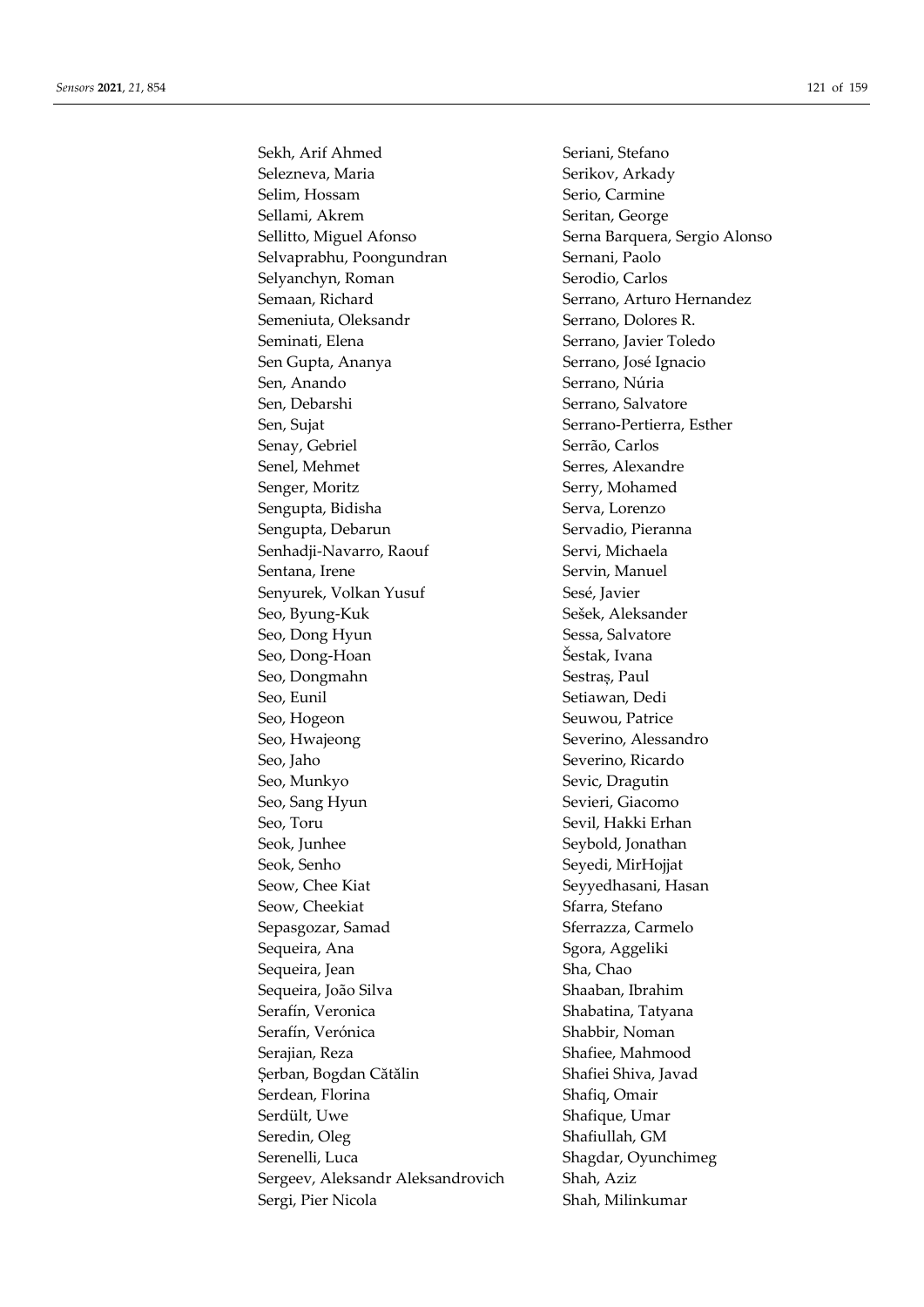Sekh, Arif Ahmed
Selezneva, Maria
Selim, Hossam
Sellami, Akrem
Sellitto, Miguel Afonso
Selvaprabhu, Poongundran
Selyanchyn, Roman
Semaan, Richard
Semeniuta, Oleksandr
Seminati, Elena
Sen Gupta, Ananya
Sen, Anando
Sen, Debarshi
Sen, Sujat
Senay, Gebriel
Senel, Mehmet
Senger, Moritz
Sengupta, Bidisha
Sengupta, Debarun
Senhadji-Navarro, Raouf
Sentana, Irene
Senyurek, Volkan Yusuf
Seo, Byung-Kuk
Seo, Dong Hyun
Seo, Dong-Hoan
Seo, Dongmahn
Seo, Eunil
Seo, Hogeon
Seo, Hwajeong
Seo, Jaho
Seo, Munkyo
Seo, Sang Hyun
Seo, Toru
Seok, Junhee
Seok, Senho
Seow, Chee Kiat
Seow, Cheekiat
Sepasgozar, Samad
Sequeira, Ana
Sequeira, Jean
Sequeira, João Silva
Serafín, Veronica
Serafín, Verónica
Serajian, Reza
Șerban, Bogdan Cătălin
Serdean, Florina
Serdült, Uwe
Seredin, Oleg
Serenelli, Luca
Sergeev, Aleksandr Aleksandrovich
Sergi, Pier Nicola
Seriani, Stefano
Serikov, Arkady
Serio, Carmine
Seritan, George
Serna Barquera, Sergio Alonso
Sernani, Paolo
Serodio, Carlos
Serrano, Arturo Hernandez
Serrano, Dolores R.
Serrano, Javier Toledo
Serrano, José Ignacio
Serrano, Núria
Serrano, Salvatore
Serrano-Pertierra, Esther
Serrão, Carlos
Serres, Alexandre
Serry, Mohamed
Serva, Lorenzo
Servadio, Pieranna
Servi, Michaela
Servin, Manuel
Sesé, Javier
Sešek, Aleksander
Sessa, Salvatore
Šestak, Ivana
Sestraș, Paul
Setiawan, Dedi
Seuwou, Patrice
Severino, Alessandro
Severino, Ricardo
Sevic, Dragutin
Sevieri, Giacomo
Sevil, Hakki Erhan
Seybold, Jonathan
Seyedi, MirHojjat
Seyyedhasani, Hasan
Sfarra, Stefano
Sferrazza, Carmelo
Sgora, Aggeliki
Sha, Chao
Shaaban, Ibrahim
Shabatina, Tatyana
Shabbir, Noman
Shafiee, Mahmood
Shafiei Shiva, Javad
Shafiq, Omair
Shafique, Umar
Shafiullah, GM
Shagdar, Oyunchimeg
Shah, Aziz
Shah, Milinkumar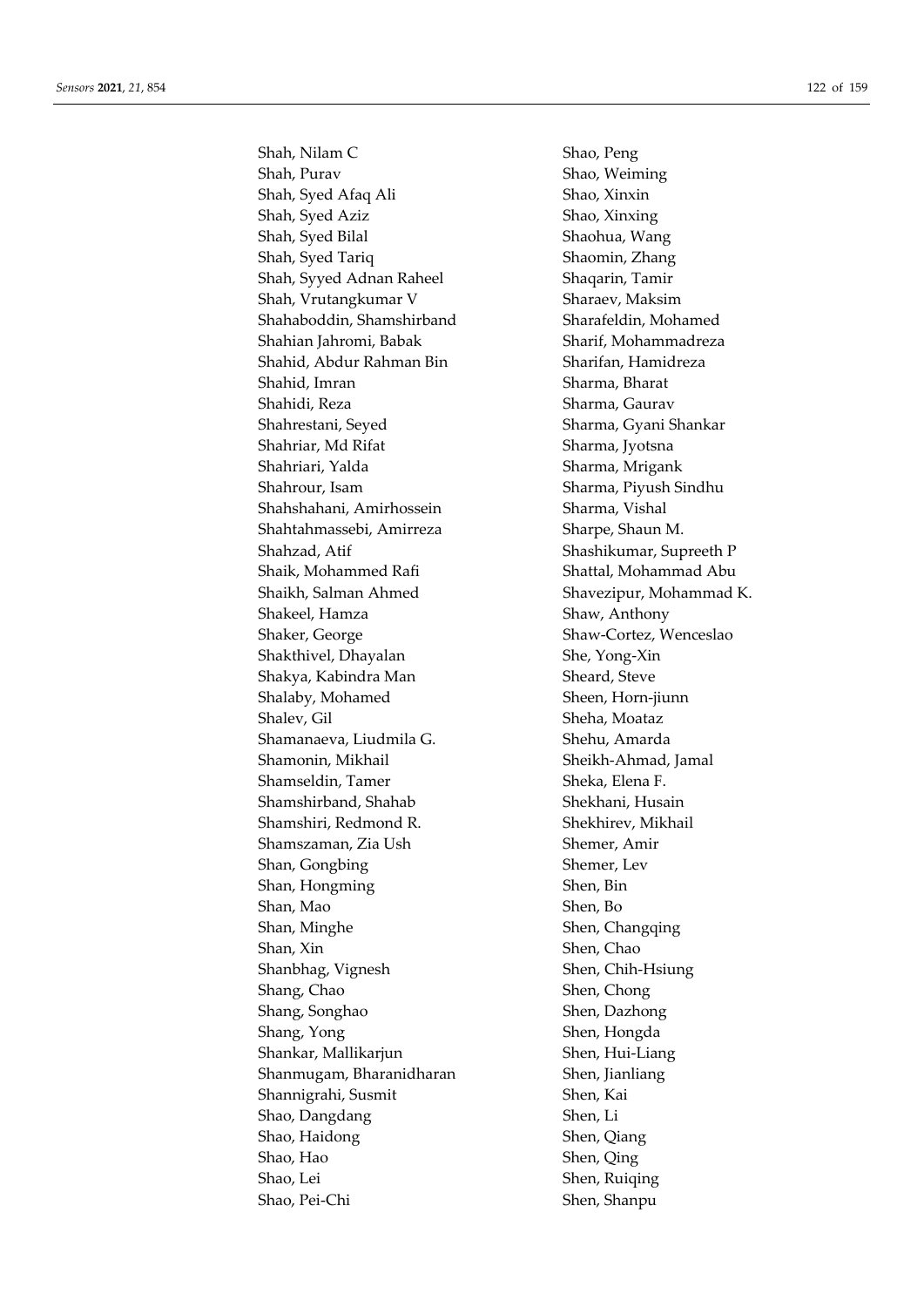Shah, Nilam C
Shah, Purav
Shah, Syed Afaq Ali
Shah, Syed Aziz
Shah, Syed Bilal
Shah, Syed Tariq
Shah, Syyed Adnan Raheel
Shah, Vrutangkumar V
Shahaboddin, Shamshirband
Shahian Jahromi, Babak
Shahid, Abdur Rahman Bin
Shahid, Imran
Shahidi, Reza
Shahrestani, Seyed
Shahriar, Md Rifat
Shahriari, Yalda
Shahrour, Isam
Shahshahani, Amirhossein
Shahtahmassebi, Amirreza
Shahzad, Atif
Shaik, Mohammed Rafi
Shaikh, Salman Ahmed
Shakeel, Hamza
Shaker, George
Shakthivel, Dhayalan
Shakya, Kabindra Man
Shalaby, Mohamed
Shalev, Gil
Shamanaeva, Liudmila G.
Shamonin, Mikhail
Shamseldin, Tamer
Shamshirband, Shahab
Shamshiri, Redmond R.
Shamszaman, Zia Ush
Shan, Gongbing
Shan, Hongming
Shan, Mao
Shan, Minghe
Shan, Xin
Shanbhag, Vignesh
Shang, Chao
Shang, Songhao
Shang, Yong
Shankar, Mallikarjun
Shanmugam, Bharanidharan
Shannigrahi, Susmit
Shao, Dangdang
Shao, Haidong
Shao, Hao
Shao, Lei
Shao, Pei-Chi
Shao, Peng
Shao, Weiming
Shao, Xinxin
Shao, Xinxing
Shaohua, Wang
Shaomin, Zhang
Shaqarin, Tamir
Sharaev, Maksim
Sharafeldin, Mohamed
Sharif, Mohammadreza
Sharifan, Hamidreza
Sharma, Bharat
Sharma, Gaurav
Sharma, Gyani Shankar
Sharma, Jyotsna
Sharma, Mrigank
Sharma, Piyush Sindhu
Sharma, Vishal
Sharpe, Shaun M.
Shashikumar, Supreeth P
Shattal, Mohammad Abu
Shavezipur, Mohammad K.
Shaw, Anthony
Shaw-Cortez, Wenceslao
She, Yong-Xin
Sheard, Steve
Sheen, Horn-jiunn
Sheha, Moataz
Shehu, Amarda
Sheikh-Ahmad, Jamal
Sheka, Elena F.
Shekhani, Husain
Shekhirev, Mikhail
Shemer, Amir
Shemer, Lev
Shen, Bin
Shen, Bo
Shen, Changqing
Shen, Chao
Shen, Chih-Hsiung
Shen, Chong
Shen, Dazhong
Shen, Hongda
Shen, Hui-Liang
Shen, Jianliang
Shen, Kai
Shen, Li
Shen, Qiang
Shen, Qing
Shen, Ruiqing
Shen, Shanpu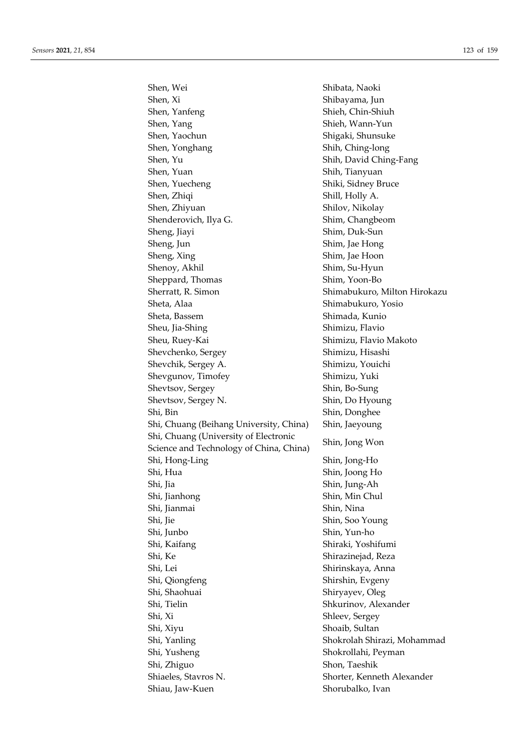Shen, Wei
Shen, Xi
Shen, Yanfeng
Shen, Yang
Shen, Yaochun
Shen, Yonghang
Shen, Yu
Shen, Yuan
Shen, Yuecheng
Shen, Zhiqi
Shen, Zhiyuan
Shenderovich, Ilya G.
Sheng, Jiayi
Sheng, Jun
Sheng, Xing
Shenoy, Akhil
Sheppard, Thomas
Sherratt, R. Simon
Sheta, Alaa
Sheta, Bassem
Sheu, Jia-Shing
Sheu, Ruey-Kai
Shevchenko, Sergey
Shevchik, Sergey A.
Shevgunov, Timofey
Shevtsov, Sergey
Shevtsov, Sergey N.
Shi, Bin
Shi, Chuang (Beihang University, China)
Shi, Chuang (University of Electronic Science and Technology of China, China)
Shi, Hong-Ling
Shi, Hua
Shi, Jia
Shi, Jianhong
Shi, Jianmai
Shi, Jie
Shi, Junbo
Shi, Kaifang
Shi, Ke
Shi, Lei
Shi, Qiongfeng
Shi, Shaohuai
Shi, Tielin
Shi, Xi
Shi, Xiyu
Shi, Yanling
Shi, Yusheng
Shi, Zhiguo
Shiaeles, Stavros N.
Shiau, Jaw-Kuen
Shibata, Naoki
Shibayama, Jun
Shieh, Chin-Shiuh
Shieh, Wann-Yun
Shigaki, Shunsuke
Shih, Ching-long
Shih, David Ching-Fang
Shih, Tianyuan
Shiki, Sidney Bruce
Shill, Holly A.
Shilov, Nikolay
Shim, Changbeom
Shim, Duk-Sun
Shim, Jae Hong
Shim, Jae Hoon
Shim, Su-Hyun
Shim, Yoon-Bo
Shimabukuro, Milton Hirokazu
Shimabukuro, Yosio
Shimada, Kunio
Shimizu, Flavio
Shimizu, Flavio Makoto
Shimizu, Hisashi
Shimizu, Youichi
Shimizu, Yuki
Shin, Bo-Sung
Shin, Do Hyoung
Shin, Donghee
Shin, Jaeyoung
Shin, Jong Won
Shin, Jong-Ho
Shin, Joong Ho
Shin, Jung-Ah
Shin, Min Chul
Shin, Nina
Shin, Soo Young
Shin, Yun-ho
Shiraki, Yoshifumi
Shirazinejad, Reza
Shirinskaya, Anna
Shirshin, Evgeny
Shiryayev, Oleg
Shkurinov, Alexander
Shleev, Sergey
Shoaib, Sultan
Shokrolah Shirazi, Mohammad
Shokrollahi, Peyman
Shon, Taeshik
Shorter, Kenneth Alexander
Shorubalko, Ivan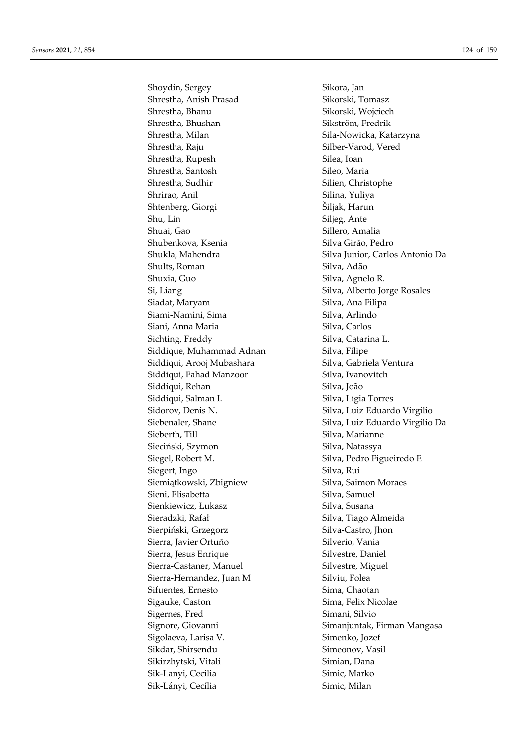Shoydin, Sergey
Shrestha, Anish Prasad
Shrestha, Bhanu
Shrestha, Bhushan
Shrestha, Milan
Shrestha, Raju
Shrestha, Rupesh
Shrestha, Santosh
Shrestha, Sudhir
Shrirao, Anil
Shtenberg, Giorgi
Shu, Lin
Shuai, Gao
Shubenkova, Ksenia
Shukla, Mahendra
Shults, Roman
Shuxia, Guo
Si, Liang
Siadat, Maryam
Siami-Namini, Sima
Siani, Anna Maria
Sichting, Freddy
Siddique, Muhammad Adnan
Siddiqui, Arooj Mubashara
Siddiqui, Fahad Manzoor
Siddiqui, Rehan
Siddiqui, Salman I.
Sidorov, Denis N.
Siebenaler, Shane
Sieberth, Till
Sieciński, Szymon
Siegel, Robert M.
Siegert, Ingo
Siemiątkowski, Zbigniew
Sieni, Elisabetta
Sienkiewicz, Łukasz
Sieradzki, Rafał
Sierpiński, Grzegorz
Sierra, Javier Ortuño
Sierra, Jesus Enrique
Sierra-Castaner, Manuel
Sierra-Hernandez, Juan M
Sifuentes, Ernesto
Sigauke, Caston
Sigernes, Fred
Signore, Giovanni
Sigolaeva, Larisa V.
Sikdar, Shirsendu
Sikirzhytski, Vitali
Sik-Lanyi, Cecilia
Sik-Lányi, Cecília
Sikora, Jan
Sikorski, Tomasz
Sikorski, Wojciech
Sikström, Fredrik
Sila-Nowicka, Katarzyna
Silber-Varod, Vered
Silea, Ioan
Sileo, Maria
Silien, Christophe
Silina, Yuliya
Šiljak, Harun
Siljeg, Ante
Sillero, Amalia
Silva Girão, Pedro
Silva Junior, Carlos Antonio Da
Silva, Adão
Silva, Agnelo R.
Silva, Alberto Jorge Rosales
Silva, Ana Filipa
Silva, Arlindo
Silva, Carlos
Silva, Catarina L.
Silva, Filipe
Silva, Gabriela Ventura
Silva, Ivanovitch
Silva, João
Silva, Lígia Torres
Silva, Luiz Eduardo Virgilio
Silva, Luiz Eduardo Virgilio Da
Silva, Marianne
Silva, Natassya
Silva, Pedro Figueiredo E
Silva, Rui
Silva, Saimon Moraes
Silva, Samuel
Silva, Susana
Silva, Tiago Almeida
Silva-Castro, Jhon
Silverio, Vania
Silvestre, Daniel
Silvestre, Miguel
Silviu, Folea
Sima, Chaotan
Sima, Felix Nicolae
Simani, Silvio
Simanjuntak, Firman Mangasa
Simenko, Jozef
Simeonov, Vasil
Simian, Dana
Simic, Marko
Simic, Milan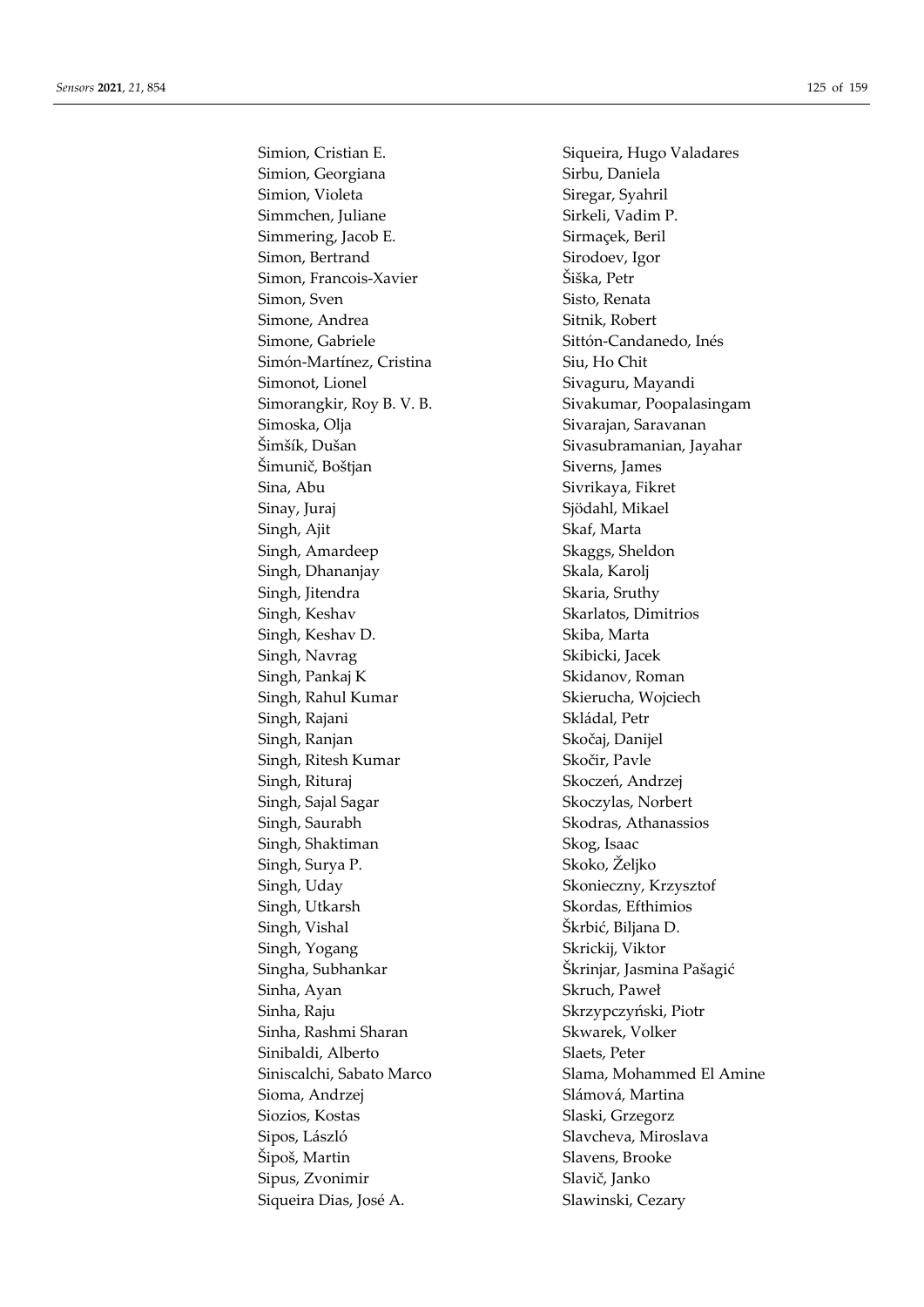Simion, Cristian E.
Simion, Georgiana
Simion, Violeta
Simmchen, Juliane
Simmering, Jacob E.
Simon, Bertrand
Simon, Francois-Xavier
Simon, Sven
Simone, Andrea
Simone, Gabriele
Simón-Martínez, Cristina
Simonot, Lionel
Simorangkir, Roy B. V. B.
Simoska, Olja
Šimšík, Dušan
Šimunič, Boštjan
Sina, Abu
Sinay, Juraj
Singh, Ajit
Singh, Amardeep
Singh, Dhananjay
Singh, Jitendra
Singh, Keshav
Singh, Keshav D.
Singh, Navrag
Singh, Pankaj K
Singh, Rahul Kumar
Singh, Rajani
Singh, Ranjan
Singh, Ritesh Kumar
Singh, Rituraj
Singh, Sajal Sagar
Singh, Saurabh
Singh, Shaktiman
Singh, Surya P.
Singh, Uday
Singh, Utkarsh
Singh, Vishal
Singh, Yogang
Singha, Subhankar
Sinha, Ayan
Sinha, Raju
Sinha, Rashmi Sharan
Sinibaldi, Alberto
Siniscalchi, Sabato Marco
Sioma, Andrzej
Siozios, Kostas
Sipos, László
Šipoš, Martin
Sipus, Zvonimir
Siqueira Dias, José A.
Siqueira, Hugo Valadares
Sirbu, Daniela
Siregar, Syahril
Sirkeli, Vadim P.
Sirmaçek, Beril
Sirodoev, Igor
Šiška, Petr
Sisto, Renata
Sitnik, Robert
Sittón-Candanedo, Inés
Siu, Ho Chit
Sivaguru, Mayandi
Sivakumar, Poopalasingam
Sivarajan, Saravanan
Sivasubramanian, Jayahar
Siverns, James
Sivrikaya, Fikret
Sjödahl, Mikael
Skaf, Marta
Skaggs, Sheldon
Skala, Karolj
Skaria, Sruthy
Skarlatos, Dimitrios
Skiba, Marta
Skibicki, Jacek
Skidanov, Roman
Skierucha, Wojciech
Skládal, Petr
Skočaj, Danijel
Skočir, Pavle
Skoczeń, Andrzej
Skoczylas, Norbert
Skodras, Athanassios
Skog, Isaac
Skoko, Željko
Skonieczny, Krzysztof
Skordas, Efthimios
Škrbić, Biljana D.
Skrickij, Viktor
Škrinjar, Jasmina Pašagić
Skruch, Paweł
Skrzypczyński, Piotr
Skwarek, Volker
Slaets, Peter
Slama, Mohammed El Amine
Slámová, Martina
Slaski, Grzegorz
Slavcheva, Miroslava
Slavens, Brooke
Slavič, Janko
Slawinski, Cezary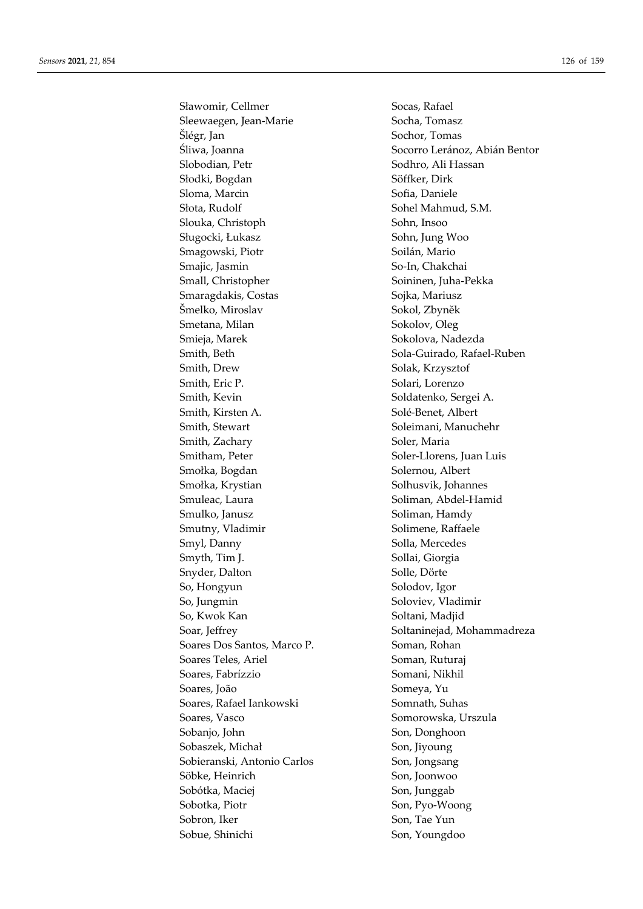Sławomir, Cellmer
Sleewaegen, Jean-Marie
Šlégr, Jan
Śliwa, Joanna
Slobodian, Petr
Słodki, Bogdan
Sloma, Marcin
Słota, Rudolf
Slouka, Christoph
Sługocki, Łukasz
Smagowski, Piotr
Smajic, Jasmin
Small, Christopher
Smaragdakis, Costas
Šmelko, Miroslav
Smetana, Milan
Smieja, Marek
Smith, Beth
Smith, Drew
Smith, Eric P.
Smith, Kevin
Smith, Kirsten A.
Smith, Stewart
Smith, Zachary
Smitham, Peter
Smołka, Bogdan
Smołka, Krystian
Smuleac, Laura
Smulko, Janusz
Smutny, Vladimir
Smyl, Danny
Smyth, Tim J.
Snyder, Dalton
So, Hongyun
So, Jungmin
So, Kwok Kan
Soar, Jeffrey
Soares Dos Santos, Marco P.
Soares Teles, Ariel
Soares, Fabrízzio
Soares, João
Soares, Rafael Iankowski
Soares, Vasco
Sobanjo, John
Sobaszek, Michał
Sobieranski, Antonio Carlos
Söbke, Heinrich
Sobótka, Maciej
Sobotka, Piotr
Sobron, Iker
Sobue, Shinichi
Socas, Rafael
Socha, Tomasz
Sochor, Tomas
Socorro Leránoz, Abián Bentor
Sodhro, Ali Hassan
Söffker, Dirk
Sofia, Daniele
Sohel Mahmud, S.M.
Sohn, Insoo
Sohn, Jung Woo
Soilán, Mario
So-In, Chakchai
Soininen, Juha-Pekka
Sojka, Mariusz
Sokol, Zbyněk
Sokolov, Oleg
Sokolova, Nadezda
Sola-Guirado, Rafael-Ruben
Solak, Krzysztof
Solari, Lorenzo
Soldatenko, Sergei A.
Solé-Benet, Albert
Soleimani, Manuchehr
Soler, Maria
Soler-Llorens, Juan Luis
Solernou, Albert
Solhusvik, Johannes
Soliman, Abdel-Hamid
Soliman, Hamdy
Solimene, Raffaele
Solla, Mercedes
Sollai, Giorgia
Solle, Dörte
Solodov, Igor
Soloviev, Vladimir
Soltani, Madjid
Soltaninejad, Mohammadreza
Soman, Rohan
Soman, Ruturaj
Somani, Nikhil
Someya, Yu
Somnath, Suhas
Somorowska, Urszula
Son, Donghoon
Son, Jiyoung
Son, Jongsang
Son, Joonwoo
Son, Junggab
Son, Pyo-Woong
Son, Tae Yun
Son, Youngdoo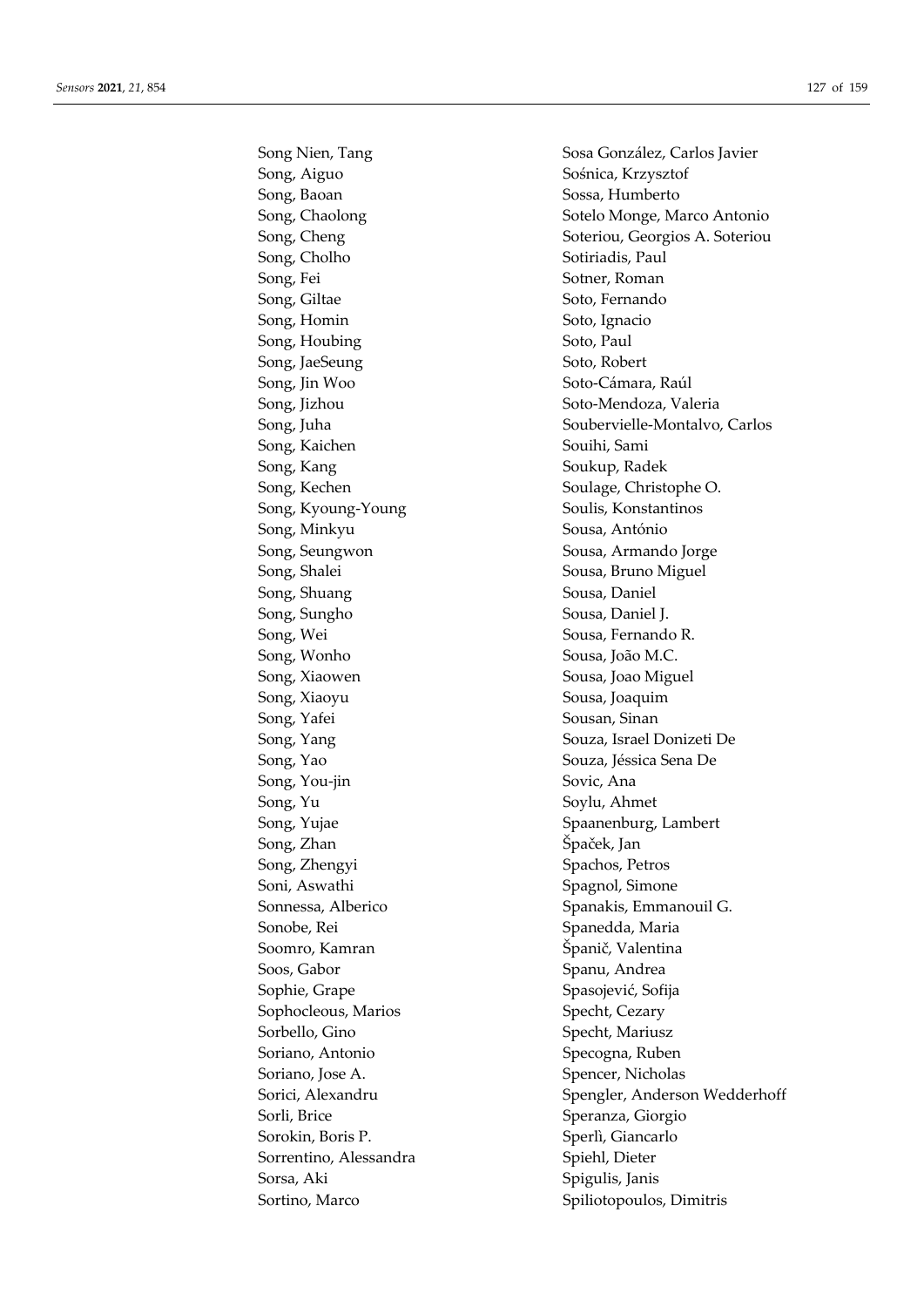Song Nien, Tang
Song, Aiguo
Song, Baoan
Song, Chaolong
Song, Cheng
Song, Cholho
Song, Fei
Song, Giltae
Song, Homin
Song, Houbing
Song, JaeSeung
Song, Jin Woo
Song, Jizhou
Song, Juha
Song, Kaichen
Song, Kang
Song, Kechen
Song, Kyoung-Young
Song, Minkyu
Song, Seungwon
Song, Shalei
Song, Shuang
Song, Sungho
Song, Wei
Song, Wonho
Song, Xiaowen
Song, Xiaoyu
Song, Yafei
Song, Yang
Song, Yao
Song, You-jin
Song, Yu
Song, Yujae
Song, Zhan
Song, Zhengyi
Soni, Aswathi
Sonnessa, Alberico
Sonobe, Rei
Soomro, Kamran
Soos, Gabor
Sophie, Grape
Sophocleous, Marios
Sorbello, Gino
Soriano, Antonio
Soriano, Jose A.
Sorici, Alexandru
Sorli, Brice
Sorokin, Boris P.
Sorrentino, Alessandra
Sorsa, Aki
Sortino, Marco
Sosa González, Carlos Javier
Sośnica, Krzysztof
Sossa, Humberto
Sotelo Monge, Marco Antonio
Soteriou, Georgios A. Soteriou
Sotiriadis, Paul
Sotner, Roman
Soto, Fernando
Soto, Ignacio
Soto, Paul
Soto, Robert
Soto-Cámara, Raúl
Soto-Mendoza, Valeria
Soubervielle-Montalvo, Carlos
Souihi, Sami
Soukup, Radek
Soulage, Christophe O.
Soulis, Konstantinos
Sousa, António
Sousa, Armando Jorge
Sousa, Bruno Miguel
Sousa, Daniel
Sousa, Daniel J.
Sousa, Fernando R.
Sousa, João M.C.
Sousa, Joao Miguel
Sousa, Joaquim
Sousan, Sinan
Souza, Israel Donizeti De
Souza, Jéssica Sena De
Sovic, Ana
Soylu, Ahmet
Spaanenburg, Lambert
Špaček, Jan
Spachos, Petros
Spagnol, Simone
Spanakis, Emmanouil G.
Spanedda, Maria
Španič, Valentina
Spanu, Andrea
Spasojević, Sofija
Specht, Cezary
Specht, Mariusz
Specogna, Ruben
Spencer, Nicholas
Spengler, Anderson Wedderhoff
Speranza, Giorgio
Sperlì, Giancarlo
Spiehl, Dieter
Spigulis, Janis
Spiliotopoulos, Dimitris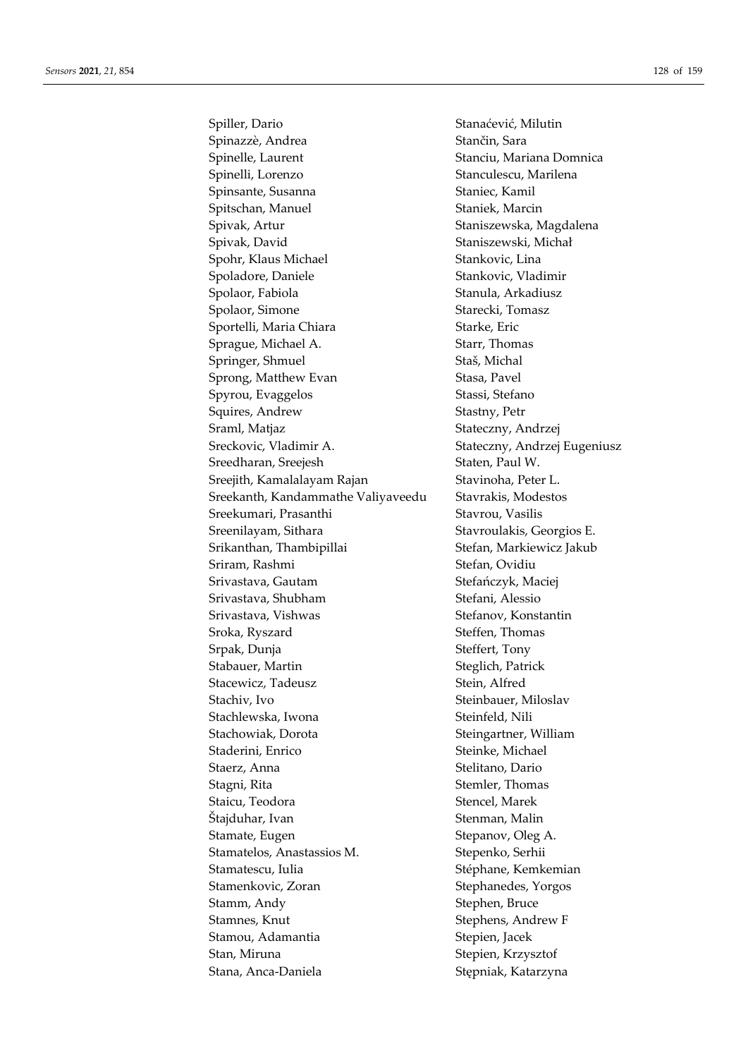Spiller, Dario
Spinazzè, Andrea
Spinelle, Laurent
Spinelli, Lorenzo
Spinsante, Susanna
Spitschan, Manuel
Spivak, Artur
Spivak, David
Spohr, Klaus Michael
Spoladore, Daniele
Spolaor, Fabiola
Spolaor, Simone
Sportelli, Maria Chiara
Sprague, Michael A.
Springer, Shmuel
Sprong, Matthew Evan
Spyrou, Evaggelos
Squires, Andrew
Sraml, Matjaz
Sreckovic, Vladimir A.
Sreedharan, Sreejesh
Sreejith, Kamalalayam Rajan
Sreekanth, Kandammathe Valiyaveedu
Sreekumari, Prasanthi
Sreenilayam, Sithara
Srikanthan, Thambipillai
Sriram, Rashmi
Srivastava, Gautam
Srivastava, Shubham
Srivastava, Vishwas
Sroka, Ryszard
Srpak, Dunja
Stabauer, Martin
Stacewicz, Tadeusz
Stachiv, Ivo
Stachlewska, Iwona
Stachowiak, Dorota
Staderini, Enrico
Staerz, Anna
Stagni, Rita
Staicu, Teodora
Štajduhar, Ivan
Stamate, Eugen
Stamatelos, Anastassios M.
Stamatescu, Iulia
Stamenkovic, Zoran
Stamm, Andy
Stamnes, Knut
Stamou, Adamantia
Stan, Miruna
Stana, Anca-Daniela
Stanaćević, Milutin
Stančin, Sara
Stanciu, Mariana Domnica
Stanculescu, Marilena
Staniec, Kamil
Staniek, Marcin
Staniszewska, Magdalena
Staniszewski, Michał
Stankovic, Lina
Stankovic, Vladimir
Stanula, Arkadiusz
Starecki, Tomasz
Starke, Eric
Starr, Thomas
Staš, Michal
Stasa, Pavel
Stassi, Stefano
Stastny, Petr
Stateczny, Andrzej
Stateczny, Andrzej Eugeniusz
Staten, Paul W.
Stavinoha, Peter L.
Stavrakis, Modestos
Stavrou, Vasilis
Stavroulakis, Georgios E.
Stefan, Markiewicz Jakub
Stefan, Ovidiu
Stefańczyk, Maciej
Stefani, Alessio
Stefanov, Konstantin
Steffen, Thomas
Steffert, Tony
Steglich, Patrick
Stein, Alfred
Steinbauer, Miloslav
Steinfeld, Nili
Steingartner, William
Steinke, Michael
Stelitano, Dario
Stemler, Thomas
Stencel, Marek
Stenman, Malin
Stepanov, Oleg A.
Stepenko, Serhii
Stéphane, Kemkemian
Stephanedes, Yorgos
Stephen, Bruce
Stephens, Andrew F
Stepien, Jacek
Stepien, Krzysztof
Stępniak, Katarzyna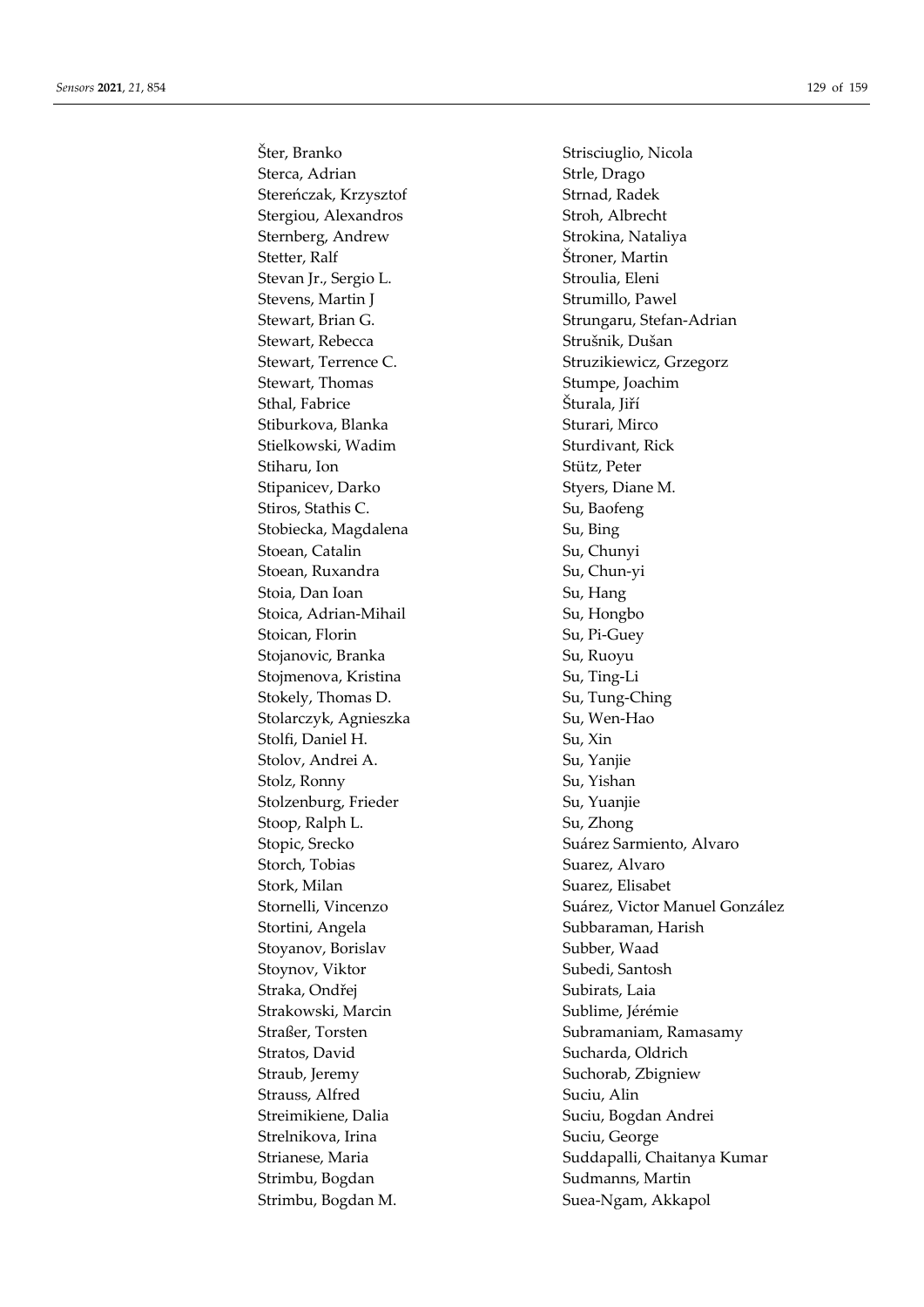Šter, Branko
Sterca, Adrian
Stereńczak, Krzysztof
Stergiou, Alexandros
Sternberg, Andrew
Stetter, Ralf
Stevan Jr., Sergio L.
Stevens, Martin J
Stewart, Brian G.
Stewart, Rebecca
Stewart, Terrence C.
Stewart, Thomas
Sthal, Fabrice
Stiburkova, Blanka
Stielkowski, Wadim
Stiharu, Ion
Stipanicev, Darko
Stiros, Stathis C.
Stobiecka, Magdalena
Stoean, Catalin
Stoean, Ruxandra
Stoia, Dan Ioan
Stoica, Adrian-Mihail
Stoican, Florin
Stojanovic, Branka
Stojmenova, Kristina
Stokely, Thomas D.
Stolarczyk, Agnieszka
Stolfi, Daniel H.
Stolov, Andrei A.
Stolz, Ronny
Stolzenburg, Frieder
Stoop, Ralph L.
Stopic, Srecko
Storch, Tobias
Stork, Milan
Stornelli, Vincenzo
Stortini, Angela
Stoyanov, Borislav
Stoynov, Viktor
Straka, Ondřej
Strakowski, Marcin
Straßer, Torsten
Stratos, David
Straub, Jeremy
Strauss, Alfred
Streimikiene, Dalia
Strelnikova, Irina
Strianese, Maria
Strimbu, Bogdan
Strimbu, Bogdan M.
Strisciuglio, Nicola
Strle, Drago
Strnad, Radek
Stroh, Albrecht
Strokina, Nataliya
Štroner, Martin
Stroulia, Eleni
Strumillo, Pawel
Strungaru, Stefan-Adrian
Strušnik, Dušan
Struzikiewicz, Grzegorz
Stumpe, Joachim
Šturala, Jiří
Sturari, Mirco
Sturdivant, Rick
Stütz, Peter
Styers, Diane M.
Su, Baofeng
Su, Bing
Su, Chunyi
Su, Chun-yi
Su, Hang
Su, Hongbo
Su, Pi-Guey
Su, Ruoyu
Su, Ting-Li
Su, Tung-Ching
Su, Wen-Hao
Su, Xin
Su, Yanjie
Su, Yishan
Su, Yuanjie
Su, Zhong
Suárez Sarmiento, Alvaro
Suarez, Alvaro
Suarez, Elisabet
Suárez, Victor Manuel González
Subbaraman, Harish
Subber, Waad
Subedi, Santosh
Subirats, Laia
Sublime, Jérémie
Subramaniam, Ramasamy
Sucharda, Oldrich
Suchorab, Zbigniew
Suciu, Alin
Suciu, Bogdan Andrei
Suciu, George
Suddapalli, Chaitanya Kumar
Sudmanns, Martin
Suea-Ngam, Akkapol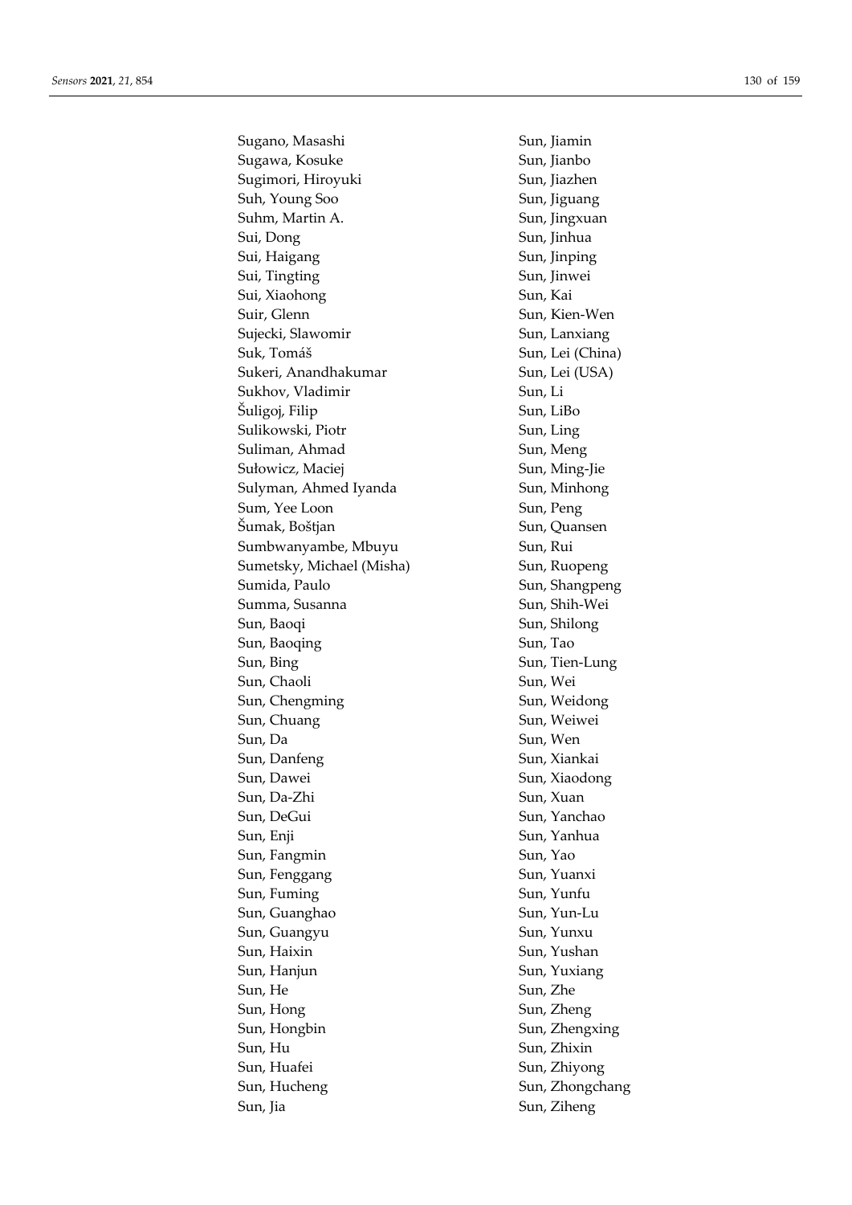Sugano, Masashi
Sugawa, Kosuke
Sugimori, Hiroyuki
Suh, Young Soo
Suhm, Martin A.
Sui, Dong
Sui, Haigang
Sui, Tingting
Sui, Xiaohong
Suir, Glenn
Sujecki, Slawomir
Suk, Tomáš
Sukeri, Anandhakumar
Sukhov, Vladimir
Šuligoj, Filip
Sulikowski, Piotr
Suliman, Ahmad
Sułowicz, Maciej
Sulyman, Ahmed Iyanda
Sum, Yee Loon
Šumak, Boštjan
Sumbwanyambe, Mbuyu
Sumetsky, Michael (Misha)
Sumida, Paulo
Summa, Susanna
Sun, Baoqi
Sun, Baoqing
Sun, Bing
Sun, Chaoli
Sun, Chengming
Sun, Chuang
Sun, Da
Sun, Danfeng
Sun, Dawei
Sun, Da-Zhi
Sun, DeGui
Sun, Enji
Sun, Fangmin
Sun, Fenggang
Sun, Fuming
Sun, Guanghao
Sun, Guangyu
Sun, Haixin
Sun, Hanjun
Sun, He
Sun, Hong
Sun, Hongbin
Sun, Hu
Sun, Huafei
Sun, Hucheng
Sun, Jia
Sun, Jiamin
Sun, Jianbo
Sun, Jiazhen
Sun, Jiguang
Sun, Jingxuan
Sun, Jinhua
Sun, Jinping
Sun, Jinwei
Sun, Kai
Sun, Kien-Wen
Sun, Lanxiang
Sun, Lei (China)
Sun, Lei (USA)
Sun, Li
Sun, LiBo
Sun, Ling
Sun, Meng
Sun, Ming-Jie
Sun, Minhong
Sun, Peng
Sun, Quansen
Sun, Rui
Sun, Ruopeng
Sun, Shangpeng
Sun, Shih-Wei
Sun, Shilong
Sun, Tao
Sun, Tien-Lung
Sun, Wei
Sun, Weidong
Sun, Weiwei
Sun, Wen
Sun, Xiankai
Sun, Xiaodong
Sun, Xuan
Sun, Yanchao
Sun, Yanhua
Sun, Yao
Sun, Yuanxi
Sun, Yunfu
Sun, Yun-Lu
Sun, Yunxu
Sun, Yushan
Sun, Yuxiang
Sun, Zhe
Sun, Zheng
Sun, Zhengxing
Sun, Zhixin
Sun, Zhiyong
Sun, Zhongchang
Sun, Ziheng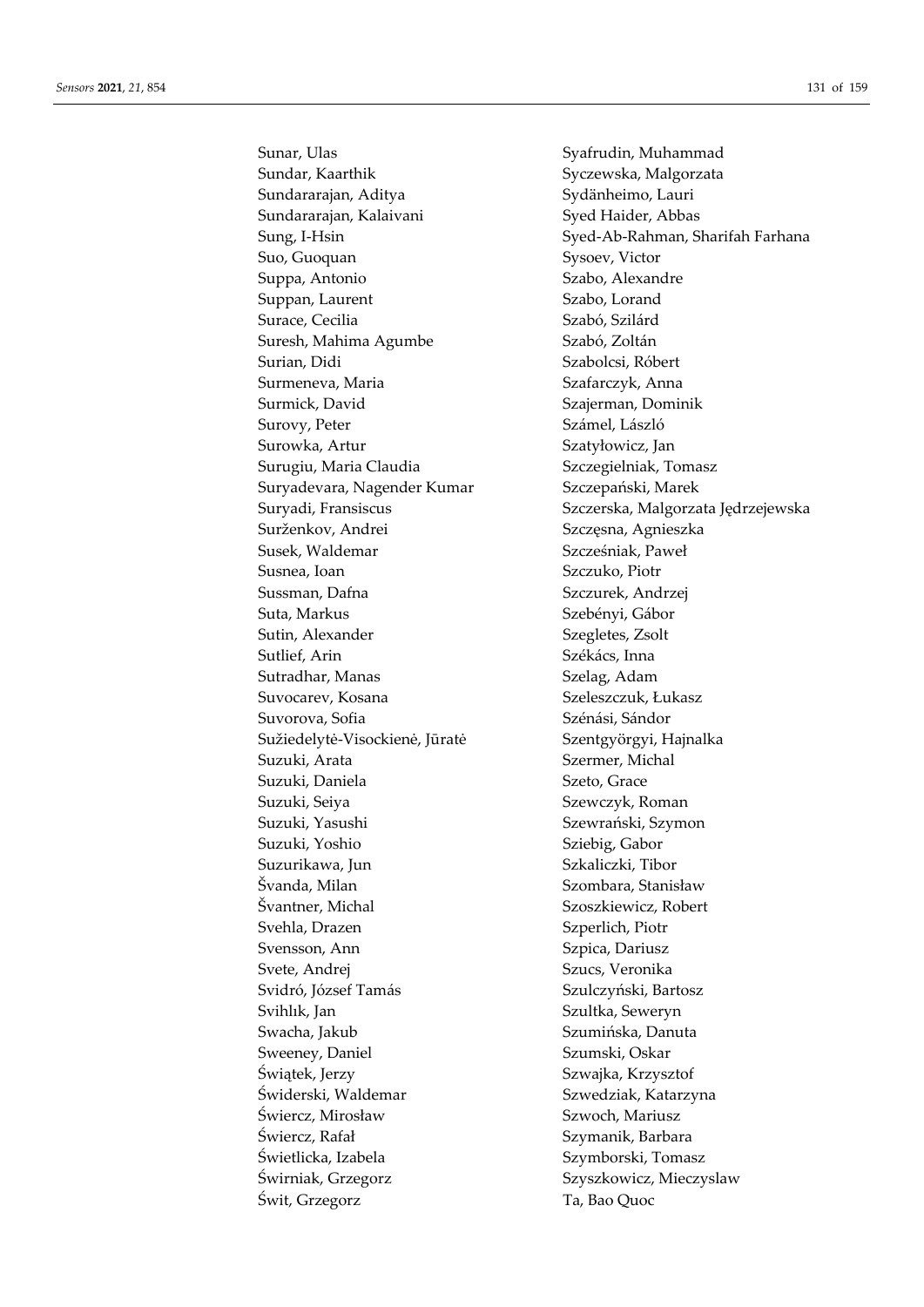Sunar, Ulas
Sundar, Kaarthik
Sundararajan, Aditya
Sundararajan, Kalaivani
Sung, I-Hsin
Suo, Guoquan
Suppa, Antonio
Suppan, Laurent
Surace, Cecilia
Suresh, Mahima Agumbe
Surian, Didi
Surmeneva, Maria
Surmick, David
Surovy, Peter
Surowka, Artur
Surugiu, Maria Claudia
Suryadevara, Nagender Kumar
Suryadi, Fransiscus
Surženkov, Andrei
Susek, Waldemar
Susnea, Ioan
Sussman, Dafna
Suta, Markus
Sutin, Alexander
Sutlief, Arin
Sutradhar, Manas
Suvocarev, Kosana
Suvorova, Sofia
Sužiedelytė-Visockienė, Jūratė
Suzuki, Arata
Suzuki, Daniela
Suzuki, Seiya
Suzuki, Yasushi
Suzuki, Yoshio
Suzurikawa, Jun
Švanda, Milan
Švantner, Michal
Svehla, Drazen
Svensson, Ann
Svete, Andrej
Svidró, József Tamás
Svihlık, Jan
Swacha, Jakub
Sweeney, Daniel
Świątek, Jerzy
Świderski, Waldemar
Świercz, Mirosław
Świercz, Rafał
Świetlicka, Izabela
Świrniak, Grzegorz
Świt, Grzegorz
Syafrudin, Muhammad
Syczewska, Malgorzata
Sydänheimo, Lauri
Syed Haider, Abbas
Syed-Ab-Rahman, Sharifah Farhana
Sysoev, Victor
Szabo, Alexandre
Szabo, Lorand
Szabó, Szilárd
Szabó, Zoltán
Szabolcsi, Róbert
Szafarczyk, Anna
Szajerman, Dominik
Számel, László
Szatyłowicz, Jan
Szczegielniak, Tomasz
Szczepański, Marek
Szczerska, Malgorzata Jędrzejewska
Szczęsna, Agnieszka
Szcześniak, Paweł
Szczuko, Piotr
Szczurek, Andrzej
Szebényi, Gábor
Szegletes, Zsolt
Székács, Inna
Szelag, Adam
Szeleszczuk, Łukasz
Szénási, Sándor
Szentgyörgyi, Hajnalka
Szermer, Michal
Szeto, Grace
Szewczyk, Roman
Szewrański, Szymon
Sziebig, Gabor
Szkaliczki, Tibor
Szombara, Stanisław
Szoszkiewicz, Robert
Szperlich, Piotr
Szpica, Dariusz
Szucs, Veronika
Szulczyński, Bartosz
Szultka, Seweryn
Szumińska, Danuta
Szumski, Oskar
Szwajka, Krzysztof
Szwedziak, Katarzyna
Szwoch, Mariusz
Szymanik, Barbara
Szymborski, Tomasz
Szyszkowicz, Mieczyslaw
Ta, Bao Quoc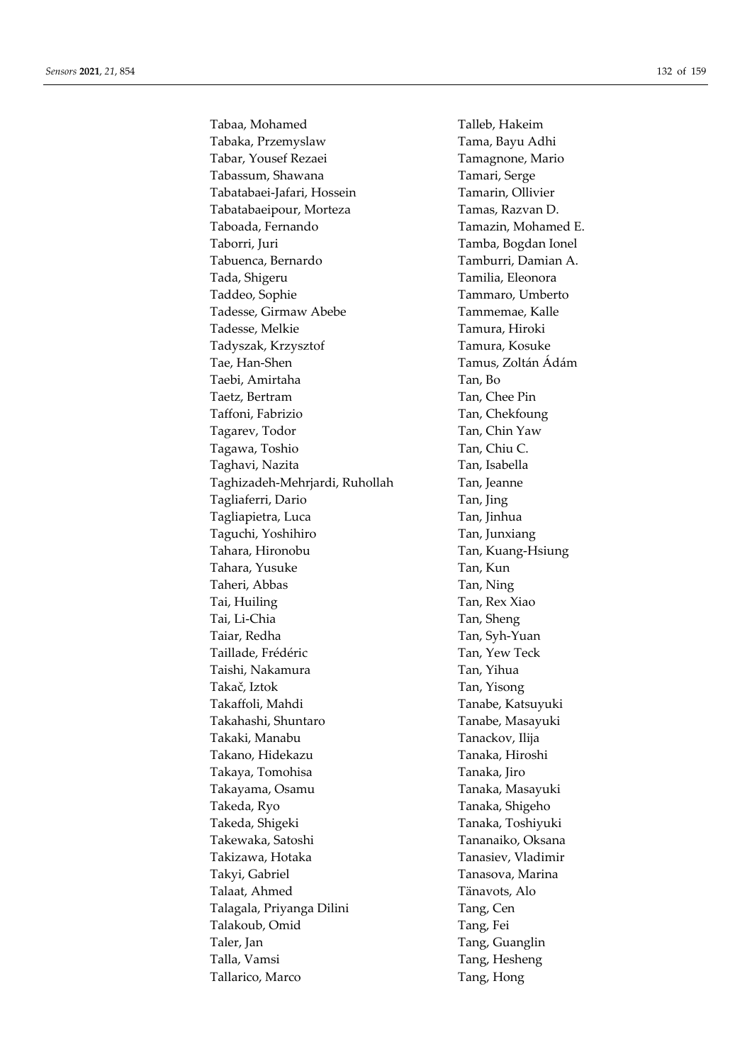Tabaa, Mohamed
Tabaka, Przemyslaw
Tabar, Yousef Rezaei
Tabassum, Shawana
Tabatabaei-Jafari, Hossein
Tabatabaeipour, Morteza
Taboada, Fernando
Taborri, Juri
Tabuenca, Bernardo
Tada, Shigeru
Taddeo, Sophie
Tadesse, Girmaw Abebe
Tadesse, Melkie
Tadyszak, Krzysztof
Tae, Han-Shen
Taebi, Amirtaha
Taetz, Bertram
Taffoni, Fabrizio
Tagarev, Todor
Tagawa, Toshio
Taghavi, Nazita
Taghizadeh-Mehrjardi, Ruhollah
Tagliaferri, Dario
Tagliapietra, Luca
Taguchi, Yoshihiro
Tahara, Hironobu
Tahara, Yusuke
Taheri, Abbas
Tai, Huiling
Tai, Li-Chia
Taiar, Redha
Taillade, Frédéric
Taishi, Nakamura
Takač, Iztok
Takaffoli, Mahdi
Takahashi, Shuntaro
Takaki, Manabu
Takano, Hidekazu
Takaya, Tomohisa
Takayama, Osamu
Takeda, Ryo
Takeda, Shigeki
Takewaka, Satoshi
Takizawa, Hotaka
Takyi, Gabriel
Talaat, Ahmed
Talagala, Priyanga Dilini
Talakoub, Omid
Taler, Jan
Talla, Vamsi
Tallarico, Marco
Talleb, Hakeim
Tama, Bayu Adhi
Tamagnone, Mario
Tamari, Serge
Tamarin, Ollivier
Tamas, Razvan D.
Tamazin, Mohamed E.
Tamba, Bogdan Ionel
Tamburri, Damian A.
Tamilia, Eleonora
Tammaro, Umberto
Tammemae, Kalle
Tamura, Hiroki
Tamura, Kosuke
Tamus, Zoltán Ádám
Tan, Bo
Tan, Chee Pin
Tan, Chekfoung
Tan, Chin Yaw
Tan, Chiu C.
Tan, Isabella
Tan, Jeanne
Tan, Jing
Tan, Jinhua
Tan, Junxiang
Tan, Kuang-Hsiung
Tan, Kun
Tan, Ning
Tan, Rex Xiao
Tan, Sheng
Tan, Syh-Yuan
Tan, Yew Teck
Tan, Yihua
Tan, Yisong
Tanabe, Katsuyuki
Tanabe, Masayuki
Tanackov, Ilija
Tanaka, Hiroshi
Tanaka, Jiro
Tanaka, Masayuki
Tanaka, Shigeho
Tanaka, Toshiyuki
Tananaiko, Oksana
Tanasiev, Vladimir
Tanasova, Marina
Tänavots, Alo
Tang, Cen
Tang, Fei
Tang, Guanglin
Tang, Hesheng
Tang, Hong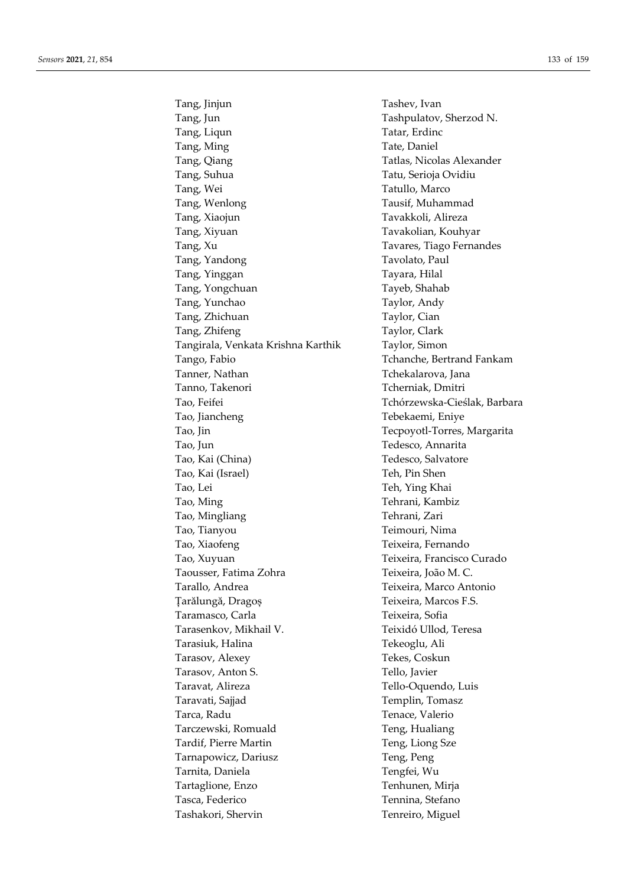Tang, Jinjun
Tang, Jun
Tang, Liqun
Tang, Ming
Tang, Qiang
Tang, Suhua
Tang, Wei
Tang, Wenlong
Tang, Xiaojun
Tang, Xiyuan
Tang, Xu
Tang, Yandong
Tang, Yinggan
Tang, Yongchuan
Tang, Yunchao
Tang, Zhichuan
Tang, Zhifeng
Tangirala, Venkata Krishna Karthik
Tango, Fabio
Tanner, Nathan
Tanno, Takenori
Tao, Feifei
Tao, Jiancheng
Tao, Jin
Tao, Jun
Tao, Kai (China)
Tao, Kai (Israel)
Tao, Lei
Tao, Ming
Tao, Mingliang
Tao, Tianyou
Tao, Xiaofeng
Tao, Xuyuan
Taousser, Fatima Zohra
Tarallo, Andrea
Țarălungă, Dragoș
Taramasco, Carla
Tarasenkov, Mikhail V.
Tarasiuk, Halina
Tarasov, Alexey
Tarasov, Anton S.
Taravat, Alireza
Taravati, Sajjad
Tarca, Radu
Tarczewski, Romuald
Tardif, Pierre Martin
Tarnapowicz, Dariusz
Tarnita, Daniela
Tartaglione, Enzo
Tasca, Federico
Tashakori, Shervin
Tashev, Ivan
Tashpulatov, Sherzod N.
Tatar, Erdinc
Tate, Daniel
Tatlas, Nicolas Alexander
Tatu, Serioja Ovidiu
Tatullo, Marco
Tausif, Muhammad
Tavakkoli, Alireza
Tavakolian, Kouhyar
Tavares, Tiago Fernandes
Tavolato, Paul
Tayara, Hilal
Tayeb, Shahab
Taylor, Andy
Taylor, Cian
Taylor, Clark
Taylor, Simon
Tchanche, Bertrand Fankam
Tchekalarova, Jana
Tcherniak, Dmitri
Tchórzewska-Cieślak, Barbara
Tebekaemi, Eniye
Tecpoyotl-Torres, Margarita
Tedesco, Annarita
Tedesco, Salvatore
Teh, Pin Shen
Teh, Ying Khai
Tehrani, Kambiz
Tehrani, Zari
Teimouri, Nima
Teixeira, Fernando
Teixeira, Francisco Curado
Teixeira, João M. C.
Teixeira, Marco Antonio
Teixeira, Marcos F.S.
Teixeira, Sofia
Teixidó Ullod, Teresa
Tekeoglu, Ali
Tekes, Coskun
Tello, Javier
Tello-Oquendo, Luis
Templin, Tomasz
Tenace, Valerio
Teng, Hualiang
Teng, Liong Sze
Teng, Peng
Tengfei, Wu
Tenhunen, Mirja
Tennina, Stefano
Tenreiro, Miguel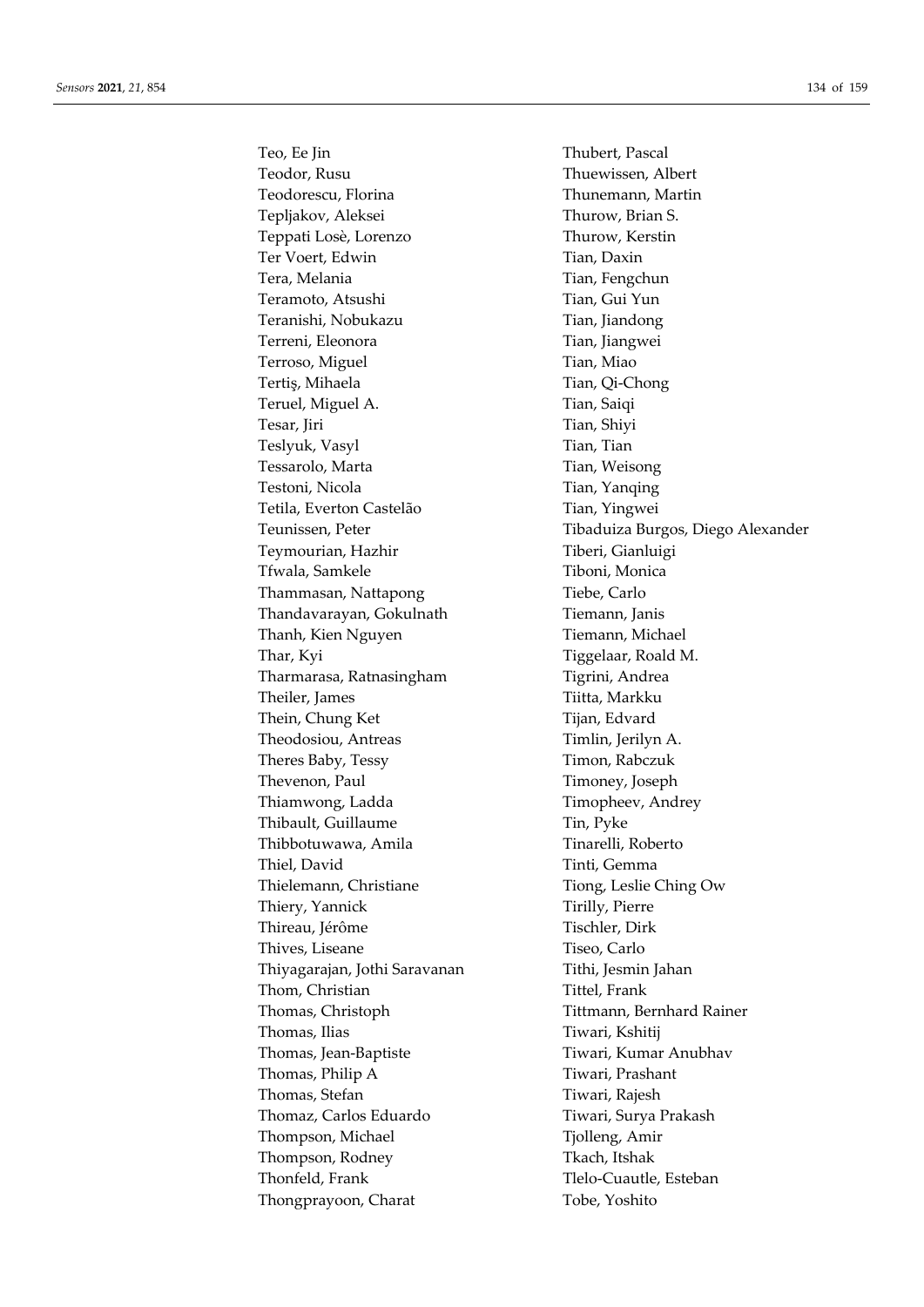Teo, Ee Jin
Teodor, Rusu
Teodorescu, Florina
Tepljakov, Aleksei
Teppati Losè, Lorenzo
Ter Voert, Edwin
Tera, Melania
Teramoto, Atsushi
Teranishi, Nobukazu
Terreni, Eleonora
Terroso, Miguel
Tertiş, Mihaela
Teruel, Miguel A.
Tesar, Jiri
Teslyuk, Vasyl
Tessarolo, Marta
Testoni, Nicola
Tetila, Everton Castelão
Teunissen, Peter
Teymourian, Hazhir
Tfwala, Samkele
Thammasan, Nattapong
Thandavarayan, Gokulnath
Thanh, Kien Nguyen
Thar, Kyi
Tharmarasa, Ratnasingham
Theiler, James
Thein, Chung Ket
Theodosiou, Antreas
Theres Baby, Tessy
Thevenon, Paul
Thiamwong, Ladda
Thibault, Guillaume
Thibbotuwawa, Amila
Thiel, David
Thielemann, Christiane
Thiery, Yannick
Thireau, Jérôme
Thives, Liseane
Thiyagarajan, Jothi Saravanan
Thom, Christian
Thomas, Christoph
Thomas, Ilias
Thomas, Jean-Baptiste
Thomas, Philip A
Thomas, Stefan
Thomaz, Carlos Eduardo
Thompson, Michael
Thompson, Rodney
Thonfeld, Frank
Thongprayoon, Charat
Thubert, Pascal
Thuewissen, Albert
Thunemann, Martin
Thurow, Brian S.
Thurow, Kerstin
Tian, Daxin
Tian, Fengchun
Tian, Gui Yun
Tian, Jiandong
Tian, Jiangwei
Tian, Miao
Tian, Qi-Chong
Tian, Saiqi
Tian, Shiyi
Tian, Tian
Tian, Weisong
Tian, Yanqing
Tian, Yingwei
Tibaduiza Burgos, Diego Alexander
Tiberi, Gianluigi
Tiboni, Monica
Tiebe, Carlo
Tiemann, Janis
Tiemann, Michael
Tiggelaar, Roald M.
Tigrini, Andrea
Tiitta, Markku
Tijan, Edvard
Timlin, Jerilyn A.
Timon, Rabczuk
Timoney, Joseph
Timopheev, Andrey
Tin, Pyke
Tinarelli, Roberto
Tinti, Gemma
Tiong, Leslie Ching Ow
Tirilly, Pierre
Tischler, Dirk
Tiseo, Carlo
Tithi, Jesmin Jahan
Tittel, Frank
Tittmann, Bernhard Rainer
Tiwari, Kshitij
Tiwari, Kumar Anubhav
Tiwari, Prashant
Tiwari, Rajesh
Tiwari, Surya Prakash
Tjolleng, Amir
Tkach, Itshak
Tlelo-Cuautle, Esteban
Tobe, Yoshito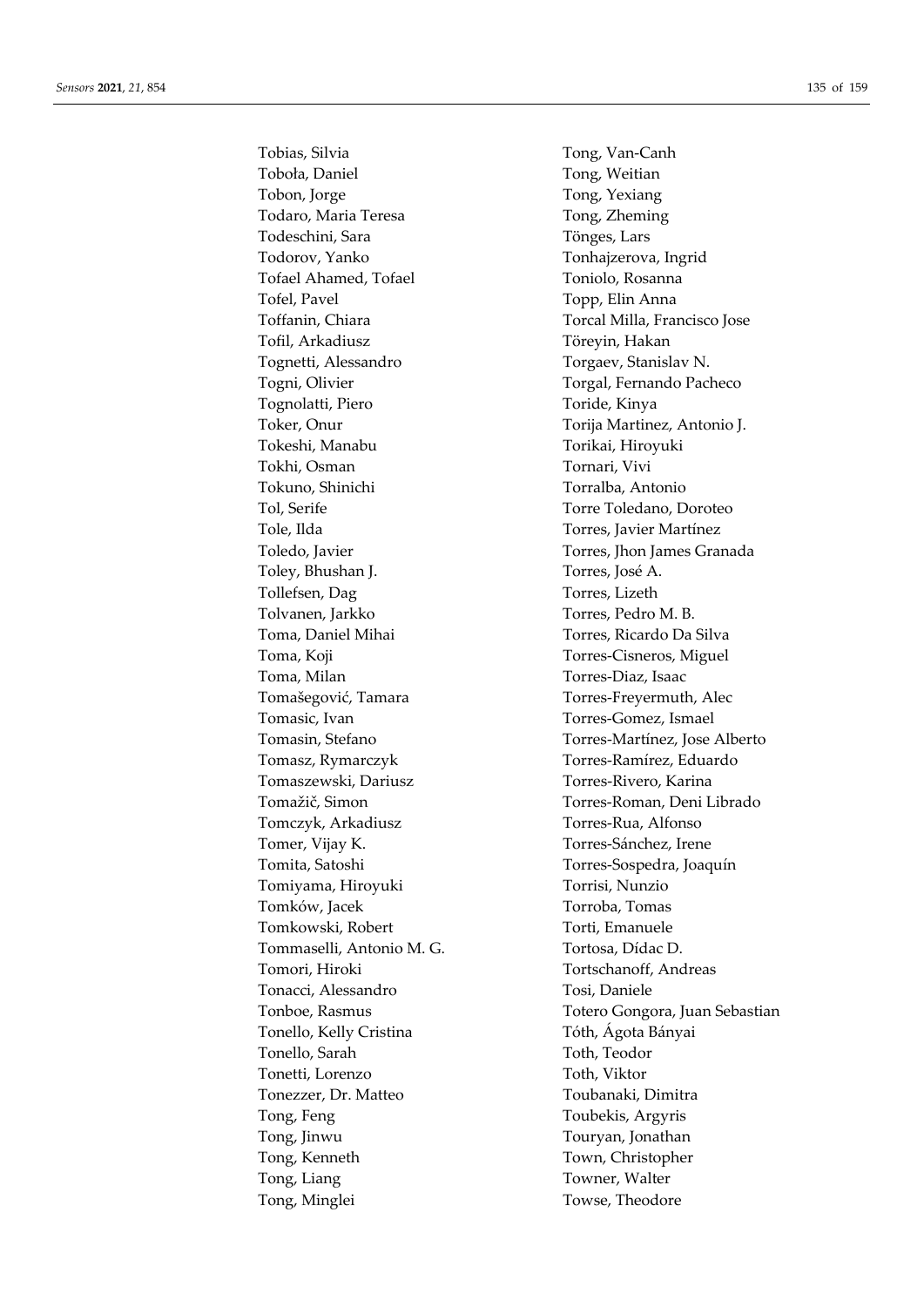Tobias, Silvia
Toboła, Daniel
Tobon, Jorge
Todaro, Maria Teresa
Todeschini, Sara
Todorov, Yanko
Tofael Ahamed, Tofael
Tofel, Pavel
Toffanin, Chiara
Tofil, Arkadiusz
Tognetti, Alessandro
Togni, Olivier
Tognolatti, Piero
Toker, Onur
Tokeshi, Manabu
Tokhi, Osman
Tokuno, Shinichi
Tol, Serife
Tole, Ilda
Toledo, Javier
Toley, Bhushan J.
Tollefsen, Dag
Tolvanen, Jarkko
Toma, Daniel Mihai
Toma, Koji
Toma, Milan
Tomašegović, Tamara
Tomasic, Ivan
Tomasin, Stefano
Tomasz, Rymarczyk
Tomaszewski, Dariusz
Tomažič, Simon
Tomczyk, Arkadiusz
Tomer, Vijay K.
Tomita, Satoshi
Tomiyama, Hiroyuki
Tomków, Jacek
Tomkowski, Robert
Tommaselli, Antonio M. G.
Tomori, Hiroki
Tonacci, Alessandro
Tonboe, Rasmus
Tonello, Kelly Cristina
Tonello, Sarah
Tonetti, Lorenzo
Tonezzer, Dr. Matteo
Tong, Feng
Tong, Jinwu
Tong, Kenneth
Tong, Liang
Tong, Minglei
Tong, Van-Canh
Tong, Weitian
Tong, Yexiang
Tong, Zheming
Tönges, Lars
Tonhajzerova, Ingrid
Toniolo, Rosanna
Topp, Elin Anna
Torcal Milla, Francisco Jose
Töreyin, Hakan
Torgaev, Stanislav N.
Torgal, Fernando Pacheco
Toride, Kinya
Torija Martinez, Antonio J.
Torikai, Hiroyuki
Tornari, Vivi
Torralba, Antonio
Torre Toledano, Doroteo
Torres, Javier Martínez
Torres, Jhon James Granada
Torres, José A.
Torres, Lizeth
Torres, Pedro M. B.
Torres, Ricardo Da Silva
Torres-Cisneros, Miguel
Torres-Diaz, Isaac
Torres-Freyermuth, Alec
Torres-Gomez, Ismael
Torres-Martínez, Jose Alberto
Torres-Ramírez, Eduardo
Torres-Rivero, Karina
Torres-Roman, Deni Librado
Torres-Rua, Alfonso
Torres-Sánchez, Irene
Torres-Sospedra, Joaquín
Torrisi, Nunzio
Torroba, Tomas
Torti, Emanuele
Tortosa, Dídac D.
Tortschanoff, Andreas
Tosi, Daniele
Totero Gongora, Juan Sebastian
Tóth, Ágota Bányai
Toth, Teodor
Toth, Viktor
Toubanaki, Dimitra
Toubekis, Argyris
Touryan, Jonathan
Town, Christopher
Towner, Walter
Towse, Theodore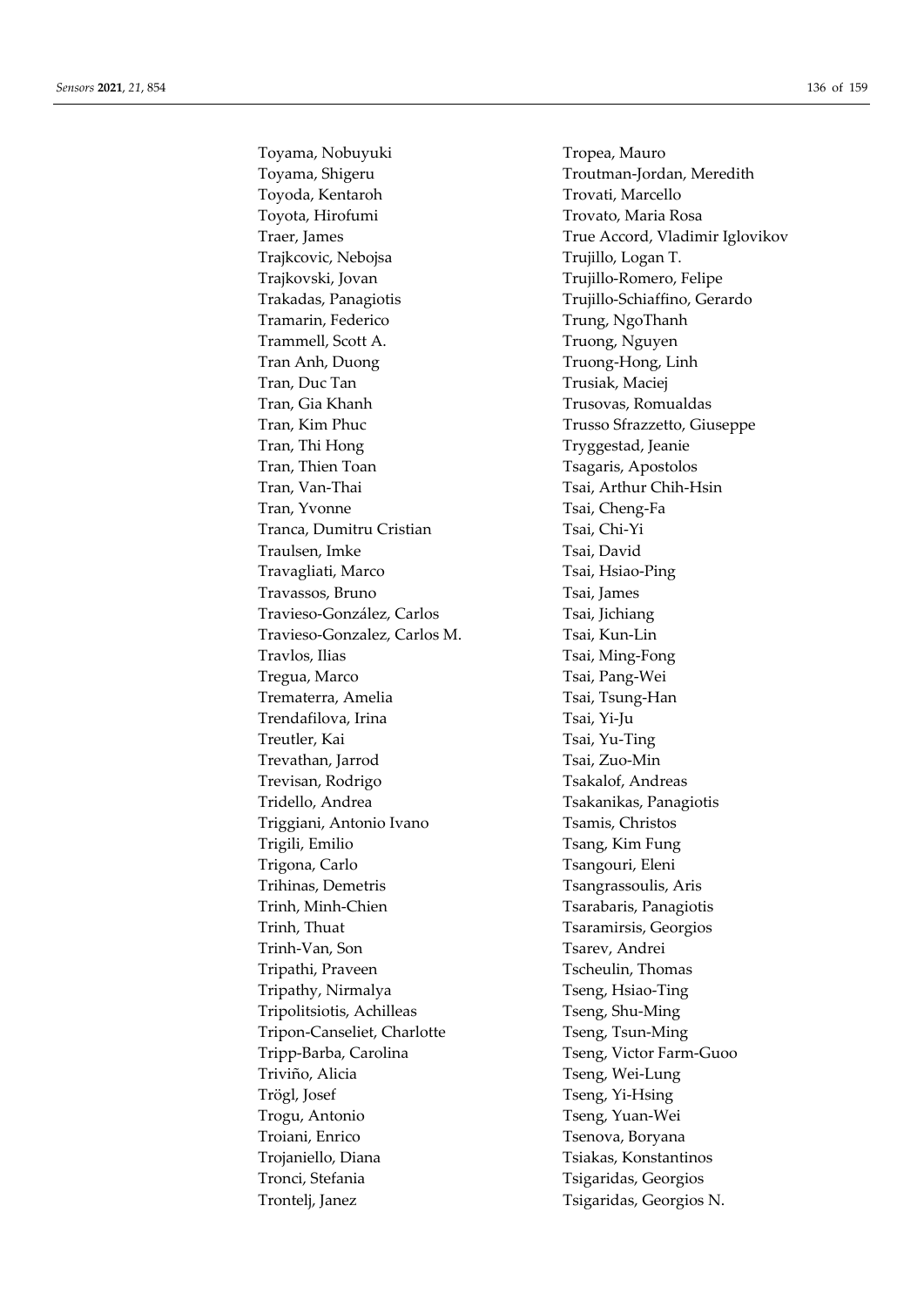Toyama, Nobuyuki
Toyama, Shigeru
Toyoda, Kentaroh
Toyota, Hirofumi
Traer, James
Trajkcovic, Nebojsa
Trajkovski, Jovan
Trakadas, Panagiotis
Tramarin, Federico
Trammell, Scott A.
Tran Anh, Duong
Tran, Duc Tan
Tran, Gia Khanh
Tran, Kim Phuc
Tran, Thi Hong
Tran, Thien Toan
Tran, Van-Thai
Tran, Yvonne
Tranca, Dumitru Cristian
Traulsen, Imke
Travagliati, Marco
Travassos, Bruno
Travieso-González, Carlos
Travieso-Gonzalez, Carlos M.
Travlos, Ilias
Tregua, Marco
Trematerra, Amelia
Trendafilova, Irina
Treutler, Kai
Trevathan, Jarrod
Trevisan, Rodrigo
Tridello, Andrea
Triggiani, Antonio Ivano
Trigili, Emilio
Trigona, Carlo
Trihinas, Demetris
Trinh, Minh-Chien
Trinh, Thuat
Trinh-Van, Son
Tripathi, Praveen
Tripathy, Nirmalya
Tripolitsiotis, Achilleas
Tripon-Canseliet, Charlotte
Tripp-Barba, Carolina
Triviño, Alicia
Trögl, Josef
Trogu, Antonio
Troiani, Enrico
Trojaniello, Diana
Tronci, Stefania
Trontelj, Janez
Tropea, Mauro
Troutman-Jordan, Meredith
Trovati, Marcello
Trovato, Maria Rosa
True Accord, Vladimir Iglovikov
Trujillo, Logan T.
Trujillo-Romero, Felipe
Trujillo-Schiaffino, Gerardo
Trung, NgoThanh
Truong, Nguyen
Truong-Hong, Linh
Trusiak, Maciej
Trusovas, Romualdas
Trusso Sfrazzetto, Giuseppe
Tryggestad, Jeanie
Tsagaris, Apostolos
Tsai, Arthur Chih-Hsin
Tsai, Cheng-Fa
Tsai, Chi-Yi
Tsai, David
Tsai, Hsiao-Ping
Tsai, James
Tsai, Jichiang
Tsai, Kun-Lin
Tsai, Ming-Fong
Tsai, Pang-Wei
Tsai, Tsung-Han
Tsai, Yi-Ju
Tsai, Yu-Ting
Tsai, Zuo-Min
Tsakalof, Andreas
Tsakanikas, Panagiotis
Tsamis, Christos
Tsang, Kim Fung
Tsangouri, Eleni
Tsangrassoulis, Aris
Tsarabaris, Panagiotis
Tsaramirsis, Georgios
Tsarev, Andrei
Tscheulin, Thomas
Tseng, Hsiao-Ting
Tseng, Shu-Ming
Tseng, Tsun-Ming
Tseng, Victor Farm-Guoo
Tseng, Wei-Lung
Tseng, Yi-Hsing
Tseng, Yuan-Wei
Tsenova, Boryana
Tsiakas, Konstantinos
Tsigaridas, Georgios
Tsigaridas, Georgios N.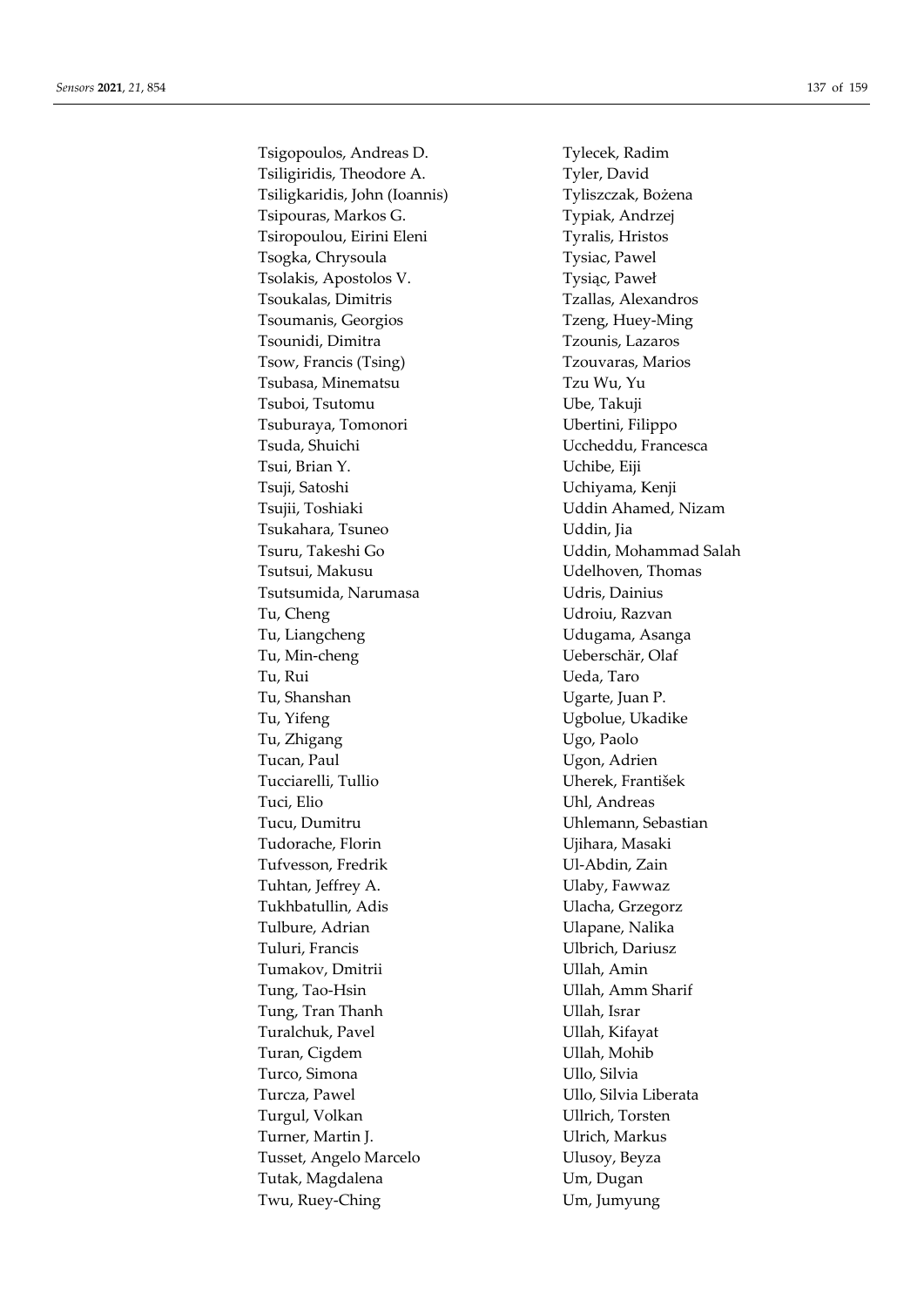Tsigopoulos, Andreas D.
Tsiligiridis, Theodore A.
Tsiligkaridis, John (Ioannis)
Tsipouras, Markos G.
Tsiropoulou, Eirini Eleni
Tsogka, Chrysoula
Tsolakis, Apostolos V.
Tsoukalas, Dimitris
Tsoumanis, Georgios
Tsounidi, Dimitra
Tsow, Francis (Tsing)
Tsubasa, Minematsu
Tsuboi, Tsutomu
Tsuburaya, Tomonori
Tsuda, Shuichi
Tsui, Brian Y.
Tsuji, Satoshi
Tsujii, Toshiaki
Tsukahara, Tsuneo
Tsuru, Takeshi Go
Tsutsui, Makusu
Tsutsumida, Narumasa
Tu, Cheng
Tu, Liangcheng
Tu, Min-cheng
Tu, Rui
Tu, Shanshan
Tu, Yifeng
Tu, Zhigang
Tucan, Paul
Tucciarelli, Tullio
Tuci, Elio
Tucu, Dumitru
Tudorache, Florin
Tufvesson, Fredrik
Tuhtan, Jeffrey A.
Tukhbatullin, Adis
Tulbure, Adrian
Tuluri, Francis
Tumakov, Dmitrii
Tung, Tao-Hsin
Tung, Tran Thanh
Turalchuk, Pavel
Turan, Cigdem
Turco, Simona
Turcza, Pawel
Turgul, Volkan
Turner, Martin J.
Tusset, Angelo Marcelo
Tutak, Magdalena
Twu, Ruey-Ching
Tylecek, Radim
Tyler, David
Tyliszczak, Bożena
Typiak, Andrzej
Tyralis, Hristos
Tysiac, Pawel
Tysiąc, Paweł
Tzallas, Alexandros
Tzeng, Huey-Ming
Tzounis, Lazaros
Tzouvaras, Marios
Tzu Wu, Yu
Ube, Takuji
Ubertini, Filippo
Uccheddu, Francesca
Uchibe, Eiji
Uchiyama, Kenji
Uddin Ahamed, Nizam
Uddin, Jia
Uddin, Mohammad Salah
Udelhoven, Thomas
Udris, Dainius
Udroiu, Razvan
Udugama, Asanga
Ueberschär, Olaf
Ueda, Taro
Ugarte, Juan P.
Ugbolue, Ukadike
Ugo, Paolo
Ugon, Adrien
Uherek, František
Uhl, Andreas
Uhlemann, Sebastian
Ujihara, Masaki
Ul-Abdin, Zain
Ulaby, Fawwaz
Ulacha, Grzegorz
Ulapane, Nalika
Ulbrich, Dariusz
Ullah, Amin
Ullah, Amm Sharif
Ullah, Israr
Ullah, Kifayat
Ullah, Mohib
Ullo, Silvia
Ullo, Silvia Liberata
Ullrich, Torsten
Ulrich, Markus
Ulusoy, Beyza
Um, Dugan
Um, Jumyung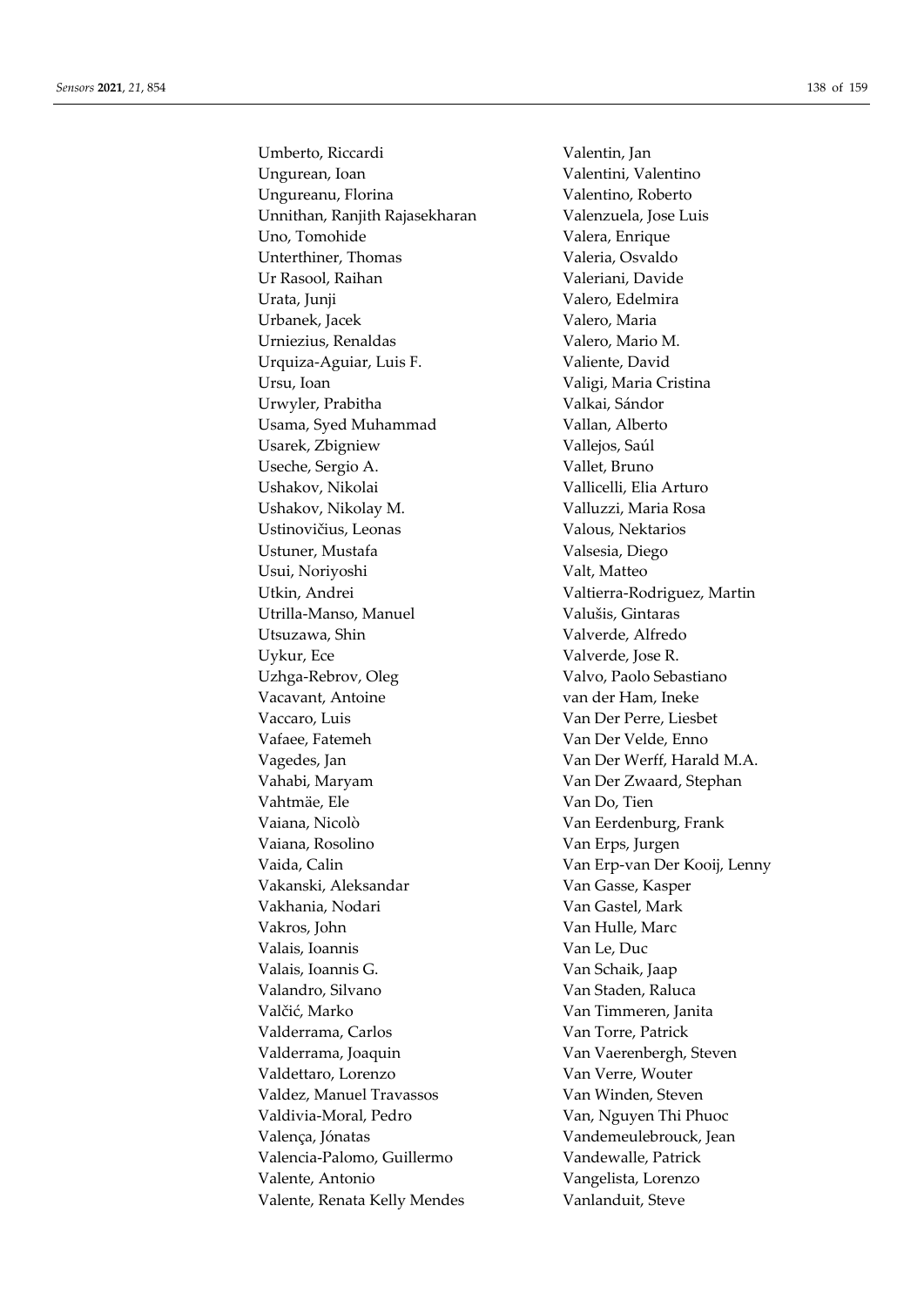Umberto, Riccardi
Ungurean, Ioan
Ungureanu, Florina
Unnithan, Ranjith Rajasekharan
Uno, Tomohide
Unterthiner, Thomas
Ur Rasool, Raihan
Urata, Junji
Urbanek, Jacek
Urniezius, Renaldas
Urquiza-Aguiar, Luis F.
Ursu, Ioan
Urwyler, Prabitha
Usama, Syed Muhammad
Usarek, Zbigniew
Useche, Sergio A.
Ushakov, Nikolai
Ushakov, Nikolay M.
Ustinovičius, Leonas
Ustuner, Mustafa
Usui, Noriyoshi
Utkin, Andrei
Utrilla-Manso, Manuel
Utsuzawa, Shin
Uykur, Ece
Uzhga-Rebrov, Oleg
Vacavant, Antoine
Vaccaro, Luis
Vafaee, Fatemeh
Vagedes, Jan
Vahabi, Maryam
Vahtmäe, Ele
Vaiana, Nicolò
Vaiana, Rosolino
Vaida, Calin
Vakanski, Aleksandar
Vakhania, Nodari
Vakros, John
Valais, Ioannis
Valais, Ioannis G.
Valandro, Silvano
Valčić, Marko
Valderrama, Carlos
Valderrama, Joaquin
Valdettaro, Lorenzo
Valdez, Manuel Travassos
Valdivia-Moral, Pedro
Valença, Jónatas
Valencia-Palomo, Guillermo
Valente, Antonio
Valente, Renata Kelly Mendes
Valentin, Jan
Valentini, Valentino
Valentino, Roberto
Valenzuela, Jose Luis
Valera, Enrique
Valeria, Osvaldo
Valeriani, Davide
Valero, Edelmira
Valero, Maria
Valero, Mario M.
Valiente, David
Valigi, Maria Cristina
Valkai, Sándor
Vallan, Alberto
Vallejos, Saúl
Vallet, Bruno
Vallicelli, Elia Arturo
Valluzzi, Maria Rosa
Valous, Nektarios
Valsesia, Diego
Valt, Matteo
Valtierra-Rodriguez, Martin
Valušis, Gintaras
Valverde, Alfredo
Valverde, Jose R.
Valvo, Paolo Sebastiano
van der Ham, Ineke
Van Der Perre, Liesbet
Van Der Velde, Enno
Van Der Werff, Harald M.A.
Van Der Zwaard, Stephan
Van Do, Tien
Van Eerdenburg, Frank
Van Erps, Jurgen
Van Erp-van Der Kooij, Lenny
Van Gasse, Kasper
Van Gastel, Mark
Van Hulle, Marc
Van Le, Duc
Van Schaik, Jaap
Van Staden, Raluca
Van Timmeren, Janita
Van Torre, Patrick
Van Vaerenbergh, Steven
Van Verre, Wouter
Van Winden, Steven
Van, Nguyen Thi Phuoc
Vandemeulebrouck, Jean
Vandewalle, Patrick
Vangelista, Lorenzo
Vanlanduit, Steve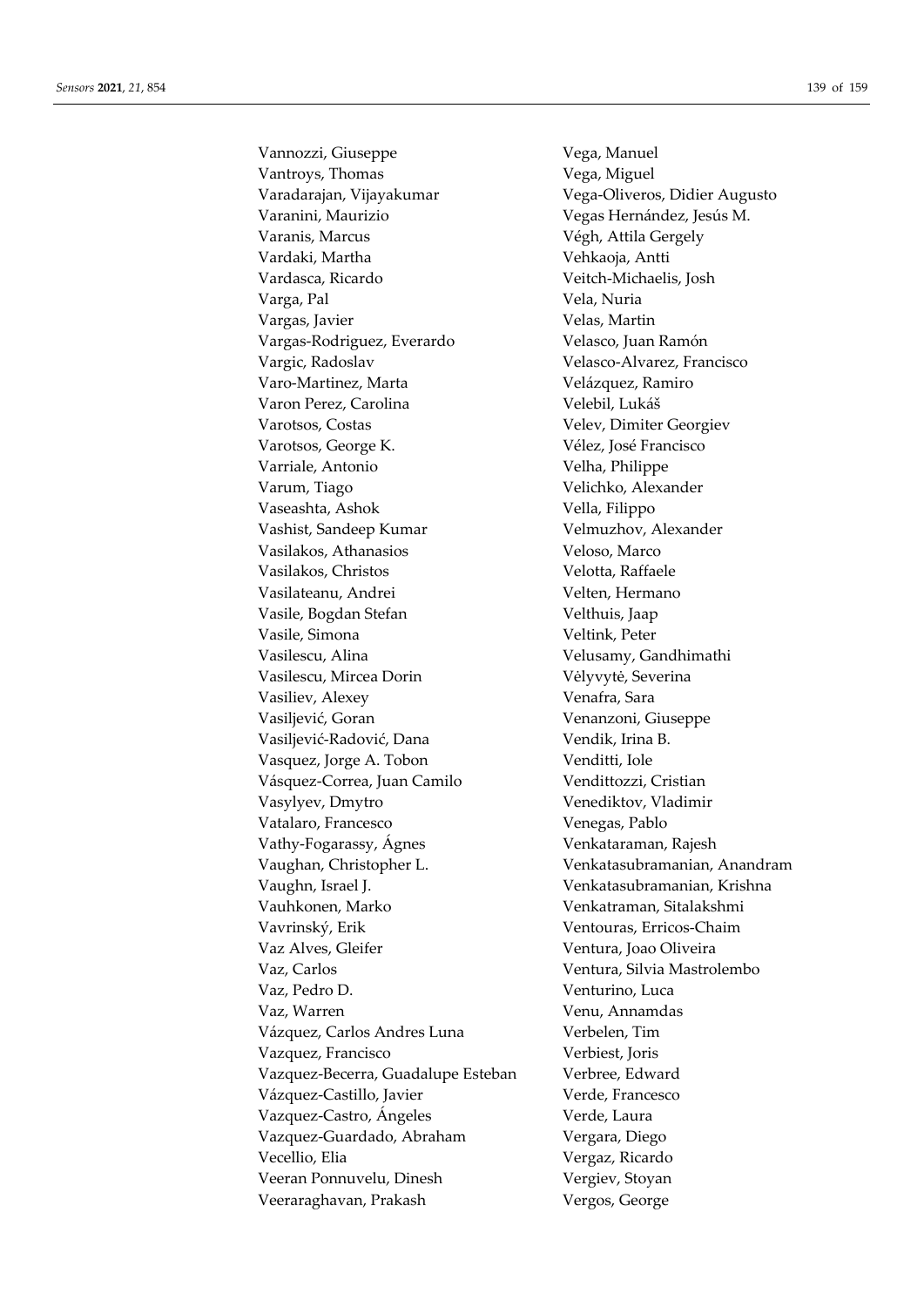Vannozzi, Giuseppe
Vantroys, Thomas
Varadarajan, Vijayakumar
Varanini, Maurizio
Varanis, Marcus
Vardaki, Martha
Vardasca, Ricardo
Varga, Pal
Vargas, Javier
Vargas-Rodriguez, Everardo
Vargic, Radoslav
Varo-Martinez, Marta
Varon Perez, Carolina
Varotsos, Costas
Varotsos, George K.
Varriale, Antonio
Varum, Tiago
Vaseashta, Ashok
Vashist, Sandeep Kumar
Vasilakos, Athanasios
Vasilakos, Christos
Vasilateanu, Andrei
Vasile, Bogdan Stefan
Vasile, Simona
Vasilescu, Alina
Vasilescu, Mircea Dorin
Vasiliev, Alexey
Vasiljević, Goran
Vasiljević-Radović, Dana
Vasquez, Jorge A. Tobon
Vásquez-Correa, Juan Camilo
Vasylyev, Dmytro
Vatalaro, Francesco
Vathy-Fogarassy, Ágnes
Vaughan, Christopher L.
Vaughn, Israel J.
Vauhkonen, Marko
Vavrinský, Erik
Vaz Alves, Gleifer
Vaz, Carlos
Vaz, Pedro D.
Vaz, Warren
Vázquez, Carlos Andres Luna
Vazquez, Francisco
Vazquez-Becerra, Guadalupe Esteban
Vázquez-Castillo, Javier
Vazquez-Castro, Ángeles
Vazquez-Guardado, Abraham
Vecellio, Elia
Veeran Ponnuvelu, Dinesh
Veeraraghavan, Prakash
Vega, Manuel
Vega, Miguel
Vega-Oliveros, Didier Augusto
Vegas Hernández, Jesús M.
Végh, Attila Gergely
Vehkaoja, Antti
Veitch-Michaelis, Josh
Vela, Nuria
Velas, Martin
Velasco, Juan Ramón
Velasco-Alvarez, Francisco
Velázquez, Ramiro
Velebil, Lukáš
Velev, Dimiter Georgiev
Vélez, José Francisco
Velha, Philippe
Velichko, Alexander
Vella, Filippo
Velmuzhov, Alexander
Veloso, Marco
Velotta, Raffaele
Velten, Hermano
Velthuis, Jaap
Veltink, Peter
Velusamy, Gandhimathi
Vėlyvytė, Severina
Venafra, Sara
Venanzoni, Giuseppe
Vendik, Irina B.
Venditti, Iole
Vendittozzi, Cristian
Venediktov, Vladimir
Venegas, Pablo
Venkataraman, Rajesh
Venkatasubramanian, Anandram
Venkatasubramanian, Krishna
Venkatraman, Sitalakshmi
Ventouras, Erricos-Chaim
Ventura, Joao Oliveira
Ventura, Silvia Mastrolembo
Venturino, Luca
Venu, Annamdas
Verbelen, Tim
Verbiest, Joris
Verbree, Edward
Verde, Francesco
Verde, Laura
Vergara, Diego
Vergaz, Ricardo
Vergiev, Stoyan
Vergos, George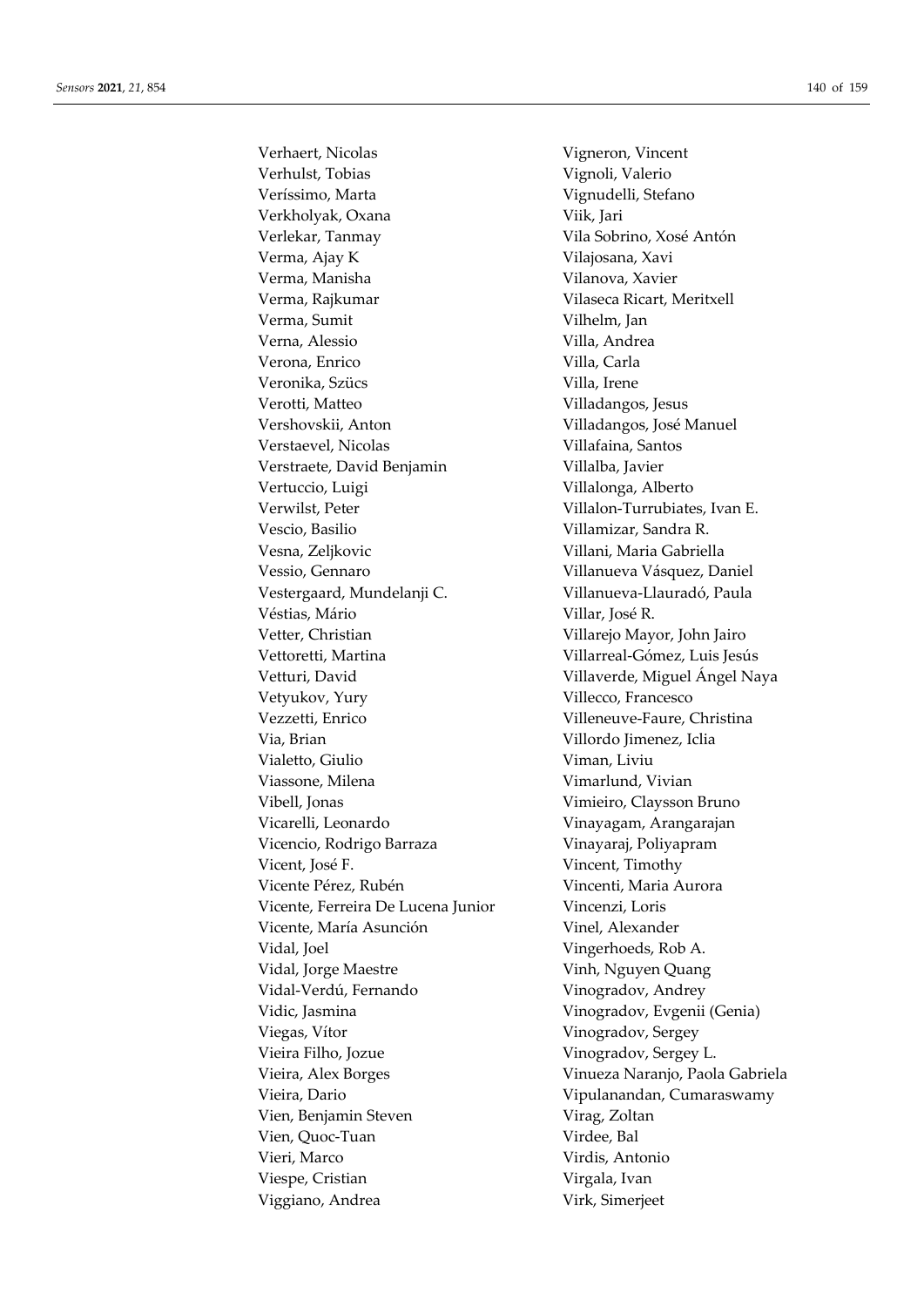Verhaert, Nicolas
Verhulst, Tobias
Veríssimo, Marta
Verkholyak, Oxana
Verlekar, Tanmay
Verma, Ajay K
Verma, Manisha
Verma, Rajkumar
Verma, Sumit
Verna, Alessio
Verona, Enrico
Veronika, Szücs
Verotti, Matteo
Vershovskii, Anton
Verstaevel, Nicolas
Verstraete, David Benjamin
Vertuccio, Luigi
Verwilst, Peter
Vescio, Basilio
Vesna, Zeljkovic
Vessio, Gennaro
Vestergaard, Mundelanji C.
Véstias, Mário
Vetter, Christian
Vettoretti, Martina
Vetturi, David
Vetyukov, Yury
Vezzetti, Enrico
Via, Brian
Vialetto, Giulio
Viassone, Milena
Vibell, Jonas
Vicarelli, Leonardo
Vicencio, Rodrigo Barraza
Vicent, José F.
Vicente Pérez, Rubén
Vicente, Ferreira De Lucena Junior
Vicente, María Asunción
Vidal, Joel
Vidal, Jorge Maestre
Vidal-Verdú, Fernando
Vidic, Jasmina
Viegas, Vítor
Vieira Filho, Jozue
Vieira, Alex Borges
Vieira, Dario
Vien, Benjamin Steven
Vien, Quoc-Tuan
Vieri, Marco
Viespe, Cristian
Viggiano, Andrea
Vigneron, Vincent
Vignoli, Valerio
Vignudelli, Stefano
Viik, Jari
Vila Sobrino, Xosé Antón
Vilajosana, Xavi
Vilanova, Xavier
Vilaseca Ricart, Meritxell
Vilhelm, Jan
Villa, Andrea
Villa, Carla
Villa, Irene
Villadangos, Jesus
Villadangos, José Manuel
Villafaina, Santos
Villalba, Javier
Villalonga, Alberto
Villalon-Turrubiates, Ivan E.
Villamizar, Sandra R.
Villani, Maria Gabriella
Villanueva Vásquez, Daniel
Villanueva-Llauradó, Paula
Villar, José R.
Villarejo Mayor, John Jairo
Villarreal-Gómez, Luis Jesús
Villaverde, Miguel Ángel Naya
Villecco, Francesco
Villeneuve-Faure, Christina
Villordo Jimenez, Iclia
Viman, Liviu
Vimarlund, Vivian
Vimieiro, Claysson Bruno
Vinayagam, Arangarajan
Vinayaraj, Poliyapram
Vincent, Timothy
Vincenti, Maria Aurora
Vincenzi, Loris
Vinel, Alexander
Vingerhoeds, Rob A.
Vinh, Nguyen Quang
Vinogradov, Andrey
Vinogradov, Evgenii (Genia)
Vinogradov, Sergey
Vinogradov, Sergey L.
Vinueza Naranjo, Paola Gabriela
Vipulanandan, Cumaraswamy
Virag, Zoltan
Virdee, Bal
Virdis, Antonio
Virgala, Ivan
Virk, Simerjeet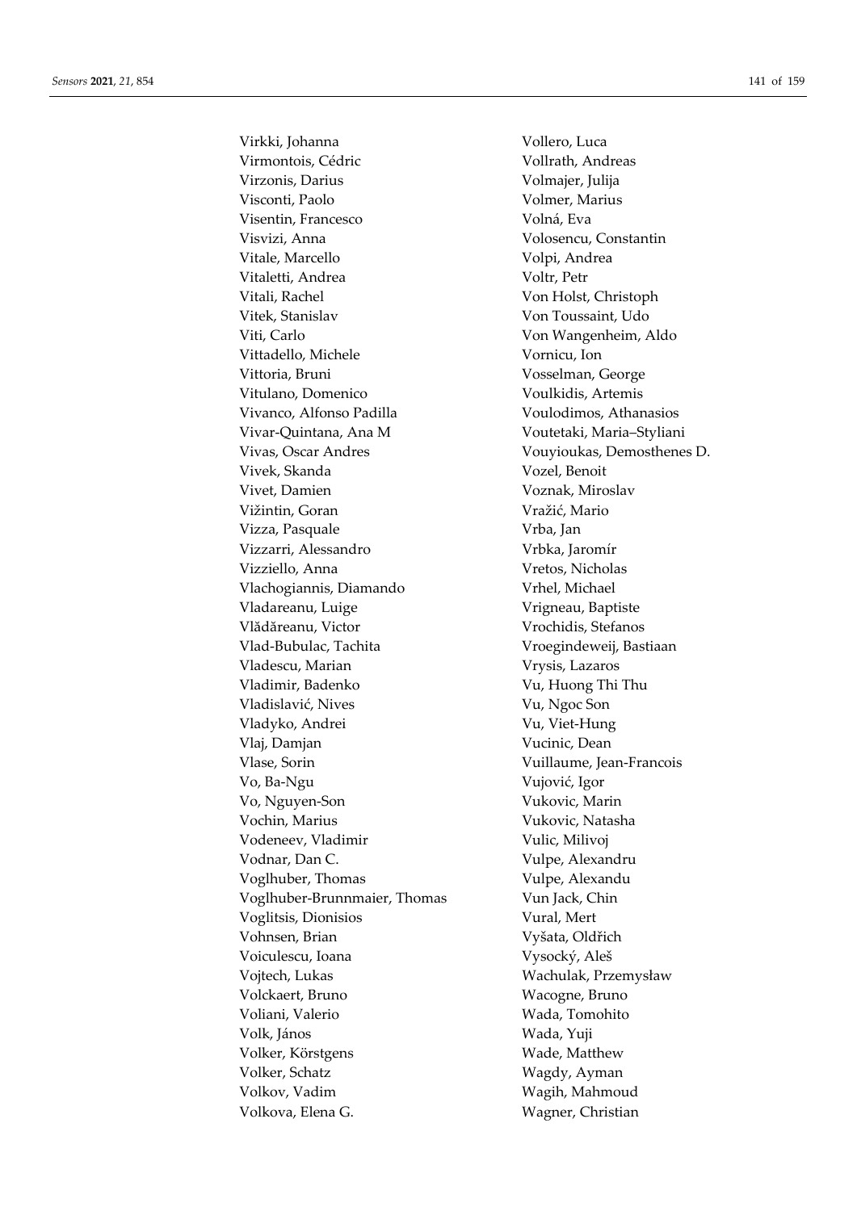Virkki, Johanna
Virmontois, Cédric
Virzonis, Darius
Visconti, Paolo
Visentin, Francesco
Visvizi, Anna
Vitale, Marcello
Vitaletti, Andrea
Vitali, Rachel
Vitek, Stanislav
Viti, Carlo
Vittadello, Michele
Vittoria, Bruni
Vitulano, Domenico
Vivanco, Alfonso Padilla
Vivar-Quintana, Ana M
Vivas, Oscar Andres
Vivek, Skanda
Vivet, Damien
Vižintin, Goran
Vizza, Pasquale
Vizzarri, Alessandro
Vizziello, Anna
Vlachogiannis, Diamando
Vladareanu, Luige
Vlădăreanu, Victor
Vlad-Bubulac, Tachita
Vladescu, Marian
Vladimir, Badenko
Vladislavić, Nives
Vladyko, Andrei
Vlaj, Damjan
Vlase, Sorin
Vo, Ba-Ngu
Vo, Nguyen-Son
Vochin, Marius
Vodeneev, Vladimir
Vodnar, Dan C.
Voglhuber, Thomas
Voglhuber-Brunnmaier, Thomas
Voglitsis, Dionisios
Vohnsen, Brian
Voiculescu, Ioana
Vojtech, Lukas
Volckaert, Bruno
Voliani, Valerio
Volk, János
Volker, Körstgens
Volker, Schatz
Volkov, Vadim
Volkova, Elena G.
Vollero, Luca
Vollrath, Andreas
Volmajer, Julija
Volmer, Marius
Volná, Eva
Volosencu, Constantin
Volpi, Andrea
Voltr, Petr
Von Holst, Christoph
Von Toussaint, Udo
Von Wangenheim, Aldo
Vornicu, Ion
Vosselman, George
Voulkidis, Artemis
Voulodimos, Athanasios
Voutetaki, Maria–Styliani
Vouyioukas, Demosthenes D.
Vozel, Benoit
Voznak, Miroslav
Vražić, Mario
Vrba, Jan
Vrbka, Jaromír
Vretos, Nicholas
Vrhel, Michael
Vrigneau, Baptiste
Vrochidis, Stefanos
Vroegindeweij, Bastiaan
Vrysis, Lazaros
Vu, Huong Thi Thu
Vu, Ngoc Son
Vu, Viet-Hung
Vucinic, Dean
Vuillaume, Jean-Francois
Vujović, Igor
Vukovic, Marin
Vukovic, Natasha
Vulic, Milivoj
Vulpe, Alexandru
Vulpe, Alexandu
Vun Jack, Chin
Vural, Mert
Vyšata, Oldřich
Vysocký, Aleš
Wachulak, Przemysław
Wacogne, Bruno
Wada, Tomohito
Wada, Yuji
Wade, Matthew
Wagdy, Ayman
Wagih, Mahmoud
Wagner, Christian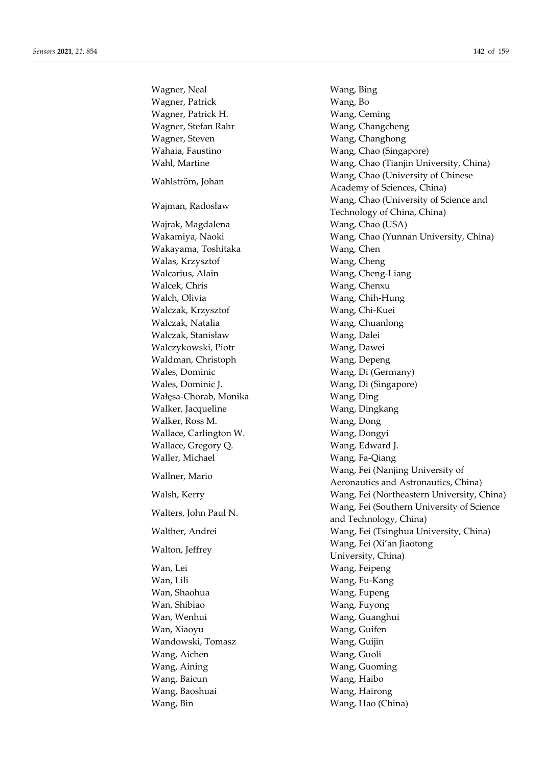Wagner, Neal
Wagner, Patrick
Wagner, Patrick H.
Wagner, Stefan Rahr
Wagner, Steven
Wahaia, Faustino
Wahl, Martine
Wahlström, Johan
Wajman, Radosław
Wajrak, Magdalena
Wakamiya, Naoki
Wakayama, Toshitaka
Walas, Krzysztof
Walcarius, Alain
Walcek, Chris
Walch, Olivia
Walczak, Krzysztof
Walczak, Natalia
Walczak, Stanisław
Walczykowski, Piotr
Waldman, Christoph
Wales, Dominic
Wales, Dominic J.
Wałęsa-Chorab, Monika
Walker, Jacqueline
Walker, Ross M.
Wallace, Carlington W.
Wallace, Gregory Q.
Waller, Michael
Wallner, Mario
Walsh, Kerry
Walters, John Paul N.
Walther, Andrei
Walton, Jeffrey
Wan, Lei
Wan, Lili
Wan, Shaohua
Wan, Shibiao
Wan, Wenhui
Wan, Xiaoyu
Wandowski, Tomasz
Wang, Aichen
Wang, Aining
Wang, Baicun
Wang, Baoshuai
Wang, Bin
Wang, Bing
Wang, Bo
Wang, Ceming
Wang, Changcheng
Wang, Changhong
Wang, Chao (Singapore)
Wang, Chao (Tianjin University, China)
Wang, Chao (University of Chinese Academy of Sciences, China)
Wang, Chao (University of Science and Technology of China, China)
Wang, Chao (USA)
Wang, Chao (Yunnan University, China)
Wang, Chen
Wang, Cheng
Wang, Cheng-Liang
Wang, Chenxu
Wang, Chih-Hung
Wang, Chi-Kuei
Wang, Chuanlong
Wang, Dalei
Wang, Dawei
Wang, Depeng
Wang, Di (Germany)
Wang, Di (Singapore)
Wang, Ding
Wang, Dingkang
Wang, Dong
Wang, Dongyi
Wang, Edward J.
Wang, Fa-Qiang
Wang, Fei (Nanjing University of Aeronautics and Astronautics, China)
Wang, Fei (Northeastern University, China)
Wang, Fei (Southern University of Science and Technology, China)
Wang, Fei (Tsinghua University, China)
Wang, Fei (Xi'an Jiaotong University, China)
Wang, Feipeng
Wang, Fu-Kang
Wang, Fupeng
Wang, Fuyong
Wang, Guanghui
Wang, Guifen
Wang, Guijin
Wang, Guoli
Wang, Guoming
Wang, Haibo
Wang, Hairong
Wang, Hao (China)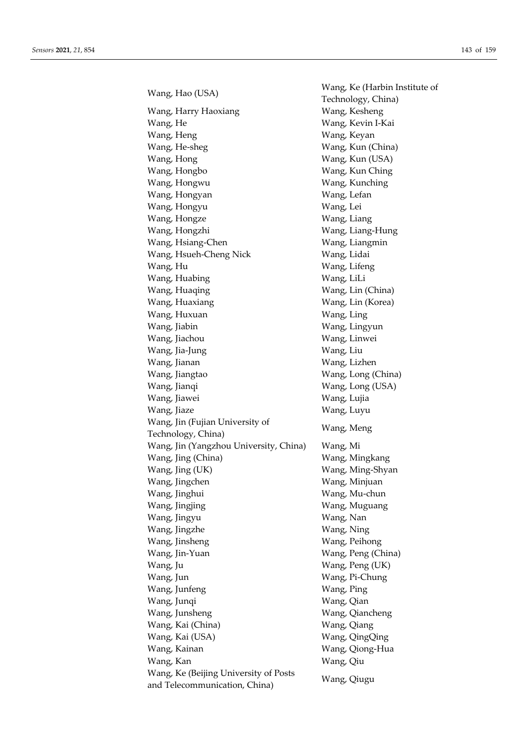Wang, Hao (USA)
Wang, Harry Haoxiang
Wang, He
Wang, Heng
Wang, He-sheg
Wang, Hong
Wang, Hongbo
Wang, Hongwu
Wang, Hongyan
Wang, Hongyu
Wang, Hongze
Wang, Hongzhi
Wang, Hsiang-Chen
Wang, Hsueh-Cheng Nick
Wang, Hu
Wang, Huabing
Wang, Huaqing
Wang, Huaxiang
Wang, Huxuan
Wang, Jiabin
Wang, Jiachou
Wang, Jia-Jung
Wang, Jianan
Wang, Jiangtao
Wang, Jianqi
Wang, Jiawei
Wang, Jiaze
Wang, Jin (Fujian University of Technology, China)
Wang, Jin (Yangzhou University, China)
Wang, Jing (China)
Wang, Jing (UK)
Wang, Jingchen
Wang, Jinghui
Wang, Jingjing
Wang, Jingyu
Wang, Jingzhe
Wang, Jinsheng
Wang, Jin-Yuan
Wang, Ju
Wang, Jun
Wang, Junfeng
Wang, Junqi
Wang, Junsheng
Wang, Kai (China)
Wang, Kai (USA)
Wang, Kainan
Wang, Kan
Wang, Ke (Beijing University of Posts and Telecommunication, China)
Wang, Ke (Harbin Institute of Technology, China)
Wang, Kesheng
Wang, Kevin I-Kai
Wang, Keyan
Wang, Kun (China)
Wang, Kun (USA)
Wang, Kun Ching
Wang, Kunching
Wang, Lefan
Wang, Lei
Wang, Liang
Wang, Liang-Hung
Wang, Liangmin
Wang, Lidai
Wang, Lifeng
Wang, LiLi
Wang, Lin (China)
Wang, Lin (Korea)
Wang, Ling
Wang, Lingyun
Wang, Linwei
Wang, Liu
Wang, Lizhen
Wang, Long (China)
Wang, Long (USA)
Wang, Lujia
Wang, Luyu
Wang, Meng
Wang, Mi
Wang, Mingkang
Wang, Ming-Shyan
Wang, Minjuan
Wang, Mu-chun
Wang, Muguang
Wang, Nan
Wang, Ning
Wang, Peihong
Wang, Peng (China)
Wang, Peng (UK)
Wang, Pi-Chung
Wang, Ping
Wang, Qian
Wang, Qiancheng
Wang, Qiang
Wang, QingQing
Wang, Qiong-Hua
Wang, Qiu
Wang, Qiugu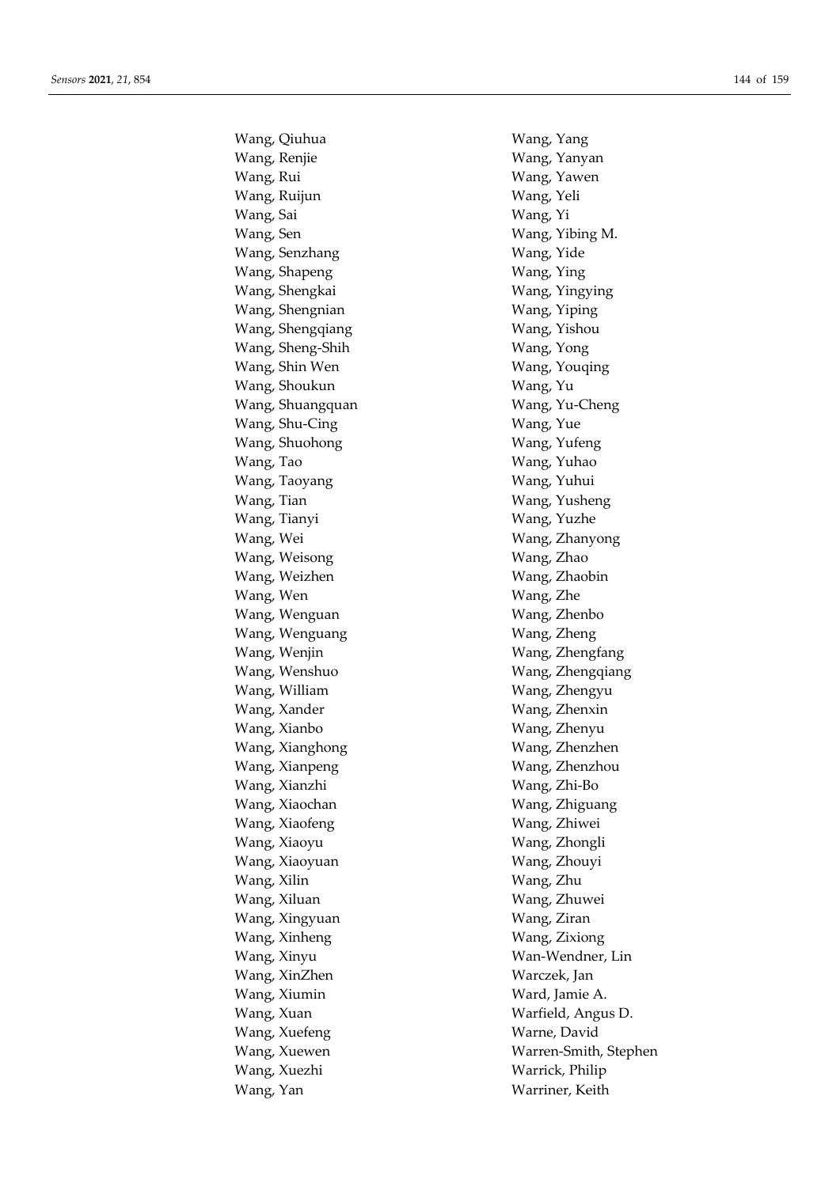Wang, Qiuhua
Wang, Renjie
Wang, Rui
Wang, Ruijun
Wang, Sai
Wang, Sen
Wang, Senzhang
Wang, Shapeng
Wang, Shengkai
Wang, Shengnian
Wang, Shengqiang
Wang, Sheng-Shih
Wang, Shin Wen
Wang, Shoukun
Wang, Shuangquan
Wang, Shu-Cing
Wang, Shuohong
Wang, Tao
Wang, Taoyang
Wang, Tian
Wang, Tianyi
Wang, Wei
Wang, Weisong
Wang, Weizhen
Wang, Wen
Wang, Wenguan
Wang, Wenguang
Wang, Wenjin
Wang, Wenshuo
Wang, William
Wang, Xander
Wang, Xianbo
Wang, Xianghong
Wang, Xianpeng
Wang, Xianzhi
Wang, Xiaochan
Wang, Xiaofeng
Wang, Xiaoyu
Wang, Xiaoyuan
Wang, Xilin
Wang, Xiluan
Wang, Xingyuan
Wang, Xinheng
Wang, Xinyu
Wang, XinZhen
Wang, Xiumin
Wang, Xuan
Wang, Xuefeng
Wang, Xuewen
Wang, Xuezhi
Wang, Yan
Wang, Yang
Wang, Yanyan
Wang, Yawen
Wang, Yeli
Wang, Yi
Wang, Yibing M.
Wang, Yide
Wang, Ying
Wang, Yingying
Wang, Yiping
Wang, Yishou
Wang, Yong
Wang, Youqing
Wang, Yu
Wang, Yu-Cheng
Wang, Yue
Wang, Yufeng
Wang, Yuhao
Wang, Yuhui
Wang, Yusheng
Wang, Yuzhe
Wang, Zhanyong
Wang, Zhao
Wang, Zhaobin
Wang, Zhe
Wang, Zhenbo
Wang, Zheng
Wang, Zhengfang
Wang, Zhengqiang
Wang, Zhengyu
Wang, Zhenxin
Wang, Zhenyu
Wang, Zhenzhen
Wang, Zhenzhou
Wang, Zhi-Bo
Wang, Zhiguang
Wang, Zhiwei
Wang, Zhongli
Wang, Zhouyi
Wang, Zhu
Wang, Zhuwei
Wang, Ziran
Wang, Zixiong
Wan-Wendner, Lin
Warczek, Jan
Ward, Jamie A.
Warfield, Angus D.
Warne, David
Warren-Smith, Stephen
Warrick, Philip
Warriner, Keith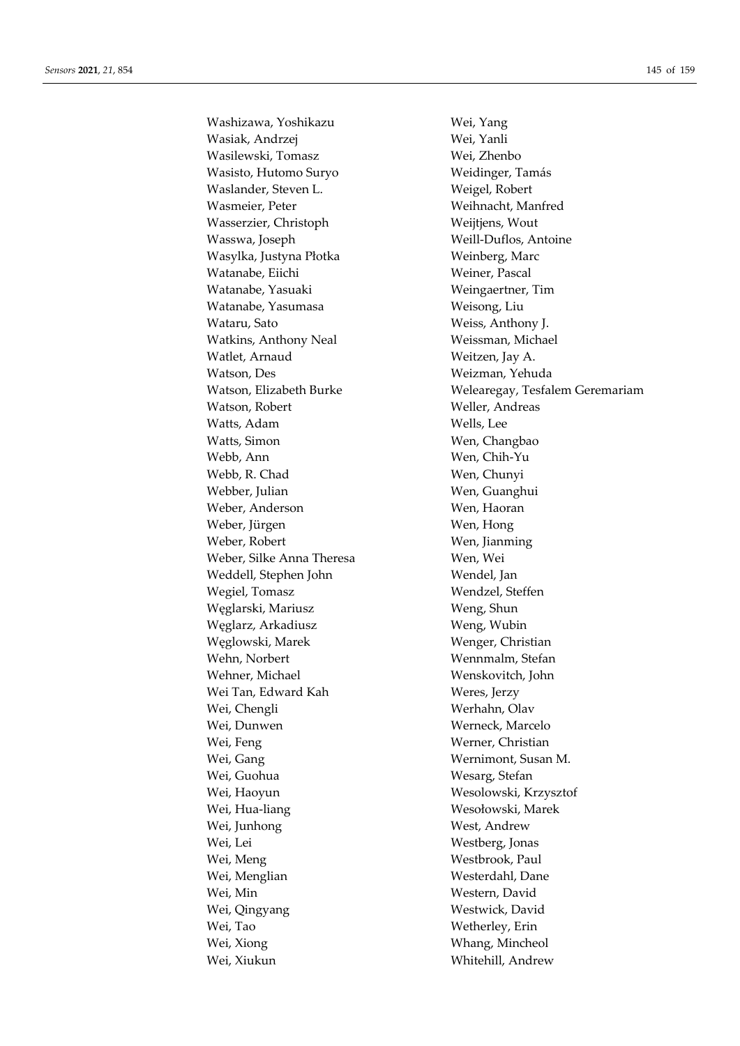Washizawa, Yoshikazu
Wasiak, Andrzej
Wasilewski, Tomasz
Wasisto, Hutomo Suryo
Waslander, Steven L.
Wasmeier, Peter
Wasserzier, Christoph
Wasswa, Joseph
Wasylka, Justyna Płotka
Watanabe, Eiichi
Watanabe, Yasuaki
Watanabe, Yasumasa
Wataru, Sato
Watkins, Anthony Neal
Watlet, Arnaud
Watson, Des
Watson, Elizabeth Burke
Watson, Robert
Watts, Adam
Watts, Simon
Webb, Ann
Webb, R. Chad
Webber, Julian
Weber, Anderson
Weber, Jürgen
Weber, Robert
Weber, Silke Anna Theresa
Weddell, Stephen John
Wegiel, Tomasz
Węglarski, Mariusz
Węglarz, Arkadiusz
Węglowski, Marek
Wehn, Norbert
Wehner, Michael
Wei Tan, Edward Kah
Wei, Chengli
Wei, Dunwen
Wei, Feng
Wei, Gang
Wei, Guohua
Wei, Haoyun
Wei, Hua-liang
Wei, Junhong
Wei, Lei
Wei, Meng
Wei, Menglian
Wei, Min
Wei, Qingyang
Wei, Tao
Wei, Xiong
Wei, Xiukun
Wei, Yang
Wei, Yanli
Wei, Zhenbo
Weidinger, Tamás
Weigel, Robert
Weihnacht, Manfred
Weijtjens, Wout
Weill-Duflos, Antoine
Weinberg, Marc
Weiner, Pascal
Weingaertner, Tim
Weisong, Liu
Weiss, Anthony J.
Weissman, Michael
Weitzen, Jay A.
Weizman, Yehuda
Welearegay, Tesfalem Geremariam
Weller, Andreas
Wells, Lee
Wen, Changbao
Wen, Chih-Yu
Wen, Chunyi
Wen, Guanghui
Wen, Haoran
Wen, Hong
Wen, Jianming
Wen, Wei
Wendel, Jan
Wendzel, Steffen
Weng, Shun
Weng, Wubin
Wenger, Christian
Wennmalm, Stefan
Wenskovitch, John
Weres, Jerzy
Werhahn, Olav
Werneck, Marcelo
Werner, Christian
Wernimont, Susan M.
Wesarg, Stefan
Wesolowski, Krzysztof
Wesołowski, Marek
West, Andrew
Westberg, Jonas
Westbrook, Paul
Westerdahl, Dane
Western, David
Westwick, David
Wetherley, Erin
Whang, Mincheol
Whitehill, Andrew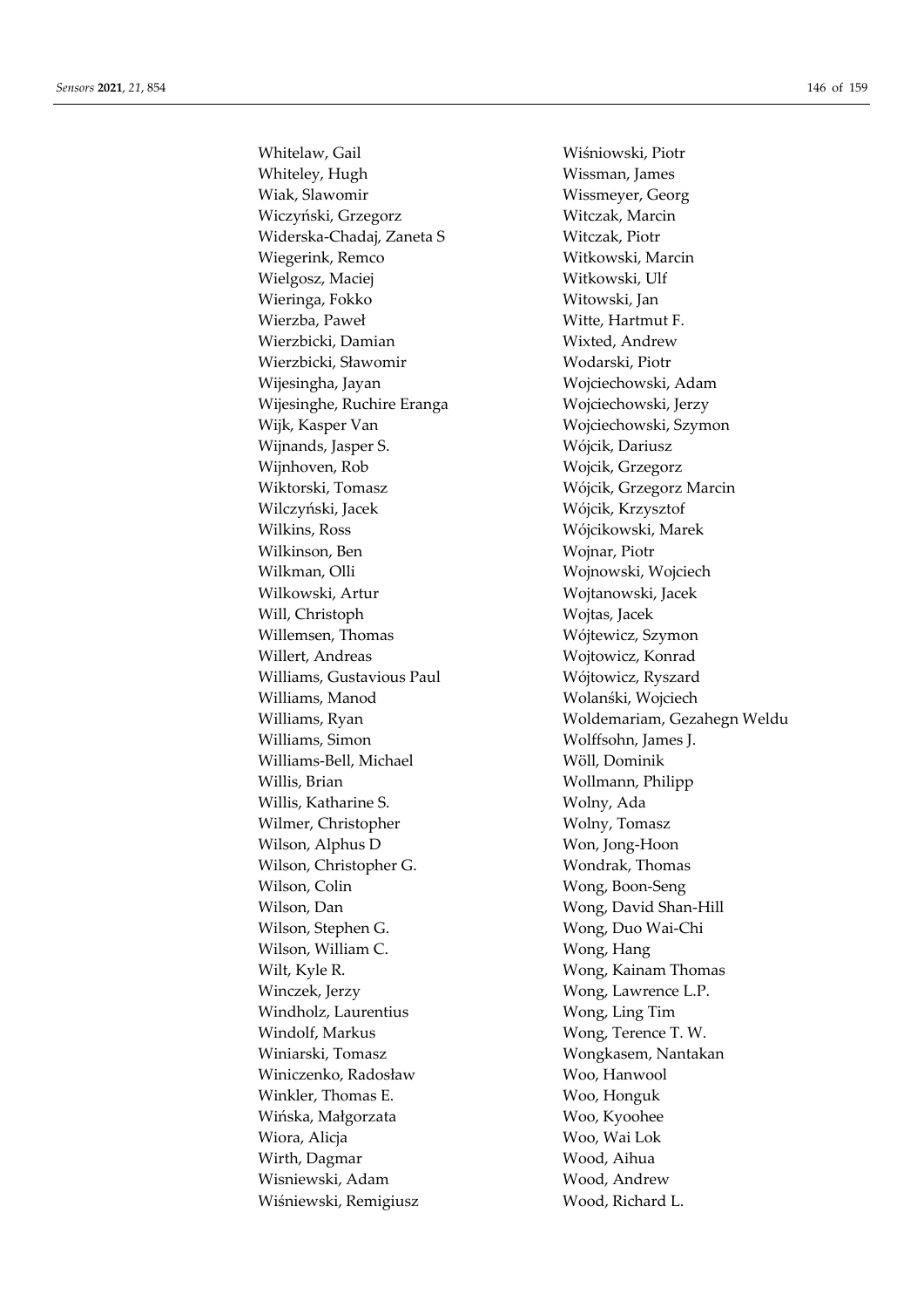Whitelaw, Gail
Whiteley, Hugh
Wiak, Slawomir
Wiczyński, Grzegorz
Widerska-Chadaj, Zaneta S
Wiegerink, Remco
Wielgosz, Maciej
Wieringa, Fokko
Wierzba, Paweł
Wierzbicki, Damian
Wierzbicki, Sławomir
Wijesingha, Jayan
Wijesinghe, Ruchire Eranga
Wijk, Kasper Van
Wijnands, Jasper S.
Wijnhoven, Rob
Wiktorski, Tomasz
Wilczyński, Jacek
Wilkins, Ross
Wilkinson, Ben
Wilkman, Olli
Wilkowski, Artur
Will, Christoph
Willemsen, Thomas
Willert, Andreas
Williams, Gustavious Paul
Williams, Manod
Williams, Ryan
Williams, Simon
Williams-Bell, Michael
Willis, Brian
Willis, Katharine S.
Wilmer, Christopher
Wilson, Alphus D
Wilson, Christopher G.
Wilson, Colin
Wilson, Dan
Wilson, Stephen G.
Wilson, William C.
Wilt, Kyle R.
Winczek, Jerzy
Windholz, Laurentius
Windolf, Markus
Winiarski, Tomasz
Winiczenko, Radosław
Winkler, Thomas E.
Wińska, Małgorzata
Wiora, Alicja
Wirth, Dagmar
Wisniewski, Adam
Wiśniewski, Remigiusz
Wiśniowski, Piotr
Wissman, James
Wissmeyer, Georg
Witczak, Marcin
Witczak, Piotr
Witkowski, Marcin
Witkowski, Ulf
Witowski, Jan
Witte, Hartmut F.
Wixted, Andrew
Wodarski, Piotr
Wojciechowski, Adam
Wojciechowski, Jerzy
Wojciechowski, Szymon
Wójcik, Dariusz
Wojcik, Grzegorz
Wójcik, Grzegorz Marcin
Wójcik, Krzysztof
Wójcikowski, Marek
Wojnar, Piotr
Wojnowski, Wojciech
Wojtanowski, Jacek
Wojtas, Jacek
Wójtewicz, Szymon
Wojtowicz, Konrad
Wójtowicz, Ryszard
Wolański, Wojciech
Woldemariam, Gezahegn Weldu
Wolffsohn, James J.
Wöll, Dominik
Wollmann, Philipp
Wolny, Ada
Wolny, Tomasz
Won, Jong-Hoon
Wondrak, Thomas
Wong, Boon-Seng
Wong, David Shan-Hill
Wong, Duo Wai-Chi
Wong, Hang
Wong, Kainam Thomas
Wong, Lawrence L.P.
Wong, Ling Tim
Wong, Terence T. W.
Wongkasem, Nantakan
Woo, Hanwool
Woo, Honguk
Woo, Kyoohee
Woo, Wai Lok
Wood, Aihua
Wood, Andrew
Wood, Richard L.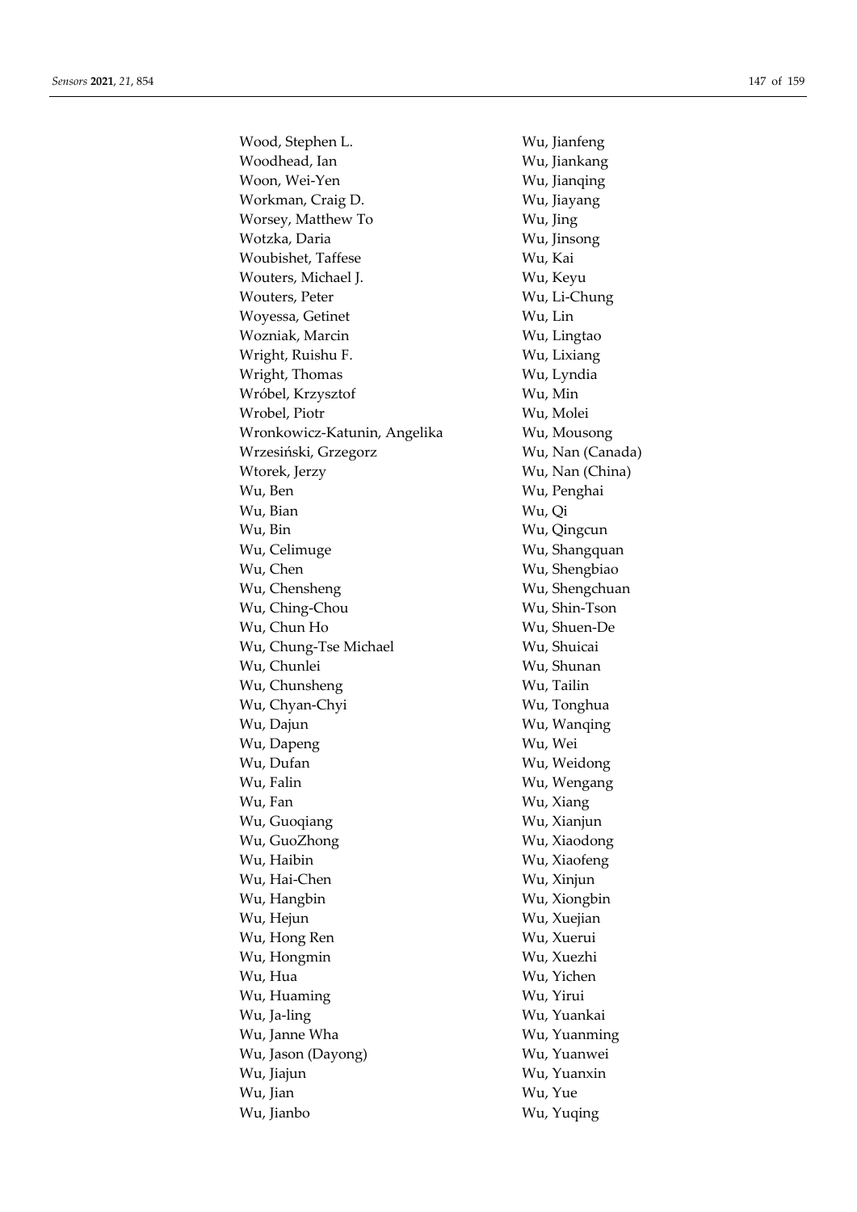Wood, Stephen L.
Woodhead, Ian
Woon, Wei-Yen
Workman, Craig D.
Worsey, Matthew To
Wotzka, Daria
Woubishet, Taffese
Wouters, Michael J.
Wouters, Peter
Woyessa, Getinet
Wozniak, Marcin
Wright, Ruishu F.
Wright, Thomas
Wróbel, Krzysztof
Wrobel, Piotr
Wronkowicz-Katunin, Angelika
Wrzesiński, Grzegorz
Wtorek, Jerzy
Wu, Ben
Wu, Bian
Wu, Bin
Wu, Celimuge
Wu, Chen
Wu, Chensheng
Wu, Ching-Chou
Wu, Chun Ho
Wu, Chung-Tse Michael
Wu, Chunlei
Wu, Chunsheng
Wu, Chyan-Chyi
Wu, Dajun
Wu, Dapeng
Wu, Dufan
Wu, Falin
Wu, Fan
Wu, Guoqiang
Wu, GuoZhong
Wu, Haibin
Wu, Hai-Chen
Wu, Hangbin
Wu, Hejun
Wu, Hong Ren
Wu, Hongmin
Wu, Hua
Wu, Huaming
Wu, Ja-ling
Wu, Janne Wha
Wu, Jason (Dayong)
Wu, Jiajun
Wu, Jian
Wu, Jianbo
Wu, Jianfeng
Wu, Jiankang
Wu, Jianqing
Wu, Jiayang
Wu, Jing
Wu, Jinsong
Wu, Kai
Wu, Keyu
Wu, Li-Chung
Wu, Lin
Wu, Lingtao
Wu, Lixiang
Wu, Lyndia
Wu, Min
Wu, Molei
Wu, Mousong
Wu, Nan (Canada)
Wu, Nan (China)
Wu, Penghai
Wu, Qi
Wu, Qingcun
Wu, Shangquan
Wu, Shengbiao
Wu, Shengchuan
Wu, Shin-Tson
Wu, Shuen-De
Wu, Shuicai
Wu, Shunan
Wu, Tailin
Wu, Tonghua
Wu, Wanqing
Wu, Wei
Wu, Weidong
Wu, Wengang
Wu, Xiang
Wu, Xianjun
Wu, Xiaodong
Wu, Xiaofeng
Wu, Xinjun
Wu, Xiongbin
Wu, Xuejian
Wu, Xuerui
Wu, Xuezhi
Wu, Yichen
Wu, Yirui
Wu, Yuankai
Wu, Yuanming
Wu, Yuanwei
Wu, Yuanxin
Wu, Yue
Wu, Yuqing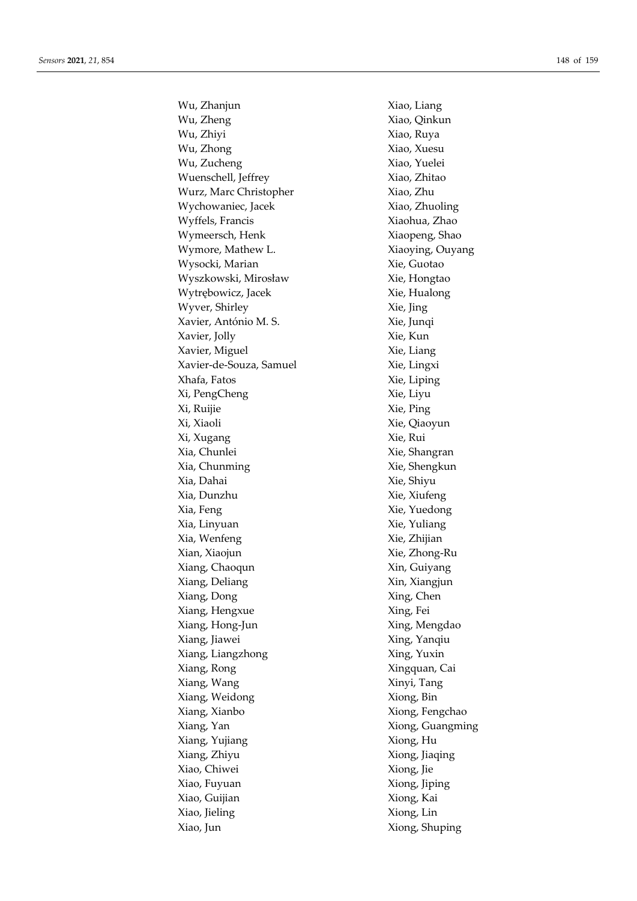Wu, Zhanjun
Wu, Zheng
Wu, Zhiyi
Wu, Zhong
Wu, Zucheng
Wuenschell, Jeffrey
Wurz, Marc Christopher
Wychowaniec, Jacek
Wyffels, Francis
Wymeersch, Henk
Wymore, Mathew L.
Wysocki, Marian
Wyszkowski, Mirosław
Wytrębowicz, Jacek
Wyver, Shirley
Xavier, António M. S.
Xavier, Jolly
Xavier, Miguel
Xavier-de-Souza, Samuel
Xhafa, Fatos
Xi, PengCheng
Xi, Ruijie
Xi, Xiaoli
Xi, Xugang
Xia, Chunlei
Xia, Chunming
Xia, Dahai
Xia, Dunzhu
Xia, Feng
Xia, Linyuan
Xia, Wenfeng
Xian, Xiaojun
Xiang, Chaoqun
Xiang, Deliang
Xiang, Dong
Xiang, Hengxue
Xiang, Hong-Jun
Xiang, Jiawei
Xiang, Liangzhong
Xiang, Rong
Xiang, Wang
Xiang, Weidong
Xiang, Xianbo
Xiang, Yan
Xiang, Yujiang
Xiang, Zhiyu
Xiao, Chiwei
Xiao, Fuyuan
Xiao, Guijian
Xiao, Jieling
Xiao, Jun
Xiao, Liang
Xiao, Qinkun
Xiao, Ruya
Xiao, Xuesu
Xiao, Yuelei
Xiao, Zhitao
Xiao, Zhu
Xiao, Zhuoling
Xiaohua, Zhao
Xiaopeng, Shao
Xiaoying, Ouyang
Xie, Guotao
Xie, Hongtao
Xie, Hualong
Xie, Jing
Xie, Junqi
Xie, Kun
Xie, Liang
Xie, Lingxi
Xie, Liping
Xie, Liyu
Xie, Ping
Xie, Qiaoyun
Xie, Rui
Xie, Shangran
Xie, Shengkun
Xie, Shiyu
Xie, Xiufeng
Xie, Yuedong
Xie, Yuliang
Xie, Zhijian
Xie, Zhong-Ru
Xin, Guiyang
Xin, Xiangjun
Xing, Chen
Xing, Fei
Xing, Mengdao
Xing, Yanqiu
Xing, Yuxin
Xingquan, Cai
Xinyi, Tang
Xiong, Bin
Xiong, Fengchao
Xiong, Guangming
Xiong, Hu
Xiong, Jiaqing
Xiong, Jie
Xiong, Jiping
Xiong, Kai
Xiong, Lin
Xiong, Shuping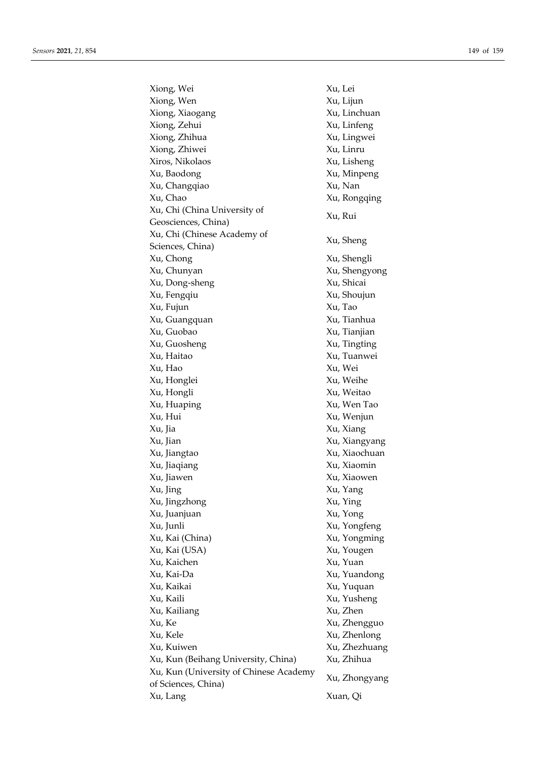Xiong, Wei
Xiong, Wen
Xiong, Xiaogang
Xiong, Zehui
Xiong, Zhihua
Xiong, Zhiwei
Xiros, Nikolaos
Xu, Baodong
Xu, Changqiao
Xu, Chao
Xu, Chi (China University of Geosciences, China)
Xu, Chi (Chinese Academy of Sciences, China)
Xu, Chong
Xu, Chunyan
Xu, Dong-sheng
Xu, Fengqiu
Xu, Fujun
Xu, Guangquan
Xu, Guobao
Xu, Guosheng
Xu, Haitao
Xu, Hao
Xu, Honglei
Xu, Hongli
Xu, Huaping
Xu, Hui
Xu, Jia
Xu, Jian
Xu, Jiangtao
Xu, Jiaqiang
Xu, Jiawen
Xu, Jing
Xu, Jingzhong
Xu, Juanjuan
Xu, Junli
Xu, Kai (China)
Xu, Kai (USA)
Xu, Kaichen
Xu, Kai-Da
Xu, Kaikai
Xu, Kaili
Xu, Kailiang
Xu, Ke
Xu, Kele
Xu, Kuiwen
Xu, Kun (Beihang University, China)
Xu, Kun (University of Chinese Academy of Sciences, China)
Xu, Lang
Xu, Lei
Xu, Lijun
Xu, Linchuan
Xu, Linfeng
Xu, Lingwei
Xu, Linru
Xu, Lisheng
Xu, Minpeng
Xu, Nan
Xu, Rongqing
Xu, Rui
Xu, Sheng
Xu, Shengli
Xu, Shengyong
Xu, Shicai
Xu, Shoujun
Xu, Tao
Xu, Tianhua
Xu, Tianjian
Xu, Tingting
Xu, Tuanwei
Xu, Wei
Xu, Weihe
Xu, Weitao
Xu, Wen Tao
Xu, Wenjun
Xu, Xiang
Xu, Xiangyang
Xu, Xiaochuan
Xu, Xiaomin
Xu, Xiaowen
Xu, Yang
Xu, Ying
Xu, Yong
Xu, Yongfeng
Xu, Yongming
Xu, Yougen
Xu, Yuan
Xu, Yuandong
Xu, Yuquan
Xu, Yusheng
Xu, Zhen
Xu, Zhengguo
Xu, Zhenlong
Xu, Zhezhuang
Xu, Zhihua
Xu, Zhongyang
Xuan, Qi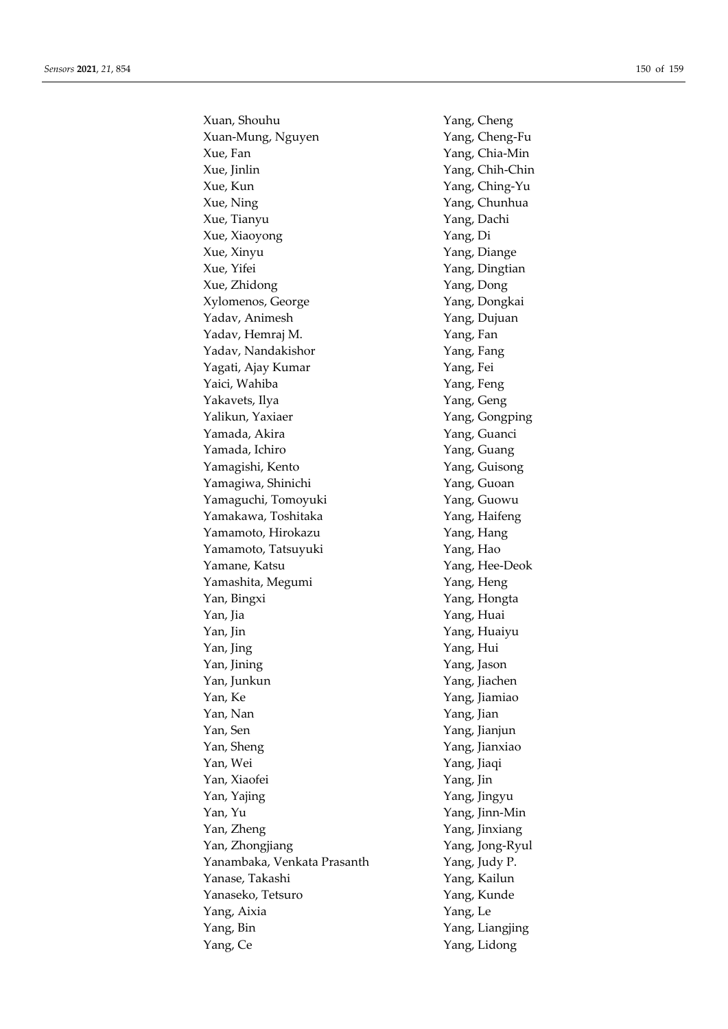Xuan, Shouhu
Xuan-Mung, Nguyen
Xue, Fan
Xue, Jinlin
Xue, Kun
Xue, Ning
Xue, Tianyu
Xue, Xiaoyong
Xue, Xinyu
Xue, Yifei
Xue, Zhidong
Xylomenos, George
Yadav, Animesh
Yadav, Hemraj M.
Yadav, Nandakishor
Yagati, Ajay Kumar
Yaici, Wahiba
Yakavets, Ilya
Yalikun, Yaxiaer
Yamada, Akira
Yamada, Ichiro
Yamagishi, Kento
Yamagiwa, Shinichi
Yamaguchi, Tomoyuki
Yamakawa, Toshitaka
Yamamoto, Hirokazu
Yamamoto, Tatsuyuki
Yamane, Katsu
Yamashita, Megumi
Yan, Bingxi
Yan, Jia
Yan, Jin
Yan, Jing
Yan, Jining
Yan, Junkun
Yan, Ke
Yan, Nan
Yan, Sen
Yan, Sheng
Yan, Wei
Yan, Xiaofei
Yan, Yajing
Yan, Yu
Yan, Zheng
Yan, Zhongjiang
Yanambaka, Venkata Prasanth
Yanase, Takashi
Yanaseko, Tetsuro
Yang, Aixia
Yang, Bin
Yang, Ce
Yang, Cheng
Yang, Cheng-Fu
Yang, Chia-Min
Yang, Chih-Chin
Yang, Ching-Yu
Yang, Chunhua
Yang, Dachi
Yang, Di
Yang, Diange
Yang, Dingtian
Yang, Dong
Yang, Dongkai
Yang, Dujuan
Yang, Fan
Yang, Fang
Yang, Fei
Yang, Feng
Yang, Geng
Yang, Gongping
Yang, Guanci
Yang, Guang
Yang, Guisong
Yang, Guoan
Yang, Guowu
Yang, Haifeng
Yang, Hang
Yang, Hao
Yang, Hee-Deok
Yang, Heng
Yang, Hongta
Yang, Huai
Yang, Huaiyu
Yang, Hui
Yang, Jason
Yang, Jiachen
Yang, Jiamiao
Yang, Jian
Yang, Jianjun
Yang, Jianxiao
Yang, Jiaqi
Yang, Jin
Yang, Jingyu
Yang, Jinn-Min
Yang, Jinxiang
Yang, Jong-Ryul
Yang, Judy P.
Yang, Kailun
Yang, Kunde
Yang, Le
Yang, Liangjing
Yang, Lidong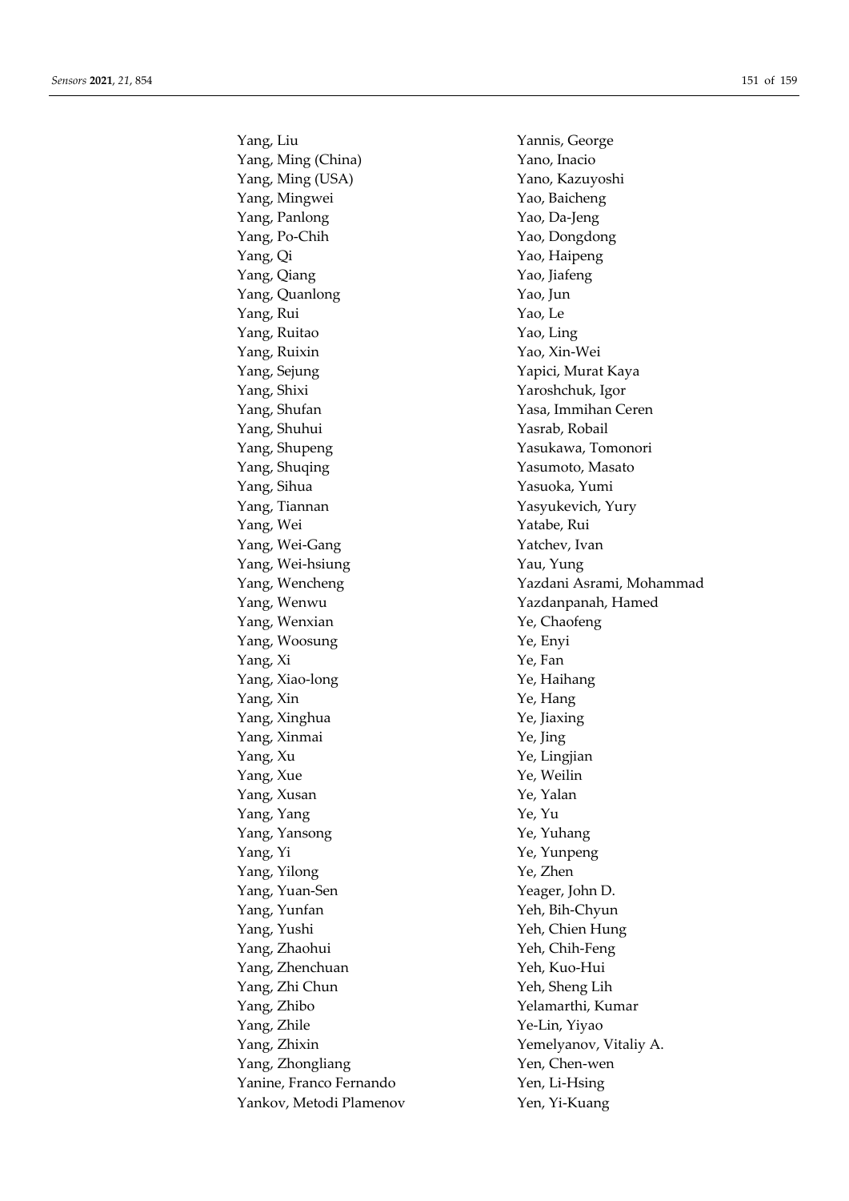Yang, Liu
Yang, Ming (China)
Yang, Ming (USA)
Yang, Mingwei
Yang, Panlong
Yang, Po-Chih
Yang, Qi
Yang, Qiang
Yang, Quanlong
Yang, Rui
Yang, Ruitao
Yang, Ruixin
Yang, Sejung
Yang, Shixi
Yang, Shufan
Yang, Shuhui
Yang, Shupeng
Yang, Shuqing
Yang, Sihua
Yang, Tiannan
Yang, Wei
Yang, Wei-Gang
Yang, Wei-hsiung
Yang, Wencheng
Yang, Wenwu
Yang, Wenxian
Yang, Woosung
Yang, Xi
Yang, Xiao-long
Yang, Xin
Yang, Xinghua
Yang, Xinmai
Yang, Xu
Yang, Xue
Yang, Xusan
Yang, Yang
Yang, Yansong
Yang, Yi
Yang, Yilong
Yang, Yuan-Sen
Yang, Yunfan
Yang, Yushi
Yang, Zhaohui
Yang, Zhenchuan
Yang, Zhi Chun
Yang, Zhibo
Yang, Zhile
Yang, Zhixin
Yang, Zhongliang
Yanine, Franco Fernando
Yankov, Metodi Plamenov
Yannis, George
Yano, Inacio
Yano, Kazuyoshi
Yao, Baicheng
Yao, Da-Jeng
Yao, Dongdong
Yao, Haipeng
Yao, Jiafeng
Yao, Jun
Yao, Le
Yao, Ling
Yao, Xin-Wei
Yapici, Murat Kaya
Yaroshchuk, Igor
Yasa, Immihan Ceren
Yasrab, Robail
Yasukawa, Tomonori
Yasumoto, Masato
Yasuoka, Yumi
Yasyukevich, Yury
Yatabe, Rui
Yatchev, Ivan
Yau, Yung
Yazdani Asrami, Mohammad
Yazdanpanah, Hamed
Ye, Chaofeng
Ye, Enyi
Ye, Fan
Ye, Haihang
Ye, Hang
Ye, Jiaxing
Ye, Jing
Ye, Lingjian
Ye, Weilin
Ye, Yalan
Ye, Yu
Ye, Yuhang
Ye, Yunpeng
Ye, Zhen
Yeager, John D.
Yeh, Bih-Chyun
Yeh, Chien Hung
Yeh, Chih-Feng
Yeh, Kuo-Hui
Yeh, Sheng Lih
Yelamarthi, Kumar
Ye-Lin, Yiyao
Yemelyanov, Vitaliy A.
Yen, Chen-wen
Yen, Li-Hsing
Yen, Yi-Kuang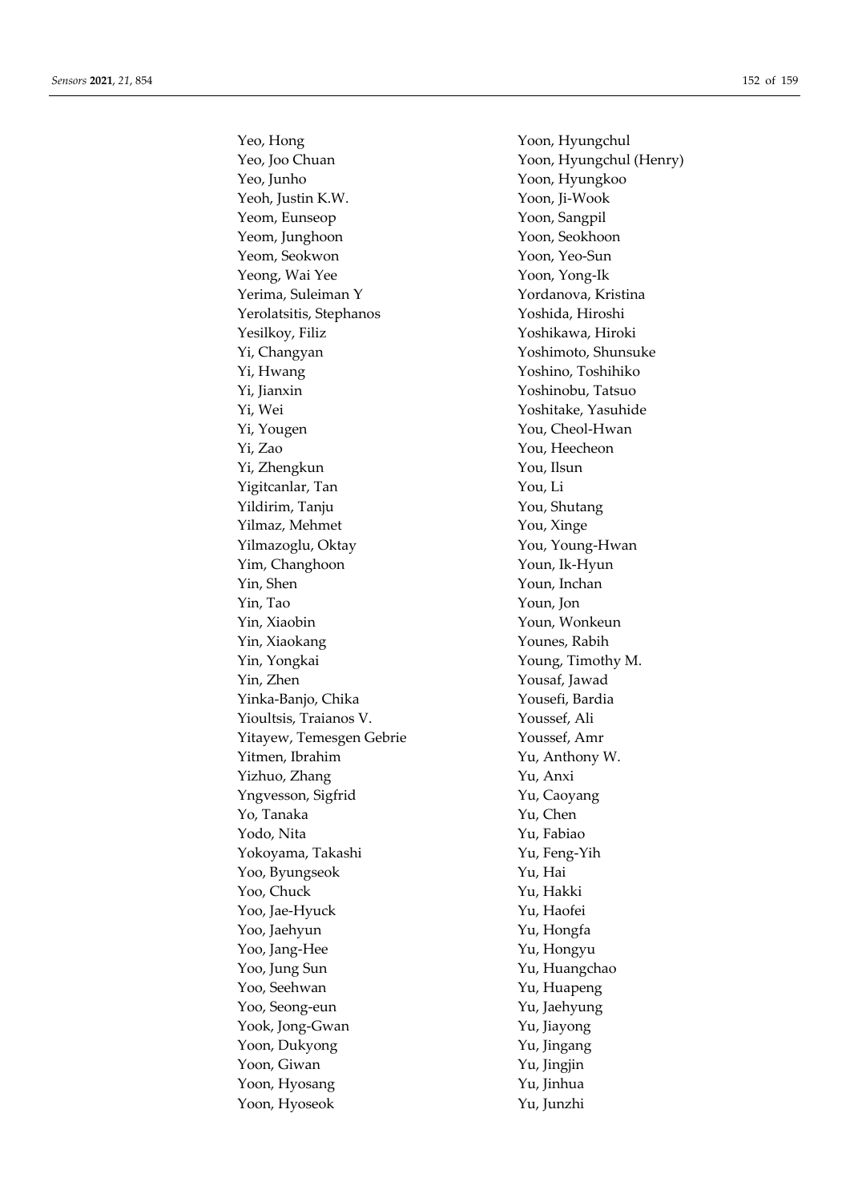Yeo, Hong
Yeo, Joo Chuan
Yeo, Junho
Yeoh, Justin K.W.
Yeom, Eunseop
Yeom, Junghoon
Yeom, Seokwon
Yeong, Wai Yee
Yerima, Suleiman Y
Yerolatsitis, Stephanos
Yesilkoy, Filiz
Yi, Changyan
Yi, Hwang
Yi, Jianxin
Yi, Wei
Yi, Yougen
Yi, Zao
Yi, Zhengkun
Yigitcanlar, Tan
Yildirim, Tanju
Yilmaz, Mehmet
Yilmazoglu, Oktay
Yim, Changhoon
Yin, Shen
Yin, Tao
Yin, Xiaobin
Yin, Xiaokang
Yin, Yongkai
Yin, Zhen
Yinka-Banjo, Chika
Yioultsis, Traianos V.
Yitayew, Temesgen Gebrie
Yitmen, Ibrahim
Yizhuo, Zhang
Yngvesson, Sigfrid
Yo, Tanaka
Yodo, Nita
Yokoyama, Takashi
Yoo, Byungseok
Yoo, Chuck
Yoo, Jae-Hyuck
Yoo, Jaehyun
Yoo, Jang-Hee
Yoo, Jung Sun
Yoo, Seehwan
Yoo, Seong-eun
Yook, Jong-Gwan
Yoon, Dukyong
Yoon, Giwan
Yoon, Hyosang
Yoon, Hyoseok
Yoon, Hyungchul
Yoon, Hyungchul (Henry)
Yoon, Hyungkoo
Yoon, Ji-Wook
Yoon, Sangpil
Yoon, Seokhoon
Yoon, Yeo-Sun
Yoon, Yong-Ik
Yordanova, Kristina
Yoshida, Hiroshi
Yoshikawa, Hiroki
Yoshimoto, Shunsuke
Yoshino, Toshihiko
Yoshinobu, Tatsuo
Yoshitake, Yasuhide
You, Cheol-Hwan
You, Heecheon
You, Ilsun
You, Li
You, Shutang
You, Xinge
You, Young-Hwan
Youn, Ik-Hyun
Youn, Inchan
Youn, Jon
Youn, Wonkeun
Younes, Rabih
Young, Timothy M.
Yousaf, Jawad
Yousefi, Bardia
Youssef, Ali
Youssef, Amr
Yu, Anthony W.
Yu, Anxi
Yu, Caoyang
Yu, Chen
Yu, Fabiao
Yu, Feng-Yih
Yu, Hai
Yu, Hakki
Yu, Haofei
Yu, Hongfa
Yu, Hongyu
Yu, Huangchao
Yu, Huapeng
Yu, Jaehyung
Yu, Jiayong
Yu, Jingang
Yu, Jingjin
Yu, Jinhua
Yu, Junzhi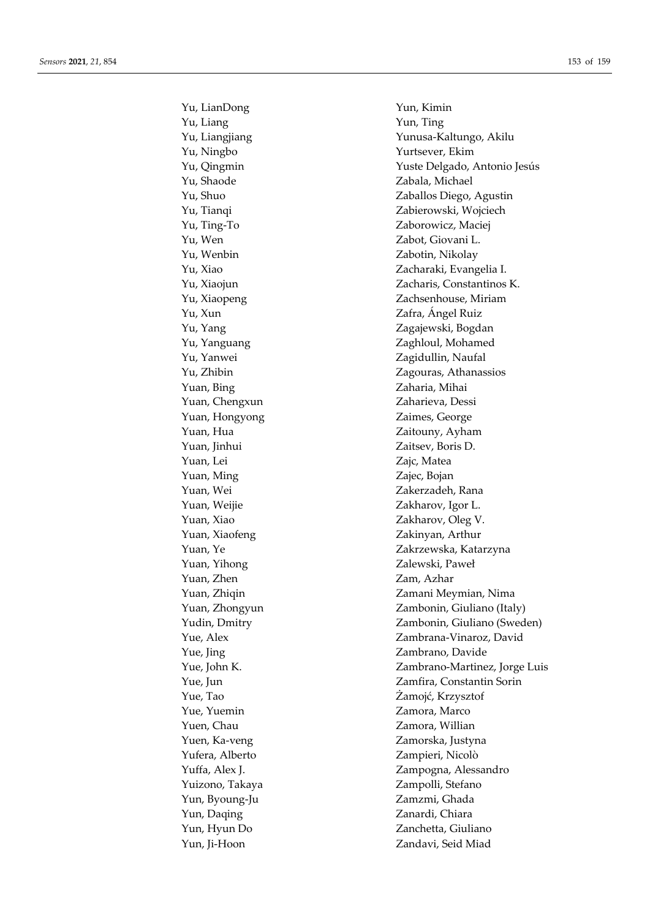Yu, LianDong
Yu, Liang
Yu, Liangjiang
Yu, Ningbo
Yu, Qingmin
Yu, Shaode
Yu, Shuo
Yu, Tianqi
Yu, Ting-To
Yu, Wen
Yu, Wenbin
Yu, Xiao
Yu, Xiaojun
Yu, Xiaopeng
Yu, Xun
Yu, Yang
Yu, Yanguang
Yu, Yanwei
Yu, Zhibin
Yuan, Bing
Yuan, Chengxun
Yuan, Hongyong
Yuan, Hua
Yuan, Jinhui
Yuan, Lei
Yuan, Ming
Yuan, Wei
Yuan, Weijie
Yuan, Xiao
Yuan, Xiaofeng
Yuan, Ye
Yuan, Yihong
Yuan, Zhen
Yuan, Zhiqin
Yuan, Zhongyun
Yudin, Dmitry
Yue, Alex
Yue, Jing
Yue, John K.
Yue, Jun
Yue, Tao
Yue, Yuemin
Yuen, Chau
Yuen, Ka-veng
Yufera, Alberto
Yuffa, Alex J.
Yuizono, Takaya
Yun, Byoung-Ju
Yun, Daqing
Yun, Hyun Do
Yun, Ji-Hoon
Yun, Kimin
Yun, Ting
Yunusa-Kaltungo, Akilu
Yurtsever, Ekim
Yuste Delgado, Antonio Jesús
Zabala, Michael
Zaballos Diego, Agustin
Zabierowski, Wojciech
Zaborowicz, Maciej
Zabot, Giovani L.
Zabotin, Nikolay
Zacharaki, Evangelia I.
Zacharis, Constantinos K.
Zachsenhouse, Miriam
Zafra, Ángel Ruiz
Zagajewski, Bogdan
Zaghloul, Mohamed
Zagidullin, Naufal
Zagouras, Athanassios
Zaharia, Mihai
Zaharieva, Dessi
Zaimes, George
Zaitouny, Ayham
Zaitsev, Boris D.
Zajc, Matea
Zajec, Bojan
Zakerzadeh, Rana
Zakharov, Igor L.
Zakharov, Oleg V.
Zakinyan, Arthur
Zakrzewska, Katarzyna
Zalewski, Paweł
Zam, Azhar
Zamani Meymian, Nima
Zambonin, Giuliano (Italy)
Zambonin, Giuliano (Sweden)
Zambrana-Vinaroz, David
Zambrano, Davide
Zambrano-Martinez, Jorge Luis
Zamfira, Constantin Sorin
Żamojć, Krzysztof
Zamora, Marco
Zamora, Willian
Zamorska, Justyna
Zampieri, Nicolò
Zampogna, Alessandro
Zampolli, Stefano
Zamzmi, Ghada
Zanardi, Chiara
Zanchetta, Giuliano
Zandavi, Seid Miad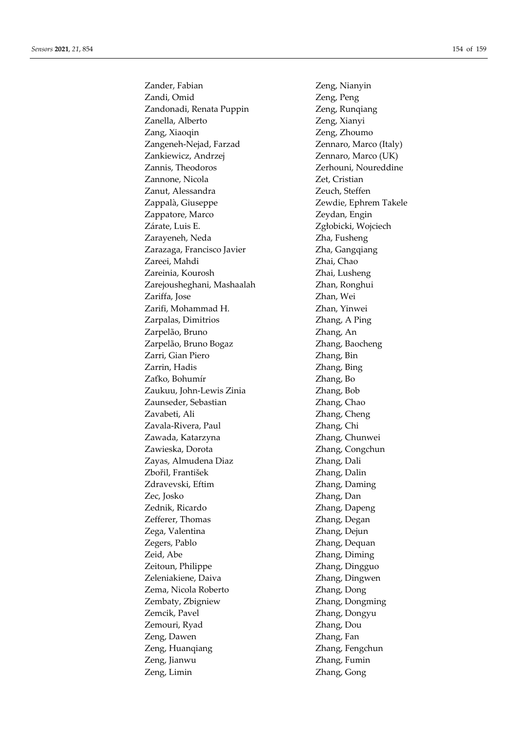Zander, Fabian
Zandi, Omid
Zandonadi, Renata Puppin
Zanella, Alberto
Zang, Xiaoqin
Zangeneh-Nejad, Farzad
Zankiewicz, Andrzej
Zannis, Theodoros
Zannone, Nicola
Zanut, Alessandra
Zappalà, Giuseppe
Zappatore, Marco
Zárate, Luis E.
Zarayeneh, Neda
Zarazaga, Francisco Javier
Zareei, Mahdi
Zareinia, Kourosh
Zarejousheghani, Mashaalah
Zariffa, Jose
Zarifi, Mohammad H.
Zarpalas, Dimitrios
Zarpelão, Bruno
Zarpelão, Bruno Bogaz
Zarri, Gian Piero
Zarrin, Hadis
Zaťko, Bohumír
Zaukuu, John-Lewis Zinia
Zaunseder, Sebastian
Zavabeti, Ali
Zavala-Rivera, Paul
Zawada, Katarzyna
Zawieska, Dorota
Zayas, Almudena Diaz
Zbořil, František
Zdravevski, Eftim
Zec, Josko
Zednik, Ricardo
Zefferer, Thomas
Zega, Valentina
Zegers, Pablo
Zeid, Abe
Zeitoun, Philippe
Zeleniakiene, Daiva
Zema, Nicola Roberto
Zembaty, Zbigniew
Zemcik, Pavel
Zemouri, Ryad
Zeng, Dawen
Zeng, Huanqiang
Zeng, Jianwu
Zeng, Limin
Zeng, Nianyin
Zeng, Peng
Zeng, Runqiang
Zeng, Xianyi
Zeng, Zhoumo
Zennaro, Marco (Italy)
Zennaro, Marco (UK)
Zerhouni, Noureddine
Zet, Cristian
Zeuch, Steffen
Zewdie, Ephrem Takele
Zeydan, Engin
Zgłobicki, Wojciech
Zha, Fusheng
Zha, Gangqiang
Zhai, Chao
Zhai, Lusheng
Zhan, Ronghui
Zhan, Wei
Zhan, Yinwei
Zhang, A Ping
Zhang, An
Zhang, Baocheng
Zhang, Bin
Zhang, Bing
Zhang, Bo
Zhang, Bob
Zhang, Chao
Zhang, Cheng
Zhang, Chi
Zhang, Chunwei
Zhang, Congchun
Zhang, Dali
Zhang, Dalin
Zhang, Daming
Zhang, Dan
Zhang, Dapeng
Zhang, Degan
Zhang, Dejun
Zhang, Dequan
Zhang, Diming
Zhang, Dingguo
Zhang, Dingwen
Zhang, Dong
Zhang, Dongming
Zhang, Dongyu
Zhang, Dou
Zhang, Fan
Zhang, Fengchun
Zhang, Fumin
Zhang, Gong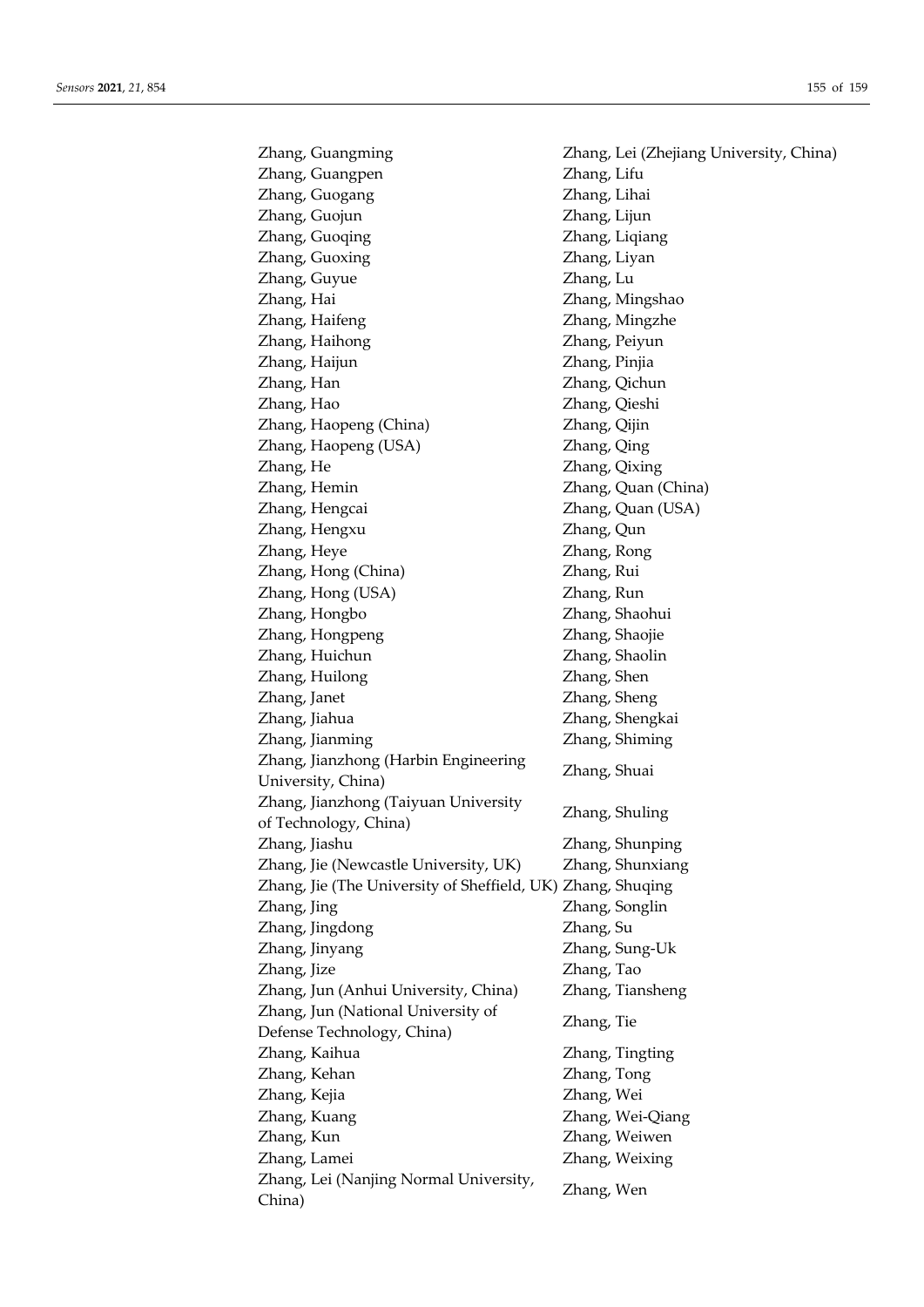Zhang, Guangming
Zhang, Guangpen
Zhang, Guogang
Zhang, Guojun
Zhang, Guoqing
Zhang, Guoxing
Zhang, Guyue
Zhang, Hai
Zhang, Haifeng
Zhang, Haihong
Zhang, Haijun
Zhang, Han
Zhang, Hao
Zhang, Haopeng (China)
Zhang, Haopeng (USA)
Zhang, He
Zhang, Hemin
Zhang, Hengcai
Zhang, Hengxu
Zhang, Heye
Zhang, Hong (China)
Zhang, Hong (USA)
Zhang, Hongbo
Zhang, Hongpeng
Zhang, Huichun
Zhang, Huilong
Zhang, Janet
Zhang, Jiahua
Zhang, Jianming
Zhang, Jianzhong (Harbin Engineering University, China)
Zhang, Jianzhong (Taiyuan University of Technology, China)
Zhang, Jiashu
Zhang, Jie (Newcastle University, UK)
Zhang, Jie (The University of Sheffield, UK)
Zhang, Jing
Zhang, Jingdong
Zhang, Jinyang
Zhang, Jize
Zhang, Jun (Anhui University, China)
Zhang, Jun (National University of Defense Technology, China)
Zhang, Kaihua
Zhang, Kehan
Zhang, Kejia
Zhang, Kuang
Zhang, Kun
Zhang, Lamei
Zhang, Lei (Nanjing Normal University, China)
Zhang, Lei (Zhejiang University, China)
Zhang, Lifu
Zhang, Lihai
Zhang, Lijun
Zhang, Liqiang
Zhang, Liyan
Zhang, Lu
Zhang, Mingshao
Zhang, Mingzhe
Zhang, Peiyun
Zhang, Pinjia
Zhang, Qichun
Zhang, Qieshi
Zhang, Qijin
Zhang, Qing
Zhang, Qixing
Zhang, Quan (China)
Zhang, Quan (USA)
Zhang, Qun
Zhang, Rong
Zhang, Rui
Zhang, Run
Zhang, Shaohui
Zhang, Shaojie
Zhang, Shaolin
Zhang, Shen
Zhang, Sheng
Zhang, Shengkai
Zhang, Shiming
Zhang, Shuai
Zhang, Shuling
Zhang, Shunping
Zhang, Shunxiang
Zhang, Shuqing
Zhang, Songlin
Zhang, Su
Zhang, Sung-Uk
Zhang, Tao
Zhang, Tiansheng
Zhang, Tie
Zhang, Tingting
Zhang, Tong
Zhang, Wei
Zhang, Wei-Qiang
Zhang, Weiwen
Zhang, Weixing
Zhang, Wen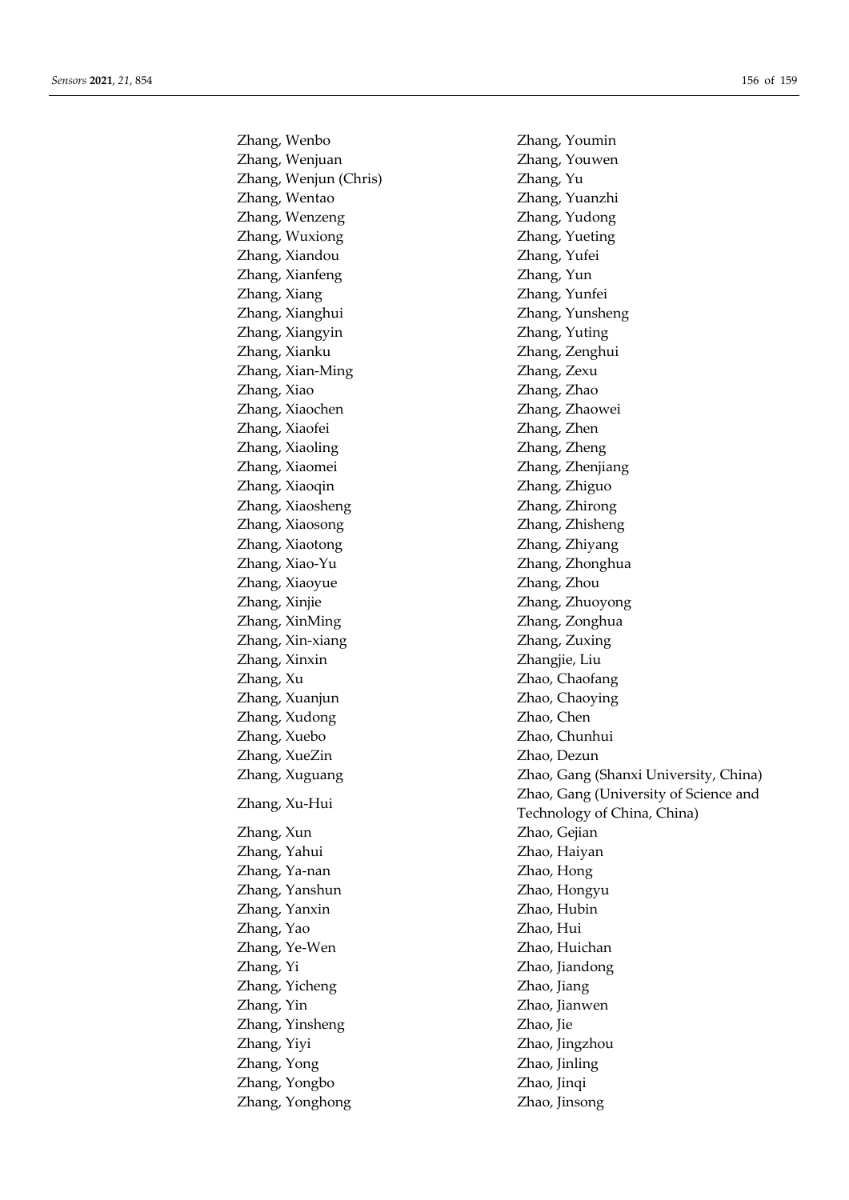Zhang, Wenbo
Zhang, Wenjuan
Zhang, Wenjun (Chris)
Zhang, Wentao
Zhang, Wenzeng
Zhang, Wuxiong
Zhang, Xiandou
Zhang, Xianfeng
Zhang, Xiang
Zhang, Xianghui
Zhang, Xiangyin
Zhang, Xianku
Zhang, Xian-Ming
Zhang, Xiao
Zhang, Xiaochen
Zhang, Xiaofei
Zhang, Xiaoling
Zhang, Xiaomei
Zhang, Xiaoqin
Zhang, Xiaosheng
Zhang, Xiaosong
Zhang, Xiaotong
Zhang, Xiao-Yu
Zhang, Xiaoyue
Zhang, Xinjie
Zhang, XinMing
Zhang, Xin-xiang
Zhang, Xinxin
Zhang, Xu
Zhang, Xuanjun
Zhang, Xudong
Zhang, Xuebo
Zhang, XueZin
Zhang, Xuguang
Zhang, Xu-Hui
Zhang, Xun
Zhang, Yahui
Zhang, Ya-nan
Zhang, Yanshun
Zhang, Yanxin
Zhang, Yao
Zhang, Ye-Wen
Zhang, Yi
Zhang, Yicheng
Zhang, Yin
Zhang, Yinsheng
Zhang, Yiyi
Zhang, Yong
Zhang, Yongbo
Zhang, Yonghong
Zhang, Youmin
Zhang, Youwen
Zhang, Yu
Zhang, Yuanzhi
Zhang, Yudong
Zhang, Yueting
Zhang, Yufei
Zhang, Yun
Zhang, Yunfei
Zhang, Yunsheng
Zhang, Yuting
Zhang, Zenghui
Zhang, Zexu
Zhang, Zhao
Zhang, Zhaowei
Zhang, Zhen
Zhang, Zheng
Zhang, Zhenjiang
Zhang, Zhiguo
Zhang, Zhirong
Zhang, Zhisheng
Zhang, Zhiyang
Zhang, Zhonghua
Zhang, Zhou
Zhang, Zhuoyong
Zhang, Zonghua
Zhang, Zuxing
Zhangjie, Liu
Zhao, Chaofang
Zhao, Chaoying
Zhao, Chen
Zhao, Chunhui
Zhao, Dezun
Zhao, Gang (Shanxi University, China)
Zhao, Gang (University of Science and Technology of China, China)
Zhao, Gejian
Zhao, Haiyan
Zhao, Hong
Zhao, Hongyu
Zhao, Hubin
Zhao, Hui
Zhao, Huichan
Zhao, Jiandong
Zhao, Jiang
Zhao, Jianwen
Zhao, Jie
Zhao, Jingzhou
Zhao, Jinling
Zhao, Jinqi
Zhao, Jinsong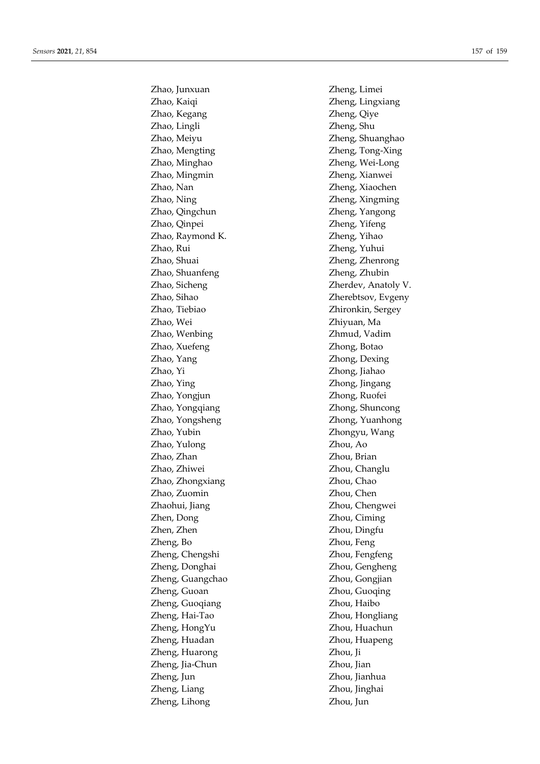Zhao, Junxuan
Zhao, Kaiqi
Zhao, Kegang
Zhao, Lingli
Zhao, Meiyu
Zhao, Mengting
Zhao, Minghao
Zhao, Mingmin
Zhao, Nan
Zhao, Ning
Zhao, Qingchun
Zhao, Qinpei
Zhao, Raymond K.
Zhao, Rui
Zhao, Shuai
Zhao, Shuanfeng
Zhao, Sicheng
Zhao, Sihao
Zhao, Tiebiao
Zhao, Wei
Zhao, Wenbing
Zhao, Xuefeng
Zhao, Yang
Zhao, Yi
Zhao, Ying
Zhao, Yongjun
Zhao, Yongqiang
Zhao, Yongsheng
Zhao, Yubin
Zhao, Yulong
Zhao, Zhan
Zhao, Zhiwei
Zhao, Zhongxiang
Zhao, Zuomin
Zhaohui, Jiang
Zhen, Dong
Zhen, Zhen
Zheng, Bo
Zheng, Chengshi
Zheng, Donghai
Zheng, Guangchao
Zheng, Guoan
Zheng, Guoqiang
Zheng, Hai-Tao
Zheng, HongYu
Zheng, Huadan
Zheng, Huarong
Zheng, Jia-Chun
Zheng, Jun
Zheng, Liang
Zheng, Lihong
Zheng, Limei
Zheng, Lingxiang
Zheng, Qiye
Zheng, Shu
Zheng, Shuanghao
Zheng, Tong-Xing
Zheng, Wei-Long
Zheng, Xianwei
Zheng, Xiaochen
Zheng, Xingming
Zheng, Yangong
Zheng, Yifeng
Zheng, Yihao
Zheng, Yuhui
Zheng, Zhenrong
Zheng, Zhubin
Zherdev, Anatoly V.
Zherebtsov, Evgeny
Zhironkin, Sergey
Zhiyuan, Ma
Zhmud, Vadim
Zhong, Botao
Zhong, Dexing
Zhong, Jiahao
Zhong, Jingang
Zhong, Ruofei
Zhong, Shuncong
Zhong, Yuanhong
Zhongyu, Wang
Zhou, Ao
Zhou, Brian
Zhou, Changlu
Zhou, Chao
Zhou, Chen
Zhou, Chengwei
Zhou, Ciming
Zhou, Dingfu
Zhou, Feng
Zhou, Fengfeng
Zhou, Gengheng
Zhou, Gongjian
Zhou, Guoqing
Zhou, Haibo
Zhou, Hongliang
Zhou, Huachun
Zhou, Huapeng
Zhou, Ji
Zhou, Jian
Zhou, Jianhua
Zhou, Jinghai
Zhou, Jun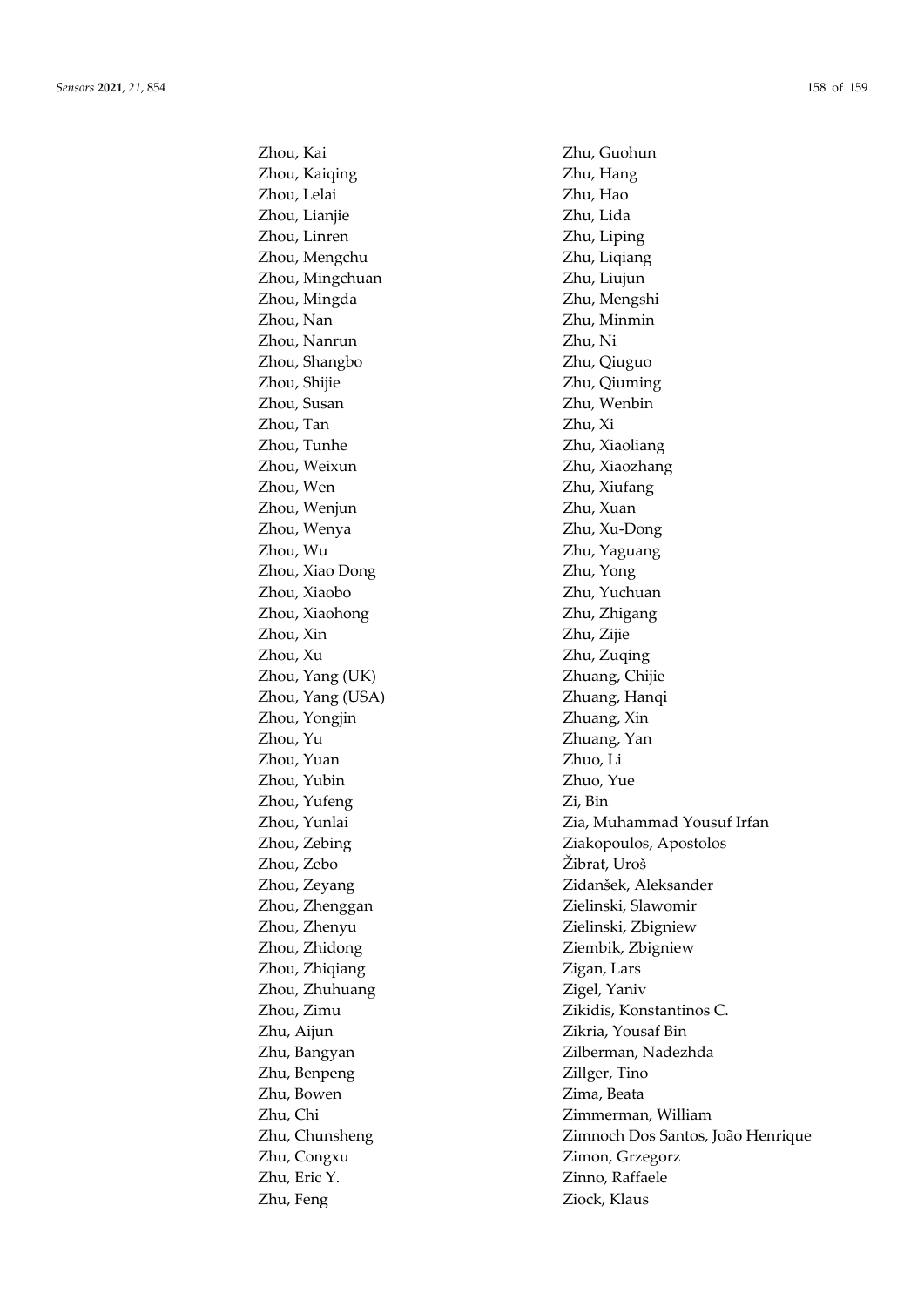Zhou, Kai
Zhou, Kaiqing
Zhou, Lelai
Zhou, Lianjie
Zhou, Linren
Zhou, Mengchu
Zhou, Mingchuan
Zhou, Mingda
Zhou, Nan
Zhou, Nanrun
Zhou, Shangbo
Zhou, Shijie
Zhou, Susan
Zhou, Tan
Zhou, Tunhe
Zhou, Weixun
Zhou, Wen
Zhou, Wenjun
Zhou, Wenya
Zhou, Wu
Zhou, Xiao Dong
Zhou, Xiaobo
Zhou, Xiaohong
Zhou, Xin
Zhou, Xu
Zhou, Yang (UK)
Zhou, Yang (USA)
Zhou, Yongjin
Zhou, Yu
Zhou, Yuan
Zhou, Yubin
Zhou, Yufeng
Zhou, Yunlai
Zhou, Zebing
Zhou, Zebo
Zhou, Zeyang
Zhou, Zhenggan
Zhou, Zhenyu
Zhou, Zhidong
Zhou, Zhiqiang
Zhou, Zhuhuang
Zhou, Zimu
Zhu, Aijun
Zhu, Bangyan
Zhu, Benpeng
Zhu, Bowen
Zhu, Chi
Zhu, Chunsheng
Zhu, Congxu
Zhu, Eric Y.
Zhu, Feng
Zhu, Guohun
Zhu, Hang
Zhu, Hao
Zhu, Lida
Zhu, Liping
Zhu, Liqiang
Zhu, Liujun
Zhu, Mengshi
Zhu, Minmin
Zhu, Ni
Zhu, Qiuguo
Zhu, Qiuming
Zhu, Wenbin
Zhu, Xi
Zhu, Xiaoliang
Zhu, Xiaozhang
Zhu, Xiufang
Zhu, Xuan
Zhu, Xu-Dong
Zhu, Yaguang
Zhu, Yong
Zhu, Yuchuan
Zhu, Zhigang
Zhu, Zijie
Zhu, Zuqing
Zhuang, Chijie
Zhuang, Hanqi
Zhuang, Xin
Zhuang, Yan
Zhuo, Li
Zhuo, Yue
Zi, Bin
Zia, Muhammad Yousuf Irfan
Ziakopoulos, Apostolos
Žibrat, Uroš
Zidanšek, Aleksander
Zielinski, Slawomir
Zielinski, Zbigniew
Ziembik, Zbigniew
Zigan, Lars
Zigel, Yaniv
Zikidis, Konstantinos C.
Zikria, Yousaf Bin
Zilberman, Nadezhda
Zillger, Tino
Zima, Beata
Zimmerman, William
Zimnoch Dos Santos, João Henrique
Zimon, Grzegorz
Zinno, Raffaele
Ziock, Klaus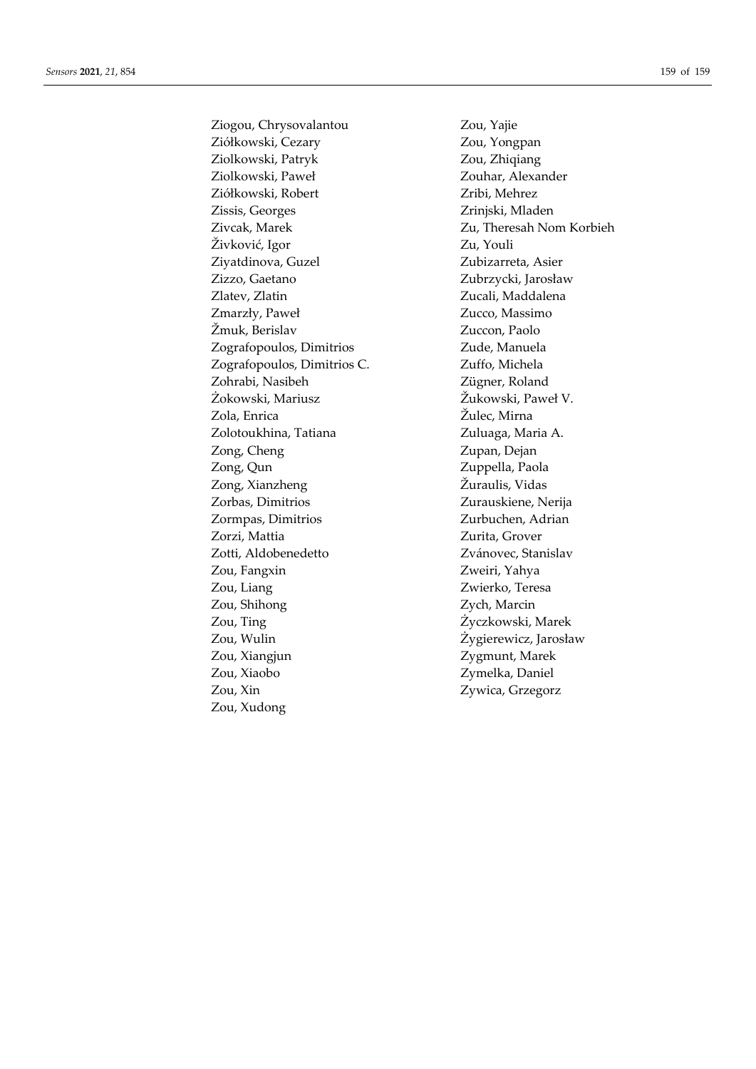Ziogou, Chrysovalantou
Ziółkowski, Cezary
Ziolkowski, Patryk
Ziolkowski, Paweł
Ziółkowski, Robert
Zissis, Georges
Zivcak, Marek
Živković, Igor
Ziyatdinova, Guzel
Zizzo, Gaetano
Zlatev, Zlatin
Zmarzły, Paweł
Žmuk, Berislav
Zografopoulos, Dimitrios
Zografopoulos, Dimitrios C.
Zohrabi, Nasibeh
Żokowski, Mariusz
Zola, Enrica
Zolotoukhina, Tatiana
Zong, Cheng
Zong, Qun
Zong, Xianzheng
Zorbas, Dimitrios
Zormpas, Dimitrios
Zorzi, Mattia
Zotti, Aldobenedetto
Zou, Fangxin
Zou, Liang
Zou, Shihong
Zou, Ting
Zou, Wulin
Zou, Xiangjun
Zou, Xiaobo
Zou, Xin
Zou, Xudong
Zou, Yajie
Zou, Yongpan
Zou, Zhiqiang
Zouhar, Alexander
Zribi, Mehrez
Zrinjski, Mladen
Zu, Theresah Nom Korbieh
Zu, Youli
Zubizarreta, Asier
Zubrzycki, Jarosław
Zucali, Maddalena
Zucco, Massimo
Zuccon, Paolo
Zude, Manuela
Zuffo, Michela
Zügner, Roland
Žukowski, Paweł V.
Žulec, Mirna
Zuluaga, Maria A.
Zupan, Dejan
Zuppella, Paola
Žuraulis, Vidas
Zurauskiene, Nerija
Zurbuchen, Adrian
Zurita, Grover
Zvánovec, Stanislav
Zweiri, Yahya
Zwierko, Teresa
Zych, Marcin
Życzkowski, Marek
Żygierewicz, Jarosław
Zygmunt, Marek
Zymelka, Daniel
Zywica, Grzegorz